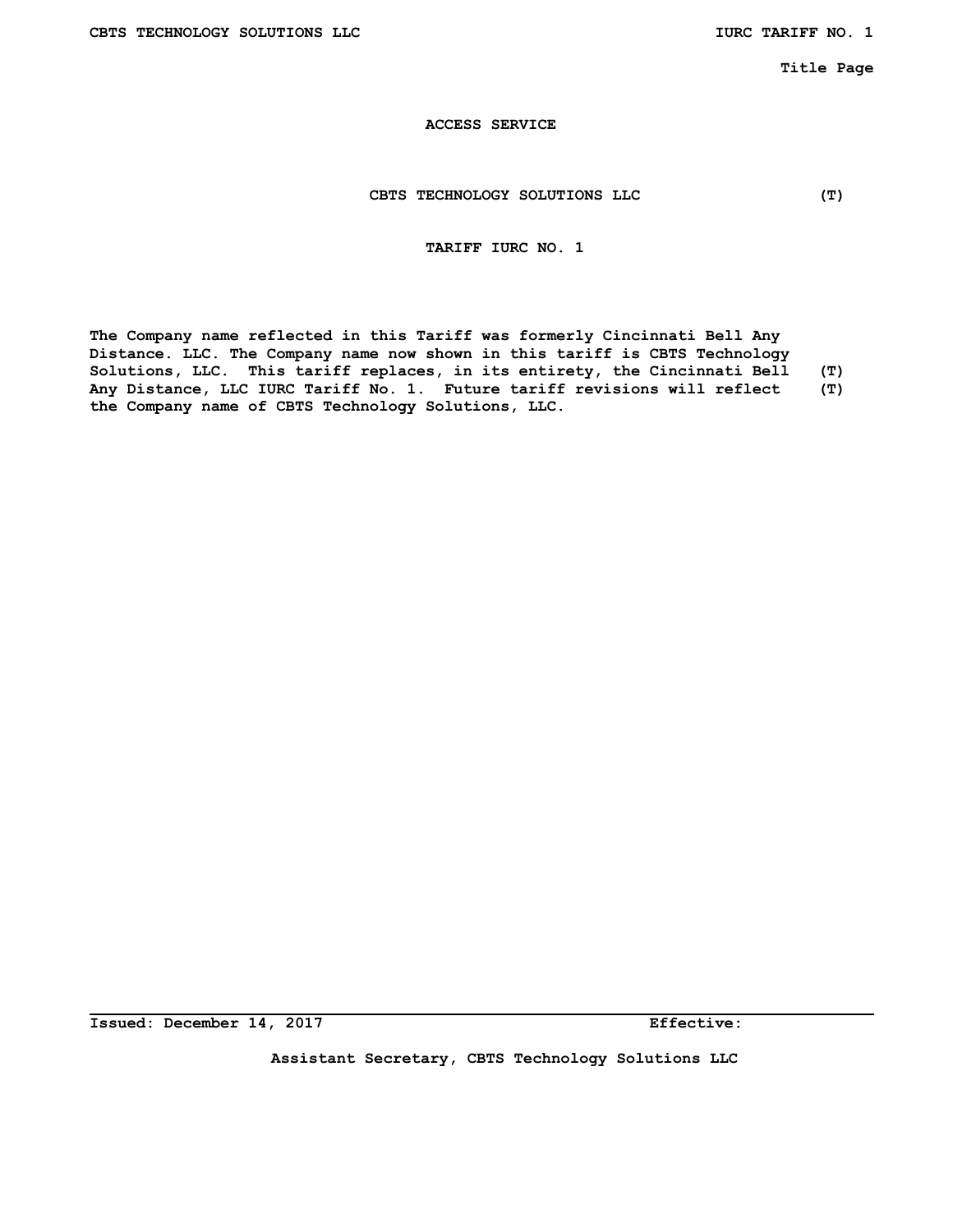**ACCESS SERVICE**

**CBTS TECHNOLOGY SOLUTIONS LLC (T)**

**TARIFF IURC NO. 1**

The Company name reflected in this Tariff was formerly Cincinnati Bell Any Distance. LLC. The Company name now shown in this tariff is CBTS Technology Solutions, LLC. This tariff replaces, in its entirety, the Cincinnati Bell (T) Any Distance, LLC IURC Tariff No. 1. Future tariff revisions will reflect (T) the Company name of CBTS Technology Solutions, LLC.

Issued: December 14, 2017 Effective:

Assistant Secretary, CBTS Technology Solutions LLC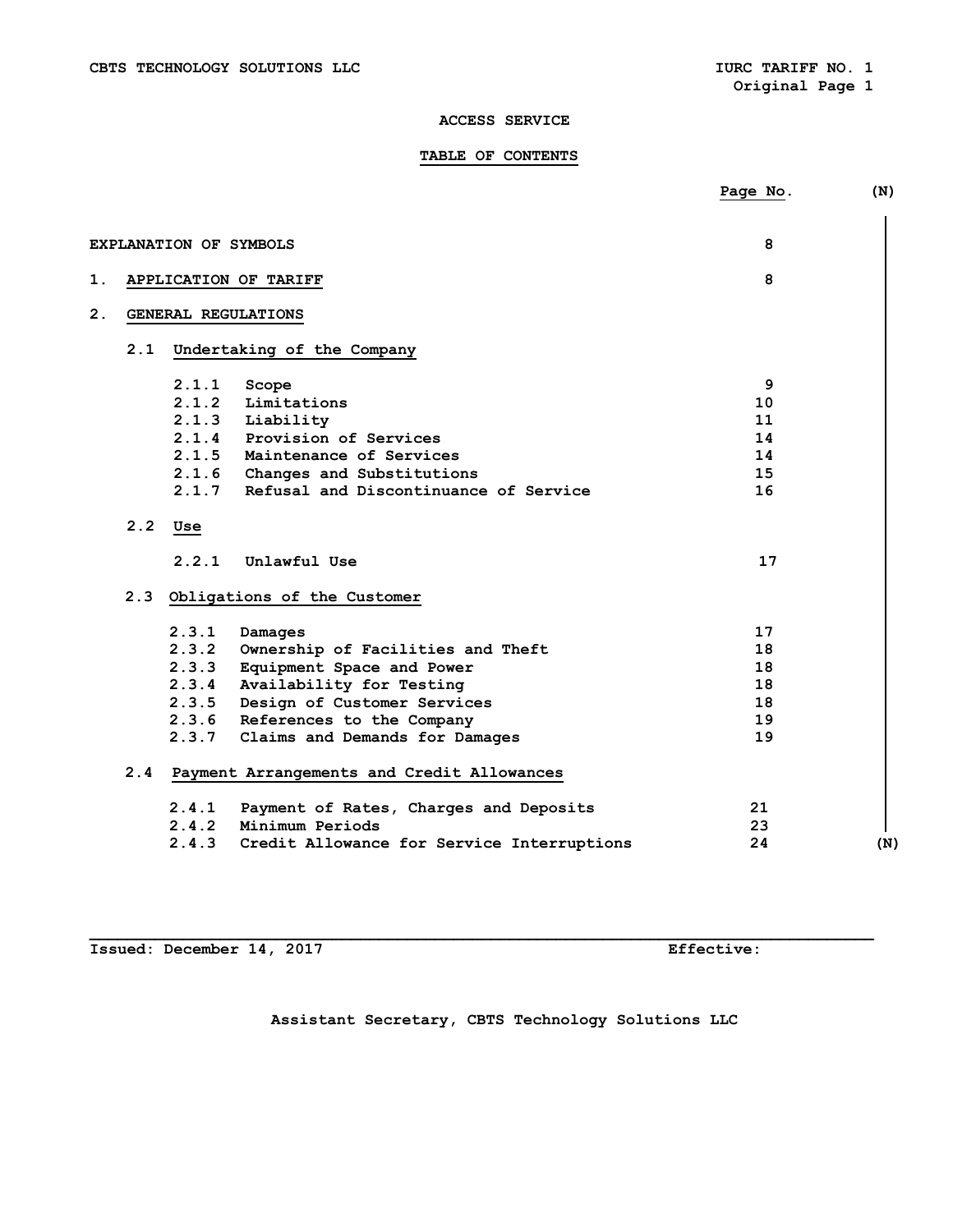## ACCESS SERVICE

## TABLE OF CONTENTS

| | Page No. | (N) |
|---|---|---|
| EXPLANATION OF SYMBOLS | 8 | |
| 1. APPLICATION OF TARIFF | 8 | |
| 2. GENERAL REGULATIONS | | |
| 2.1 Undertaking of the Company | | |
| 2.1.1 Scope | 9 | |
| 2.1.2 Limitations | 10 | |
| 2.1.3 Liability | 11 | |
| 2.1.4 Provision of Services | 14 | |
| 2.1.5 Maintenance of Services | 14 | |
| 2.1.6 Changes and Substitutions | 15 | |
| 2.1.7 Refusal and Discontinuance of Service | 16 | |
| 2.2 Use | | |
| 2.2.1 Unlawful Use | 17 | |
| 2.3 Obligations of the Customer | | |
| 2.3.1 Damages | 17 | |
| 2.3.2 Ownership of Facilities and Theft | 18 | |
| 2.3.3 Equipment Space and Power | 18 | |
| 2.3.4 Availability for Testing | 18 | |
| 2.3.5 Design of Customer Services | 18 | |
| 2.3.6 References to the Company | 19 | |
| 2.3.7 Claims and Demands for Damages | 19 | |
| 2.4 Payment Arrangements and Credit Allowances | | |
| 2.4.1 Payment of Rates, Charges and Deposits | 21 | |
| 2.4.2 Minimum Periods | 23 | |
| 2.4.3 Credit Allowance for Service Interruptions | 24 | (N) |

Issued: December 14, 2017 Effective:

Assistant Secretary, CBTS Technology Solutions LLC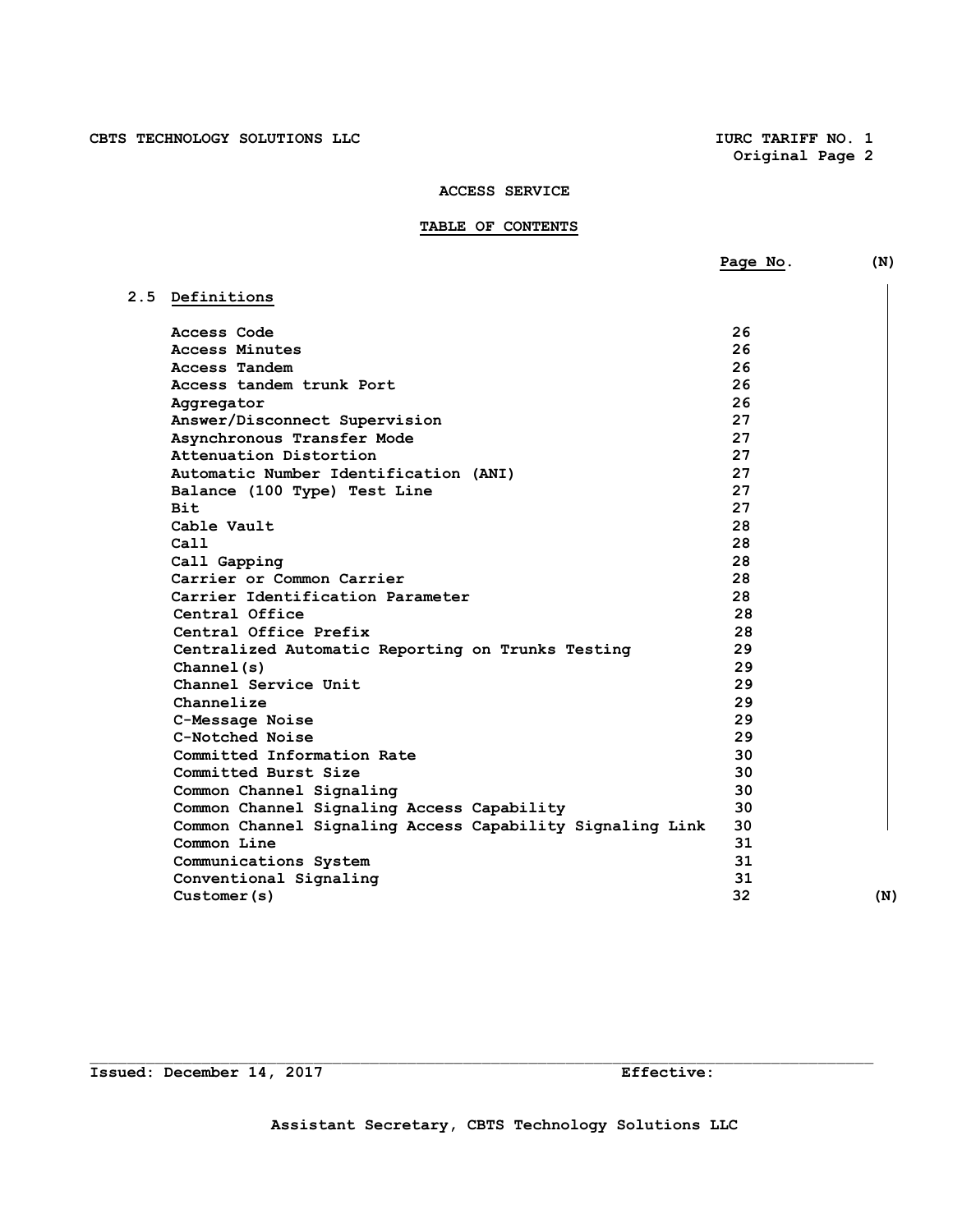## ACCESS SERVICE

## TABLE OF CONTENTS

| | Page No. | (N) |
|---|---|---|
| **2.5 Definitions** | | |
| Access Code | 26 | |
| Access Minutes | 26 | |
| Access Tandem | 26 | |
| Access tandem trunk Port | 26 | |
| Aggregator | 26 | |
| Answer/Disconnect Supervision | 27 | |
| Asynchronous Transfer Mode | 27 | |
| Attenuation Distortion | 27 | |
| Automatic Number Identification (ANI) | 27 | |
| Balance (100 Type) Test Line | 27 | |
| Bit | 27 | |
| Cable Vault | 28 | |
| Call | 28 | |
| Call Gapping | 28 | |
| Carrier or Common Carrier | 28 | |
| Carrier Identification Parameter | 28 | |
| Central Office | 28 | |
| Central Office Prefix | 28 | |
| Centralized Automatic Reporting on Trunks Testing | 29 | |
| Channel(s) | 29 | |
| Channel Service Unit | 29 | |
| Channelize | 29 | |
| C-Message Noise | 29 | |
| C-Notched Noise | 29 | |
| Committed Information Rate | 30 | |
| Committed Burst Size | 30 | |
| Common Channel Signaling | 30 | |
| Common Channel Signaling Access Capability | 30 | |
| Common Channel Signaling Access Capability Signaling Link | 30 | |
| Common Line | 31 | |
| Communications System | 31 | |
| Conventional Signaling | 31 | |
| Customer(s) | 32 | (N) |

Issued: December 14, 2017 Effective:

Assistant Secretary, CBTS Technology Solutions LLC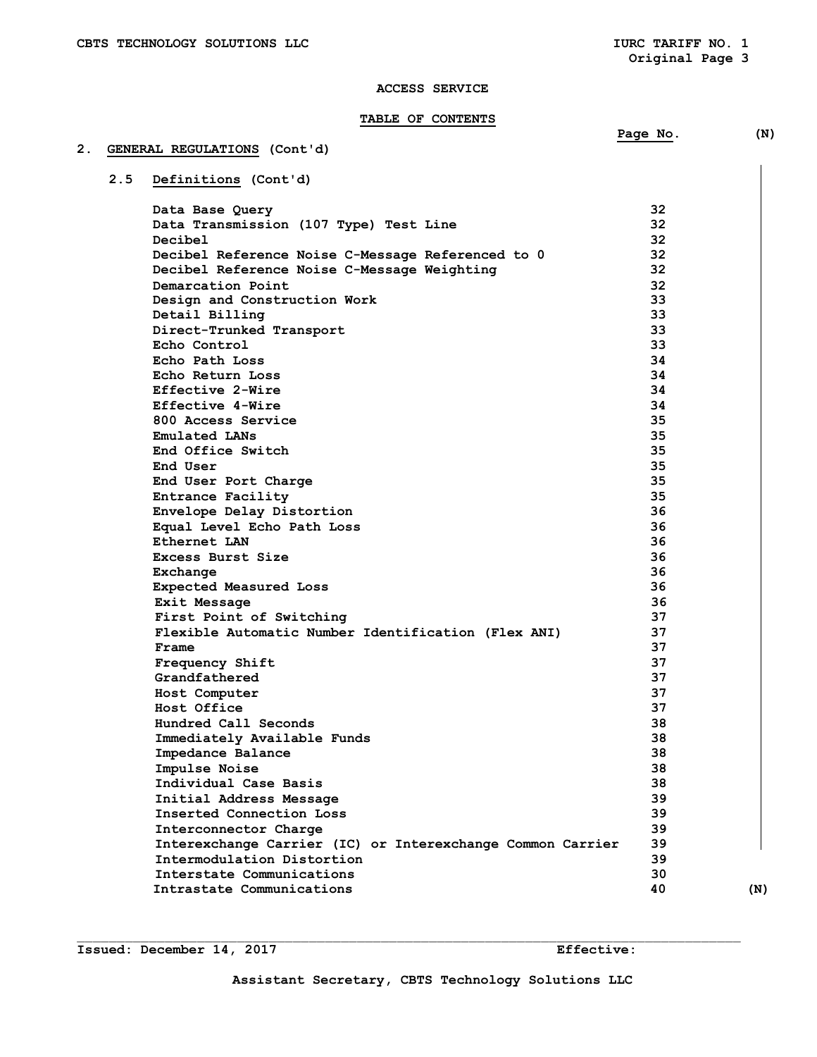# ACCESS SERVICE

## TABLE OF CONTENTS

## 2. GENERAL REGULATIONS (Cont'd)

### 2.5 Definitions (Cont'd)

| | Page No. |
|---|---|
| Data Base Query | 32 |
| Data Transmission (107 Type) Test Line | 32 |
| Decibel | 32 |
| Decibel Reference Noise C-Message Referenced to 0 | 32 |
| Decibel Reference Noise C-Message Weighting | 32 |
| Demarcation Point | 32 |
| Design and Construction Work | 33 |
| Detail Billing | 33 |
| Direct-Trunked Transport | 33 |
| Echo Control | 33 |
| Echo Path Loss | 34 |
| Echo Return Loss | 34 |
| Effective 2-Wire | 34 |
| Effective 4-Wire | 34 |
| 800 Access Service | 35 |
| Emulated LANs | 35 |
| End Office Switch | 35 |
| End User | 35 |
| End User Port Charge | 35 |
| Entrance Facility | 35 |
| Envelope Delay Distortion | 36 |
| Equal Level Echo Path Loss | 36 |
| Ethernet LAN | 36 |
| Excess Burst Size | 36 |
| Exchange | 36 |
| Expected Measured Loss | 36 |
| Exit Message | 36 |
| First Point of Switching | 37 |
| Flexible Automatic Number Identification (Flex ANI) | 37 |
| Frame | 37 |
| Frequency Shift | 37 |
| Grandfathered | 37 |
| Host Computer | 37 |
| Host Office | 37 |
| Hundred Call Seconds | 38 |
| Immediately Available Funds | 38 |
| Impedance Balance | 38 |
| Impulse Noise | 38 |
| Individual Case Basis | 38 |
| Initial Address Message | 39 |
| Inserted Connection Loss | 39 |
| Interconnector Charge | 39 |
| Interexchange Carrier (IC) or Interexchange Common Carrier | 39 |
| Intermodulation Distortion | 39 |
| Interstate Communications | 30 |
| Intrastate Communications | 40 |

(N)

Issued: December 14, 2017 Effective:

Assistant Secretary, CBTS Technology Solutions LLC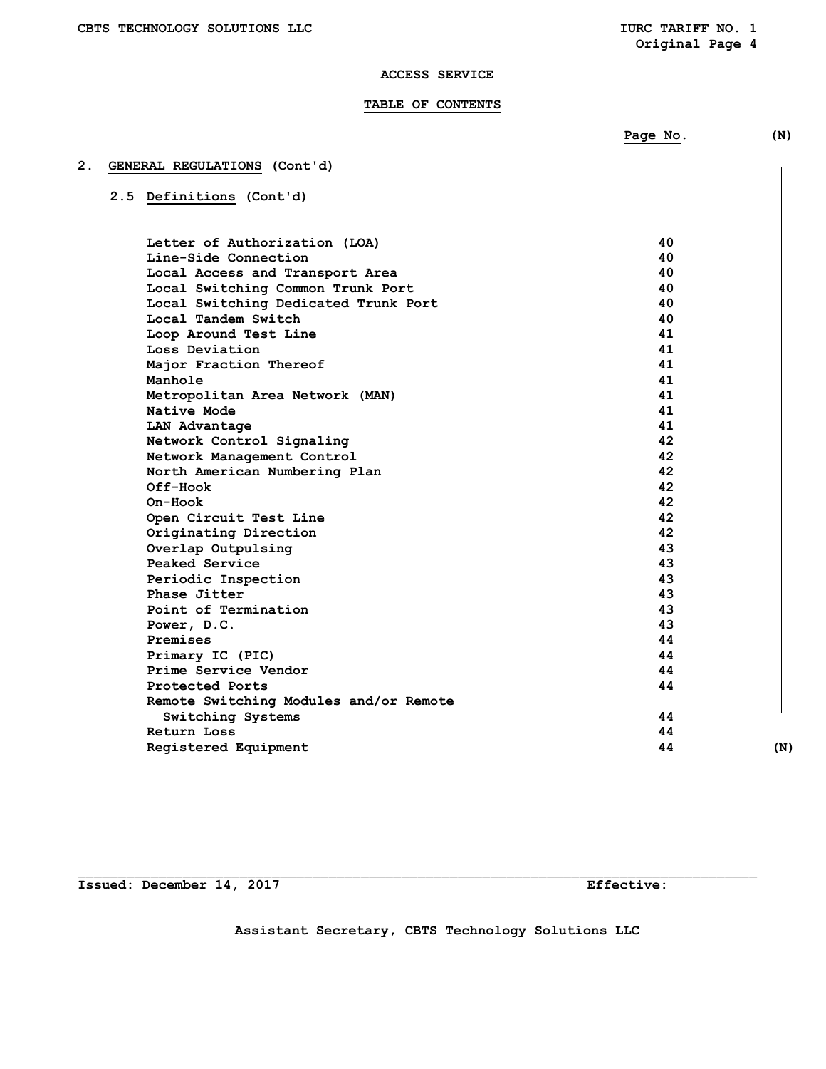ACCESS SERVICE

TABLE OF CONTENTS

| | Page No. | (N) |
|---|---|---|
| **2. GENERAL REGULATIONS (Cont'd)** | | |
| **2.5 Definitions (Cont'd)** | | |
| Letter of Authorization (LOA) | 40 | |
| Line-Side Connection | 40 | |
| Local Access and Transport Area | 40 | |
| Local Switching Common Trunk Port | 40 | |
| Local Switching Dedicated Trunk Port | 40 | |
| Local Tandem Switch | 40 | |
| Loop Around Test Line | 41 | |
| Loss Deviation | 41 | |
| Major Fraction Thereof | 41 | |
| Manhole | 41 | |
| Metropolitan Area Network (MAN) | 41 | |
| Native Mode | 41 | |
| LAN Advantage | 41 | |
| Network Control Signaling | 42 | |
| Network Management Control | 42 | |
| North American Numbering Plan | 42 | |
| Off-Hook | 42 | |
| On-Hook | 42 | |
| Open Circuit Test Line | 42 | |
| Originating Direction | 42 | |
| Overlap Outpulsing | 43 | |
| Peaked Service | 43 | |
| Periodic Inspection | 43 | |
| Phase Jitter | 43 | |
| Point of Termination | 43 | |
| Power, D.C. | 43 | |
| Premises | 44 | |
| Primary IC (PIC) | 44 | |
| Prime Service Vendor | 44 | |
| Protected Ports | 44 | |
| Remote Switching Modules and/or Remote Switching Systems | 44 | |
| Return Loss | 44 | |
| Registered Equipment | 44 | (N) |

Issued: December 14, 2017 Effective:

Assistant Secretary, CBTS Technology Solutions LLC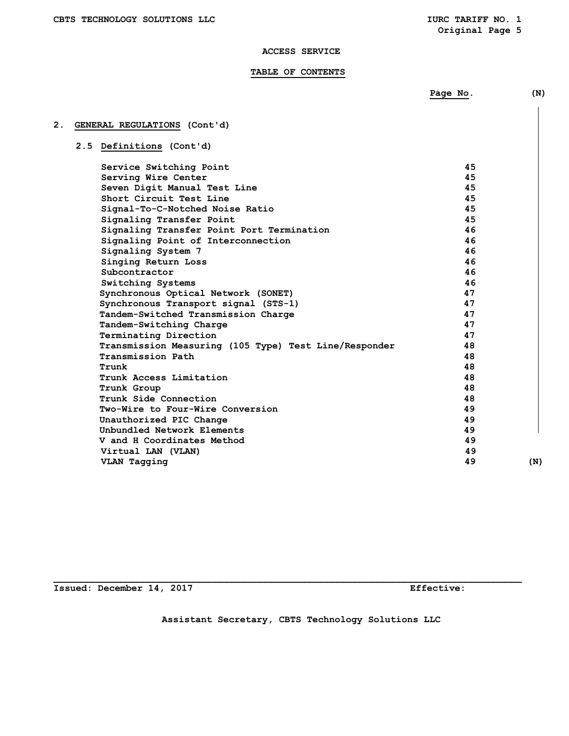# ACCESS SERVICE

## TABLE OF CONTENTS

| | Page No. | (N) |
|---|---|---|
| **2. GENERAL REGULATIONS (Cont'd)** | | |
| **2.5 Definitions (Cont'd)** | | |
| Service Switching Point | 45 | |
| Serving Wire Center | 45 | |
| Seven Digit Manual Test Line | 45 | |
| Short Circuit Test Line | 45 | |
| Signal-To-C-Notched Noise Ratio | 45 | |
| Signaling Transfer Point | 45 | |
| Signaling Transfer Point Port Termination | 46 | |
| Signaling Point of Interconnection | 46 | |
| Signaling System 7 | 46 | |
| Singing Return Loss | 46 | |
| Subcontractor | 46 | |
| Switching Systems | 46 | |
| Synchronous Optical Network (SONET) | 47 | |
| Synchronous Transport signal (STS-1) | 47 | |
| Tandem-Switched Transmission Charge | 47 | |
| Tandem-Switching Charge | 47 | |
| Terminating Direction | 47 | |
| Transmission Measuring (105 Type) Test Line/Responder | 48 | |
| Transmission Path | 48 | |
| Trunk | 48 | |
| Trunk Access Limitation | 48 | |
| Trunk Group | 48 | |
| Trunk Side Connection | 48 | |
| Two-Wire to Four-Wire Conversion | 49 | |
| Unauthorized PIC Change | 49 | |
| Unbundled Network Elements | 49 | |
| V and H Coordinates Method | 49 | |
| Virtual LAN (VLAN) | 49 | |
| VLAN Tagging | 49 | (N) |

Issued: December 14, 2017 Effective:

Assistant Secretary, CBTS Technology Solutions LLC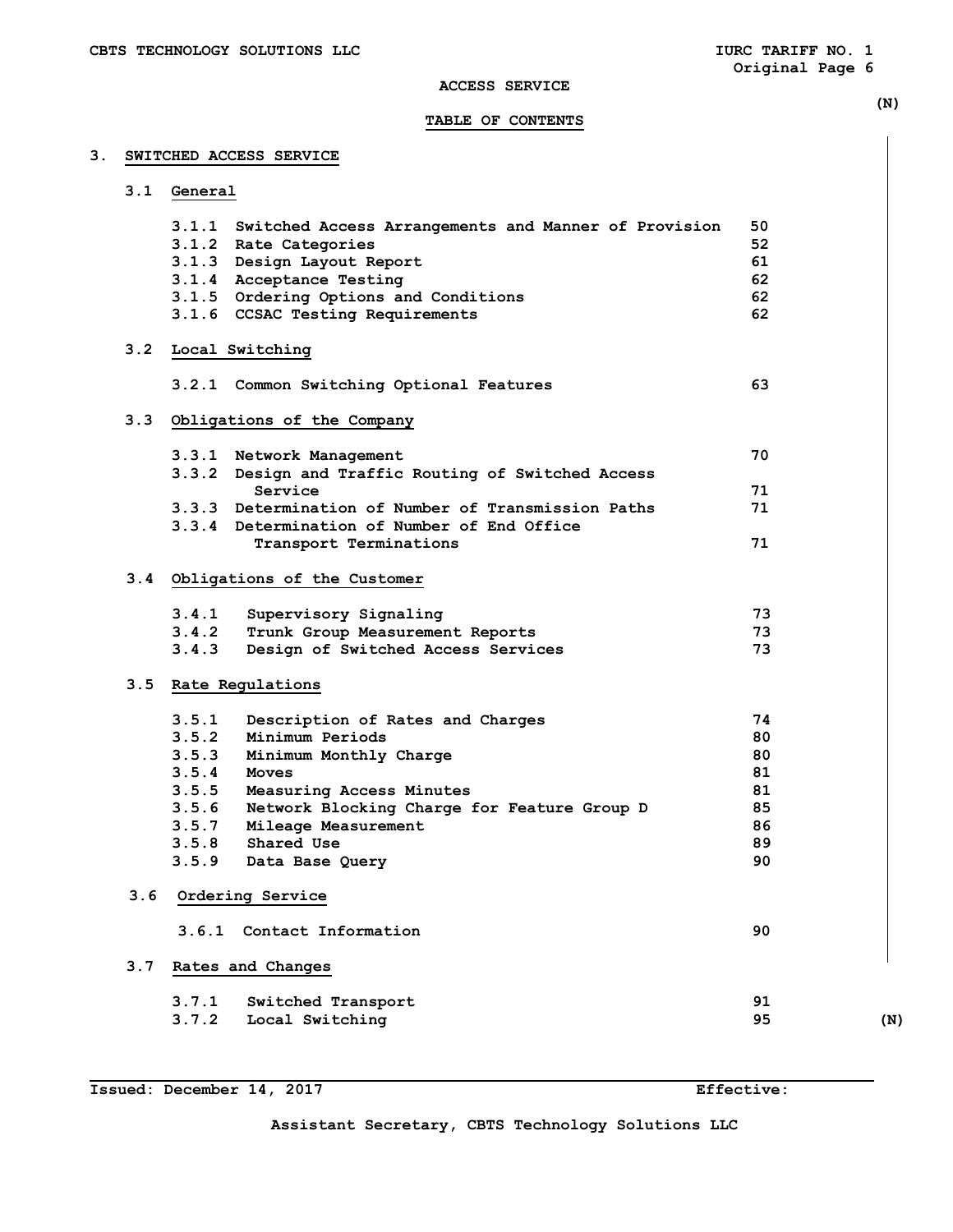ACCESS SERVICE

(N)

## TABLE OF CONTENTS

### 3. SWITCHED ACCESS SERVICE

| Section | Title | Page |
|---|---|---|
| **3.1** | **General** | |
| 3.1.1 | Switched Access Arrangements and Manner of Provision | 50 |
| 3.1.2 | Rate Categories | 52 |
| 3.1.3 | Design Layout Report | 61 |
| 3.1.4 | Acceptance Testing | 62 |
| 3.1.5 | Ordering Options and Conditions | 62 |
| 3.1.6 | CCSAC Testing Requirements | 62 |
| **3.2** | **Local Switching** | |
| 3.2.1 | Common Switching Optional Features | 63 |
| **3.3** | **Obligations of the Company** | |
| 3.3.1 | Network Management | 70 |
| 3.3.2 | Design and Traffic Routing of Switched Access Service | 71 |
| 3.3.3 | Determination of Number of Transmission Paths | 71 |
| 3.3.4 | Determination of Number of End Office Transport Terminations | 71 |
| **3.4** | **Obligations of the Customer** | |
| 3.4.1 | Supervisory Signaling | 73 |
| 3.4.2 | Trunk Group Measurement Reports | 73 |
| 3.4.3 | Design of Switched Access Services | 73 |
| **3.5** | **Rate Regulations** | |
| 3.5.1 | Description of Rates and Charges | 74 |
| 3.5.2 | Minimum Periods | 80 |
| 3.5.3 | Minimum Monthly Charge | 80 |
| 3.5.4 | Moves | 81 |
| 3.5.5 | Measuring Access Minutes | 81 |
| 3.5.6 | Network Blocking Charge for Feature Group D | 85 |
| 3.5.7 | Mileage Measurement | 86 |
| 3.5.8 | Shared Use | 89 |
| 3.5.9 | Data Base Query | 90 |
| **3.6** | **Ordering Service** | |
| 3.6.1 | Contact Information | 90 |
| **3.7** | **Rates and Changes** | |
| 3.7.1 | Switched Transport | 91 |
| 3.7.2 | Local Switching | 95 |

(N)

Issued: December 14, 2017 Effective:

Assistant Secretary, CBTS Technology Solutions LLC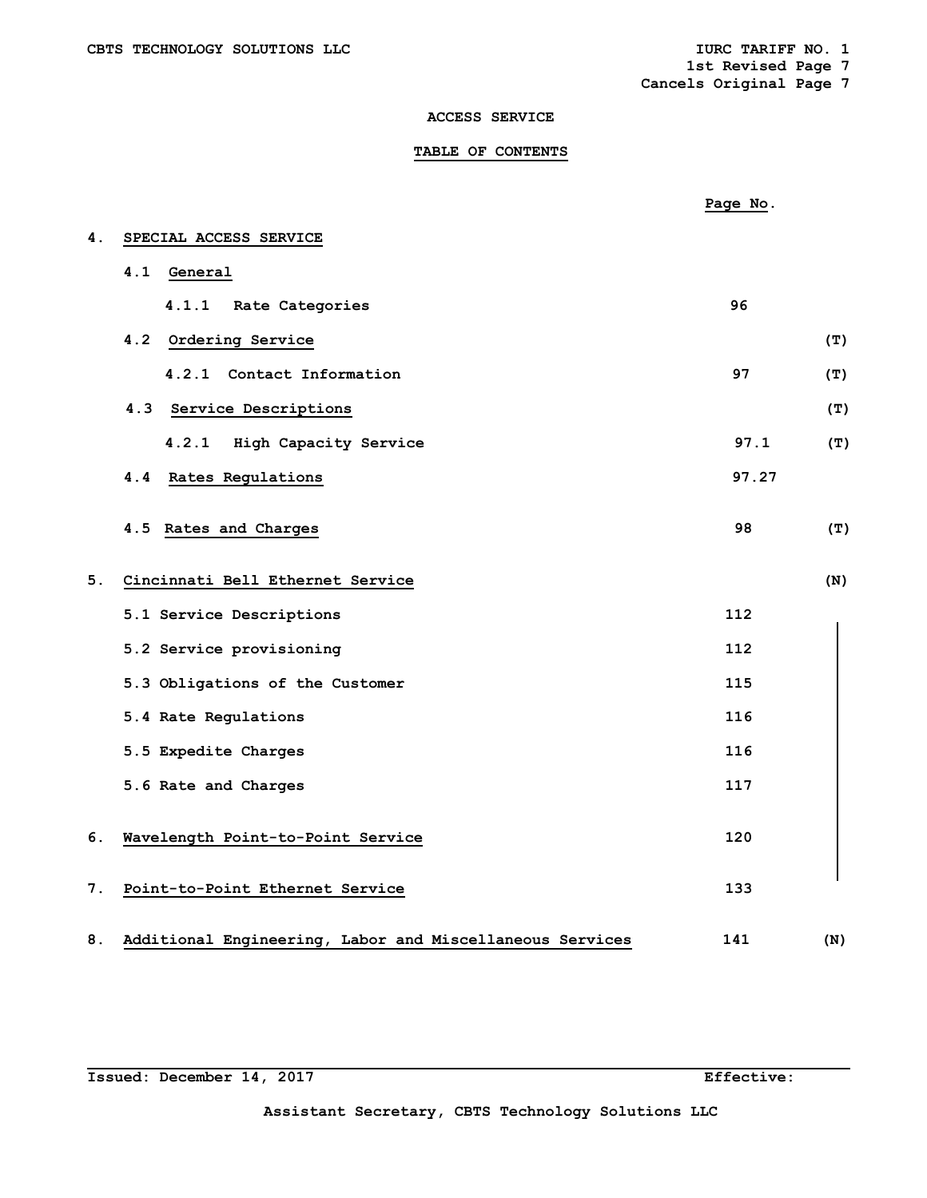CBTS TECHNOLOGY SOLUTIONS LLC

IURC TARIFF NO. 1
1st Revised Page 7
Cancels Original Page 7

# ACCESS SERVICE

## TABLE OF CONTENTS

| | Page No. | |
|---|---|---|
| **4. SPECIAL ACCESS SERVICE** | | |
| 4.1 General | | |
| 4.1.1 Rate Categories | 96 | |
| 4.2 Ordering Service | | (T) |
| 4.2.1 Contact Information | 97 | (T) |
| 4.3 Service Descriptions | | (T) |
| 4.2.1 High Capacity Service | 97.1 | (T) |
| 4.4 Rates Regulations | 97.27 | |
| 4.5 Rates and Charges | 98 | (T) |
| **5. Cincinnati Bell Ethernet Service** | | (N) |
| 5.1 Service Descriptions | 112 | |
| 5.2 Service provisioning | 112 | |
| 5.3 Obligations of the Customer | 115 | |
| 5.4 Rate Regulations | 116 | |
| 5.5 Expedite Charges | 116 | |
| 5.6 Rate and Charges | 117 | |
| **6. Wavelength Point-to-Point Service** | 120 | |
| **7. Point-to-Point Ethernet Service** | 133 | |
| **8. Additional Engineering, Labor and Miscellaneous Services** | 141 | (N) |

Issued: December 14, 2017 Effective:

Assistant Secretary, CBTS Technology Solutions LLC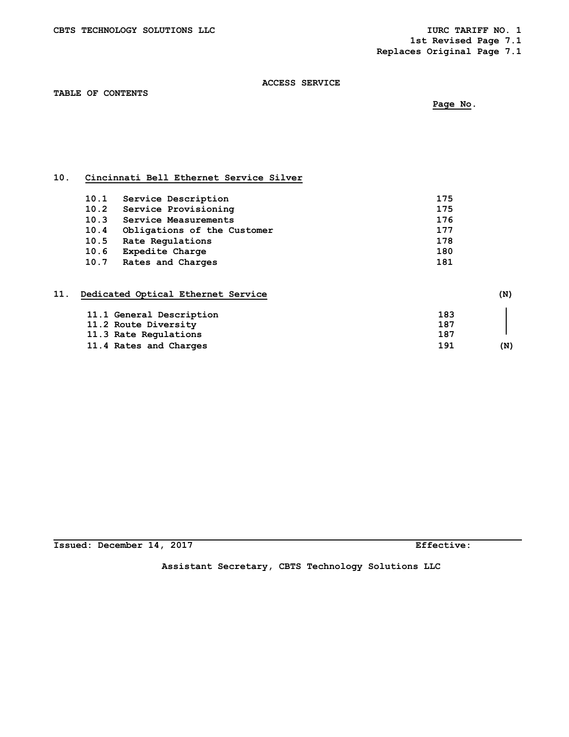CBTS TECHNOLOGY SOLUTIONS LLC IURC TARIFF NO. 1

1st Revised Page 7.1

Replaces Original Page 7.1

## ACCESS SERVICE

**TABLE OF CONTENTS**

| | | Page No. | |
|---|---|---|---|
| **10.** | **Cincinnati Bell Ethernet Service Silver** | | |
| 10.1 | Service Description | 175 | |
| 10.2 | Service Provisioning | 175 | |
| 10.3 | Service Measurements | 176 | |
| 10.4 | Obligations of the Customer | 177 | |
| 10.5 | Rate Regulations | 178 | |
| 10.6 | Expedite Charge | 180 | |
| 10.7 | Rates and Charges | 181 | |
| **11.** | **Dedicated Optical Ethernet Service** | | (N) |
| 11.1 | General Description | 183 | \| |
| 11.2 | Route Diversity | 187 | \| |
| 11.3 | Rate Regulations | 187 | |
| 11.4 | Rates and Charges | 191 | (N) |

Issued: December 14, 2017 Effective:

Assistant Secretary, CBTS Technology Solutions LLC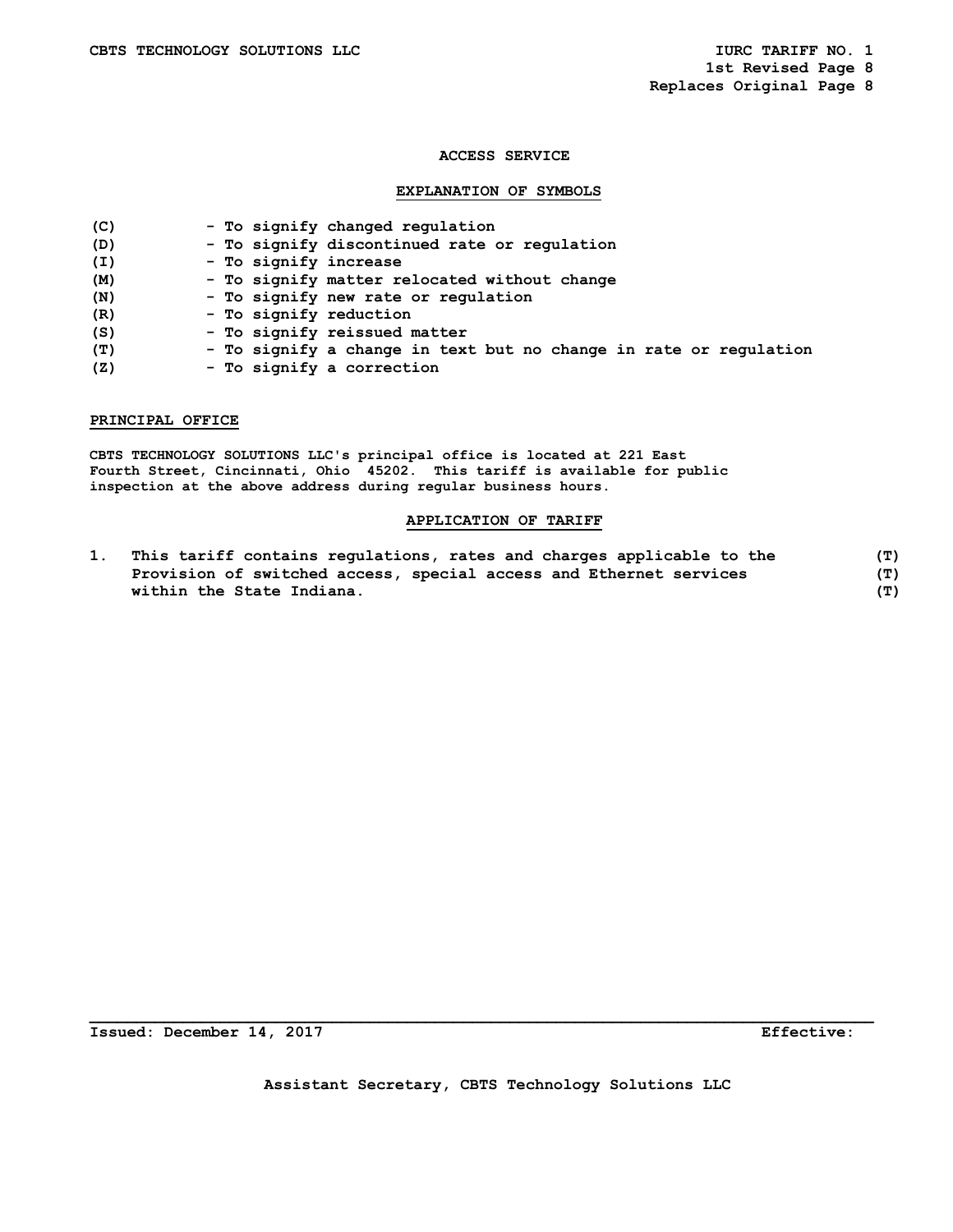## ACCESS SERVICE

### EXPLANATION OF SYMBOLS

| | |
|---|---|
| (C) | - To signify changed regulation |
| (D) | - To signify discontinued rate or regulation |
| (I) | - To signify increase |
| (M) | - To signify matter relocated without change |
| (N) | - To signify new rate or regulation |
| (R) | - To signify reduction |
| (S) | - To signify reissued matter |
| (T) | - To signify a change in text but no change in rate or regulation |
| (Z) | - To signify a correction |

### PRINCIPAL OFFICE

CBTS TECHNOLOGY SOLUTIONS LLC's principal office is located at 221 East Fourth Street, Cincinnati, Ohio 45202. This tariff is available for public inspection at the above address during regular business hours.

### APPLICATION OF TARIFF

1. This tariff contains regulations, rates and charges applicable to the Provision of switched access, special access and Ethernet services within the State Indiana. (T)

Issued: December 14, 2017 Effective:

Assistant Secretary, CBTS Technology Solutions LLC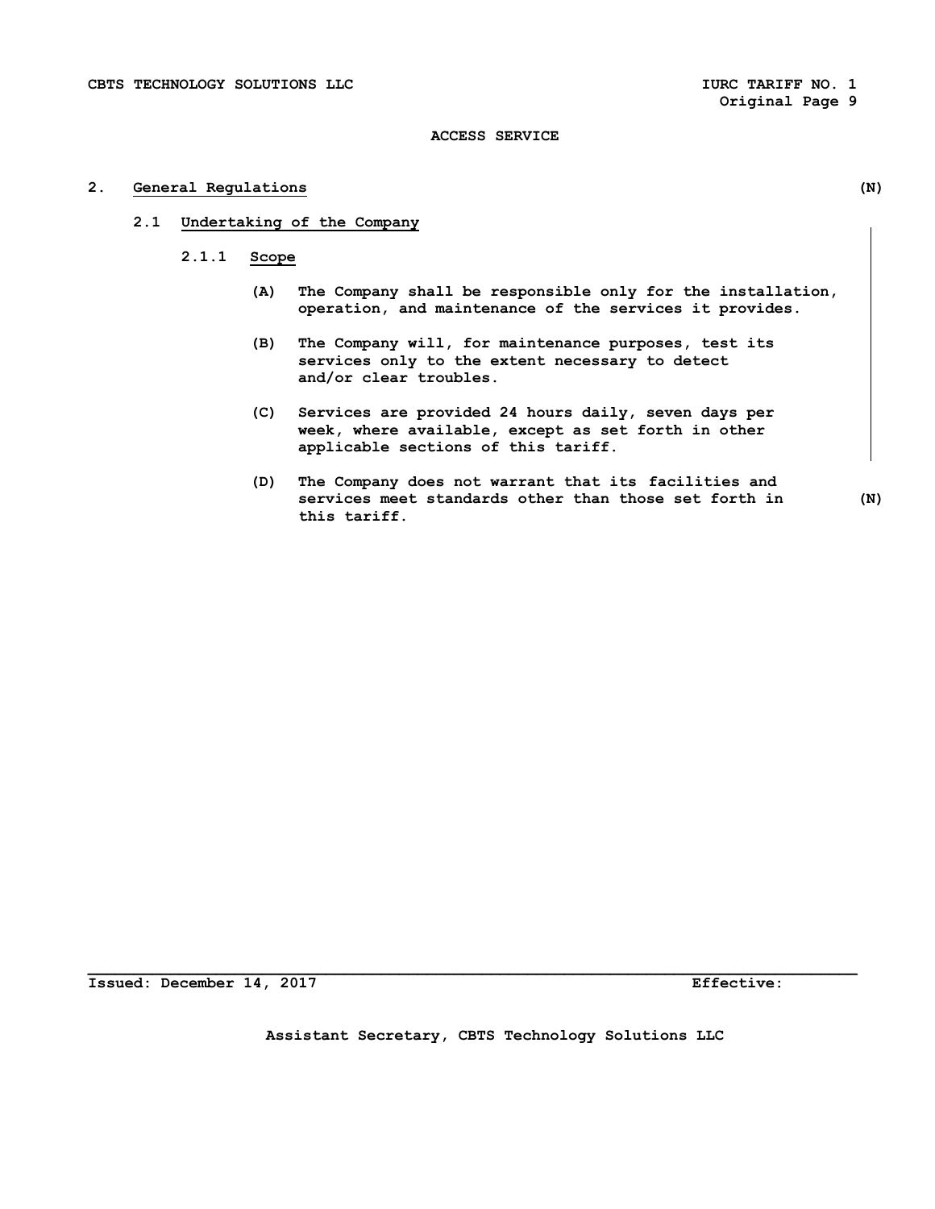ACCESS SERVICE

## 2. General Regulations (N)

### 2.1 Undertaking of the Company

#### 2.1.1 Scope

(A) The Company shall be responsible only for the installation, operation, and maintenance of the services it provides.

(B) The Company will, for maintenance purposes, test its services only to the extent necessary to detect and/or clear troubles.

(C) Services are provided 24 hours daily, seven days per week, where available, except as set forth in other applicable sections of this tariff.

(D) The Company does not warrant that its facilities and services meet standards other than those set forth in this tariff. (N)

Issued: December 14, 2017 Effective:

Assistant Secretary, CBTS Technology Solutions LLC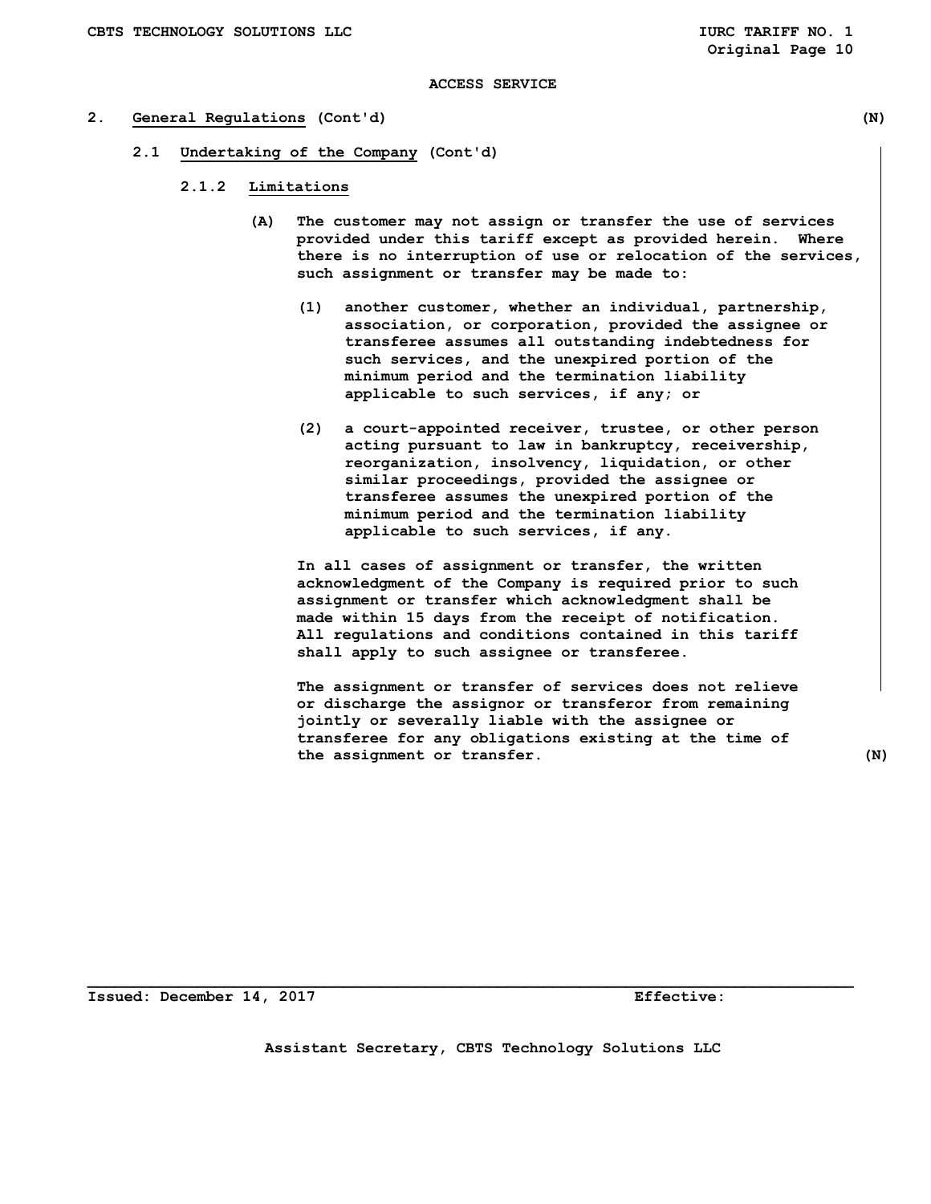ACCESS SERVICE

## 2. General Regulations (Cont'd) (N)

### 2.1 Undertaking of the Company (Cont'd)

#### 2.1.2 Limitations

(A) The customer may not assign or transfer the use of services provided under this tariff except as provided herein. Where there is no interruption of use or relocation of the services, such assignment or transfer may be made to:

(1) another customer, whether an individual, partnership, association, or corporation, provided the assignee or transferee assumes all outstanding indebtedness for such services, and the unexpired portion of the minimum period and the termination liability applicable to such services, if any; or

(2) a court-appointed receiver, trustee, or other person acting pursuant to law in bankruptcy, receivership, reorganization, insolvency, liquidation, or other similar proceedings, provided the assignee or transferee assumes the unexpired portion of the minimum period and the termination liability applicable to such services, if any.

In all cases of assignment or transfer, the written acknowledgment of the Company is required prior to such assignment or transfer which acknowledgment shall be made within 15 days from the receipt of notification. All regulations and conditions contained in this tariff shall apply to such assignee or transferee.

The assignment or transfer of services does not relieve or discharge the assignor or transferor from remaining jointly or severally liable with the assignee or transferee for any obligations existing at the time of the assignment or transfer. (N)

Issued: December 14, 2017 Effective:

Assistant Secretary, CBTS Technology Solutions LLC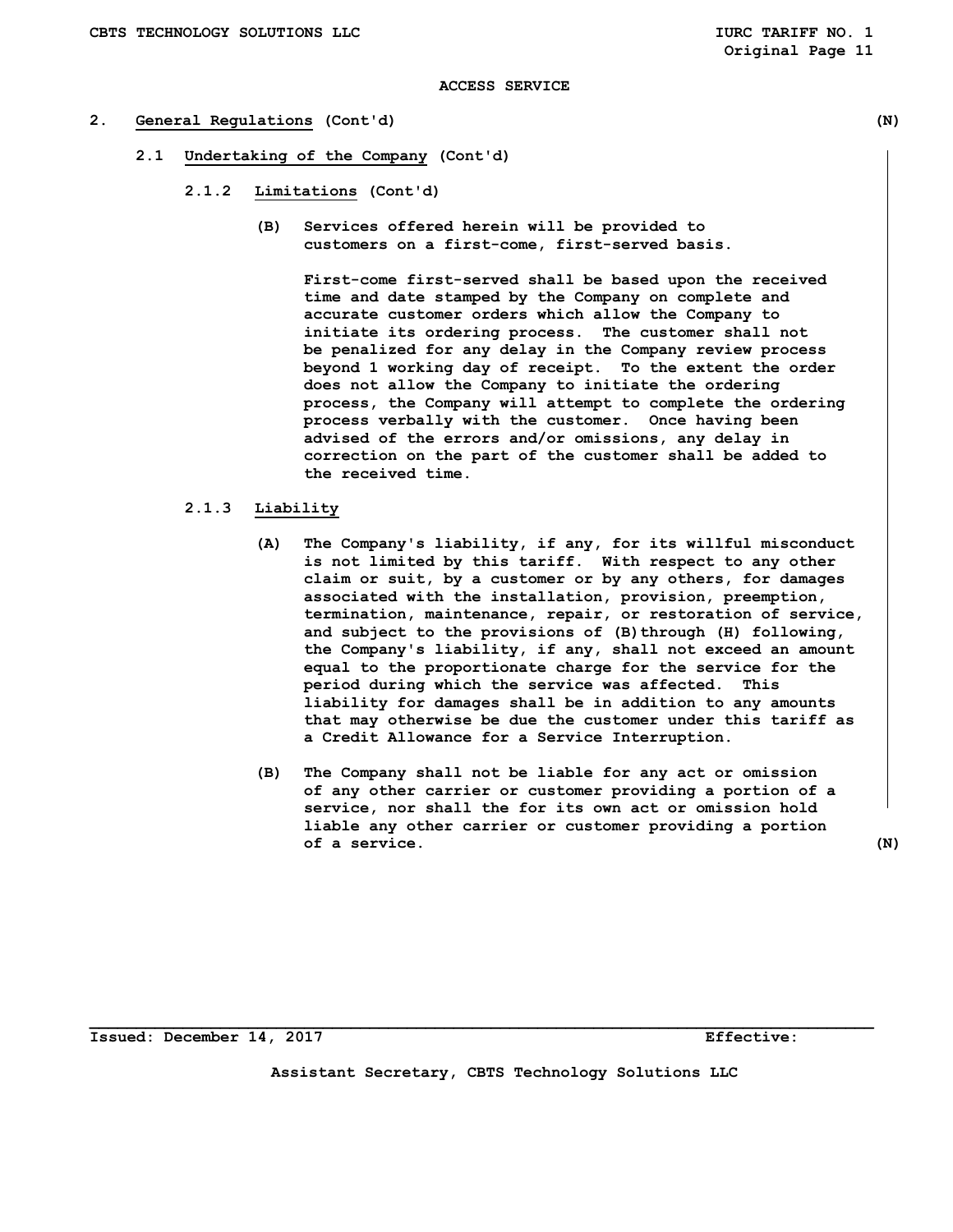ACCESS SERVICE

## 2. General Regulations (Cont'd) (N)

### 2.1 Undertaking of the Company (Cont'd)

#### 2.1.2 Limitations (Cont'd)

(B) Services offered herein will be provided to customers on a first-come, first-served basis.

First-come first-served shall be based upon the received time and date stamped by the Company on complete and accurate customer orders which allow the Company to initiate its ordering process. The customer shall not be penalized for any delay in the Company review process beyond 1 working day of receipt. To the extent the order does not allow the Company to initiate the ordering process, the Company will attempt to complete the ordering process verbally with the customer. Once having been advised of the errors and/or omissions, any delay in correction on the part of the customer shall be added to the received time.

#### 2.1.3 Liability

(A) The Company's liability, if any, for its willful misconduct is not limited by this tariff. With respect to any other claim or suit, by a customer or by any others, for damages associated with the installation, provision, preemption, termination, maintenance, repair, or restoration of service, and subject to the provisions of (B)through (H) following, the Company's liability, if any, shall not exceed an amount equal to the proportionate charge for the service for the period during which the service was affected. This liability for damages shall be in addition to any amounts that may otherwise be due the customer under this tariff as a Credit Allowance for a Service Interruption.

(B) The Company shall not be liable for any act or omission of any other carrier or customer providing a portion of a service, nor shall the for its own act or omission hold liable any other carrier or customer providing a portion of a service. (N)

Issued: December 14, 2017 Effective:

Assistant Secretary, CBTS Technology Solutions LLC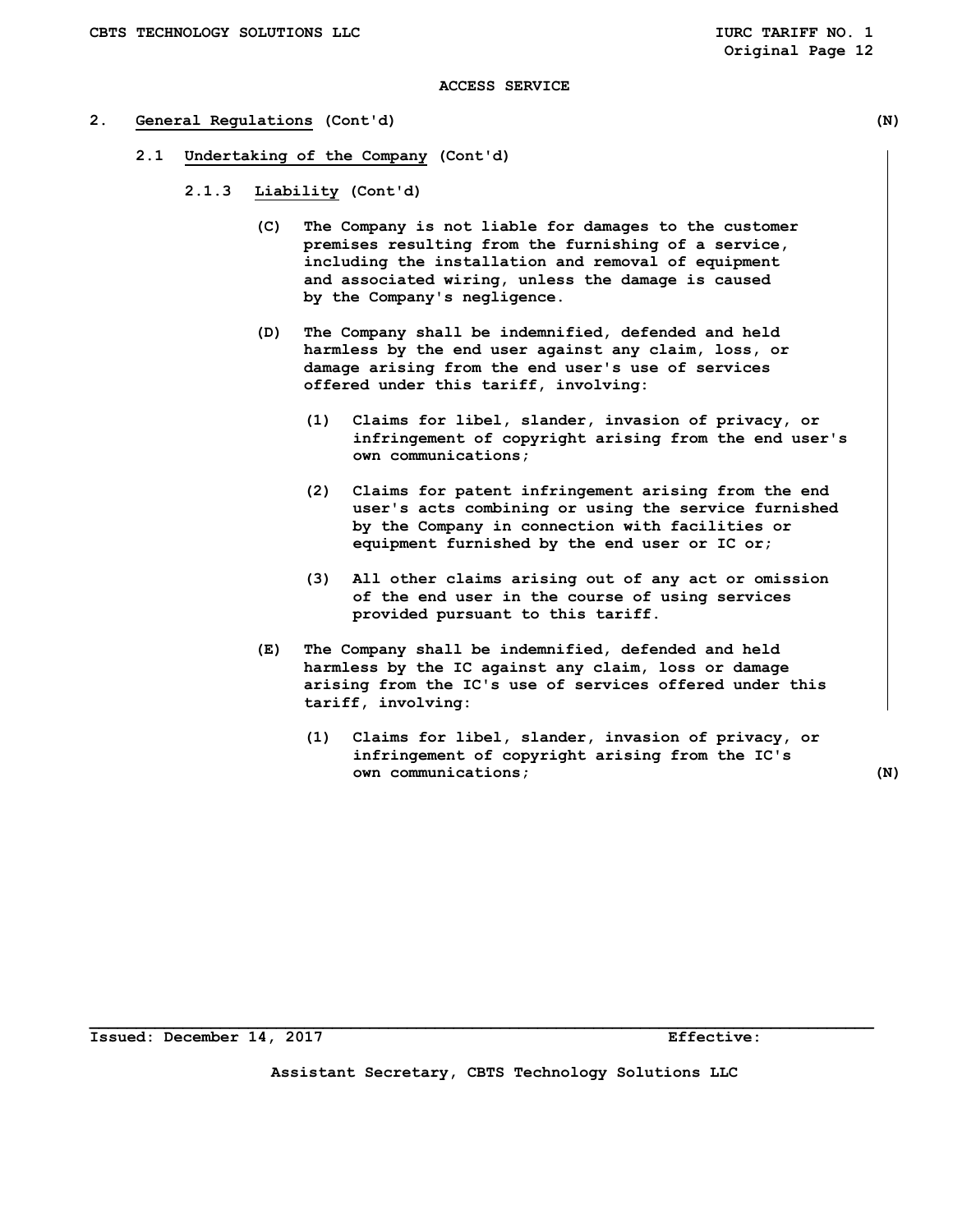ACCESS SERVICE

2. **General Regulations** (Cont'd) (N)

2.1 **Undertaking of the Company** (Cont'd)

2.1.3 **Liability** (Cont'd)

(C) The Company is not liable for damages to the customer premises resulting from the furnishing of a service, including the installation and removal of equipment and associated wiring, unless the damage is caused by the Company's negligence.

(D) The Company shall be indemnified, defended and held harmless by the end user against any claim, loss, or damage arising from the end user's use of services offered under this tariff, involving:

(1) Claims for libel, slander, invasion of privacy, or infringement of copyright arising from the end user's own communications;

(2) Claims for patent infringement arising from the end user's acts combining or using the service furnished by the Company in connection with facilities or equipment furnished by the end user or IC or;

(3) All other claims arising out of any act or omission of the end user in the course of using services provided pursuant to this tariff.

(E) The Company shall be indemnified, defended and held harmless by the IC against any claim, loss or damage arising from the IC's use of services offered under this tariff, involving:

(1) Claims for libel, slander, invasion of privacy, or infringement of copyright arising from the IC's own communications; (N)

Issued: December 14, 2017 Effective:

Assistant Secretary, CBTS Technology Solutions LLC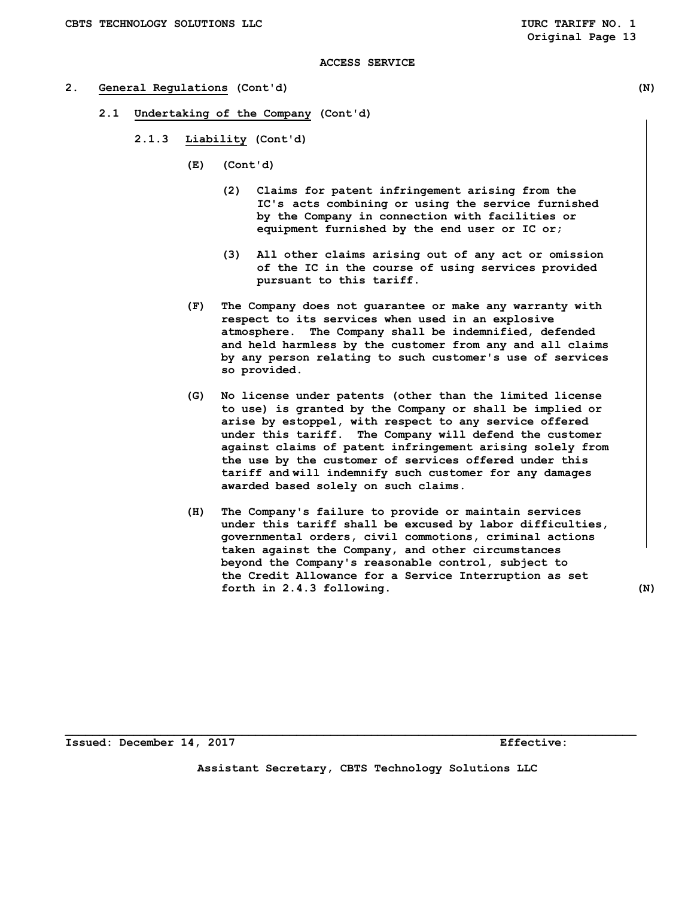ACCESS SERVICE

## 2. General Regulations (Cont'd) (N)

### 2.1 Undertaking of the Company (Cont'd)

#### 2.1.3 Liability (Cont'd)

(E) (Cont'd)

(2) Claims for patent infringement arising from the IC's acts combining or using the service furnished by the Company in connection with facilities or equipment furnished by the end user or IC or;

(3) All other claims arising out of any act or omission of the IC in the course of using services provided pursuant to this tariff.

(F) The Company does not guarantee or make any warranty with respect to its services when used in an explosive atmosphere. The Company shall be indemnified, defended and held harmless by the customer from any and all claims by any person relating to such customer's use of services so provided.

(G) No license under patents (other than the limited license to use) is granted by the Company or shall be implied or arise by estoppel, with respect to any service offered under this tariff. The Company will defend the customer against claims of patent infringement arising solely from the use by the customer of services offered under this tariff and will indemnify such customer for any damages awarded based solely on such claims.

(H) The Company's failure to provide or maintain services under this tariff shall be excused by labor difficulties, governmental orders, civil commotions, criminal actions taken against the Company, and other circumstances beyond the Company's reasonable control, subject to the Credit Allowance for a Service Interruption as set forth in 2.4.3 following. (N)

Issued: December 14, 2017 Effective:

Assistant Secretary, CBTS Technology Solutions LLC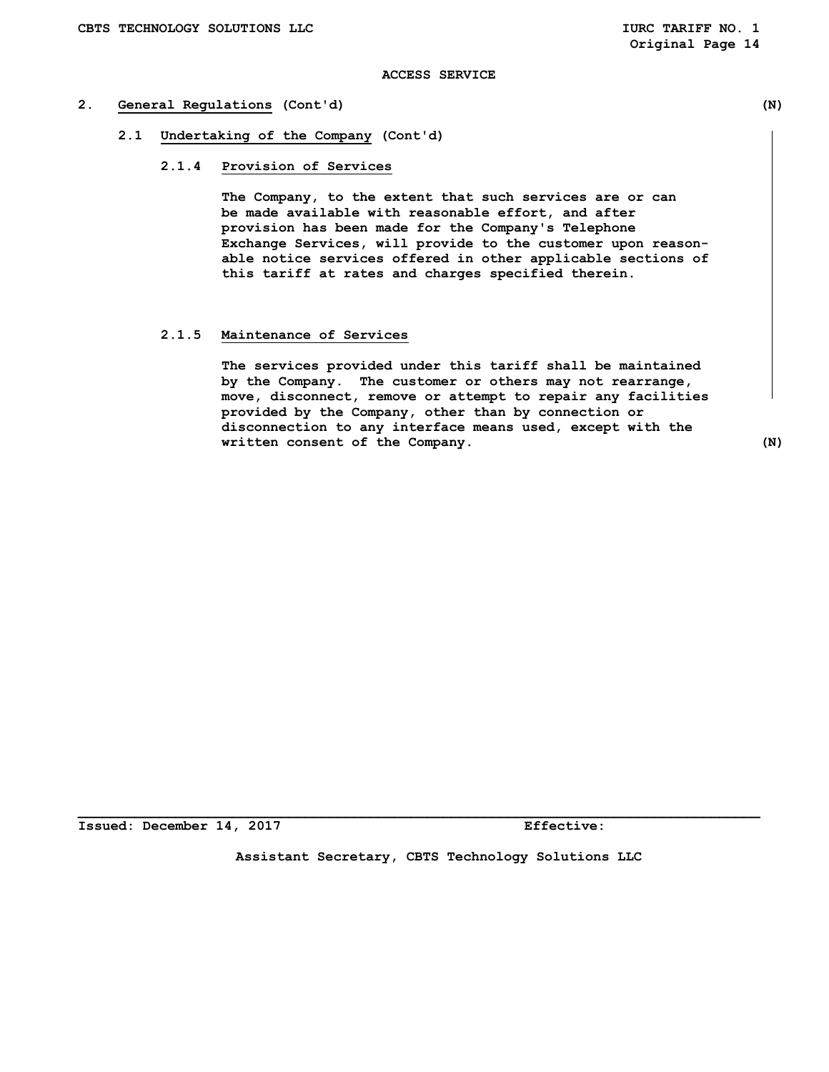ACCESS SERVICE

## 2. General Regulations (Cont'd) (N)

### 2.1 Undertaking of the Company (Cont'd)

#### 2.1.4 Provision of Services

The Company, to the extent that such services are or can be made available with reasonable effort, and after provision has been made for the Company's Telephone Exchange Services, will provide to the customer upon reasonable notice services offered in other applicable sections of this tariff at rates and charges specified therein.

#### 2.1.5 Maintenance of Services

The services provided under this tariff shall be maintained by the Company. The customer or others may not rearrange, move, disconnect, remove or attempt to repair any facilities provided by the Company, other than by connection or disconnection to any interface means used, except with the written consent of the Company. (N)

Issued: December 14, 2017 Effective:

Assistant Secretary, CBTS Technology Solutions LLC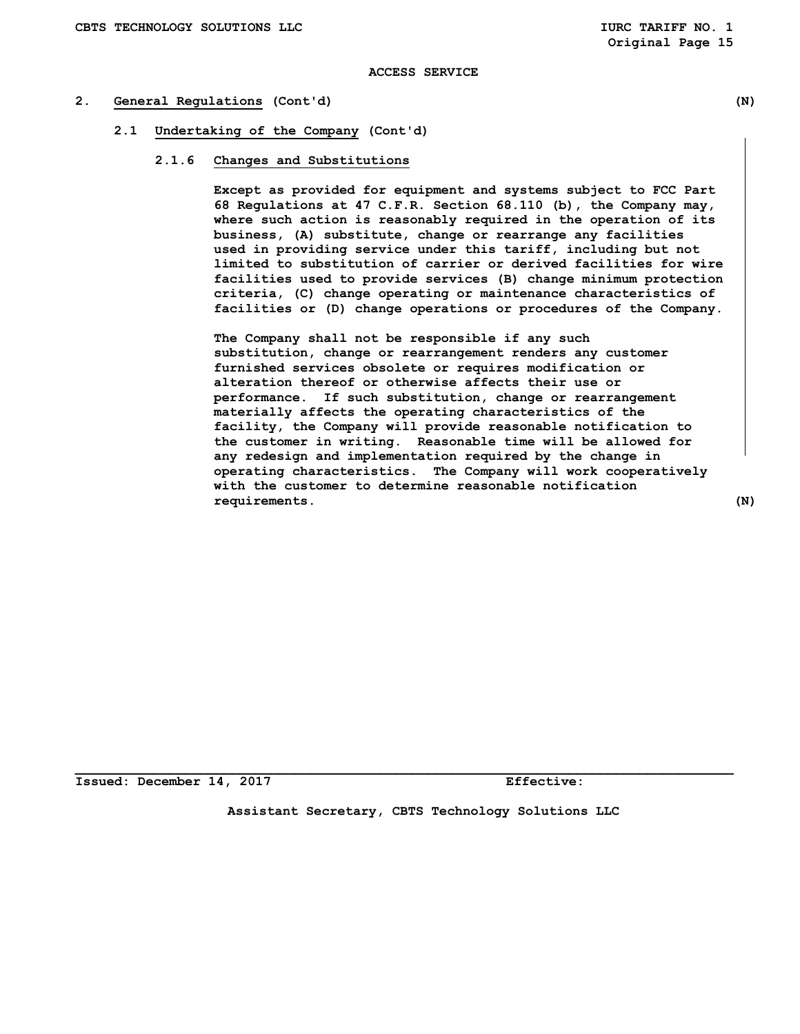## ACCESS SERVICE

## 2. General Regulations (Cont'd) (N)

### 2.1 Undertaking of the Company (Cont'd)

#### 2.1.6 Changes and Substitutions

Except as provided for equipment and systems subject to FCC Part 68 Regulations at 47 C.F.R. Section 68.110 (b), the Company may, where such action is reasonably required in the operation of its business, (A) substitute, change or rearrange any facilities used in providing service under this tariff, including but not limited to substitution of carrier or derived facilities for wire facilities used to provide services (B) change minimum protection criteria, (C) change operating or maintenance characteristics of facilities or (D) change operations or procedures of the Company.

The Company shall not be responsible if any such substitution, change or rearrangement renders any customer furnished services obsolete or requires modification or alteration thereof or otherwise affects their use or performance. If such substitution, change or rearrangement materially affects the operating characteristics of the facility, the Company will provide reasonable notification to the customer in writing. Reasonable time will be allowed for any redesign and implementation required by the change in operating characteristics. The Company will work cooperatively with the customer to determine reasonable notification requirements. (N)

Issued: December 14, 2017 Effective:

Assistant Secretary, CBTS Technology Solutions LLC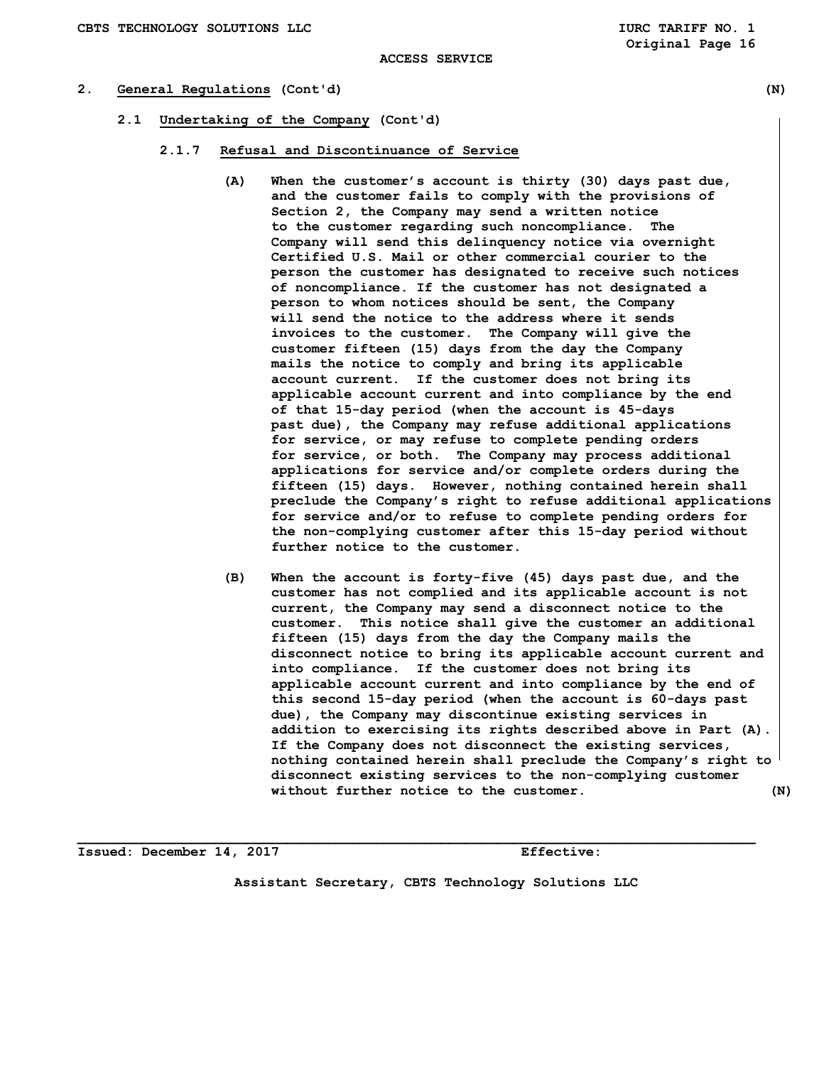## 2. General Regulations (Cont'd) (N)

### 2.1 Undertaking of the Company (Cont'd)

#### 2.1.7 Refusal and Discontinuance of Service

(A) When the customer's account is thirty (30) days past due, and the customer fails to comply with the provisions of Section 2, the Company may send a written notice to the customer regarding such noncompliance. The Company will send this delinquency notice via overnight Certified U.S. Mail or other commercial courier to the person the customer has designated to receive such notices of noncompliance. If the customer has not designated a person to whom notices should be sent, the Company will send the notice to the address where it sends invoices to the customer. The Company will give the customer fifteen (15) days from the day the Company mails the notice to comply and bring its applicable account current. If the customer does not bring its applicable account current and into compliance by the end of that 15-day period (when the account is 45-days past due), the Company may refuse additional applications for service, or may refuse to complete pending orders for service, or both. The Company may process additional applications for service and/or complete orders during the fifteen (15) days. However, nothing contained herein shall preclude the Company's right to refuse additional applications for service and/or to refuse to complete pending orders for the non-complying customer after this 15-day period without further notice to the customer.

(B) When the account is forty-five (45) days past due, and the customer has not complied and its applicable account is not current, the Company may send a disconnect notice to the customer. This notice shall give the customer an additional fifteen (15) days from the day the Company mails the disconnect notice to bring its applicable account current and into compliance. If the customer does not bring its applicable account current and into compliance by the end of this second 15-day period (when the account is 60-days past due), the Company may discontinue existing services in addition to exercising its rights described above in Part (A). If the Company does not disconnect the existing services, nothing contained herein shall preclude the Company's right to disconnect existing services to the non-complying customer without further notice to the customer. (N)

Issued: December 14, 2017 Effective:

Assistant Secretary, CBTS Technology Solutions LLC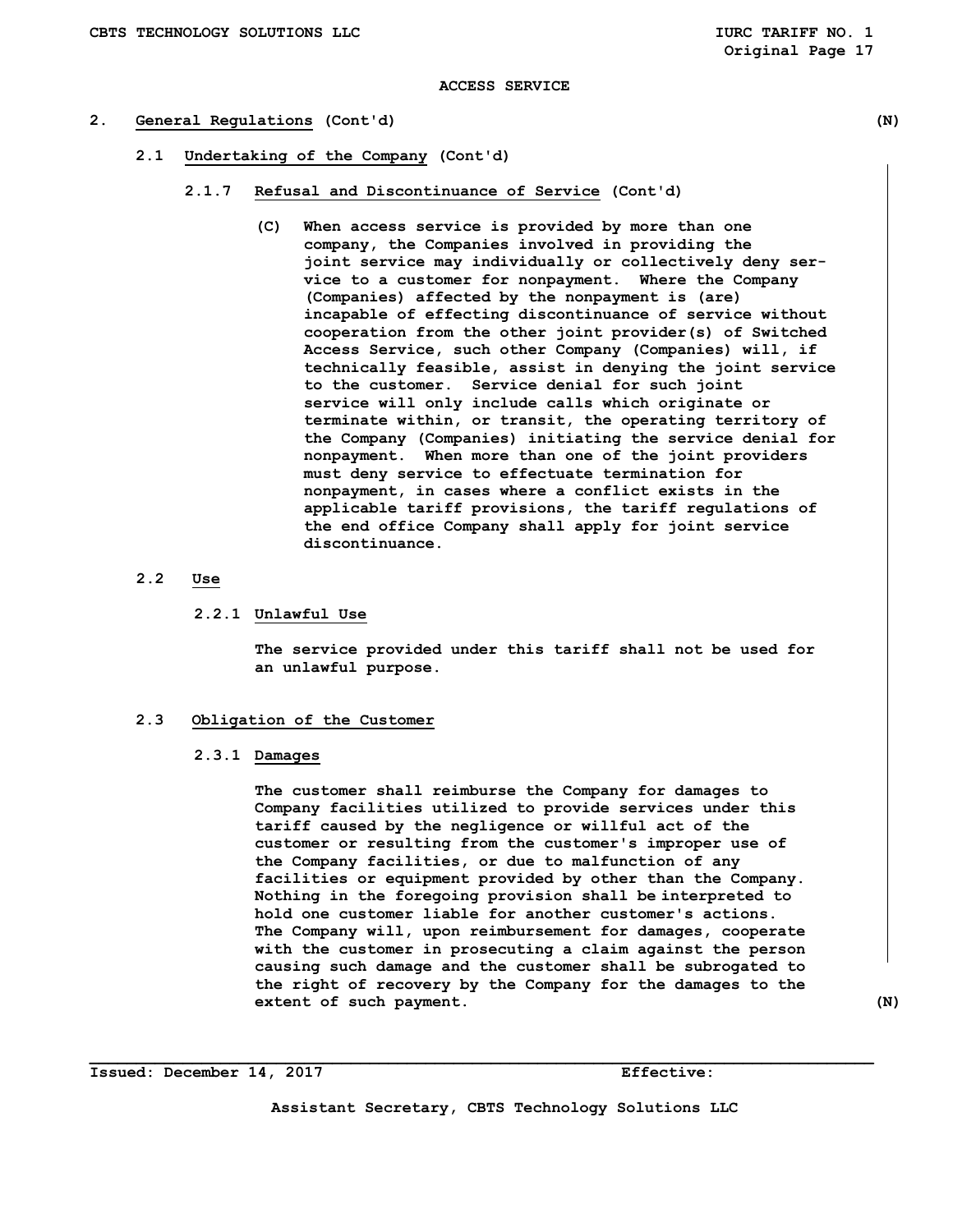ACCESS SERVICE

## 2. General Regulations (Cont'd) (N)

### 2.1 Undertaking of the Company (Cont'd)

#### 2.1.7 Refusal and Discontinuance of Service (Cont'd)

(C) When access service is provided by more than one company, the Companies involved in providing the joint service may individually or collectively deny service to a customer for nonpayment. Where the Company (Companies) affected by the nonpayment is (are) incapable of effecting discontinuance of service without cooperation from the other joint provider(s) of Switched Access Service, such other Company (Companies) will, if technically feasible, assist in denying the joint service to the customer. Service denial for such joint service will only include calls which originate or terminate within, or transit, the operating territory of the Company (Companies) initiating the service denial for nonpayment. When more than one of the joint providers must deny service to effectuate termination for nonpayment, in cases where a conflict exists in the applicable tariff provisions, the tariff regulations of the end office Company shall apply for joint service discontinuance.

### 2.2 Use

#### 2.2.1 Unlawful Use

The service provided under this tariff shall not be used for an unlawful purpose.

### 2.3 Obligation of the Customer

#### 2.3.1 Damages

The customer shall reimburse the Company for damages to Company facilities utilized to provide services under this tariff caused by the negligence or willful act of the customer or resulting from the customer's improper use of the Company facilities, or due to malfunction of any facilities or equipment provided by other than the Company. Nothing in the foregoing provision shall be interpreted to hold one customer liable for another customer's actions. The Company will, upon reimbursement for damages, cooperate with the customer in prosecuting a claim against the person causing such damage and the customer shall be subrogated to the right of recovery by the Company for the damages to the extent of such payment. (N)

Issued: December 14, 2017 Effective:

Assistant Secretary, CBTS Technology Solutions LLC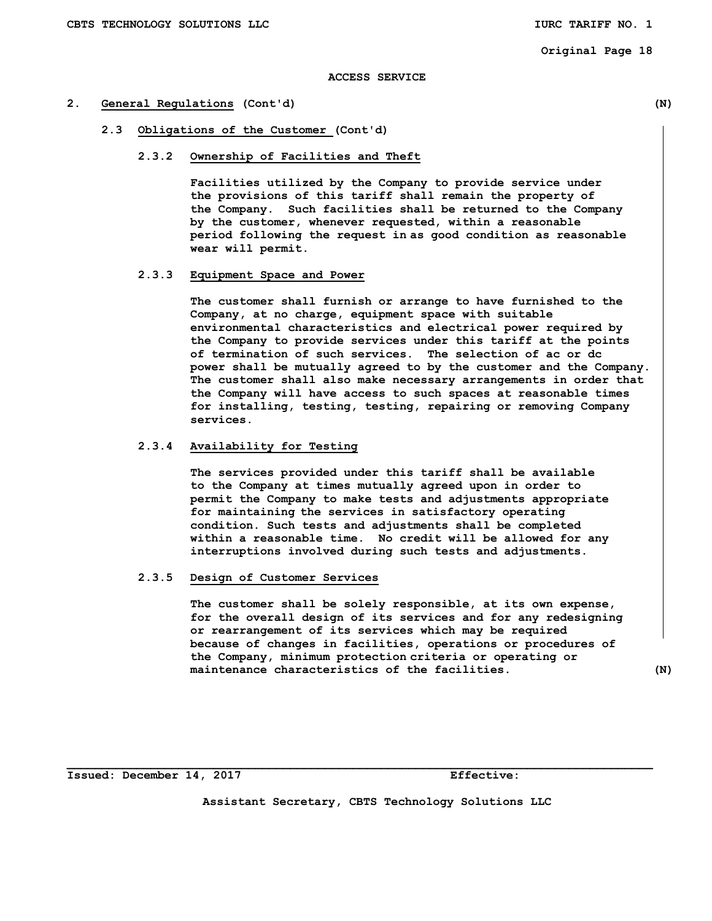ACCESS SERVICE

## 2. General Regulations (Cont'd) (N)

### 2.3 Obligations of the Customer (Cont'd)

#### 2.3.2 Ownership of Facilities and Theft

Facilities utilized by the Company to provide service under the provisions of this tariff shall remain the property of the Company. Such facilities shall be returned to the Company by the customer, whenever requested, within a reasonable period following the request in as good condition as reasonable wear will permit.

#### 2.3.3 Equipment Space and Power

The customer shall furnish or arrange to have furnished to the Company, at no charge, equipment space with suitable environmental characteristics and electrical power required by the Company to provide services under this tariff at the points of termination of such services. The selection of ac or dc power shall be mutually agreed to by the customer and the Company. The customer shall also make necessary arrangements in order that the Company will have access to such spaces at reasonable times for installing, testing, testing, repairing or removing Company services.

#### 2.3.4 Availability for Testing

The services provided under this tariff shall be available to the Company at times mutually agreed upon in order to permit the Company to make tests and adjustments appropriate for maintaining the services in satisfactory operating condition. Such tests and adjustments shall be completed within a reasonable time. No credit will be allowed for any interruptions involved during such tests and adjustments.

#### 2.3.5 Design of Customer Services

The customer shall be solely responsible, at its own expense, for the overall design of its services and for any redesigning or rearrangement of its services which may be required because of changes in facilities, operations or procedures of the Company, minimum protection criteria or operating or maintenance characteristics of the facilities. (N)

Issued: December 14, 2017 Effective:

Assistant Secretary, CBTS Technology Solutions LLC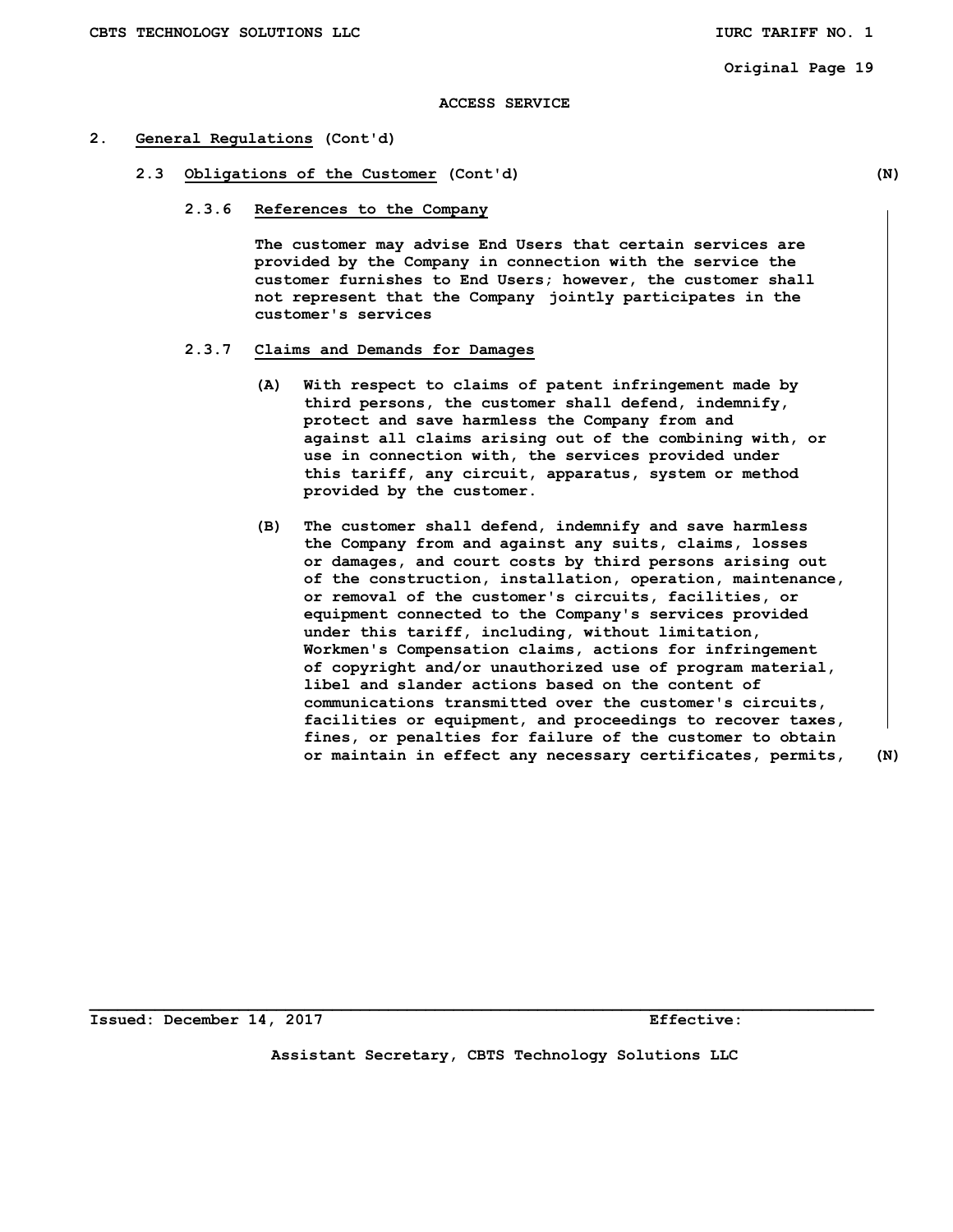ACCESS SERVICE

## 2. General Regulations (Cont'd)

### 2.3 Obligations of the Customer (Cont'd) (N)

#### 2.3.6 References to the Company

The customer may advise End Users that certain services are provided by the Company in connection with the service the customer furnishes to End Users; however, the customer shall not represent that the Company jointly participates in the customer's services

#### 2.3.7 Claims and Demands for Damages

(A) With respect to claims of patent infringement made by third persons, the customer shall defend, indemnify, protect and save harmless the Company from and against all claims arising out of the combining with, or use in connection with, the services provided under this tariff, any circuit, apparatus, system or method provided by the customer.

(B) The customer shall defend, indemnify and save harmless the Company from and against any suits, claims, losses or damages, and court costs by third persons arising out of the construction, installation, operation, maintenance, or removal of the customer's circuits, facilities, or equipment connected to the Company's services provided under this tariff, including, without limitation, Workmen's Compensation claims, actions for infringement of copyright and/or unauthorized use of program material, libel and slander actions based on the content of communications transmitted over the customer's circuits, facilities or equipment, and proceedings to recover taxes, fines, or penalties for failure of the customer to obtain or maintain in effect any necessary certificates, permits, (N)

Issued: December 14, 2017 Effective:

Assistant Secretary, CBTS Technology Solutions LLC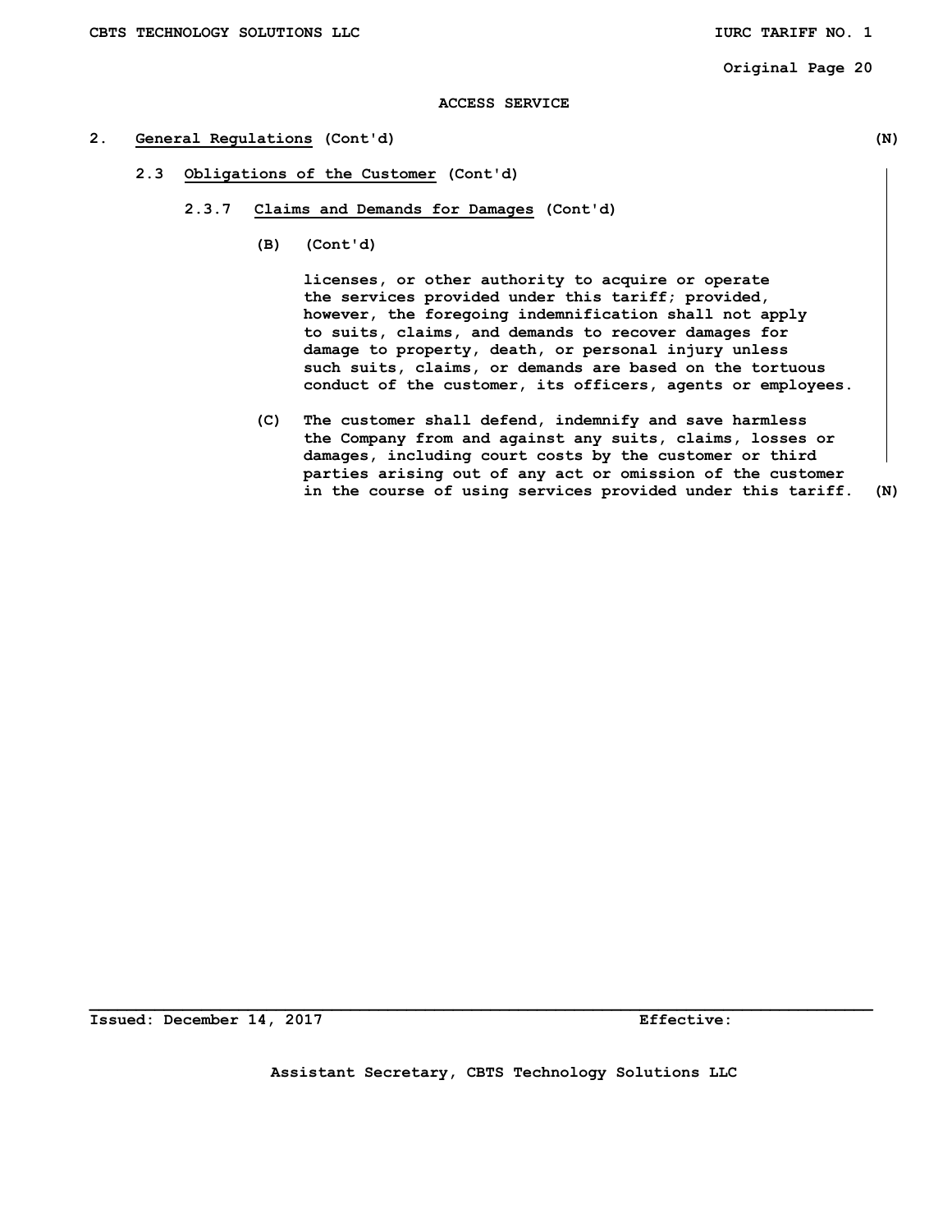ACCESS SERVICE

2. General Regulations (Cont'd) (N)

2.3 Obligations of the Customer (Cont'd)

2.3.7 Claims and Demands for Damages (Cont'd)

(B) (Cont'd)

licenses, or other authority to acquire or operate the services provided under this tariff; provided, however, the foregoing indemnification shall not apply to suits, claims, and demands to recover damages for damage to property, death, or personal injury unless such suits, claims, or demands are based on the tortuous conduct of the customer, its officers, agents or employees.

(C) The customer shall defend, indemnify and save harmless the Company from and against any suits, claims, losses or damages, including court costs by the customer or third parties arising out of any act or omission of the customer in the course of using services provided under this tariff. (N)

Issued: December 14, 2017 Effective:

Assistant Secretary, CBTS Technology Solutions LLC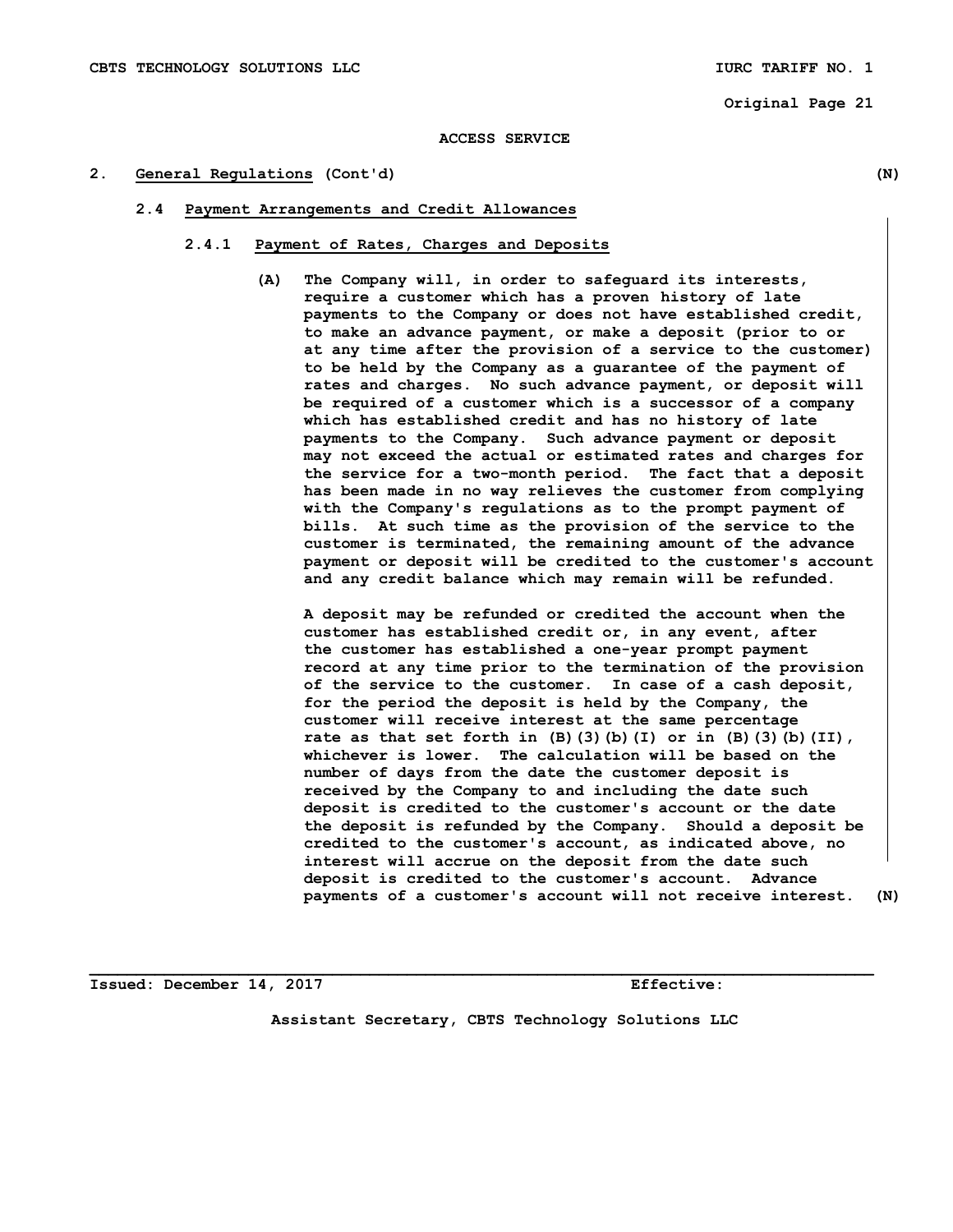ACCESS SERVICE

## 2. General Regulations (Cont'd) (N)

### 2.4 Payment Arrangements and Credit Allowances

#### 2.4.1 Payment of Rates, Charges and Deposits

(A) The Company will, in order to safeguard its interests, require a customer which has a proven history of late payments to the Company or does not have established credit, to make an advance payment, or make a deposit (prior to or at any time after the provision of a service to the customer) to be held by the Company as a guarantee of the payment of rates and charges. No such advance payment, or deposit will be required of a customer which is a successor of a company which has established credit and has no history of late payments to the Company. Such advance payment or deposit may not exceed the actual or estimated rates and charges for the service for a two-month period. The fact that a deposit has been made in no way relieves the customer from complying with the Company's regulations as to the prompt payment of bills. At such time as the provision of the service to the customer is terminated, the remaining amount of the advance payment or deposit will be credited to the customer's account and any credit balance which may remain will be refunded.

A deposit may be refunded or credited the account when the customer has established credit or, in any event, after the customer has established a one-year prompt payment record at any time prior to the termination of the provision of the service to the customer. In case of a cash deposit, for the period the deposit is held by the Company, the customer will receive interest at the same percentage rate as that set forth in (B)(3)(b)(I) or in (B)(3)(b)(II), whichever is lower. The calculation will be based on the number of days from the date the customer deposit is received by the Company to and including the date such deposit is credited to the customer's account or the date the deposit is refunded by the Company. Should a deposit be credited to the customer's account, as indicated above, no interest will accrue on the deposit from the date such deposit is credited to the customer's account. Advance payments of a customer's account will not receive interest. (N)

Issued: December 14, 2017 Effective:

Assistant Secretary, CBTS Technology Solutions LLC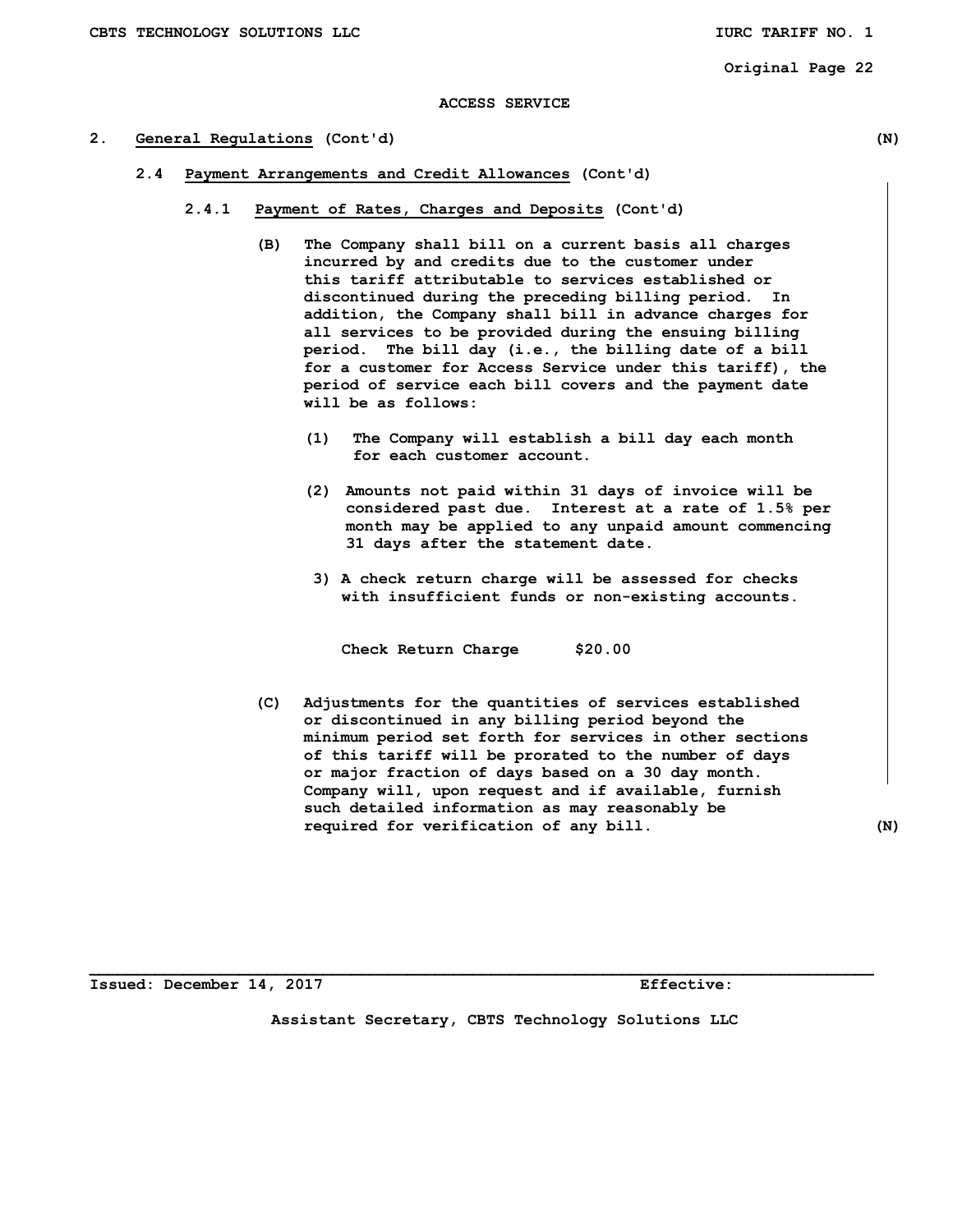ACCESS SERVICE

## 2. General Regulations (Cont'd) (N)

### 2.4 Payment Arrangements and Credit Allowances (Cont'd)

#### 2.4.1 Payment of Rates, Charges and Deposits (Cont'd)

(B) The Company shall bill on a current basis all charges incurred by and credits due to the customer under this tariff attributable to services established or discontinued during the preceding billing period. In addition, the Company shall bill in advance charges for all services to be provided during the ensuing billing period. The bill day (i.e., the billing date of a bill for a customer for Access Service under this tariff), the period of service each bill covers and the payment date will be as follows:

(1) The Company will establish a bill day each month for each customer account.

(2) Amounts not paid within 31 days of invoice will be considered past due. Interest at a rate of 1.5% per month may be applied to any unpaid amount commencing 31 days after the statement date.

3) A check return charge will be assessed for checks with insufficient funds or non-existing accounts.

Check Return Charge $20.00

(C) Adjustments for the quantities of services established or discontinued in any billing period beyond the minimum period set forth for services in other sections of this tariff will be prorated to the number of days or major fraction of days based on a 30 day month. Company will, upon request and if available, furnish such detailed information as may reasonably be required for verification of any bill. (N)

Issued: December 14, 2017 Effective:

Assistant Secretary, CBTS Technology Solutions LLC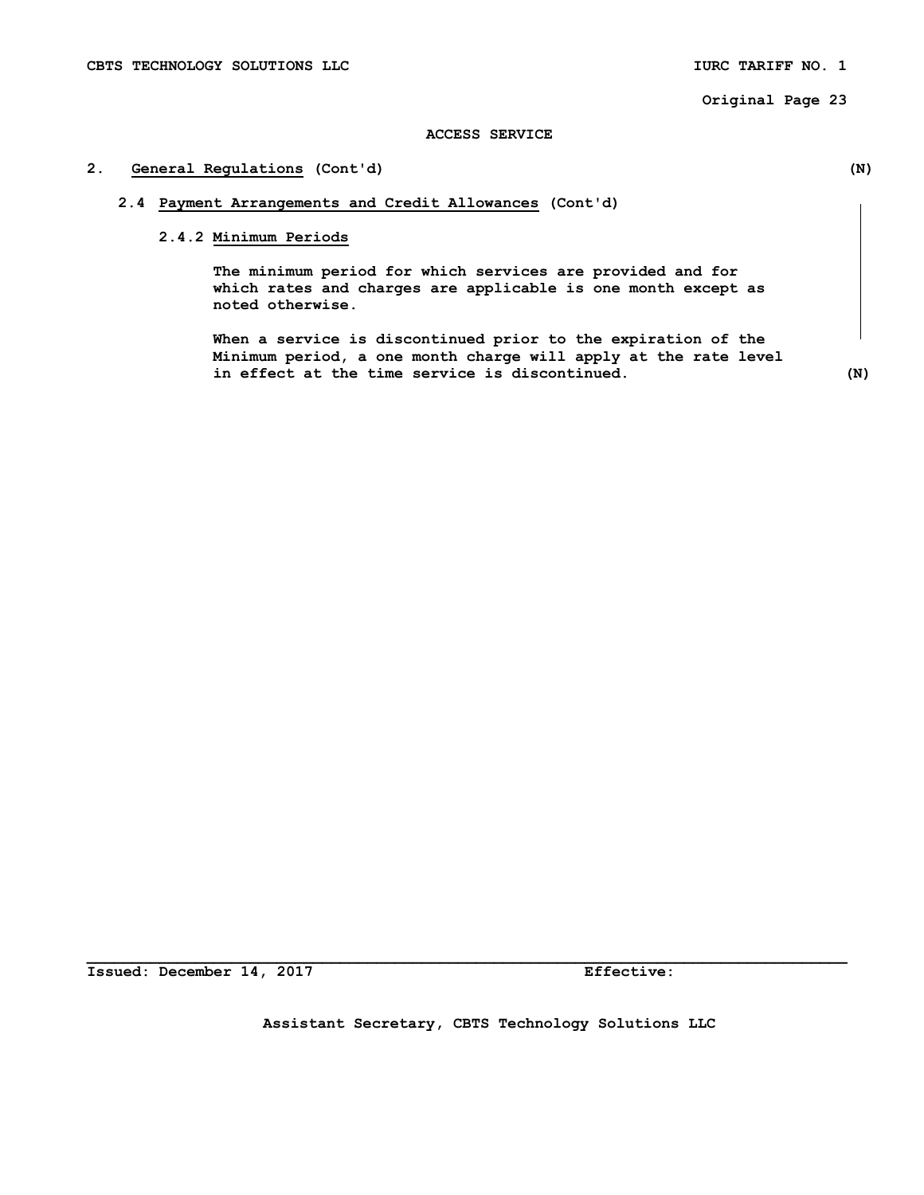ACCESS SERVICE

## 2. General Regulations (Cont'd) (N)

### 2.4 Payment Arrangements and Credit Allowances (Cont'd)

#### 2.4.2 Minimum Periods

The minimum period for which services are provided and for which rates and charges are applicable is one month except as noted otherwise.

When a service is discontinued prior to the expiration of the Minimum period, a one month charge will apply at the rate level in effect at the time service is discontinued. (N)

Issued: December 14, 2017 Effective:

Assistant Secretary, CBTS Technology Solutions LLC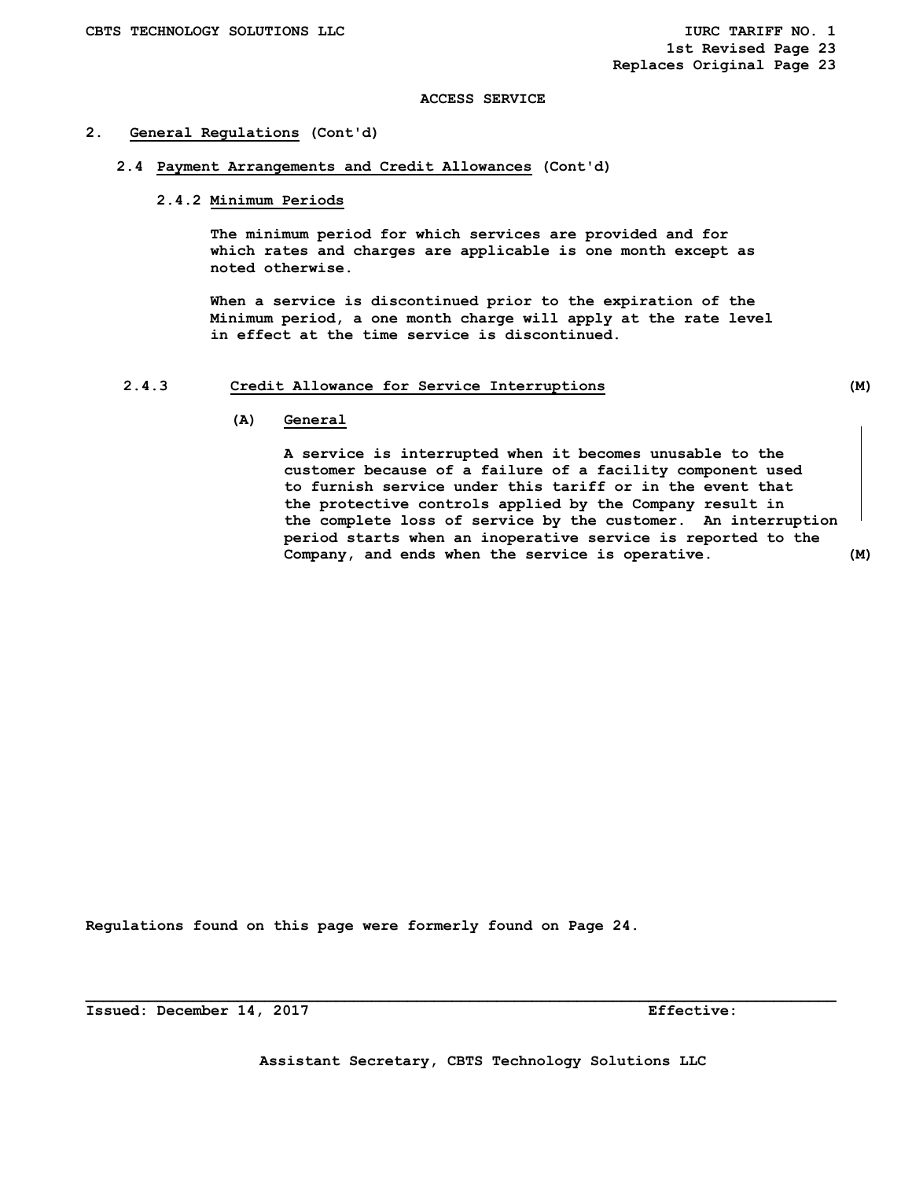ACCESS SERVICE

## 2. General Regulations (Cont'd)

### 2.4 Payment Arrangements and Credit Allowances (Cont'd)

#### 2.4.2 Minimum Periods

The minimum period for which services are provided and for which rates and charges are applicable is one month except as noted otherwise.

When a service is discontinued prior to the expiration of the Minimum period, a one month charge will apply at the rate level in effect at the time service is discontinued.

#### 2.4.3 Credit Allowance for Service Interruptions (M)

**(A) General**

A service is interrupted when it becomes unusable to the customer because of a failure of a facility component used to furnish service under this tariff or in the event that the protective controls applied by the Company result in the complete loss of service by the customer. An interruption period starts when an inoperative service is reported to the Company, and ends when the service is operative. (M)

Regulations found on this page were formerly found on Page 24.

Issued: December 14, 2017 Effective:

Assistant Secretary, CBTS Technology Solutions LLC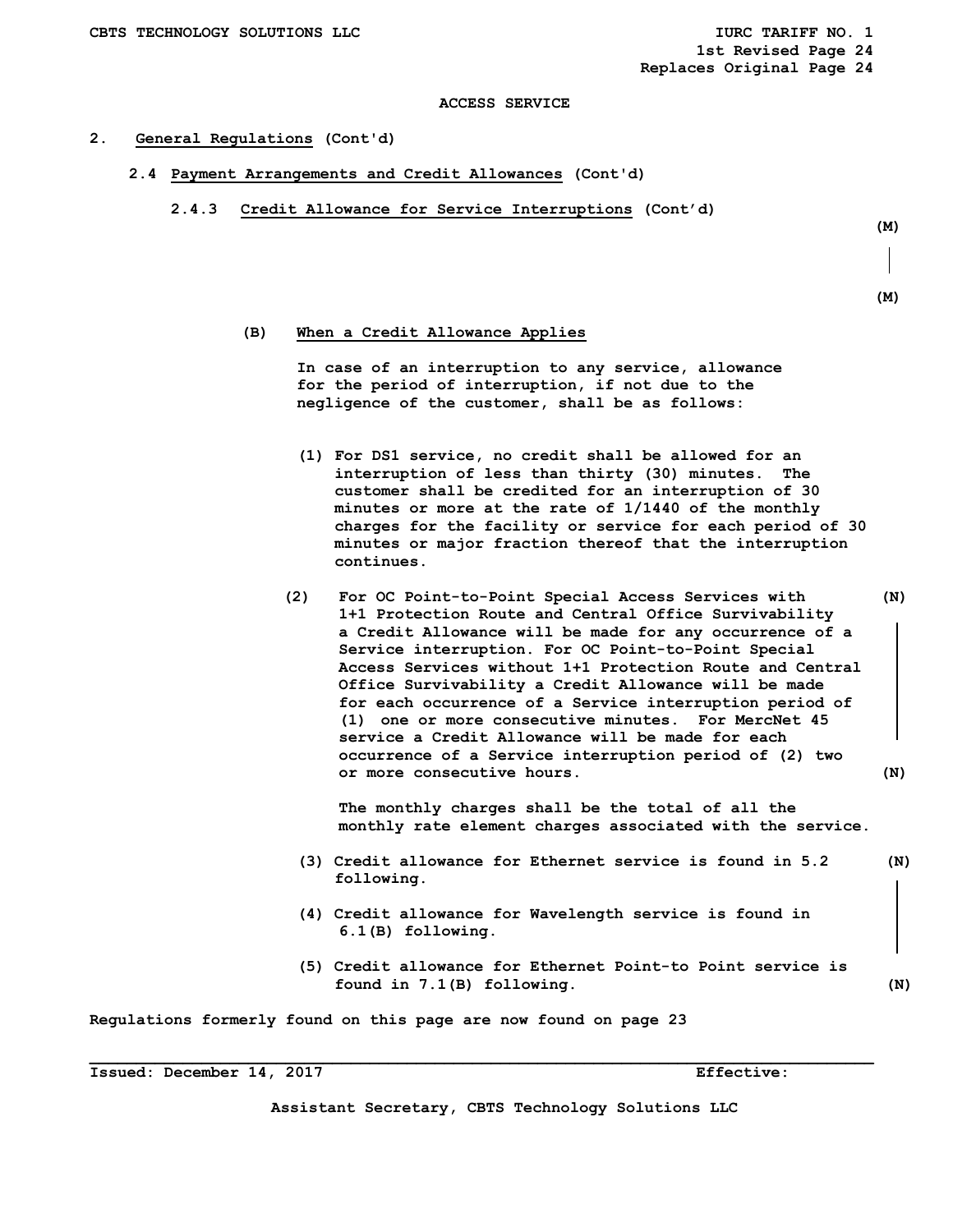ACCESS SERVICE

## 2. General Regulations (Cont'd)

### 2.4 Payment Arrangements and Credit Allowances (Cont'd)

#### 2.4.3 Credit Allowance for Service Interruptions (Cont'd)

(M)

(M)

**(B) When a Credit Allowance Applies**

In case of an interruption to any service, allowance for the period of interruption, if not due to the negligence of the customer, shall be as follows:

(1) For DS1 service, no credit shall be allowed for an interruption of less than thirty (30) minutes. The customer shall be credited for an interruption of 30 minutes or more at the rate of 1/1440 of the monthly charges for the facility or service for each period of 30 minutes or major fraction thereof that the interruption continues.

(2) For OC Point-to-Point Special Access Services with 1+1 Protection Route and Central Office Survivability a Credit Allowance will be made for any occurrence of a Service interruption. For OC Point-to-Point Special Access Services without 1+1 Protection Route and Central Office Survivability a Credit Allowance will be made for each occurrence of a Service interruption period of (1) one or more consecutive minutes. For MercNet 45 service a Credit Allowance will be made for each occurrence of a Service interruption period of (2) two or more consecutive hours. (N)

The monthly charges shall be the total of all the monthly rate element charges associated with the service.

(3) Credit allowance for Ethernet service is found in 5.2 following. (N)

(4) Credit allowance for Wavelength service is found in 6.1(B) following.

(5) Credit allowance for Ethernet Point-to Point service is found in 7.1(B) following. (N)

Regulations formerly found on this page are now found on page 23

Issued: December 14, 2017 Effective:

Assistant Secretary, CBTS Technology Solutions LLC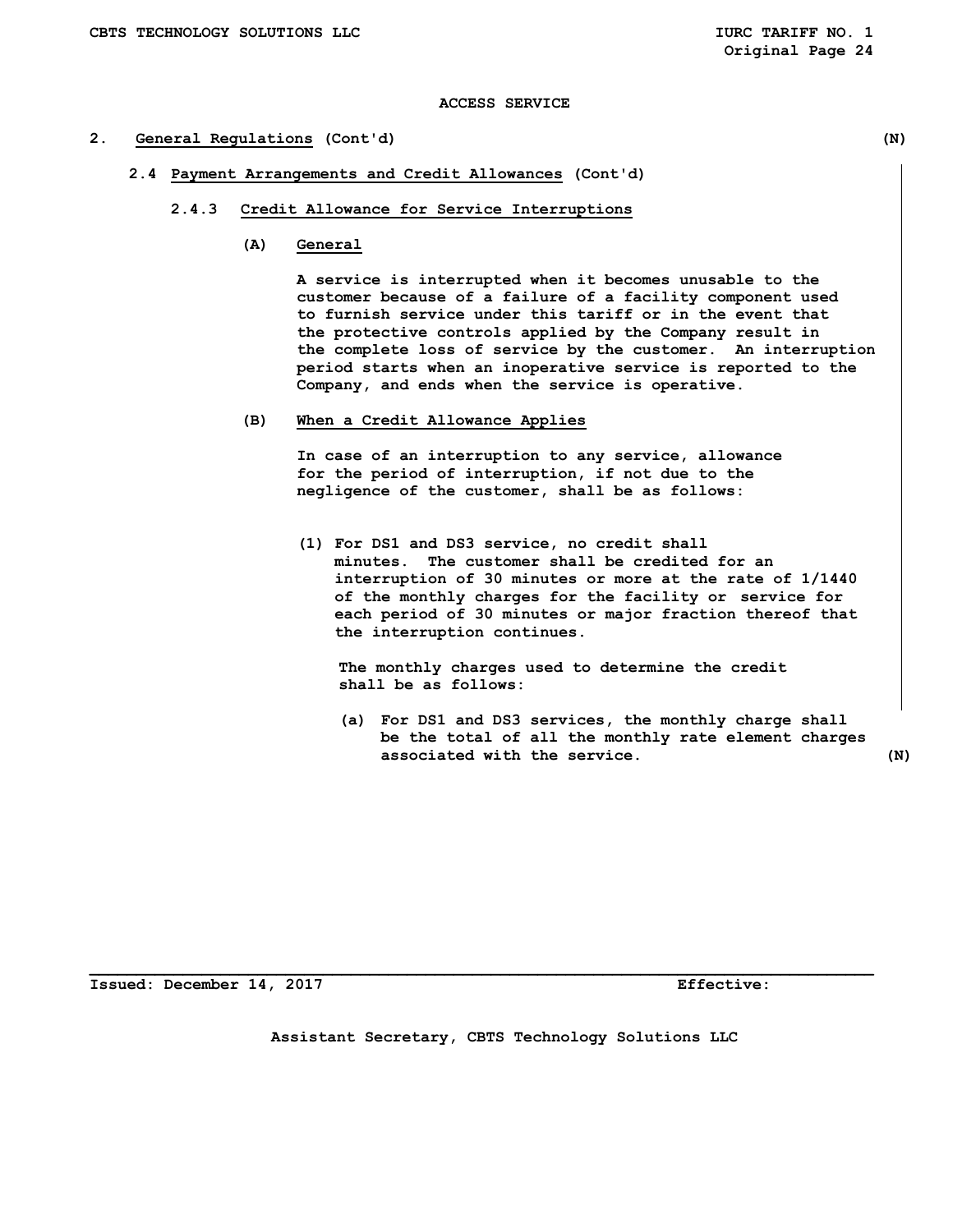ACCESS SERVICE

## 2. General Regulations (Cont'd) (N)

### 2.4 Payment Arrangements and Credit Allowances (Cont'd)

#### 2.4.3 Credit Allowance for Service Interruptions

**(A) General**

A service is interrupted when it becomes unusable to the customer because of a failure of a facility component used to furnish service under this tariff or in the event that the protective controls applied by the Company result in the complete loss of service by the customer. An interruption period starts when an inoperative service is reported to the Company, and ends when the service is operative.

**(B) When a Credit Allowance Applies**

In case of an interruption to any service, allowance for the period of interruption, if not due to the negligence of the customer, shall be as follows:

(1) For DS1 and DS3 service, no credit shall minutes. The customer shall be credited for an interruption of 30 minutes or more at the rate of 1/1440 of the monthly charges for the facility or service for each period of 30 minutes or major fraction thereof that the interruption continues.

The monthly charges used to determine the credit shall be as follows:

(a) For DS1 and DS3 services, the monthly charge shall be the total of all the monthly rate element charges associated with the service. (N)

Issued: December 14, 2017 Effective:

Assistant Secretary, CBTS Technology Solutions LLC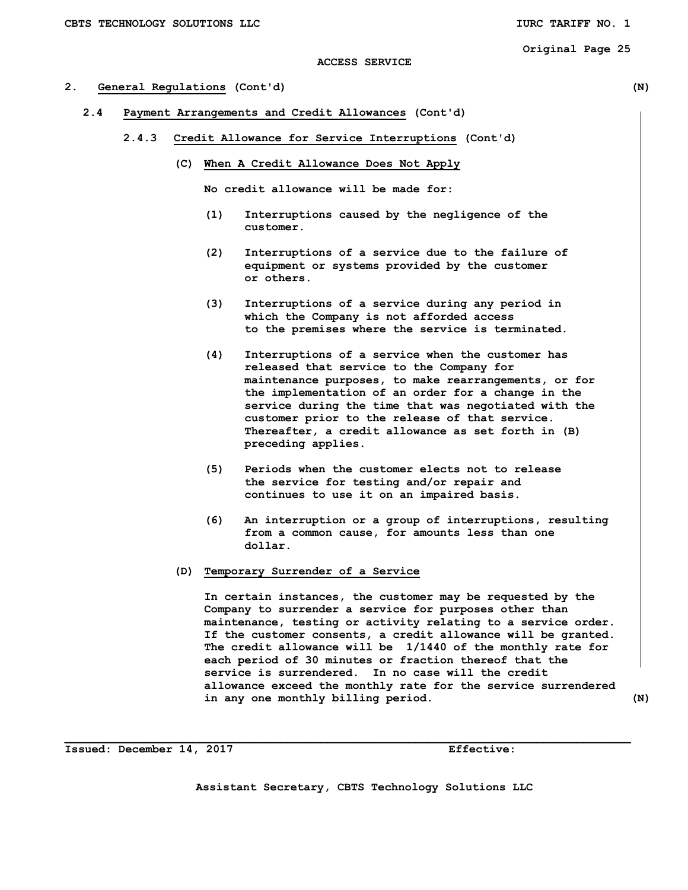ACCESS SERVICE

## 2. General Regulations (Cont'd) (N)

### 2.4 Payment Arrangements and Credit Allowances (Cont'd)

#### 2.4.3 Credit Allowance for Service Interruptions (Cont'd)

**(C) When A Credit Allowance Does Not Apply**

No credit allowance will be made for:

(1) Interruptions caused by the negligence of the customer.

(2) Interruptions of a service due to the failure of equipment or systems provided by the customer or others.

(3) Interruptions of a service during any period in which the Company is not afforded access to the premises where the service is terminated.

(4) Interruptions of a service when the customer has released that service to the Company for maintenance purposes, to make rearrangements, or for the implementation of an order for a change in the service during the time that was negotiated with the customer prior to the release of that service. Thereafter, a credit allowance as set forth in (B) preceding applies.

(5) Periods when the customer elects not to release the service for testing and/or repair and continues to use it on an impaired basis.

(6) An interruption or a group of interruptions, resulting from a common cause, for amounts less than one dollar.

**(D) Temporary Surrender of a Service**

In certain instances, the customer may be requested by the Company to surrender a service for purposes other than maintenance, testing or activity relating to a service order. If the customer consents, a credit allowance will be granted. The credit allowance will be 1/1440 of the monthly rate for each period of 30 minutes or fraction thereof that the service is surrendered. In no case will the credit allowance exceed the monthly rate for the service surrendered in any one monthly billing period. (N)

Issued: December 14, 2017 Effective:

Assistant Secretary, CBTS Technology Solutions LLC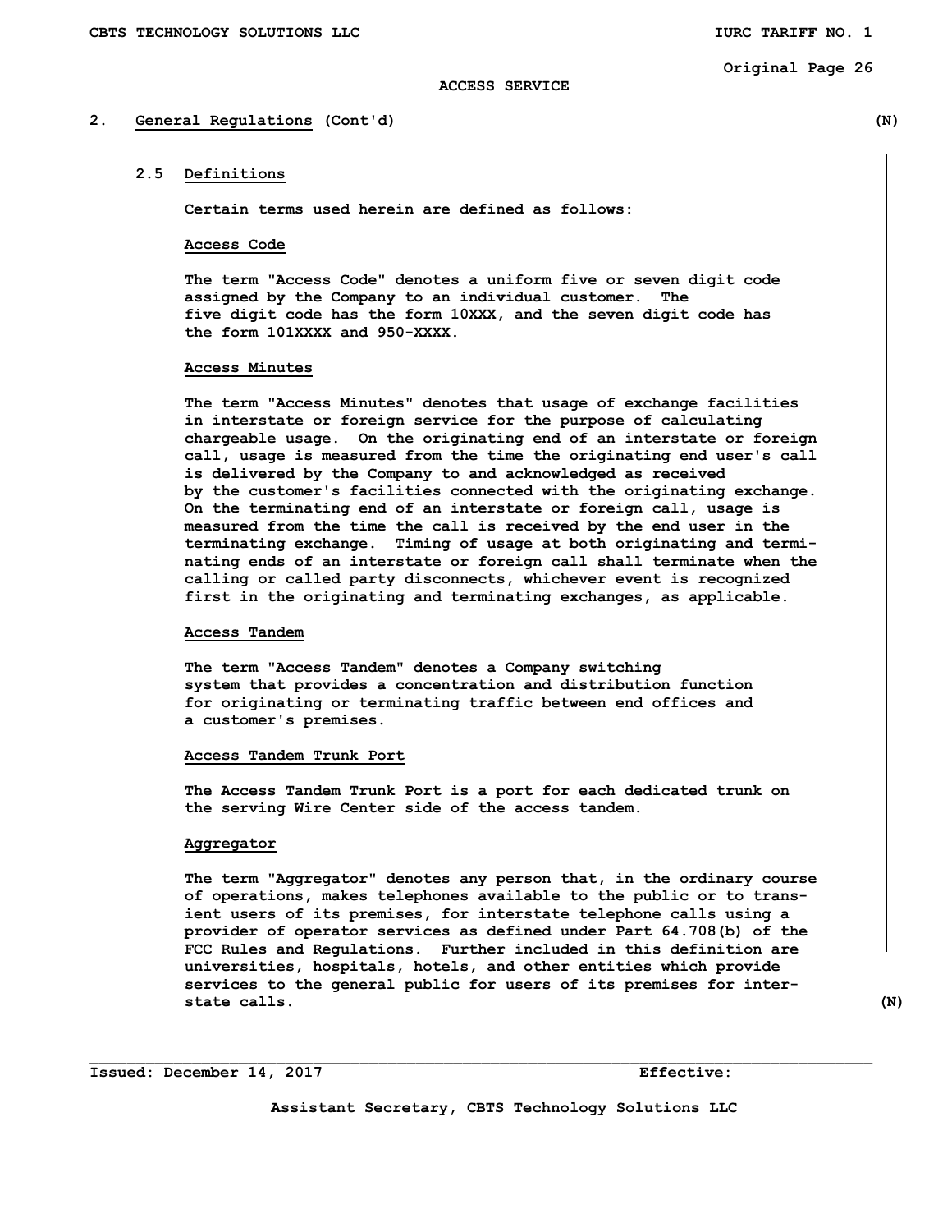## 2. General Regulations (Cont'd) (N)

### 2.5 Definitions

Certain terms used herein are defined as follows:

**Access Code**

The term "Access Code" denotes a uniform five or seven digit code assigned by the Company to an individual customer. The five digit code has the form 10XXX, and the seven digit code has the form 101XXXX and 950-XXXX.

**Access Minutes**

The term "Access Minutes" denotes that usage of exchange facilities in interstate or foreign service for the purpose of calculating chargeable usage. On the originating end of an interstate or foreign call, usage is measured from the time the originating end user's call is delivered by the Company to and acknowledged as received by the customer's facilities connected with the originating exchange. On the terminating end of an interstate or foreign call, usage is measured from the time the call is received by the end user in the terminating exchange. Timing of usage at both originating and terminating ends of an interstate or foreign call shall terminate when the calling or called party disconnects, whichever event is recognized first in the originating and terminating exchanges, as applicable.

**Access Tandem**

The term "Access Tandem" denotes a Company switching system that provides a concentration and distribution function for originating or terminating traffic between end offices and a customer's premises.

**Access Tandem Trunk Port**

The Access Tandem Trunk Port is a port for each dedicated trunk on the serving Wire Center side of the access tandem.

**Aggregator**

The term "Aggregator" denotes any person that, in the ordinary course of operations, makes telephones available to the public or to transient users of its premises, for interstate telephone calls using a provider of operator services as defined under Part 64.708(b) of the FCC Rules and Regulations. Further included in this definition are universities, hospitals, hotels, and other entities which provide services to the general public for users of its premises for interstate calls. (N)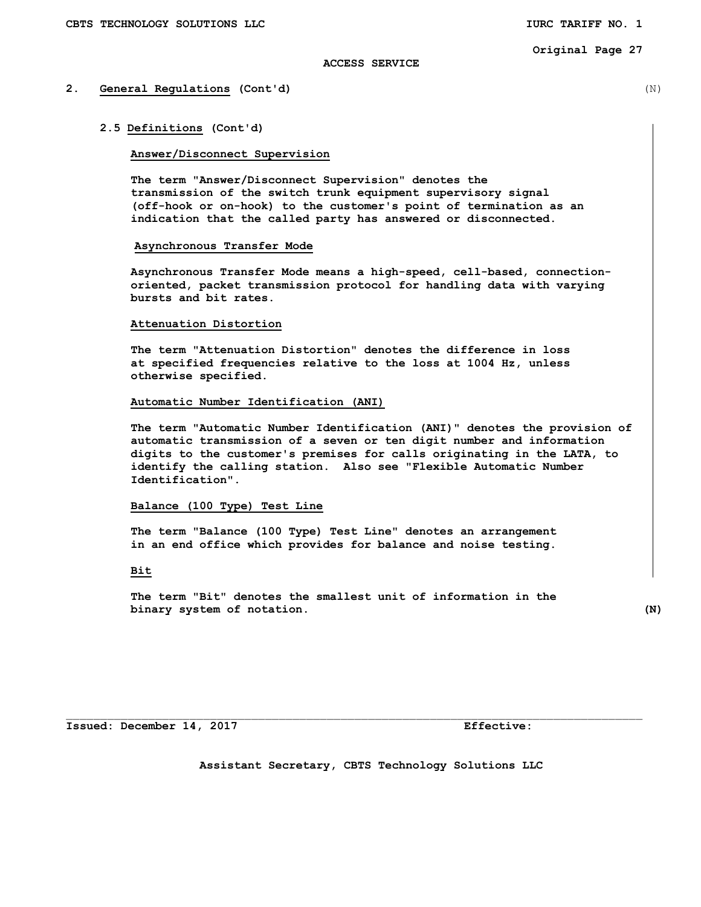## 2. General Regulations (Cont'd)

### 2.5 Definitions (Cont'd)

**Answer/Disconnect Supervision**

The term "Answer/Disconnect Supervision" denotes the transmission of the switch trunk equipment supervisory signal (off-hook or on-hook) to the customer's point of termination as an indication that the called party has answered or disconnected.

**Asynchronous Transfer Mode**

Asynchronous Transfer Mode means a high-speed, cell-based, connection-oriented, packet transmission protocol for handling data with varying bursts and bit rates.

**Attenuation Distortion**

The term "Attenuation Distortion" denotes the difference in loss at specified frequencies relative to the loss at 1004 Hz, unless otherwise specified.

**Automatic Number Identification (ANI)**

The term "Automatic Number Identification (ANI)" denotes the provision of automatic transmission of a seven or ten digit number and information digits to the customer's premises for calls originating in the LATA, to identify the calling station. Also see "Flexible Automatic Number Identification".

**Balance (100 Type) Test Line**

The term "Balance (100 Type) Test Line" denotes an arrangement in an end office which provides for balance and noise testing.

**Bit**

The term "Bit" denotes the smallest unit of information in the binary system of notation.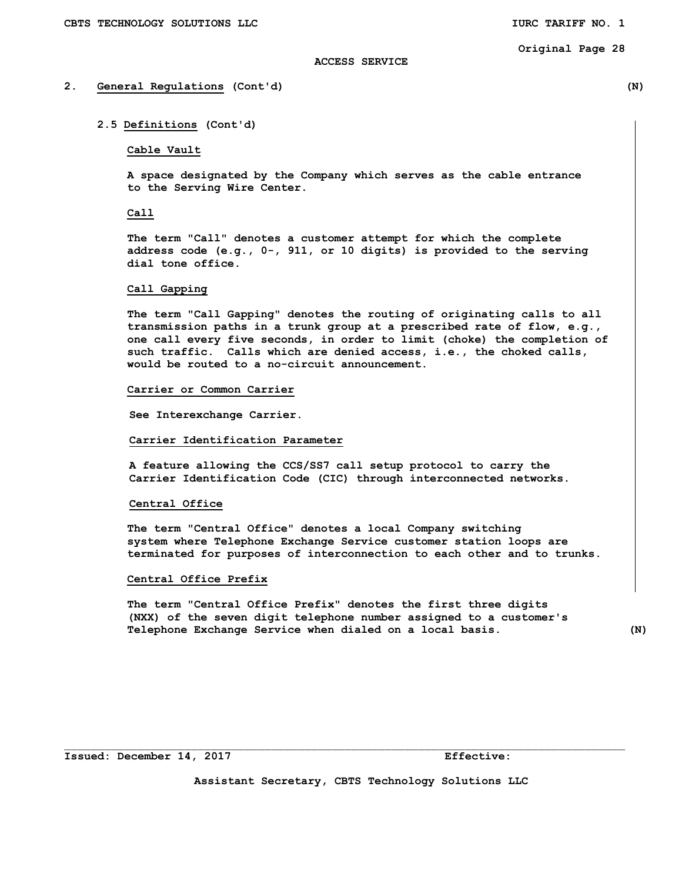ACCESS SERVICE

## 2. General Regulations (Cont'd) (N)

### 2.5 Definitions (Cont'd)

**Cable Vault**

A space designated by the Company which serves as the cable entrance to the Serving Wire Center.

**Call**

The term "Call" denotes a customer attempt for which the complete address code (e.g., 0-, 911, or 10 digits) is provided to the serving dial tone office.

**Call Gapping**

The term "Call Gapping" denotes the routing of originating calls to all transmission paths in a trunk group at a prescribed rate of flow, e.g., one call every five seconds, in order to limit (choke) the completion of such traffic. Calls which are denied access, i.e., the choked calls, would be routed to a no-circuit announcement.

**Carrier or Common Carrier**

See Interexchange Carrier.

**Carrier Identification Parameter**

A feature allowing the CCS/SS7 call setup protocol to carry the Carrier Identification Code (CIC) through interconnected networks.

**Central Office**

The term "Central Office" denotes a local Company switching system where Telephone Exchange Service customer station loops are terminated for purposes of interconnection to each other and to trunks.

**Central Office Prefix**

The term "Central Office Prefix" denotes the first three digits (NXX) of the seven digit telephone number assigned to a customer's Telephone Exchange Service when dialed on a local basis. (N)

Issued: December 14, 2017 Effective:

Assistant Secretary, CBTS Technology Solutions LLC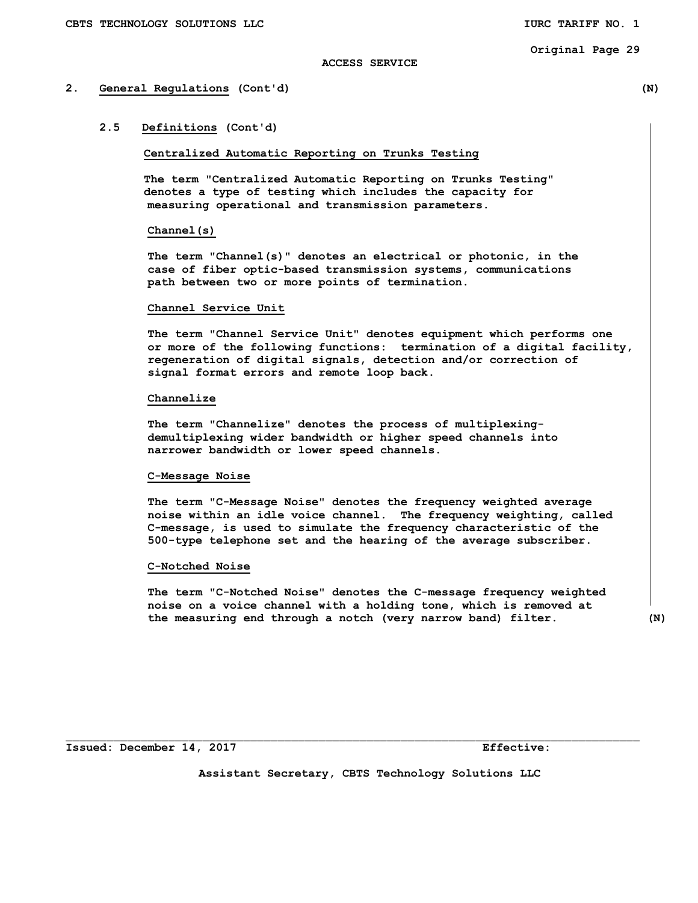ACCESS SERVICE

## 2. General Regulations (Cont'd) (N)

### 2.5 Definitions (Cont'd)

**Centralized Automatic Reporting on Trunks Testing**

The term "Centralized Automatic Reporting on Trunks Testing" denotes a type of testing which includes the capacity for measuring operational and transmission parameters.

**Channel(s)**

The term "Channel(s)" denotes an electrical or photonic, in the case of fiber optic-based transmission systems, communications path between two or more points of termination.

**Channel Service Unit**

The term "Channel Service Unit" denotes equipment which performs one or more of the following functions: termination of a digital facility, regeneration of digital signals, detection and/or correction of signal format errors and remote loop back.

**Channelize**

The term "Channelize" denotes the process of multiplexing-demultiplexing wider bandwidth or higher speed channels into narrower bandwidth or lower speed channels.

**C-Message Noise**

The term "C-Message Noise" denotes the frequency weighted average noise within an idle voice channel. The frequency weighting, called C-message, is used to simulate the frequency characteristic of the 500-type telephone set and the hearing of the average subscriber.

**C-Notched Noise**

The term "C-Notched Noise" denotes the C-message frequency weighted noise on a voice channel with a holding tone, which is removed at the measuring end through a notch (very narrow band) filter. (N)

Issued: December 14, 2017 Effective:

Assistant Secretary, CBTS Technology Solutions LLC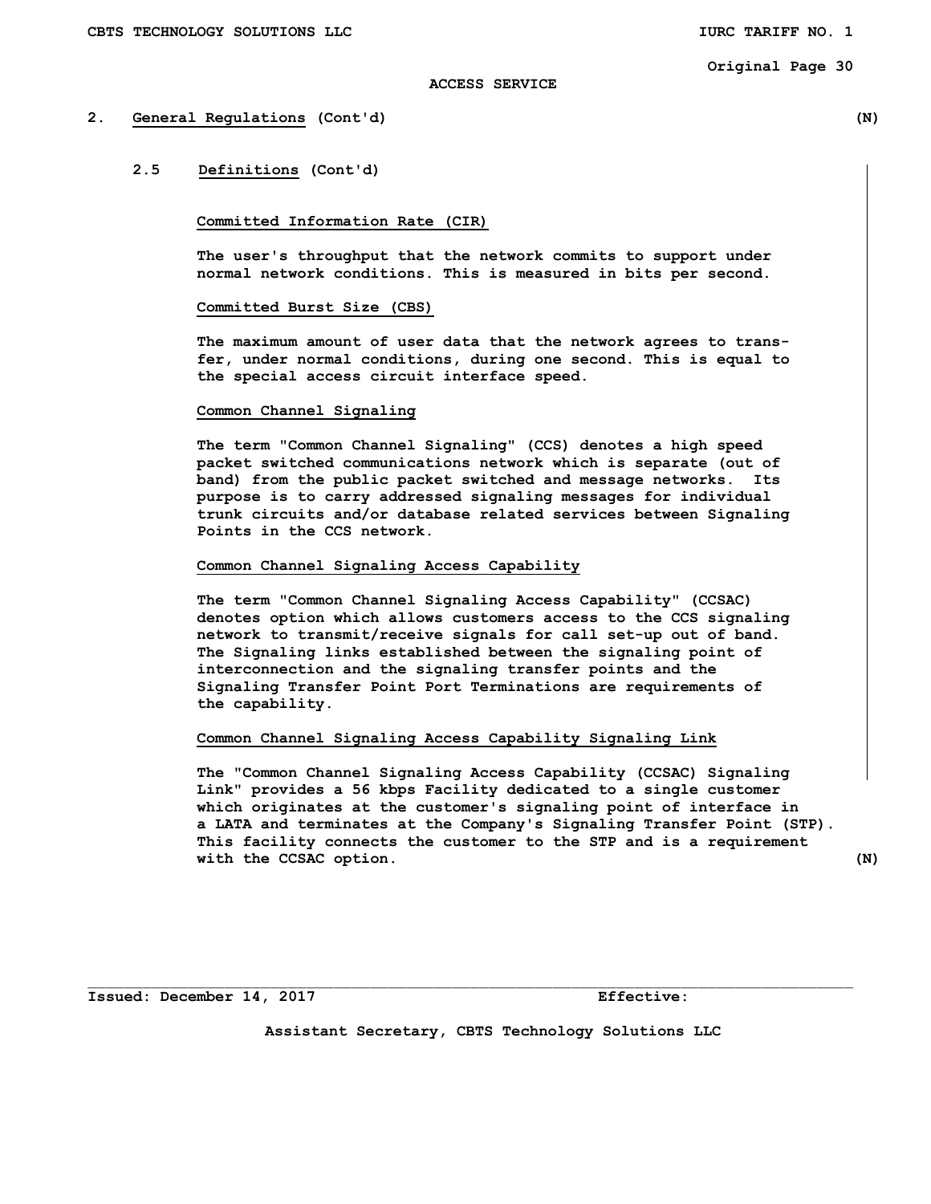ACCESS SERVICE

## 2. General Regulations (Cont'd) (N)

### 2.5 Definitions (Cont'd)

**Committed Information Rate (CIR)**

The user's throughput that the network commits to support under normal network conditions. This is measured in bits per second.

**Committed Burst Size (CBS)**

The maximum amount of user data that the network agrees to transfer, under normal conditions, during one second. This is equal to the special access circuit interface speed.

**Common Channel Signaling**

The term "Common Channel Signaling" (CCS) denotes a high speed packet switched communications network which is separate (out of band) from the public packet switched and message networks. Its purpose is to carry addressed signaling messages for individual trunk circuits and/or database related services between Signaling Points in the CCS network.

**Common Channel Signaling Access Capability**

The term "Common Channel Signaling Access Capability" (CCSAC) denotes option which allows customers access to the CCS signaling network to transmit/receive signals for call set-up out of band. The Signaling links established between the signaling point of interconnection and the signaling transfer points and the Signaling Transfer Point Port Terminations are requirements of the capability.

**Common Channel Signaling Access Capability Signaling Link**

The "Common Channel Signaling Access Capability (CCSAC) Signaling Link" provides a 56 kbps Facility dedicated to a single customer which originates at the customer's signaling point of interface in a LATA and terminates at the Company's Signaling Transfer Point (STP). This facility connects the customer to the STP and is a requirement with the CCSAC option. (N)

Issued: December 14, 2017 Effective:

Assistant Secretary, CBTS Technology Solutions LLC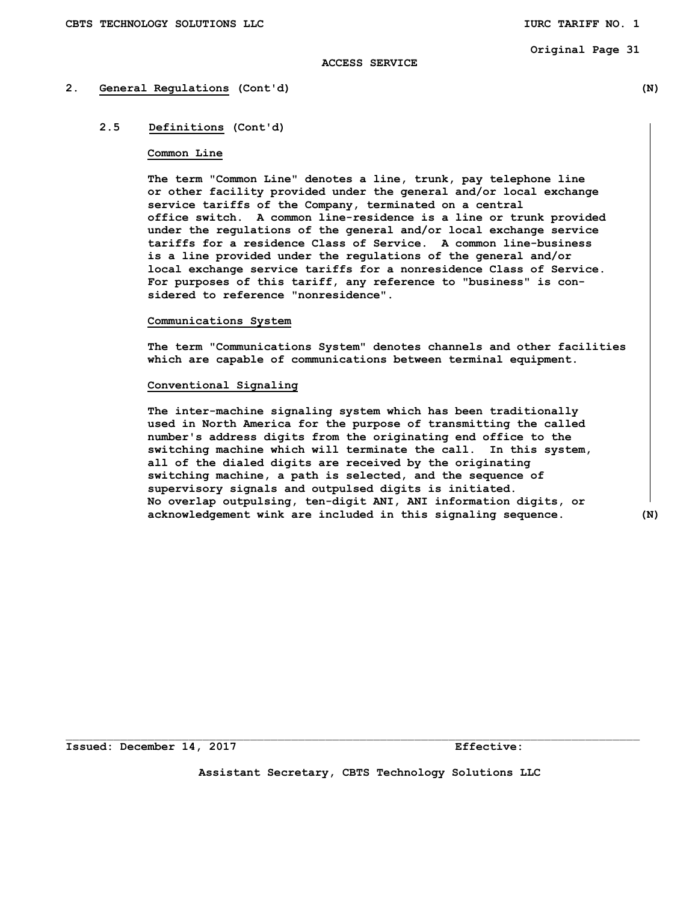## 2. General Regulations (Cont'd) (N)

### 2.5 Definitions (Cont'd)

**Common Line**

The term "Common Line" denotes a line, trunk, pay telephone line or other facility provided under the general and/or local exchange service tariffs of the Company, terminated on a central office switch. A common line-residence is a line or trunk provided under the regulations of the general and/or local exchange service tariffs for a residence Class of Service. A common line-business is a line provided under the regulations of the general and/or local exchange service tariffs for a nonresidence Class of Service. For purposes of this tariff, any reference to "business" is considered to reference "nonresidence".

**Communications System**

The term "Communications System" denotes channels and other facilities which are capable of communications between terminal equipment.

**Conventional Signaling**

The inter-machine signaling system which has been traditionally used in North America for the purpose of transmitting the called number's address digits from the originating end office to the switching machine which will terminate the call. In this system, all of the dialed digits are received by the originating switching machine, a path is selected, and the sequence of supervisory signals and outpulsed digits is initiated. No overlap outpulsing, ten-digit ANI, ANI information digits, or acknowledgement wink are included in this signaling sequence. (N)

Issued: December 14, 2017 Effective:

Assistant Secretary, CBTS Technology Solutions LLC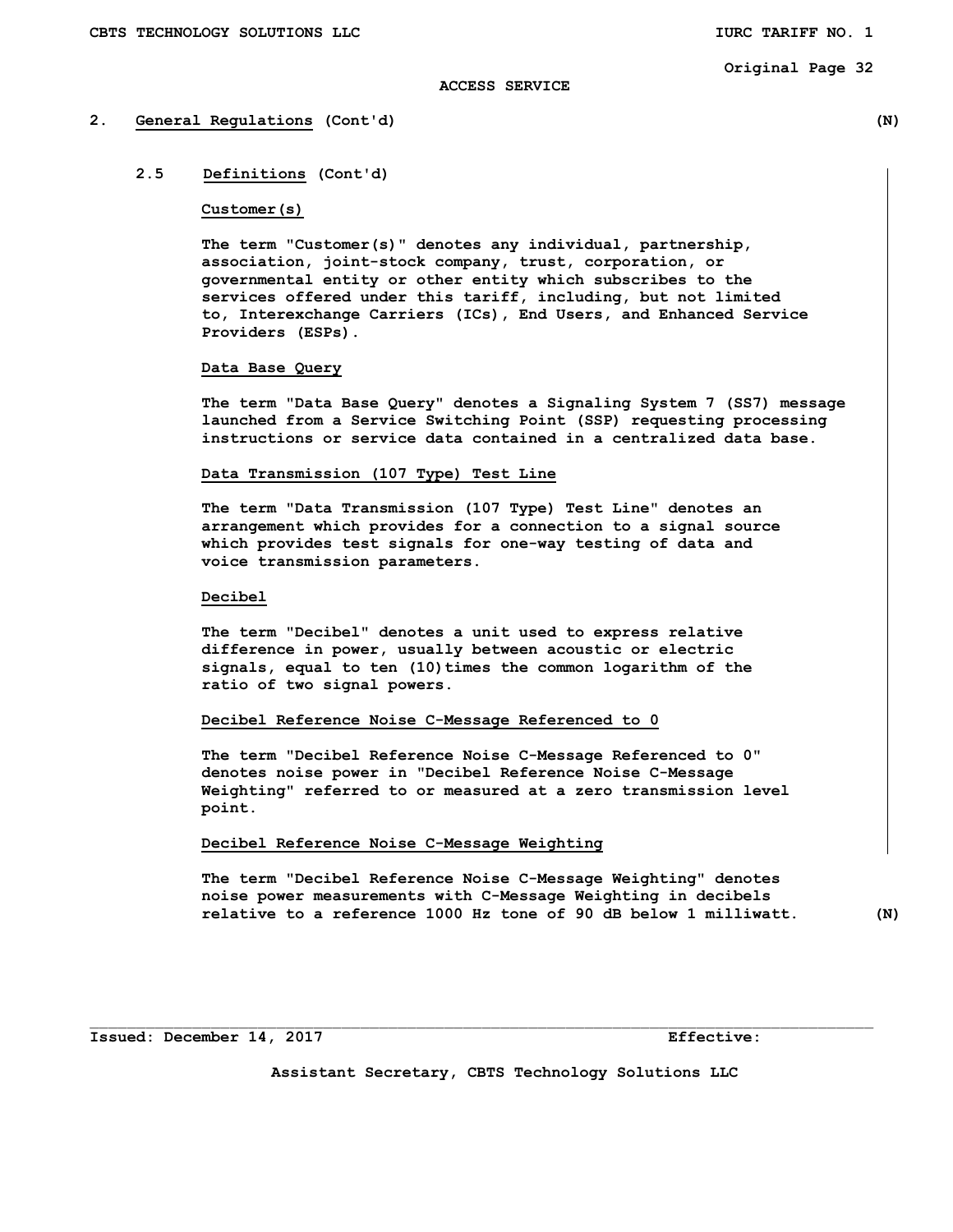ACCESS SERVICE

## 2. General Regulations (Cont'd) (N)

### 2.5 Definitions (Cont'd)

**Customer(s)**

The term "Customer(s)" denotes any individual, partnership, association, joint-stock company, trust, corporation, or governmental entity or other entity which subscribes to the services offered under this tariff, including, but not limited to, Interexchange Carriers (ICs), End Users, and Enhanced Service Providers (ESPs).

**Data Base Query**

The term "Data Base Query" denotes a Signaling System 7 (SS7) message launched from a Service Switching Point (SSP) requesting processing instructions or service data contained in a centralized data base.

**Data Transmission (107 Type) Test Line**

The term "Data Transmission (107 Type) Test Line" denotes an arrangement which provides for a connection to a signal source which provides test signals for one-way testing of data and voice transmission parameters.

**Decibel**

The term "Decibel" denotes a unit used to express relative difference in power, usually between acoustic or electric signals, equal to ten (10)times the common logarithm of the ratio of two signal powers.

**Decibel Reference Noise C-Message Referenced to 0**

The term "Decibel Reference Noise C-Message Referenced to 0" denotes noise power in "Decibel Reference Noise C-Message Weighting" referred to or measured at a zero transmission level point.

**Decibel Reference Noise C-Message Weighting**

The term "Decibel Reference Noise C-Message Weighting" denotes noise power measurements with C-Message Weighting in decibels relative to a reference 1000 Hz tone of 90 dB below 1 milliwatt. (N)

Issued: December 14, 2017 Effective:

Assistant Secretary, CBTS Technology Solutions LLC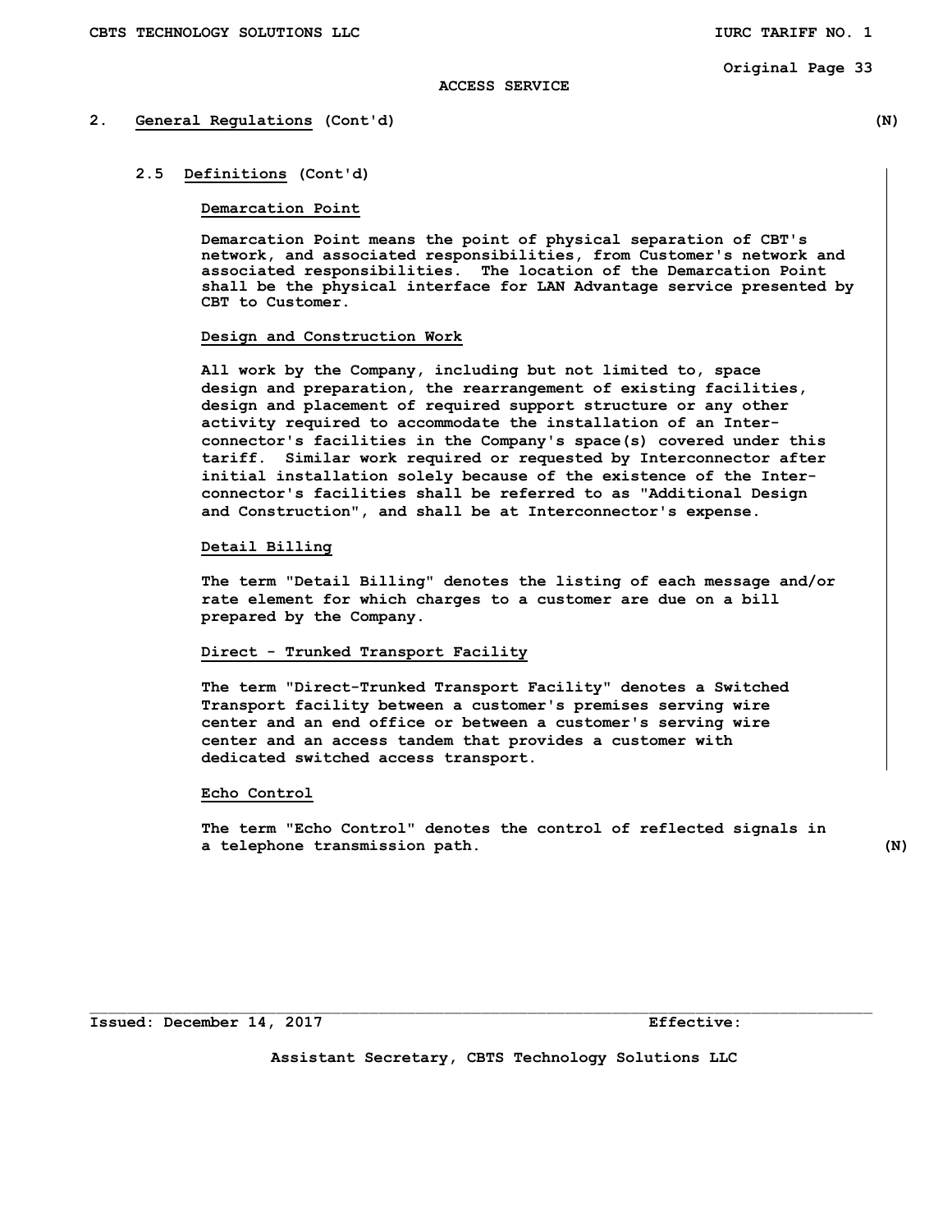ACCESS SERVICE

## 2. General Regulations (Cont'd) (N)

### 2.5 Definitions (Cont'd)

**Demarcation Point**

Demarcation Point means the point of physical separation of CBT's network, and associated responsibilities, from Customer's network and associated responsibilities. The location of the Demarcation Point shall be the physical interface for LAN Advantage service presented by CBT to Customer.

**Design and Construction Work**

All work by the Company, including but not limited to, space design and preparation, the rearrangement of existing facilities, design and placement of required support structure or any other activity required to accommodate the installation of an Interconnector's facilities in the Company's space(s) covered under this tariff. Similar work required or requested by Interconnector after initial installation solely because of the existence of the Interconnector's facilities shall be referred to as "Additional Design and Construction", and shall be at Interconnector's expense.

**Detail Billing**

The term "Detail Billing" denotes the listing of each message and/or rate element for which charges to a customer are due on a bill prepared by the Company.

**Direct - Trunked Transport Facility**

The term "Direct-Trunked Transport Facility" denotes a Switched Transport facility between a customer's premises serving wire center and an end office or between a customer's serving wire center and an access tandem that provides a customer with dedicated switched access transport.

**Echo Control**

The term "Echo Control" denotes the control of reflected signals in a telephone transmission path. (N)

Issued: December 14, 2017 Effective:

Assistant Secretary, CBTS Technology Solutions LLC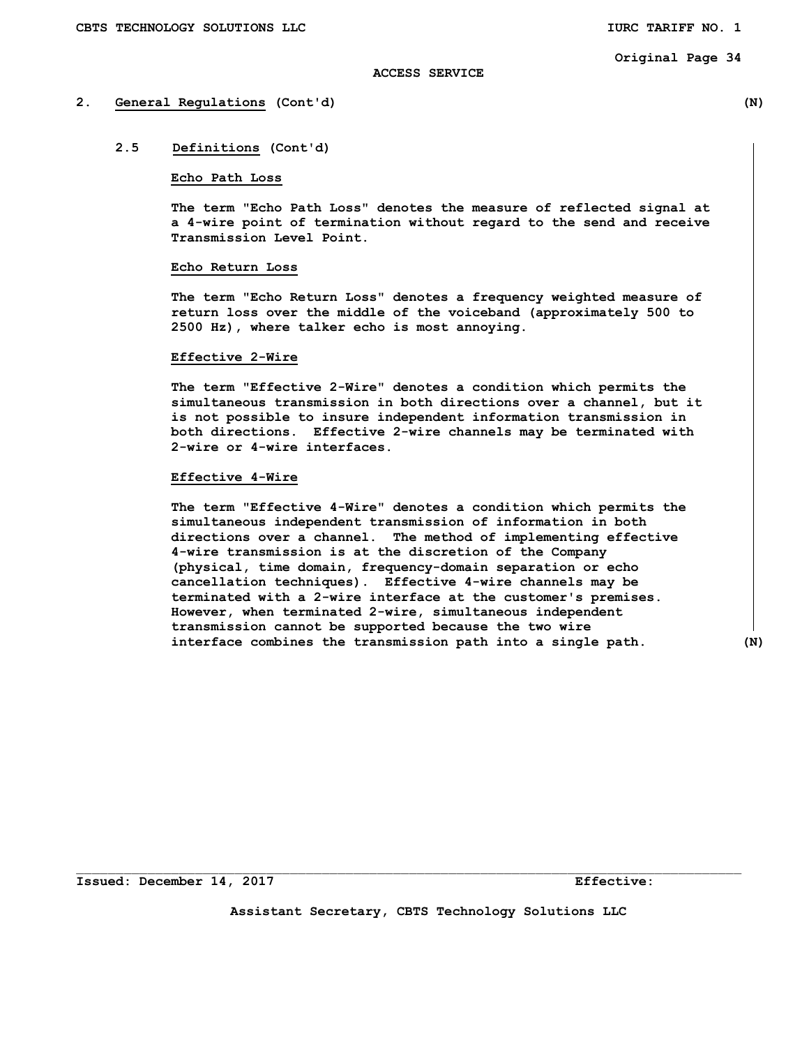ACCESS SERVICE

## 2. General Regulations (Cont'd) (N)

### 2.5 Definitions (Cont'd)

**Echo Path Loss**

The term "Echo Path Loss" denotes the measure of reflected signal at a 4-wire point of termination without regard to the send and receive Transmission Level Point.

**Echo Return Loss**

The term "Echo Return Loss" denotes a frequency weighted measure of return loss over the middle of the voiceband (approximately 500 to 2500 Hz), where talker echo is most annoying.

**Effective 2-Wire**

The term "Effective 2-Wire" denotes a condition which permits the simultaneous transmission in both directions over a channel, but it is not possible to insure independent information transmission in both directions. Effective 2-wire channels may be terminated with 2-wire or 4-wire interfaces.

**Effective 4-Wire**

The term "Effective 4-Wire" denotes a condition which permits the simultaneous independent transmission of information in both directions over a channel. The method of implementing effective 4-wire transmission is at the discretion of the Company (physical, time domain, frequency-domain separation or echo cancellation techniques). Effective 4-wire channels may be terminated with a 2-wire interface at the customer's premises. However, when terminated 2-wire, simultaneous independent transmission cannot be supported because the two wire interface combines the transmission path into a single path. (N)

Issued: December 14, 2017 Effective:

Assistant Secretary, CBTS Technology Solutions LLC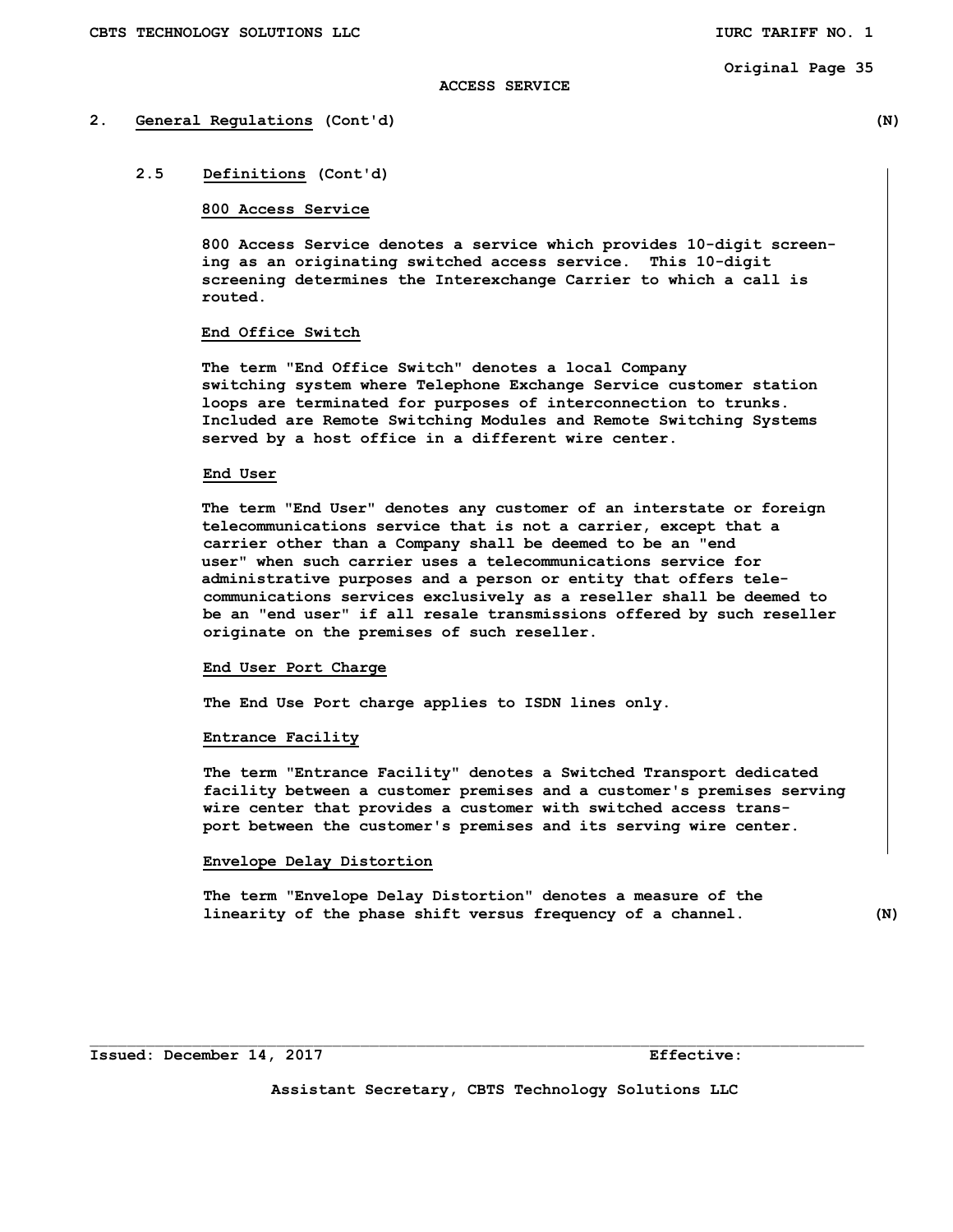ACCESS SERVICE

## 2. General Regulations (Cont'd) (N)

### 2.5 Definitions (Cont'd)

**800 Access Service**

800 Access Service denotes a service which provides 10-digit screening as an originating switched access service. This 10-digit screening determines the Interexchange Carrier to which a call is routed.

**End Office Switch**

The term "End Office Switch" denotes a local Company switching system where Telephone Exchange Service customer station loops are terminated for purposes of interconnection to trunks. Included are Remote Switching Modules and Remote Switching Systems served by a host office in a different wire center.

**End User**

The term "End User" denotes any customer of an interstate or foreign telecommunications service that is not a carrier, except that a carrier other than a Company shall be deemed to be an "end user" when such carrier uses a telecommunications service for administrative purposes and a person or entity that offers telecommunications services exclusively as a reseller shall be deemed to be an "end user" if all resale transmissions offered by such reseller originate on the premises of such reseller.

**End User Port Charge**

The End Use Port charge applies to ISDN lines only.

**Entrance Facility**

The term "Entrance Facility" denotes a Switched Transport dedicated facility between a customer premises and a customer's premises serving wire center that provides a customer with switched access transport between the customer's premises and its serving wire center.

**Envelope Delay Distortion**

The term "Envelope Delay Distortion" denotes a measure of the linearity of the phase shift versus frequency of a channel. (N)

Issued: December 14, 2017 Effective:

Assistant Secretary, CBTS Technology Solutions LLC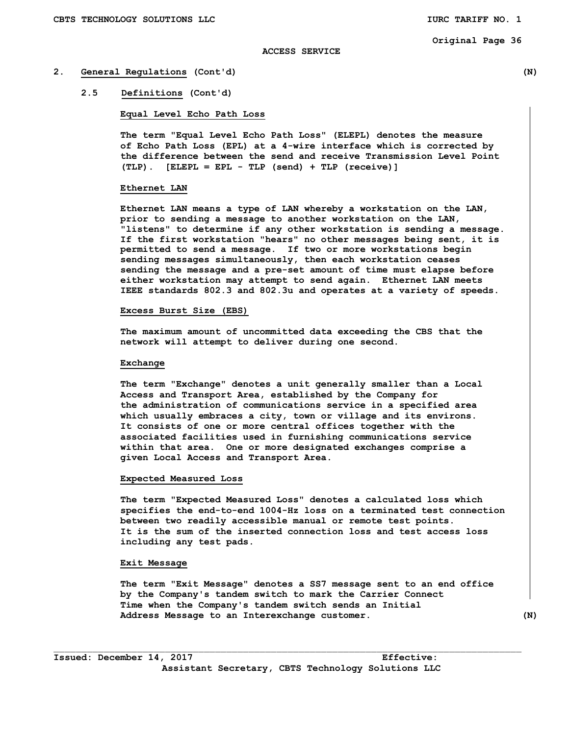## 2. General Regulations (Cont'd) (N)

### 2.5 Definitions (Cont'd)

**Equal Level Echo Path Loss**

The term "Equal Level Echo Path Loss" (ELEPL) denotes the measure of Echo Path Loss (EPL) at a 4-wire interface which is corrected by the difference between the send and receive Transmission Level Point (TLP). [ELEPL = EPL - TLP (send) + TLP (receive)]

**Ethernet LAN**

Ethernet LAN means a type of LAN whereby a workstation on the LAN, prior to sending a message to another workstation on the LAN, "listens" to determine if any other workstation is sending a message. If the first workstation "hears" no other messages being sent, it is permitted to send a message. If two or more workstations begin sending messages simultaneously, then each workstation ceases sending the message and a pre-set amount of time must elapse before either workstation may attempt to send again. Ethernet LAN meets IEEE standards 802.3 and 802.3u and operates at a variety of speeds.

**Excess Burst Size (EBS)**

The maximum amount of uncommitted data exceeding the CBS that the network will attempt to deliver during one second.

**Exchange**

The term "Exchange" denotes a unit generally smaller than a Local Access and Transport Area, established by the Company for the administration of communications service in a specified area which usually embraces a city, town or village and its environs. It consists of one or more central offices together with the associated facilities used in furnishing communications service within that area. One or more designated exchanges comprise a given Local Access and Transport Area.

**Expected Measured Loss**

The term "Expected Measured Loss" denotes a calculated loss which specifies the end-to-end 1004-Hz loss on a terminated test connection between two readily accessible manual or remote test points. It is the sum of the inserted connection loss and test access loss including any test pads.

**Exit Message**

The term "Exit Message" denotes a SS7 message sent to an end office by the Company's tandem switch to mark the Carrier Connect Time when the Company's tandem switch sends an Initial Address Message to an Interexchange customer. (N)

Issued: December 14, 2017 Effective:

Assistant Secretary, CBTS Technology Solutions LLC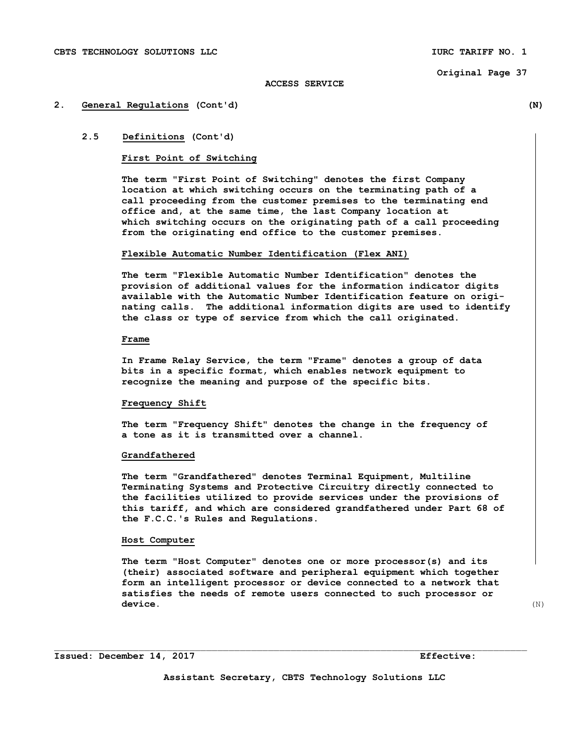## 2. General Regulations (Cont'd) (N)

### 2.5 Definitions (Cont'd)

**First Point of Switching**

The term "First Point of Switching" denotes the first Company location at which switching occurs on the terminating path of a call proceeding from the customer premises to the terminating end office and, at the same time, the last Company location at which switching occurs on the originating path of a call proceeding from the originating end office to the customer premises.

**Flexible Automatic Number Identification (Flex ANI)**

The term "Flexible Automatic Number Identification" denotes the provision of additional values for the information indicator digits available with the Automatic Number Identification feature on originating calls. The additional information digits are used to identify the class or type of service from which the call originated.

**Frame**

In Frame Relay Service, the term "Frame" denotes a group of data bits in a specific format, which enables network equipment to recognize the meaning and purpose of the specific bits.

**Frequency Shift**

The term "Frequency Shift" denotes the change in the frequency of a tone as it is transmitted over a channel.

**Grandfathered**

The term "Grandfathered" denotes Terminal Equipment, Multiline Terminating Systems and Protective Circuitry directly connected to the facilities utilized to provide services under the provisions of this tariff, and which are considered grandfathered under Part 68 of the F.C.C.'s Rules and Regulations.

**Host Computer**

The term "Host Computer" denotes one or more processor(s) and its (their) associated software and peripheral equipment which together form an intelligent processor or device connected to a network that satisfies the needs of remote users connected to such processor or device. (N)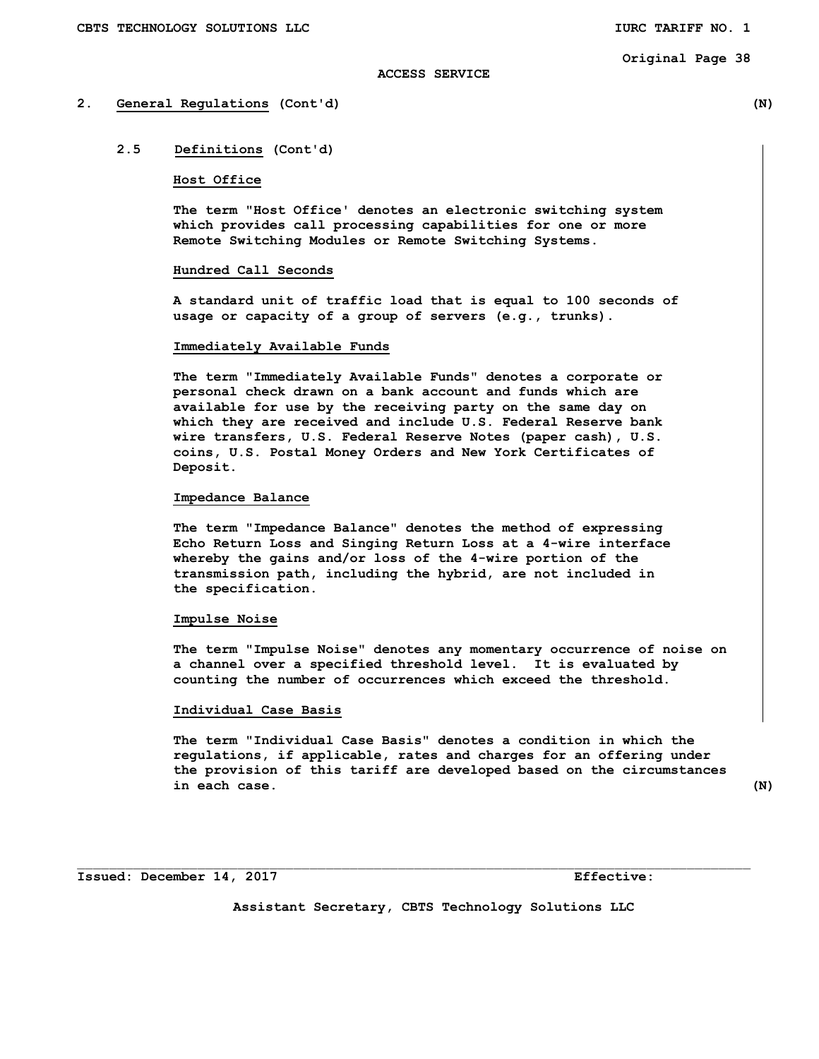ACCESS SERVICE

## 2. General Regulations (Cont'd) (N)

### 2.5 Definitions (Cont'd)

**Host Office**

The term "Host Office' denotes an electronic switching system which provides call processing capabilities for one or more Remote Switching Modules or Remote Switching Systems.

**Hundred Call Seconds**

A standard unit of traffic load that is equal to 100 seconds of usage or capacity of a group of servers (e.g., trunks).

**Immediately Available Funds**

The term "Immediately Available Funds" denotes a corporate or personal check drawn on a bank account and funds which are available for use by the receiving party on the same day on which they are received and include U.S. Federal Reserve bank wire transfers, U.S. Federal Reserve Notes (paper cash), U.S. coins, U.S. Postal Money Orders and New York Certificates of Deposit.

**Impedance Balance**

The term "Impedance Balance" denotes the method of expressing Echo Return Loss and Singing Return Loss at a 4-wire interface whereby the gains and/or loss of the 4-wire portion of the transmission path, including the hybrid, are not included in the specification.

**Impulse Noise**

The term "Impulse Noise" denotes any momentary occurrence of noise on a channel over a specified threshold level. It is evaluated by counting the number of occurrences which exceed the threshold.

**Individual Case Basis**

The term "Individual Case Basis" denotes a condition in which the regulations, if applicable, rates and charges for an offering under the provision of this tariff are developed based on the circumstances in each case. (N)

Issued: December 14, 2017 Effective:

Assistant Secretary, CBTS Technology Solutions LLC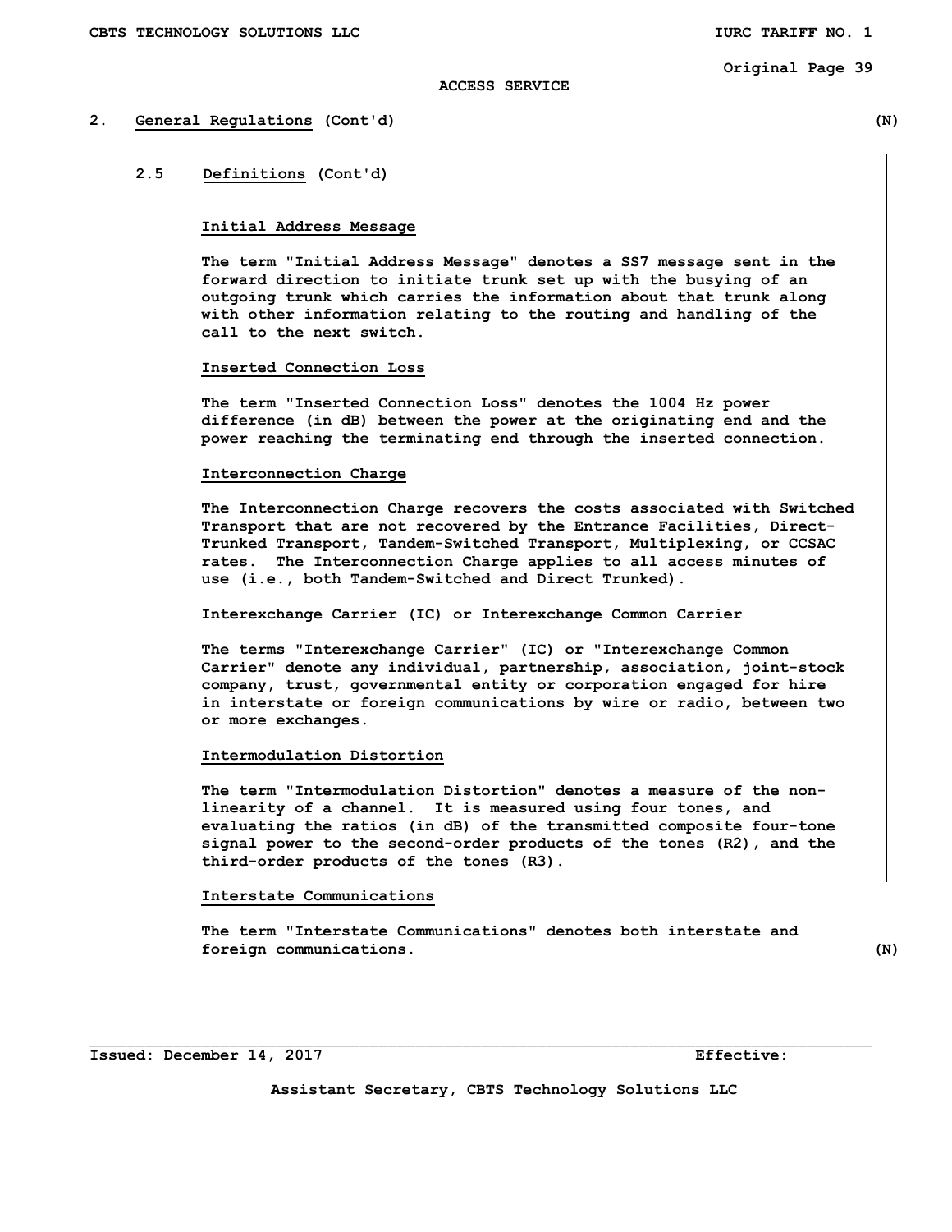ACCESS SERVICE

## 2. General Regulations (Cont'd) (N)

### 2.5 Definitions (Cont'd)

**Initial Address Message**

The term "Initial Address Message" denotes a SS7 message sent in the forward direction to initiate trunk set up with the busying of an outgoing trunk which carries the information about that trunk along with other information relating to the routing and handling of the call to the next switch.

**Inserted Connection Loss**

The term "Inserted Connection Loss" denotes the 1004 Hz power difference (in dB) between the power at the originating end and the power reaching the terminating end through the inserted connection.

**Interconnection Charge**

The Interconnection Charge recovers the costs associated with Switched Transport that are not recovered by the Entrance Facilities, Direct-Trunked Transport, Tandem-Switched Transport, Multiplexing, or CCSAC rates. The Interconnection Charge applies to all access minutes of use (i.e., both Tandem-Switched and Direct Trunked).

**Interexchange Carrier (IC) or Interexchange Common Carrier**

The terms "Interexchange Carrier" (IC) or "Interexchange Common Carrier" denote any individual, partnership, association, joint-stock company, trust, governmental entity or corporation engaged for hire in interstate or foreign communications by wire or radio, between two or more exchanges.

**Intermodulation Distortion**

The term "Intermodulation Distortion" denotes a measure of the non-linearity of a channel. It is measured using four tones, and evaluating the ratios (in dB) of the transmitted composite four-tone signal power to the second-order products of the tones (R2), and the third-order products of the tones (R3).

**Interstate Communications**

The term "Interstate Communications" denotes both interstate and foreign communications. (N)

Issued: December 14, 2017 Effective:

Assistant Secretary, CBTS Technology Solutions LLC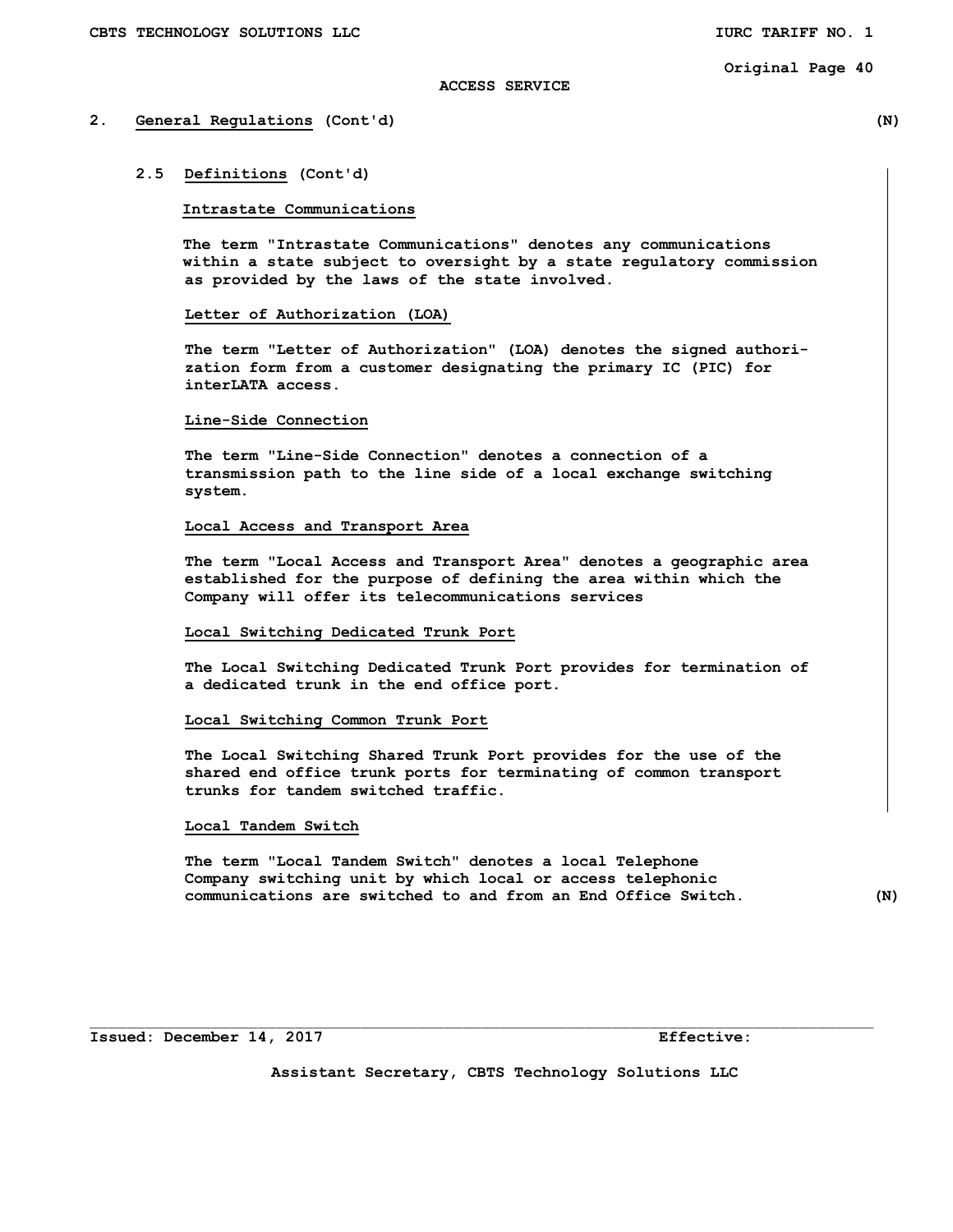ACCESS SERVICE

## 2. General Regulations (Cont'd) (N)

### 2.5 Definitions (Cont'd)

**Intrastate Communications**

The term "Intrastate Communications" denotes any communications within a state subject to oversight by a state regulatory commission as provided by the laws of the state involved.

**Letter of Authorization (LOA)**

The term "Letter of Authorization" (LOA) denotes the signed authorization form from a customer designating the primary IC (PIC) for interLATA access.

**Line-Side Connection**

The term "Line-Side Connection" denotes a connection of a transmission path to the line side of a local exchange switching system.

**Local Access and Transport Area**

The term "Local Access and Transport Area" denotes a geographic area established for the purpose of defining the area within which the Company will offer its telecommunications services

**Local Switching Dedicated Trunk Port**

The Local Switching Dedicated Trunk Port provides for termination of a dedicated trunk in the end office port.

**Local Switching Common Trunk Port**

The Local Switching Shared Trunk Port provides for the use of the shared end office trunk ports for terminating of common transport trunks for tandem switched traffic.

**Local Tandem Switch**

The term "Local Tandem Switch" denotes a local Telephone Company switching unit by which local or access telephonic communications are switched to and from an End Office Switch. (N)

Issued: December 14, 2017 Effective:

Assistant Secretary, CBTS Technology Solutions LLC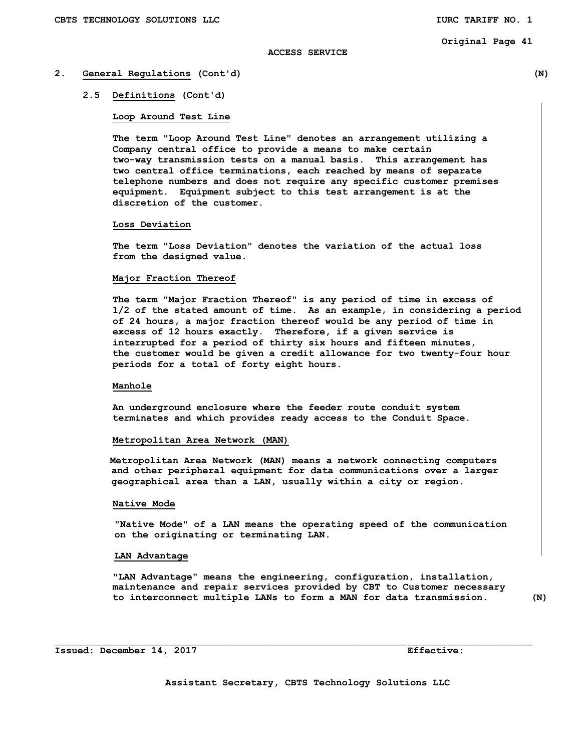ACCESS SERVICE

## 2. General Regulations (Cont'd) (N)

### 2.5 Definitions (Cont'd)

**Loop Around Test Line**

The term "Loop Around Test Line" denotes an arrangement utilizing a Company central office to provide a means to make certain two-way transmission tests on a manual basis. This arrangement has two central office terminations, each reached by means of separate telephone numbers and does not require any specific customer premises equipment. Equipment subject to this test arrangement is at the discretion of the customer.

**Loss Deviation**

The term "Loss Deviation" denotes the variation of the actual loss from the designed value.

**Major Fraction Thereof**

The term "Major Fraction Thereof" is any period of time in excess of 1/2 of the stated amount of time. As an example, in considering a period of 24 hours, a major fraction thereof would be any period of time in excess of 12 hours exactly. Therefore, if a given service is interrupted for a period of thirty six hours and fifteen minutes, the customer would be given a credit allowance for two twenty-four hour periods for a total of forty eight hours.

**Manhole**

An underground enclosure where the feeder route conduit system terminates and which provides ready access to the Conduit Space.

**Metropolitan Area Network (MAN)**

Metropolitan Area Network (MAN) means a network connecting computers and other peripheral equipment for data communications over a larger geographical area than a LAN, usually within a city or region.

**Native Mode**

"Native Mode" of a LAN means the operating speed of the communication on the originating or terminating LAN.

**LAN Advantage**

"LAN Advantage" means the engineering, configuration, installation, maintenance and repair services provided by CBT to Customer necessary to interconnect multiple LANs to form a MAN for data transmission. (N)

Issued: December 14, 2017 Effective:

Assistant Secretary, CBTS Technology Solutions LLC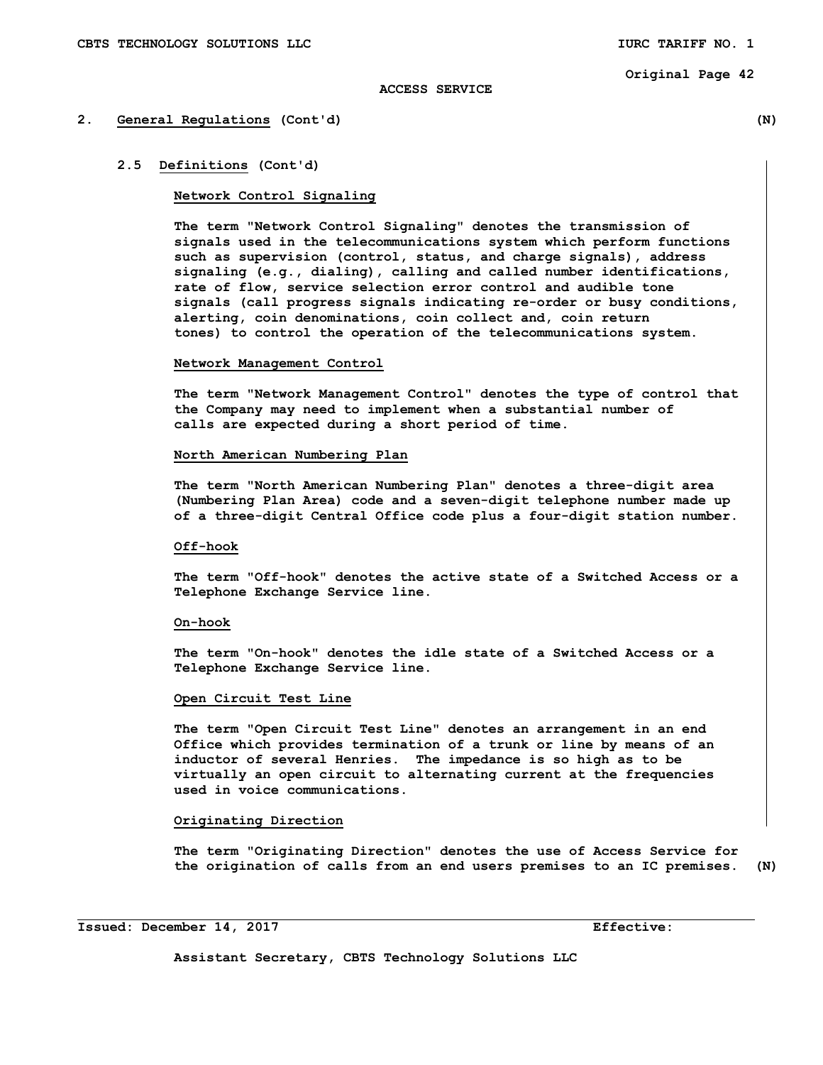## 2. General Regulations (Cont'd) (N)

### 2.5 Definitions (Cont'd)

**Network Control Signaling**

The term "Network Control Signaling" denotes the transmission of signals used in the telecommunications system which perform functions such as supervision (control, status, and charge signals), address signaling (e.g., dialing), calling and called number identifications, rate of flow, service selection error control and audible tone signals (call progress signals indicating re-order or busy conditions, alerting, coin denominations, coin collect and, coin return tones) to control the operation of the telecommunications system.

**Network Management Control**

The term "Network Management Control" denotes the type of control that the Company may need to implement when a substantial number of calls are expected during a short period of time.

**North American Numbering Plan**

The term "North American Numbering Plan" denotes a three-digit area (Numbering Plan Area) code and a seven-digit telephone number made up of a three-digit Central Office code plus a four-digit station number.

**Off-hook**

The term "Off-hook" denotes the active state of a Switched Access or a Telephone Exchange Service line.

**On-hook**

The term "On-hook" denotes the idle state of a Switched Access or a Telephone Exchange Service line.

**Open Circuit Test Line**

The term "Open Circuit Test Line" denotes an arrangement in an end Office which provides termination of a trunk or line by means of an inductor of several Henries. The impedance is so high as to be virtually an open circuit to alternating current at the frequencies used in voice communications.

**Originating Direction**

The term "Originating Direction" denotes the use of Access Service for the origination of calls from an end users premises to an IC premises. (N)

Issued: December 14, 2017 Effective:

Assistant Secretary, CBTS Technology Solutions LLC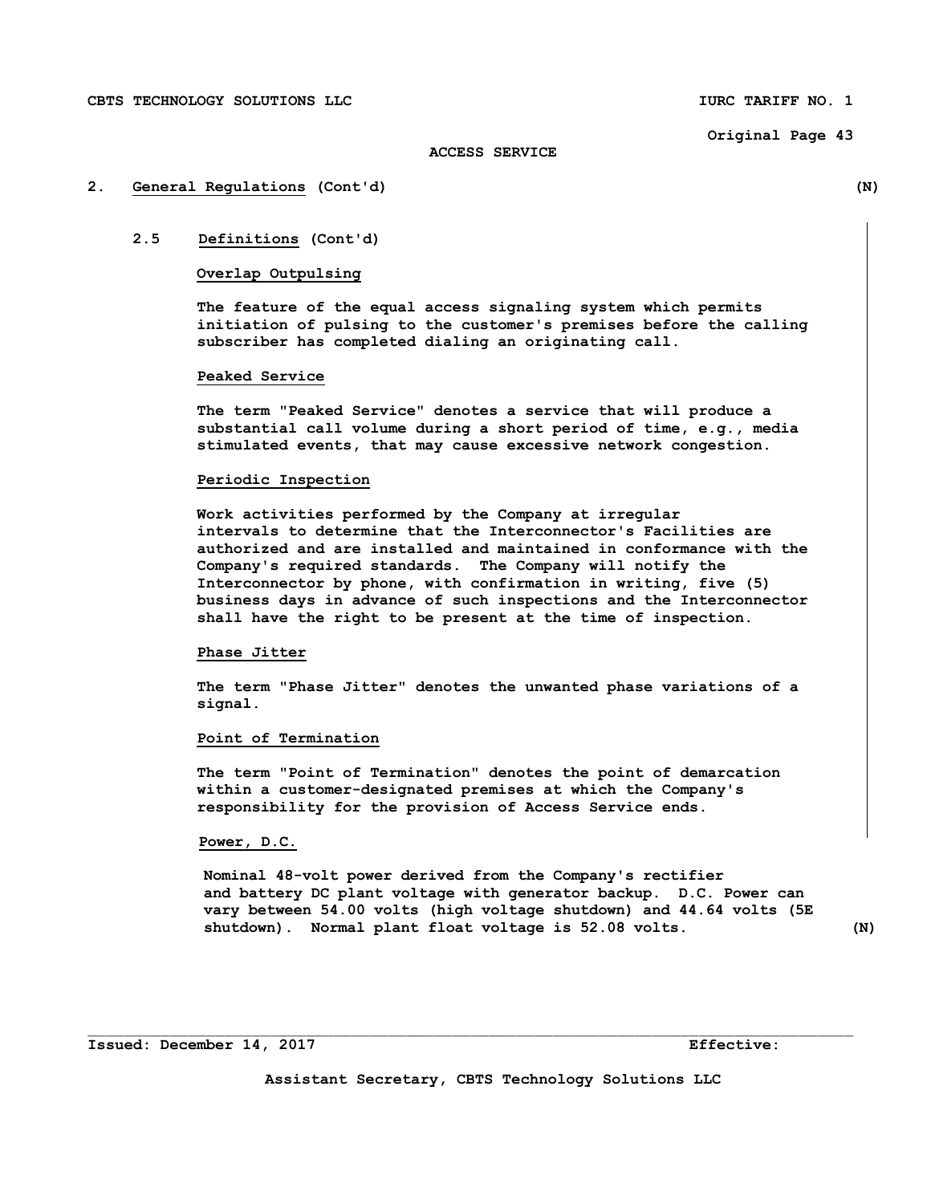ACCESS SERVICE

## 2. General Regulations (Cont'd) (N)

### 2.5 Definitions (Cont'd)

**Overlap Outpulsing**

The feature of the equal access signaling system which permits initiation of pulsing to the customer's premises before the calling subscriber has completed dialing an originating call.

**Peaked Service**

The term "Peaked Service" denotes a service that will produce a substantial call volume during a short period of time, e.g., media stimulated events, that may cause excessive network congestion.

**Periodic Inspection**

Work activities performed by the Company at irregular intervals to determine that the Interconnector's Facilities are authorized and are installed and maintained in conformance with the Company's required standards. The Company will notify the Interconnector by phone, with confirmation in writing, five (5) business days in advance of such inspections and the Interconnector shall have the right to be present at the time of inspection.

**Phase Jitter**

The term "Phase Jitter" denotes the unwanted phase variations of a signal.

**Point of Termination**

The term "Point of Termination" denotes the point of demarcation within a customer-designated premises at which the Company's responsibility for the provision of Access Service ends.

**Power, D.C.**

Nominal 48-volt power derived from the Company's rectifier and battery DC plant voltage with generator backup. D.C. Power can vary between 54.00 volts (high voltage shutdown) and 44.64 volts (5E shutdown). Normal plant float voltage is 52.08 volts. (N)

Issued: December 14, 2017 Effective:

Assistant Secretary, CBTS Technology Solutions LLC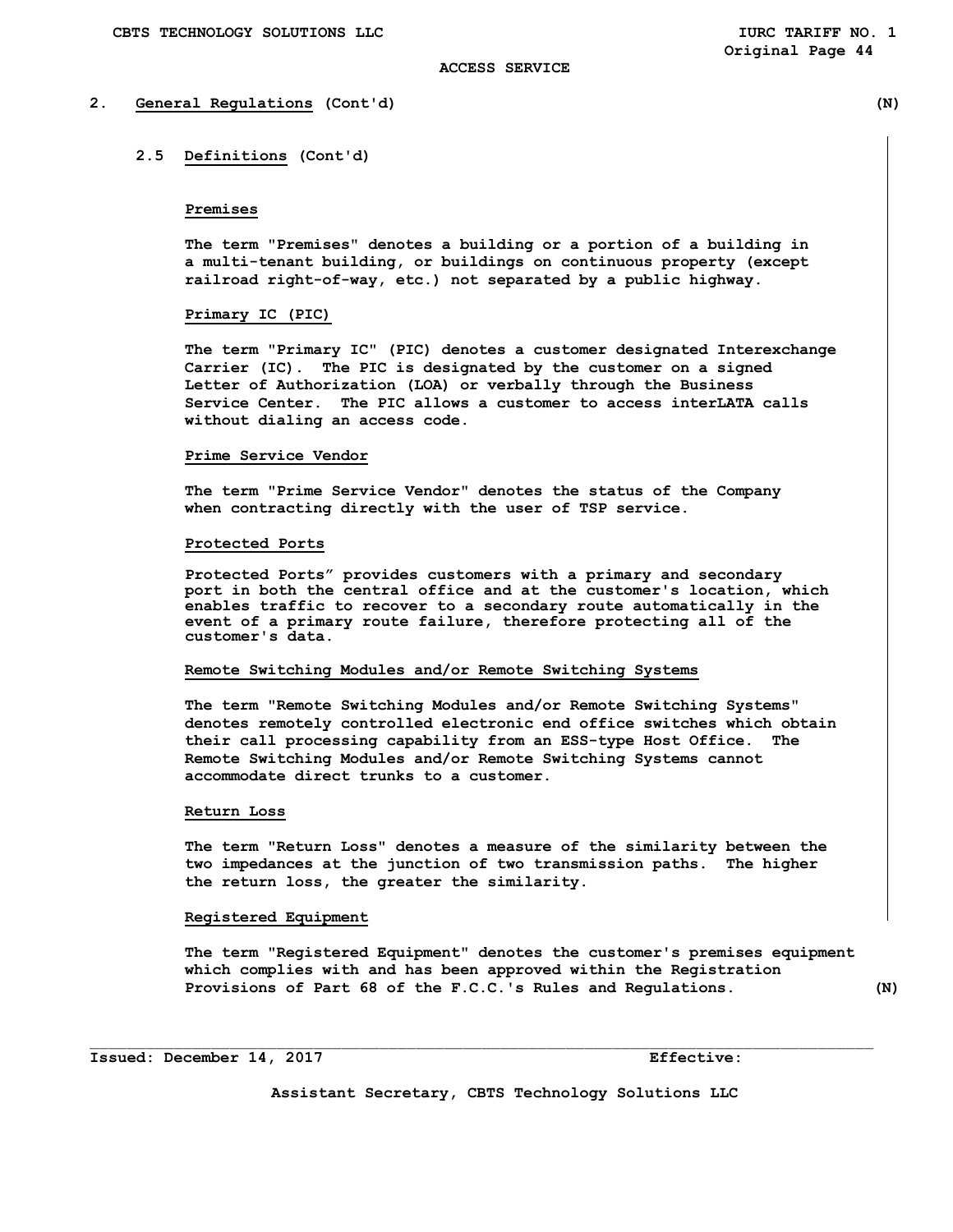## 2. General Regulations (Cont'd) (N)

### 2.5 Definitions (Cont'd)

**Premises**

The term "Premises" denotes a building or a portion of a building in a multi-tenant building, or buildings on continuous property (except railroad right-of-way, etc.) not separated by a public highway.

**Primary IC (PIC)**

The term "Primary IC" (PIC) denotes a customer designated Interexchange Carrier (IC). The PIC is designated by the customer on a signed Letter of Authorization (LOA) or verbally through the Business Service Center. The PIC allows a customer to access interLATA calls without dialing an access code.

**Prime Service Vendor**

The term "Prime Service Vendor" denotes the status of the Company when contracting directly with the user of TSP service.

**Protected Ports**

Protected Ports" provides customers with a primary and secondary port in both the central office and at the customer's location, which enables traffic to recover to a secondary route automatically in the event of a primary route failure, therefore protecting all of the customer's data.

**Remote Switching Modules and/or Remote Switching Systems**

The term "Remote Switching Modules and/or Remote Switching Systems" denotes remotely controlled electronic end office switches which obtain their call processing capability from an ESS-type Host Office. The Remote Switching Modules and/or Remote Switching Systems cannot accommodate direct trunks to a customer.

**Return Loss**

The term "Return Loss" denotes a measure of the similarity between the two impedances at the junction of two transmission paths. The higher the return loss, the greater the similarity.

**Registered Equipment**

The term "Registered Equipment" denotes the customer's premises equipment which complies with and has been approved within the Registration Provisions of Part 68 of the F.C.C.'s Rules and Regulations. (N)

Issued: December 14, 2017 Effective:

Assistant Secretary, CBTS Technology Solutions LLC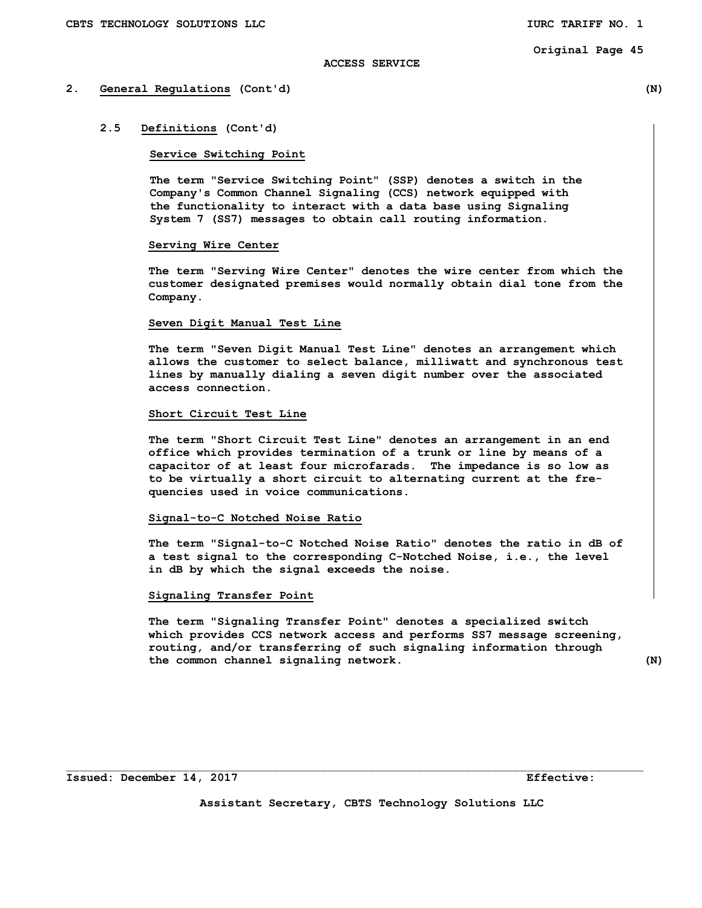ACCESS SERVICE

## 2. General Regulations (Cont'd) (N)

### 2.5 Definitions (Cont'd)

**Service Switching Point**

The term "Service Switching Point" (SSP) denotes a switch in the Company's Common Channel Signaling (CCS) network equipped with the functionality to interact with a data base using Signaling System 7 (SS7) messages to obtain call routing information.

**Serving Wire Center**

The term "Serving Wire Center" denotes the wire center from which the customer designated premises would normally obtain dial tone from the Company.

**Seven Digit Manual Test Line**

The term "Seven Digit Manual Test Line" denotes an arrangement which allows the customer to select balance, milliwatt and synchronous test lines by manually dialing a seven digit number over the associated access connection.

**Short Circuit Test Line**

The term "Short Circuit Test Line" denotes an arrangement in an end office which provides termination of a trunk or line by means of a capacitor of at least four microfarads. The impedance is so low as to be virtually a short circuit to alternating current at the frequencies used in voice communications.

**Signal-to-C Notched Noise Ratio**

The term "Signal-to-C Notched Noise Ratio" denotes the ratio in dB of a test signal to the corresponding C-Notched Noise, i.e., the level in dB by which the signal exceeds the noise.

**Signaling Transfer Point**

The term "Signaling Transfer Point" denotes a specialized switch which provides CCS network access and performs SS7 message screening, routing, and/or transferring of such signaling information through the common channel signaling network. (N)

Issued: December 14, 2017 Effective:

Assistant Secretary, CBTS Technology Solutions LLC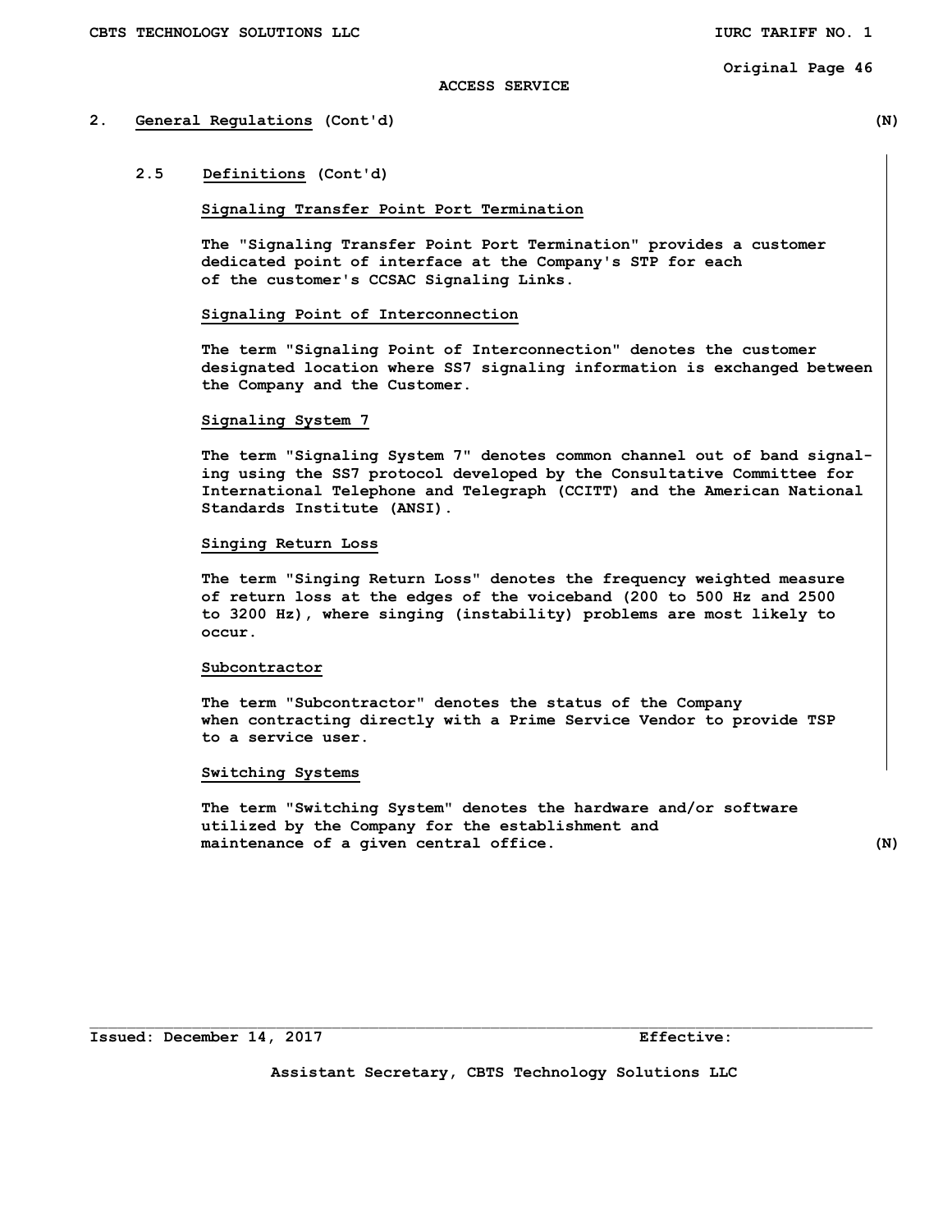ACCESS SERVICE

## 2. General Regulations (Cont'd) (N)

### 2.5 Definitions (Cont'd)

**Signaling Transfer Point Port Termination**

The "Signaling Transfer Point Port Termination" provides a customer dedicated point of interface at the Company's STP for each of the customer's CCSAC Signaling Links.

**Signaling Point of Interconnection**

The term "Signaling Point of Interconnection" denotes the customer designated location where SS7 signaling information is exchanged between the Company and the Customer.

**Signaling System 7**

The term "Signaling System 7" denotes common channel out of band signaling using the SS7 protocol developed by the Consultative Committee for International Telephone and Telegraph (CCITT) and the American National Standards Institute (ANSI).

**Singing Return Loss**

The term "Singing Return Loss" denotes the frequency weighted measure of return loss at the edges of the voiceband (200 to 500 Hz and 2500 to 3200 Hz), where singing (instability) problems are most likely to occur.

**Subcontractor**

The term "Subcontractor" denotes the status of the Company when contracting directly with a Prime Service Vendor to provide TSP to a service user.

**Switching Systems**

The term "Switching System" denotes the hardware and/or software utilized by the Company for the establishment and maintenance of a given central office. (N)

Issued: December 14, 2017 Effective:

Assistant Secretary, CBTS Technology Solutions LLC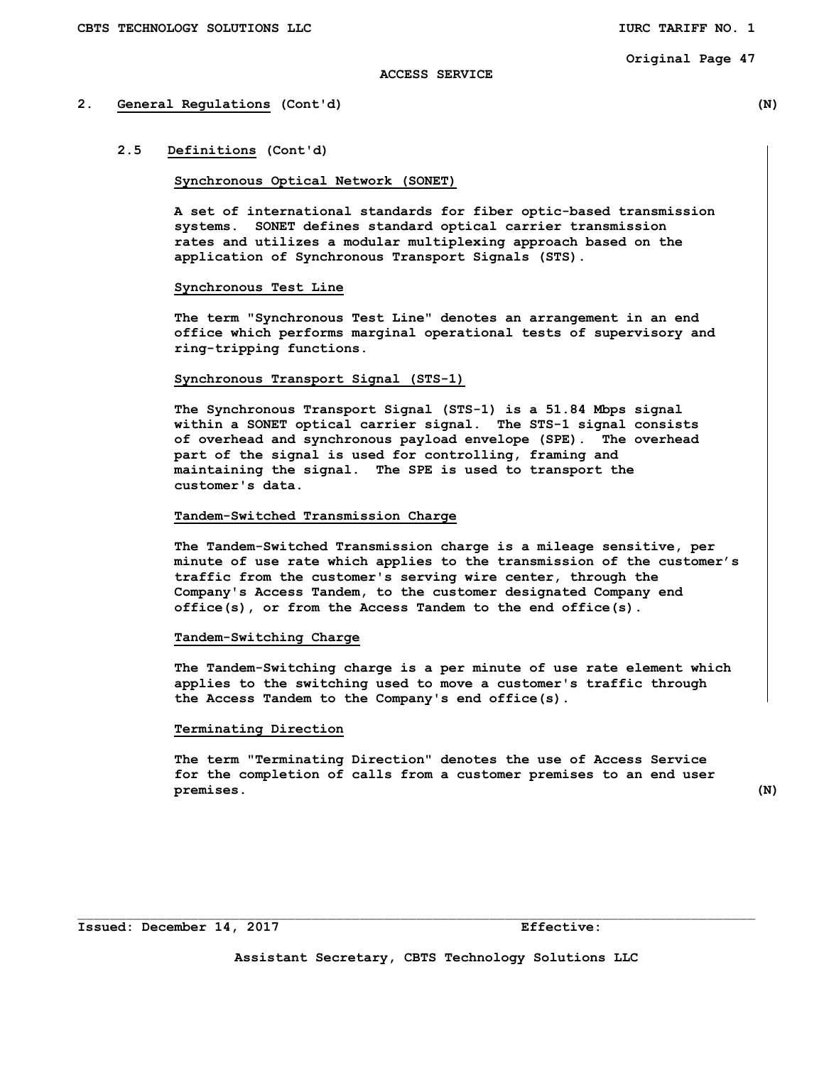ACCESS SERVICE

## 2. General Regulations (Cont'd) (N)

### 2.5 Definitions (Cont'd)

**Synchronous Optical Network (SONET)**

A set of international standards for fiber optic-based transmission systems. SONET defines standard optical carrier transmission rates and utilizes a modular multiplexing approach based on the application of Synchronous Transport Signals (STS).

**Synchronous Test Line**

The term "Synchronous Test Line" denotes an arrangement in an end office which performs marginal operational tests of supervisory and ring-tripping functions.

**Synchronous Transport Signal (STS-1)**

The Synchronous Transport Signal (STS-1) is a 51.84 Mbps signal within a SONET optical carrier signal. The STS-1 signal consists of overhead and synchronous payload envelope (SPE). The overhead part of the signal is used for controlling, framing and maintaining the signal. The SPE is used to transport the customer's data.

**Tandem-Switched Transmission Charge**

The Tandem-Switched Transmission charge is a mileage sensitive, per minute of use rate which applies to the transmission of the customer's traffic from the customer's serving wire center, through the Company's Access Tandem, to the customer designated Company end office(s), or from the Access Tandem to the end office(s).

**Tandem-Switching Charge**

The Tandem-Switching charge is a per minute of use rate element which applies to the switching used to move a customer's traffic through the Access Tandem to the Company's end office(s).

**Terminating Direction**

The term "Terminating Direction" denotes the use of Access Service for the completion of calls from a customer premises to an end user premises. (N)

Issued: December 14, 2017 Effective:

Assistant Secretary, CBTS Technology Solutions LLC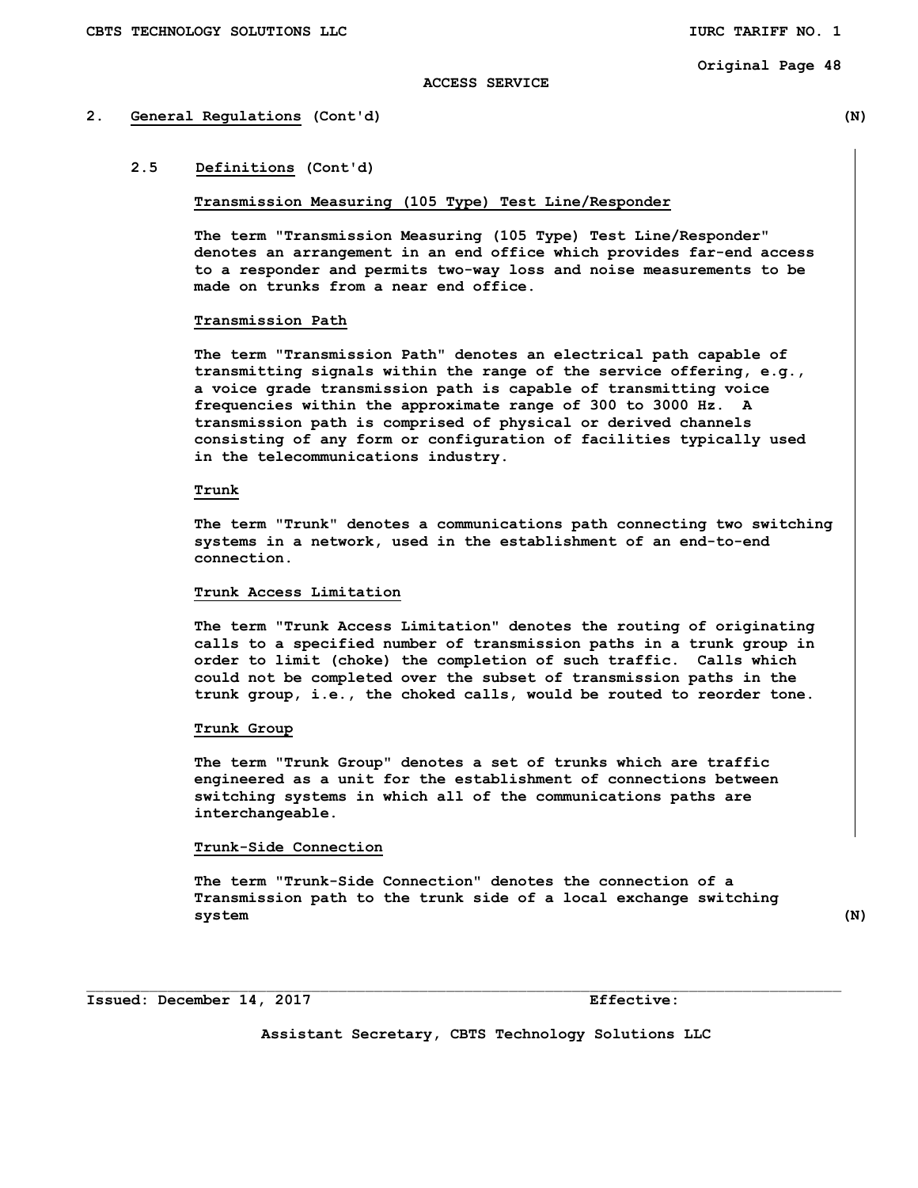## 2. General Regulations (Cont'd) (N)

### 2.5 Definitions (Cont'd)

**Transmission Measuring (105 Type) Test Line/Responder**

The term "Transmission Measuring (105 Type) Test Line/Responder" denotes an arrangement in an end office which provides far-end access to a responder and permits two-way loss and noise measurements to be made on trunks from a near end office.

**Transmission Path**

The term "Transmission Path" denotes an electrical path capable of transmitting signals within the range of the service offering, e.g., a voice grade transmission path is capable of transmitting voice frequencies within the approximate range of 300 to 3000 Hz. A transmission path is comprised of physical or derived channels consisting of any form or configuration of facilities typically used in the telecommunications industry.

**Trunk**

The term "Trunk" denotes a communications path connecting two switching systems in a network, used in the establishment of an end-to-end connection.

**Trunk Access Limitation**

The term "Trunk Access Limitation" denotes the routing of originating calls to a specified number of transmission paths in a trunk group in order to limit (choke) the completion of such traffic. Calls which could not be completed over the subset of transmission paths in the trunk group, i.e., the choked calls, would be routed to reorder tone.

**Trunk Group**

The term "Trunk Group" denotes a set of trunks which are traffic engineered as a unit for the establishment of connections between switching systems in which all of the communications paths are interchangeable.

**Trunk-Side Connection**

The term "Trunk-Side Connection" denotes the connection of a Transmission path to the trunk side of a local exchange switching system (N)

Issued: December 14, 2017 Effective:

Assistant Secretary, CBTS Technology Solutions LLC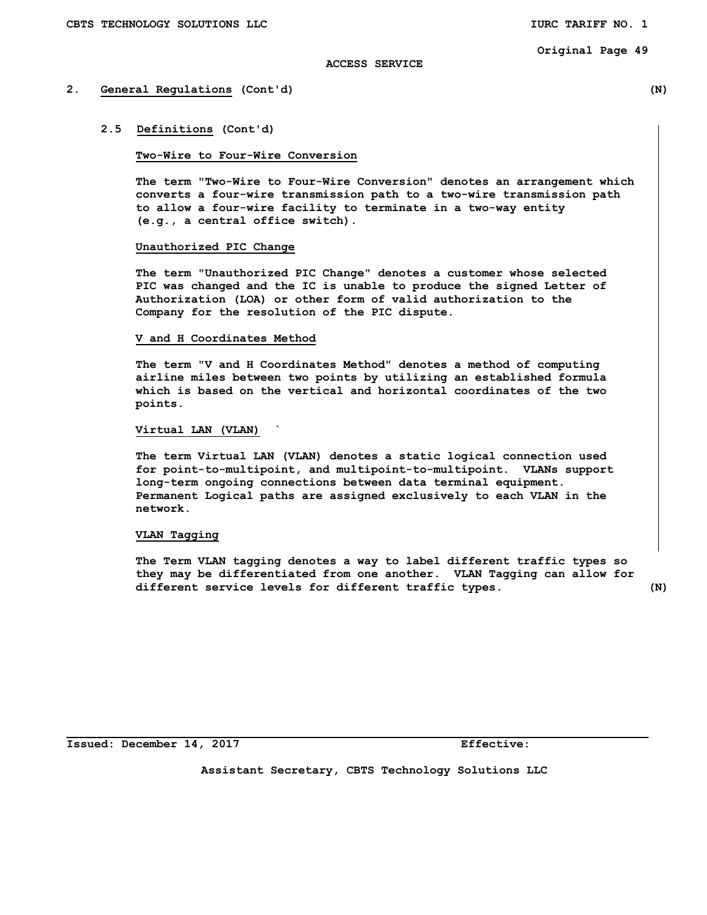ACCESS SERVICE

## 2. General Regulations (Cont'd) (N)

### 2.5 Definitions (Cont'd)

**Two-Wire to Four-Wire Conversion**

The term "Two-Wire to Four-Wire Conversion" denotes an arrangement which converts a four-wire transmission path to a two-wire transmission path to allow a four-wire facility to terminate in a two-way entity (e.g., a central office switch).

**Unauthorized PIC Change**

The term "Unauthorized PIC Change" denotes a customer whose selected PIC was changed and the IC is unable to produce the signed Letter of Authorization (LOA) or other form of valid authorization to the Company for the resolution of the PIC dispute.

**V and H Coordinates Method**

The term "V and H Coordinates Method" denotes a method of computing airline miles between two points by utilizing an established formula which is based on the vertical and horizontal coordinates of the two points.

**Virtual LAN (VLAN)** `

The term Virtual LAN (VLAN) denotes a static logical connection used for point-to-multipoint, and multipoint-to-multipoint. VLANs support long-term ongoing connections between data terminal equipment. Permanent Logical paths are assigned exclusively to each VLAN in the network.

**VLAN Tagging**

The Term VLAN tagging denotes a way to label different traffic types so they may be differentiated from one another. VLAN Tagging can allow for different service levels for different traffic types. (N)

Issued: December 14, 2017 Effective:

Assistant Secretary, CBTS Technology Solutions LLC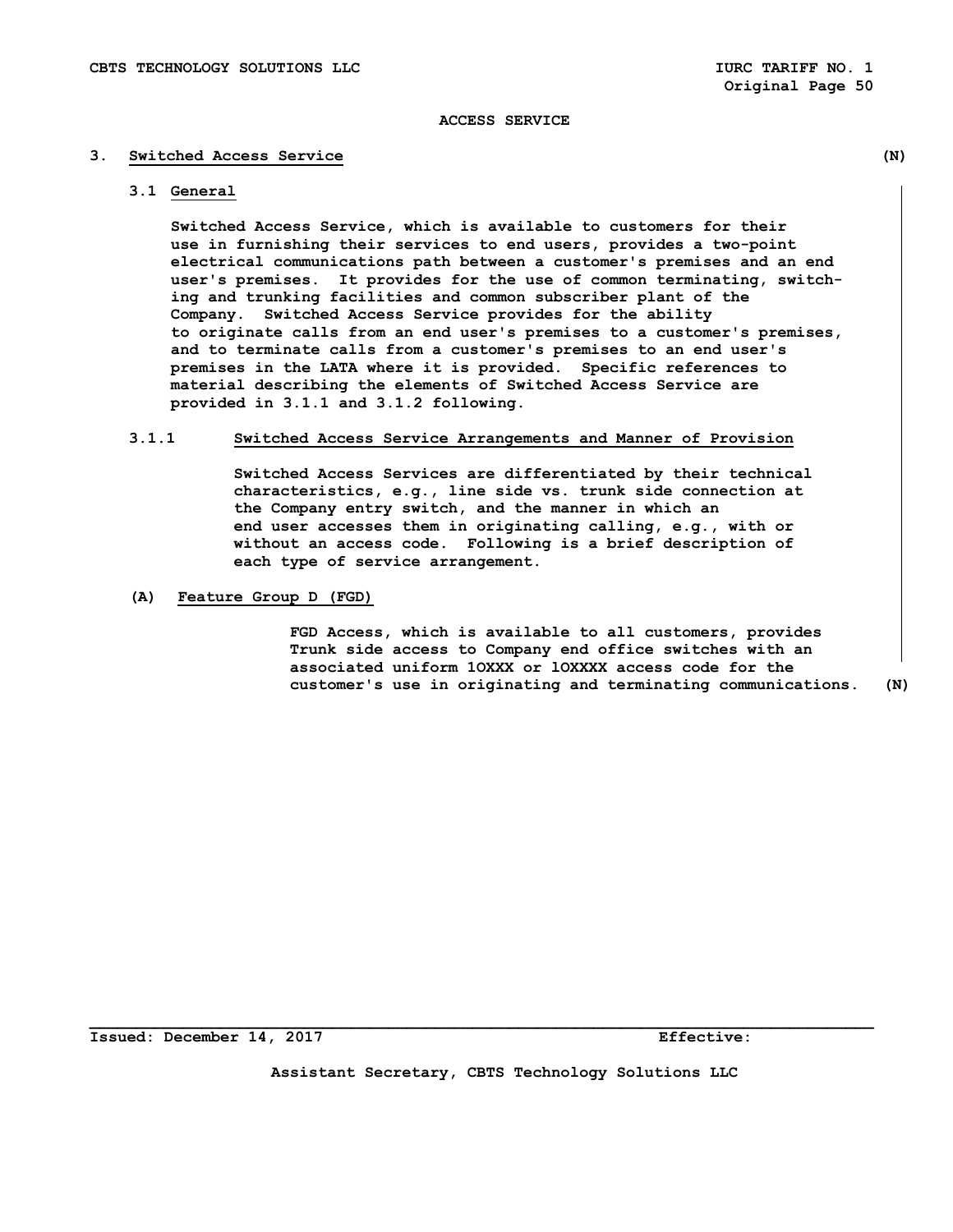ACCESS SERVICE

## 3. Switched Access Service (N)

### 3.1 General

Switched Access Service, which is available to customers for their use in furnishing their services to end users, provides a two-point electrical communications path between a customer's premises and an end user's premises. It provides for the use of common terminating, switching and trunking facilities and common subscriber plant of the Company. Switched Access Service provides for the ability to originate calls from an end user's premises to a customer's premises, and to terminate calls from a customer's premises to an end user's premises in the LATA where it is provided. Specific references to material describing the elements of Switched Access Service are provided in 3.1.1 and 3.1.2 following.

#### 3.1.1 Switched Access Service Arrangements and Manner of Provision

Switched Access Services are differentiated by their technical characteristics, e.g., line side vs. trunk side connection at the Company entry switch, and the manner in which an end user accesses them in originating calling, e.g., with or without an access code. Following is a brief description of each type of service arrangement.

**(A) Feature Group D (FGD)**

FGD Access, which is available to all customers, provides Trunk side access to Company end office switches with an associated uniform 1OXXX or 1OXXXX access code for the customer's use in originating and terminating communications. (N)

Issued: December 14, 2017 Effective:

Assistant Secretary, CBTS Technology Solutions LLC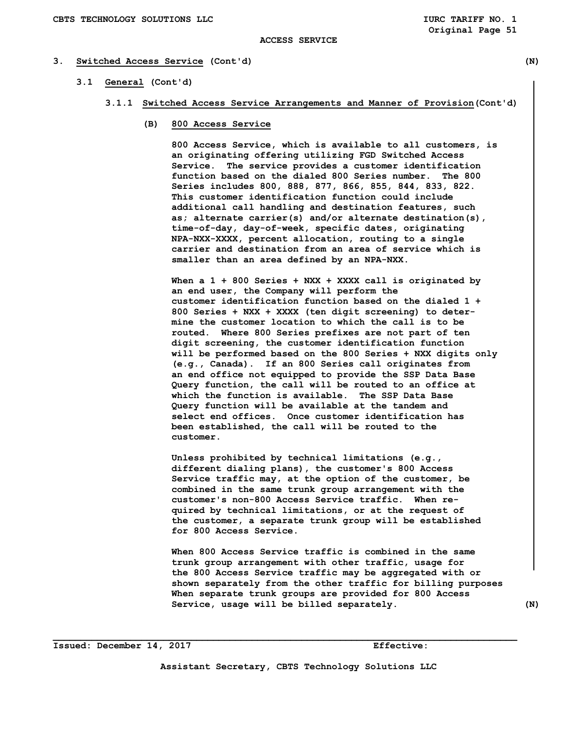ACCESS SERVICE

## 3. Switched Access Service (Cont'd) (N)

### 3.1 General (Cont'd)

#### 3.1.1 Switched Access Service Arrangements and Manner of Provision (Cont'd)

**(B) 800 Access Service**

800 Access Service, which is available to all customers, is an originating offering utilizing FGD Switched Access Service. The service provides a customer identification function based on the dialed 800 Series number. The 800 Series includes 800, 888, 877, 866, 855, 844, 833, 822. This customer identification function could include additional call handling and destination features, such as; alternate carrier(s) and/or alternate destination(s), time-of-day, day-of-week, specific dates, originating NPA-NXX-XXXX, percent allocation, routing to a single carrier and destination from an area of service which is smaller than an area defined by an NPA-NXX.

When a 1 + 800 Series + NXX + XXXX call is originated by an end user, the Company will perform the customer identification function based on the dialed 1 + 800 Series + NXX + XXXX (ten digit screening) to determine the customer location to which the call is to be routed. Where 800 Series prefixes are not part of ten digit screening, the customer identification function will be performed based on the 800 Series + NXX digits only (e.g., Canada). If an 800 Series call originates from an end office not equipped to provide the SSP Data Base Query function, the call will be routed to an office at which the function is available. The SSP Data Base Query function will be available at the tandem and select end offices. Once customer identification has been established, the call will be routed to the customer.

Unless prohibited by technical limitations (e.g., different dialing plans), the customer's 800 Access Service traffic may, at the option of the customer, be combined in the same trunk group arrangement with the customer's non-800 Access Service traffic. When required by technical limitations, or at the request of the customer, a separate trunk group will be established for 800 Access Service.

When 800 Access Service traffic is combined in the same trunk group arrangement with other traffic, usage for the 800 Access Service traffic may be aggregated with or shown separately from the other traffic for billing purposes When separate trunk groups are provided for 800 Access Service, usage will be billed separately. (N)

Issued: December 14, 2017 Effective:

Assistant Secretary, CBTS Technology Solutions LLC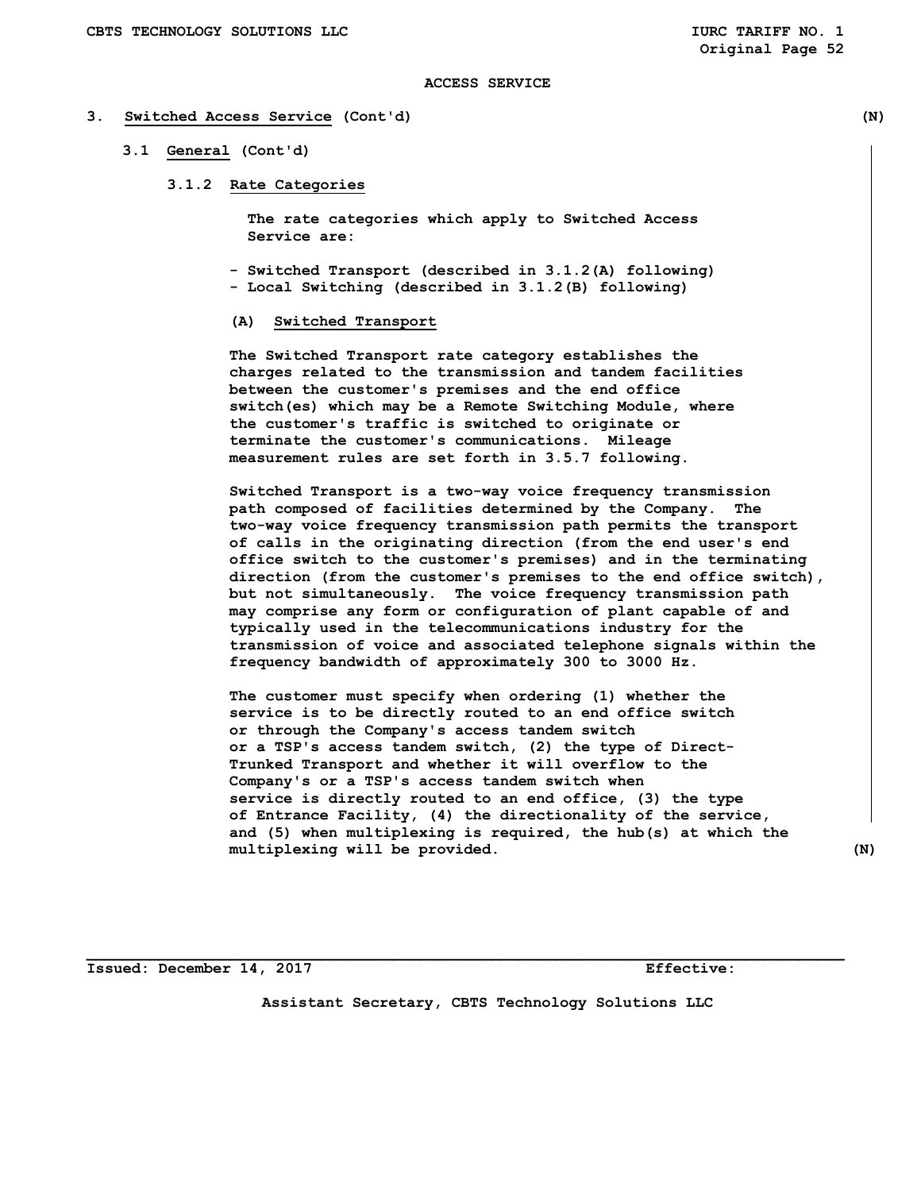ACCESS SERVICE

## 3. Switched Access Service (Cont'd) (N)

### 3.1 General (Cont'd)

#### 3.1.2 Rate Categories

The rate categories which apply to Switched Access Service are:

- Switched Transport (described in 3.1.2(A) following)
- Local Switching (described in 3.1.2(B) following)

**(A) Switched Transport**

The Switched Transport rate category establishes the charges related to the transmission and tandem facilities between the customer's premises and the end office switch(es) which may be a Remote Switching Module, where the customer's traffic is switched to originate or terminate the customer's communications. Mileage measurement rules are set forth in 3.5.7 following.

Switched Transport is a two-way voice frequency transmission path composed of facilities determined by the Company. The two-way voice frequency transmission path permits the transport of calls in the originating direction (from the end user's end office switch to the customer's premises) and in the terminating direction (from the customer's premises to the end office switch), but not simultaneously. The voice frequency transmission path may comprise any form or configuration of plant capable of and typically used in the telecommunications industry for the transmission of voice and associated telephone signals within the frequency bandwidth of approximately 300 to 3000 Hz.

The customer must specify when ordering (1) whether the service is to be directly routed to an end office switch or through the Company's access tandem switch or a TSP's access tandem switch, (2) the type of Direct-Trunked Transport and whether it will overflow to the Company's or a TSP's access tandem switch when service is directly routed to an end office, (3) the type of Entrance Facility, (4) the directionality of the service, and (5) when multiplexing is required, the hub(s) at which the multiplexing will be provided. (N)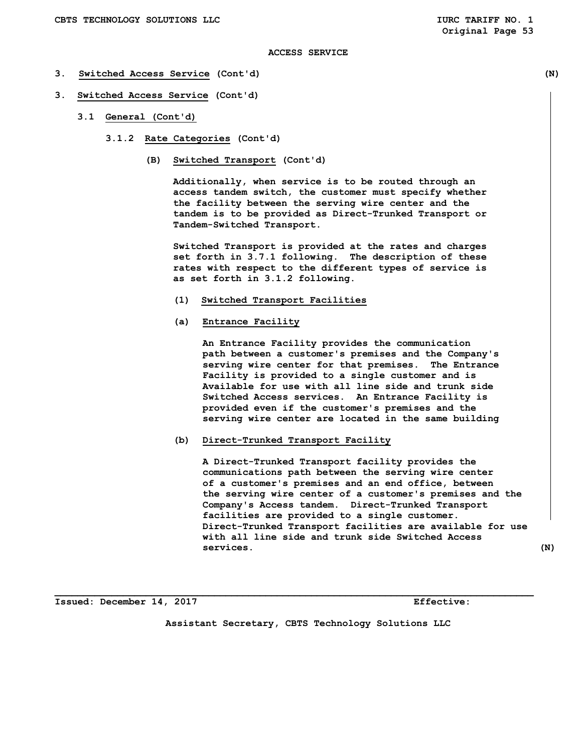ACCESS SERVICE

3. **Switched Access Service** (Cont'd) (N)

3. **Switched Access Service** (Cont'd)

3.1 **General (Cont'd)**

3.1.2 **Rate Categories** (Cont'd)

(B) **Switched Transport** (Cont'd)

Additionally, when service is to be routed through an access tandem switch, the customer must specify whether the facility between the serving wire center and the tandem is to be provided as Direct-Trunked Transport or Tandem-Switched Transport.

Switched Transport is provided at the rates and charges set forth in 3.7.1 following. The description of these rates with respect to the different types of service is as set forth in 3.1.2 following.

(1) **Switched Transport Facilities**

(a) **Entrance Facility**

An Entrance Facility provides the communication path between a customer's premises and the Company's serving wire center for that premises. The Entrance Facility is provided to a single customer and is Available for use with all line side and trunk side Switched Access services. An Entrance Facility is provided even if the customer's premises and the serving wire center are located in the same building

(b) **Direct-Trunked Transport Facility**

A Direct-Trunked Transport facility provides the communications path between the serving wire center of a customer's premises and an end office, between the serving wire center of a customer's premises and the Company's Access tandem. Direct-Trunked Transport facilities are provided to a single customer. Direct-Trunked Transport facilities are available for use with all line side and trunk side Switched Access services. (N)

Issued: December 14, 2017 Effective:

Assistant Secretary, CBTS Technology Solutions LLC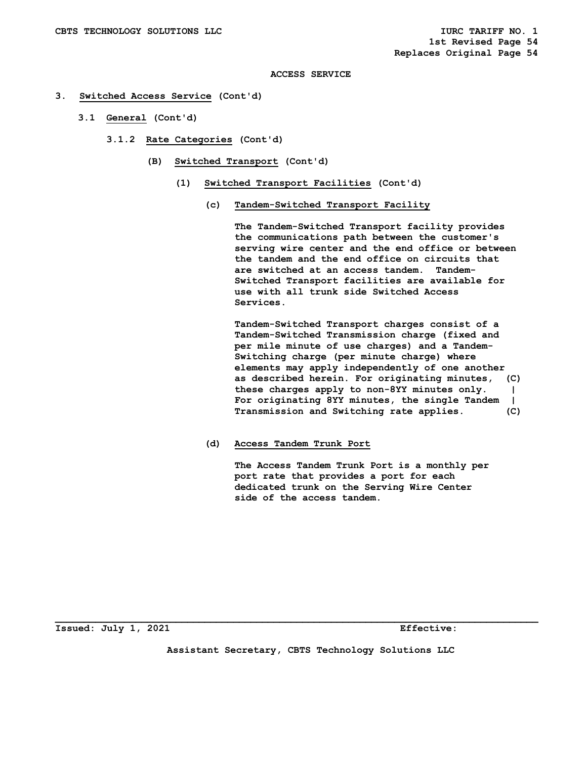ACCESS SERVICE

3. **Switched Access Service** (Cont'd)

3.1 **General** (Cont'd)

3.1.2 **Rate Categories** (Cont'd)

(B) **Switched Transport** (Cont'd)

(1) **Switched Transport Facilities** (Cont'd)

(c) **Tandem-Switched Transport Facility**

The Tandem-Switched Transport facility provides the communications path between the customer's serving wire center and the end office or between the tandem and the end office on circuits that are switched at an access tandem. Tandem-Switched Transport facilities are available for use with all trunk side Switched Access Services.

Tandem-Switched Transport charges consist of a Tandem-Switched Transmission charge (fixed and per mile minute of use charges) and a Tandem-Switching charge (per minute charge) where elements may apply independently of one another as described herein. For originating minutes, these charges apply to non-8YY minutes only. For originating 8YY minutes, the single Tandem Transmission and Switching rate applies. (C)

(d) **Access Tandem Trunk Port**

The Access Tandem Trunk Port is a monthly per port rate that provides a port for each dedicated trunk on the Serving Wire Center side of the access tandem.

Issued: July 1, 2021 Effective:

Assistant Secretary, CBTS Technology Solutions LLC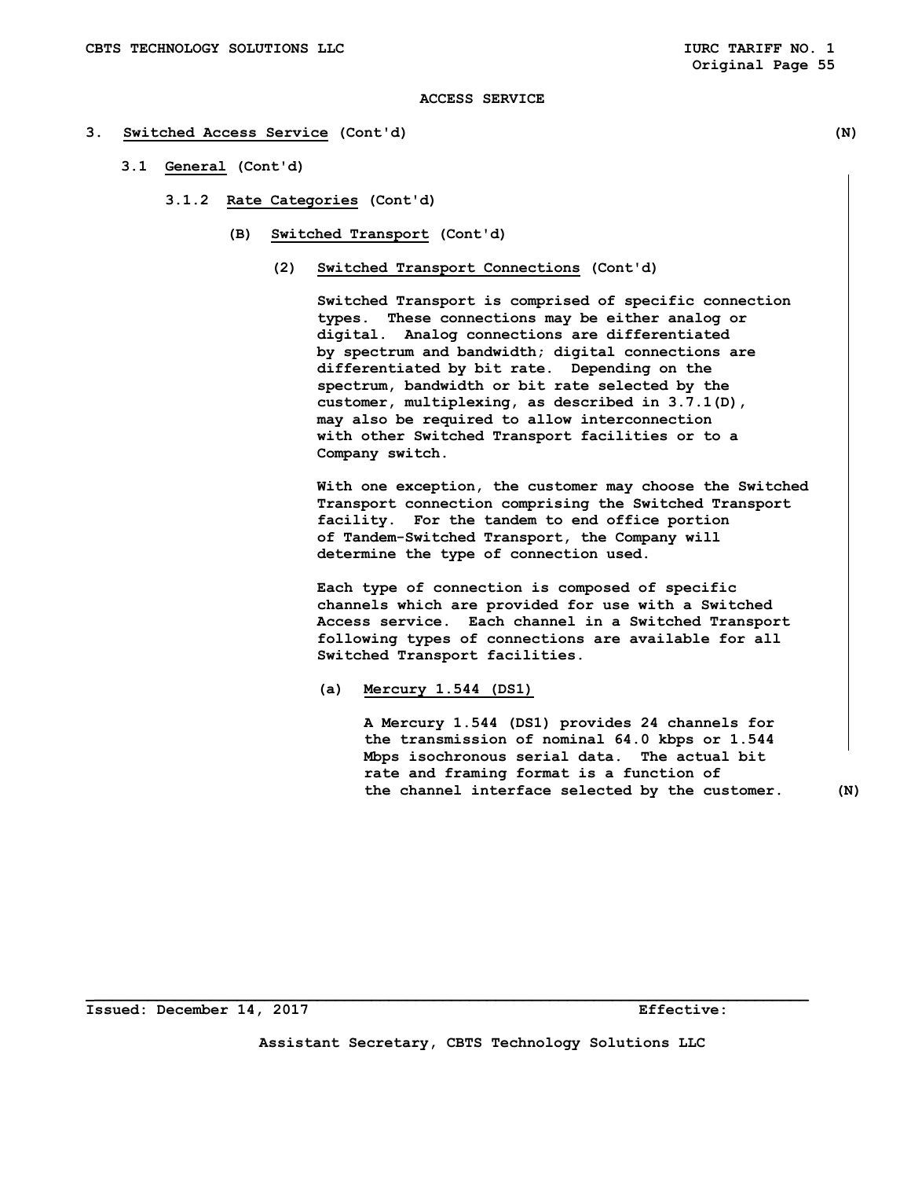ACCESS SERVICE

3. Switched Access Service (Cont'd) (N)

3.1 General (Cont'd)

3.1.2 Rate Categories (Cont'd)

(B) Switched Transport (Cont'd)

(2) Switched Transport Connections (Cont'd)

Switched Transport is comprised of specific connection types. These connections may be either analog or digital. Analog connections are differentiated by spectrum and bandwidth; digital connections are differentiated by bit rate. Depending on the spectrum, bandwidth or bit rate selected by the customer, multiplexing, as described in 3.7.1(D), may also be required to allow interconnection with other Switched Transport facilities or to a Company switch.

With one exception, the customer may choose the Switched Transport connection comprising the Switched Transport facility. For the tandem to end office portion of Tandem-Switched Transport, the Company will determine the type of connection used.

Each type of connection is composed of specific channels which are provided for use with a Switched Access service. Each channel in a Switched Transport following types of connections are available for all Switched Transport facilities.

(a) Mercury 1.544 (DS1)

A Mercury 1.544 (DS1) provides 24 channels for the transmission of nominal 64.0 kbps or 1.544 Mbps isochronous serial data. The actual bit rate and framing format is a function of the channel interface selected by the customer. (N)

Issued: December 14, 2017 Effective:

Assistant Secretary, CBTS Technology Solutions LLC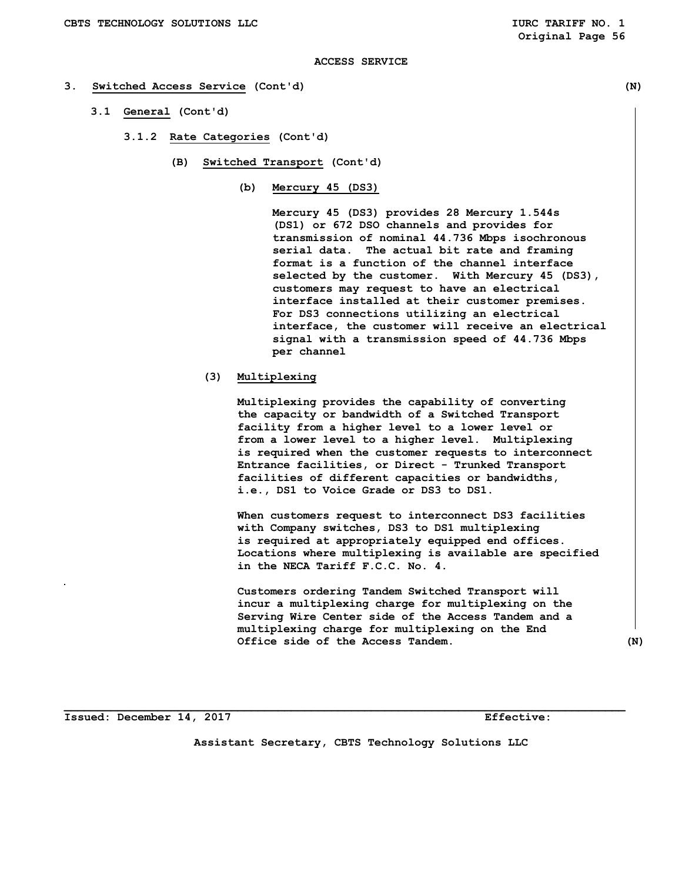ACCESS SERVICE

3. **Switched Access Service** (Cont'd) (N)

3.1 **General** (Cont'd)

3.1.2 **Rate Categories** (Cont'd)

(B) **Switched Transport** (Cont'd)

(b) **Mercury 45 (DS3)**

Mercury 45 (DS3) provides 28 Mercury 1.544s (DS1) or 672 DSO channels and provides for transmission of nominal 44.736 Mbps isochronous serial data. The actual bit rate and framing format is a function of the channel interface selected by the customer. With Mercury 45 (DS3), customers may request to have an electrical interface installed at their customer premises. For DS3 connections utilizing an electrical interface, the customer will receive an electrical signal with a transmission speed of 44.736 Mbps per channel

(3) **Multiplexing**

Multiplexing provides the capability of converting the capacity or bandwidth of a Switched Transport facility from a higher level to a lower level or from a lower level to a higher level. Multiplexing is required when the customer requests to interconnect Entrance facilities, or Direct - Trunked Transport facilities of different capacities or bandwidths, i.e., DS1 to Voice Grade or DS3 to DS1.

When customers request to interconnect DS3 facilities with Company switches, DS3 to DS1 multiplexing is required at appropriately equipped end offices. Locations where multiplexing is available are specified in the NECA Tariff F.C.C. No. 4.

Customers ordering Tandem Switched Transport will incur a multiplexing charge for multiplexing on the Serving Wire Center side of the Access Tandem and a multiplexing charge for multiplexing on the End Office side of the Access Tandem. (N)

Issued: December 14, 2017 Effective:

Assistant Secretary, CBTS Technology Solutions LLC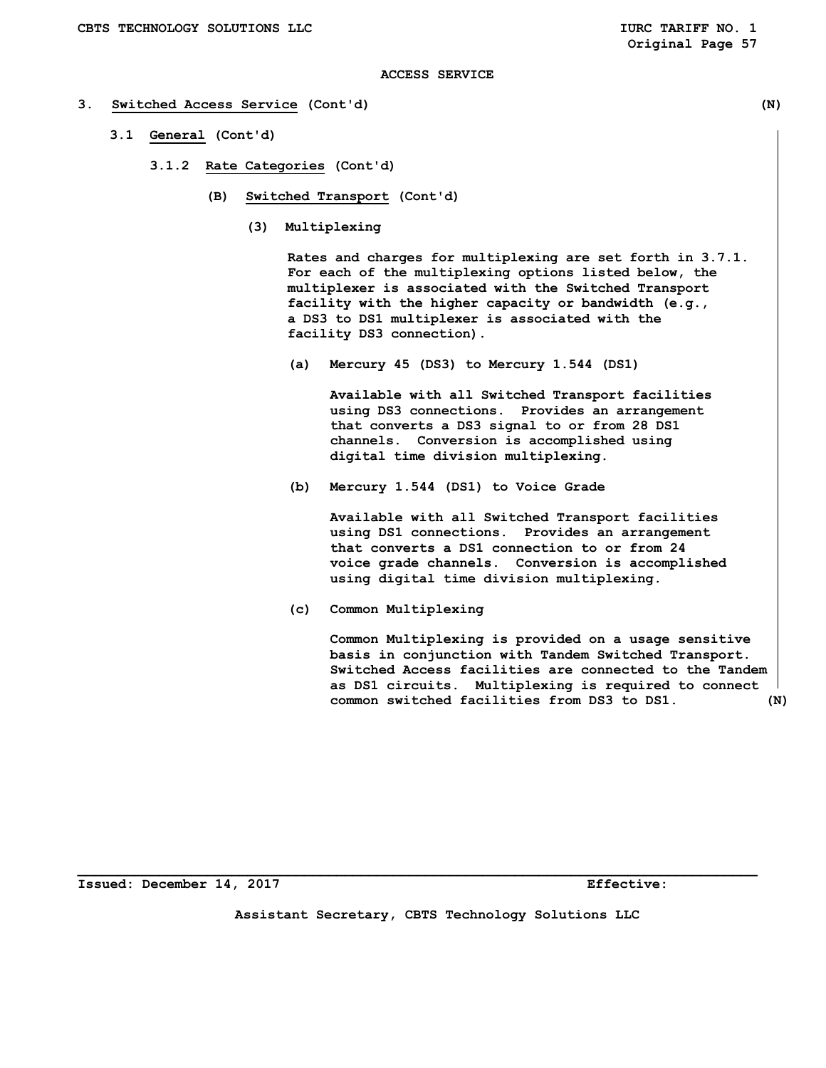ACCESS SERVICE

## 3. Switched Access Service (Cont'd) (N)

### 3.1 General (Cont'd)

#### 3.1.2 Rate Categories (Cont'd)

##### (B) Switched Transport (Cont'd)

###### (3) Multiplexing

Rates and charges for multiplexing are set forth in 3.7.1. For each of the multiplexing options listed below, the multiplexer is associated with the Switched Transport facility with the higher capacity or bandwidth (e.g., a DS3 to DS1 multiplexer is associated with the facility DS3 connection).

(a) Mercury 45 (DS3) to Mercury 1.544 (DS1)

Available with all Switched Transport facilities using DS3 connections. Provides an arrangement that converts a DS3 signal to or from 28 DS1 channels. Conversion is accomplished using digital time division multiplexing.

(b) Mercury 1.544 (DS1) to Voice Grade

Available with all Switched Transport facilities using DS1 connections. Provides an arrangement that converts a DS1 connection to or from 24 voice grade channels. Conversion is accomplished using digital time division multiplexing.

(c) Common Multiplexing

Common Multiplexing is provided on a usage sensitive basis in conjunction with Tandem Switched Transport. Switched Access facilities are connected to the Tandem as DS1 circuits. Multiplexing is required to connect common switched facilities from DS3 to DS1. (N)

Issued: December 14, 2017 Effective:

Assistant Secretary, CBTS Technology Solutions LLC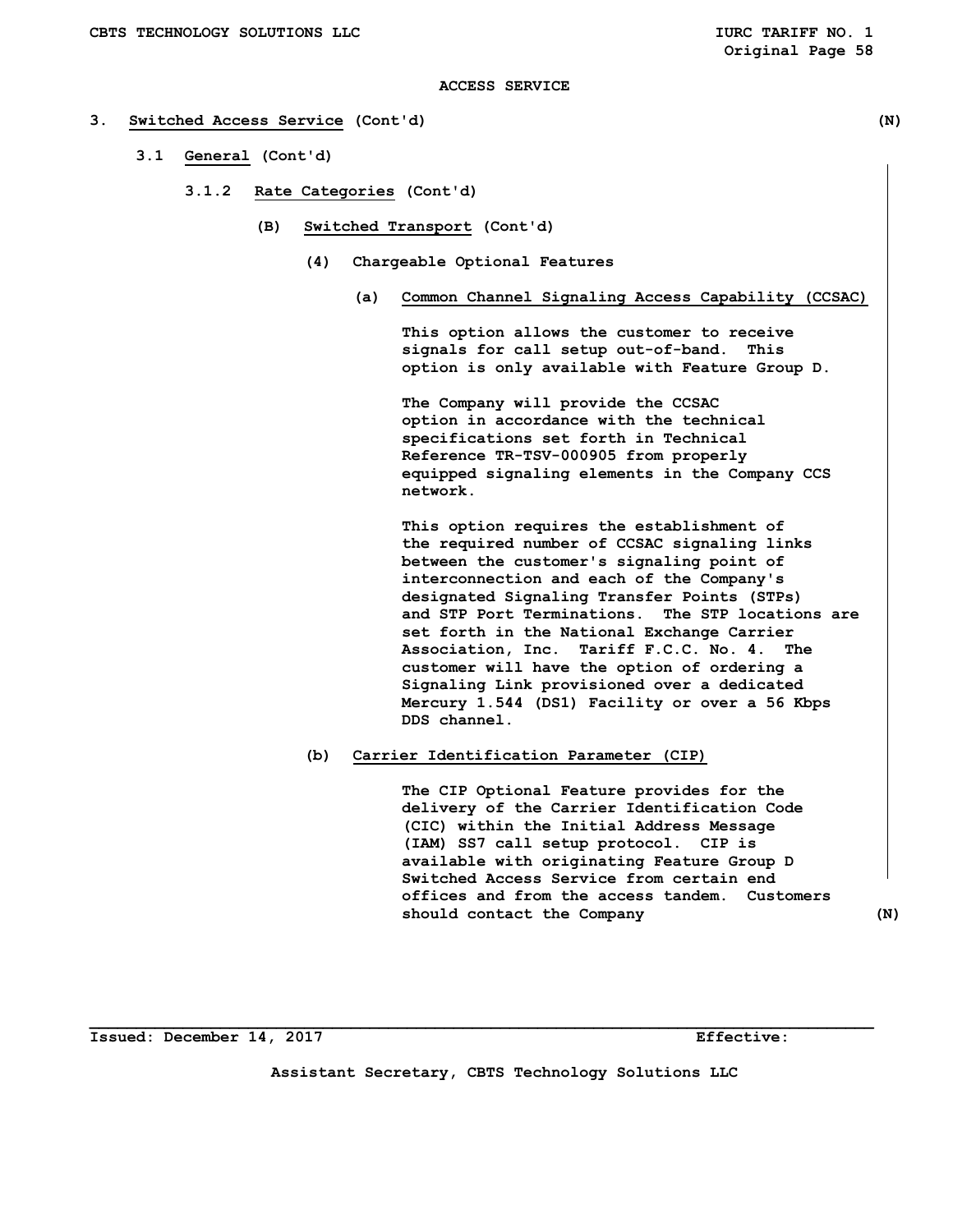ACCESS SERVICE

3. **Switched Access Service** (Cont'd) (N)

3.1 **General** (Cont'd)

3.1.2 **Rate Categories** (Cont'd)

(B) **Switched Transport** (Cont'd)

(4) Chargeable Optional Features

(a) **Common Channel Signaling Access Capability (CCSAC)**

This option allows the customer to receive signals for call setup out-of-band. This option is only available with Feature Group D.

The Company will provide the CCSAC option in accordance with the technical specifications set forth in Technical Reference TR-TSV-000905 from properly equipped signaling elements in the Company CCS network.

This option requires the establishment of the required number of CCSAC signaling links between the customer's signaling point of interconnection and each of the Company's designated Signaling Transfer Points (STPs) and STP Port Terminations. The STP locations are set forth in the National Exchange Carrier Association, Inc. Tariff F.C.C. No. 4. The customer will have the option of ordering a Signaling Link provisioned over a dedicated Mercury 1.544 (DS1) Facility or over a 56 Kbps DDS channel.

(b) **Carrier Identification Parameter (CIP)**

The CIP Optional Feature provides for the delivery of the Carrier Identification Code (CIC) within the Initial Address Message (IAM) SS7 call setup protocol. CIP is available with originating Feature Group D Switched Access Service from certain end offices and from the access tandem. Customers should contact the Company (N)

Issued: December 14, 2017 Effective:

Assistant Secretary, CBTS Technology Solutions LLC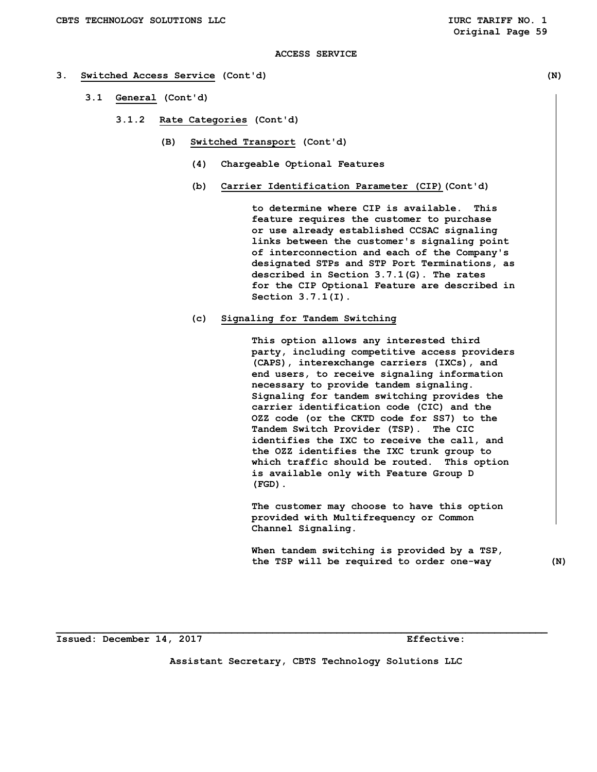ACCESS SERVICE

## 3. Switched Access Service (Cont'd) (N)

### 3.1 General (Cont'd)

#### 3.1.2 Rate Categories (Cont'd)

##### (B) Switched Transport (Cont'd)

###### (4) Chargeable Optional Features

**(b) Carrier Identification Parameter (CIP) (Cont'd)**

to determine where CIP is available. This feature requires the customer to purchase or use already established CCSAC signaling links between the customer's signaling point of interconnection and each of the Company's designated STPs and STP Port Terminations, as described in Section 3.7.1(G). The rates for the CIP Optional Feature are described in Section 3.7.1(I).

**(c) Signaling for Tandem Switching**

This option allows any interested third party, including competitive access providers (CAPS), interexchange carriers (IXCs), and end users, to receive signaling information necessary to provide tandem signaling. Signaling for tandem switching provides the carrier identification code (CIC) and the OZZ code (or the CKTD code for SS7) to the Tandem Switch Provider (TSP). The CIC identifies the IXC to receive the call, and the OZZ identifies the IXC trunk group to which traffic should be routed. This option is available only with Feature Group D (FGD).

The customer may choose to have this option provided with Multifrequency or Common Channel Signaling.

When tandem switching is provided by a TSP, the TSP will be required to order one-way (N)

Issued: December 14, 2017 Effective:

Assistant Secretary, CBTS Technology Solutions LLC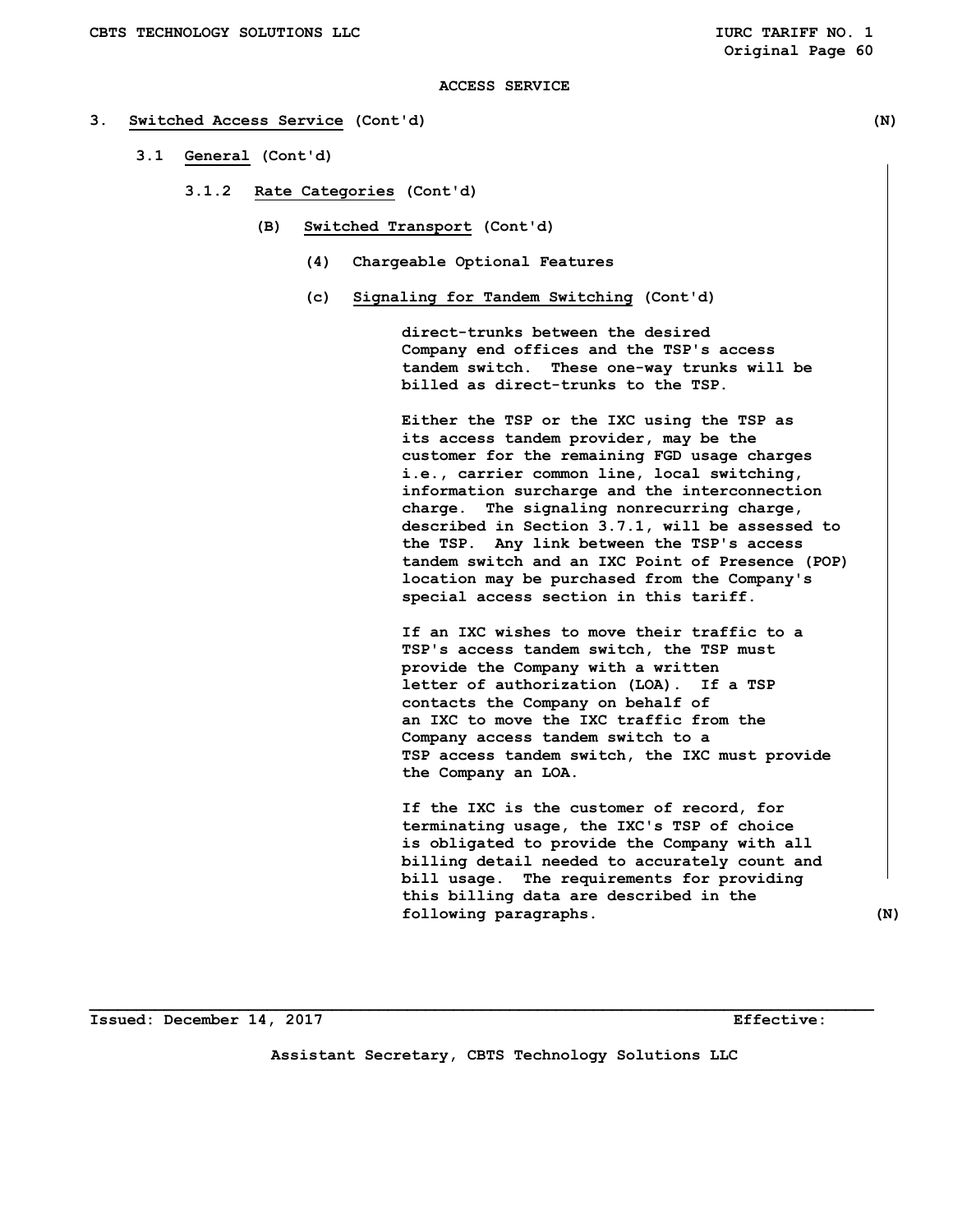ACCESS SERVICE

3. **Switched Access Service** (Cont'd) (N)

3.1 **General** (Cont'd)

3.1.2 **Rate Categories** (Cont'd)

(B) **Switched Transport** (Cont'd)

(4) Chargeable Optional Features

(c) **Signaling for Tandem Switching** (Cont'd)

direct-trunks between the desired Company end offices and the TSP's access tandem switch. These one-way trunks will be billed as direct-trunks to the TSP.

Either the TSP or the IXC using the TSP as its access tandem provider, may be the customer for the remaining FGD usage charges i.e., carrier common line, local switching, information surcharge and the interconnection charge. The signaling nonrecurring charge, described in Section 3.7.1, will be assessed to the TSP. Any link between the TSP's access tandem switch and an IXC Point of Presence (POP) location may be purchased from the Company's special access section in this tariff.

If an IXC wishes to move their traffic to a TSP's access tandem switch, the TSP must provide the Company with a written letter of authorization (LOA). If a TSP contacts the Company on behalf of an IXC to move the IXC traffic from the Company access tandem switch to a TSP access tandem switch, the IXC must provide the Company an LOA.

If the IXC is the customer of record, for terminating usage, the IXC's TSP of choice is obligated to provide the Company with all billing detail needed to accurately count and bill usage. The requirements for providing this billing data are described in the following paragraphs. (N)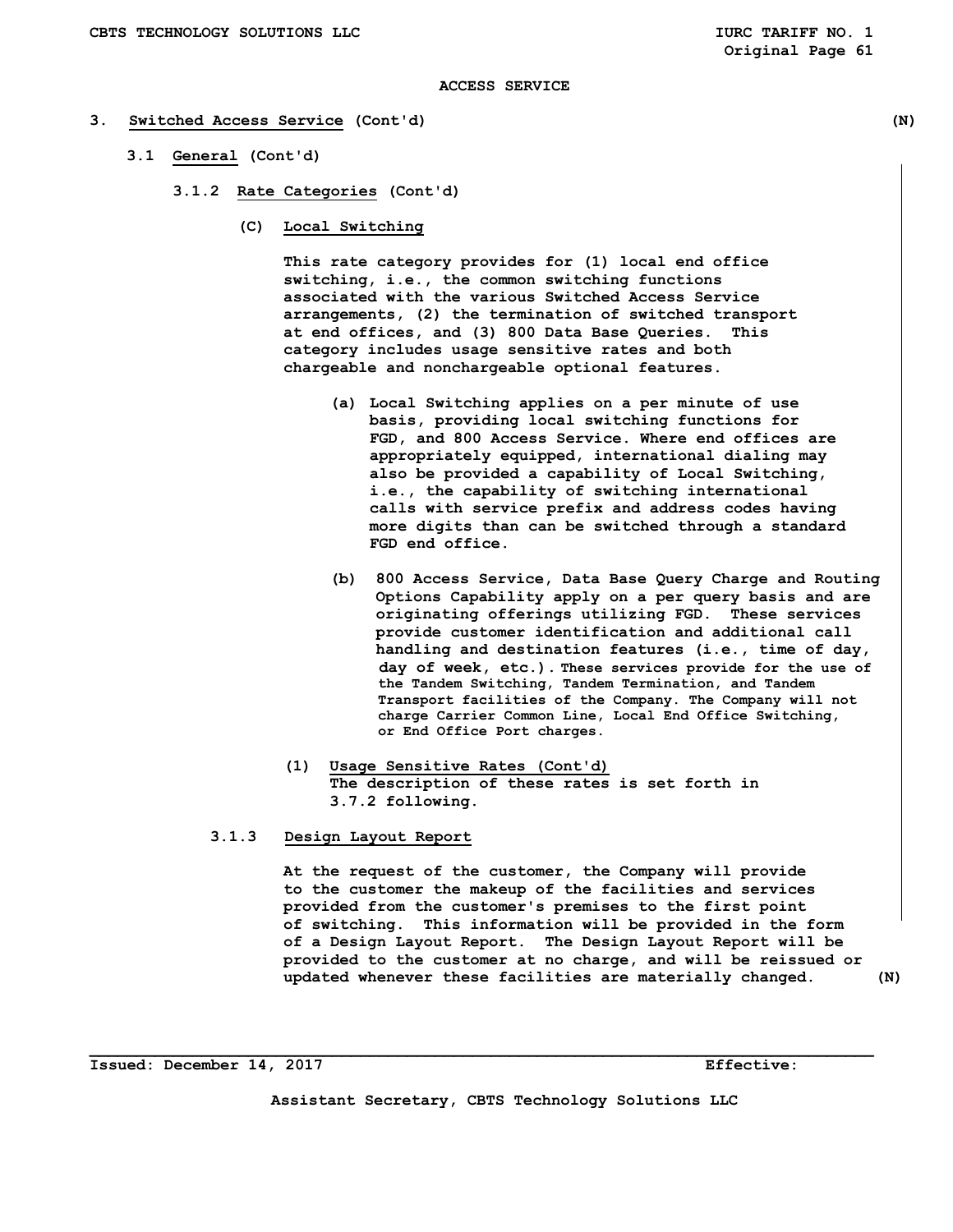ACCESS SERVICE

3. **Switched Access Service** (Cont'd) (N)

3.1 **General** (Cont'd)

3.1.2 **Rate Categories** (Cont'd)

(C) **Local Switching**

This rate category provides for (1) local end office switching, i.e., the common switching functions associated with the various Switched Access Service arrangements, (2) the termination of switched transport at end offices, and (3) 800 Data Base Queries. This category includes usage sensitive rates and both chargeable and nonchargeable optional features.

(a) Local Switching applies on a per minute of use basis, providing local switching functions for FGD, and 800 Access Service. Where end offices are appropriately equipped, international dialing may also be provided a capability of Local Switching, i.e., the capability of switching international calls with service prefix and address codes having more digits than can be switched through a standard FGD end office.

(b) 800 Access Service, Data Base Query Charge and Routing Options Capability apply on a per query basis and are originating offerings utilizing FGD. These services provide customer identification and additional call handling and destination features (i.e., time of day, day of week, etc.). These services provide for the use of the Tandem Switching, Tandem Termination, and Tandem Transport facilities of the Company. The Company will not charge Carrier Common Line, Local End Office Switching, or End Office Port charges.

(1) **Usage Sensitive Rates (Cont'd)**
The description of these rates is set forth in 3.7.2 following.

3.1.3 **Design Layout Report**

At the request of the customer, the Company will provide to the customer the makeup of the facilities and services provided from the customer's premises to the first point of switching. This information will be provided in the form of a Design Layout Report. The Design Layout Report will be provided to the customer at no charge, and will be reissued or updated whenever these facilities are materially changed. (N)

Issued: December 14, 2017 Effective:

Assistant Secretary, CBTS Technology Solutions LLC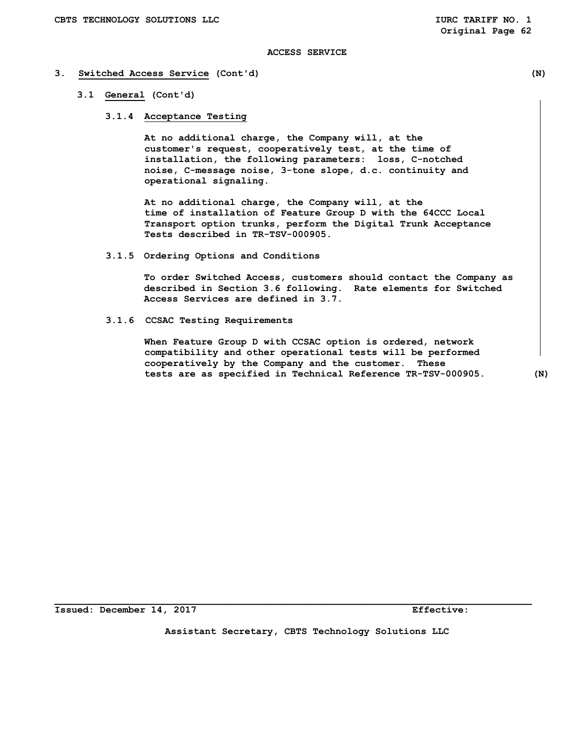ACCESS SERVICE

## 3. Switched Access Service (Cont'd) (N)

### 3.1 General (Cont'd)

#### 3.1.4 Acceptance Testing

At no additional charge, the Company will, at the customer's request, cooperatively test, at the time of installation, the following parameters: loss, C-notched noise, C-message noise, 3-tone slope, d.c. continuity and operational signaling.

At no additional charge, the Company will, at the time of installation of Feature Group D with the 64CCC Local Transport option trunks, perform the Digital Trunk Acceptance Tests described in TR-TSV-000905.

#### 3.1.5 Ordering Options and Conditions

To order Switched Access, customers should contact the Company as described in Section 3.6 following. Rate elements for Switched Access Services are defined in 3.7.

#### 3.1.6 CCSAC Testing Requirements

When Feature Group D with CCSAC option is ordered, network compatibility and other operational tests will be performed cooperatively by the Company and the customer. These tests are as specified in Technical Reference TR-TSV-000905. (N)

Issued: December 14, 2017 Effective:

Assistant Secretary, CBTS Technology Solutions LLC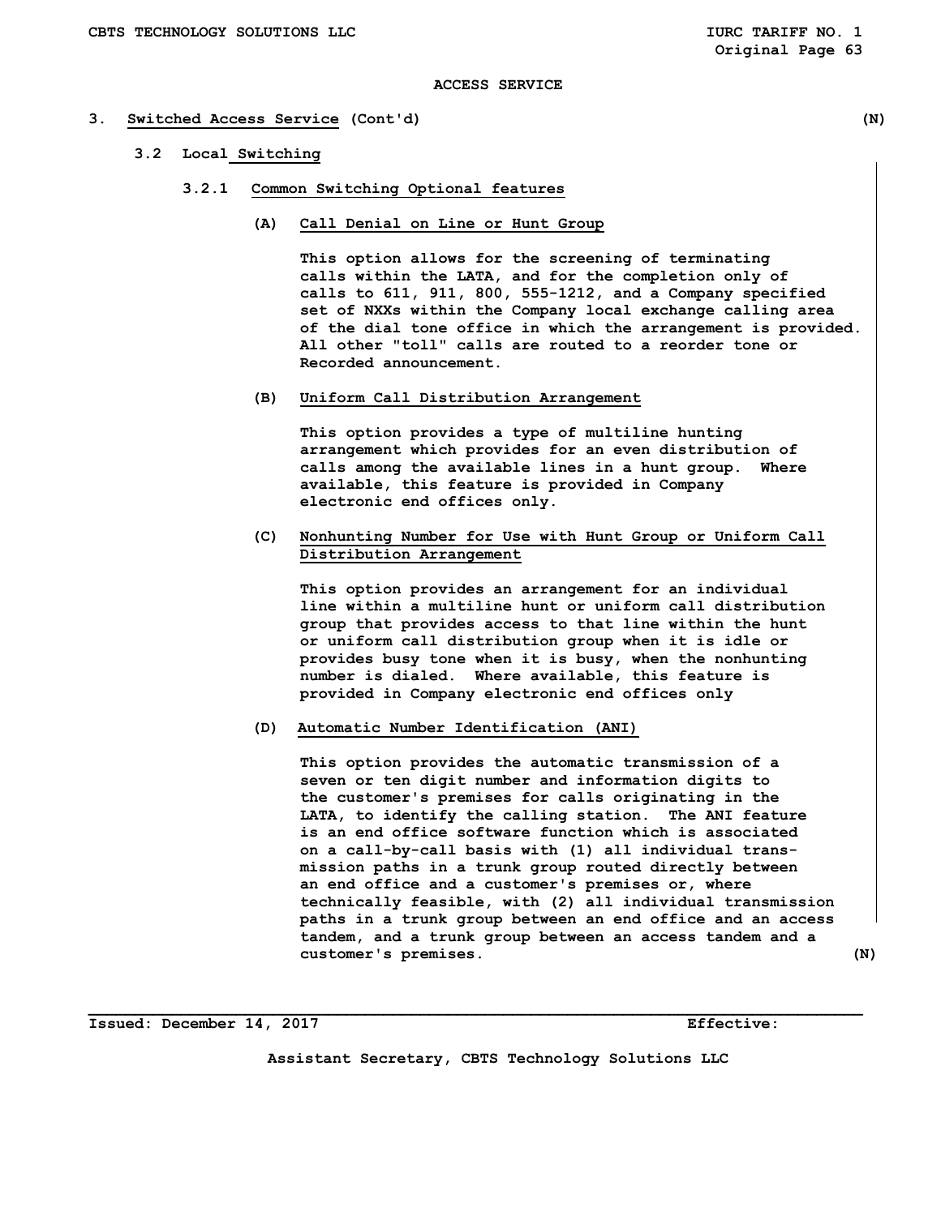ACCESS SERVICE

## 3. Switched Access Service (Cont'd) (N)

### 3.2 Local Switching

#### 3.2.1 Common Switching Optional features

**(A) Call Denial on Line or Hunt Group**

This option allows for the screening of terminating calls within the LATA, and for the completion only of calls to 611, 911, 800, 555-1212, and a Company specified set of NXXs within the Company local exchange calling area of the dial tone office in which the arrangement is provided. All other "toll" calls are routed to a reorder tone or Recorded announcement.

**(B) Uniform Call Distribution Arrangement**

This option provides a type of multiline hunting arrangement which provides for an even distribution of calls among the available lines in a hunt group. Where available, this feature is provided in Company electronic end offices only.

**(C) Nonhunting Number for Use with Hunt Group or Uniform Call Distribution Arrangement**

This option provides an arrangement for an individual line within a multiline hunt or uniform call distribution group that provides access to that line within the hunt or uniform call distribution group when it is idle or provides busy tone when it is busy, when the nonhunting number is dialed. Where available, this feature is provided in Company electronic end offices only

**(D) Automatic Number Identification (ANI)**

This option provides the automatic transmission of a seven or ten digit number and information digits to the customer's premises for calls originating in the LATA, to identify the calling station. The ANI feature is an end office software function which is associated on a call-by-call basis with (1) all individual transmission paths in a trunk group routed directly between an end office and a customer's premises or, where technically feasible, with (2) all individual transmission paths in a trunk group between an end office and an access tandem, and a trunk group between an access tandem and a customer's premises. (N)

Issued: December 14, 2017 Effective:

Assistant Secretary, CBTS Technology Solutions LLC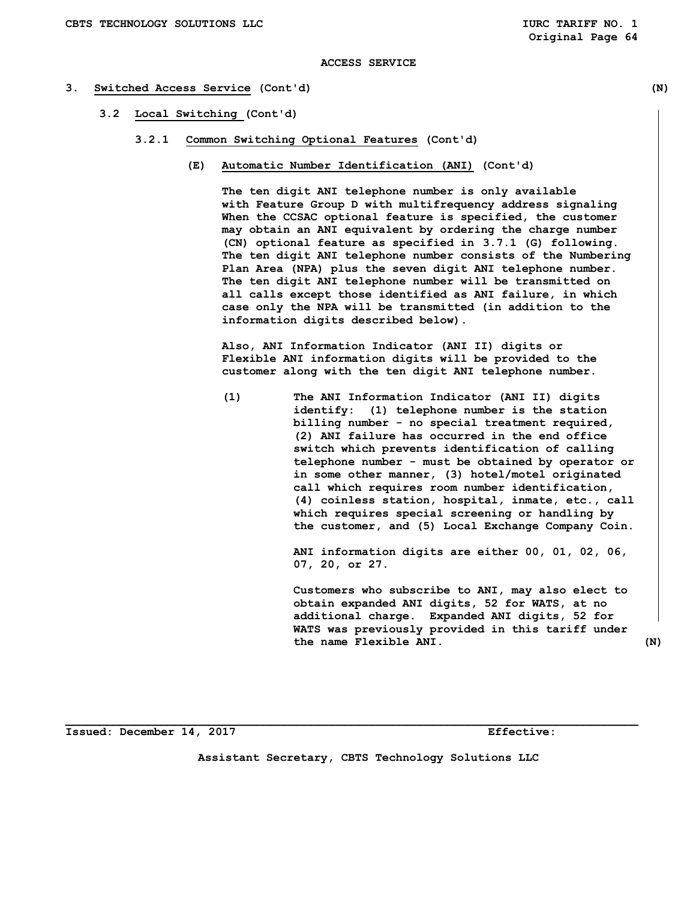ACCESS SERVICE

## 3. Switched Access Service (Cont'd) (N)

### 3.2 Local Switching (Cont'd)

#### 3.2.1 Common Switching Optional Features (Cont'd)

**(E) Automatic Number Identification (ANI) (Cont'd)**

The ten digit ANI telephone number is only available with Feature Group D with multifrequency address signaling When the CCSAC optional feature is specified, the customer may obtain an ANI equivalent by ordering the charge number (CN) optional feature as specified in 3.7.1 (G) following. The ten digit ANI telephone number consists of the Numbering Plan Area (NPA) plus the seven digit ANI telephone number. The ten digit ANI telephone number will be transmitted on all calls except those identified as ANI failure, in which case only the NPA will be transmitted (in addition to the information digits described below).

Also, ANI Information Indicator (ANI II) digits or Flexible ANI information digits will be provided to the customer along with the ten digit ANI telephone number.

(1) The ANI Information Indicator (ANI II) digits identify: (1) telephone number is the station billing number - no special treatment required, (2) ANI failure has occurred in the end office switch which prevents identification of calling telephone number - must be obtained by operator or in some other manner, (3) hotel/motel originated call which requires room number identification, (4) coinless station, hospital, inmate, etc., call which requires special screening or handling by the customer, and (5) Local Exchange Company Coin.

ANI information digits are either 00, 01, 02, 06, 07, 20, or 27.

Customers who subscribe to ANI, may also elect to obtain expanded ANI digits, 52 for WATS, at no additional charge. Expanded ANI digits, 52 for WATS was previously provided in this tariff under the name Flexible ANI. (N)

Issued: December 14, 2017 Effective:

Assistant Secretary, CBTS Technology Solutions LLC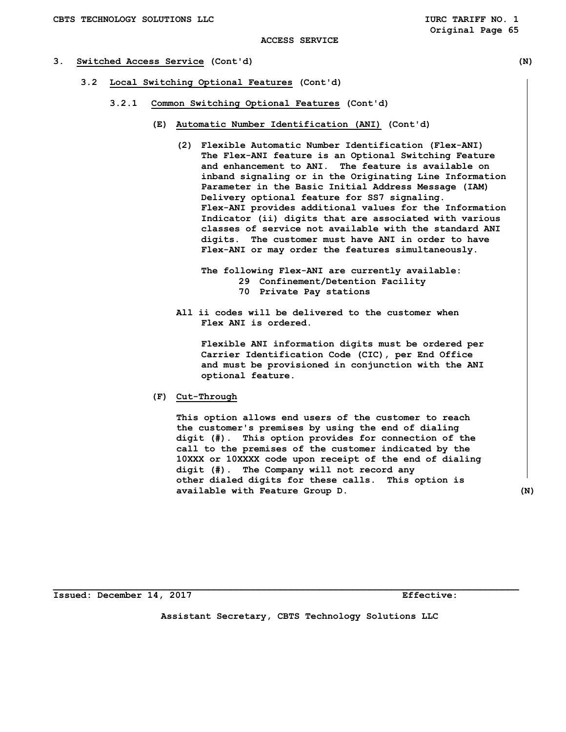ACCESS SERVICE

## 3. Switched Access Service (Cont'd) (N)

### 3.2 Local Switching Optional Features (Cont'd)

#### 3.2.1 Common Switching Optional Features (Cont'd)

**(E) Automatic Number Identification (ANI) (Cont'd)**

(2) Flexible Automatic Number Identification (Flex-ANI) The Flex-ANI feature is an Optional Switching Feature and enhancement to ANI. The feature is available on inband signaling or in the Originating Line Information Parameter in the Basic Initial Address Message (IAM) Delivery optional feature for SS7 signaling. Flex-ANI provides additional values for the Information Indicator (ii) digits that are associated with various classes of service not available with the standard ANI digits. The customer must have ANI in order to have Flex-ANI or may order the features simultaneously.

The following Flex-ANI are currently available:

- 29 Confinement/Detention Facility
- 70 Private Pay stations

All ii codes will be delivered to the customer when Flex ANI is ordered.

Flexible ANI information digits must be ordered per Carrier Identification Code (CIC), per End Office and must be provisioned in conjunction with the ANI optional feature.

**(F) Cut-Through**

This option allows end users of the customer to reach the customer's premises by using the end of dialing digit (#). This option provides for connection of the call to the premises of the customer indicated by the 10XXX or 10XXXX code upon receipt of the end of dialing digit (#). The Company will not record any other dialed digits for these calls. This option is available with Feature Group D. (N)

Issued: December 14, 2017 Effective:

Assistant Secretary, CBTS Technology Solutions LLC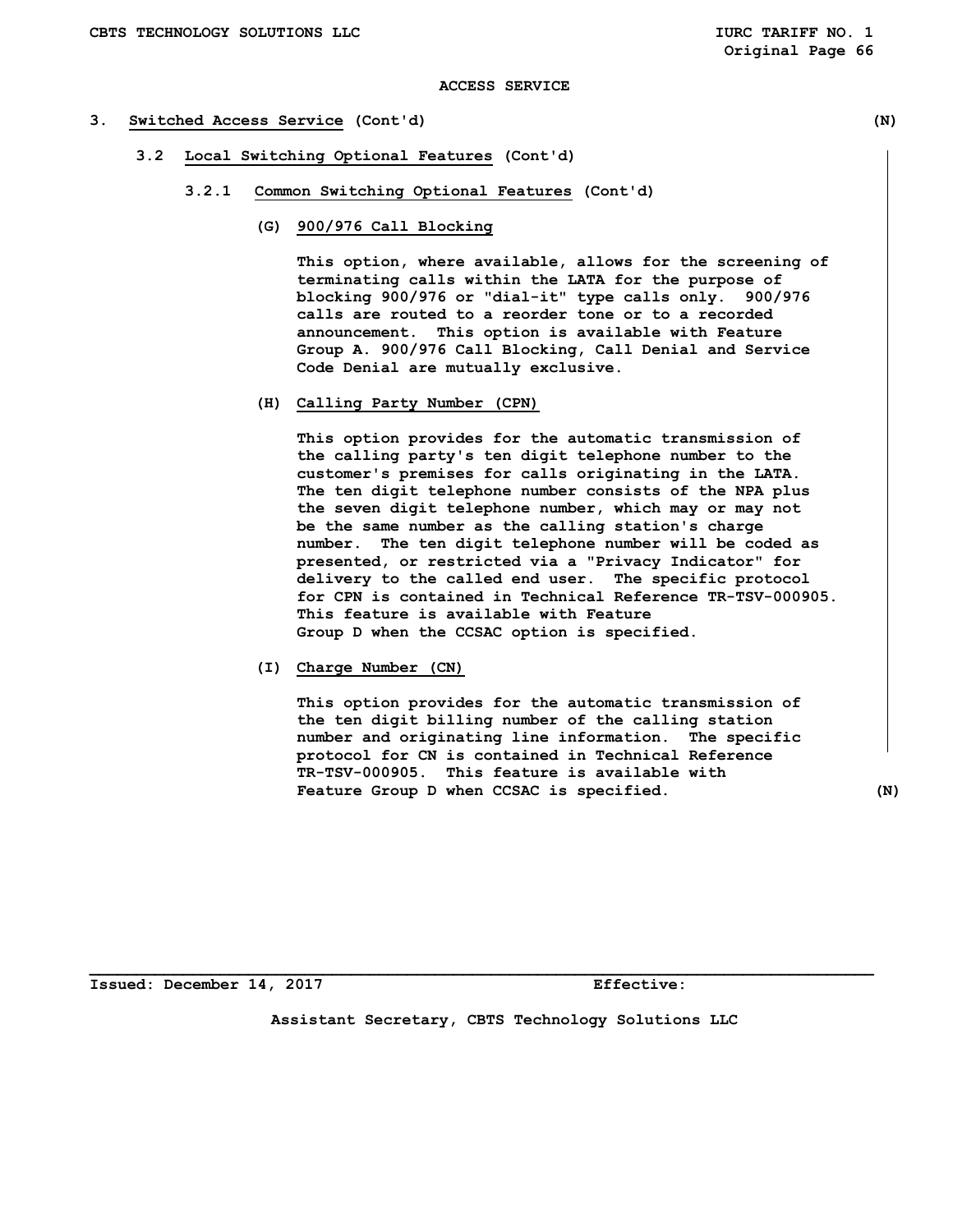ACCESS SERVICE

## 3. Switched Access Service (Cont'd) (N)

### 3.2 Local Switching Optional Features (Cont'd)

#### 3.2.1 Common Switching Optional Features (Cont'd)

**(G) 900/976 Call Blocking**

This option, where available, allows for the screening of terminating calls within the LATA for the purpose of blocking 900/976 or "dial-it" type calls only. 900/976 calls are routed to a reorder tone or to a recorded announcement. This option is available with Feature Group A. 900/976 Call Blocking, Call Denial and Service Code Denial are mutually exclusive.

**(H) Calling Party Number (CPN)**

This option provides for the automatic transmission of the calling party's ten digit telephone number to the customer's premises for calls originating in the LATA. The ten digit telephone number consists of the NPA plus the seven digit telephone number, which may or may not be the same number as the calling station's charge number. The ten digit telephone number will be coded as presented, or restricted via a "Privacy Indicator" for delivery to the called end user. The specific protocol for CPN is contained in Technical Reference TR-TSV-000905. This feature is available with Feature Group D when the CCSAC option is specified.

**(I) Charge Number (CN)**

This option provides for the automatic transmission of the ten digit billing number of the calling station number and originating line information. The specific protocol for CN is contained in Technical Reference TR-TSV-000905. This feature is available with Feature Group D when CCSAC is specified. (N)

Issued: December 14, 2017 Effective:

Assistant Secretary, CBTS Technology Solutions LLC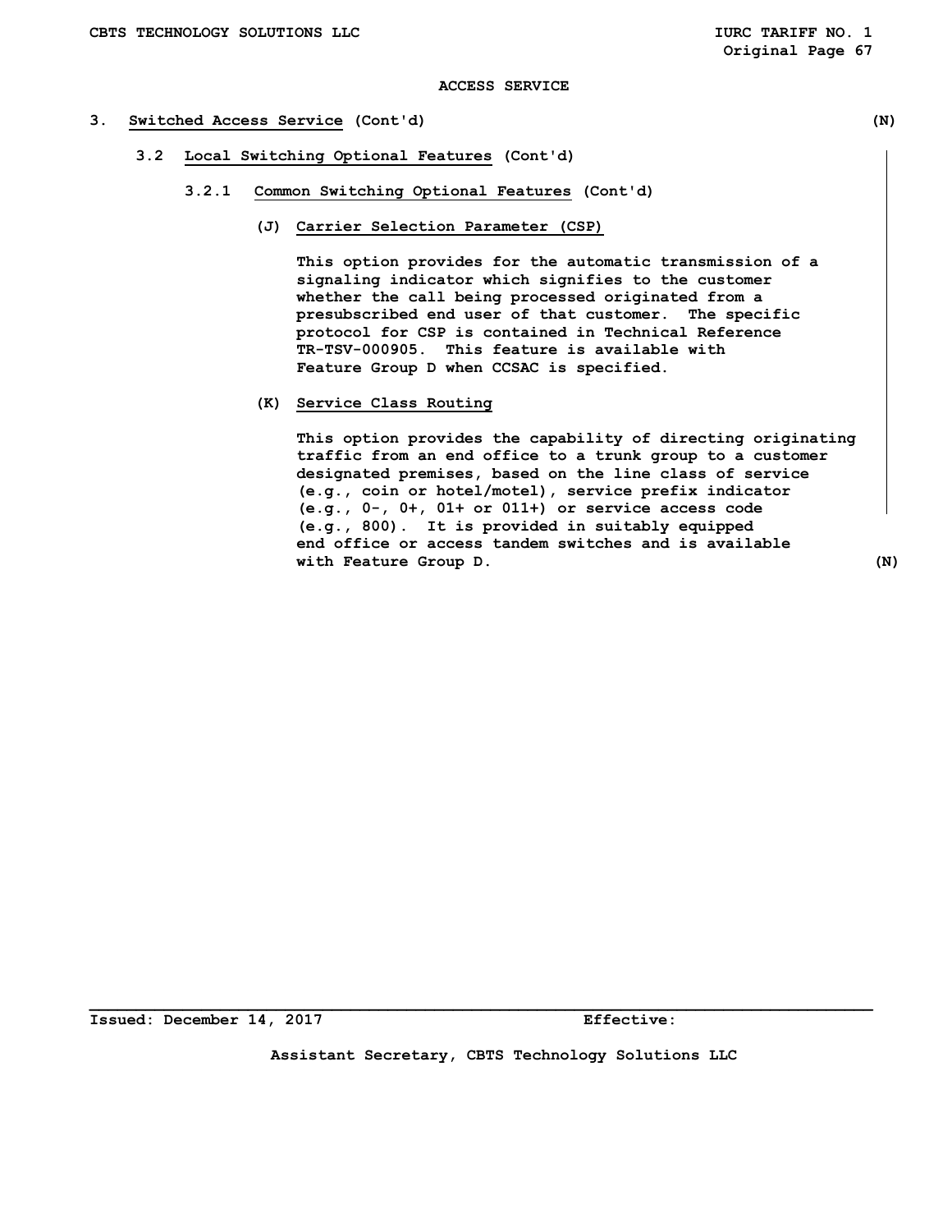ACCESS SERVICE

## 3. Switched Access Service (Cont'd) (N)

### 3.2 Local Switching Optional Features (Cont'd)

#### 3.2.1 Common Switching Optional Features (Cont'd)

**(J) Carrier Selection Parameter (CSP)**

This option provides for the automatic transmission of a signaling indicator which signifies to the customer whether the call being processed originated from a presubscribed end user of that customer. The specific protocol for CSP is contained in Technical Reference TR-TSV-000905. This feature is available with Feature Group D when CCSAC is specified.

**(K) Service Class Routing**

This option provides the capability of directing originating traffic from an end office to a trunk group to a customer designated premises, based on the line class of service (e.g., coin or hotel/motel), service prefix indicator (e.g., 0-, 0+, 01+ or 011+) or service access code (e.g., 800). It is provided in suitably equipped end office or access tandem switches and is available with Feature Group D. (N)

Issued: December 14, 2017 Effective:

Assistant Secretary, CBTS Technology Solutions LLC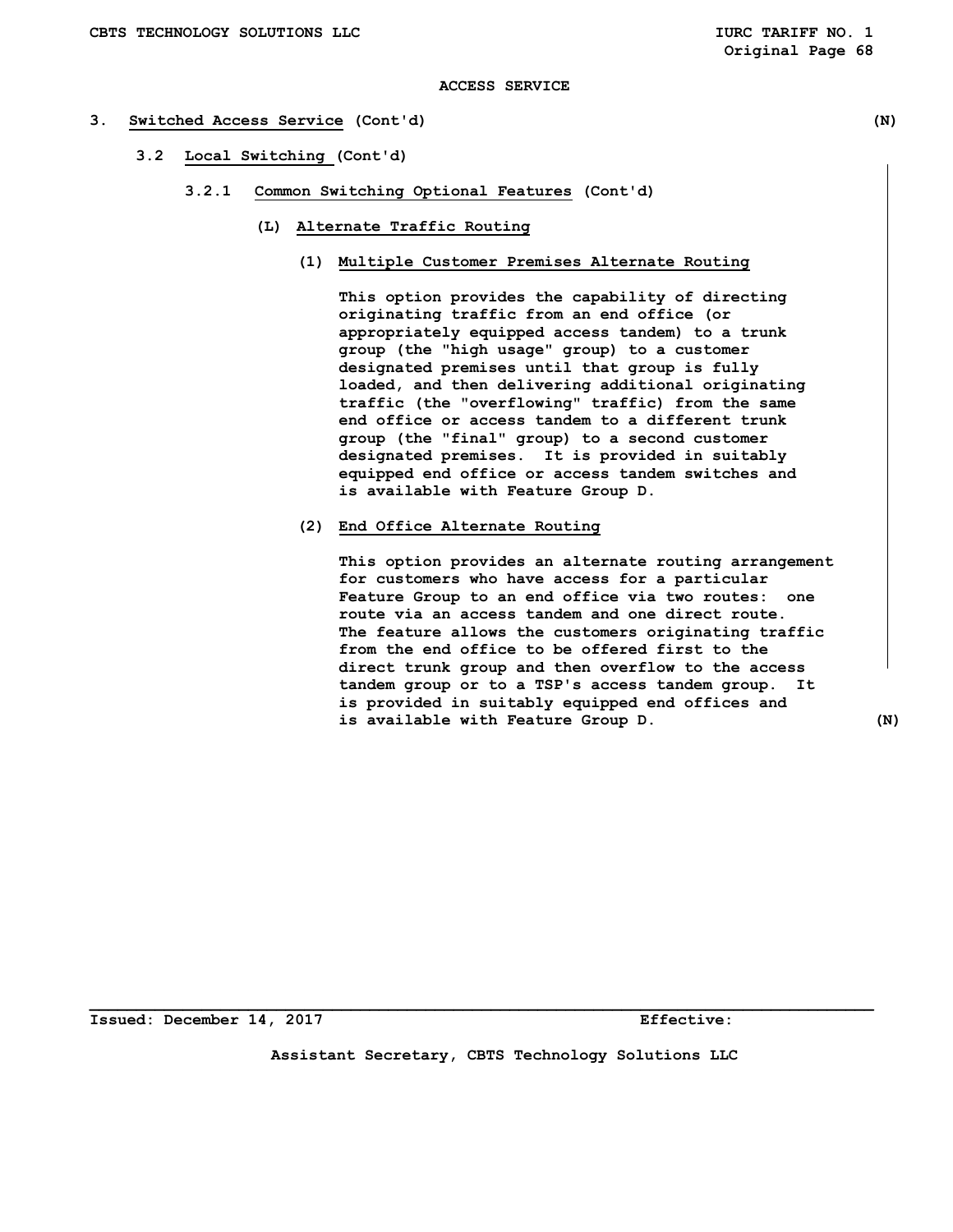ACCESS SERVICE

# 3. Switched Access Service (Cont'd) (N)

## 3.2 Local Switching (Cont'd)

### 3.2.1 Common Switching Optional Features (Cont'd)

#### (L) Alternate Traffic Routing

##### (1) Multiple Customer Premises Alternate Routing

This option provides the capability of directing originating traffic from an end office (or appropriately equipped access tandem) to a trunk group (the "high usage" group) to a customer designated premises until that group is fully loaded, and then delivering additional originating traffic (the "overflowing" traffic) from the same end office or access tandem to a different trunk group (the "final" group) to a second customer designated premises. It is provided in suitably equipped end office or access tandem switches and is available with Feature Group D.

##### (2) End Office Alternate Routing

This option provides an alternate routing arrangement for customers who have access for a particular Feature Group to an end office via two routes: one route via an access tandem and one direct route. The feature allows the customers originating traffic from the end office to be offered first to the direct trunk group and then overflow to the access tandem group or to a TSP's access tandem group. It is provided in suitably equipped end offices and is available with Feature Group D. (N)

Issued: December 14, 2017 Effective:

Assistant Secretary, CBTS Technology Solutions LLC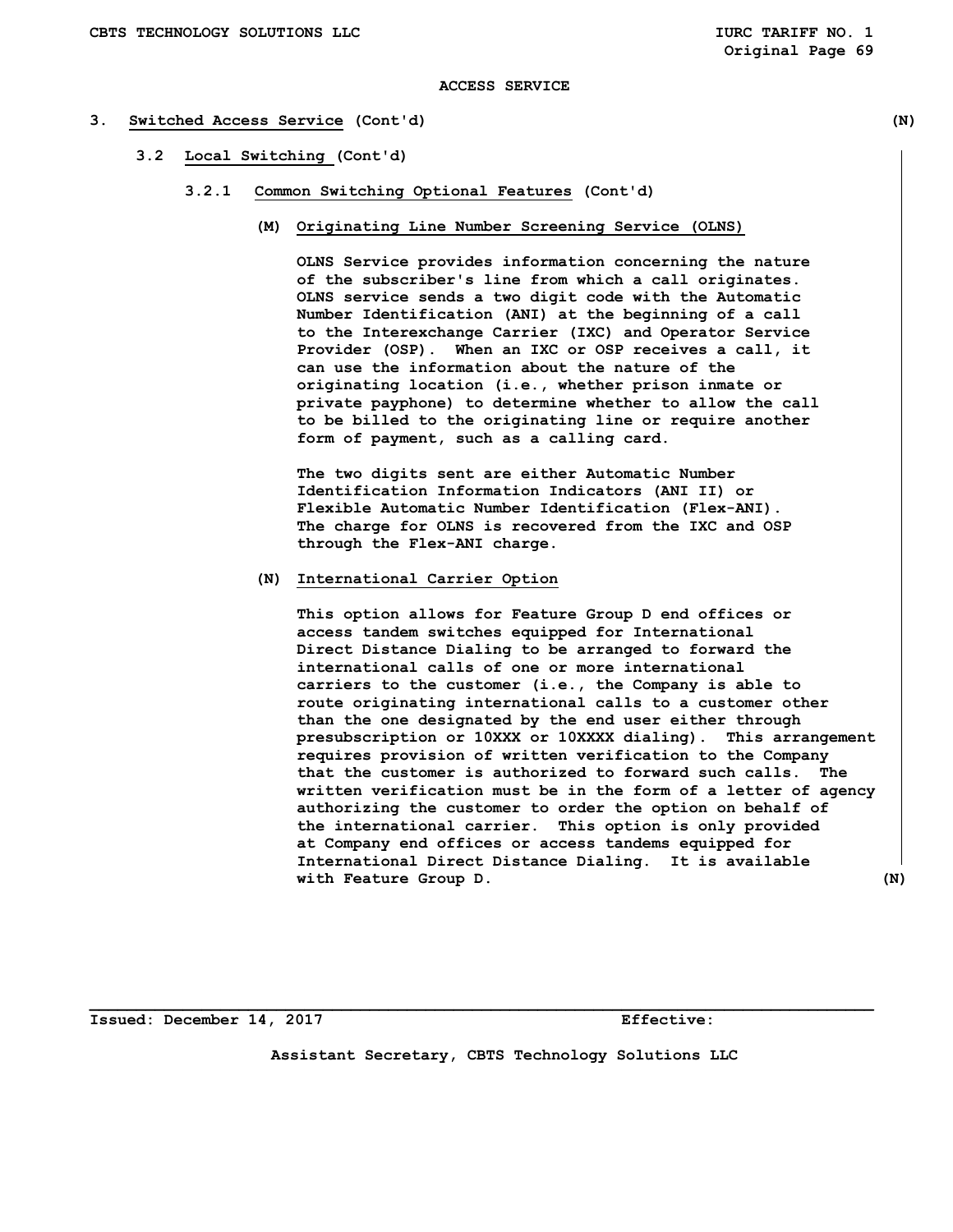ACCESS SERVICE

## 3. Switched Access Service (Cont'd) (N)

### 3.2 Local Switching (Cont'd)

#### 3.2.1 Common Switching Optional Features (Cont'd)

**(M) Originating Line Number Screening Service (OLNS)**

OLNS Service provides information concerning the nature of the subscriber's line from which a call originates. OLNS service sends a two digit code with the Automatic Number Identification (ANI) at the beginning of a call to the Interexchange Carrier (IXC) and Operator Service Provider (OSP). When an IXC or OSP receives a call, it can use the information about the nature of the originating location (i.e., whether prison inmate or private payphone) to determine whether to allow the call to be billed to the originating line or require another form of payment, such as a calling card.

The two digits sent are either Automatic Number Identification Information Indicators (ANI II) or Flexible Automatic Number Identification (Flex-ANI). The charge for OLNS is recovered from the IXC and OSP through the Flex-ANI charge.

**(N) International Carrier Option**

This option allows for Feature Group D end offices or access tandem switches equipped for International Direct Distance Dialing to be arranged to forward the international calls of one or more international carriers to the customer (i.e., the Company is able to route originating international calls to a customer other than the one designated by the end user either through presubscription or 10XXX or 10XXXX dialing). This arrangement requires provision of written verification to the Company that the customer is authorized to forward such calls. The written verification must be in the form of a letter of agency authorizing the customer to order the option on behalf of the international carrier. This option is only provided at Company end offices or access tandems equipped for International Direct Distance Dialing. It is available with Feature Group D. (N)

Issued: December 14, 2017 Effective:

Assistant Secretary, CBTS Technology Solutions LLC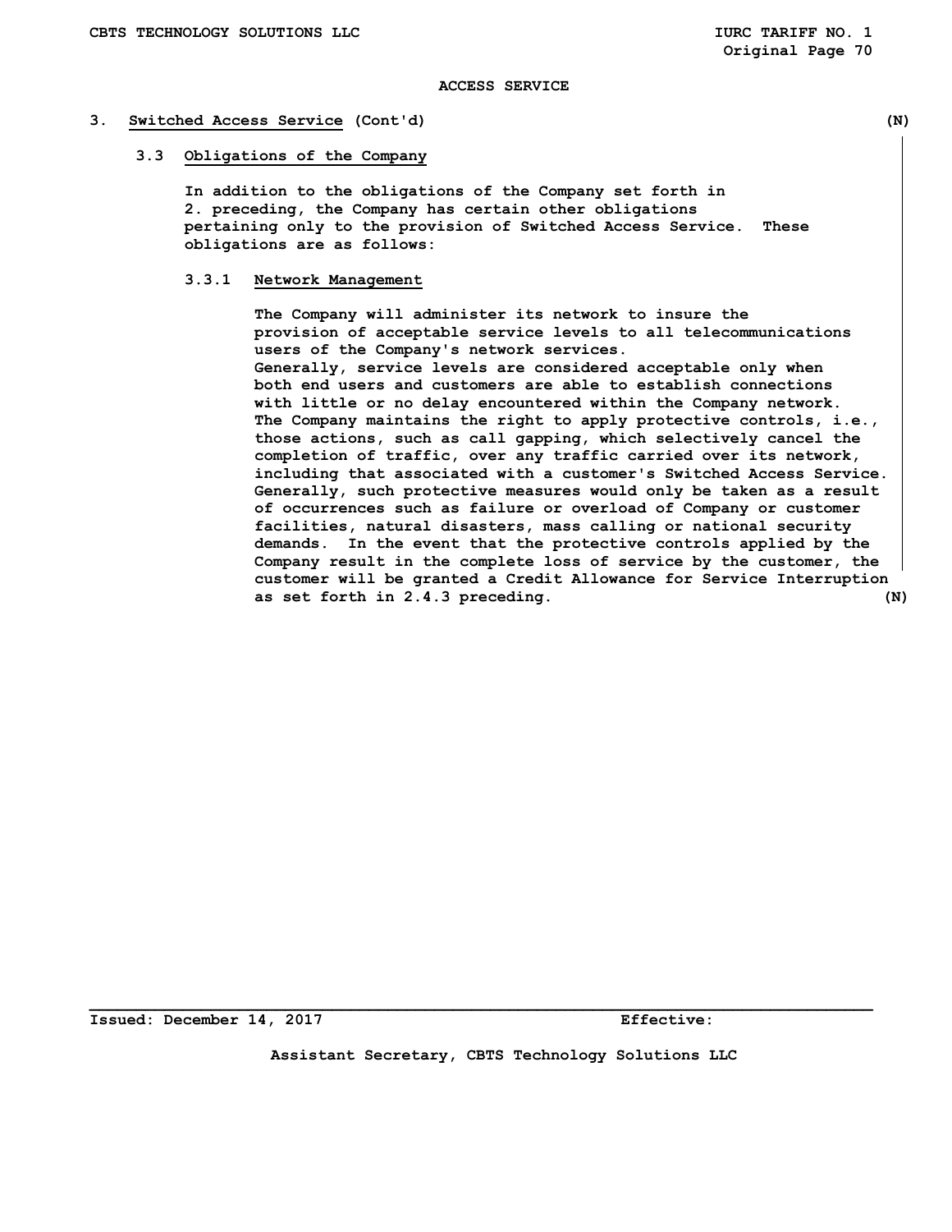ACCESS SERVICE

## 3. Switched Access Service (Cont'd) (N)

### 3.3 Obligations of the Company

In addition to the obligations of the Company set forth in 2. preceding, the Company has certain other obligations pertaining only to the provision of Switched Access Service. These obligations are as follows:

#### 3.3.1 Network Management

The Company will administer its network to insure the provision of acceptable service levels to all telecommunications users of the Company's network services.
Generally, service levels are considered acceptable only when both end users and customers are able to establish connections with little or no delay encountered within the Company network. The Company maintains the right to apply protective controls, i.e., those actions, such as call gapping, which selectively cancel the completion of traffic, over any traffic carried over its network, including that associated with a customer's Switched Access Service. Generally, such protective measures would only be taken as a result of occurrences such as failure or overload of Company or customer facilities, natural disasters, mass calling or national security demands. In the event that the protective controls applied by the Company result in the complete loss of service by the customer, the customer will be granted a Credit Allowance for Service Interruption as set forth in 2.4.3 preceding. (N)

Issued: December 14, 2017 Effective:

Assistant Secretary, CBTS Technology Solutions LLC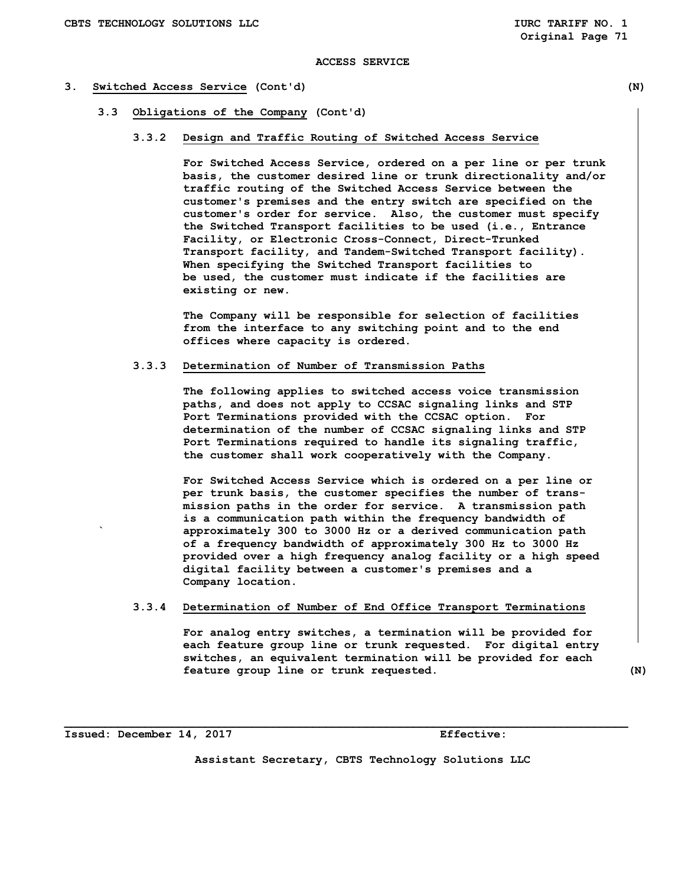ACCESS SERVICE

## 3. Switched Access Service (Cont'd) (N)

### 3.3 Obligations of the Company (Cont'd)

#### 3.3.2 Design and Traffic Routing of Switched Access Service

For Switched Access Service, ordered on a per line or per trunk basis, the customer desired line or trunk directionality and/or traffic routing of the Switched Access Service between the customer's premises and the entry switch are specified on the customer's order for service. Also, the customer must specify the Switched Transport facilities to be used (i.e., Entrance Facility, or Electronic Cross-Connect, Direct-Trunked Transport facility, and Tandem-Switched Transport facility). When specifying the Switched Transport facilities to be used, the customer must indicate if the facilities are existing or new.

The Company will be responsible for selection of facilities from the interface to any switching point and to the end offices where capacity is ordered.

#### 3.3.3 Determination of Number of Transmission Paths

The following applies to switched access voice transmission paths, and does not apply to CCSAC signaling links and STP Port Terminations provided with the CCSAC option. For determination of the number of CCSAC signaling links and STP Port Terminations required to handle its signaling traffic, the customer shall work cooperatively with the Company.

For Switched Access Service which is ordered on a per line or per trunk basis, the customer specifies the number of transmission paths in the order for service. A transmission path is a communication path within the frequency bandwidth of approximately 300 to 3000 Hz or a derived communication path of a frequency bandwidth of approximately 300 Hz to 3000 Hz provided over a high frequency analog facility or a high speed digital facility between a customer's premises and a Company location.

#### 3.3.4 Determination of Number of End Office Transport Terminations

For analog entry switches, a termination will be provided for each feature group line or trunk requested. For digital entry switches, an equivalent termination will be provided for each feature group line or trunk requested. (N)

Issued: December 14, 2017 Effective:

Assistant Secretary, CBTS Technology Solutions LLC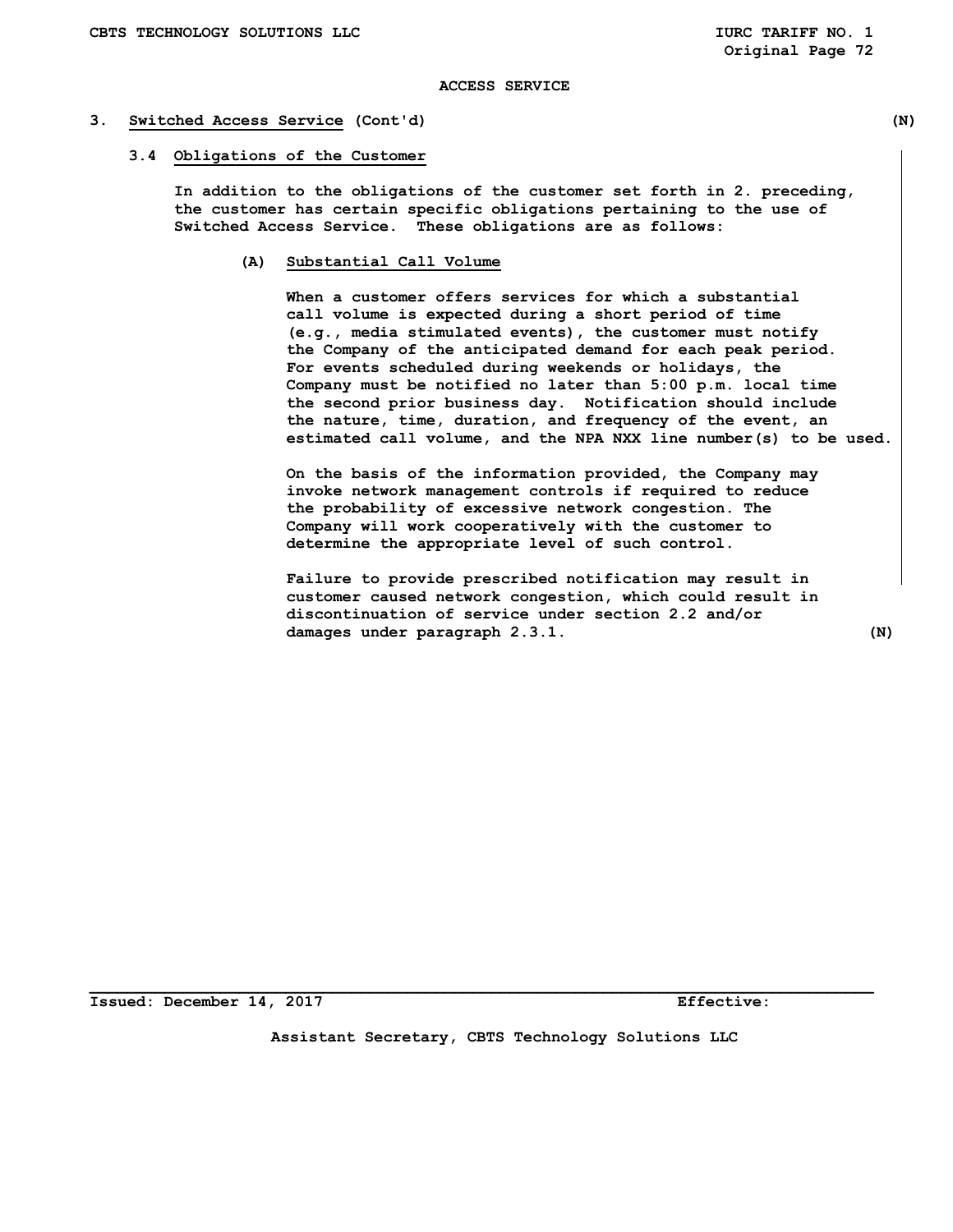ACCESS SERVICE

## 3. Switched Access Service (Cont'd) (N)

### 3.4 Obligations of the Customer

In addition to the obligations of the customer set forth in 2. preceding, the customer has certain specific obligations pertaining to the use of Switched Access Service. These obligations are as follows:

**(A) Substantial Call Volume**

When a customer offers services for which a substantial call volume is expected during a short period of time (e.g., media stimulated events), the customer must notify the Company of the anticipated demand for each peak period. For events scheduled during weekends or holidays, the Company must be notified no later than 5:00 p.m. local time the second prior business day. Notification should include the nature, time, duration, and frequency of the event, an estimated call volume, and the NPA NXX line number(s) to be used.

On the basis of the information provided, the Company may invoke network management controls if required to reduce the probability of excessive network congestion. The Company will work cooperatively with the customer to determine the appropriate level of such control.

Failure to provide prescribed notification may result in customer caused network congestion, which could result in discontinuation of service under section 2.2 and/or damages under paragraph 2.3.1. (N)

Issued: December 14, 2017 Effective:

Assistant Secretary, CBTS Technology Solutions LLC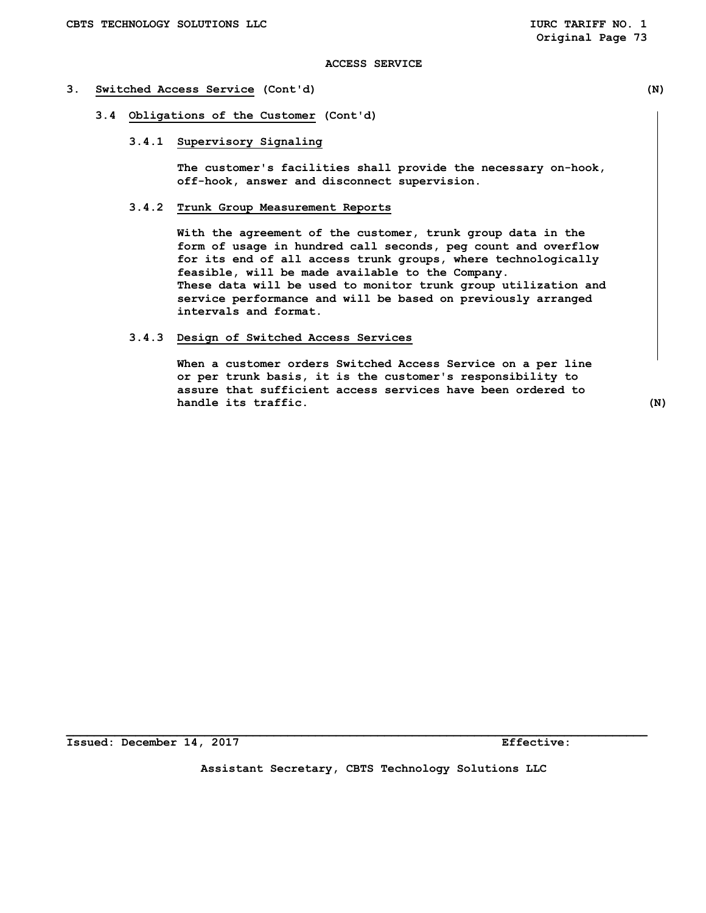ACCESS SERVICE

## 3. Switched Access Service (Cont'd) (N)

### 3.4 Obligations of the Customer (Cont'd)

#### 3.4.1 Supervisory Signaling

The customer's facilities shall provide the necessary on-hook, off-hook, answer and disconnect supervision.

#### 3.4.2 Trunk Group Measurement Reports

With the agreement of the customer, trunk group data in the form of usage in hundred call seconds, peg count and overflow for its end of all access trunk groups, where technologically feasible, will be made available to the Company. These data will be used to monitor trunk group utilization and service performance and will be based on previously arranged intervals and format.

#### 3.4.3 Design of Switched Access Services

When a customer orders Switched Access Service on a per line or per trunk basis, it is the customer's responsibility to assure that sufficient access services have been ordered to handle its traffic. (N)

Issued: December 14, 2017 Effective:

Assistant Secretary, CBTS Technology Solutions LLC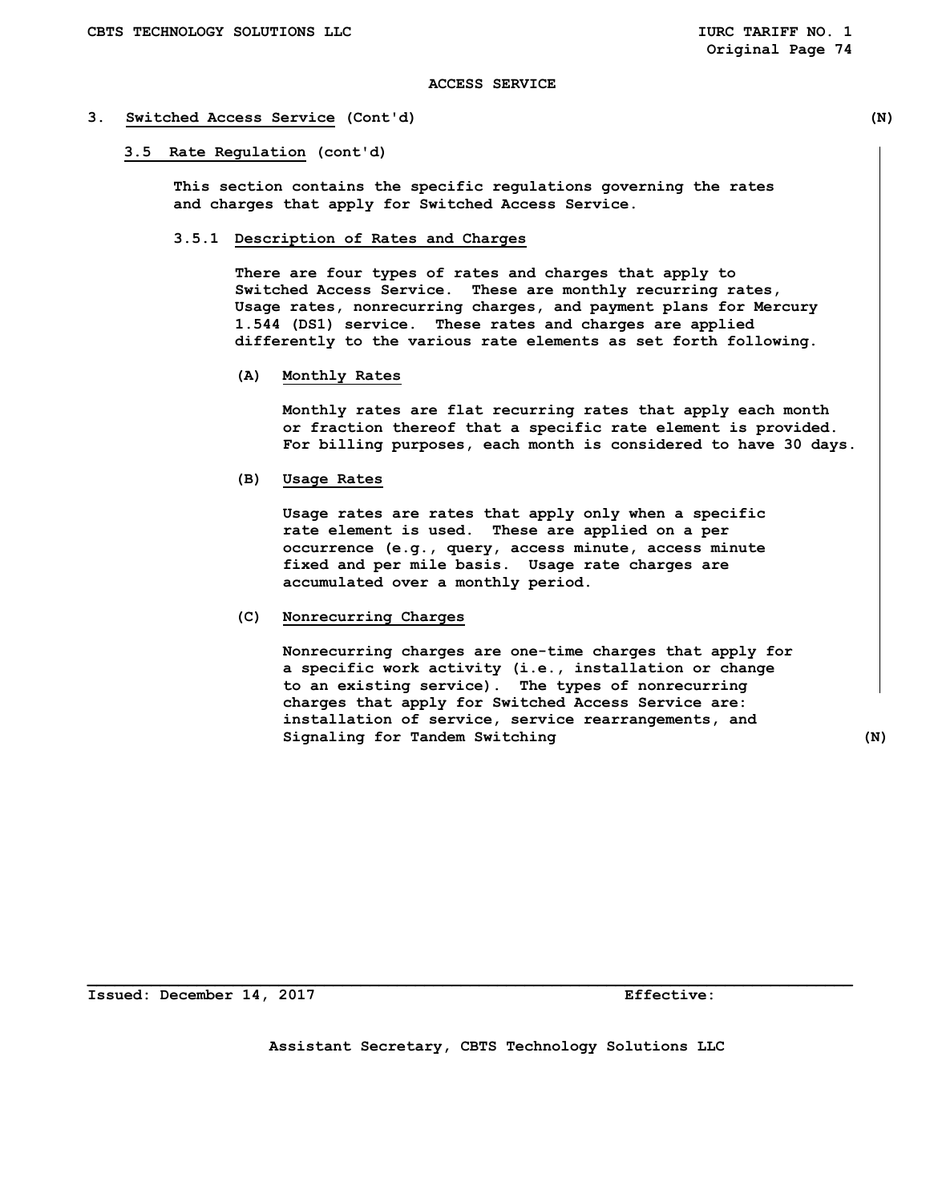ACCESS SERVICE

## 3. Switched Access Service (Cont'd) (N)

### 3.5 Rate Regulation (cont'd)

This section contains the specific regulations governing the rates and charges that apply for Switched Access Service.

#### 3.5.1 Description of Rates and Charges

There are four types of rates and charges that apply to Switched Access Service. These are monthly recurring rates, Usage rates, nonrecurring charges, and payment plans for Mercury 1.544 (DS1) service. These rates and charges are applied differently to the various rate elements as set forth following.

(A) Monthly Rates

Monthly rates are flat recurring rates that apply each month or fraction thereof that a specific rate element is provided. For billing purposes, each month is considered to have 30 days.

(B) Usage Rates

Usage rates are rates that apply only when a specific rate element is used. These are applied on a per occurrence (e.g., query, access minute, access minute fixed and per mile basis. Usage rate charges are accumulated over a monthly period.

(C) Nonrecurring Charges

Nonrecurring charges are one-time charges that apply for a specific work activity (i.e., installation or change to an existing service). The types of nonrecurring charges that apply for Switched Access Service are: installation of service, service rearrangements, and Signaling for Tandem Switching (N)

Issued: December 14, 2017 Effective:

Assistant Secretary, CBTS Technology Solutions LLC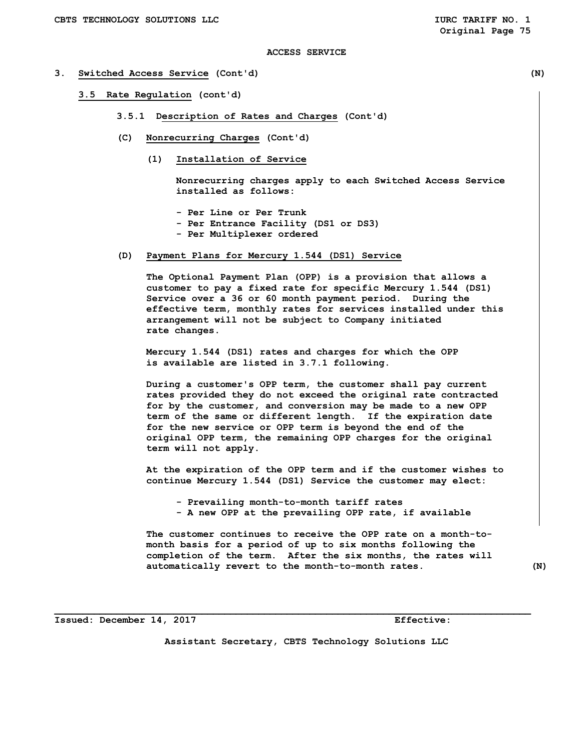ACCESS SERVICE

## 3. Switched Access Service (Cont'd) (N)

### 3.5 Rate Regulation (cont'd)

#### 3.5.1 Description of Rates and Charges (Cont'd)

**(C) Nonrecurring Charges (Cont'd)**

**(1) Installation of Service**

Nonrecurring charges apply to each Switched Access Service installed as follows:

- Per Line or Per Trunk
- Per Entrance Facility (DS1 or DS3)
- Per Multiplexer ordered

**(D) Payment Plans for Mercury 1.544 (DS1) Service**

The Optional Payment Plan (OPP) is a provision that allows a customer to pay a fixed rate for specific Mercury 1.544 (DS1) Service over a 36 or 60 month payment period. During the effective term, monthly rates for services installed under this arrangement will not be subject to Company initiated rate changes.

Mercury 1.544 (DS1) rates and charges for which the OPP is available are listed in 3.7.1 following.

During a customer's OPP term, the customer shall pay current rates provided they do not exceed the original rate contracted for by the customer, and conversion may be made to a new OPP term of the same or different length. If the expiration date for the new service or OPP term is beyond the end of the original OPP term, the remaining OPP charges for the original term will not apply.

At the expiration of the OPP term and if the customer wishes to continue Mercury 1.544 (DS1) Service the customer may elect:

- Prevailing month-to-month tariff rates
- A new OPP at the prevailing OPP rate, if available

The customer continues to receive the OPP rate on a month-to-month basis for a period of up to six months following the completion of the term. After the six months, the rates will automatically revert to the month-to-month rates. (N)

Issued: December 14, 2017 Effective:

Assistant Secretary, CBTS Technology Solutions LLC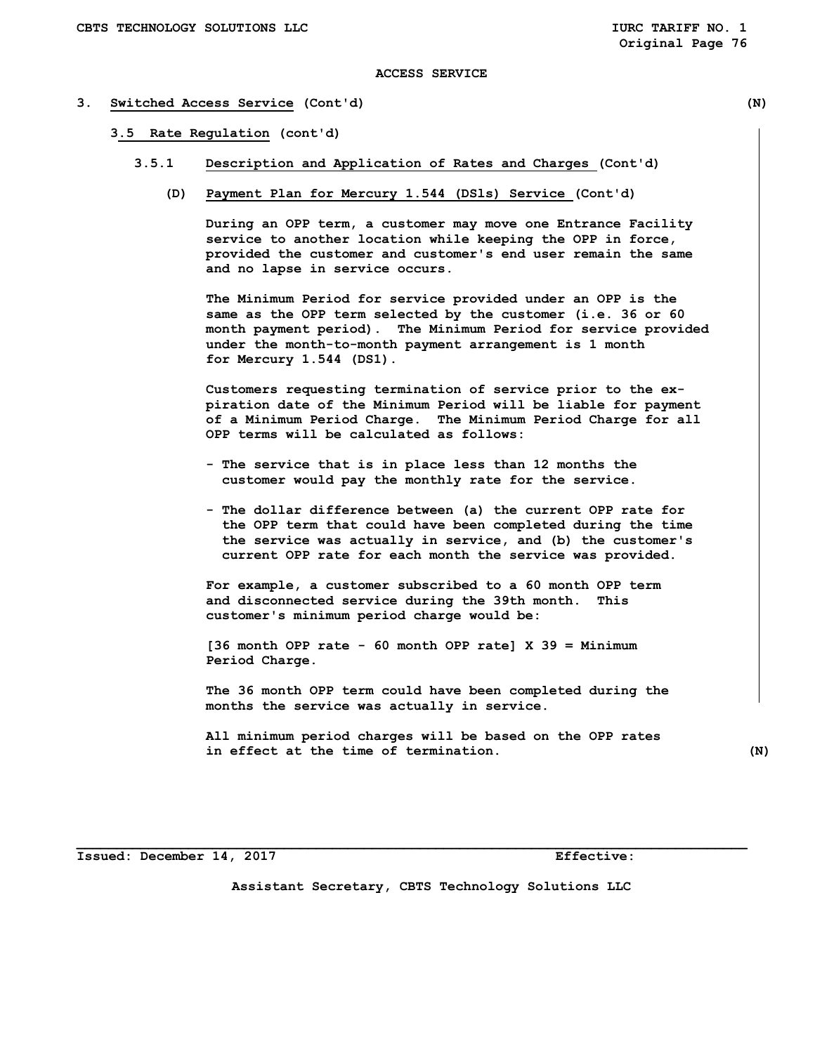ACCESS SERVICE

## 3. Switched Access Service (Cont'd) (N)

### 3.5 Rate Regulation (cont'd)

#### 3.5.1 Description and Application of Rates and Charges (Cont'd)

**(D) Payment Plan for Mercury 1.544 (DS1s) Service (Cont'd)**

During an OPP term, a customer may move one Entrance Facility service to another location while keeping the OPP in force, provided the customer and customer's end user remain the same and no lapse in service occurs.

The Minimum Period for service provided under an OPP is the same as the OPP term selected by the customer (i.e. 36 or 60 month payment period). The Minimum Period for service provided under the month-to-month payment arrangement is 1 month for Mercury 1.544 (DS1).

Customers requesting termination of service prior to the expiration date of the Minimum Period will be liable for payment of a Minimum Period Charge. The Minimum Period Charge for all OPP terms will be calculated as follows:

- The service that is in place less than 12 months the customer would pay the monthly rate for the service.
- The dollar difference between (a) the current OPP rate for the OPP term that could have been completed during the time the service was actually in service, and (b) the customer's current OPP rate for each month the service was provided.

For example, a customer subscribed to a 60 month OPP term and disconnected service during the 39th month. This customer's minimum period charge would be:

[36 month OPP rate - 60 month OPP rate] X 39 = Minimum Period Charge.

The 36 month OPP term could have been completed during the months the service was actually in service.

All minimum period charges will be based on the OPP rates in effect at the time of termination. (N)

Issued: December 14, 2017 Effective:

Assistant Secretary, CBTS Technology Solutions LLC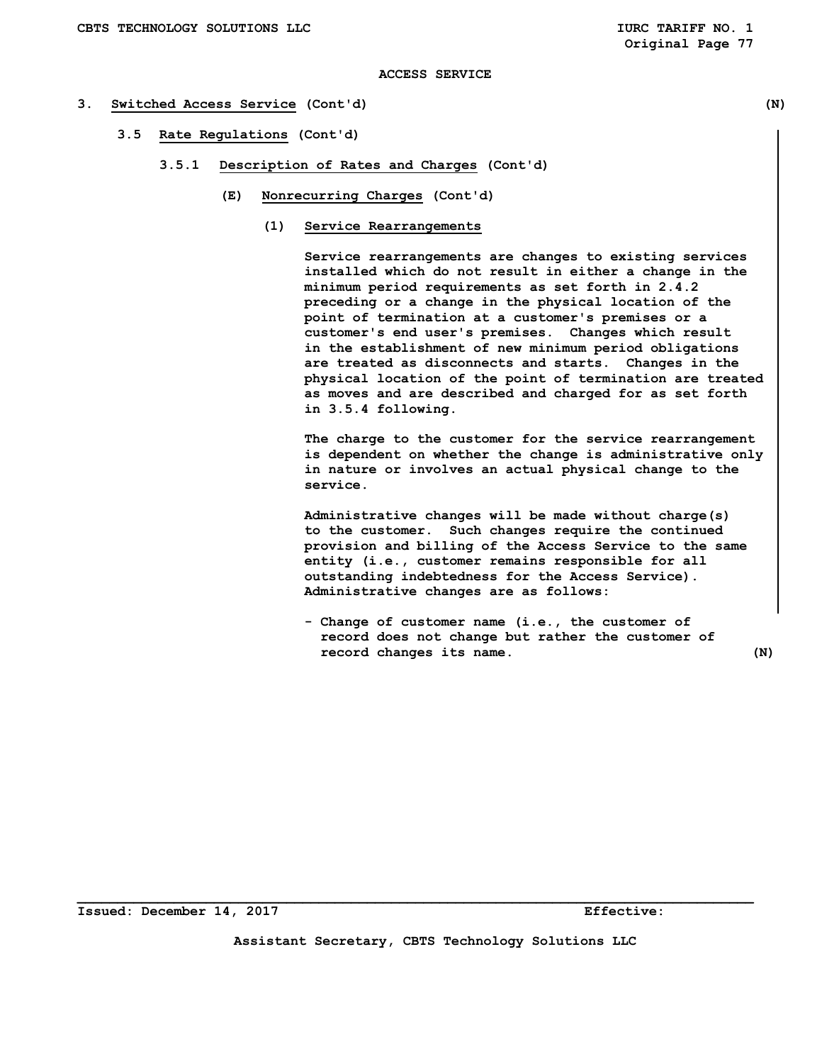ACCESS SERVICE

## 3. Switched Access Service (Cont'd) (N)

### 3.5 Rate Regulations (Cont'd)

#### 3.5.1 Description of Rates and Charges (Cont'd)

##### (E) Nonrecurring Charges (Cont'd)

###### (1) Service Rearrangements

Service rearrangements are changes to existing services installed which do not result in either a change in the minimum period requirements as set forth in 2.4.2 preceding or a change in the physical location of the point of termination at a customer's premises or a customer's end user's premises. Changes which result in the establishment of new minimum period obligations are treated as disconnects and starts. Changes in the physical location of the point of termination are treated as moves and are described and charged for as set forth in 3.5.4 following.

The charge to the customer for the service rearrangement is dependent on whether the change is administrative only in nature or involves an actual physical change to the service.

Administrative changes will be made without charge(s) to the customer. Such changes require the continued provision and billing of the Access Service to the same entity (i.e., customer remains responsible for all outstanding indebtedness for the Access Service). Administrative changes are as follows:

- Change of customer name (i.e., the customer of record does not change but rather the customer of record changes its name. (N)

Issued: December 14, 2017 Effective:

Assistant Secretary, CBTS Technology Solutions LLC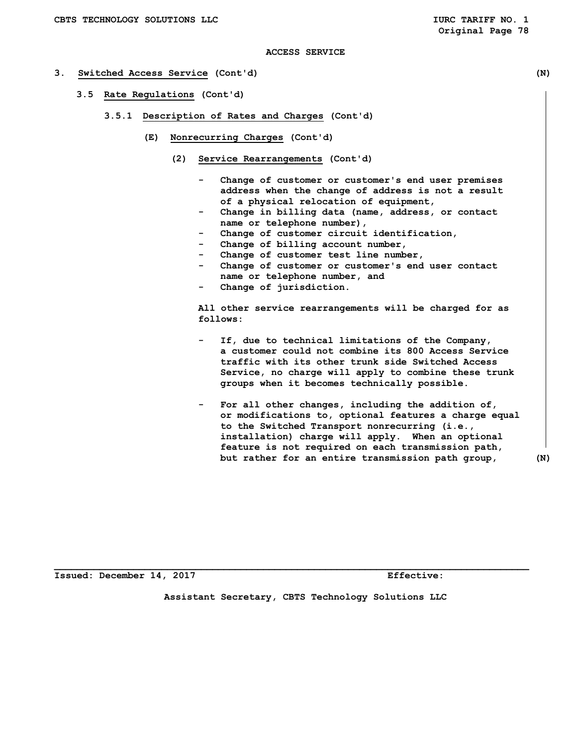ACCESS SERVICE

3. Switched Access Service (Cont'd) (N)

3.5 Rate Regulations (Cont'd)

3.5.1 Description of Rates and Charges (Cont'd)

(E) Nonrecurring Charges (Cont'd)

(2) Service Rearrangements (Cont'd)

- Change of customer or customer's end user premises address when the change of address is not a result of a physical relocation of equipment,
- Change in billing data (name, address, or contact name or telephone number),
- Change of customer circuit identification,
- Change of billing account number,
- Change of customer test line number,
- Change of customer or customer's end user contact name or telephone number, and
- Change of jurisdiction.

All other service rearrangements will be charged for as follows:

- If, due to technical limitations of the Company, a customer could not combine its 800 Access Service traffic with its other trunk side Switched Access Service, no charge will apply to combine these trunk groups when it becomes technically possible.

- For all other changes, including the addition of, or modifications to, optional features a charge equal to the Switched Transport nonrecurring (i.e., installation) charge will apply. When an optional feature is not required on each transmission path, but rather for an entire transmission path group, (N)

Issued: December 14, 2017 Effective:

Assistant Secretary, CBTS Technology Solutions LLC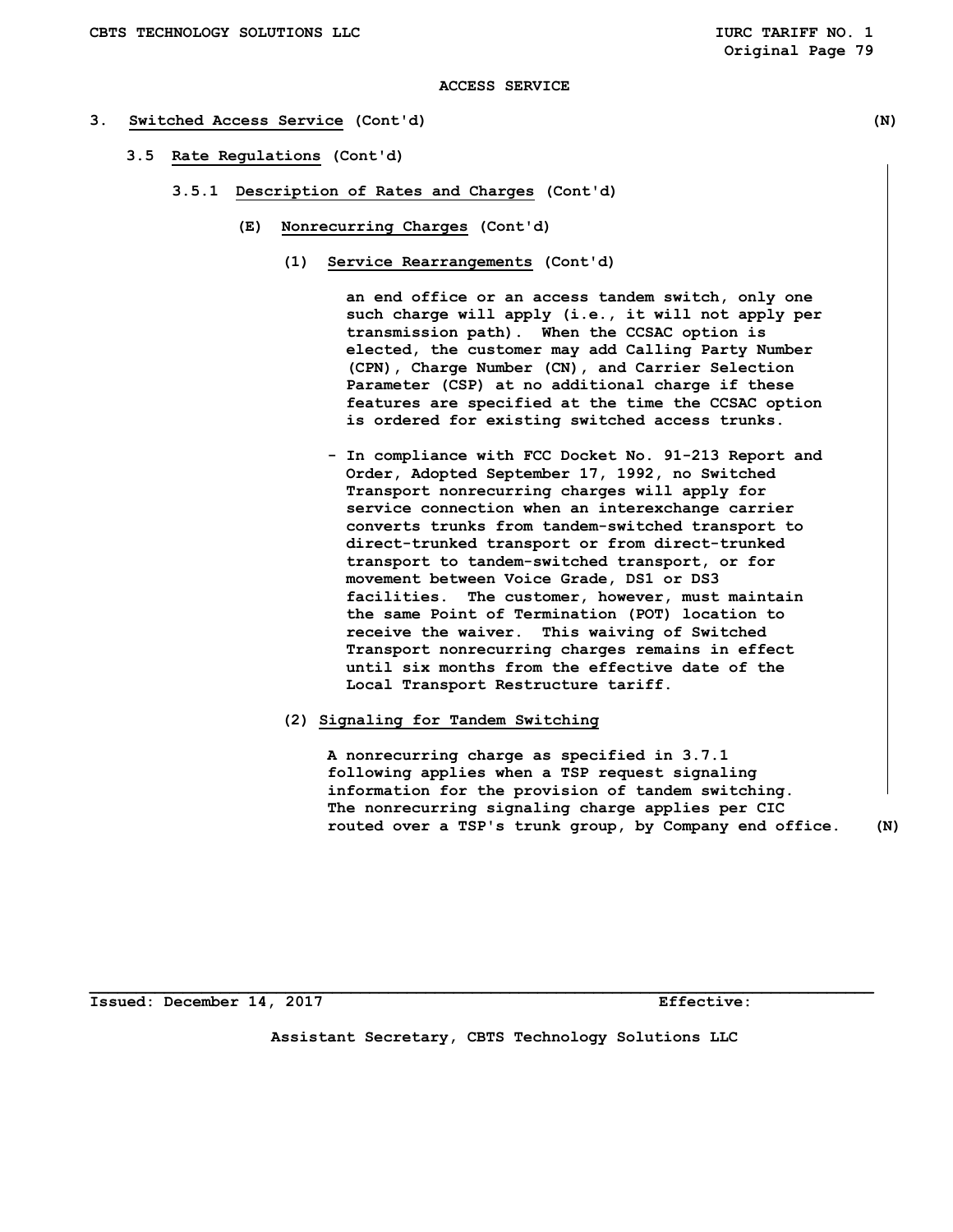ACCESS SERVICE

3. **Switched Access Service** (Cont'd) (N)

3.5 **Rate Regulations** (Cont'd)

3.5.1 **Description of Rates and Charges** (Cont'd)

(E) **Nonrecurring Charges** (Cont'd)

(1) **Service Rearrangements** (Cont'd)

an end office or an access tandem switch, only one such charge will apply (i.e., it will not apply per transmission path). When the CCSAC option is elected, the customer may add Calling Party Number (CPN), Charge Number (CN), and Carrier Selection Parameter (CSP) at no additional charge if these features are specified at the time the CCSAC option is ordered for existing switched access trunks.

- In compliance with FCC Docket No. 91-213 Report and Order, Adopted September 17, 1992, no Switched Transport nonrecurring charges will apply for service connection when an interexchange carrier converts trunks from tandem-switched transport to direct-trunked transport or from direct-trunked transport to tandem-switched transport, or for movement between Voice Grade, DS1 or DS3 facilities. The customer, however, must maintain the same Point of Termination (POT) location to receive the waiver. This waiving of Switched Transport nonrecurring charges remains in effect until six months from the effective date of the Local Transport Restructure tariff.

(2) **Signaling for Tandem Switching**

A nonrecurring charge as specified in 3.7.1 following applies when a TSP request signaling information for the provision of tandem switching. The nonrecurring signaling charge applies per CIC routed over a TSP's trunk group, by Company end office. (N)

Issued: December 14, 2017 Effective:

Assistant Secretary, CBTS Technology Solutions LLC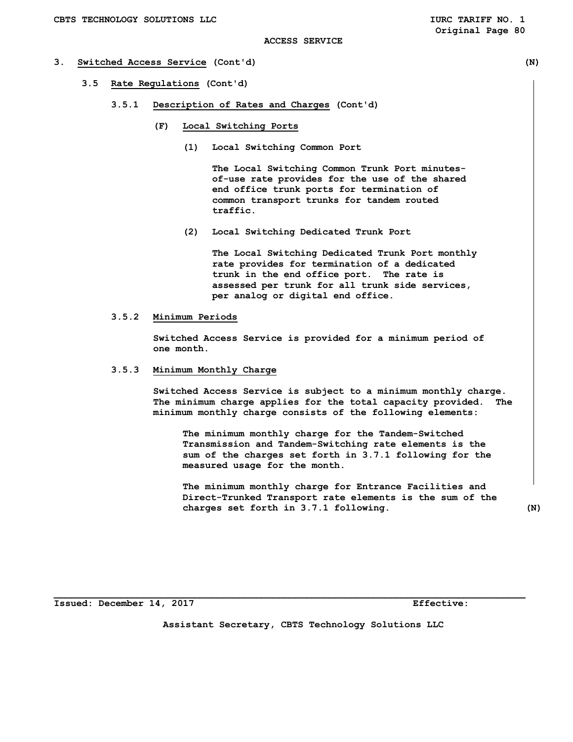## 3. Switched Access Service (Cont'd) (N)

### 3.5 Rate Regulations (Cont'd)

#### 3.5.1 Description of Rates and Charges (Cont'd)

**(F) Local Switching Ports**

**(1) Local Switching Common Port**

The Local Switching Common Trunk Port minutes-of-use rate provides for the use of the shared end office trunk ports for termination of common transport trunks for tandem routed traffic.

**(2) Local Switching Dedicated Trunk Port**

The Local Switching Dedicated Trunk Port monthly rate provides for termination of a dedicated trunk in the end office port. The rate is assessed per trunk for all trunk side services, per analog or digital end office.

#### 3.5.2 Minimum Periods

Switched Access Service is provided for a minimum period of one month.

#### 3.5.3 Minimum Monthly Charge

Switched Access Service is subject to a minimum monthly charge. The minimum charge applies for the total capacity provided. The minimum monthly charge consists of the following elements:

The minimum monthly charge for the Tandem-Switched Transmission and Tandem-Switching rate elements is the sum of the charges set forth in 3.7.1 following for the measured usage for the month.

The minimum monthly charge for Entrance Facilities and Direct-Trunked Transport rate elements is the sum of the charges set forth in 3.7.1 following. (N)

Issued: December 14, 2017 Effective:

Assistant Secretary, CBTS Technology Solutions LLC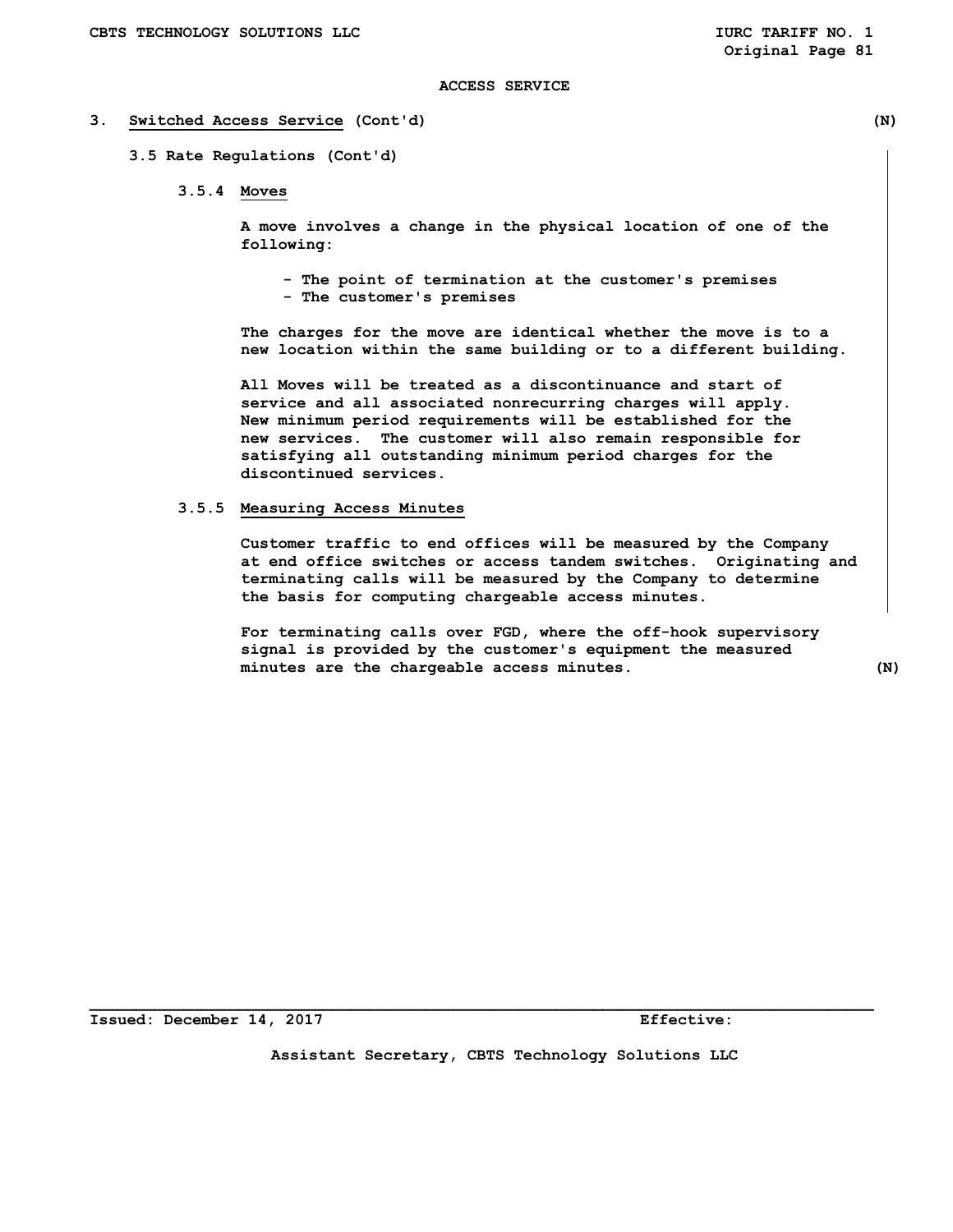## ACCESS SERVICE

### 3. Switched Access Service (Cont'd) (N)

#### 3.5 Rate Regulations (Cont'd)

##### 3.5.4 Moves

A move involves a change in the physical location of one of the following:

- The point of termination at the customer's premises
- The customer's premises

The charges for the move are identical whether the move is to a new location within the same building or to a different building.

All Moves will be treated as a discontinuance and start of service and all associated nonrecurring charges will apply. New minimum period requirements will be established for the new services. The customer will also remain responsible for satisfying all outstanding minimum period charges for the discontinued services.

##### 3.5.5 Measuring Access Minutes

Customer traffic to end offices will be measured by the Company at end office switches or access tandem switches. Originating and terminating calls will be measured by the Company to determine the basis for computing chargeable access minutes.

For terminating calls over FGD, where the off-hook supervisory signal is provided by the customer's equipment the measured minutes are the chargeable access minutes. (N)

Issued: December 14, 2017 Effective:

Assistant Secretary, CBTS Technology Solutions LLC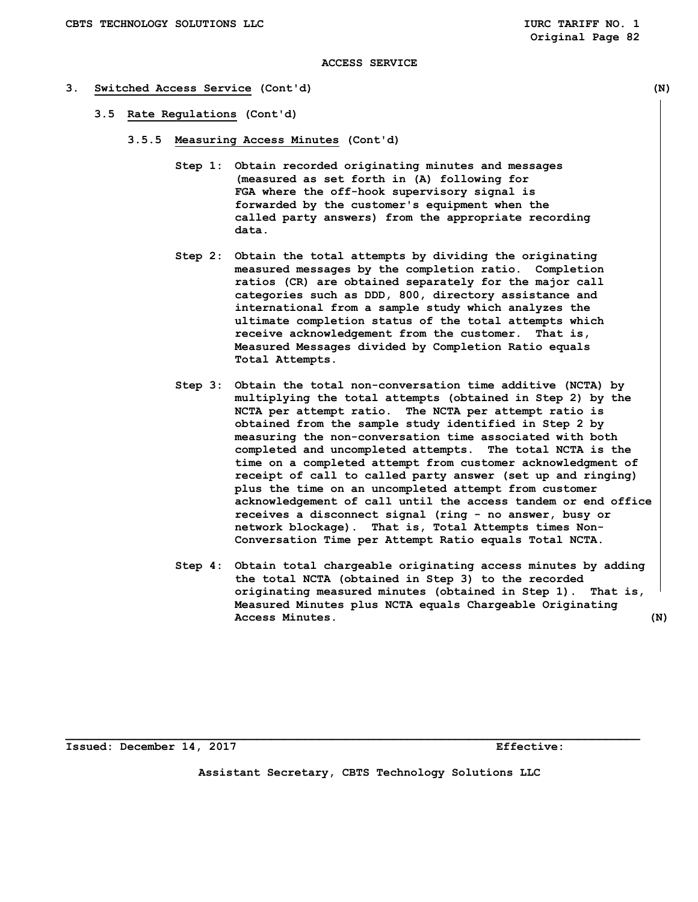ACCESS SERVICE

## 3. Switched Access Service (Cont'd) (N)

### 3.5 Rate Regulations (Cont'd)

#### 3.5.5 Measuring Access Minutes (Cont'd)

**Step 1:** Obtain recorded originating minutes and messages (measured as set forth in (A) following for FGA where the off-hook supervisory signal is forwarded by the customer's equipment when the called party answers) from the appropriate recording data.

**Step 2:** Obtain the total attempts by dividing the originating measured messages by the completion ratio. Completion ratios (CR) are obtained separately for the major call categories such as DDD, 800, directory assistance and international from a sample study which analyzes the ultimate completion status of the total attempts which receive acknowledgement from the customer. That is, Measured Messages divided by Completion Ratio equals Total Attempts.

**Step 3:** Obtain the total non-conversation time additive (NCTA) by multiplying the total attempts (obtained in Step 2) by the NCTA per attempt ratio. The NCTA per attempt ratio is obtained from the sample study identified in Step 2 by measuring the non-conversation time associated with both completed and uncompleted attempts. The total NCTA is the time on a completed attempt from customer acknowledgment of receipt of call to called party answer (set up and ringing) plus the time on an uncompleted attempt from customer acknowledgement of call until the access tandem or end office receives a disconnect signal (ring - no answer, busy or network blockage). That is, Total Attempts times Non-Conversation Time per Attempt Ratio equals Total NCTA.

**Step 4:** Obtain total chargeable originating access minutes by adding the total NCTA (obtained in Step 3) to the recorded originating measured minutes (obtained in Step 1). That is, Measured Minutes plus NCTA equals Chargeable Originating Access Minutes. (N)

Issued: December 14, 2017 Effective:

Assistant Secretary, CBTS Technology Solutions LLC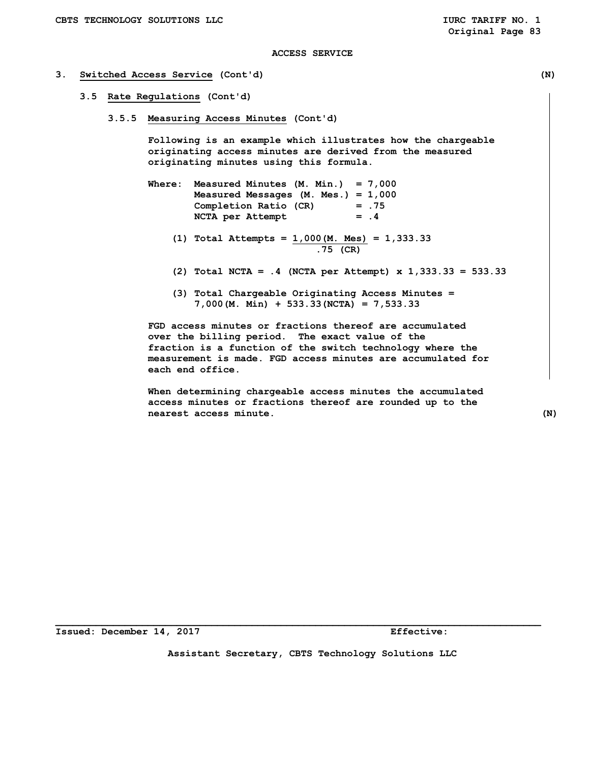ACCESS SERVICE

## 3. Switched Access Service (Cont'd) (N)

### 3.5 Rate Regulations (Cont'd)

#### 3.5.5 Measuring Access Minutes (Cont'd)

Following is an example which illustrates how the chargeable originating access minutes are derived from the measured originating minutes using this formula.

Where:
- Measured Minutes (M. Min.) = 7,000
- Measured Messages (M. Mes.) = 1,000
- Completion Ratio (CR) = .75
- NCTA per Attempt = .4

(1) Total Attempts = $\frac{1{,}000\,(\text{M. Mes})}{.75\,(\text{CR})}$ = 1,333.33

(2) Total NCTA = .4 (NCTA per Attempt) x 1,333.33 = 533.33

(3) Total Chargeable Originating Access Minutes = 7,000(M. Min) + 533.33(NCTA) = 7,533.33

FGD access minutes or fractions thereof are accumulated over the billing period. The exact value of the fraction is a function of the switch technology where the measurement is made. FGD access minutes are accumulated for each end office.

When determining chargeable access minutes the accumulated access minutes or fractions thereof are rounded up to the nearest access minute. (N)

Issued: December 14, 2017 Effective:

Assistant Secretary, CBTS Technology Solutions LLC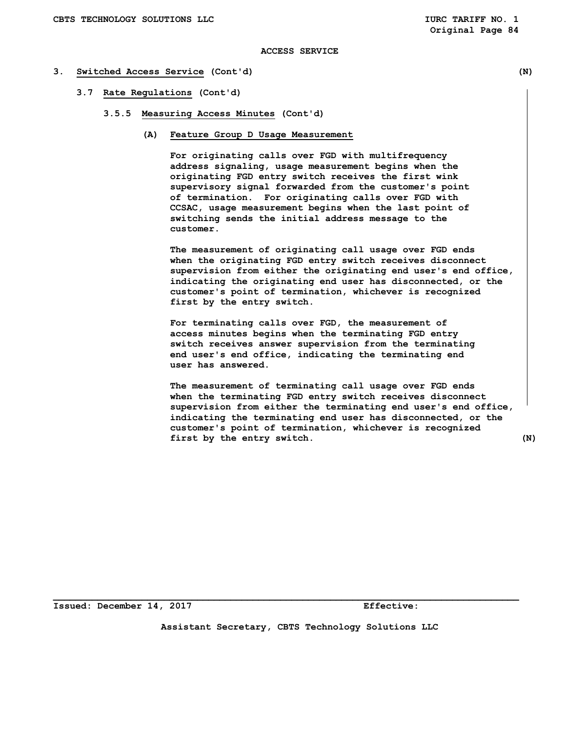ACCESS SERVICE

## 3. Switched Access Service (Cont'd) (N)

### 3.7 Rate Regulations (Cont'd)

#### 3.5.5 Measuring Access Minutes (Cont'd)

**(A) Feature Group D Usage Measurement**

For originating calls over FGD with multifrequency address signaling, usage measurement begins when the originating FGD entry switch receives the first wink supervisory signal forwarded from the customer's point of termination. For originating calls over FGD with CCSAC, usage measurement begins when the last point of switching sends the initial address message to the customer.

The measurement of originating call usage over FGD ends when the originating FGD entry switch receives disconnect supervision from either the originating end user's end office, indicating the originating end user has disconnected, or the customer's point of termination, whichever is recognized first by the entry switch.

For terminating calls over FGD, the measurement of access minutes begins when the terminating FGD entry switch receives answer supervision from the terminating end user's end office, indicating the terminating end user has answered.

The measurement of terminating call usage over FGD ends when the terminating FGD entry switch receives disconnect supervision from either the terminating end user's end office, indicating the terminating end user has disconnected, or the customer's point of termination, whichever is recognized first by the entry switch. (N)

Issued: December 14, 2017 Effective:

Assistant Secretary, CBTS Technology Solutions LLC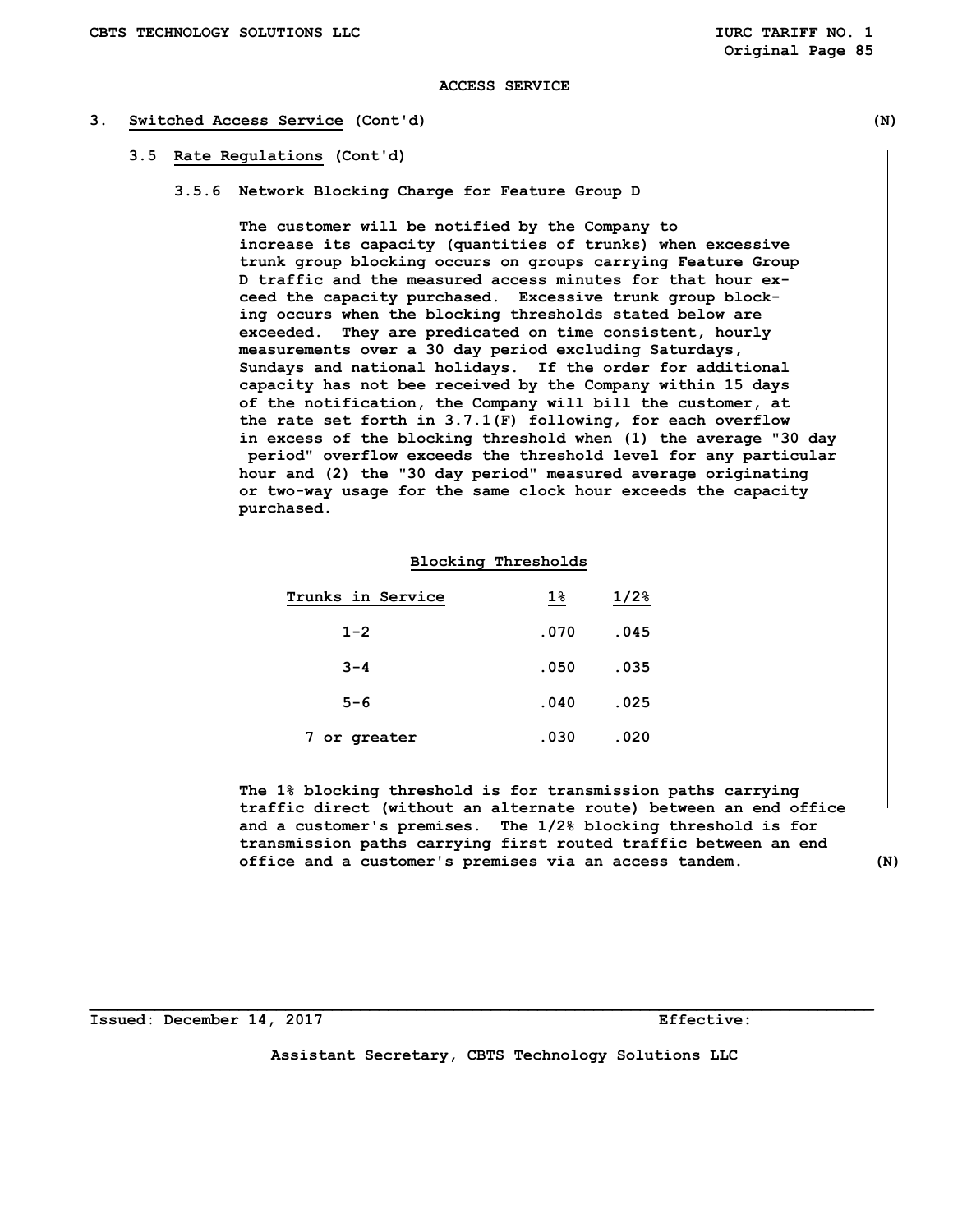ACCESS SERVICE

## 3. Switched Access Service (Cont'd) (N)

### 3.5 Rate Regulations (Cont'd)

#### 3.5.6 Network Blocking Charge for Feature Group D

The customer will be notified by the Company to increase its capacity (quantities of trunks) when excessive trunk group blocking occurs on groups carrying Feature Group D traffic and the measured access minutes for that hour exceed the capacity purchased. Excessive trunk group blocking occurs when the blocking thresholds stated below are exceeded. They are predicated on time consistent, hourly measurements over a 30 day period excluding Saturdays, Sundays and national holidays. If the order for additional capacity has not bee received by the Company within 15 days of the notification, the Company will bill the customer, at the rate set forth in 3.7.1(F) following, for each overflow in excess of the blocking threshold when (1) the average "30 day period" overflow exceeds the threshold level for any particular hour and (2) the "30 day period" measured average originating or two-way usage for the same clock hour exceeds the capacity purchased.

**Blocking Thresholds**

| Trunks in Service | 1% | 1/2% |
|---|---|---|
| 1-2 | .070 | .045 |
| 3-4 | .050 | .035 |
| 5-6 | .040 | .025 |
| 7 or greater | .030 | .020 |

The 1% blocking threshold is for transmission paths carrying traffic direct (without an alternate route) between an end office and a customer's premises. The 1/2% blocking threshold is for transmission paths carrying first routed traffic between an end office and a customer's premises via an access tandem. (N)

Issued: December 14, 2017 Effective:

Assistant Secretary, CBTS Technology Solutions LLC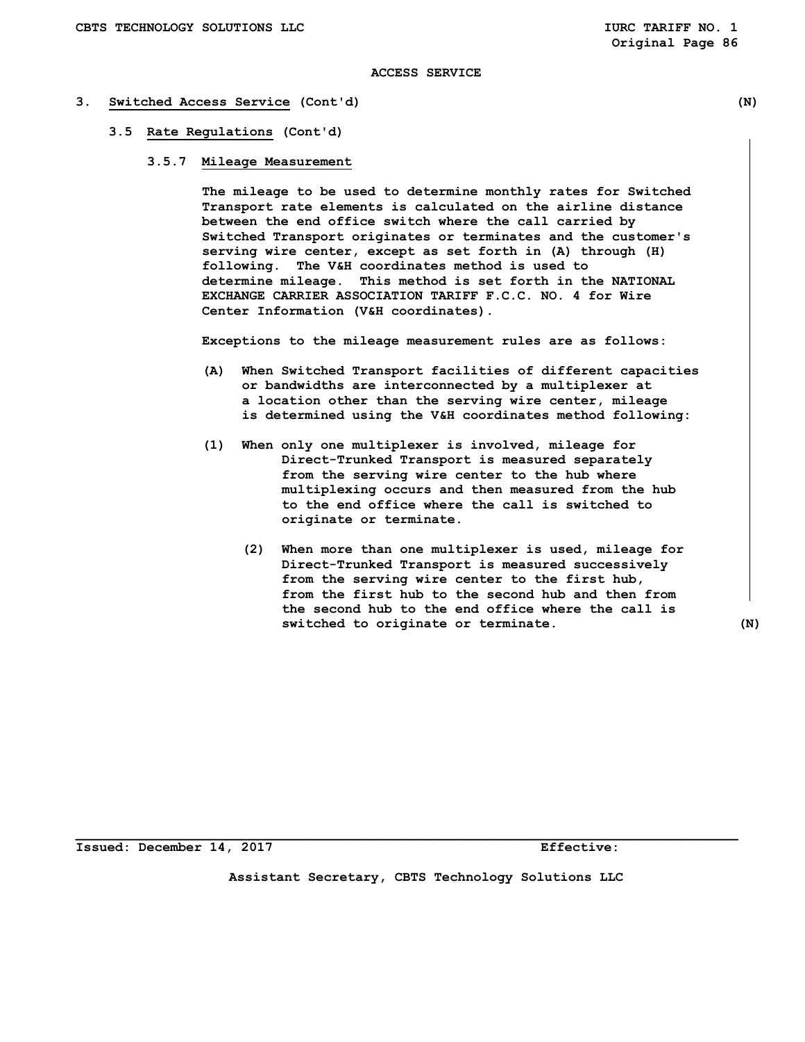ACCESS SERVICE

## 3. Switched Access Service (Cont'd) (N)

### 3.5 Rate Regulations (Cont'd)

#### 3.5.7 Mileage Measurement

The mileage to be used to determine monthly rates for Switched Transport rate elements is calculated on the airline distance between the end office switch where the call carried by Switched Transport originates or terminates and the customer's serving wire center, except as set forth in (A) through (H) following. The V&H coordinates method is used to determine mileage. This method is set forth in the NATIONAL EXCHANGE CARRIER ASSOCIATION TARIFF F.C.C. NO. 4 for Wire Center Information (V&H coordinates).

Exceptions to the mileage measurement rules are as follows:

(A) When Switched Transport facilities of different capacities or bandwidths are interconnected by a multiplexer at a location other than the serving wire center, mileage is determined using the V&H coordinates method following:

(1) When only one multiplexer is involved, mileage for Direct-Trunked Transport is measured separately from the serving wire center to the hub where multiplexing occurs and then measured from the hub to the end office where the call is switched to originate or terminate.

(2) When more than one multiplexer is used, mileage for Direct-Trunked Transport is measured successively from the serving wire center to the first hub, from the first hub to the second hub and then from the second hub to the end office where the call is switched to originate or terminate. (N)

Issued: December 14, 2017 Effective:

Assistant Secretary, CBTS Technology Solutions LLC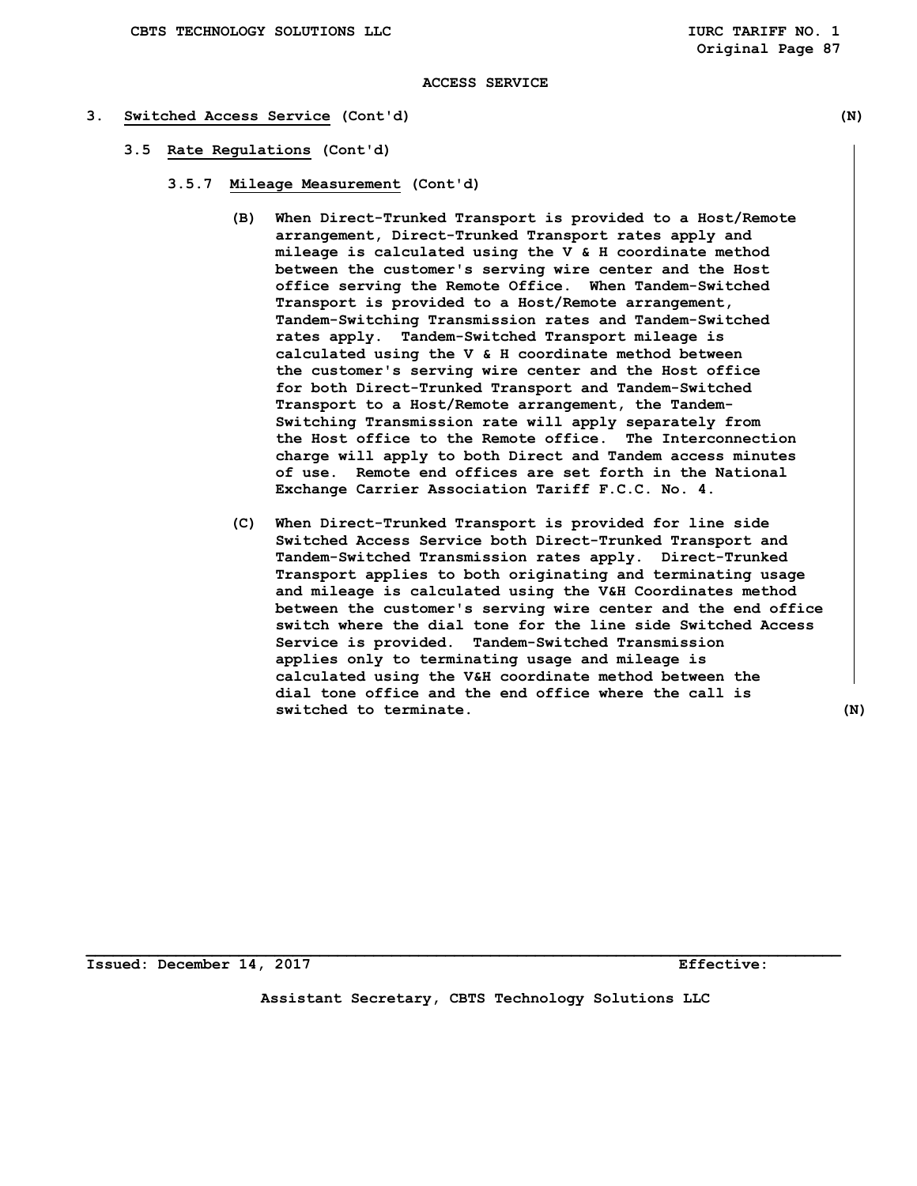ACCESS SERVICE

## 3. Switched Access Service (Cont'd) (N)

### 3.5 Rate Regulations (Cont'd)

#### 3.5.7 Mileage Measurement (Cont'd)

(B) When Direct-Trunked Transport is provided to a Host/Remote arrangement, Direct-Trunked Transport rates apply and mileage is calculated using the V & H coordinate method between the customer's serving wire center and the Host office serving the Remote Office. When Tandem-Switched Transport is provided to a Host/Remote arrangement, Tandem-Switching Transmission rates and Tandem-Switched rates apply. Tandem-Switched Transport mileage is calculated using the V & H coordinate method between the customer's serving wire center and the Host office for both Direct-Trunked Transport and Tandem-Switched Transport to a Host/Remote arrangement, the Tandem-Switching Transmission rate will apply separately from the Host office to the Remote office. The Interconnection charge will apply to both Direct and Tandem access minutes of use. Remote end offices are set forth in the National Exchange Carrier Association Tariff F.C.C. No. 4.

(C) When Direct-Trunked Transport is provided for line side Switched Access Service both Direct-Trunked Transport and Tandem-Switched Transmission rates apply. Direct-Trunked Transport applies to both originating and terminating usage and mileage is calculated using the V&H Coordinates method between the customer's serving wire center and the end office switch where the dial tone for the line side Switched Access Service is provided. Tandem-Switched Transmission applies only to terminating usage and mileage is calculated using the V&H coordinate method between the dial tone office and the end office where the call is switched to terminate. (N)

Issued: December 14, 2017 Effective:

Assistant Secretary, CBTS Technology Solutions LLC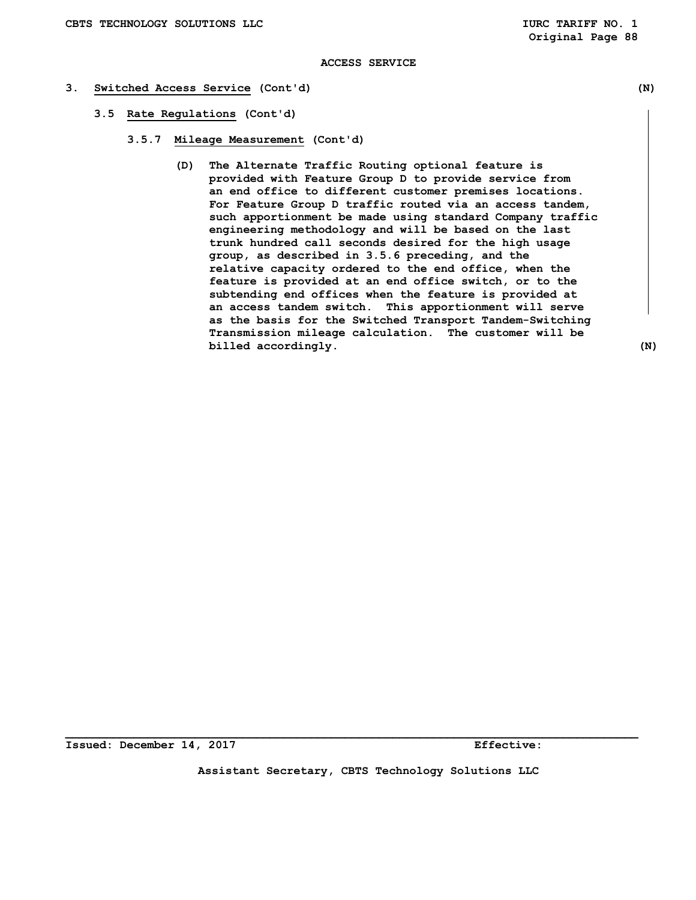ACCESS SERVICE

## 3. Switched Access Service (Cont'd) (N)

### 3.5 Rate Regulations (Cont'd)

#### 3.5.7 Mileage Measurement (Cont'd)

(D) The Alternate Traffic Routing optional feature is provided with Feature Group D to provide service from an end office to different customer premises locations. For Feature Group D traffic routed via an access tandem, such apportionment be made using standard Company traffic engineering methodology and will be based on the last trunk hundred call seconds desired for the high usage group, as described in 3.5.6 preceding, and the relative capacity ordered to the end office, when the feature is provided at an end office switch, or to the subtending end offices when the feature is provided at an access tandem switch. This apportionment will serve as the basis for the Switched Transport Tandem-Switching Transmission mileage calculation. The customer will be billed accordingly. (N)

Issued: December 14, 2017 Effective:

Assistant Secretary, CBTS Technology Solutions LLC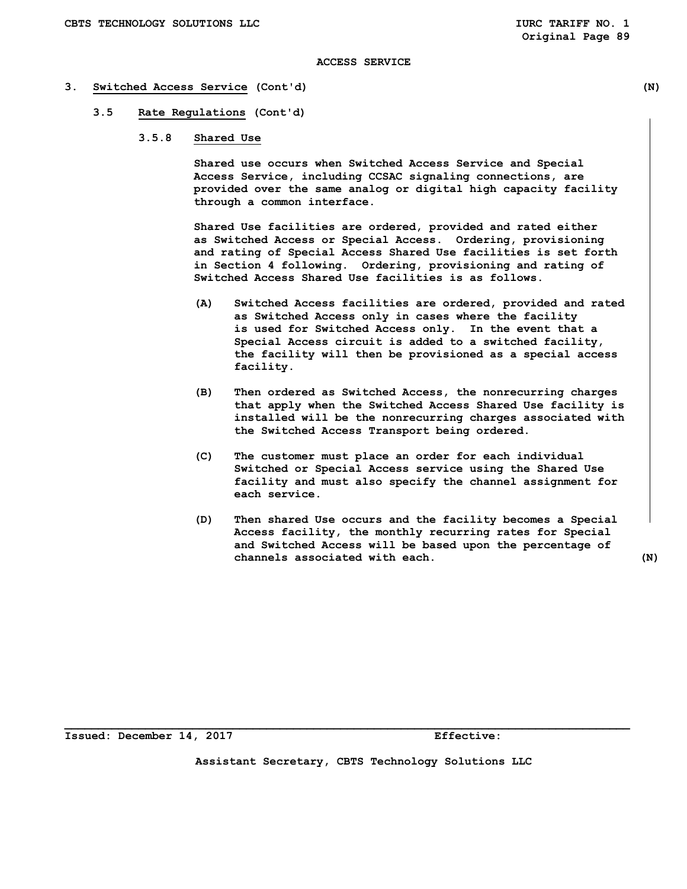ACCESS SERVICE

## 3. Switched Access Service (Cont'd) (N)

### 3.5 Rate Regulations (Cont'd)

#### 3.5.8 Shared Use

Shared use occurs when Switched Access Service and Special Access Service, including CCSAC signaling connections, are provided over the same analog or digital high capacity facility through a common interface.

Shared Use facilities are ordered, provided and rated either as Switched Access or Special Access. Ordering, provisioning and rating of Special Access Shared Use facilities is set forth in Section 4 following. Ordering, provisioning and rating of Switched Access Shared Use facilities is as follows.

(A) Switched Access facilities are ordered, provided and rated as Switched Access only in cases where the facility is used for Switched Access only. In the event that a Special Access circuit is added to a switched facility, the facility will then be provisioned as a special access facility.

(B) Then ordered as Switched Access, the nonrecurring charges that apply when the Switched Access Shared Use facility is installed will be the nonrecurring charges associated with the Switched Access Transport being ordered.

(C) The customer must place an order for each individual Switched or Special Access service using the Shared Use facility and must also specify the channel assignment for each service.

(D) Then shared Use occurs and the facility becomes a Special Access facility, the monthly recurring rates for Special and Switched Access will be based upon the percentage of channels associated with each. (N)

Issued: December 14, 2017 Effective:

Assistant Secretary, CBTS Technology Solutions LLC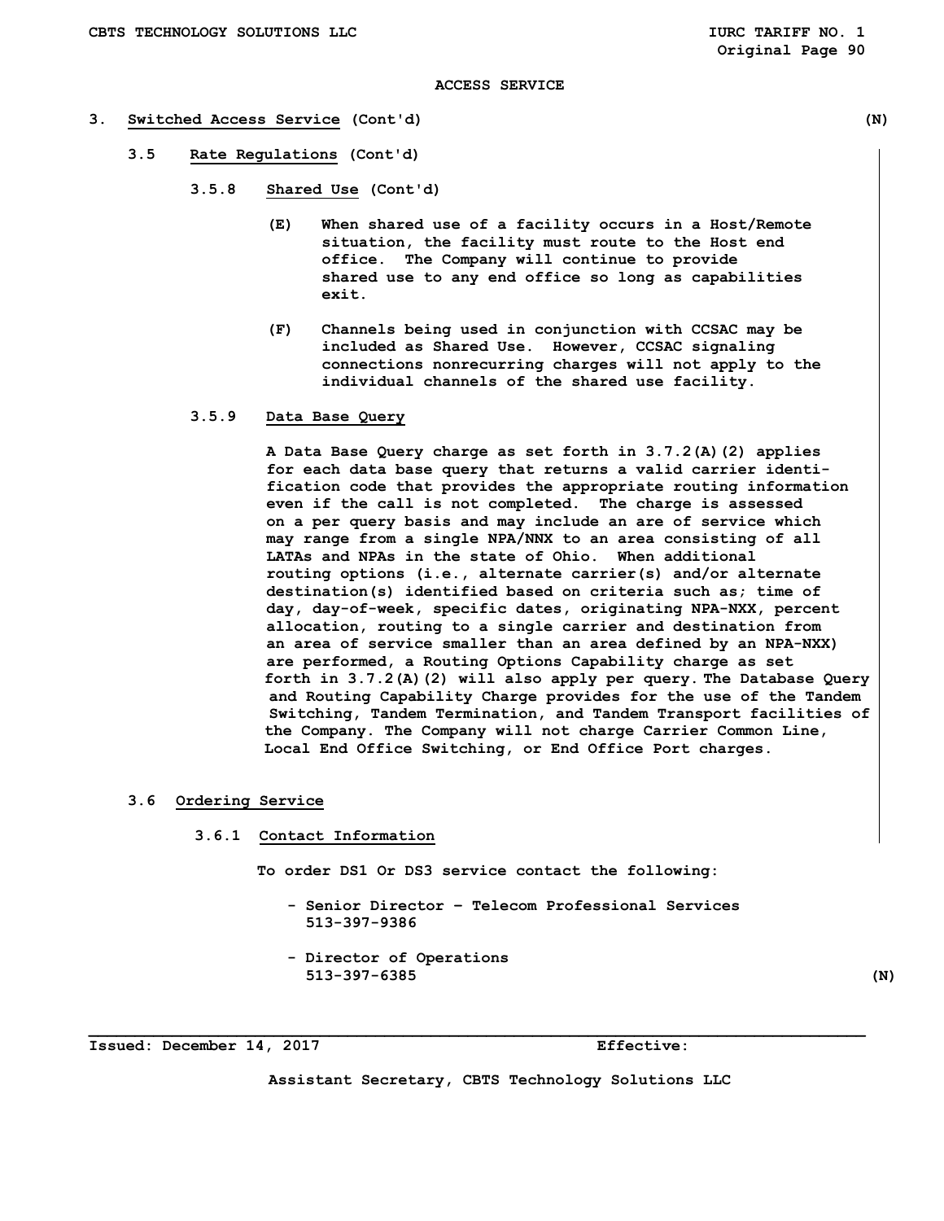ACCESS SERVICE

## 3. Switched Access Service (Cont'd) (N)

### 3.5 Rate Regulations (Cont'd)

#### 3.5.8 Shared Use (Cont'd)

(E) When shared use of a facility occurs in a Host/Remote situation, the facility must route to the Host end office. The Company will continue to provide shared use to any end office so long as capabilities exit.

(F) Channels being used in conjunction with CCSAC may be included as Shared Use. However, CCSAC signaling connections nonrecurring charges will not apply to the individual channels of the shared use facility.

#### 3.5.9 Data Base Query

A Data Base Query charge as set forth in 3.7.2(A)(2) applies for each data base query that returns a valid carrier identification code that provides the appropriate routing information even if the call is not completed. The charge is assessed on a per query basis and may include an are of service which may range from a single NPA/NNX to an area consisting of all LATAs and NPAs in the state of Ohio. When additional routing options (i.e., alternate carrier(s) and/or alternate destination(s) identified based on criteria such as; time of day, day-of-week, specific dates, originating NPA-NXX, percent allocation, routing to a single carrier and destination from an area of service smaller than an area defined by an NPA-NXX) are performed, a Routing Options Capability charge as set forth in 3.7.2(A)(2) will also apply per query. The Database Query and Routing Capability Charge provides for the use of the Tandem Switching, Tandem Termination, and Tandem Transport facilities of the Company. The Company will not charge Carrier Common Line, Local End Office Switching, or End Office Port charges.

### 3.6 Ordering Service

#### 3.6.1 Contact Information

To order DS1 Or DS3 service contact the following:

- Senior Director – Telecom Professional Services
  513-397-9386

- Director of Operations
  513-397-6385 (N)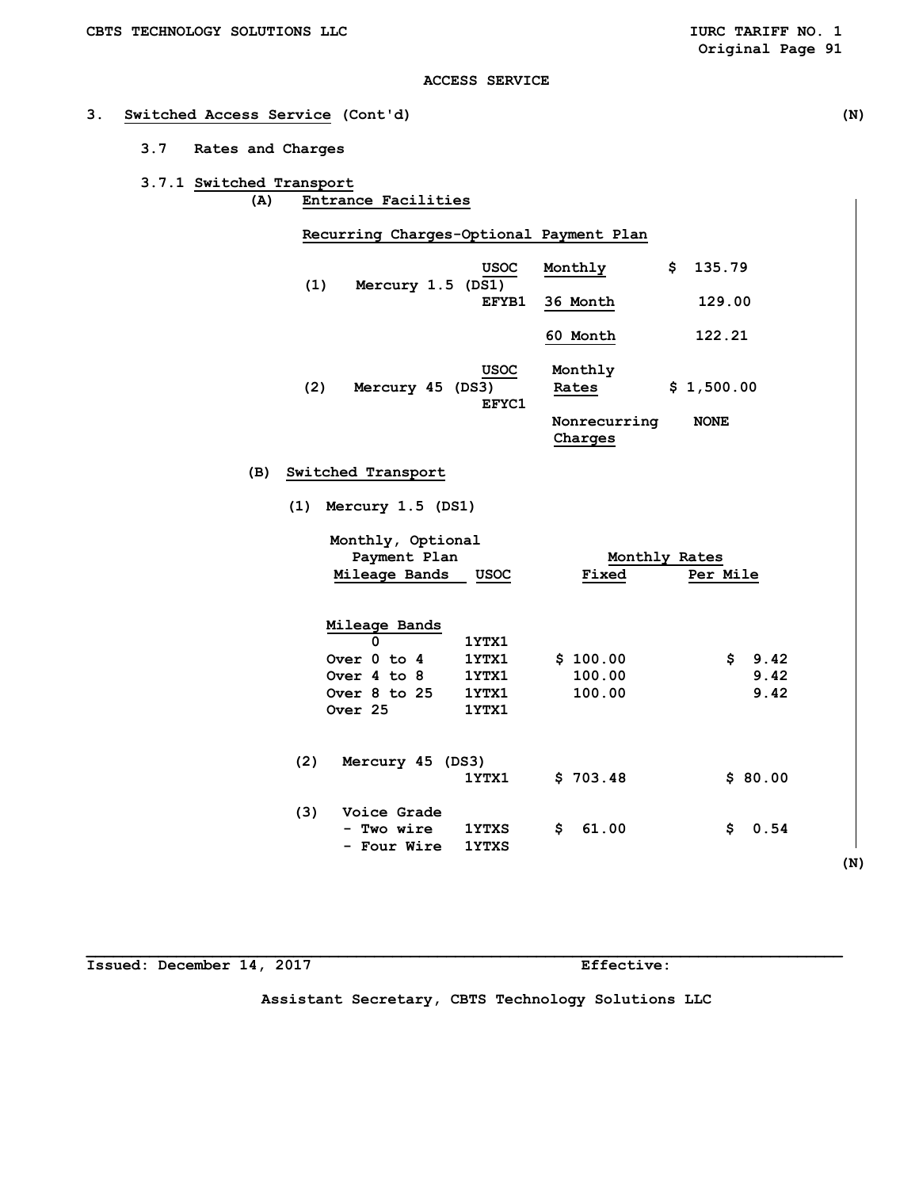ACCESS SERVICE

## 3. Switched Access Service (Cont'd) (N)

### 3.7 Rates and Charges

#### 3.7.1 Switched Transport

(A) Entrance Facilities

Recurring Charges-Optional Payment Plan

| | USOC | | |
|---|---|---|---|
| (1) Mercury 1.5 (DS1) | EFYB1 | Monthly | $ 135.79 |
| | | 36 Month | 129.00 |
| | | 60 Month | 122.21 |

| | USOC | | |
|---|---|---|---|
| (2) Mercury 45 (DS3) | EFYC1 | Monthly Rates | $ 1,500.00 |
| | | Nonrecurring Charges | NONE |

(B) Switched Transport

(1) Mercury 1.5 (DS1)

| Monthly, Optional Payment Plan Mileage Bands | USOC | Monthly Rates Fixed | Per Mile |
|---|---|---|---|
| **Mileage Bands** | | | |
| 0 | 1YTX1 | | |
| Over 0 to 4 | 1YTX1 | $ 100.00 | $ 9.42 |
| Over 4 to 8 | 1YTX1 | 100.00 | 9.42 |
| Over 8 to 25 | 1YTX1 | 100.00 | 9.42 |
| Over 25 | 1YTX1 | | |

| | USOC | Fixed | Per Mile |
|---|---|---|---|
| (2) Mercury 45 (DS3) | 1YTX1 | $ 703.48 | $ 80.00 |
| (3) Voice Grade | | | |
| - Two wire | 1YTXS | $ 61.00 | $ 0.54 |
| - Four Wire | 1YTXS | | |

(N)

Issued: December 14, 2017 Effective:

Assistant Secretary, CBTS Technology Solutions LLC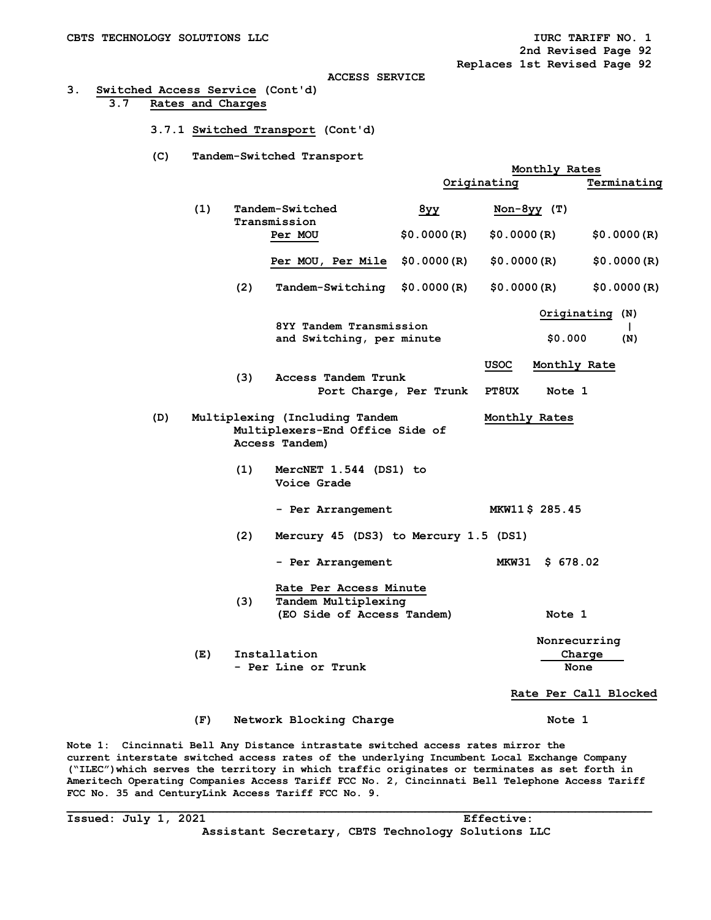CBTS TECHNOLOGY SOLUTIONS LLC — IURC TARIFF NO. 1
2nd Revised Page 92
Replaces 1st Revised Page 92

ACCESS SERVICE

3. Switched Access Service (Cont'd)

## 3.7 Rates and Charges

### 3.7.1 Switched Transport (Cont'd)

(C) Tandem-Switched Transport

| | Monthly Rates Originating 8yy | Monthly Rates Originating Non-8yy (T) | Monthly Rates Terminating |
|---|---|---|---|
| (1) Tandem-Switched Transmission | | | |
| Per MOU | $0.0000(R) | $0.0000(R) | $0.0000(R) |
| Per MOU, Per Mile | $0.0000(R) | $0.0000(R) | $0.0000(R) |
| (2) Tandem-Switching | $0.0000(R) | $0.0000(R) | $0.0000(R) |

| | Originating (N) |
|---|---|
| 8YY Tandem Transmission and Switching, per minute | $0.000 (N) |

| | USOC | Monthly Rate |
|---|---|---|
| (3) Access Tandem Trunk Port Charge, Per Trunk | PT8UX | Note 1 |

(D) Multiplexing (Including Tandem Multiplexers-End Office Side of Access Tandem)

| | USOC | Monthly Rates |
|---|---|---|
| (1) MercNET 1.544 (DS1) to Voice Grade - Per Arrangement | MKW11 | $ 285.45 |
| (2) Mercury 45 (DS3) to Mercury 1.5 (DS1) - Per Arrangement | MKW31 | $ 678.02 |

| | Rate Per Access Minute |
|---|---|
| (3) Tandem Multiplexing (EO Side of Access Tandem) | Note 1 |

| | Nonrecurring Charge |
|---|---|
| (E) Installation - Per Line or Trunk | None |

| | Rate Per Call Blocked |
|---|---|
| (F) Network Blocking Charge | Note 1 |

Note 1: Cincinnati Bell Any Distance intrastate switched access rates mirror the current interstate switched access rates of the underlying Incumbent Local Exchange Company ("ILEC")which serves the territory in which traffic originates or terminates as set forth in Ameritech Operating Companies Access Tariff FCC No. 2, Cincinnati Bell Telephone Access Tariff FCC No. 35 and CenturyLink Access Tariff FCC No. 9.

Issued: July 1, 2021 — Effective:

Assistant Secretary, CBTS Technology Solutions LLC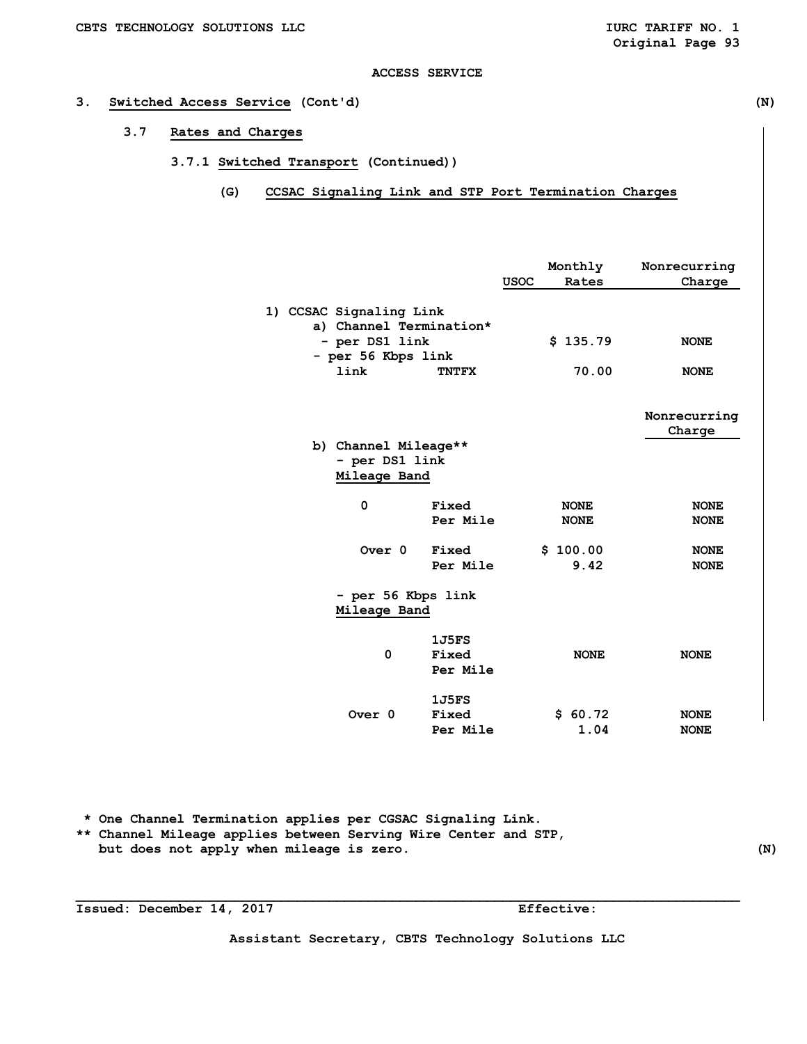ACCESS SERVICE

## 3. Switched Access Service (Cont'd) (N)

### 3.7 Rates and Charges

#### 3.7.1 Switched Transport (Continued))

##### (G) CCSAC Signaling Link and STP Port Termination Charges

| | | USOC | Monthly Rates | Nonrecurring Charge |
|---|---|---|---|---|
| 1) CCSAC Signaling Link | | | | |
| a) Channel Termination* | | | | |
| - per DS1 link | | | $ 135.79 | NONE |
| - per 56 Kbps link link | | TNTFX | 70.00 | NONE |

| | | | | Nonrecurring Charge |
|---|---|---|---|---|
| b) Channel Mileage** | | | | |
| - per DS1 link | | | | |
| Mileage Band | | | | |
| 0 | Fixed | | NONE | NONE |
| | Per Mile | | NONE | NONE |
| Over 0 | Fixed | | $ 100.00 | NONE |
| | Per Mile | | 9.42 | NONE |
| - per 56 Kbps link | | | | |
| Mileage Band | | | | |
| 0 | 1J5FS Fixed Per Mile | | NONE | NONE |
| Over 0 | 1J5FS Fixed | | $ 60.72 | NONE |
| | Per Mile | | 1.04 | NONE |

\* One Channel Termination applies per CGSAC Signaling Link.

\*\* Channel Mileage applies between Serving Wire Center and STP, but does not apply when mileage is zero. (N)

Issued: December 14, 2017 Effective:

Assistant Secretary, CBTS Technology Solutions LLC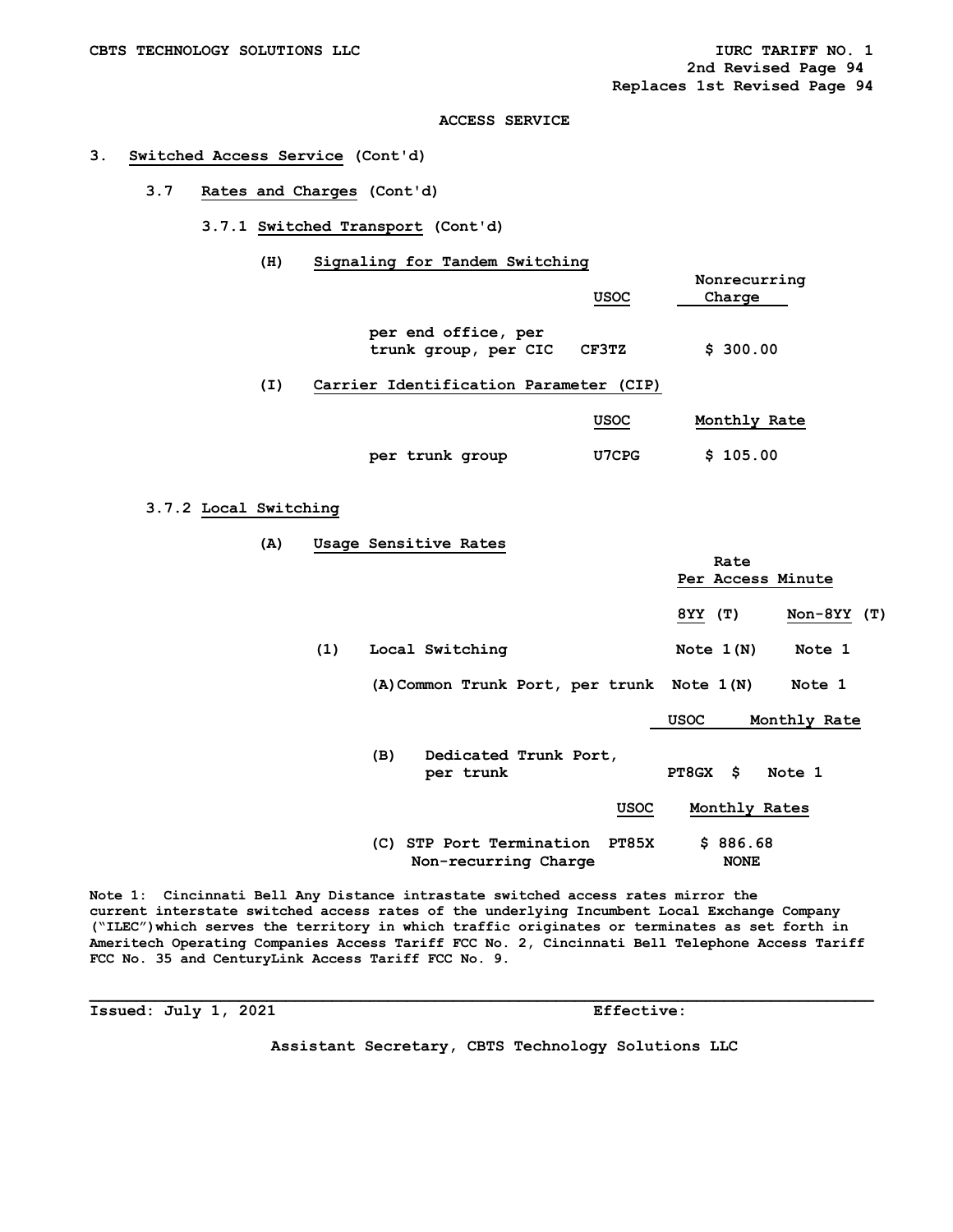CBTS TECHNOLOGY SOLUTIONS LLC IURC TARIFF NO. 1
2nd Revised Page 94
Replaces 1st Revised Page 94

ACCESS SERVICE

3. **Switched Access Service** (Cont'd)

3.7 **Rates and Charges** (Cont'd)

3.7.1 **Switched Transport** (Cont'd)

(H) **Signaling for Tandem Switching**

| | USOC | Nonrecurring Charge |
|---|---|---|
| per end office, per trunk group, per CIC | CF3TZ | $ 300.00 |

(I) **Carrier Identification Parameter (CIP)**

| | USOC | Monthly Rate |
|---|---|---|
| per trunk group | U7CPG | $ 105.00 |

3.7.2 **Local Switching**

(A) **Usage Sensitive Rates**

| | Rate Per Access Minute 8YY (T) | Rate Per Access Minute Non-8YY (T) |
|---|---|---|
| (1) Local Switching | Note 1(N) | Note 1 |
| (A) Common Trunk Port, per trunk | Note 1(N) | Note 1 |

| | USOC | Monthly Rate |
|---|---|---|
| (B) Dedicated Trunk Port, per trunk | PT8GX | $ Note 1 |

| | USOC | Monthly Rates |
|---|---|---|
| (C) STP Port Termination | PT85X | $ 886.68 |
| Non-recurring Charge | | NONE |

Note 1: Cincinnati Bell Any Distance intrastate switched access rates mirror the current interstate switched access rates of the underlying Incumbent Local Exchange Company ("ILEC") which serves the territory in which traffic originates or terminates as set forth in Ameritech Operating Companies Access Tariff FCC No. 2, Cincinnati Bell Telephone Access Tariff FCC No. 35 and CenturyLink Access Tariff FCC No. 9.

Issued: July 1, 2021 Effective:

Assistant Secretary, CBTS Technology Solutions LLC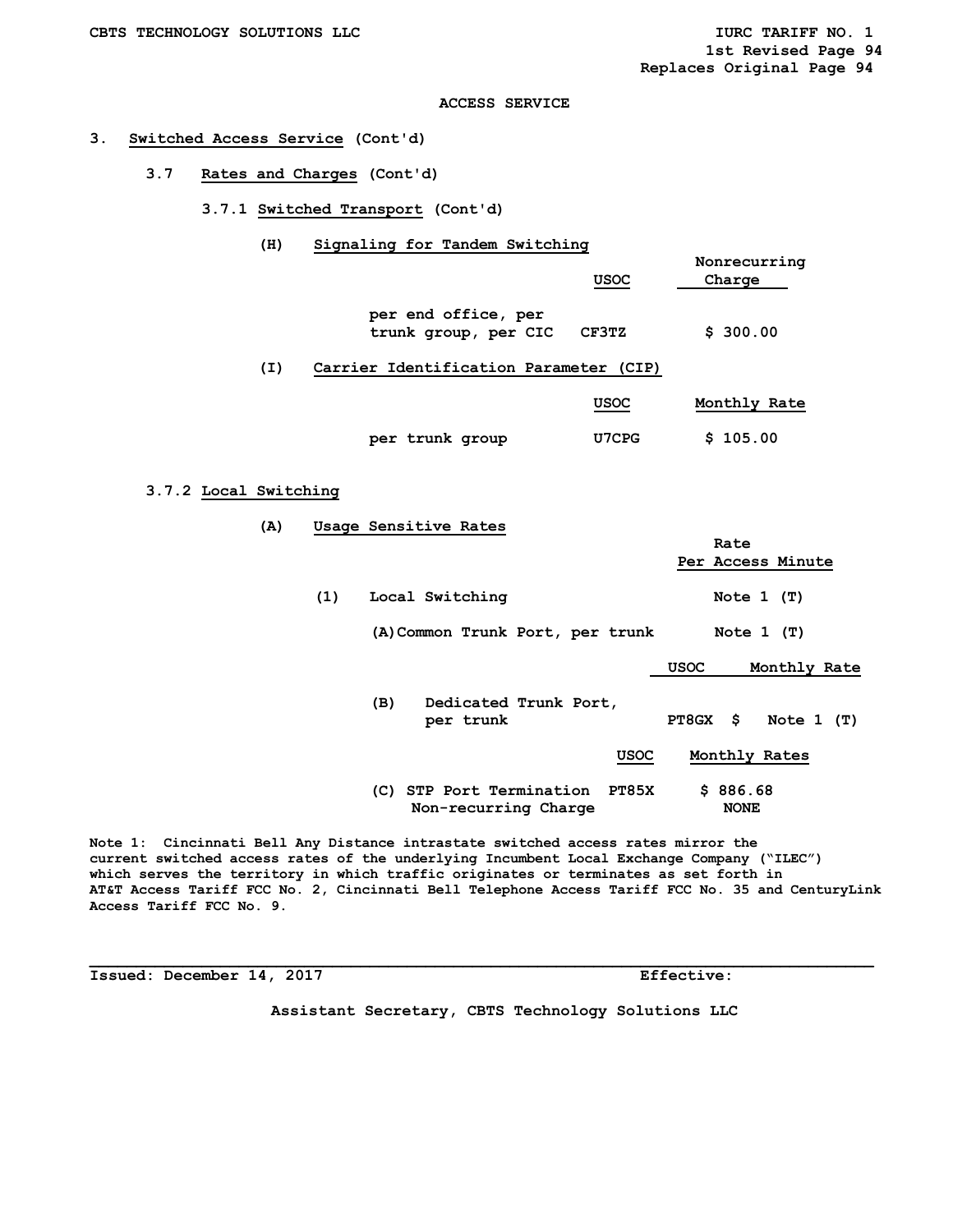ACCESS SERVICE

## 3. Switched Access Service (Cont'd)

### 3.7 Rates and Charges (Cont'd)

#### 3.7.1 Switched Transport (Cont'd)

**(H) Signaling for Tandem Switching**

| | USOC | Nonrecurring Charge |
|---|---|---|
| per end office, per trunk group, per CIC | CF3TZ | $ 300.00 |

**(I) Carrier Identification Parameter (CIP)**

| | USOC | Monthly Rate |
|---|---|---|
| per trunk group | U7CPG | $ 105.00 |

#### 3.7.2 Local Switching

**(A) Usage Sensitive Rates**

| | Rate Per Access Minute |
|---|---|
| (1) Local Switching | Note 1 (T) |
| (A) Common Trunk Port, per trunk | Note 1 (T) |

| | USOC | Monthly Rate |
|---|---|---|
| (B) Dedicated Trunk Port, per trunk | PT8GX | $ Note 1 (T) |

| | USOC | Monthly Rates |
|---|---|---|
| (C) STP Port Termination | PT85X | $ 886.68 |
| Non-recurring Charge | | NONE |

Note 1: Cincinnati Bell Any Distance intrastate switched access rates mirror the current switched access rates of the underlying Incumbent Local Exchange Company ("ILEC") which serves the territory in which traffic originates or terminates as set forth in AT&T Access Tariff FCC No. 2, Cincinnati Bell Telephone Access Tariff FCC No. 35 and CenturyLink Access Tariff FCC No. 9.

Issued: December 14, 2017 Effective:

Assistant Secretary, CBTS Technology Solutions LLC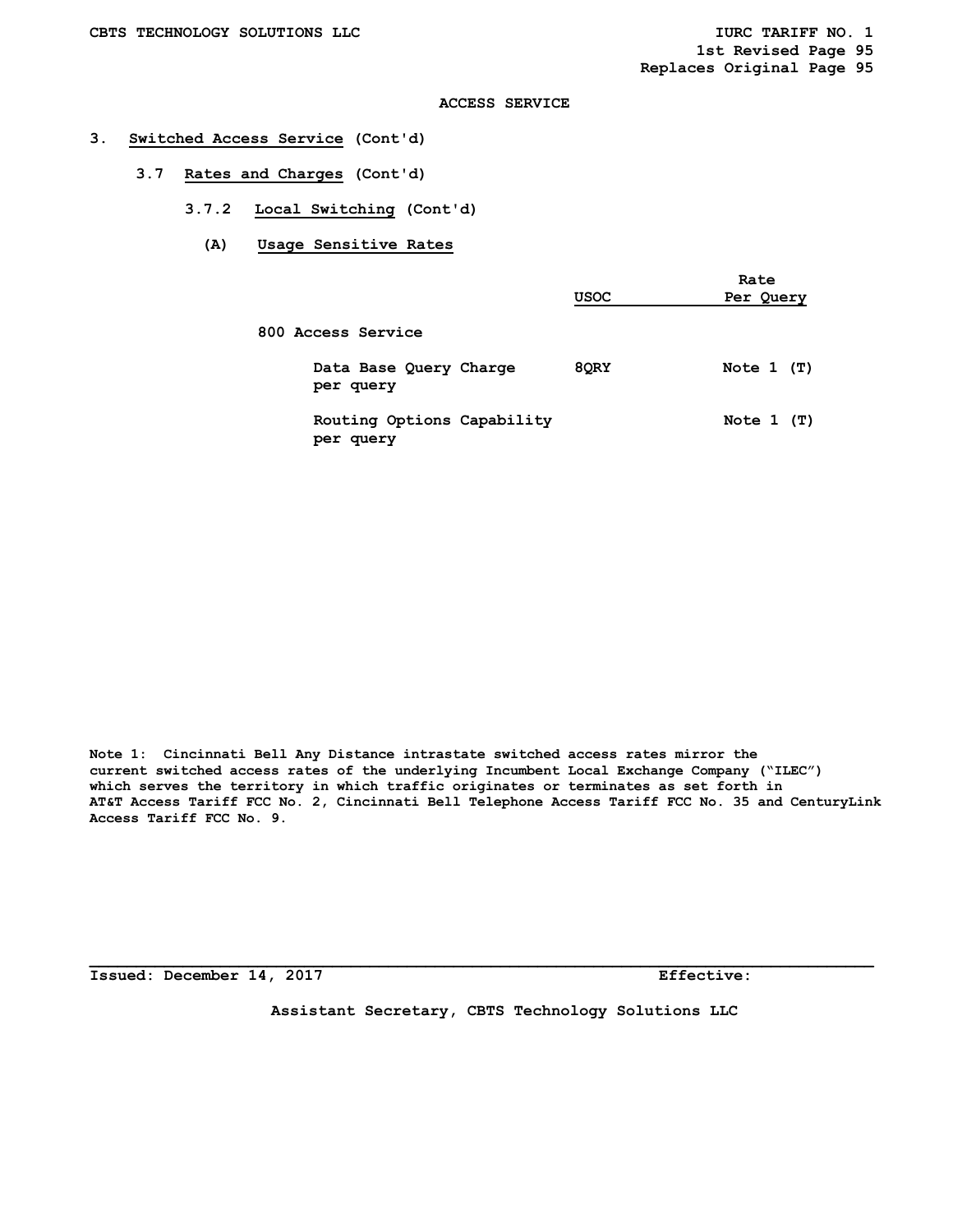ACCESS SERVICE

## 3. Switched Access Service (Cont'd)

### 3.7 Rates and Charges (Cont'd)

#### 3.7.2 Local Switching (Cont'd)

##### (A) Usage Sensitive Rates

| | USOC | Rate Per Query |
|---|---|---|
| **800 Access Service** | | |
| Data Base Query Charge per query | 8QRY | Note 1 (T) |
| Routing Options Capability per query | | Note 1 (T) |

Note 1: Cincinnati Bell Any Distance intrastate switched access rates mirror the current switched access rates of the underlying Incumbent Local Exchange Company ("ILEC") which serves the territory in which traffic originates or terminates as set forth in AT&T Access Tariff FCC No. 2, Cincinnati Bell Telephone Access Tariff FCC No. 35 and CenturyLink Access Tariff FCC No. 9.

Issued: December 14, 2017 Effective:

Assistant Secretary, CBTS Technology Solutions LLC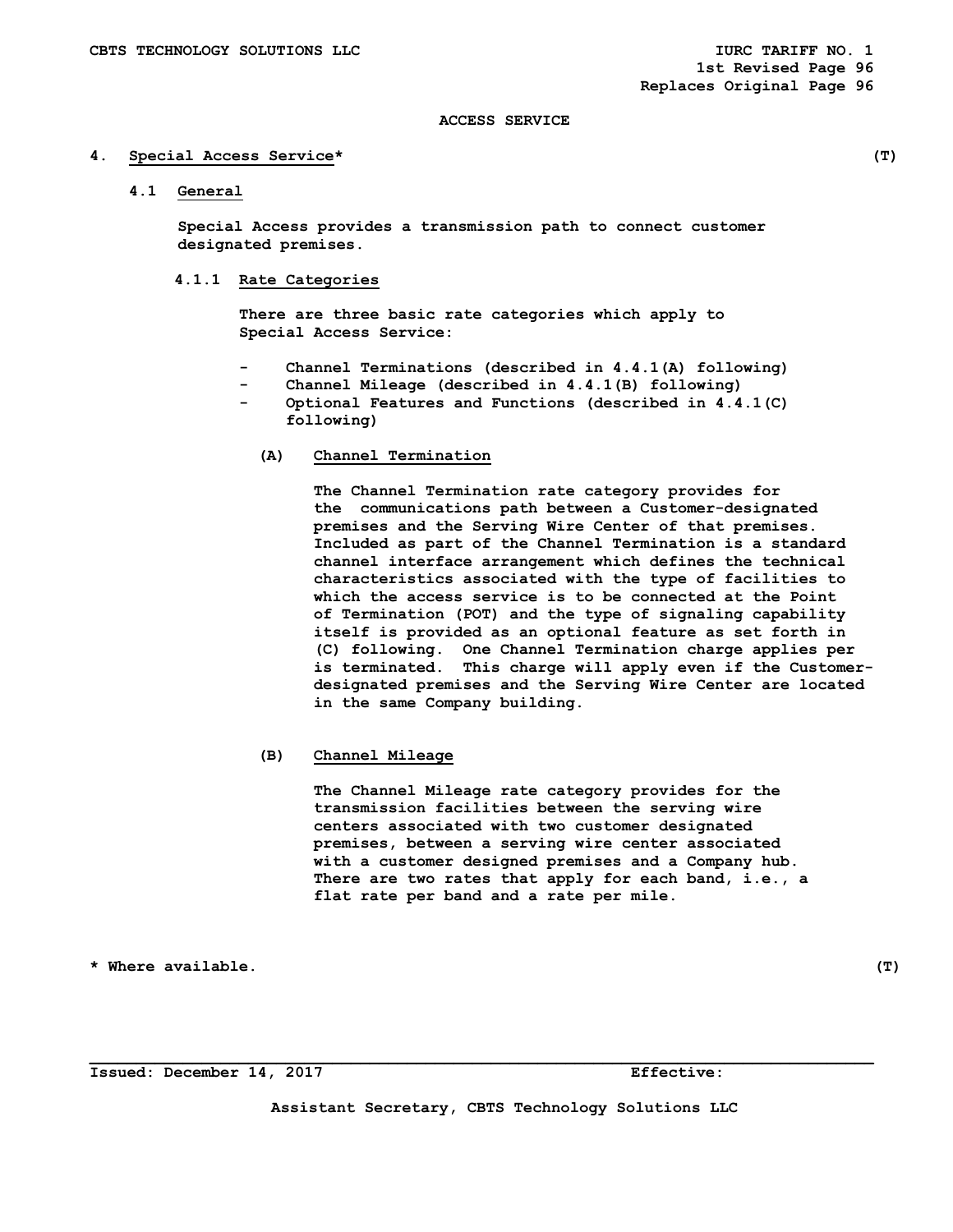ACCESS SERVICE

## 4. Special Access Service* (T)

### 4.1 General

Special Access provides a transmission path to connect customer designated premises.

#### 4.1.1 Rate Categories

There are three basic rate categories which apply to Special Access Service:

- Channel Terminations (described in 4.4.1(A) following)
- Channel Mileage (described in 4.4.1(B) following)
- Optional Features and Functions (described in 4.4.1(C) following)

(A) Channel Termination

The Channel Termination rate category provides for the communications path between a Customer-designated premises and the Serving Wire Center of that premises. Included as part of the Channel Termination is a standard channel interface arrangement which defines the technical characteristics associated with the type of facilities to which the access service is to be connected at the Point of Termination (POT) and the type of signaling capability itself is provided as an optional feature as set forth in (C) following. One Channel Termination charge applies per is terminated. This charge will apply even if the Customer-designated premises and the Serving Wire Center are located in the same Company building.

(B) Channel Mileage

The Channel Mileage rate category provides for the transmission facilities between the serving wire centers associated with two customer designated premises, between a serving wire center associated with a customer designed premises and a Company hub. There are two rates that apply for each band, i.e., a flat rate per band and a rate per mile.

* Where available. (T)

Issued: December 14, 2017 Effective:

Assistant Secretary, CBTS Technology Solutions LLC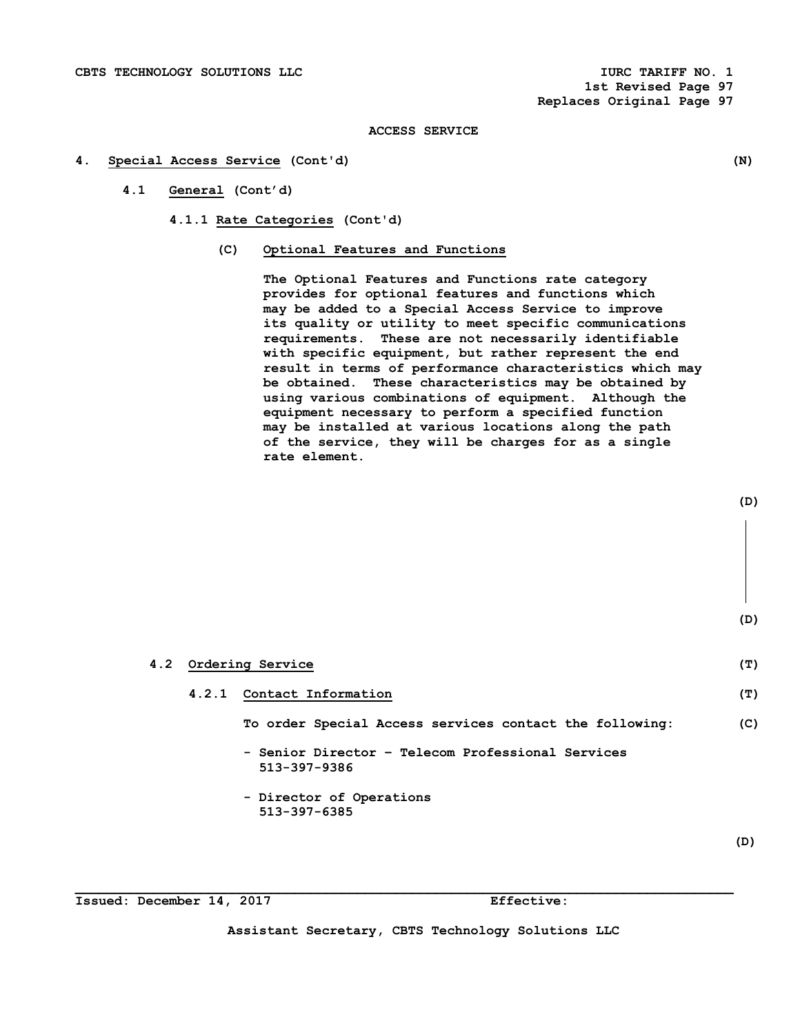ACCESS SERVICE

**4. Special Access Service (Cont'd)** (N)

**4.1 General (Cont'd)**

**4.1.1 Rate Categories (Cont'd)**

**(C) Optional Features and Functions**

The Optional Features and Functions rate category provides for optional features and functions which may be added to a Special Access Service to improve its quality or utility to meet specific communications requirements. These are not necessarily identifiable with specific equipment, but rather represent the end result in terms of performance characteristics which may be obtained. These characteristics may be obtained by using various combinations of equipment. Although the equipment necessary to perform a specified function may be installed at various locations along the path of the service, they will be charges for as a single rate element.

(D)

(D)

**4.2 Ordering Service** (T)

**4.2.1 Contact Information** (T)

To order Special Access services contact the following: (C)

- Senior Director – Telecom Professional Services
  513-397-9386

- Director of Operations
  513-397-6385

(D)

Issued: December 14, 2017 Effective:

Assistant Secretary, CBTS Technology Solutions LLC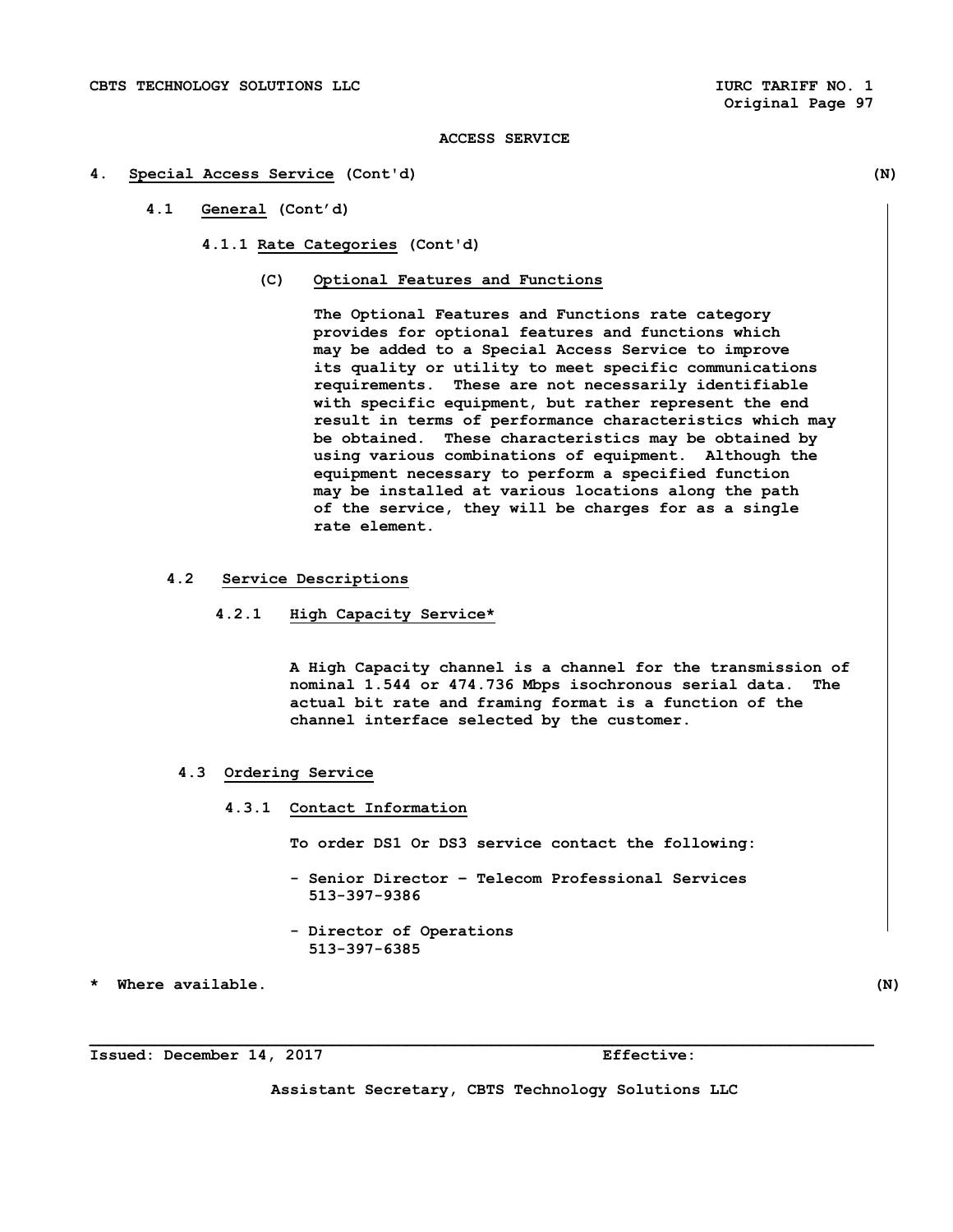# ACCESS SERVICE

## 4. Special Access Service (Cont'd) (N)

### 4.1 General (Cont'd)

#### 4.1.1 Rate Categories (Cont'd)

**(C) Optional Features and Functions**

The Optional Features and Functions rate category provides for optional features and functions which may be added to a Special Access Service to improve its quality or utility to meet specific communications requirements. These are not necessarily identifiable with specific equipment, but rather represent the end result in terms of performance characteristics which may be obtained. These characteristics may be obtained by using various combinations of equipment. Although the equipment necessary to perform a specified function may be installed at various locations along the path of the service, they will be charges for as a single rate element.

### 4.2 Service Descriptions

#### 4.2.1 High Capacity Service*

A High Capacity channel is a channel for the transmission of nominal 1.544 or 474.736 Mbps isochronous serial data. The actual bit rate and framing format is a function of the channel interface selected by the customer.

### 4.3 Ordering Service

#### 4.3.1 Contact Information

To order DS1 Or DS3 service contact the following:

- Senior Director – Telecom Professional Services
  513-397-9386

- Director of Operations
  513-397-6385

\* Where available. (N)

Issued: December 14, 2017 Effective:

Assistant Secretary, CBTS Technology Solutions LLC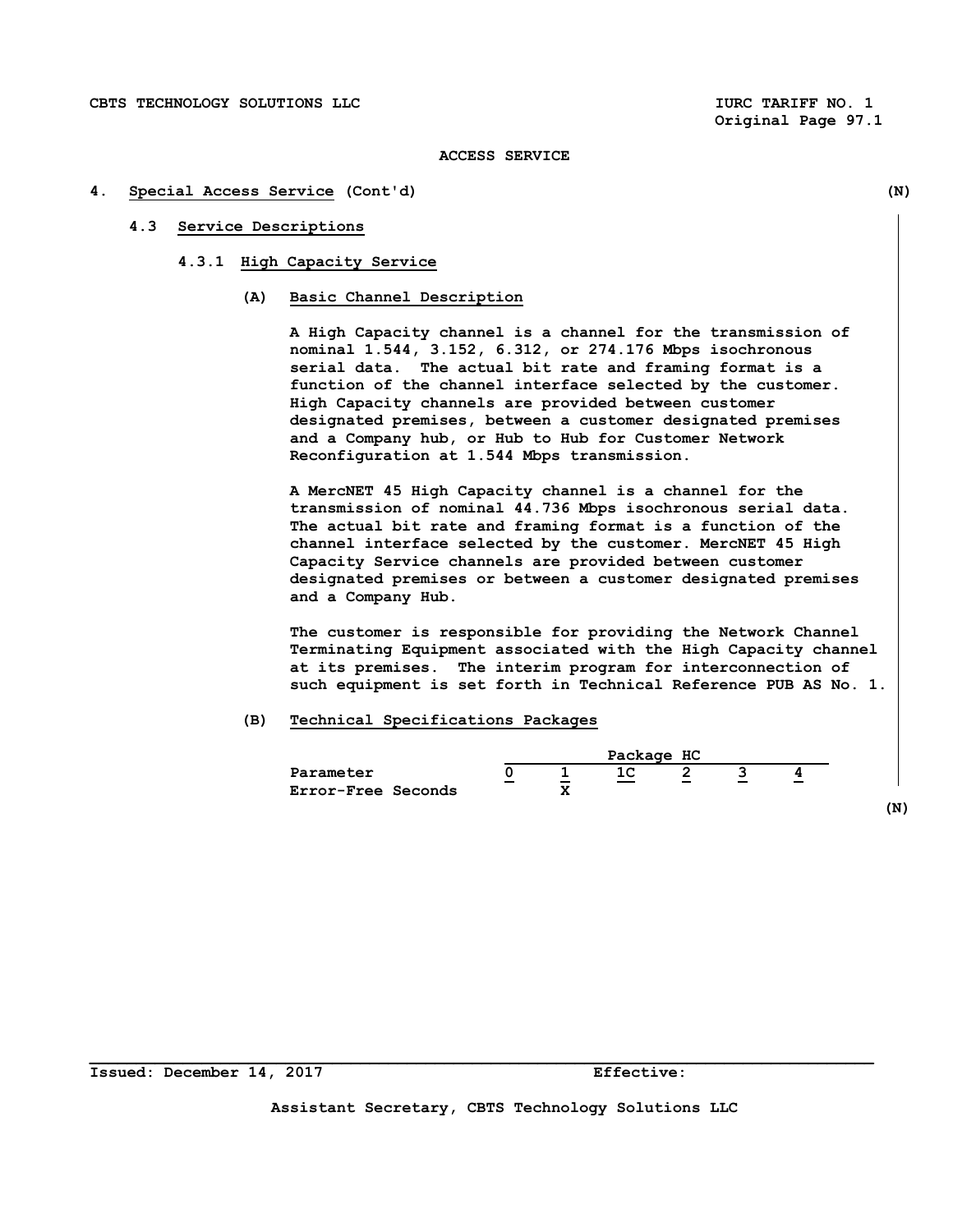ACCESS SERVICE

## 4. Special Access Service (Cont'd) (N)

### 4.3 Service Descriptions

#### 4.3.1 High Capacity Service

**(A) Basic Channel Description**

A High Capacity channel is a channel for the transmission of nominal 1.544, 3.152, 6.312, or 274.176 Mbps isochronous serial data. The actual bit rate and framing format is a function of the channel interface selected by the customer. High Capacity channels are provided between customer designated premises, between a customer designated premises and a Company hub, or Hub to Hub for Customer Network Reconfiguration at 1.544 Mbps transmission.

A MercNET 45 High Capacity channel is a channel for the transmission of nominal 44.736 Mbps isochronous serial data. The actual bit rate and framing format is a function of the channel interface selected by the customer. MercNET 45 High Capacity Service channels are provided between customer designated premises or between a customer designated premises and a Company Hub.

The customer is responsible for providing the Network Channel Terminating Equipment associated with the High Capacity channel at its premises. The interim program for interconnection of such equipment is set forth in Technical Reference PUB AS No. 1.

**(B) Technical Specifications Packages**

| | Package HC | | | | | |
|---|---|---|---|---|---|---|
| Parameter | 0 | 1 | 1C | 2 | 3 | 4 |
| Error-Free Seconds | | X | | | | |

(N)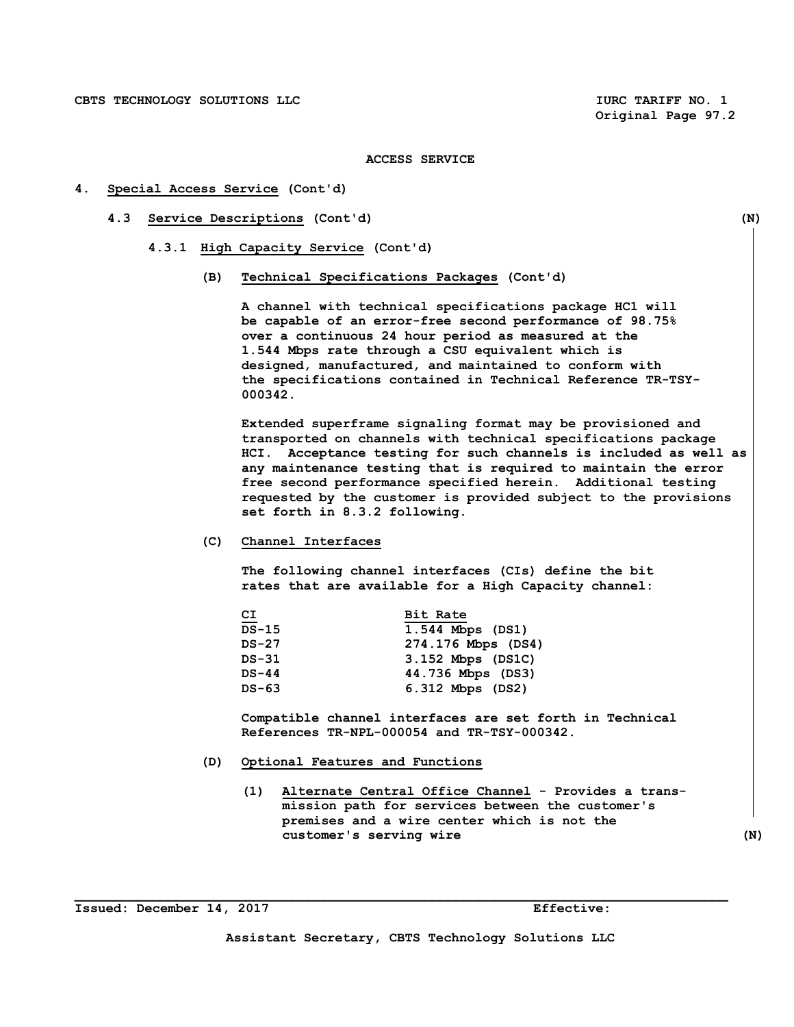ACCESS SERVICE

4. **Special Access Service** (Cont'd)

4.3 **Service Descriptions** (Cont'd) (N)

4.3.1 **High Capacity Service** (Cont'd)

(B) **Technical Specifications Packages** (Cont'd)

A channel with technical specifications package HC1 will be capable of an error-free second performance of 98.75% over a continuous 24 hour period as measured at the 1.544 Mbps rate through a CSU equivalent which is designed, manufactured, and maintained to conform with the specifications contained in Technical Reference TR-TSY-000342.

Extended superframe signaling format may be provisioned and transported on channels with technical specifications package HCI. Acceptance testing for such channels is included as well as any maintenance testing that is required to maintain the error free second performance specified herein. Additional testing requested by the customer is provided subject to the provisions set forth in 8.3.2 following.

(C) **Channel Interfaces**

The following channel interfaces (CIs) define the bit rates that are available for a High Capacity channel:

| CI | Bit Rate |
|---|---|
| DS-15 | 1.544 Mbps (DS1) |
| DS-27 | 274.176 Mbps (DS4) |
| DS-31 | 3.152 Mbps (DS1C) |
| DS-44 | 44.736 Mbps (DS3) |
| DS-63 | 6.312 Mbps (DS2) |

Compatible channel interfaces are set forth in Technical References TR-NPL-000054 and TR-TSY-000342.

(D) **Optional Features and Functions**

(1) **Alternate Central Office Channel** - Provides a transmission path for services between the customer's premises and a wire center which is not the customer's serving wire (N)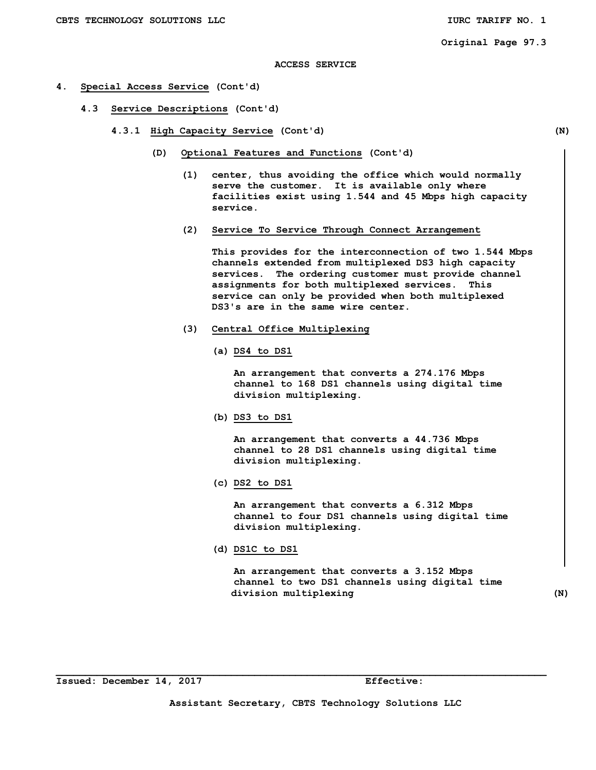ACCESS SERVICE

4. **Special Access Service** (Cont'd)

4.3 **Service Descriptions** (Cont'd)

4.3.1 **High Capacity Service** (Cont'd) (N)

(D) **Optional Features and Functions** (Cont'd)

(1) center, thus avoiding the office which would normally serve the customer. It is available only where facilities exist using 1.544 and 45 Mbps high capacity service.

(2) **Service To Service Through Connect Arrangement**

This provides for the interconnection of two 1.544 Mbps channels extended from multiplexed DS3 high capacity services. The ordering customer must provide channel assignments for both multiplexed services. This service can only be provided when both multiplexed DS3's are in the same wire center.

(3) **Central Office Multiplexing**

(a) **DS4 to DS1**

An arrangement that converts a 274.176 Mbps channel to 168 DS1 channels using digital time division multiplexing.

(b) **DS3 to DS1**

An arrangement that converts a 44.736 Mbps channel to 28 DS1 channels using digital time division multiplexing.

(c) **DS2 to DS1**

An arrangement that converts a 6.312 Mbps channel to four DS1 channels using digital time division multiplexing.

(d) **DS1C to DS1**

An arrangement that converts a 3.152 Mbps channel to two DS1 channels using digital time division multiplexing (N)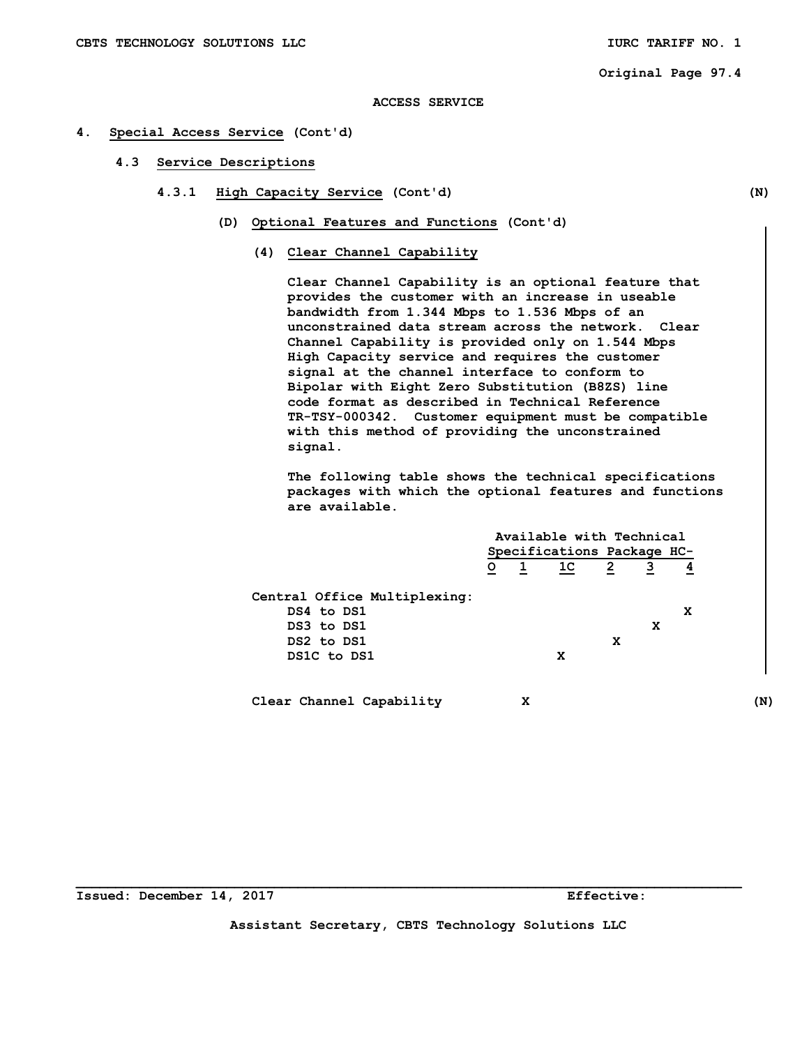## 4. Special Access Service (Cont'd)

### 4.3 Service Descriptions

#### 4.3.1 High Capacity Service (Cont'd)

**(D) Optional Features and Functions (Cont'd)**

**(4) Clear Channel Capability**

Clear Channel Capability is an optional feature that provides the customer with an increase in useable bandwidth from 1.344 Mbps to 1.536 Mbps of an unconstrained data stream across the network. Clear Channel Capability is provided only on 1.544 Mbps High Capacity service and requires the customer signal at the channel interface to conform to Bipolar with Eight Zero Substitution (B8ZS) line code format as described in Technical Reference TR-TSY-000342. Customer equipment must be compatible with this method of providing the unconstrained signal.

The following table shows the technical specifications packages with which the optional features and functions are available.

| | Available with Technical Specifications Package HC- | | | | | |
|---|---|---|---|---|---|---|
| | 0 | 1 | 1C | 2 | 3 | 4 |
| Central Office Multiplexing: | | | | | | |
| DS4 to DS1 | | | | | | X |
| DS3 to DS1 | | | | | X | |
| DS2 to DS1 | | | | X | | |
| DS1C to DS1 | | | X | | | |
| Clear Channel Capability | | X | | | | |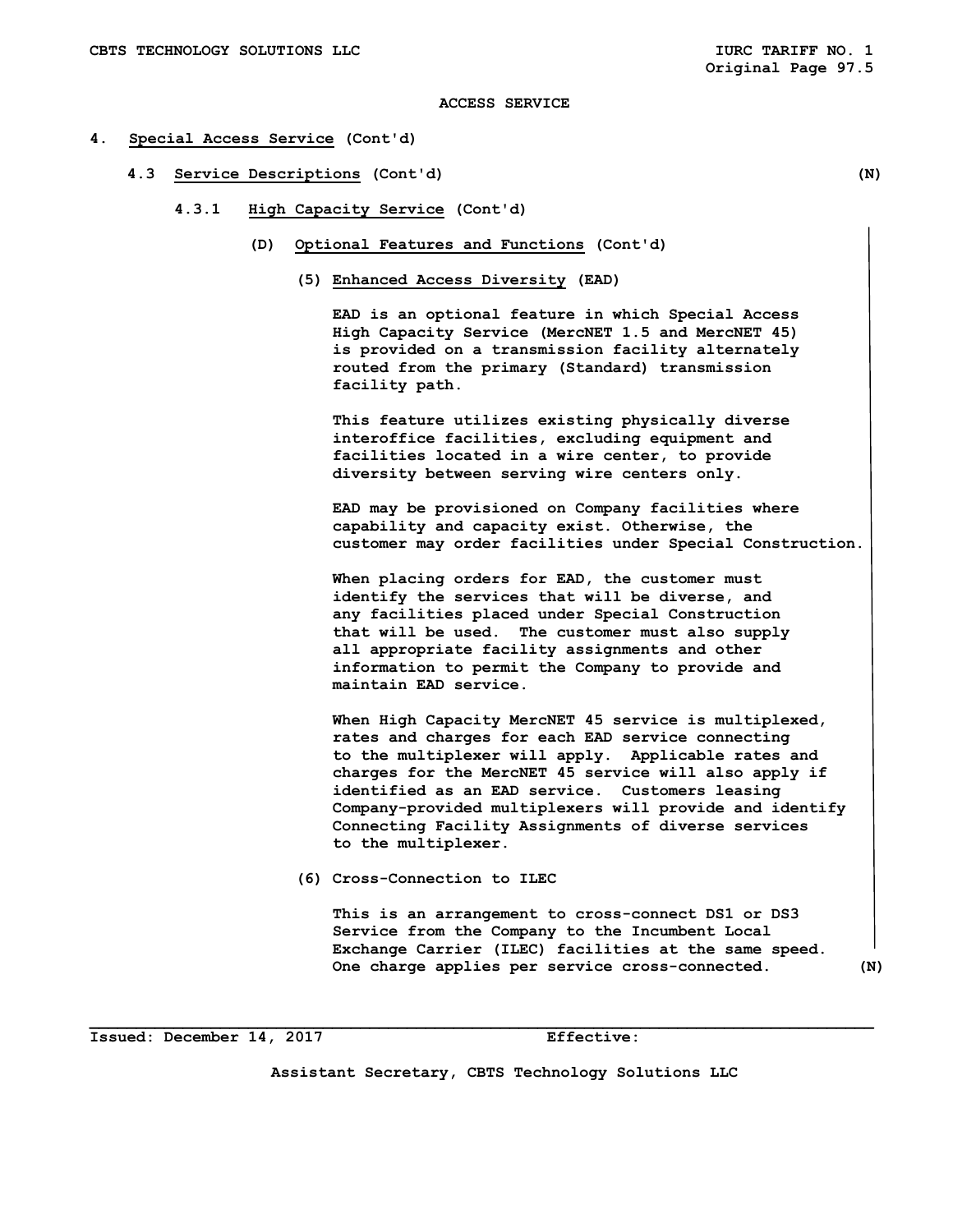ACCESS SERVICE

**4. Special Access Service (Cont'd)**

**4.3 Service Descriptions (Cont'd)** (N)

**4.3.1 High Capacity Service (Cont'd)**

**(D) Optional Features and Functions (Cont'd)**

**(5) Enhanced Access Diversity (EAD)**

EAD is an optional feature in which Special Access High Capacity Service (MercNET 1.5 and MercNET 45) is provided on a transmission facility alternately routed from the primary (Standard) transmission facility path.

This feature utilizes existing physically diverse interoffice facilities, excluding equipment and facilities located in a wire center, to provide diversity between serving wire centers only.

EAD may be provisioned on Company facilities where capability and capacity exist. Otherwise, the customer may order facilities under Special Construction.

When placing orders for EAD, the customer must identify the services that will be diverse, and any facilities placed under Special Construction that will be used. The customer must also supply all appropriate facility assignments and other information to permit the Company to provide and maintain EAD service.

When High Capacity MercNET 45 service is multiplexed, rates and charges for each EAD service connecting to the multiplexer will apply. Applicable rates and charges for the MercNET 45 service will also apply if identified as an EAD service. Customers leasing Company-provided multiplexers will provide and identify Connecting Facility Assignments of diverse services to the multiplexer.

(6) Cross-Connection to ILEC

This is an arrangement to cross-connect DS1 or DS3 Service from the Company to the Incumbent Local Exchange Carrier (ILEC) facilities at the same speed. One charge applies per service cross-connected. (N)

Issued: December 14, 2017 Effective:

Assistant Secretary, CBTS Technology Solutions LLC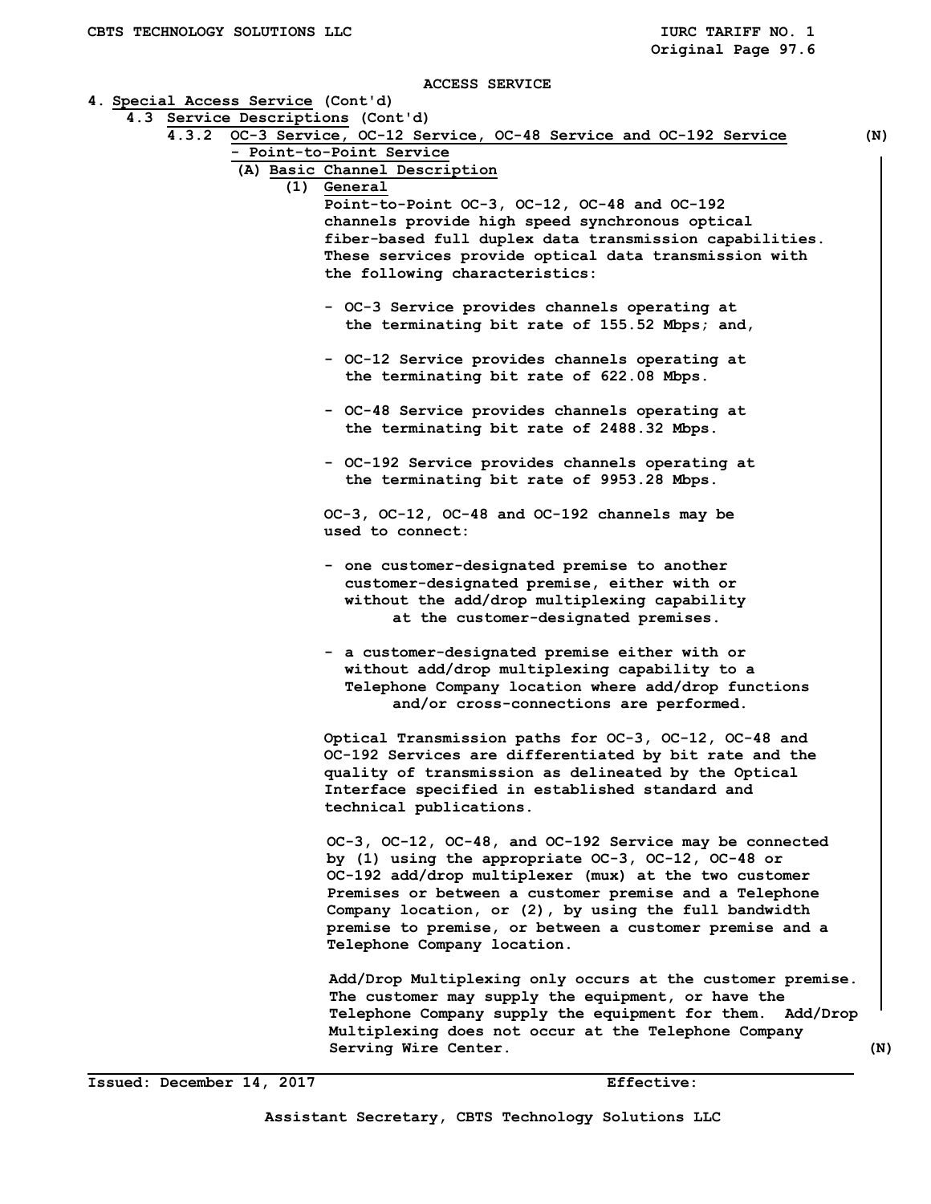ACCESS SERVICE

4. Special Access Service (Cont'd)

4.3 Service Descriptions (Cont'd)

4.3.2 OC-3 Service, OC-12 Service, OC-48 Service and OC-192 Service - Point-to-Point Service (N)

(A) Basic Channel Description

(1) General

Point-to-Point OC-3, OC-12, OC-48 and OC-192 channels provide high speed synchronous optical fiber-based full duplex data transmission capabilities. These services provide optical data transmission with the following characteristics:

- OC-3 Service provides channels operating at the terminating bit rate of 155.52 Mbps; and,
- OC-12 Service provides channels operating at the terminating bit rate of 622.08 Mbps.
- OC-48 Service provides channels operating at the terminating bit rate of 2488.32 Mbps.
- OC-192 Service provides channels operating at the terminating bit rate of 9953.28 Mbps.

OC-3, OC-12, OC-48 and OC-192 channels may be used to connect:

- one customer-designated premise to another customer-designated premise, either with or without the add/drop multiplexing capability at the customer-designated premises.
- a customer-designated premise either with or without add/drop multiplexing capability to a Telephone Company location where add/drop functions and/or cross-connections are performed.

Optical Transmission paths for OC-3, OC-12, OC-48 and OC-192 Services are differentiated by bit rate and the quality of transmission as delineated by the Optical Interface specified in established standard and technical publications.

OC-3, OC-12, OC-48, and OC-192 Service may be connected by (1) using the appropriate OC-3, OC-12, OC-48 or OC-192 add/drop multiplexer (mux) at the two customer Premises or between a customer premise and a Telephone Company location, or (2), by using the full bandwidth premise to premise, or between a customer premise and a Telephone Company location.

Add/Drop Multiplexing only occurs at the customer premise. The customer may supply the equipment, or have the Telephone Company supply the equipment for them. Add/Drop Multiplexing does not occur at the Telephone Company Serving Wire Center. (N)

Issued: December 14, 2017 Effective:

Assistant Secretary, CBTS Technology Solutions LLC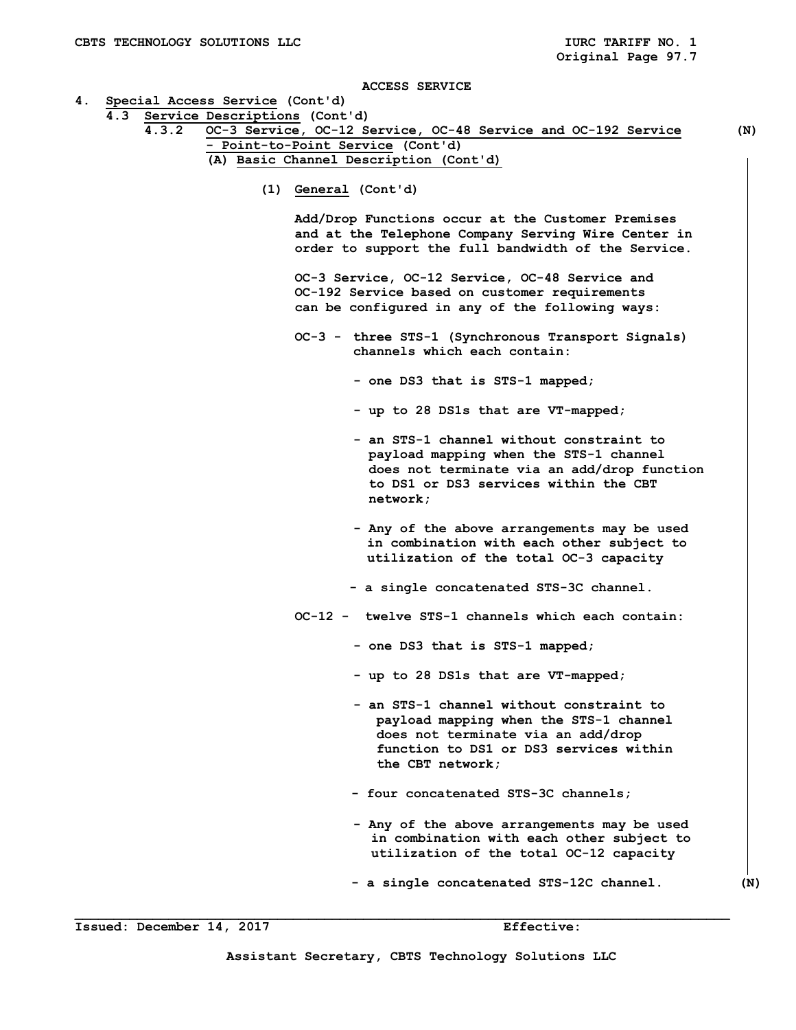ACCESS SERVICE

4. Special Access Service (Cont'd)

4.3 Service Descriptions (Cont'd)

4.3.2 OC-3 Service, OC-12 Service, OC-48 Service and OC-192 Service - Point-to-Point Service (Cont'd) (N)

(A) Basic Channel Description (Cont'd)

(1) General (Cont'd)

Add/Drop Functions occur at the Customer Premises and at the Telephone Company Serving Wire Center in order to support the full bandwidth of the Service.

OC-3 Service, OC-12 Service, OC-48 Service and OC-192 Service based on customer requirements can be configured in any of the following ways:

OC-3 - three STS-1 (Synchronous Transport Signals) channels which each contain:

- one DS3 that is STS-1 mapped;
- up to 28 DS1s that are VT-mapped;
- an STS-1 channel without constraint to payload mapping when the STS-1 channel does not terminate via an add/drop function to DS1 or DS3 services within the CBT network;
- Any of the above arrangements may be used in combination with each other subject to utilization of the total OC-3 capacity
- a single concatenated STS-3C channel.

OC-12 - twelve STS-1 channels which each contain:

- one DS3 that is STS-1 mapped;
- up to 28 DS1s that are VT-mapped;
- an STS-1 channel without constraint to payload mapping when the STS-1 channel does not terminate via an add/drop function to DS1 or DS3 services within the CBT network;
- four concatenated STS-3C channels;
- Any of the above arrangements may be used in combination with each other subject to utilization of the total OC-12 capacity
- a single concatenated STS-12C channel. (N)

Issued: December 14, 2017 Effective:

Assistant Secretary, CBTS Technology Solutions LLC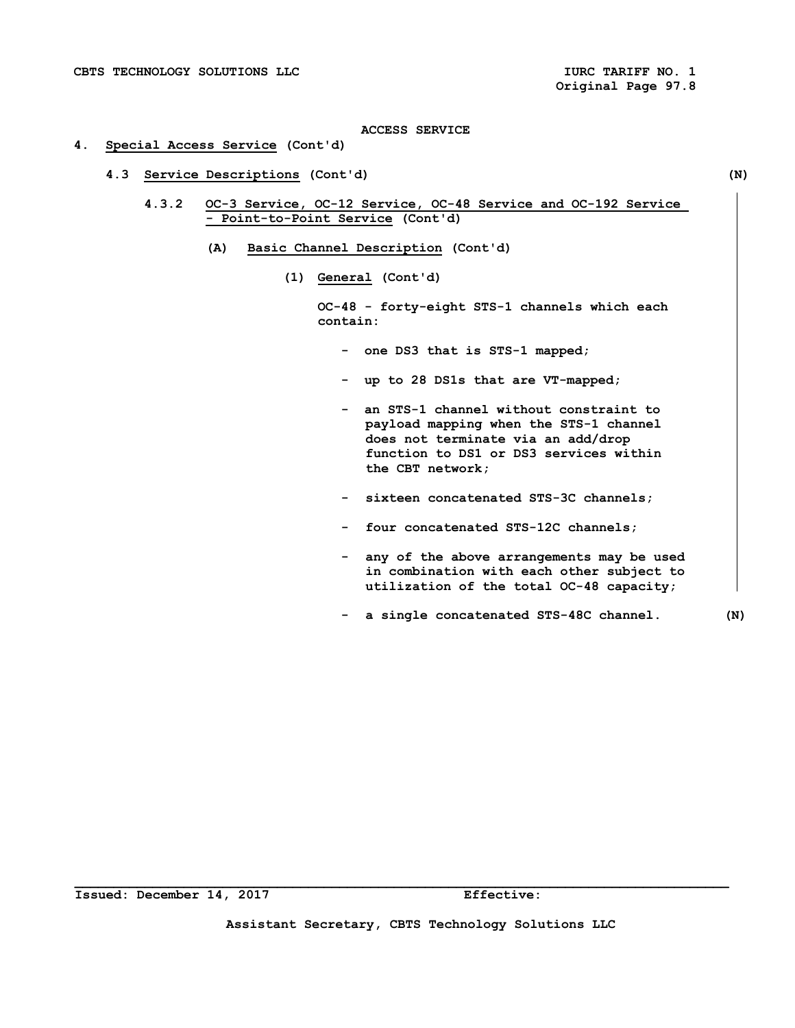ACCESS SERVICE

# 4. Special Access Service (Cont'd)

## 4.3 Service Descriptions (Cont'd) (N)

### 4.3.2 OC-3 Service, OC-12 Service, OC-48 Service and OC-192 Service - Point-to-Point Service (Cont'd)

#### (A) Basic Channel Description (Cont'd)

**(1) General (Cont'd)**

OC-48 - forty-eight STS-1 channels which each contain:

- one DS3 that is STS-1 mapped;
- up to 28 DS1s that are VT-mapped;
- an STS-1 channel without constraint to payload mapping when the STS-1 channel does not terminate via an add/drop function to DS1 or DS3 services within the CBT network;
- sixteen concatenated STS-3C channels;
- four concatenated STS-12C channels;
- any of the above arrangements may be used in combination with each other subject to utilization of the total OC-48 capacity;
- a single concatenated STS-48C channel. (N)

Issued: December 14, 2017 Effective:

Assistant Secretary, CBTS Technology Solutions LLC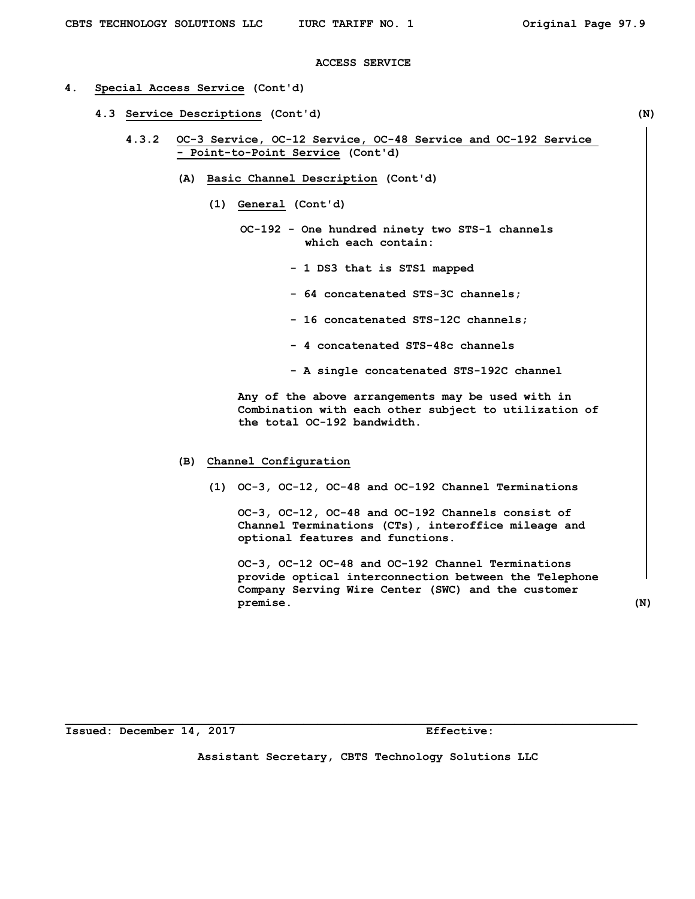ACCESS SERVICE

4. Special Access Service (Cont'd)

4.3 Service Descriptions (Cont'd) (N)

4.3.2 OC-3 Service, OC-12 Service, OC-48 Service and OC-192 Service - Point-to-Point Service (Cont'd)

(A) Basic Channel Description (Cont'd)

(1) General (Cont'd)

OC-192 - One hundred ninety two STS-1 channels which each contain:

- 1 DS3 that is STS1 mapped
- 64 concatenated STS-3C channels;
- 16 concatenated STS-12C channels;
- 4 concatenated STS-48c channels
- A single concatenated STS-192C channel

Any of the above arrangements may be used with in Combination with each other subject to utilization of the total OC-192 bandwidth.

(B) Channel Configuration

(1) OC-3, OC-12, OC-48 and OC-192 Channel Terminations

OC-3, OC-12, OC-48 and OC-192 Channels consist of Channel Terminations (CTs), interoffice mileage and optional features and functions.

OC-3, OC-12 OC-48 and OC-192 Channel Terminations provide optical interconnection between the Telephone Company Serving Wire Center (SWC) and the customer premise. (N)

Issued: December 14, 2017 Effective:

Assistant Secretary, CBTS Technology Solutions LLC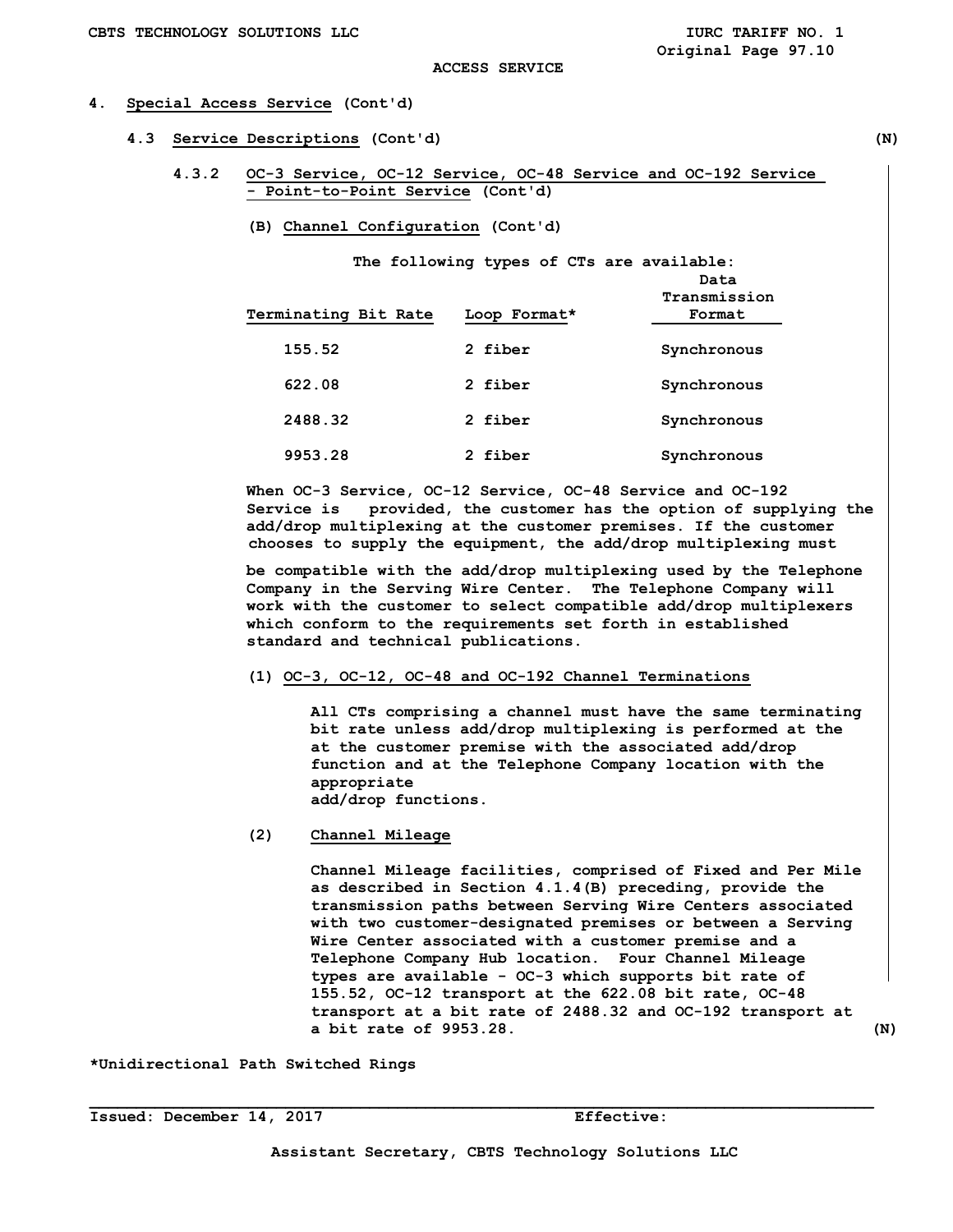ACCESS SERVICE

# 4. Special Access Service (Cont'd)

## 4.3 Service Descriptions (Cont'd) (N)

### 4.3.2 OC-3 Service, OC-12 Service, OC-48 Service and OC-192 Service - Point-to-Point Service (Cont'd)

**(B) Channel Configuration (Cont'd)**

The following types of CTs are available:

| Terminating Bit Rate | Loop Format* | Data Transmission Format |
|---|---|---|
| 155.52 | 2 fiber | Synchronous |
| 622.08 | 2 fiber | Synchronous |
| 2488.32 | 2 fiber | Synchronous |
| 9953.28 | 2 fiber | Synchronous |

When OC-3 Service, OC-12 Service, OC-48 Service and OC-192 Service is provided, the customer has the option of supplying the add/drop multiplexing at the customer premises. If the customer chooses to supply the equipment, the add/drop multiplexing must be compatible with the add/drop multiplexing used by the Telephone Company in the Serving Wire Center. The Telephone Company will work with the customer to select compatible add/drop multiplexers which conform to the requirements set forth in established standard and technical publications.

**(1) OC-3, OC-12, OC-48 and OC-192 Channel Terminations**

All CTs comprising a channel must have the same terminating bit rate unless add/drop multiplexing is performed at the at the customer premise with the associated add/drop function and at the Telephone Company location with the appropriate add/drop functions.

**(2) Channel Mileage**

Channel Mileage facilities, comprised of Fixed and Per Mile as described in Section 4.1.4(B) preceding, provide the transmission paths between Serving Wire Centers associated with two customer-designated premises or between a Serving Wire Center associated with a customer premise and a Telephone Company Hub location. Four Channel Mileage types are available - OC-3 which supports bit rate of 155.52, OC-12 transport at the 622.08 bit rate, OC-48 transport at a bit rate of 2488.32 and OC-192 transport at a bit rate of 9953.28. (N)

*Unidirectional Path Switched Rings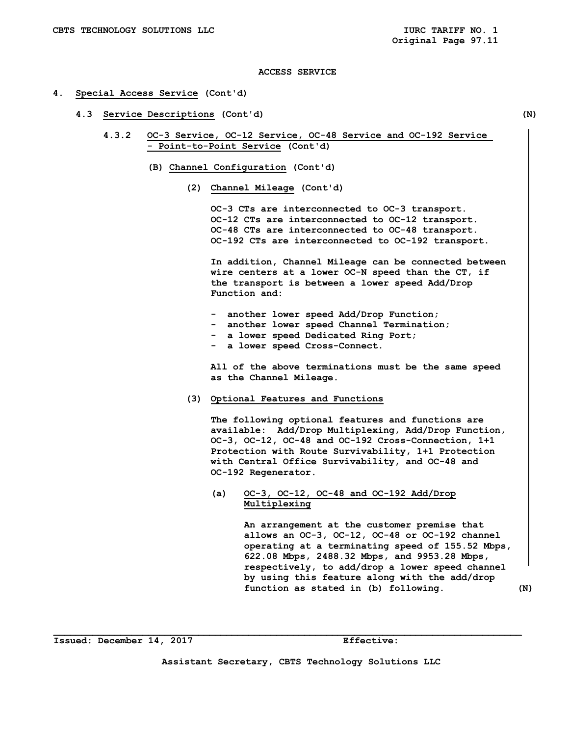ACCESS SERVICE

4. **Special Access Service** (Cont'd)

4.3 **Service Descriptions** (Cont'd) (N)

4.3.2 **OC-3 Service, OC-12 Service, OC-48 Service and OC-192 Service - Point-to-Point Service** (Cont'd)

(B) **Channel Configuration** (Cont'd)

(2) **Channel Mileage** (Cont'd)

OC-3 CTs are interconnected to OC-3 transport.
OC-12 CTs are interconnected to OC-12 transport.
OC-48 CTs are interconnected to OC-48 transport.
OC-192 CTs are interconnected to OC-192 transport.

In addition, Channel Mileage can be connected between wire centers at a lower OC-N speed than the CT, if the transport is between a lower speed Add/Drop Function and:

- another lower speed Add/Drop Function;
- another lower speed Channel Termination;
- a lower speed Dedicated Ring Port;
- a lower speed Cross-Connect.

All of the above terminations must be the same speed as the Channel Mileage.

(3) **Optional Features and Functions**

The following optional features and functions are available: Add/Drop Multiplexing, Add/Drop Function, OC-3, OC-12, OC-48 and OC-192 Cross-Connection, 1+1 Protection with Route Survivability, 1+1 Protection with Central Office Survivability, and OC-48 and OC-192 Regenerator.

(a) **OC-3, OC-12, OC-48 and OC-192 Add/Drop Multiplexing**

An arrangement at the customer premise that allows an OC-3, OC-12, OC-48 or OC-192 channel operating at a terminating speed of 155.52 Mbps, 622.08 Mbps, 2488.32 Mbps, and 9953.28 Mbps, respectively, to add/drop a lower speed channel by using this feature along with the add/drop function as stated in (b) following. (N)

Issued: December 14, 2017 Effective:

Assistant Secretary, CBTS Technology Solutions LLC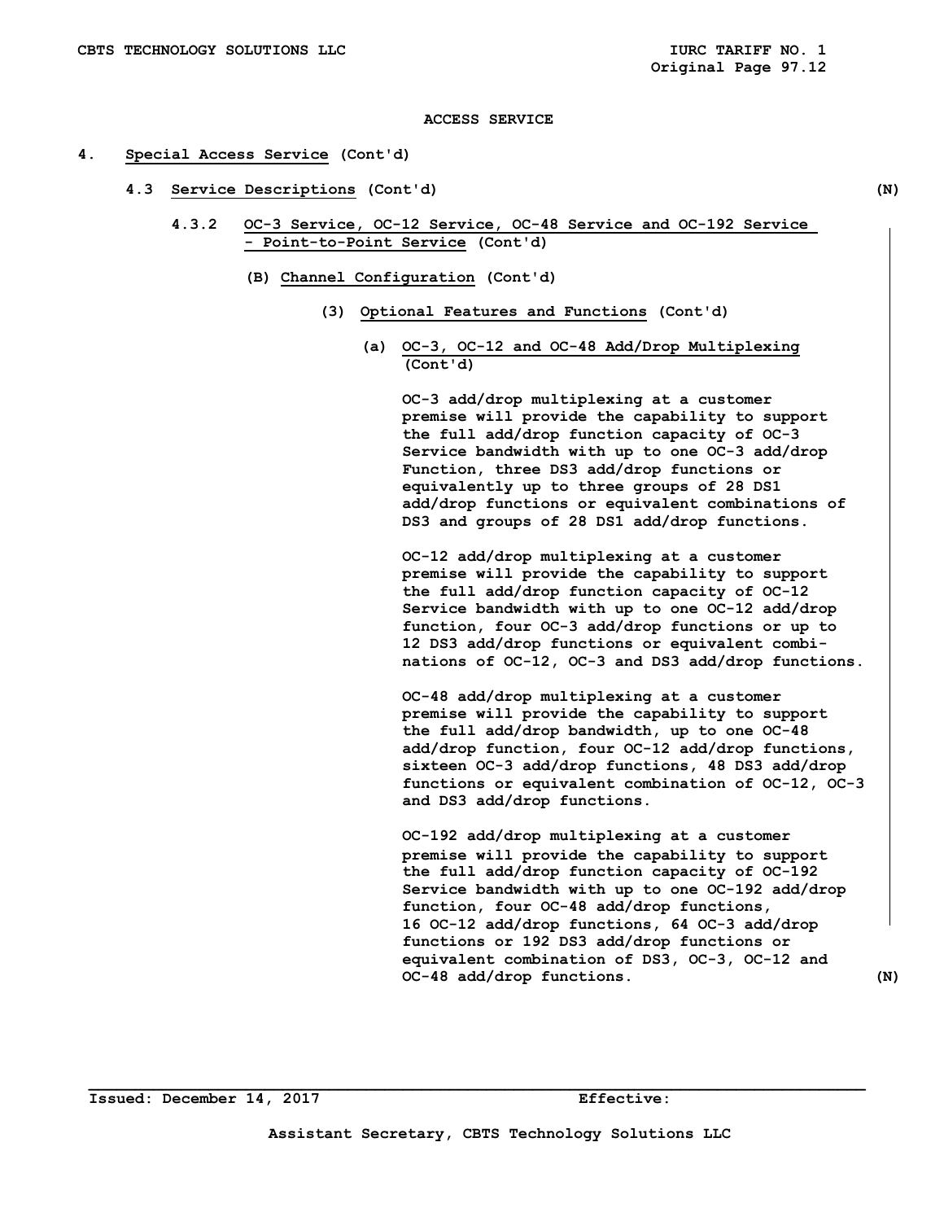ACCESS SERVICE

**4. Special Access Service (Cont'd)**

**4.3 Service Descriptions (Cont'd)** **(N)**

**4.3.2 OC-3 Service, OC-12 Service, OC-48 Service and OC-192 Service - Point-to-Point Service (Cont'd)**

**(B) Channel Configuration (Cont'd)**

**(3) Optional Features and Functions (Cont'd)**

**(a) OC-3, OC-12 and OC-48 Add/Drop Multiplexing (Cont'd)**

OC-3 add/drop multiplexing at a customer premise will provide the capability to support the full add/drop function capacity of OC-3 Service bandwidth with up to one OC-3 add/drop Function, three DS3 add/drop functions or equivalently up to three groups of 28 DS1 add/drop functions or equivalent combinations of DS3 and groups of 28 DS1 add/drop functions.

OC-12 add/drop multiplexing at a customer premise will provide the capability to support the full add/drop function capacity of OC-12 Service bandwidth with up to one OC-12 add/drop function, four OC-3 add/drop functions or up to 12 DS3 add/drop functions or equivalent combinations of OC-12, OC-3 and DS3 add/drop functions.

OC-48 add/drop multiplexing at a customer premise will provide the capability to support the full add/drop bandwidth, up to one OC-48 add/drop function, four OC-12 add/drop functions, sixteen OC-3 add/drop functions, 48 DS3 add/drop functions or equivalent combination of OC-12, OC-3 and DS3 add/drop functions.

OC-192 add/drop multiplexing at a customer premise will provide the capability to support the full add/drop function capacity of OC-192 Service bandwidth with up to one OC-192 add/drop function, four OC-48 add/drop functions, 16 OC-12 add/drop functions, 64 OC-3 add/drop functions or 192 DS3 add/drop functions or equivalent combination of DS3, OC-3, OC-12 and OC-48 add/drop functions. **(N)**

Issued: December 14, 2017 Effective:

Assistant Secretary, CBTS Technology Solutions LLC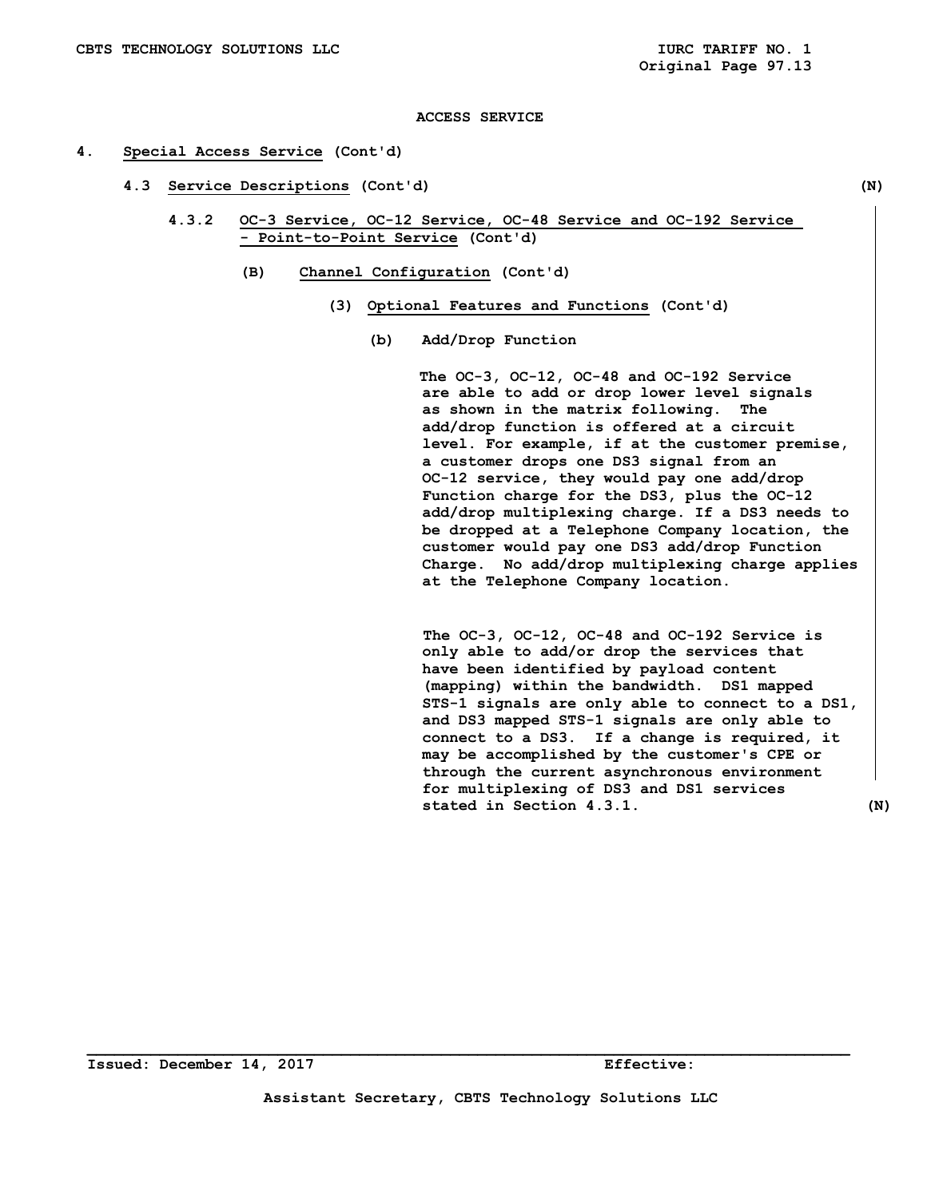ACCESS SERVICE

4. Special Access Service (Cont'd)

4.3 Service Descriptions (Cont'd) (N)

4.3.2 OC-3 Service, OC-12 Service, OC-48 Service and OC-192 Service - Point-to-Point Service (Cont'd)

(B) Channel Configuration (Cont'd)

(3) Optional Features and Functions (Cont'd)

(b) Add/Drop Function

The OC-3, OC-12, OC-48 and OC-192 Service are able to add or drop lower level signals as shown in the matrix following. The add/drop function is offered at a circuit level. For example, if at the customer premise, a customer drops one DS3 signal from an OC-12 service, they would pay one add/drop Function charge for the DS3, plus the OC-12 add/drop multiplexing charge. If a DS3 needs to be dropped at a Telephone Company location, the customer would pay one DS3 add/drop Function Charge. No add/drop multiplexing charge applies at the Telephone Company location.

The OC-3, OC-12, OC-48 and OC-192 Service is only able to add/or drop the services that have been identified by payload content (mapping) within the bandwidth. DS1 mapped STS-1 signals are only able to connect to a DS1, and DS3 mapped STS-1 signals are only able to connect to a DS3. If a change is required, it may be accomplished by the customer's CPE or through the current asynchronous environment for multiplexing of DS3 and DS1 services stated in Section 4.3.1. (N)

Issued: December 14, 2017 Effective:

Assistant Secretary, CBTS Technology Solutions LLC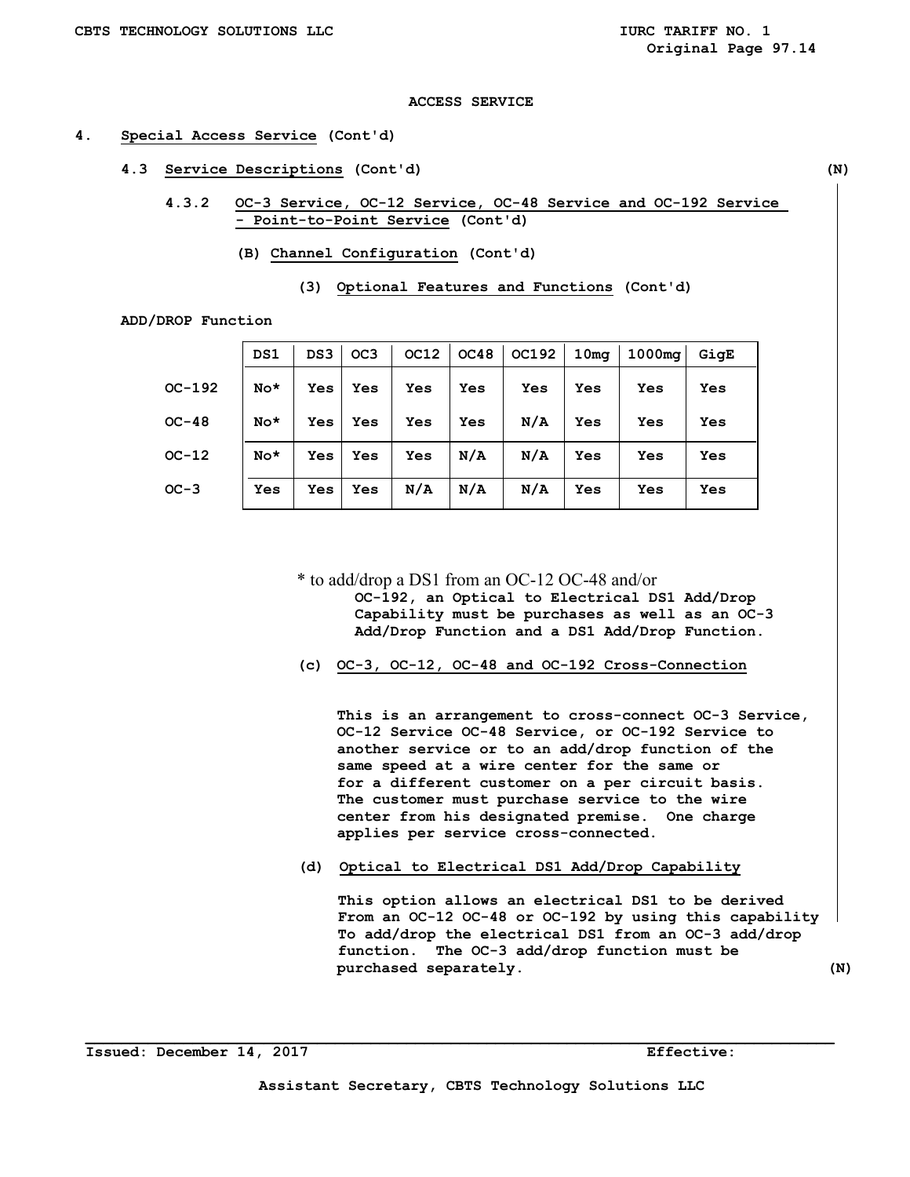ACCESS SERVICE

4. Special Access Service (Cont'd)

4.3 Service Descriptions (Cont'd) (N)

4.3.2 OC-3 Service, OC-12 Service, OC-48 Service and OC-192 Service - Point-to-Point Service (Cont'd)

(B) Channel Configuration (Cont'd)

(3) Optional Features and Functions (Cont'd)

ADD/DROP Function

| | DS1 | DS3 | OC3 | OC12 | OC48 | OC192 | 10mg | 1000mg | GigE |
|---|---|---|---|---|---|---|---|---|---|
| OC-192 | No* | Yes | Yes | Yes | Yes | Yes | Yes | Yes | Yes |
| OC-48 | No* | Yes | Yes | Yes | Yes | N/A | Yes | Yes | Yes |
| OC-12 | No* | Yes | Yes | Yes | N/A | N/A | Yes | Yes | Yes |
| OC-3 | Yes | Yes | Yes | N/A | N/A | N/A | Yes | Yes | Yes |

\* to add/drop a DS1 from an OC-12 OC-48 and/or OC-192, an Optical to Electrical DS1 Add/Drop Capability must be purchases as well as an OC-3 Add/Drop Function and a DS1 Add/Drop Function.

(c) OC-3, OC-12, OC-48 and OC-192 Cross-Connection

This is an arrangement to cross-connect OC-3 Service, OC-12 Service OC-48 Service, or OC-192 Service to another service or to an add/drop function of the same speed at a wire center for the same or for a different customer on a per circuit basis. The customer must purchase service to the wire center from his designated premise. One charge applies per service cross-connected.

(d) Optical to Electrical DS1 Add/Drop Capability

This option allows an electrical DS1 to be derived From an OC-12 OC-48 or OC-192 by using this capability To add/drop the electrical DS1 from an OC-3 add/drop function. The OC-3 add/drop function must be purchased separately. (N)

Issued: December 14, 2017 Effective:

Assistant Secretary, CBTS Technology Solutions LLC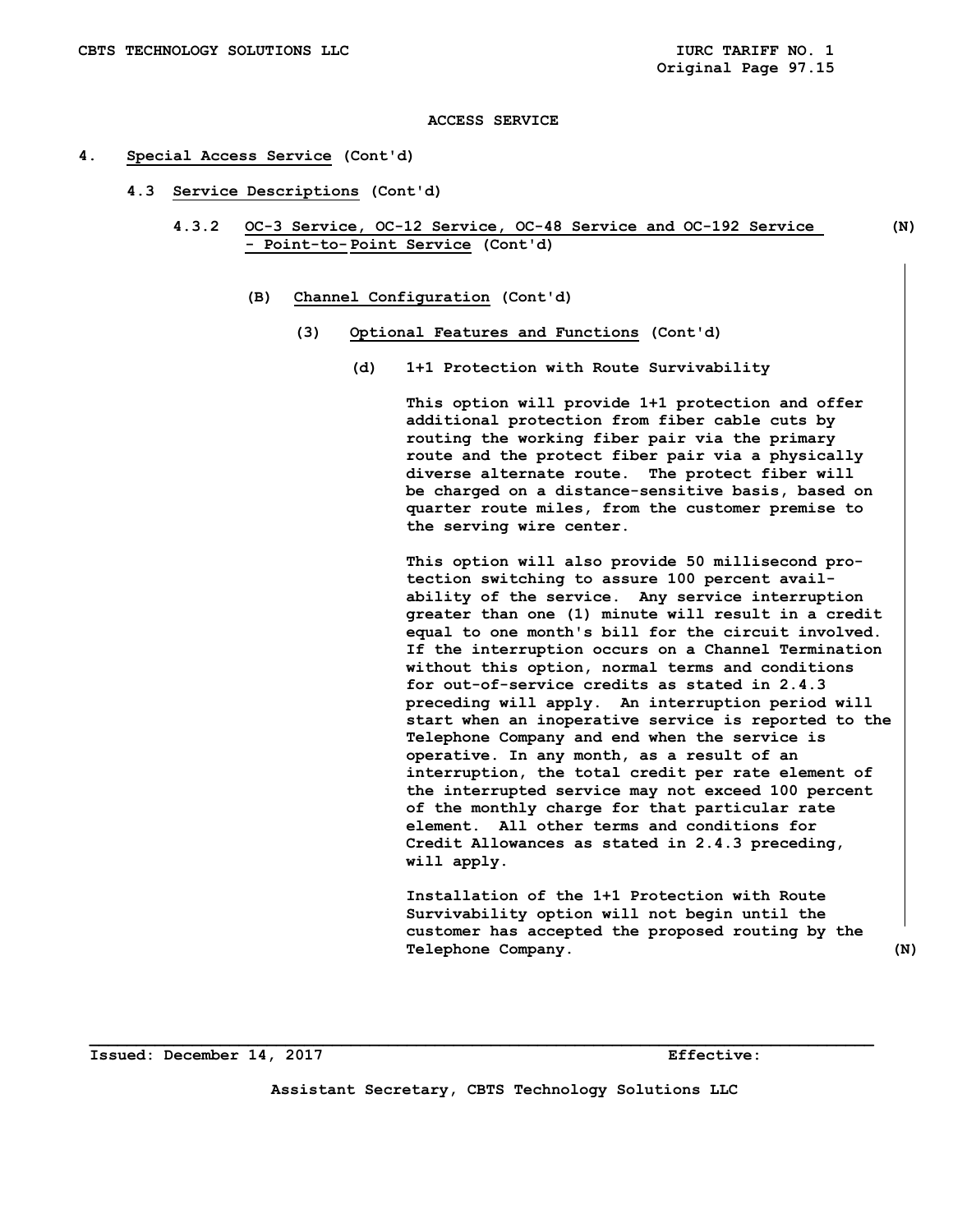ACCESS SERVICE

4. **Special Access Service** (Cont'd)

4.3 **Service Descriptions** (Cont'd)

4.3.2 **OC-3 Service, OC-12 Service, OC-48 Service and OC-192 Service - Point-to-Point Service** (Cont'd) (N)

(B) **Channel Configuration** (Cont'd)

(3) **Optional Features and Functions** (Cont'd)

(d) 1+1 Protection with Route Survivability

This option will provide 1+1 protection and offer additional protection from fiber cable cuts by routing the working fiber pair via the primary route and the protect fiber pair via a physically diverse alternate route. The protect fiber will be charged on a distance-sensitive basis, based on quarter route miles, from the customer premise to the serving wire center.

This option will also provide 50 millisecond protection switching to assure 100 percent availability of the service. Any service interruption greater than one (1) minute will result in a credit equal to one month's bill for the circuit involved. If the interruption occurs on a Channel Termination without this option, normal terms and conditions for out-of-service credits as stated in 2.4.3 preceding will apply. An interruption period will start when an inoperative service is reported to the Telephone Company and end when the service is operative. In any month, as a result of an interruption, the total credit per rate element of the interrupted service may not exceed 100 percent of the monthly charge for that particular rate element. All other terms and conditions for Credit Allowances as stated in 2.4.3 preceding, will apply.

Installation of the 1+1 Protection with Route Survivability option will not begin until the customer has accepted the proposed routing by the Telephone Company. (N)

Issued: December 14, 2017 Effective:

Assistant Secretary, CBTS Technology Solutions LLC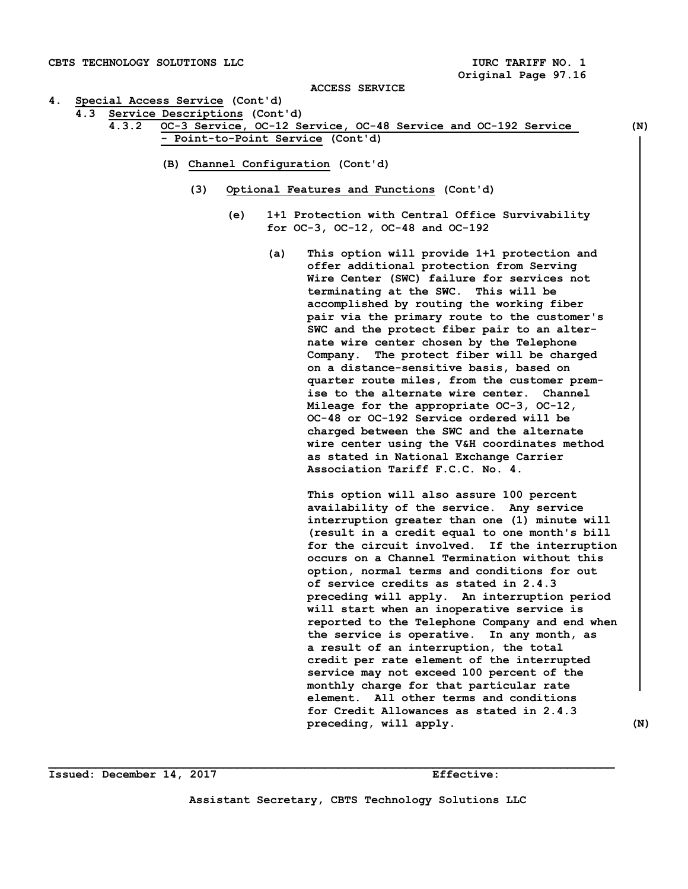ACCESS SERVICE

4. Special Access Service (Cont'd)

4.3 Service Descriptions (Cont'd)

4.3.2 OC-3 Service, OC-12 Service, OC-48 Service and OC-192 Service - Point-to-Point Service (Cont'd) (N)

(B) Channel Configuration (Cont'd)

(3) Optional Features and Functions (Cont'd)

(e) 1+1 Protection with Central Office Survivability for OC-3, OC-12, OC-48 and OC-192

(a) This option will provide 1+1 protection and offer additional protection from Serving Wire Center (SWC) failure for services not terminating at the SWC. This will be accomplished by routing the working fiber pair via the primary route to the customer's SWC and the protect fiber pair to an alternate wire center chosen by the Telephone Company. The protect fiber will be charged on a distance-sensitive basis, based on quarter route miles, from the customer premise to the alternate wire center. Channel Mileage for the appropriate OC-3, OC-12, OC-48 or OC-192 Service ordered will be charged between the SWC and the alternate wire center using the V&H coordinates method as stated in National Exchange Carrier Association Tariff F.C.C. No. 4.

This option will also assure 100 percent availability of the service. Any service interruption greater than one (1) minute will (result in a credit equal to one month's bill for the circuit involved. If the interruption occurs on a Channel Termination without this option, normal terms and conditions for out of service credits as stated in 2.4.3 preceding will apply. An interruption period will start when an inoperative service is reported to the Telephone Company and end when the service is operative. In any month, as a result of an interruption, the total credit per rate element of the interrupted service may not exceed 100 percent of the monthly charge for that particular rate element. All other terms and conditions for Credit Allowances as stated in 2.4.3 preceding, will apply. (N)

Issued: December 14, 2017 Effective:

Assistant Secretary, CBTS Technology Solutions LLC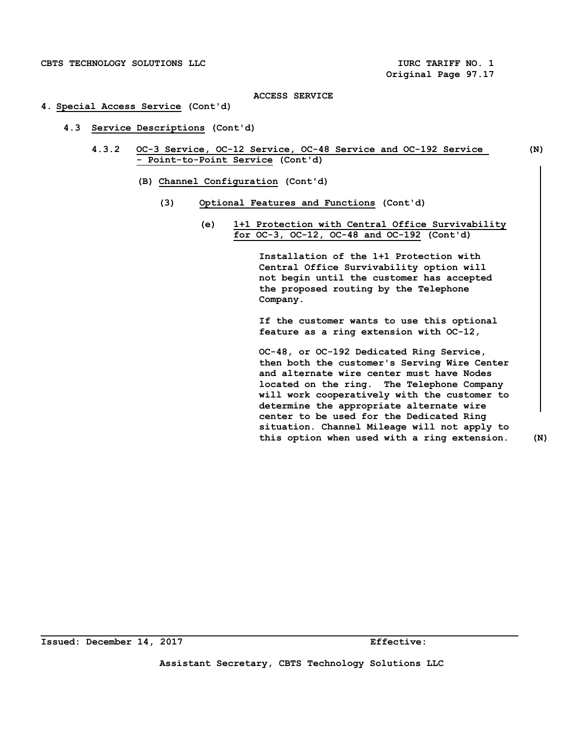ACCESS SERVICE

4. Special Access Service (Cont'd)

4.3 Service Descriptions (Cont'd)

4.3.2 OC-3 Service, OC-12 Service, OC-48 Service and OC-192 Service - Point-to-Point Service (Cont'd) (N)

(B) Channel Configuration (Cont'd)

(3) Optional Features and Functions (Cont'd)

(e) 1+1 Protection with Central Office Survivability for OC-3, OC-12, OC-48 and OC-192 (Cont'd)

Installation of the 1+1 Protection with Central Office Survivability option will not begin until the customer has accepted the proposed routing by the Telephone Company.

If the customer wants to use this optional feature as a ring extension with OC-12,

OC-48, or OC-192 Dedicated Ring Service, then both the customer's Serving Wire Center and alternate wire center must have Nodes located on the ring. The Telephone Company will work cooperatively with the customer to determine the appropriate alternate wire center to be used for the Dedicated Ring situation. Channel Mileage will not apply to this option when used with a ring extension. (N)

Issued: December 14, 2017 Effective:

Assistant Secretary, CBTS Technology Solutions LLC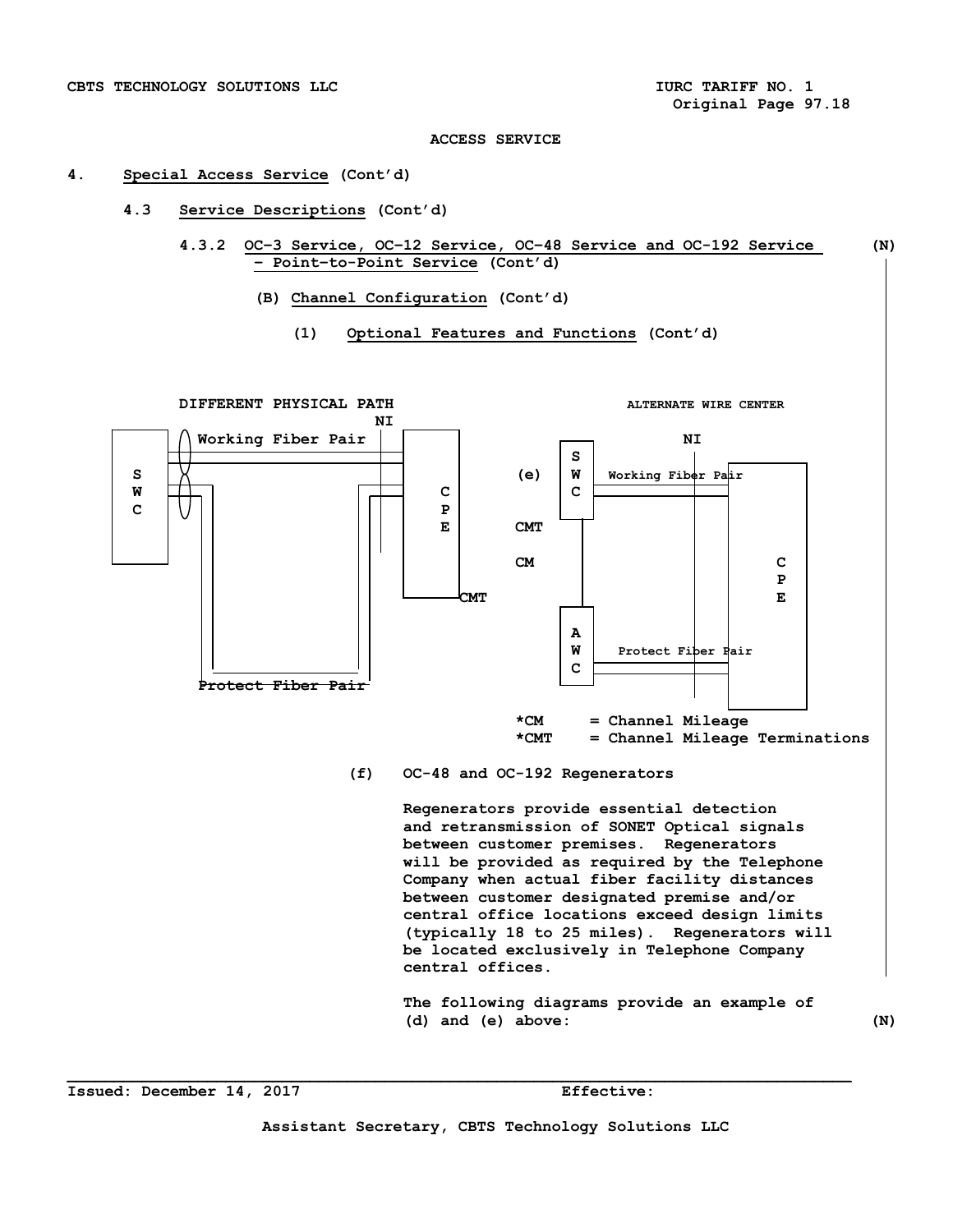**ACCESS SERVICE**

**4. Special Access Service (Cont'd)**

**4.3 Service Descriptions (Cont'd)**

**4.3.2 OC-3 Service, OC-12 Service, OC-48 Service and OC-192 Service – Point-to-Point Service (Cont'd)** (N)

**(B) Channel Configuration (Cont'd)**

**(1) Optional Features and Functions (Cont'd)**

DIFFERENT PHYSICAL PATH

NI

SWC — Working Fiber Pair — CPE

Protect Fiber Pair

CMT

ALTERNATE WIRE CENTER

(e)

NI

SWC — Working Fiber Pair — CPE

CMT

CM

AWC — Protect Fiber Pair

*CM = Channel Mileage
*CMT = Channel Mileage Terminations

(f) OC-48 and OC-192 Regenerators

Regenerators provide essential detection and retransmission of SONET Optical signals between customer premises. Regenerators will be provided as required by the Telephone Company when actual fiber facility distances between customer designated premise and/or central office locations exceed design limits (typically 18 to 25 miles). Regenerators will be located exclusively in Telephone Company central offices.

The following diagrams provide an example of (d) and (e) above: (N)

Issued: December 14, 2017 Effective:

Assistant Secretary, CBTS Technology Solutions LLC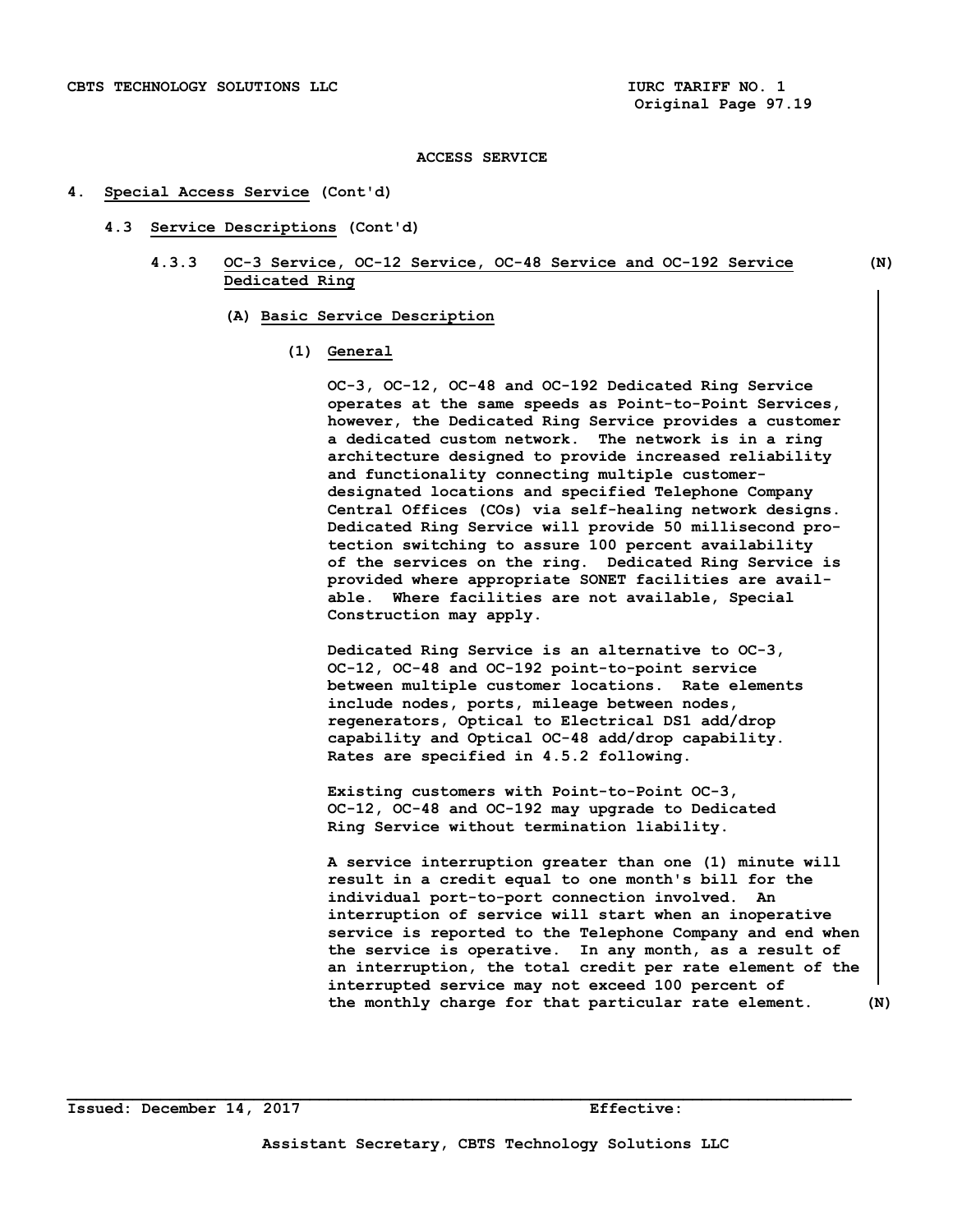ACCESS SERVICE

# 4. Special Access Service (Cont'd)

## 4.3 Service Descriptions (Cont'd)

### 4.3.3 OC-3 Service, OC-12 Service, OC-48 Service and OC-192 Service Dedicated Ring (N)

#### (A) Basic Service Description

##### (1) General

OC-3, OC-12, OC-48 and OC-192 Dedicated Ring Service operates at the same speeds as Point-to-Point Services, however, the Dedicated Ring Service provides a customer a dedicated custom network. The network is in a ring architecture designed to provide increased reliability and functionality connecting multiple customer-designated locations and specified Telephone Company Central Offices (COs) via self-healing network designs. Dedicated Ring Service will provide 50 millisecond protection switching to assure 100 percent availability of the services on the ring. Dedicated Ring Service is provided where appropriate SONET facilities are available. Where facilities are not available, Special Construction may apply.

Dedicated Ring Service is an alternative to OC-3, OC-12, OC-48 and OC-192 point-to-point service between multiple customer locations. Rate elements include nodes, ports, mileage between nodes, regenerators, Optical to Electrical DS1 add/drop capability and Optical OC-48 add/drop capability. Rates are specified in 4.5.2 following.

Existing customers with Point-to-Point OC-3, OC-12, OC-48 and OC-192 may upgrade to Dedicated Ring Service without termination liability.

A service interruption greater than one (1) minute will result in a credit equal to one month's bill for the individual port-to-port connection involved. An interruption of service will start when an inoperative service is reported to the Telephone Company and end when the service is operative. In any month, as a result of an interruption, the total credit per rate element of the interrupted service may not exceed 100 percent of the monthly charge for that particular rate element. (N)

Issued: December 14, 2017 Effective:

Assistant Secretary, CBTS Technology Solutions LLC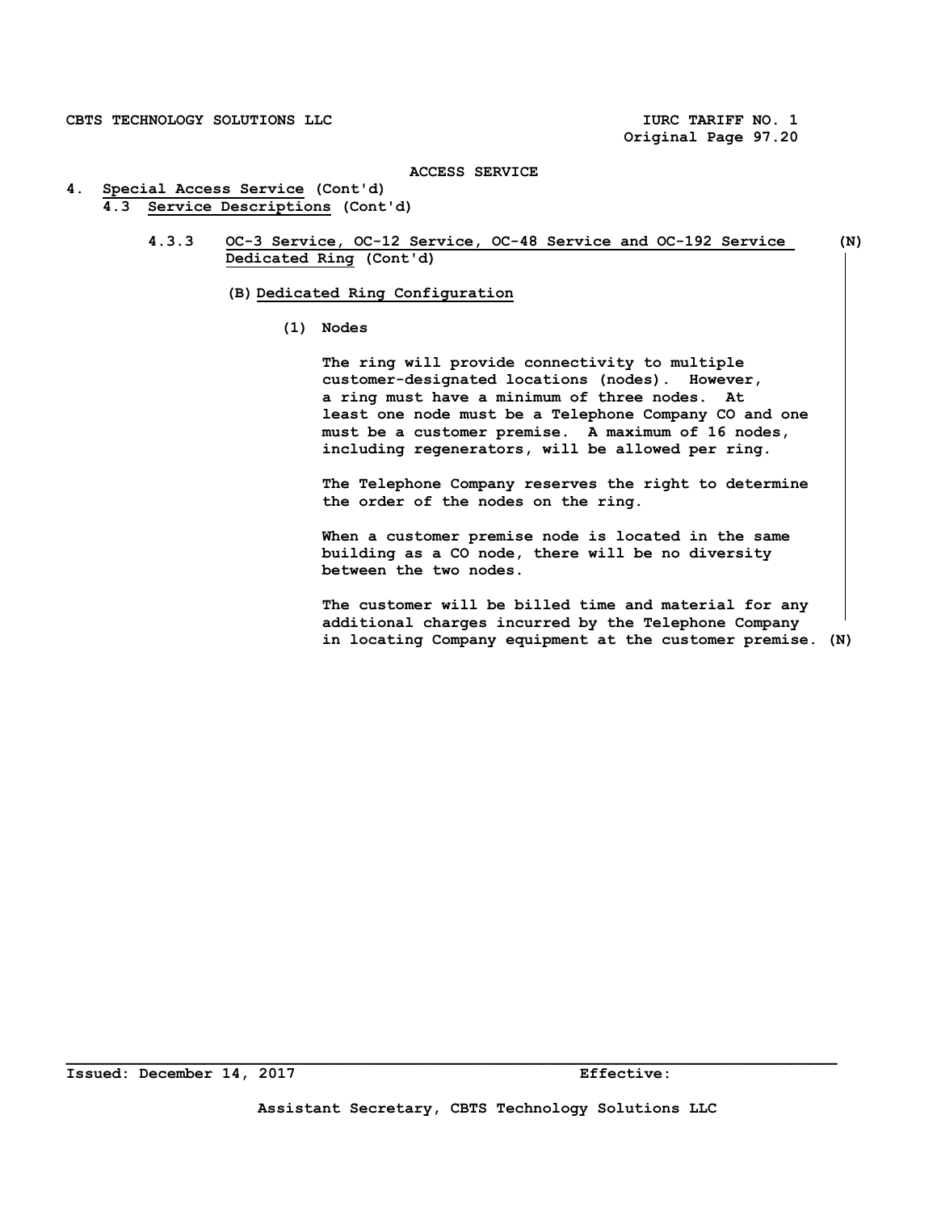ACCESS SERVICE

# 4. Special Access Service (Cont'd)

## 4.3 Service Descriptions (Cont'd)

### 4.3.3 OC-3 Service, OC-12 Service, OC-48 Service and OC-192 Service Dedicated Ring (Cont'd) (N)

#### (B) Dedicated Ring Configuration

**(1) Nodes**

The ring will provide connectivity to multiple customer-designated locations (nodes). However, a ring must have a minimum of three nodes. At least one node must be a Telephone Company CO and one must be a customer premise. A maximum of 16 nodes, including regenerators, will be allowed per ring.

The Telephone Company reserves the right to determine the order of the nodes on the ring.

When a customer premise node is located in the same building as a CO node, there will be no diversity between the two nodes.

The customer will be billed time and material for any additional charges incurred by the Telephone Company in locating Company equipment at the customer premise. (N)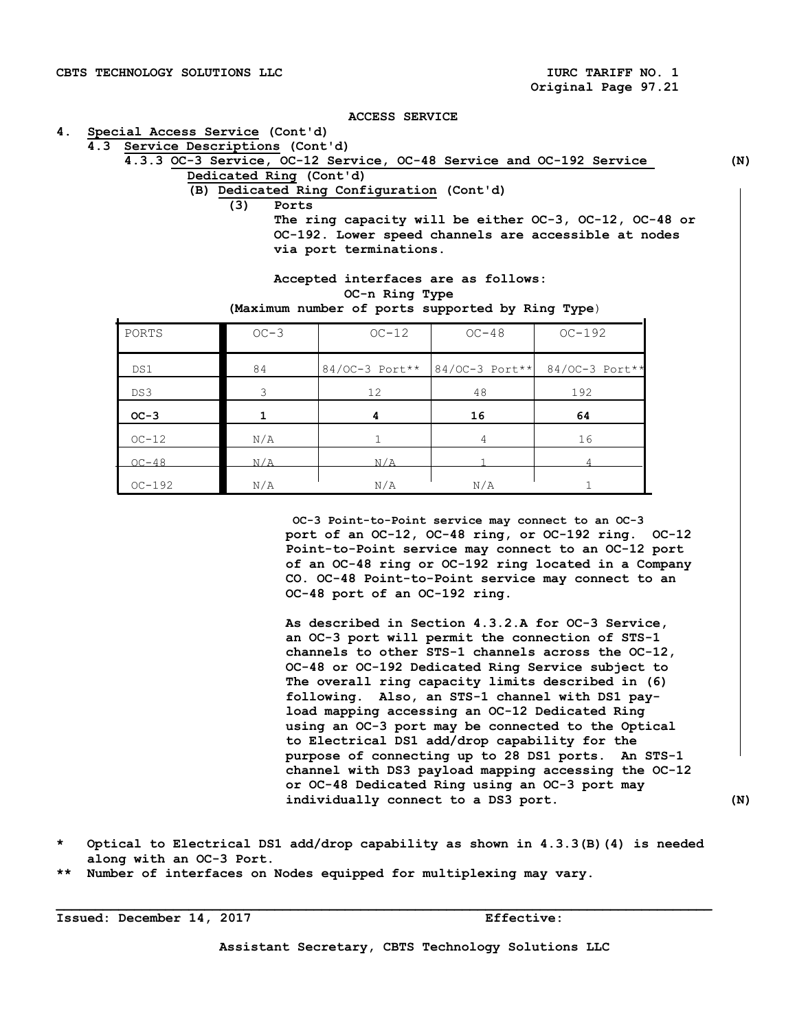ACCESS SERVICE

4. Special Access Service (Cont'd)

4.3 Service Descriptions (Cont'd)

4.3.3 OC-3 Service, OC-12 Service, OC-48 Service and OC-192 Service Dedicated Ring (Cont'd) (N)

(B) Dedicated Ring Configuration (Cont'd)

(3) Ports

The ring capacity will be either OC-3, OC-12, OC-48 or OC-192. Lower speed channels are accessible at nodes via port terminations.

Accepted interfaces are as follows:

OC-n Ring Type

(Maximum number of ports supported by Ring Type)

| PORTS | OC-3 | OC-12 | OC-48 | OC-192 |
|---|---|---|---|---|
| DS1 | 84 | 84/OC-3 Port** | 84/OC-3 Port** | 84/OC-3 Port** |
| DS3 | 3 | 12 | 48 | 192 |
| **OC-3** | **1** | **4** | **16** | **64** |
| OC-12 | N/A | 1 | 4 | 16 |
| OC-48 | N/A | N/A | 1 | 4 |
| OC-192 | N/A | N/A | N/A | 1 |

OC-3 Point-to-Point service may connect to an OC-3 port of an OC-12, OC-48 ring, or OC-192 ring. OC-12 Point-to-Point service may connect to an OC-12 port of an OC-48 ring or OC-192 ring located in a Company CO. OC-48 Point-to-Point service may connect to an OC-48 port of an OC-192 ring.

As described in Section 4.3.2.A for OC-3 Service, an OC-3 port will permit the connection of STS-1 channels to other STS-1 channels across the OC-12, OC-48 or OC-192 Dedicated Ring Service subject to The overall ring capacity limits described in (6) following. Also, an STS-1 channel with DS1 pay-load mapping accessing an OC-12 Dedicated Ring using an OC-3 port may be connected to the Optical to Electrical DS1 add/drop capability for the purpose of connecting up to 28 DS1 ports. An STS-1 channel with DS3 payload mapping accessing the OC-12 or OC-48 Dedicated Ring using an OC-3 port may individually connect to a DS3 port. (N)

\* Optical to Electrical DS1 add/drop capability as shown in 4.3.3(B)(4) is needed along with an OC-3 Port.

\*\* Number of interfaces on Nodes equipped for multiplexing may vary.

Issued: December 14, 2017 Effective:

Assistant Secretary, CBTS Technology Solutions LLC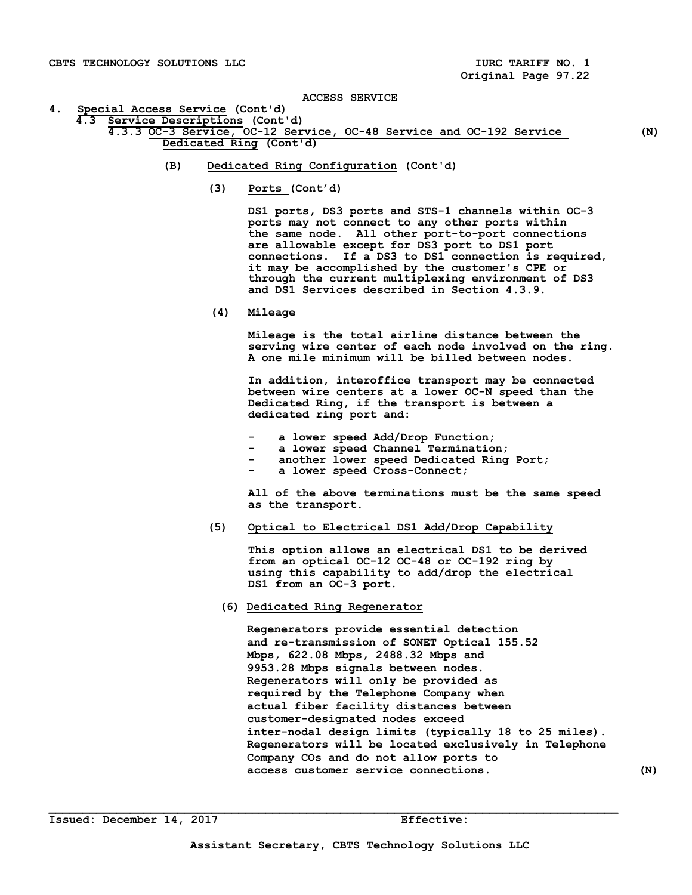ACCESS SERVICE

4. Special Access Service (Cont'd)

4.3 Service Descriptions (Cont'd)

4.3.3 OC-3 Service, OC-12 Service, OC-48 Service and OC-192 Service Dedicated Ring (Cont'd) (N)

(B) Dedicated Ring Configuration (Cont'd)

(3) Ports (Cont'd)

DS1 ports, DS3 ports and STS-1 channels within OC-3 ports may not connect to any other ports within the same node. All other port-to-port connections are allowable except for DS3 port to DS1 port connections. If a DS3 to DS1 connection is required, it may be accomplished by the customer's CPE or through the current multiplexing environment of DS3 and DS1 Services described in Section 4.3.9.

(4) Mileage

Mileage is the total airline distance between the serving wire center of each node involved on the ring. A one mile minimum will be billed between nodes.

In addition, interoffice transport may be connected between wire centers at a lower OC-N speed than the Dedicated Ring, if the transport is between a dedicated ring port and:

- a lower speed Add/Drop Function;
- a lower speed Channel Termination;
- another lower speed Dedicated Ring Port;
- a lower speed Cross-Connect;

All of the above terminations must be the same speed as the transport.

(5) Optical to Electrical DS1 Add/Drop Capability

This option allows an electrical DS1 to be derived from an optical OC-12 OC-48 or OC-192 ring by using this capability to add/drop the electrical DS1 from an OC-3 port.

(6) Dedicated Ring Regenerator

Regenerators provide essential detection and re-transmission of SONET Optical 155.52 Mbps, 622.08 Mbps, 2488.32 Mbps and 9953.28 Mbps signals between nodes. Regenerators will only be provided as required by the Telephone Company when actual fiber facility distances between customer-designated nodes exceed inter-nodal design limits (typically 18 to 25 miles). Regenerators will be located exclusively in Telephone Company COs and do not allow ports to access customer service connections. (N)

Issued: December 14, 2017 Effective:

Assistant Secretary, CBTS Technology Solutions LLC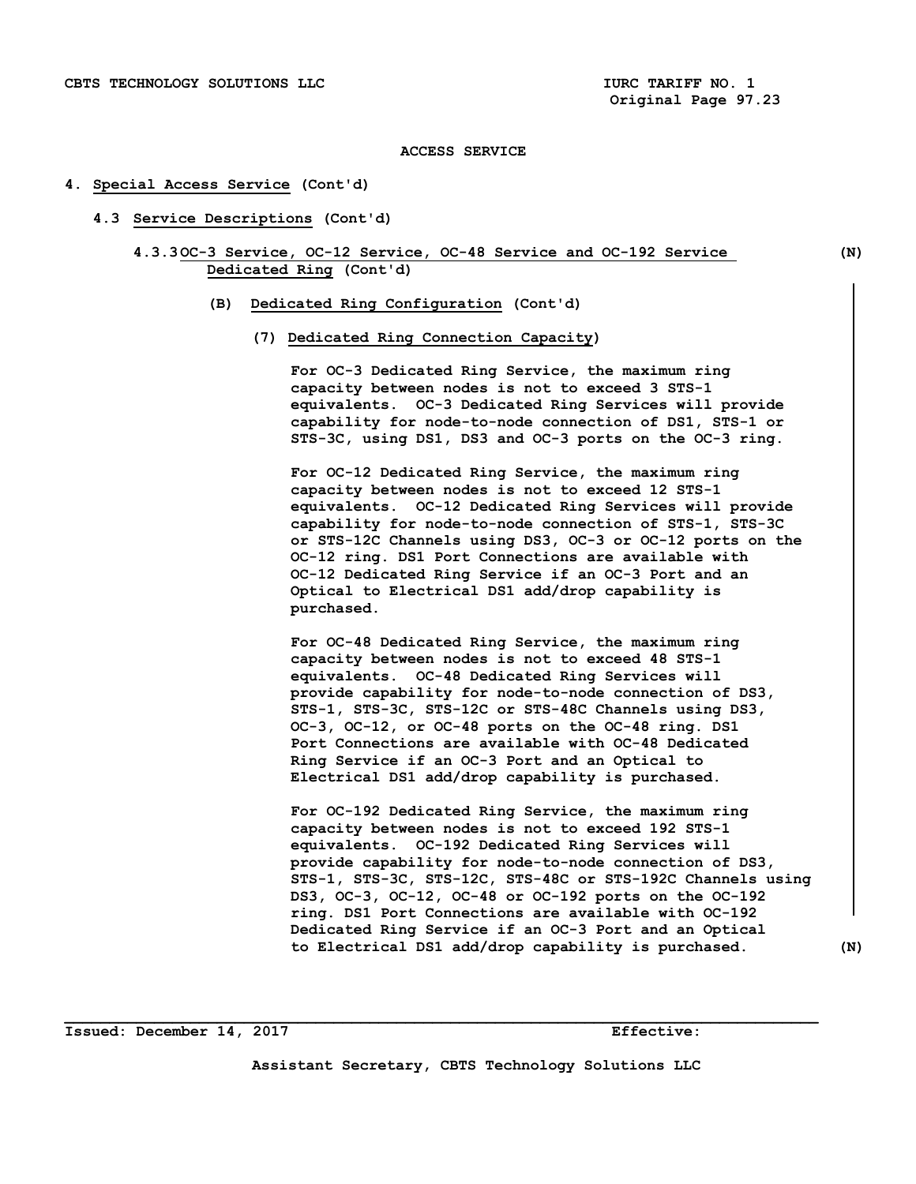ACCESS SERVICE

4. Special Access Service (Cont'd)

4.3 Service Descriptions (Cont'd)

4.3.3 OC-3 Service, OC-12 Service, OC-48 Service and OC-192 Service Dedicated Ring (Cont'd) (N)

(B) Dedicated Ring Configuration (Cont'd)

(7) Dedicated Ring Connection Capacity)

For OC-3 Dedicated Ring Service, the maximum ring capacity between nodes is not to exceed 3 STS-1 equivalents. OC-3 Dedicated Ring Services will provide capability for node-to-node connection of DS1, STS-1 or STS-3C, using DS1, DS3 and OC-3 ports on the OC-3 ring.

For OC-12 Dedicated Ring Service, the maximum ring capacity between nodes is not to exceed 12 STS-1 equivalents. OC-12 Dedicated Ring Services will provide capability for node-to-node connection of STS-1, STS-3C or STS-12C Channels using DS3, OC-3 or OC-12 ports on the OC-12 ring. DS1 Port Connections are available with OC-12 Dedicated Ring Service if an OC-3 Port and an Optical to Electrical DS1 add/drop capability is purchased.

For OC-48 Dedicated Ring Service, the maximum ring capacity between nodes is not to exceed 48 STS-1 equivalents. OC-48 Dedicated Ring Services will provide capability for node-to-node connection of DS3, STS-1, STS-3C, STS-12C or STS-48C Channels using DS3, OC-3, OC-12, or OC-48 ports on the OC-48 ring. DS1 Port Connections are available with OC-48 Dedicated Ring Service if an OC-3 Port and an Optical to Electrical DS1 add/drop capability is purchased.

For OC-192 Dedicated Ring Service, the maximum ring capacity between nodes is not to exceed 192 STS-1 equivalents. OC-192 Dedicated Ring Services will provide capability for node-to-node connection of DS3, STS-1, STS-3C, STS-12C, STS-48C or STS-192C Channels using DS3, OC-3, OC-12, OC-48 or OC-192 ports on the OC-192 ring. DS1 Port Connections are available with OC-192 Dedicated Ring Service if an OC-3 Port and an Optical to Electrical DS1 add/drop capability is purchased. (N)

Issued: December 14, 2017 Effective:

Assistant Secretary, CBTS Technology Solutions LLC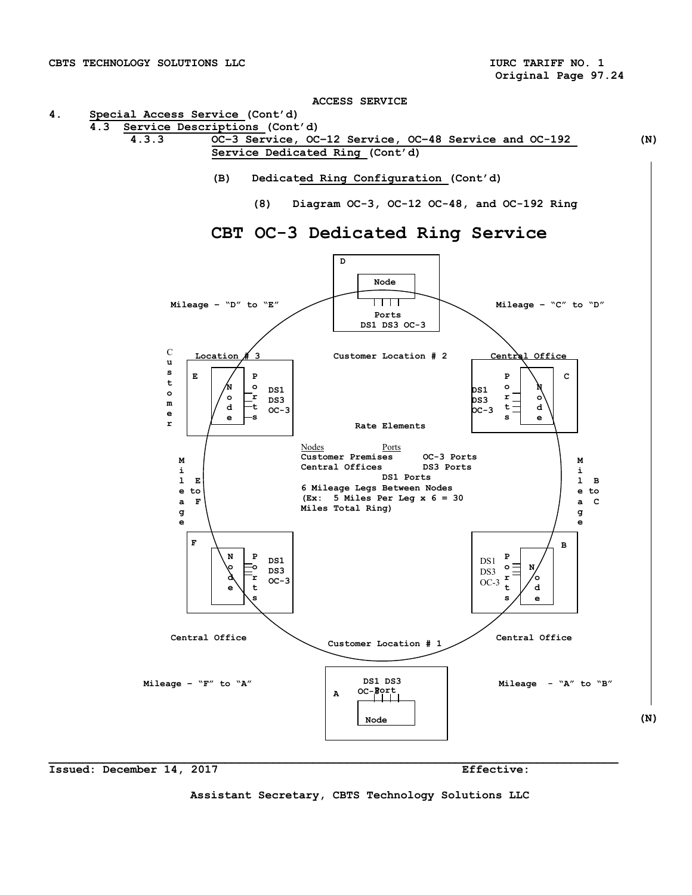ACCESS SERVICE

4. Special Access Service (Cont'd)

4.3 Service Descriptions (Cont'd)

4.3.3 OC-3 Service, OC-12 Service, OC-48 Service and OC-192 Service Dedicated Ring (Cont'd) (N)

(B) Dedicated Ring Configuration (Cont'd)

(8) Diagram OC-3, OC-12 OC-48, and OC-192 Ring

## CBT OC-3 Dedicated Ring Service

D
Node
Ports
DS1 DS3 OC-3

Mileage – "D" to "E"

Mileage – "C" to "D"

Customer Location # 3

E
Node
Ports
DS1
DS3
OC-3

Customer Location # 2

Central Office

C
Node
Ports
DS1
DS3
OC-3

Rate Elements

| Nodes | Ports |
|---|---|
| Customer Premises | OC-3 Ports |
| Central Offices | DS3 Ports |
| | DS1 Ports |

6 Mileage Legs Between Nodes
(Ex: 5 Miles Per Leg x 6 = 30 Miles Total Ring)

Mileage E to F

Mileage B to C

F
Node
Ports
DS1
DS3
OC-3

B
Node
Ports
DS1
DS3
OC-3

Central Office

Customer Location # 1

Central Office

Mileage – "F" to "A"

Mileage – "A" to "B"

A
DS1 DS3
OC-3 Port
Node

(N)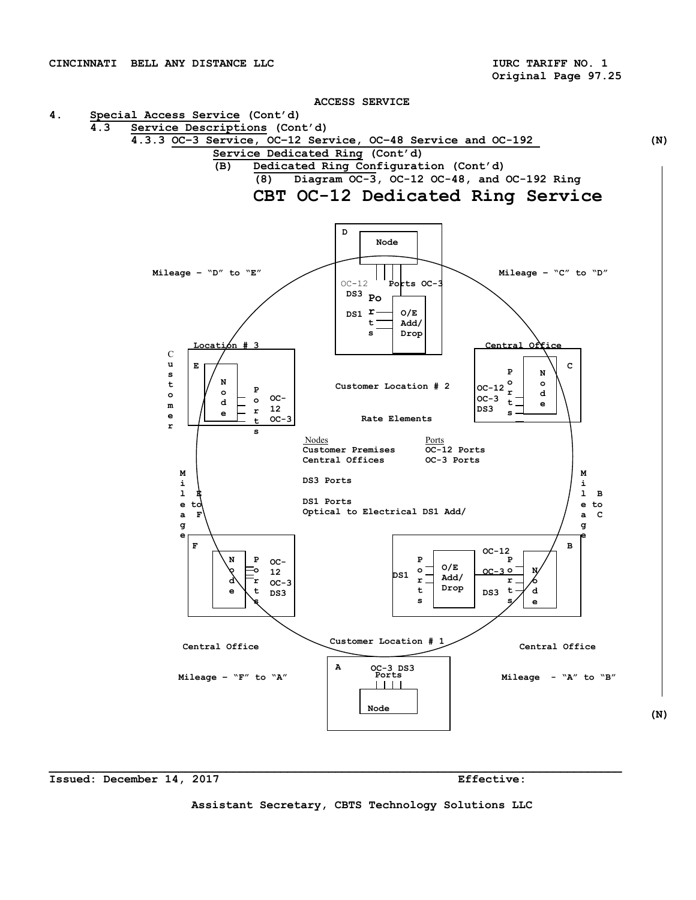ACCESS SERVICE

4. Special Access Service (Cont'd)

4.3 Service Descriptions (Cont'd)

4.3.3 OC-3 Service, OC-12 Service, OC-48 Service and OC-192 Service Dedicated Ring (Cont'd) (N)

(B) Dedicated Ring Configuration (Cont'd)

(8) Diagram OC-3, OC-12 OC-48, and OC-192 Ring

# CBT OC-12 Dedicated Ring Service

D

Node

OC-12 Ports OC-3

DS3

DS1 Ports O/E Add/ Drop

Mileage – "D" to "E"

Mileage – "C" to "D"

Customer Location # 3

E

Node Ports OC-12 OC-3

Customer Location # 2

Central Office

C

OC-12 OC-3 DS3 Ports Node

Rate Elements

| Nodes | Ports |
|---|---|
| Customer Premises | OC-12 Ports |
| Central Offices | OC-3 Ports |

DS3 Ports

DS1 Ports

Optical to Electrical DS1 Add/

Mileage E to F

Mileage B to C

F

Node Ports OC-12 OC-3 DS3

B

DS1 Ports O/E Add/ Drop OC-12 OC-3 DS3 Ports Node

Central Office

Customer Location # 1

Central Office

Mileage – "F" to "A"

A

OC-3 DS3 Ports

Node

Mileage – "A" to "B"

(N)

Issued: December 14, 2017 Effective:

Assistant Secretary, CBTS Technology Solutions LLC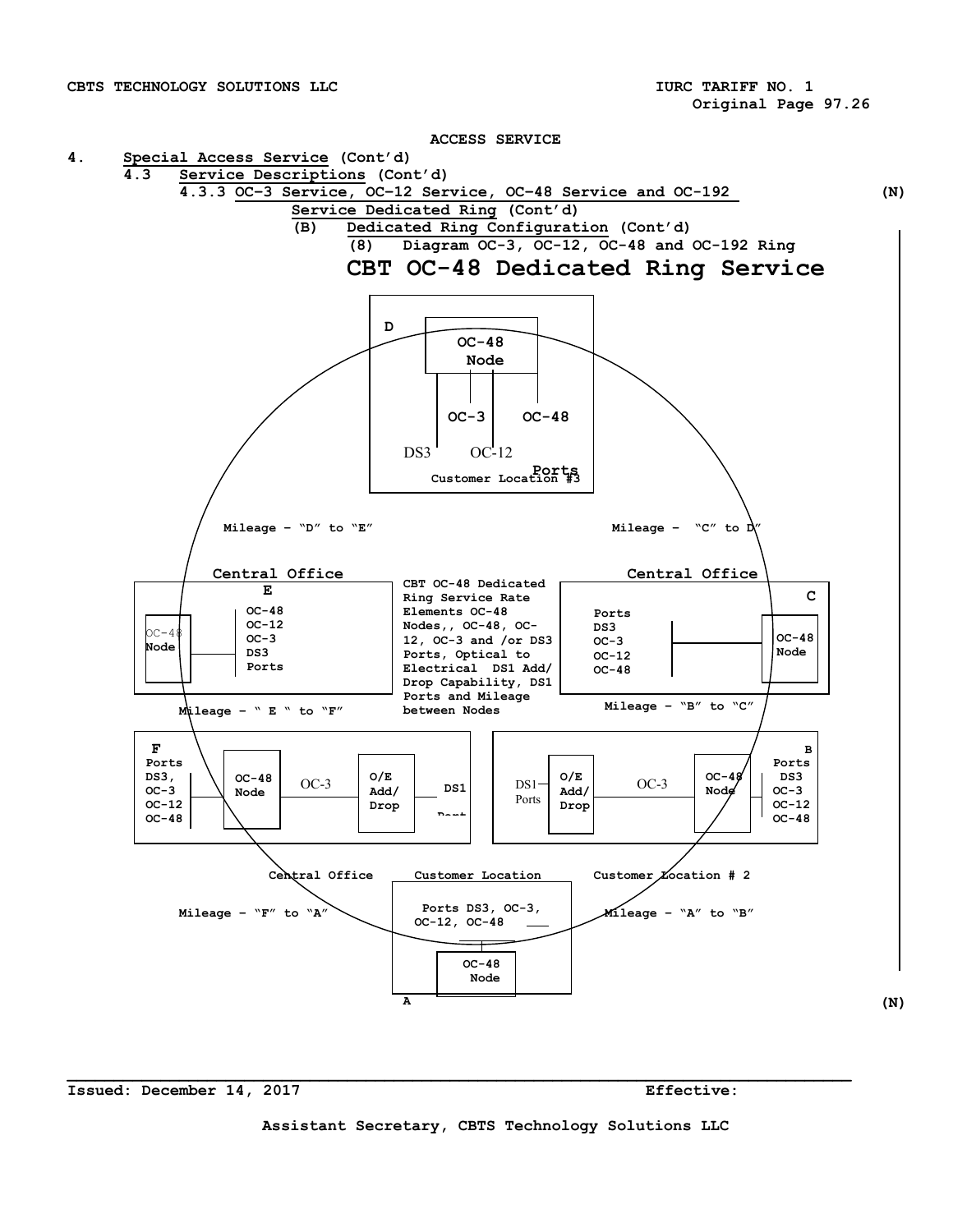ACCESS SERVICE

4. Special Access Service (Cont'd)

4.3 Service Descriptions (Cont'd)

4.3.3 OC-3 Service, OC-12 Service, OC-48 Service and OC-192 Service Dedicated Ring (Cont'd) (N)

(B) Dedicated Ring Configuration (Cont'd)

(8) Diagram OC-3, OC-12, OC-48 and OC-192 Ring

## CBT OC-48 Dedicated Ring Service

D
OC-48 Node
OC-3 OC-48
DS3 OC-12
Ports
Customer Location #3

Mileage – "D" to "E"

Mileage – "C" to D"

Central Office
E
OC-48 Node
OC-48
OC-12
OC-3
DS3
Ports

CBT OC-48 Dedicated Ring Service Rate Elements OC-48 Nodes,, OC-48, OC-12, OC-3 and /or DS3 Ports, Optical to Electrical DS1 Add/ Drop Capability, DS1 Ports and Mileage between Nodes

Central Office
C
Ports
DS3
OC-3
OC-12
OC-48
OC-48 Node

Mileage – " E " to "F"

Mileage – "B" to "C"

F
Ports
DS3,
OC-3
OC-12
OC-48
OC-48 Node
OC-3
O/E Add/ Drop
DS1 Port

B
DS1 Ports
O/E Add/ Drop
OC-3
OC-48 Node
Ports
DS3
OC-3
OC-12
OC-48

Central Office

Customer Location

Customer Location # 2

Mileage – "F" to "A"

Ports DS3, OC-3, OC-12, OC-48

Mileage – "A" to "B"

OC-48 Node
A

(N)

Issued: December 14, 2017 Effective:

Assistant Secretary, CBTS Technology Solutions LLC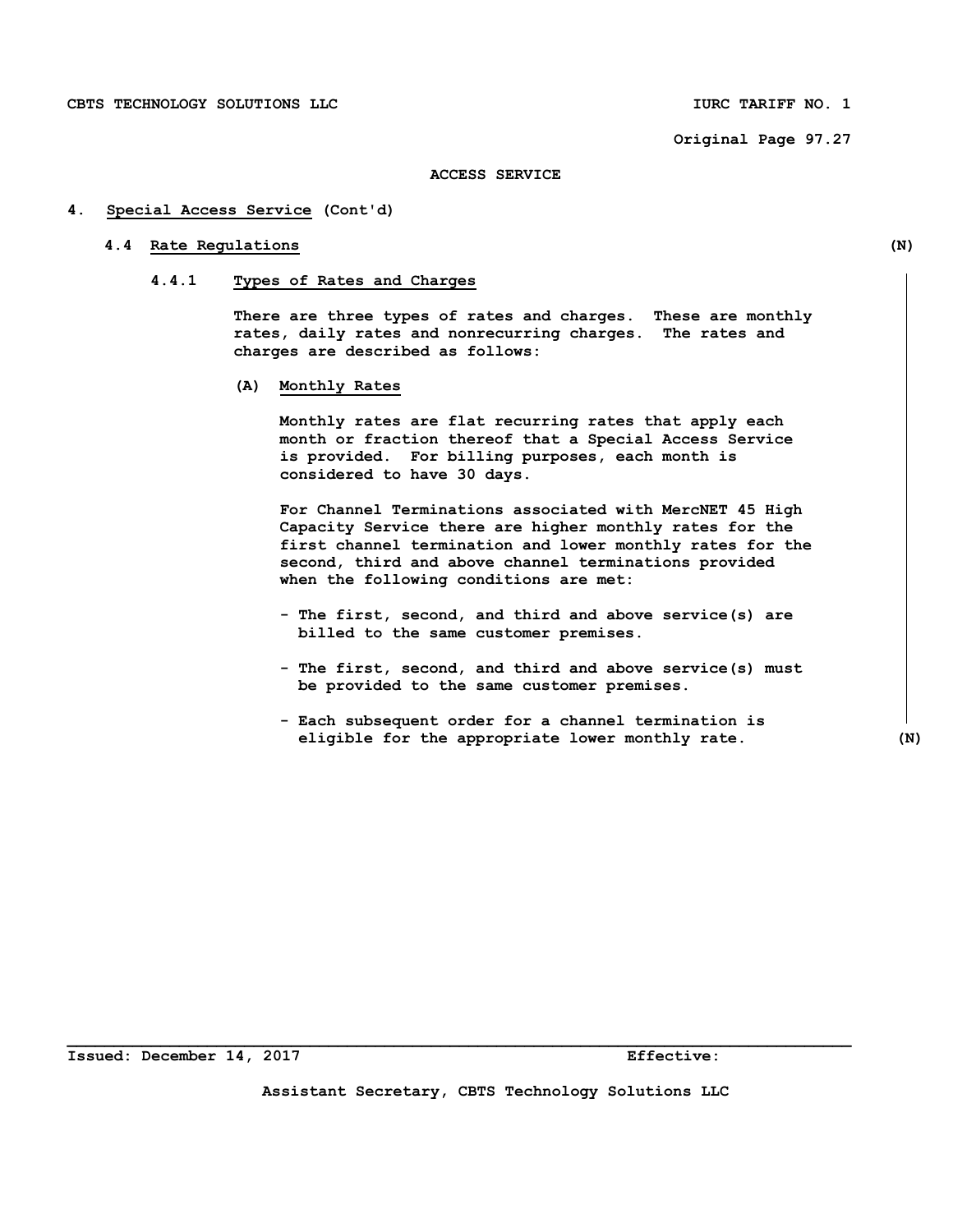ACCESS SERVICE

## 4. Special Access Service (Cont'd)

### 4.4 Rate Regulations (N)

#### 4.4.1 Types of Rates and Charges

There are three types of rates and charges. These are monthly rates, daily rates and nonrecurring charges. The rates and charges are described as follows:

**(A) Monthly Rates**

Monthly rates are flat recurring rates that apply each month or fraction thereof that a Special Access Service is provided. For billing purposes, each month is considered to have 30 days.

For Channel Terminations associated with MercNET 45 High Capacity Service there are higher monthly rates for the first channel termination and lower monthly rates for the second, third and above channel terminations provided when the following conditions are met:

- The first, second, and third and above service(s) are billed to the same customer premises.
- The first, second, and third and above service(s) must be provided to the same customer premises.
- Each subsequent order for a channel termination is eligible for the appropriate lower monthly rate. (N)

Issued: December 14, 2017 Effective:

Assistant Secretary, CBTS Technology Solutions LLC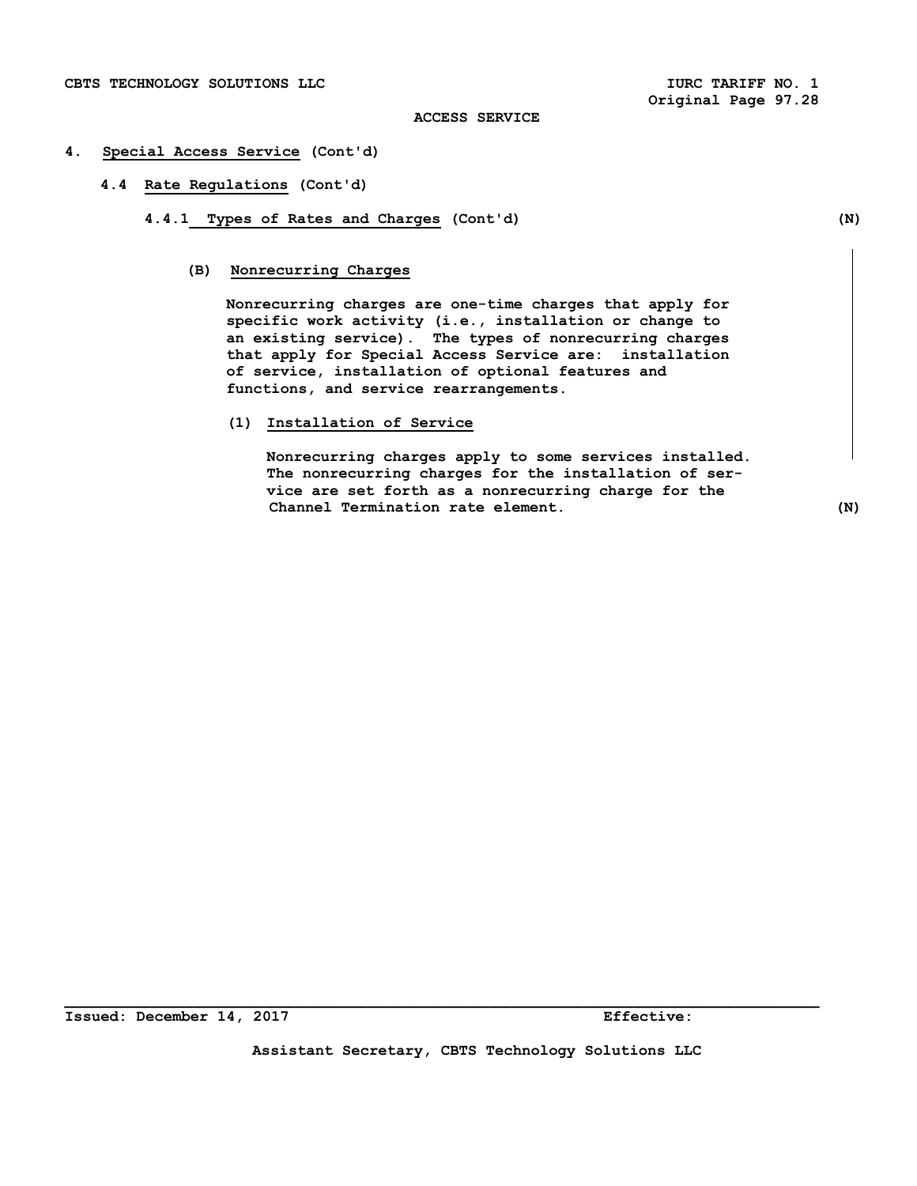## 4. Special Access Service (Cont'd)

### 4.4 Rate Regulations (Cont'd)

#### 4.4.1 Types of Rates and Charges (Cont'd) (N)

**(B) Nonrecurring Charges**

Nonrecurring charges are one-time charges that apply for specific work activity (i.e., installation or change to an existing service). The types of nonrecurring charges that apply for Special Access Service are: installation of service, installation of optional features and functions, and service rearrangements.

**(1) Installation of Service**

Nonrecurring charges apply to some services installed. The nonrecurring charges for the installation of service are set forth as a nonrecurring charge for the Channel Termination rate element. (N)

Issued: December 14, 2017 Effective:

Assistant Secretary, CBTS Technology Solutions LLC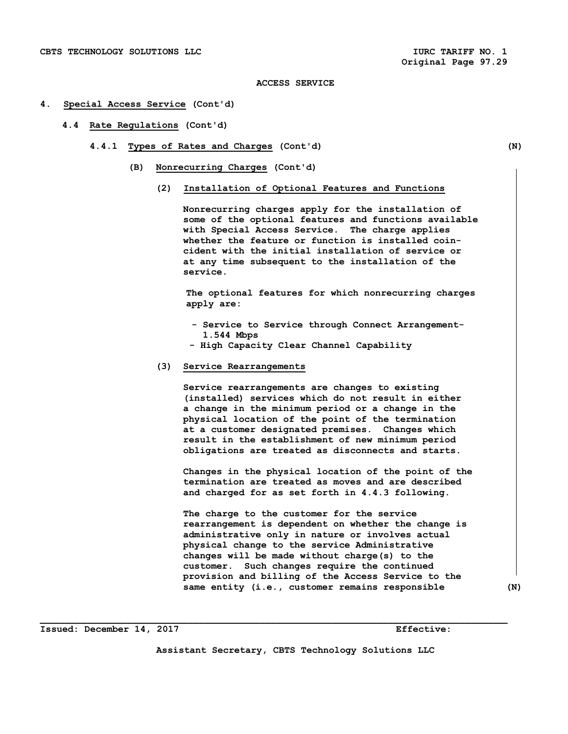ACCESS SERVICE

4. **Special Access Service** (Cont'd)

4.4 **Rate Regulations** (Cont'd)

4.4.1 **Types of Rates and Charges** (Cont'd) (N)

(B) **Nonrecurring Charges** (Cont'd)

(2) **Installation of Optional Features and Functions**

Nonrecurring charges apply for the installation of some of the optional features and functions available with Special Access Service. The charge applies whether the feature or function is installed coincident with the initial installation of service or at any time subsequent to the installation of the service.

The optional features for which nonrecurring charges apply are:

- Service to Service through Connect Arrangement- 1.544 Mbps
- High Capacity Clear Channel Capability

(3) **Service Rearrangements**

Service rearrangements are changes to existing (installed) services which do not result in either a change in the minimum period or a change in the physical location of the point of the termination at a customer designated premises. Changes which result in the establishment of new minimum period obligations are treated as disconnects and starts.

Changes in the physical location of the point of the termination are treated as moves and are described and charged for as set forth in 4.4.3 following.

The charge to the customer for the service rearrangement is dependent on whether the change is administrative only in nature or involves actual physical change to the service Administrative changes will be made without charge(s) to the customer. Such changes require the continued provision and billing of the Access Service to the same entity (i.e., customer remains responsible (N)

Issued: December 14, 2017 Effective:

Assistant Secretary, CBTS Technology Solutions LLC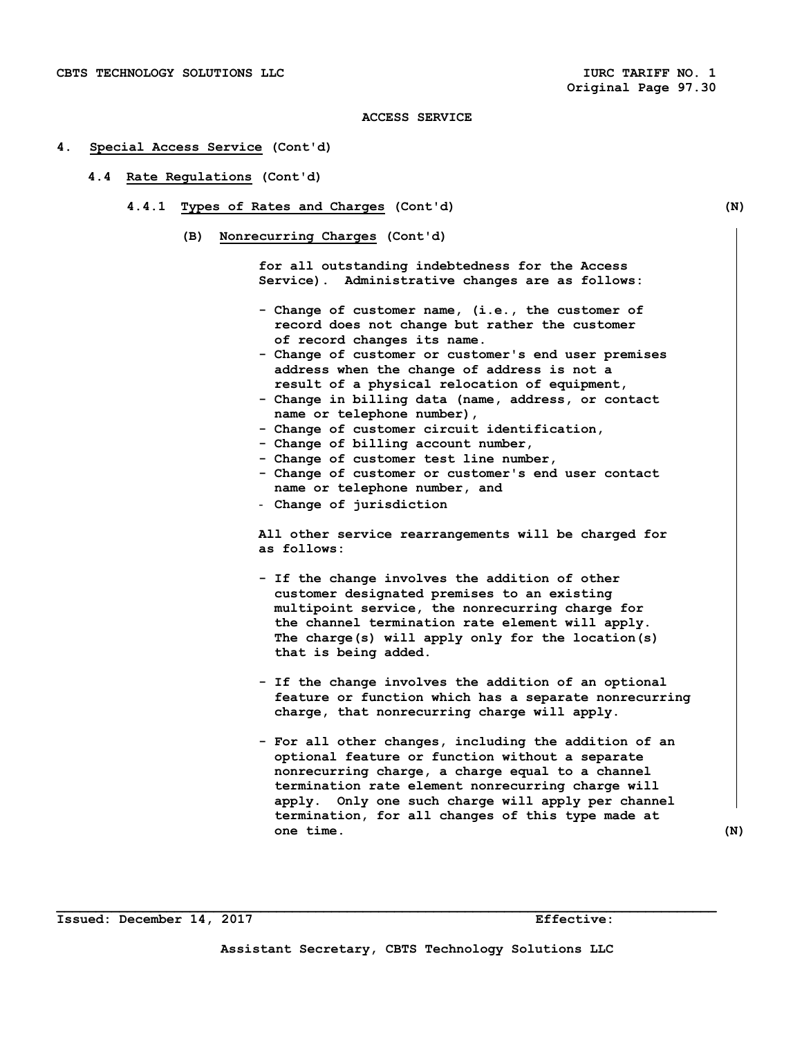ACCESS SERVICE

# 4. Special Access Service (Cont'd)

## 4.4 Rate Regulations (Cont'd)

### 4.4.1 Types of Rates and Charges (Cont'd) (N)

(B) Nonrecurring Charges (Cont'd)

for all outstanding indebtedness for the Access Service). Administrative changes are as follows:

- Change of customer name, (i.e., the customer of record does not change but rather the customer of record changes its name.
- Change of customer or customer's end user premises address when the change of address is not a result of a physical relocation of equipment,
- Change in billing data (name, address, or contact name or telephone number),
- Change of customer circuit identification,
- Change of billing account number,
- Change of customer test line number,
- Change of customer or customer's end user contact name or telephone number, and
- Change of jurisdiction

All other service rearrangements will be charged for as follows:

- If the change involves the addition of other customer designated premises to an existing multipoint service, the nonrecurring charge for the channel termination rate element will apply. The charge(s) will apply only for the location(s) that is being added.

- If the change involves the addition of an optional feature or function which has a separate nonrecurring charge, that nonrecurring charge will apply.

- For all other changes, including the addition of an optional feature or function without a separate nonrecurring charge, a charge equal to a channel termination rate element nonrecurring charge will apply. Only one such charge will apply per channel termination, for all changes of this type made at one time. (N)

Issued: December 14, 2017 Effective:

Assistant Secretary, CBTS Technology Solutions LLC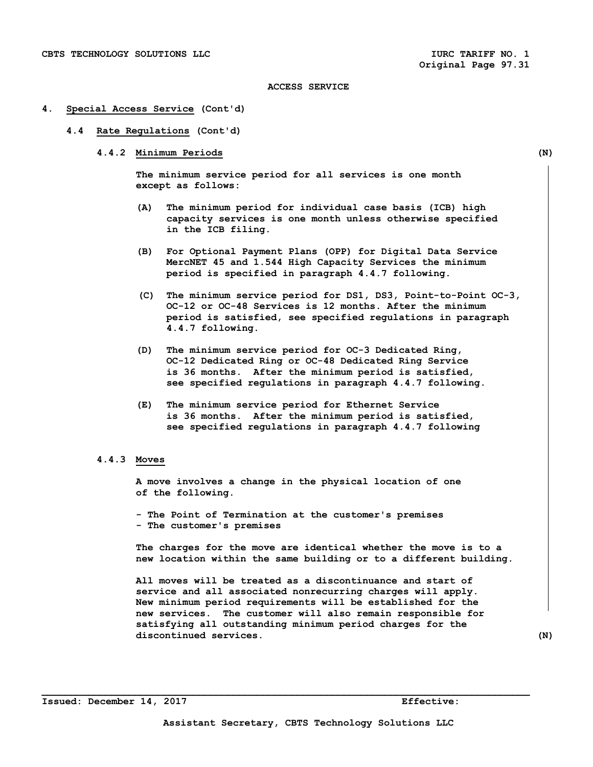ACCESS SERVICE

**4. Special Access Service (Cont'd)**

**4.4 Rate Regulations (Cont'd)**

**4.4.2 Minimum Periods** (N)

The minimum service period for all services is one month except as follows:

(A) The minimum period for individual case basis (ICB) high capacity services is one month unless otherwise specified in the ICB filing.

(B) For Optional Payment Plans (OPP) for Digital Data Service MercNET 45 and 1.544 High Capacity Services the minimum period is specified in paragraph 4.4.7 following.

(C) The minimum service period for DS1, DS3, Point-to-Point OC-3, OC-12 or OC-48 Services is 12 months. After the minimum period is satisfied, see specified regulations in paragraph 4.4.7 following.

(D) The minimum service period for OC-3 Dedicated Ring, OC-12 Dedicated Ring or OC-48 Dedicated Ring Service is 36 months. After the minimum period is satisfied, see specified regulations in paragraph 4.4.7 following.

(E) The minimum service period for Ethernet Service is 36 months. After the minimum period is satisfied, see specified regulations in paragraph 4.4.7 following

**4.4.3 Moves**

A move involves a change in the physical location of one of the following.

- The Point of Termination at the customer's premises
- The customer's premises

The charges for the move are identical whether the move is to a new location within the same building or to a different building.

All moves will be treated as a discontinuance and start of service and all associated nonrecurring charges will apply. New minimum period requirements will be established for the new services. The customer will also remain responsible for satisfying all outstanding minimum period charges for the discontinued services. (N)

Issued: December 14, 2017 Effective:

Assistant Secretary, CBTS Technology Solutions LLC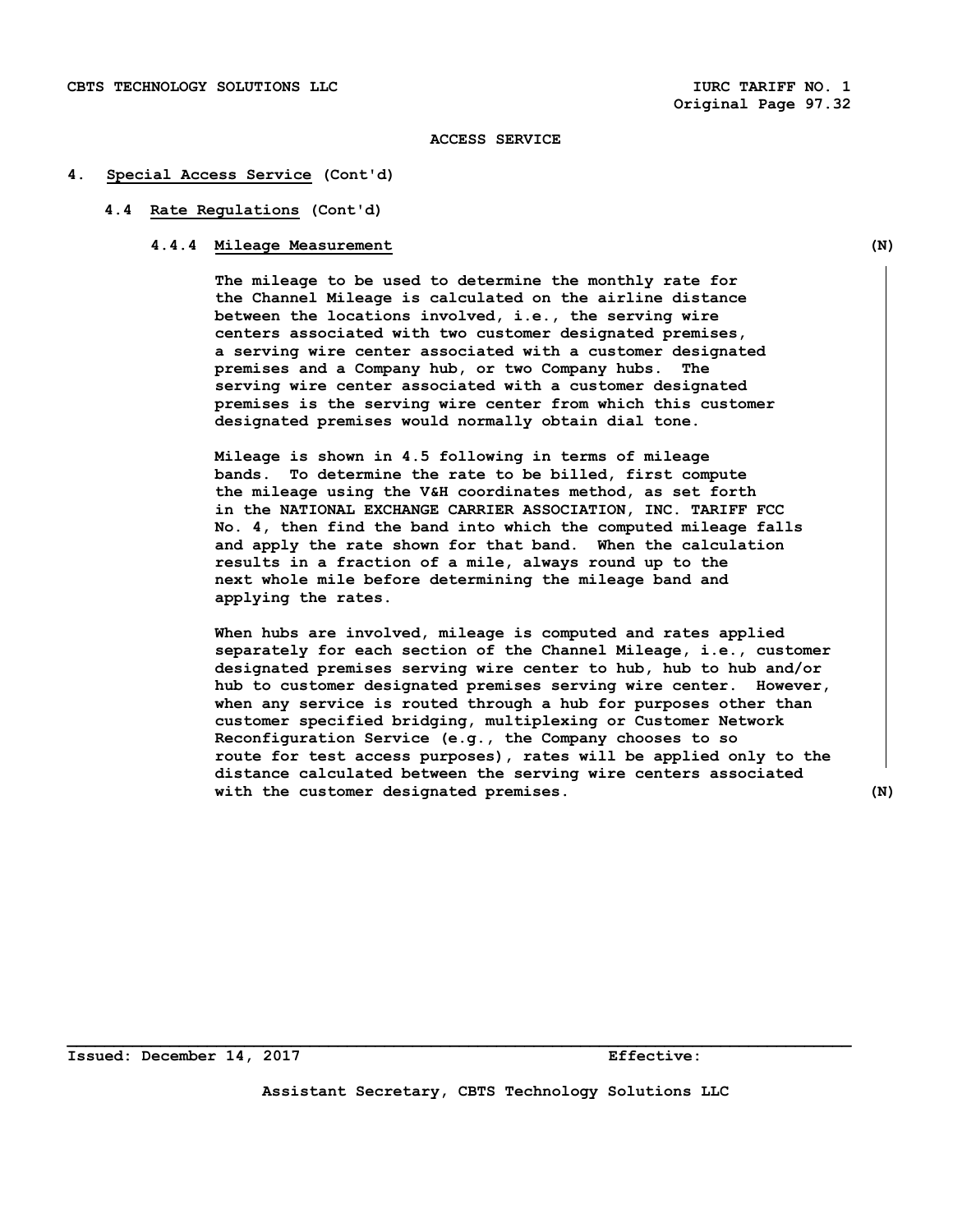ACCESS SERVICE

## 4. Special Access Service (Cont'd)

### 4.4 Rate Regulations (Cont'd)

#### 4.4.4 Mileage Measurement (N)

The mileage to be used to determine the monthly rate for the Channel Mileage is calculated on the airline distance between the locations involved, i.e., the serving wire centers associated with two customer designated premises, a serving wire center associated with a customer designated premises and a Company hub, or two Company hubs. The serving wire center associated with a customer designated premises is the serving wire center from which this customer designated premises would normally obtain dial tone.

Mileage is shown in 4.5 following in terms of mileage bands. To determine the rate to be billed, first compute the mileage using the V&H coordinates method, as set forth in the NATIONAL EXCHANGE CARRIER ASSOCIATION, INC. TARIFF FCC No. 4, then find the band into which the computed mileage falls and apply the rate shown for that band. When the calculation results in a fraction of a mile, always round up to the next whole mile before determining the mileage band and applying the rates.

When hubs are involved, mileage is computed and rates applied separately for each section of the Channel Mileage, i.e., customer designated premises serving wire center to hub, hub to hub and/or hub to customer designated premises serving wire center. However, when any service is routed through a hub for purposes other than customer specified bridging, multiplexing or Customer Network Reconfiguration Service (e.g., the Company chooses to so route for test access purposes), rates will be applied only to the distance calculated between the serving wire centers associated with the customer designated premises. (N)

Issued: December 14, 2017 Effective:

Assistant Secretary, CBTS Technology Solutions LLC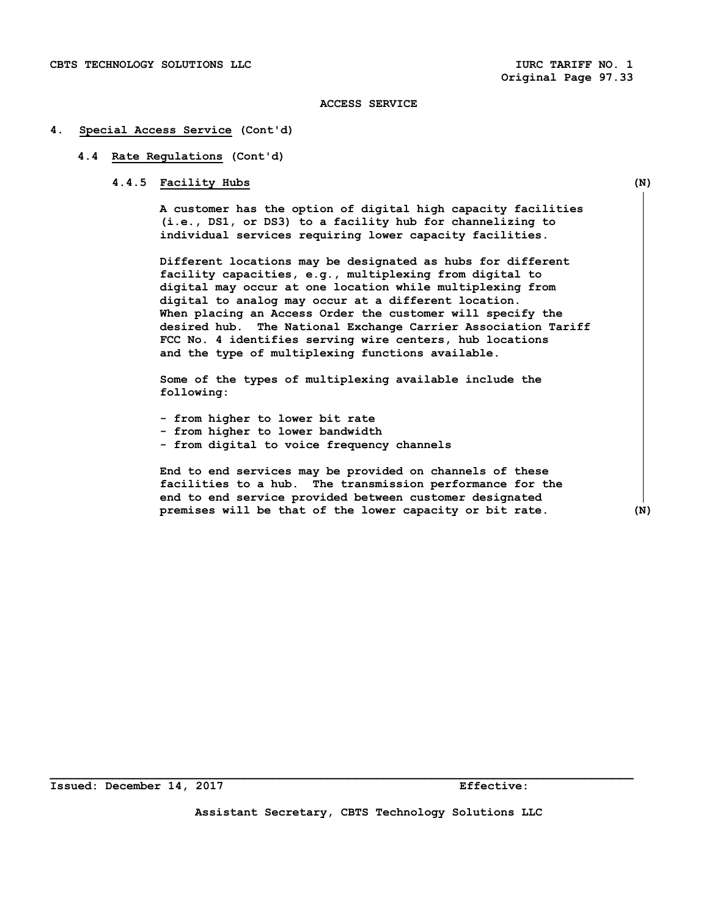ACCESS SERVICE

4. **Special Access Service** (Cont'd)

**4.4 Rate Regulations** (Cont'd)

**4.4.5 Facility Hubs** (N)

A customer has the option of digital high capacity facilities (i.e., DS1, or DS3) to a facility hub for channelizing to individual services requiring lower capacity facilities.

Different locations may be designated as hubs for different facility capacities, e.g., multiplexing from digital to digital may occur at one location while multiplexing from digital to analog may occur at a different location. When placing an Access Order the customer will specify the desired hub. The National Exchange Carrier Association Tariff FCC No. 4 identifies serving wire centers, hub locations and the type of multiplexing functions available.

Some of the types of multiplexing available include the following:

- from higher to lower bit rate
- from higher to lower bandwidth
- from digital to voice frequency channels

End to end services may be provided on channels of these facilities to a hub. The transmission performance for the end to end service provided between customer designated premises will be that of the lower capacity or bit rate. (N)

Issued: December 14, 2017 Effective:

Assistant Secretary, CBTS Technology Solutions LLC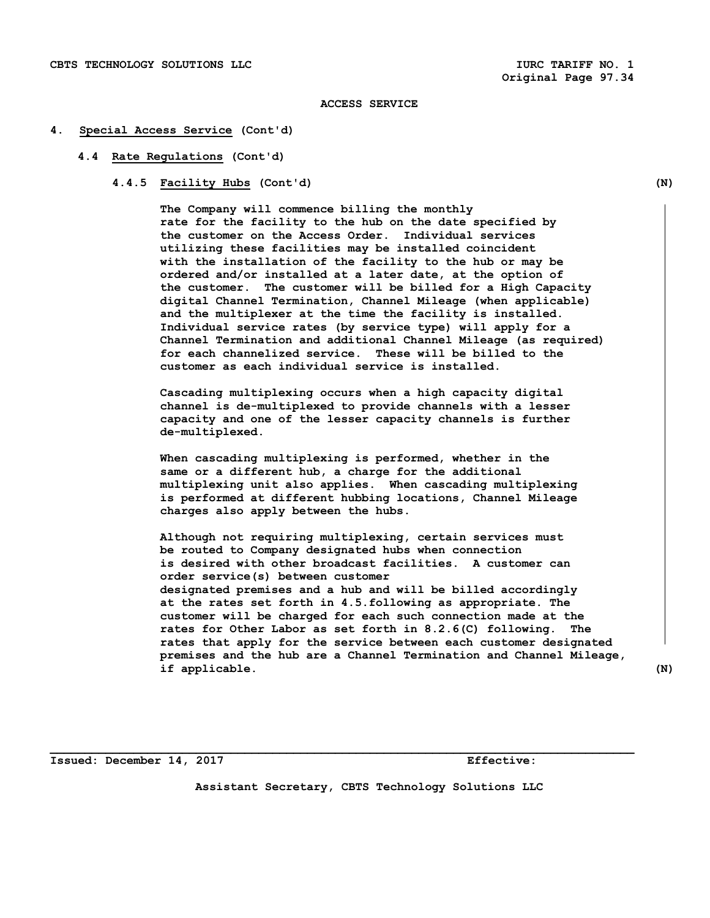ACCESS SERVICE

**4. Special Access Service (Cont'd)**

**4.4 Rate Regulations (Cont'd)**

**4.4.5 Facility Hubs (Cont'd)** (N)

The Company will commence billing the monthly rate for the facility to the hub on the date specified by the customer on the Access Order. Individual services utilizing these facilities may be installed coincident with the installation of the facility to the hub or may be ordered and/or installed at a later date, at the option of the customer. The customer will be billed for a High Capacity digital Channel Termination, Channel Mileage (when applicable) and the multiplexer at the time the facility is installed. Individual service rates (by service type) will apply for a Channel Termination and additional Channel Mileage (as required) for each channelized service. These will be billed to the customer as each individual service is installed.

Cascading multiplexing occurs when a high capacity digital channel is de-multiplexed to provide channels with a lesser capacity and one of the lesser capacity channels is further de-multiplexed.

When cascading multiplexing is performed, whether in the same or a different hub, a charge for the additional multiplexing unit also applies. When cascading multiplexing is performed at different hubbing locations, Channel Mileage charges also apply between the hubs.

Although not requiring multiplexing, certain services must be routed to Company designated hubs when connection is desired with other broadcast facilities. A customer can order service(s) between customer designated premises and a hub and will be billed accordingly at the rates set forth in 4.5.following as appropriate. The customer will be charged for each such connection made at the rates for Other Labor as set forth in 8.2.6(C) following. The rates that apply for the service between each customer designated premises and the hub are a Channel Termination and Channel Mileage, if applicable. (N)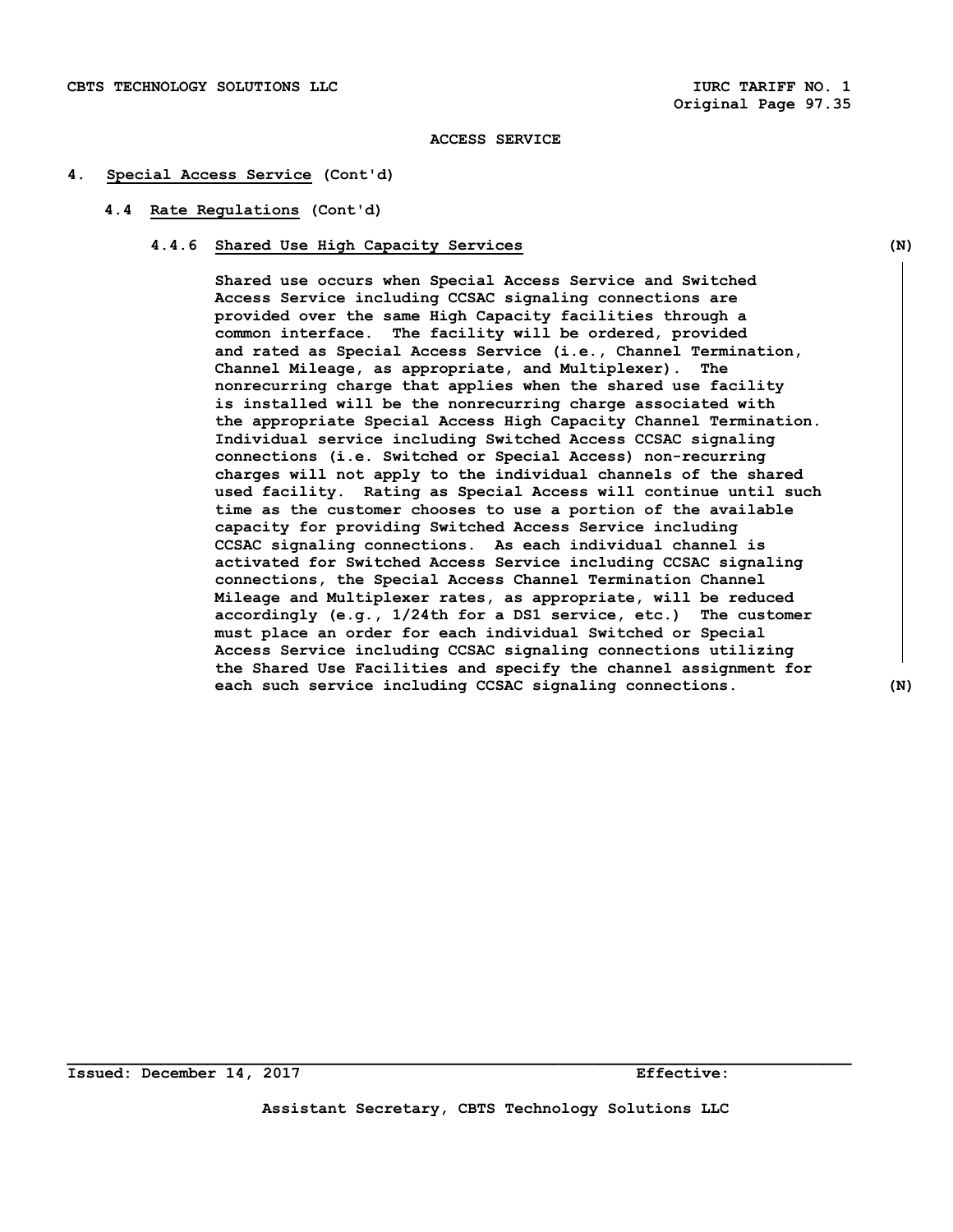# ACCESS SERVICE

## 4. Special Access Service (Cont'd)

### 4.4 Rate Regulations (Cont'd)

#### 4.4.6 Shared Use High Capacity Services (N)

Shared use occurs when Special Access Service and Switched Access Service including CCSAC signaling connections are provided over the same High Capacity facilities through a common interface. The facility will be ordered, provided and rated as Special Access Service (i.e., Channel Termination, Channel Mileage, as appropriate, and Multiplexer). The nonrecurring charge that applies when the shared use facility is installed will be the nonrecurring charge associated with the appropriate Special Access High Capacity Channel Termination. Individual service including Switched Access CCSAC signaling connections (i.e. Switched or Special Access) non-recurring charges will not apply to the individual channels of the shared used facility. Rating as Special Access will continue until such time as the customer chooses to use a portion of the available capacity for providing Switched Access Service including CCSAC signaling connections. As each individual channel is activated for Switched Access Service including CCSAC signaling connections, the Special Access Channel Termination Channel Mileage and Multiplexer rates, as appropriate, will be reduced accordingly (e.g., 1/24th for a DS1 service, etc.) The customer must place an order for each individual Switched or Special Access Service including CCSAC signaling connections utilizing the Shared Use Facilities and specify the channel assignment for each such service including CCSAC signaling connections. (N)

Issued: December 14, 2017 Effective:

Assistant Secretary, CBTS Technology Solutions LLC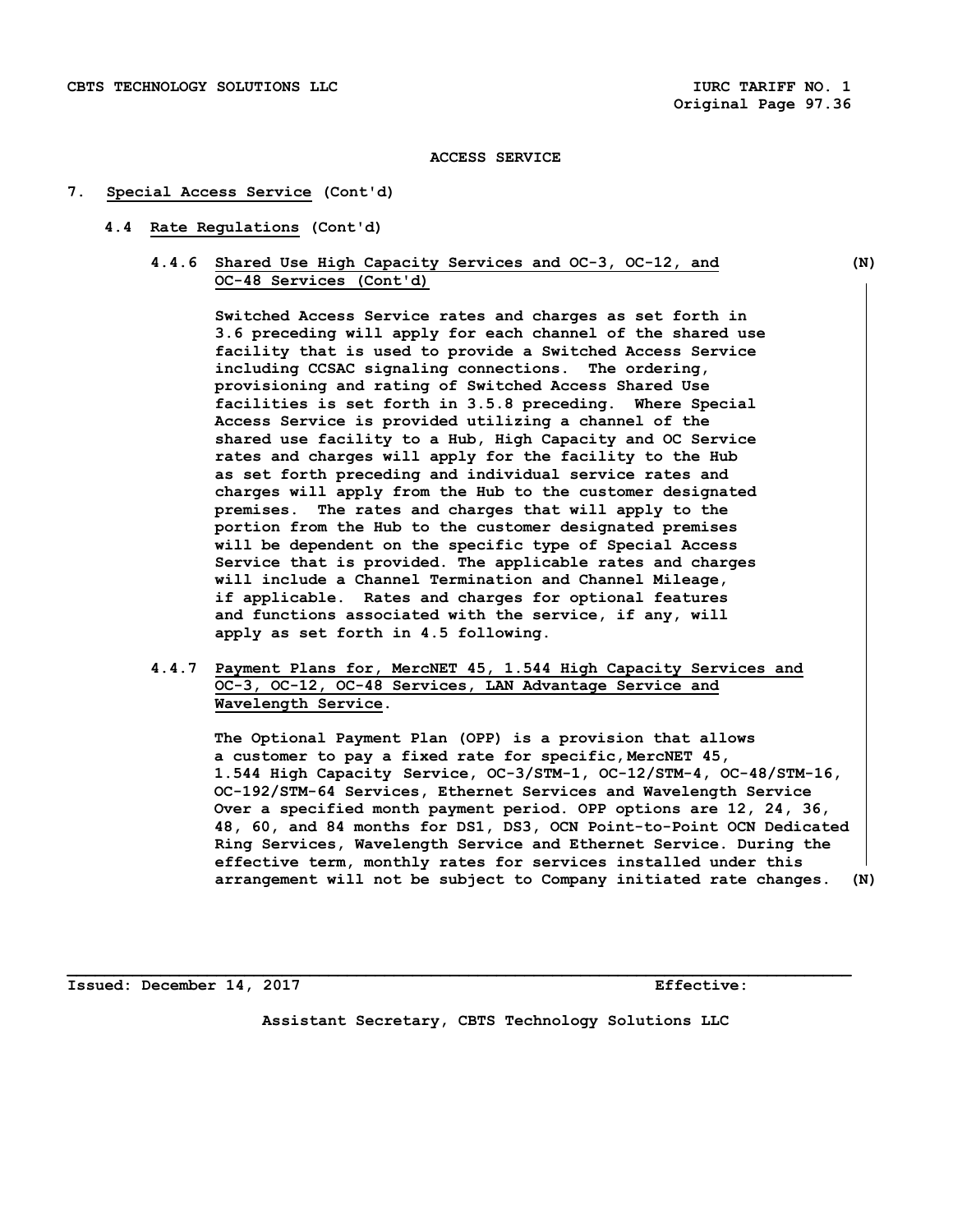ACCESS SERVICE

7. **Special Access Service** (Cont'd)

**4.4 Rate Regulations** (Cont'd)

**4.4.6 Shared Use High Capacity Services and OC-3, OC-12, and OC-48 Services (Cont'd)** (N)

Switched Access Service rates and charges as set forth in 3.6 preceding will apply for each channel of the shared use facility that is used to provide a Switched Access Service including CCSAC signaling connections. The ordering, provisioning and rating of Switched Access Shared Use facilities is set forth in 3.5.8 preceding. Where Special Access Service is provided utilizing a channel of the shared use facility to a Hub, High Capacity and OC Service rates and charges will apply for the facility to the Hub as set forth preceding and individual service rates and charges will apply from the Hub to the customer designated premises. The rates and charges that will apply to the portion from the Hub to the customer designated premises will be dependent on the specific type of Special Access Service that is provided. The applicable rates and charges will include a Channel Termination and Channel Mileage, if applicable. Rates and charges for optional features and functions associated with the service, if any, will apply as set forth in 4.5 following.

**4.4.7 Payment Plans for, MercNET 45, 1.544 High Capacity Services and OC-3, OC-12, OC-48 Services, LAN Advantage Service and Wavelength Service.**

The Optional Payment Plan (OPP) is a provision that allows a customer to pay a fixed rate for specific,MercNET 45, 1.544 High Capacity Service, OC-3/STM-1, OC-12/STM-4, OC-48/STM-16, OC-192/STM-64 Services, Ethernet Services and Wavelength Service Over a specified month payment period. OPP options are 12, 24, 36, 48, 60, and 84 months for DS1, DS3, OCN Point-to-Point OCN Dedicated Ring Services, Wavelength Service and Ethernet Service. During the effective term, monthly rates for services installed under this arrangement will not be subject to Company initiated rate changes. (N)

Issued: December 14, 2017 Effective:

Assistant Secretary, CBTS Technology Solutions LLC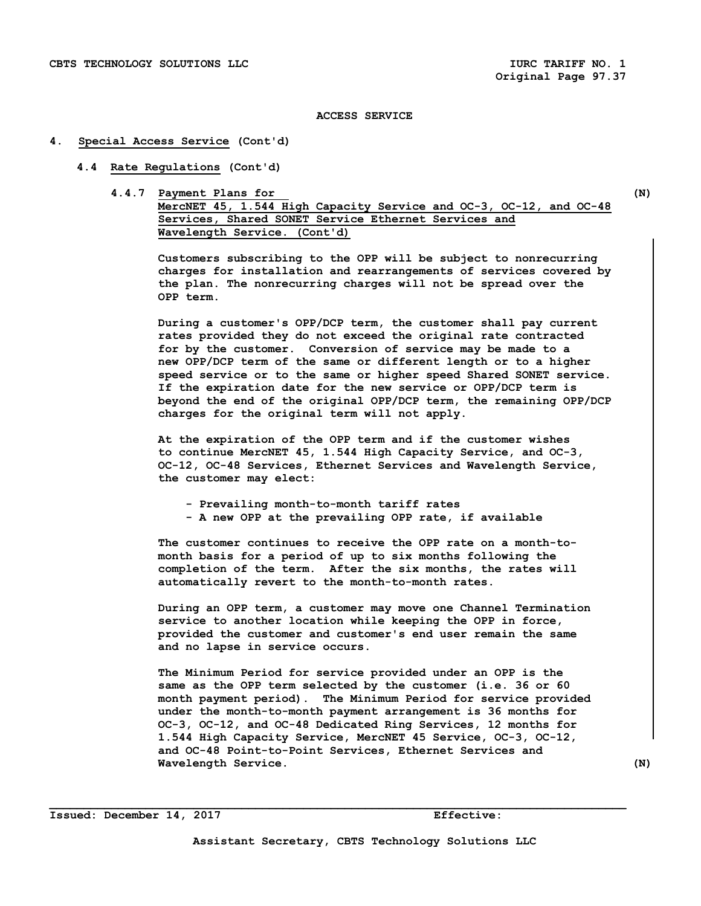ACCESS SERVICE

## 4. Special Access Service (Cont'd)

### 4.4 Rate Regulations (Cont'd)

#### 4.4.7 Payment Plans for MercNET 45, 1.544 High Capacity Service and OC-3, OC-12, and OC-48 Services, Shared SONET Service Ethernet Services and Wavelength Service. (Cont'd) (N)

Customers subscribing to the OPP will be subject to nonrecurring charges for installation and rearrangements of services covered by the plan. The nonrecurring charges will not be spread over the OPP term.

During a customer's OPP/DCP term, the customer shall pay current rates provided they do not exceed the original rate contracted for by the customer. Conversion of service may be made to a new OPP/DCP term of the same or different length or to a higher speed service or to the same or higher speed Shared SONET service. If the expiration date for the new service or OPP/DCP term is beyond the end of the original OPP/DCP term, the remaining OPP/DCP charges for the original term will not apply.

At the expiration of the OPP term and if the customer wishes to continue MercNET 45, 1.544 High Capacity Service, and OC-3, OC-12, OC-48 Services, Ethernet Services and Wavelength Service, the customer may elect:

- Prevailing month-to-month tariff rates
- A new OPP at the prevailing OPP rate, if available

The customer continues to receive the OPP rate on a month-to-month basis for a period of up to six months following the completion of the term. After the six months, the rates will automatically revert to the month-to-month rates.

During an OPP term, a customer may move one Channel Termination service to another location while keeping the OPP in force, provided the customer and customer's end user remain the same and no lapse in service occurs.

The Minimum Period for service provided under an OPP is the same as the OPP term selected by the customer (i.e. 36 or 60 month payment period). The Minimum Period for service provided under the month-to-month payment arrangement is 36 months for OC-3, OC-12, and OC-48 Dedicated Ring Services, 12 months for 1.544 High Capacity Service, MercNET 45 Service, OC-3, OC-12, and OC-48 Point-to-Point Services, Ethernet Services and Wavelength Service. (N)

Issued: December 14, 2017 Effective:

Assistant Secretary, CBTS Technology Solutions LLC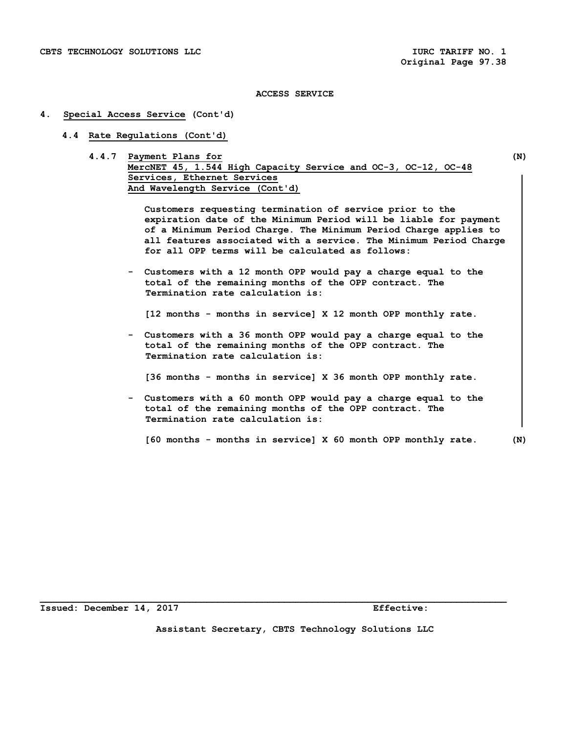## ACCESS SERVICE

## 4. Special Access Service (Cont'd)

### 4.4 Rate Regulations (Cont'd)

#### 4.4.7 Payment Plans for MercNET 45, 1.544 High Capacity Service and OC-3, OC-12, OC-48 Services, Ethernet Services And Wavelength Service (Cont'd) (N)

Customers requesting termination of service prior to the expiration date of the Minimum Period will be liable for payment of a Minimum Period Charge. The Minimum Period Charge applies to all features associated with a service. The Minimum Period Charge for all OPP terms will be calculated as follows:

- Customers with a 12 month OPP would pay a charge equal to the total of the remaining months of the OPP contract. The Termination rate calculation is:

  [12 months - months in service] X 12 month OPP monthly rate.

- Customers with a 36 month OPP would pay a charge equal to the total of the remaining months of the OPP contract. The Termination rate calculation is:

  [36 months - months in service] X 36 month OPP monthly rate.

- Customers with a 60 month OPP would pay a charge equal to the total of the remaining months of the OPP contract. The Termination rate calculation is:

  [60 months - months in service] X 60 month OPP monthly rate. (N)

Issued: December 14, 2017 Effective:

Assistant Secretary, CBTS Technology Solutions LLC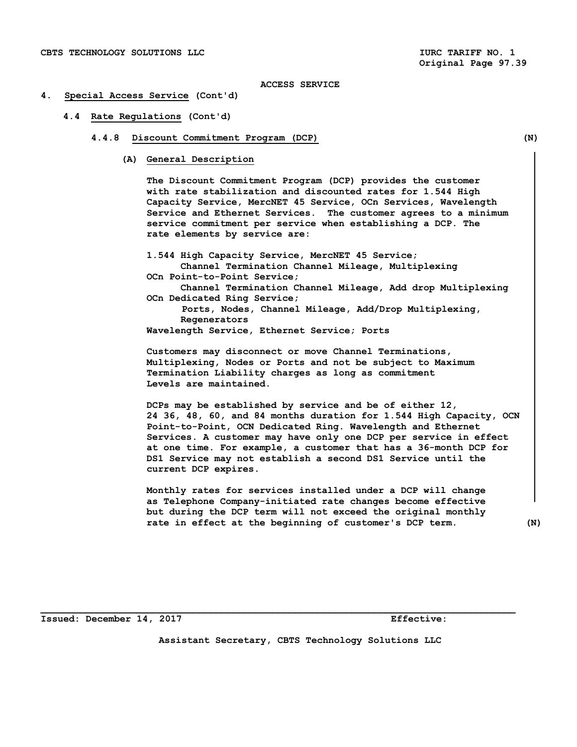ACCESS SERVICE

4. Special Access Service (Cont'd)

4.4 Rate Regulations (Cont'd)

4.4.8 Discount Commitment Program (DCP) (N)

(A) General Description

The Discount Commitment Program (DCP) provides the customer with rate stabilization and discounted rates for 1.544 High Capacity Service, MercNET 45 Service, OCn Services, Wavelength Service and Ethernet Services. The customer agrees to a minimum service commitment per service when establishing a DCP. The rate elements by service are:

1.544 High Capacity Service, MercNET 45 Service;
    Channel Termination Channel Mileage, Multiplexing
OCn Point-to-Point Service;
    Channel Termination Channel Mileage, Add drop Multiplexing
OCn Dedicated Ring Service;
    Ports, Nodes, Channel Mileage, Add/Drop Multiplexing, Regenerators
Wavelength Service, Ethernet Service; Ports

Customers may disconnect or move Channel Terminations, Multiplexing, Nodes or Ports and not be subject to Maximum Termination Liability charges as long as commitment Levels are maintained.

DCPs may be established by service and be of either 12, 24 36, 48, 60, and 84 months duration for 1.544 High Capacity, OCN Point-to-Point, OCN Dedicated Ring. Wavelength and Ethernet Services. A customer may have only one DCP per service in effect at one time. For example, a customer that has a 36-month DCP for DS1 Service may not establish a second DS1 Service until the current DCP expires.

Monthly rates for services installed under a DCP will change as Telephone Company-initiated rate changes become effective but during the DCP term will not exceed the original monthly rate in effect at the beginning of customer's DCP term. (N)

Issued: December 14, 2017 Effective:

Assistant Secretary, CBTS Technology Solutions LLC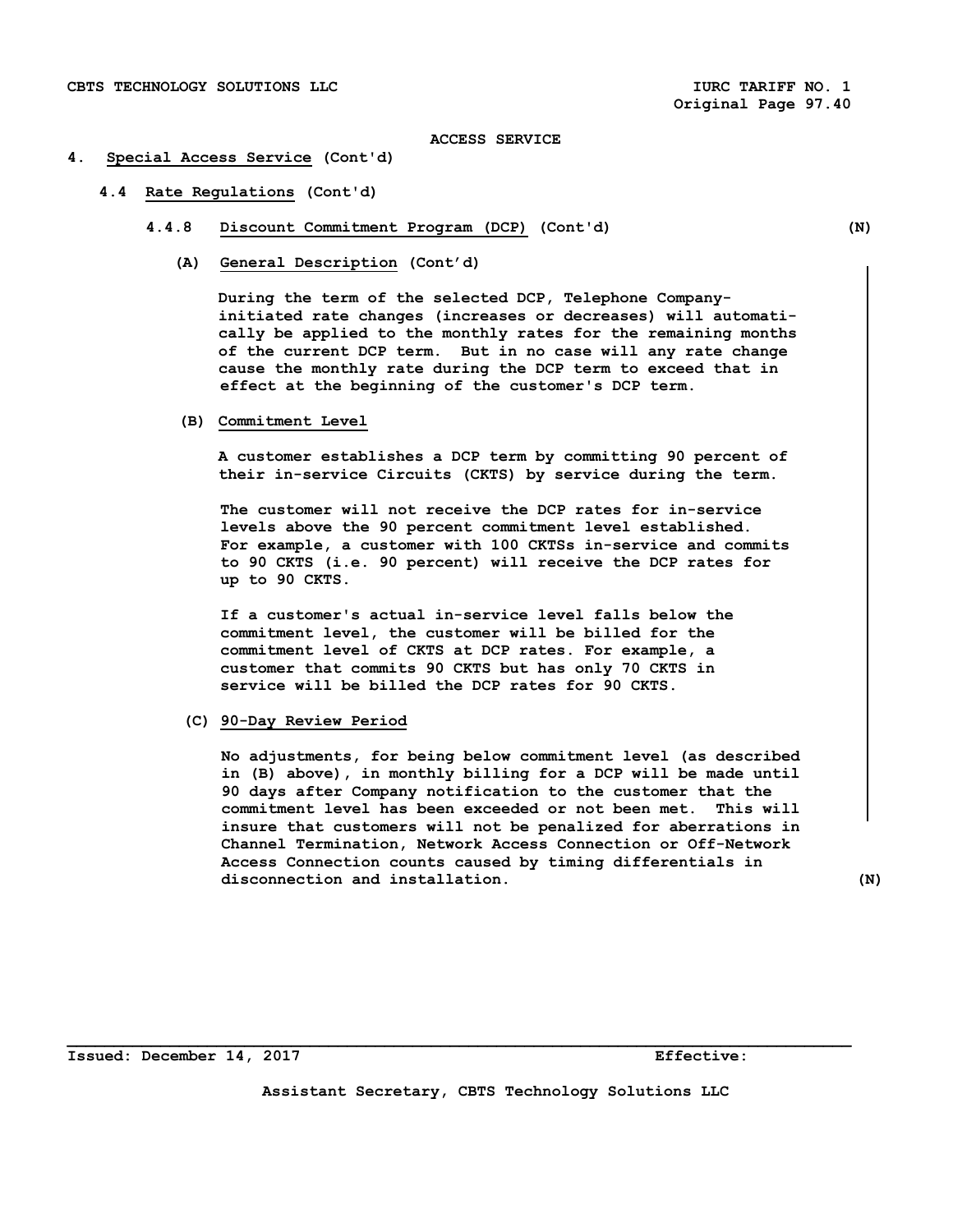ACCESS SERVICE

# 4. Special Access Service (Cont'd)

## 4.4 Rate Regulations (Cont'd)

### 4.4.8 Discount Commitment Program (DCP) (Cont'd) (N)

**(A) General Description (Cont'd)**

During the term of the selected DCP, Telephone Company-initiated rate changes (increases or decreases) will automatically be applied to the monthly rates for the remaining months of the current DCP term. But in no case will any rate change cause the monthly rate during the DCP term to exceed that in effect at the beginning of the customer's DCP term.

**(B) Commitment Level**

A customer establishes a DCP term by committing 90 percent of their in-service Circuits (CKTS) by service during the term.

The customer will not receive the DCP rates for in-service levels above the 90 percent commitment level established. For example, a customer with 100 CKTSs in-service and commits to 90 CKTS (i.e. 90 percent) will receive the DCP rates for up to 90 CKTS.

If a customer's actual in-service level falls below the commitment level, the customer will be billed for the commitment level of CKTS at DCP rates. For example, a customer that commits 90 CKTS but has only 70 CKTS in service will be billed the DCP rates for 90 CKTS.

**(C) 90-Day Review Period**

No adjustments, for being below commitment level (as described in (B) above), in monthly billing for a DCP will be made until 90 days after Company notification to the customer that the commitment level has been exceeded or not been met. This will insure that customers will not be penalized for aberrations in Channel Termination, Network Access Connection or Off-Network Access Connection counts caused by timing differentials in disconnection and installation. (N)

Issued: December 14, 2017 Effective:

Assistant Secretary, CBTS Technology Solutions LLC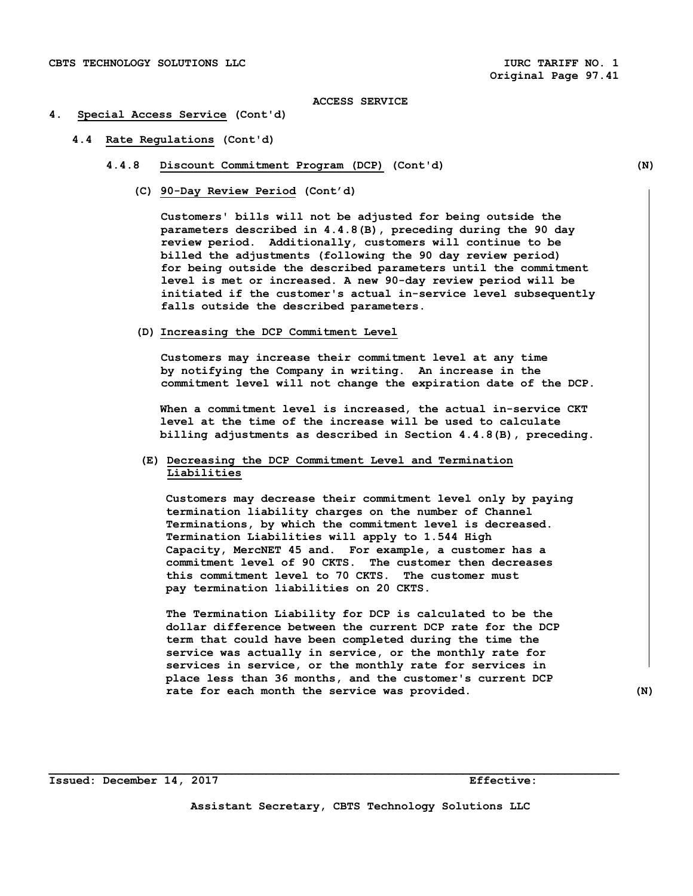ACCESS SERVICE

4. Special Access Service (Cont'd)

4.4 Rate Regulations (Cont'd)

4.4.8 Discount Commitment Program (DCP) (Cont'd) (N)

(C) 90-Day Review Period (Cont'd)

Customers' bills will not be adjusted for being outside the parameters described in 4.4.8(B), preceding during the 90 day review period. Additionally, customers will continue to be billed the adjustments (following the 90 day review period) for being outside the described parameters until the commitment level is met or increased. A new 90-day review period will be initiated if the customer's actual in-service level subsequently falls outside the described parameters.

(D) Increasing the DCP Commitment Level

Customers may increase their commitment level at any time by notifying the Company in writing. An increase in the commitment level will not change the expiration date of the DCP.

When a commitment level is increased, the actual in-service CKT level at the time of the increase will be used to calculate billing adjustments as described in Section 4.4.8(B), preceding.

(E) Decreasing the DCP Commitment Level and Termination Liabilities

Customers may decrease their commitment level only by paying termination liability charges on the number of Channel Terminations, by which the commitment level is decreased. Termination Liabilities will apply to 1.544 High Capacity, MercNET 45 and. For example, a customer has a commitment level of 90 CKTS. The customer then decreases this commitment level to 70 CKTS. The customer must pay termination liabilities on 20 CKTS.

The Termination Liability for DCP is calculated to be the dollar difference between the current DCP rate for the DCP term that could have been completed during the time the service was actually in service, or the monthly rate for services in service, or the monthly rate for services in place less than 36 months, and the customer's current DCP rate for each month the service was provided. (N)

Issued: December 14, 2017 Effective:

Assistant Secretary, CBTS Technology Solutions LLC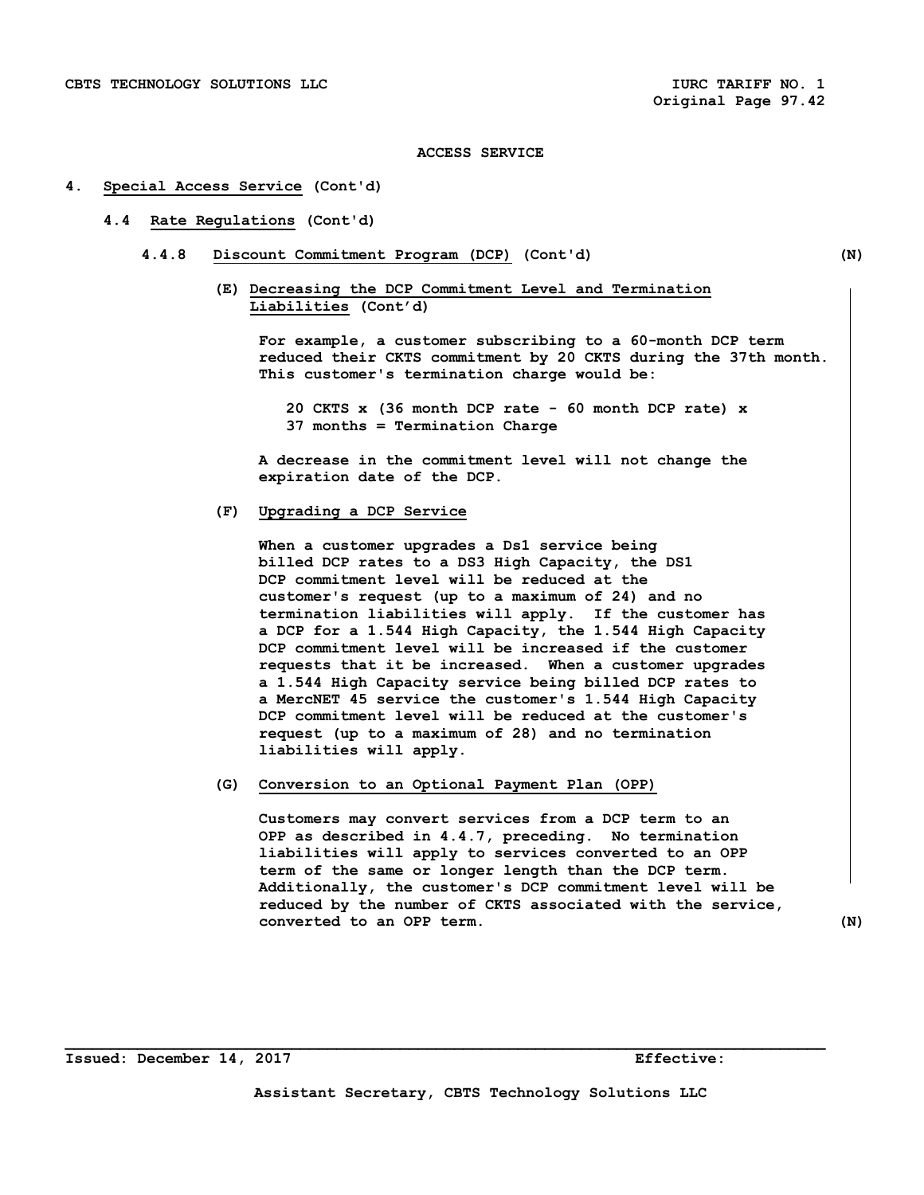ACCESS SERVICE

# 4. Special Access Service (Cont'd)

## 4.4 Rate Regulations (Cont'd)

### 4.4.8 Discount Commitment Program (DCP) (Cont'd) (N)

**(E) Decreasing the DCP Commitment Level and Termination Liabilities (Cont'd)**

For example, a customer subscribing to a 60-month DCP term reduced their CKTS commitment by 20 CKTS during the 37th month. This customer's termination charge would be:

20 CKTS x (36 month DCP rate - 60 month DCP rate) x 37 months = Termination Charge

A decrease in the commitment level will not change the expiration date of the DCP.

**(F) Upgrading a DCP Service**

When a customer upgrades a Ds1 service being billed DCP rates to a DS3 High Capacity, the DS1 DCP commitment level will be reduced at the customer's request (up to a maximum of 24) and no termination liabilities will apply. If the customer has a DCP for a 1.544 High Capacity, the 1.544 High Capacity DCP commitment level will be increased if the customer requests that it be increased. When a customer upgrades a 1.544 High Capacity service being billed DCP rates to a MercNET 45 service the customer's 1.544 High Capacity DCP commitment level will be reduced at the customer's request (up to a maximum of 28) and no termination liabilities will apply.

**(G) Conversion to an Optional Payment Plan (OPP)**

Customers may convert services from a DCP term to an OPP as described in 4.4.7, preceding. No termination liabilities will apply to services converted to an OPP term of the same or longer length than the DCP term. Additionally, the customer's DCP commitment level will be reduced by the number of CKTS associated with the service, converted to an OPP term. (N)

Issued: December 14, 2017 Effective:

Assistant Secretary, CBTS Technology Solutions LLC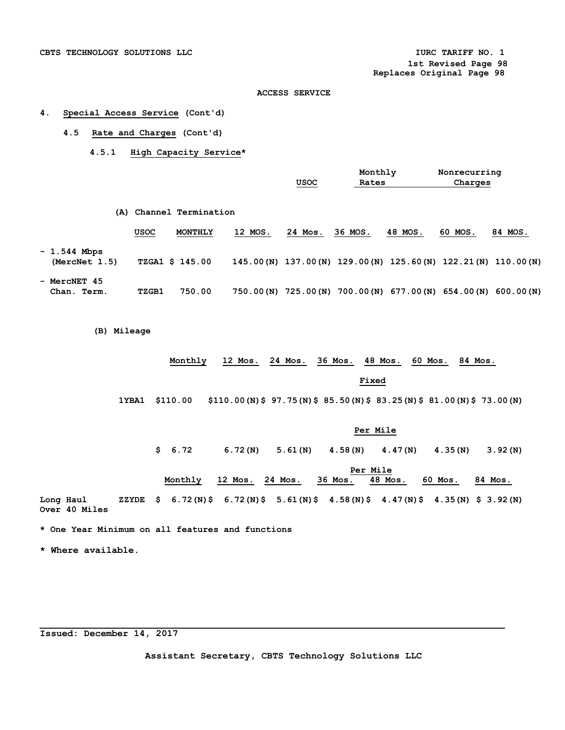ACCESS SERVICE

4. **Special Access Service** (Cont'd)

4.5 **Rate and Charges** (Cont'd)

4.5.1 **High Capacity Service***

| | USOC | Monthly Rates | Nonrecurring Charges |
|---|---|---|---|

(A) Channel Termination

| | USOC | MONTHLY | 12 MOS. | 24 Mos. | 36 MOS. | 48 MOS. | 60 MOS. | 84 MOS. |
|---|---|---|---|---|---|---|---|---|
| - 1.544 Mbps (MercNet 1.5) | TZGA1 | $ 145.00 | 145.00(N) | 137.00(N) | 129.00(N) | 125.60(N) | 122.21(N) | 110.00(N) |
| - MercNET 45 Chan. Term. | TZGB1 | 750.00 | 750.00(N) | 725.00(N) | 700.00(N) | 677.00(N) | 654.00(N) | 600.00(N) |

(B) Mileage

| | | Monthly | 12 Mos. | 24 Mos. | 36 Mos. | 48 Mos. | 60 Mos. | 84 Mos. |
|---|---|---|---|---|---|---|---|---|
| **Fixed** | | | | | | | | |
| | 1YBA1 | $110.00 | $110.00(N) | $ 97.75(N) | $ 85.50(N) | $ 83.25(N) | $ 81.00(N) | $ 73.00(N) |
| **Per Mile** | | | | | | | | |
| | | $ 6.72 | 6.72(N) | 5.61(N) | 4.58(N) | 4.47(N) | 4.35(N) | 3.92(N) |

Per Mile

| | | Monthly | 12 Mos. | 24 Mos. | 36 Mos. | 48 Mos. | 60 Mos. | 84 Mos. |
|---|---|---|---|---|---|---|---|---|
| Long Haul Over 40 Miles | ZZYDE | $ 6.72(N) | $ 6.72(N) | $ 5.61(N) | $ 4.58(N) | $ 4.47(N) | $ 4.35(N) | $ 3.92(N) |

* One Year Minimum on all features and functions

* Where available.

Issued: December 14, 2017

Assistant Secretary, CBTS Technology Solutions LLC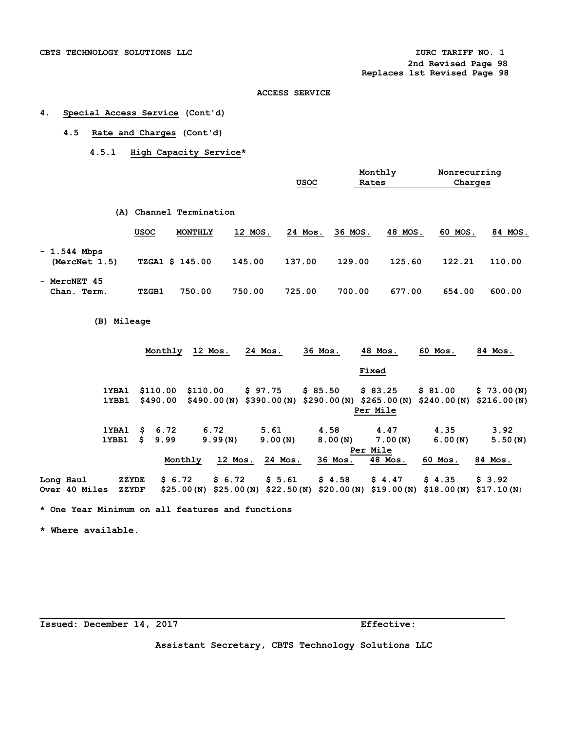CBTS TECHNOLOGY SOLUTIONS LLC

IURC TARIFF NO. 1
2nd Revised Page 98
Replaces 1st Revised Page 98

ACCESS SERVICE

# 4. Special Access Service (Cont'd)

## 4.5 Rate and Charges (Cont'd)

### 4.5.1 High Capacity Service*

| | USOC | Monthly Rates | Nonrecurring Charges |
|---|---|---|---|

(A) Channel Termination

| | USOC | MONTHLY | 12 MOS. | 24 Mos. | 36 MOS. | 48 MOS. | 60 MOS. | 84 MOS. |
|---|---|---|---|---|---|---|---|---|
| - 1.544 Mbps (MercNet 1.5) | TZGA1 | $ 145.00 | 145.00 | 137.00 | 129.00 | 125.60 | 122.21 | 110.00 |
| - MercNET 45 Chan. Term. | TZGB1 | 750.00 | 750.00 | 725.00 | 700.00 | 677.00 | 654.00 | 600.00 |

(B) Mileage

| | Monthly | 12 Mos. | 24 Mos. | 36 Mos. | 48 Mos. | 60 Mos. | 84 Mos. |
|---|---|---|---|---|---|---|---|
| **Fixed** | | | | | | | |
| 1YBA1 | $110.00 | $110.00 | $ 97.75 | $ 85.50 | $ 83.25 | $ 81.00 | $ 73.00(N) |
| 1YBB1 | $490.00 | $490.00(N) | $390.00(N) | $290.00(N) | $265.00(N) | $240.00(N) | $216.00(N) |
| **Per Mile** | | | | | | | |
| 1YBA1 | $ 6.72 | 6.72 | 5.61 | 4.58 | 4.47 | 4.35 | 3.92 |
| 1YBB1 | $ 9.99 | 9.99(N) | 9.00(N) | 8.00(N) | 7.00(N) | 6.00(N) | 5.50(N) |

Per Mile

| | | Monthly | 12 Mos. | 24 Mos. | 36 Mos. | 48 Mos. | 60 Mos. | 84 Mos. |
|---|---|---|---|---|---|---|---|---|
| Long Haul | ZZYDE | $ 6.72 | $ 6.72 | $ 5.61 | $ 4.58 | $ 4.47 | $ 4.35 | $ 3.92 |
| Over 40 Miles | ZZYDF | $25.00(N) | $25.00(N) | $22.50(N) | $20.00(N) | $19.00(N) | $18.00(N) | $17.10(N) |

* One Year Minimum on all features and functions

* Where available.

Issued: December 14, 2017 Effective:

Assistant Secretary, CBTS Technology Solutions LLC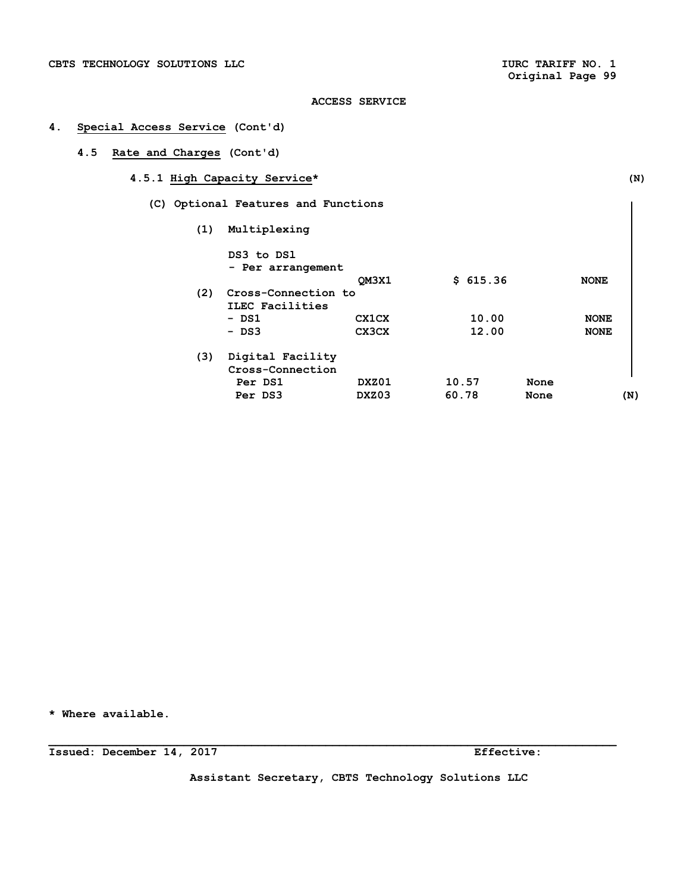ACCESS SERVICE

## 4. Special Access Service (Cont'd)

### 4.5 Rate and Charges (Cont'd)

#### 4.5.1 High Capacity Service* (N)

(C) Optional Features and Functions

| | | | | |
|---|---|---|---|---|
| (1) Multiplexing | | | | |
| DS3 to DS1 - Per arrangement | QM3X1 | $ 615.36 | | NONE |
| (2) Cross-Connection to ILEC Facilities | | | | |
| - DS1 | CX1CX | 10.00 | | NONE |
| - DS3 | CX3CX | 12.00 | | NONE |
| (3) Digital Facility Cross-Connection | | | | |
| Per DS1 | DXZ01 | 10.57 | None | |
| Per DS3 | DXZ03 | 60.78 | None | |

(N)

\* Where available.

Issued: December 14, 2017 Effective:

Assistant Secretary, CBTS Technology Solutions LLC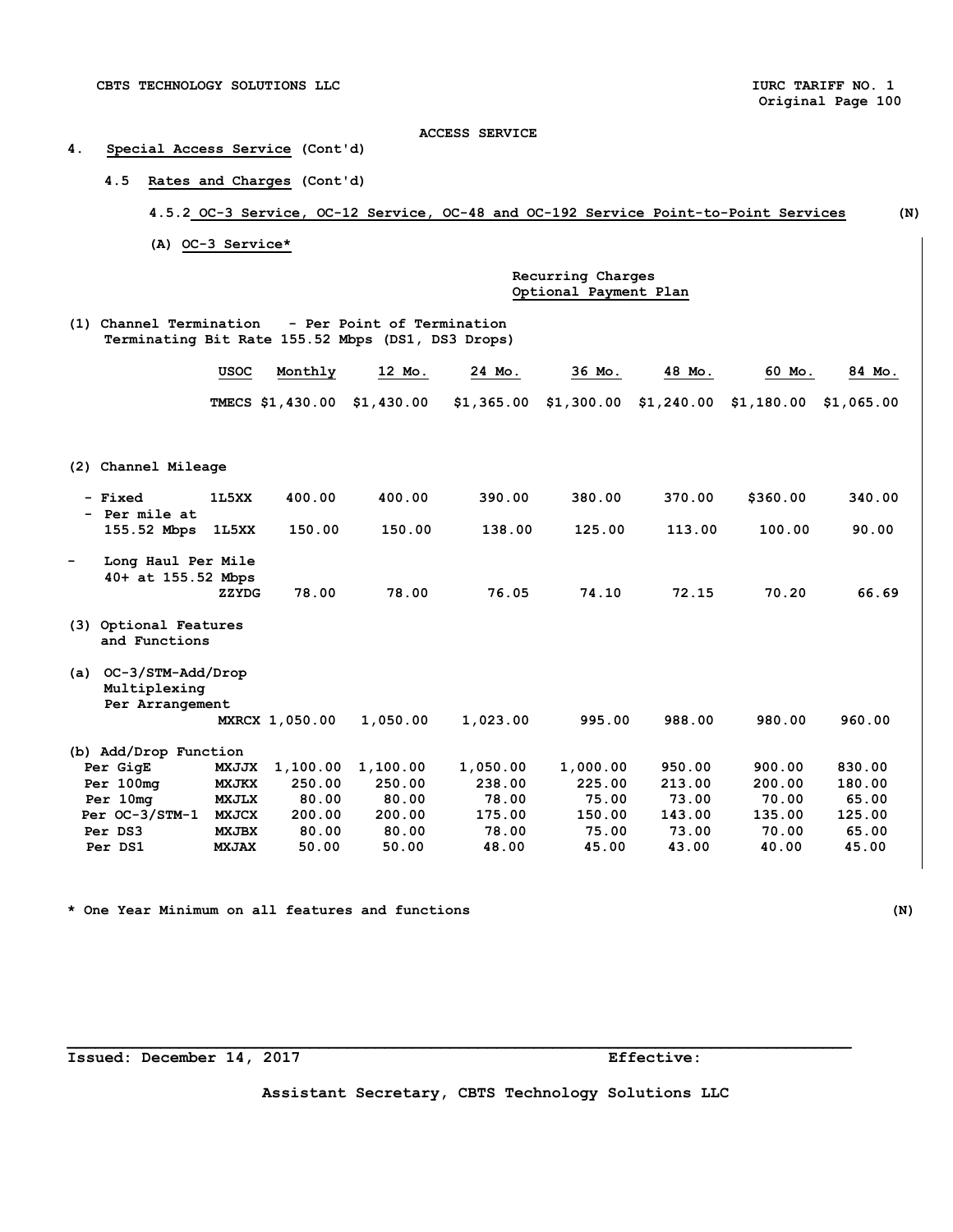ACCESS SERVICE

# 4. Special Access Service (Cont'd)

## 4.5 Rates and Charges (Cont'd)

### 4.5.2 OC-3 Service, OC-12 Service, OC-48 and OC-192 Service Point-to-Point Services (N)

#### (A) OC-3 Service*

Recurring Charges
Optional Payment Plan

(1) Channel Termination - Per Point of Termination
Terminating Bit Rate 155.52 Mbps (DS1, DS3 Drops)

| | USOC | Monthly | 12 Mo. | 24 Mo. | 36 Mo. | 48 Mo. | 60 Mo. | 84 Mo. |
|---|---|---|---|---|---|---|---|---|
| | TMECS | $1,430.00 | $1,430.00 | $1,365.00 | $1,300.00 | $1,240.00 | $1,180.00 | $1,065.00 |
| **(2) Channel Mileage** | | | | | | | | |
| - Fixed | 1L5XX | 400.00 | 400.00 | 390.00 | 380.00 | 370.00 | $360.00 | 340.00 |
| - Per mile at 155.52 Mbps | 1L5XX | 150.00 | 150.00 | 138.00 | 125.00 | 113.00 | 100.00 | 90.00 |
| - Long Haul Per Mile 40+ at 155.52 Mbps | ZZYDG | 78.00 | 78.00 | 76.05 | 74.10 | 72.15 | 70.20 | 66.69 |
| **(3) Optional Features and Functions** | | | | | | | | |
| (a) OC-3/STM-Add/Drop Multiplexing Per Arrangement | MXRCX | 1,050.00 | 1,050.00 | 1,023.00 | 995.00 | 988.00 | 980.00 | 960.00 |
| (b) Add/Drop Function | | | | | | | | |
| Per GigE | MXJJX | 1,100.00 | 1,100.00 | 1,050.00 | 1,000.00 | 950.00 | 900.00 | 830.00 |
| Per 100mg | MXJKX | 250.00 | 250.00 | 238.00 | 225.00 | 213.00 | 200.00 | 180.00 |
| Per 10mg | MXJLX | 80.00 | 80.00 | 78.00 | 75.00 | 73.00 | 70.00 | 65.00 |
| Per OC-3/STM-1 | MXJCX | 200.00 | 200.00 | 175.00 | 150.00 | 143.00 | 135.00 | 125.00 |
| Per DS3 | MXJBX | 80.00 | 80.00 | 78.00 | 75.00 | 73.00 | 70.00 | 65.00 |
| Per DS1 | MXJAX | 50.00 | 50.00 | 48.00 | 45.00 | 43.00 | 40.00 | 45.00 |

* One Year Minimum on all features and functions (N)

Issued: December 14, 2017 Effective:

Assistant Secretary, CBTS Technology Solutions LLC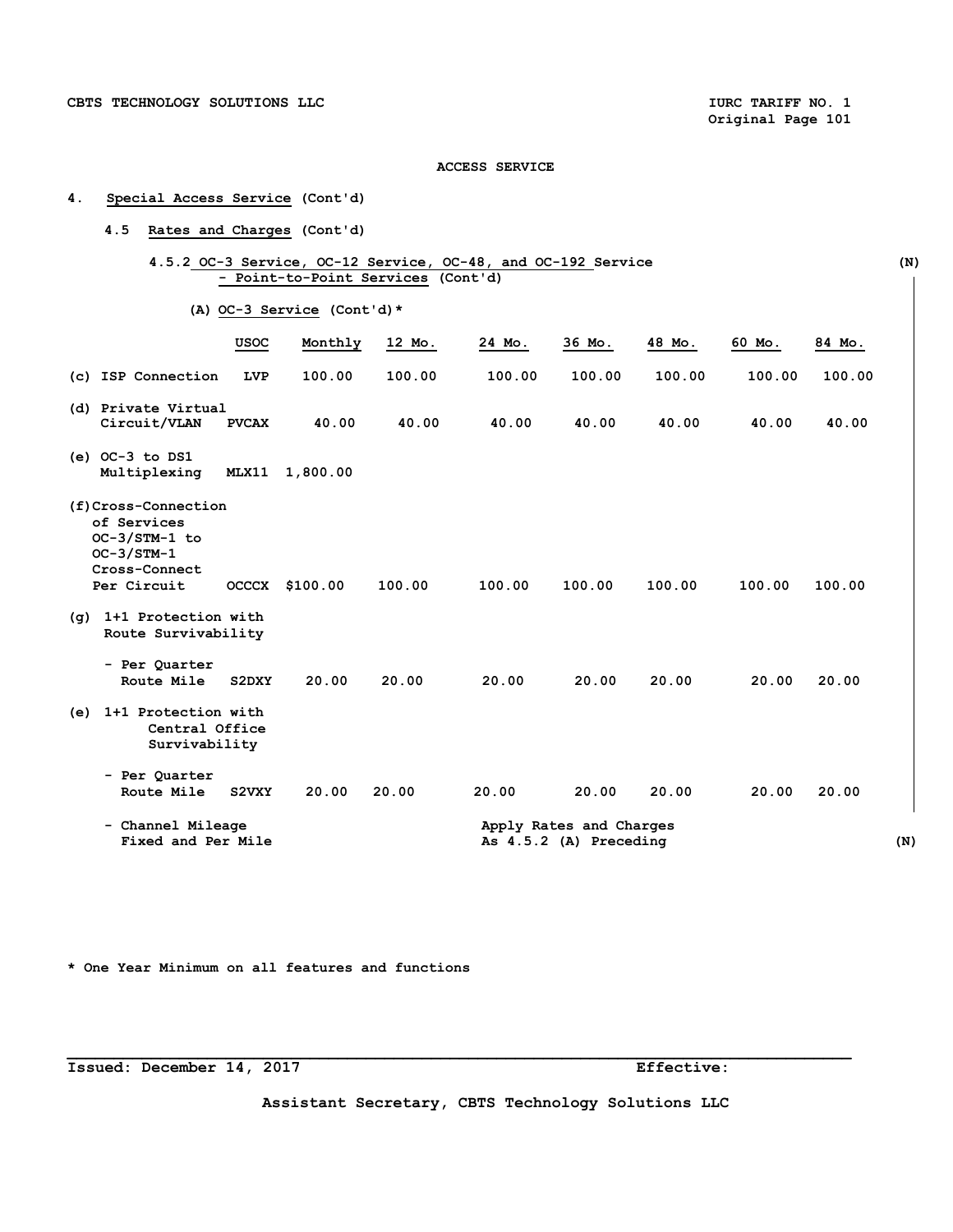ACCESS SERVICE

4. **Special Access Service** (Cont'd)

4.5 **Rates and Charges** (Cont'd)

4.5.2 **OC-3 Service, OC-12 Service, OC-48, and OC-192 Service - Point-to-Point Services** (Cont'd) (N)

(A) **OC-3 Service** (Cont'd)*

| | USOC | Monthly | 12 Mo. | 24 Mo. | 36 Mo. | 48 Mo. | 60 Mo. | 84 Mo. |
|---|---|---|---|---|---|---|---|---|
| (c) ISP Connection | LVP | 100.00 | 100.00 | 100.00 | 100.00 | 100.00 | 100.00 | 100.00 |
| (d) Private Virtual Circuit/VLAN | PVCAX | 40.00 | 40.00 | 40.00 | 40.00 | 40.00 | 40.00 | 40.00 |
| (e) OC-3 to DS1 Multiplexing | MLX11 | 1,800.00 | | | | | | |
| (f) Cross-Connection of Services OC-3/STM-1 to OC-3/STM-1 Cross-Connect Per Circuit | OCCCX | $100.00 | 100.00 | 100.00 | 100.00 | 100.00 | 100.00 | 100.00 |
| (g) 1+1 Protection with Route Survivability | | | | | | | | |
| - Per Quarter Route Mile | S2DXY | 20.00 | 20.00 | 20.00 | 20.00 | 20.00 | 20.00 | 20.00 |
| (e) 1+1 Protection with Central Office Survivability | | | | | | | | |
| - Per Quarter Route Mile | S2VXY | 20.00 | 20.00 | 20.00 | 20.00 | 20.00 | 20.00 | 20.00 |
| - Channel Mileage Fixed and Per Mile | | | | Apply Rates and Charges As 4.5.2 (A) Preceding | | | | |

(N)

\* One Year Minimum on all features and functions

Issued: December 14, 2017 Effective:

Assistant Secretary, CBTS Technology Solutions LLC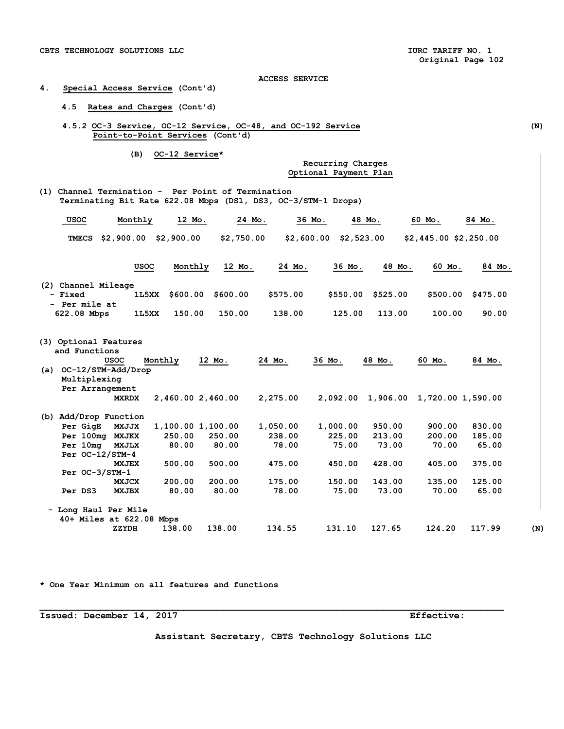ACCESS SERVICE

## 4. Special Access Service (Cont'd)

### 4.5 Rates and Charges (Cont'd)

#### 4.5.2 OC-3 Service, OC-12 Service, OC-48, and OC-192 Service Point-to-Point Services (Cont'd) (N)

**(B) OC-12 Service***

Recurring Charges
Optional Payment Plan

(1) Channel Termination - Per Point of Termination
Terminating Bit Rate 622.08 Mbps (DS1, DS3, OC-3/STM-1 Drops)

| USOC | Monthly | 12 Mo. | 24 Mo. | 36 Mo. | 48 Mo. | 60 Mo. | 84 Mo. |
|---|---|---|---|---|---|---|---|
| TMECS | $2,900.00 | $2,900.00 | $2,750.00 | $2,600.00 | $2,523.00 | $2,445.00 | $2,250.00 |

| | USOC | Monthly | 12 Mo. | 24 Mo. | 36 Mo. | 48 Mo. | 60 Mo. | 84 Mo. |
|---|---|---|---|---|---|---|---|---|
| (2) Channel Mileage | | | | | | | | |
| - Fixed | 1L5XX | $600.00 | $600.00 | $575.00 | $550.00 | $525.00 | $500.00 | $475.00 |
| - Per mile at 622.08 Mbps | 1L5XX | 150.00 | 150.00 | 138.00 | 125.00 | 113.00 | 100.00 | 90.00 |

| (3) Optional Features and Functions | USOC | Monthly | 12 Mo. | 24 Mo. | 36 Mo. | 48 Mo. | 60 Mo. | 84 Mo. |
|---|---|---|---|---|---|---|---|---|
| (a) OC-12/STM-Add/Drop Multiplexing Per Arrangement | MXRDX | 2,460.00 | 2,460.00 | 2,275.00 | 2,092.00 | 1,906.00 | 1,720.00 | 1,590.00 |
| (b) Add/Drop Function | | | | | | | | |
| Per GigE | MXJJX | 1,100.00 | 1,100.00 | 1,050.00 | 1,000.00 | 950.00 | 900.00 | 830.00 |
| Per 100mg | MXJKX | 250.00 | 250.00 | 238.00 | 225.00 | 213.00 | 200.00 | 185.00 |
| Per 10mg | MXJLX | 80.00 | 80.00 | 78.00 | 75.00 | 73.00 | 70.00 | 65.00 |
| Per OC-12/STM-4 | MXJEX | 500.00 | 500.00 | 475.00 | 450.00 | 428.00 | 405.00 | 375.00 |
| Per OC-3/STM-1 | MXJCX | 200.00 | 200.00 | 175.00 | 150.00 | 143.00 | 135.00 | 125.00 |
| Per DS3 | MXJBX | 80.00 | 80.00 | 78.00 | 75.00 | 73.00 | 70.00 | 65.00 |
| - Long Haul Per Mile 40+ Miles at 622.08 Mbps | ZZYDH | 138.00 | 138.00 | 134.55 | 131.10 | 127.65 | 124.20 | 117.99 |

(N)

\* One Year Minimum on all features and functions

Issued: December 14, 2017 Effective:

Assistant Secretary, CBTS Technology Solutions LLC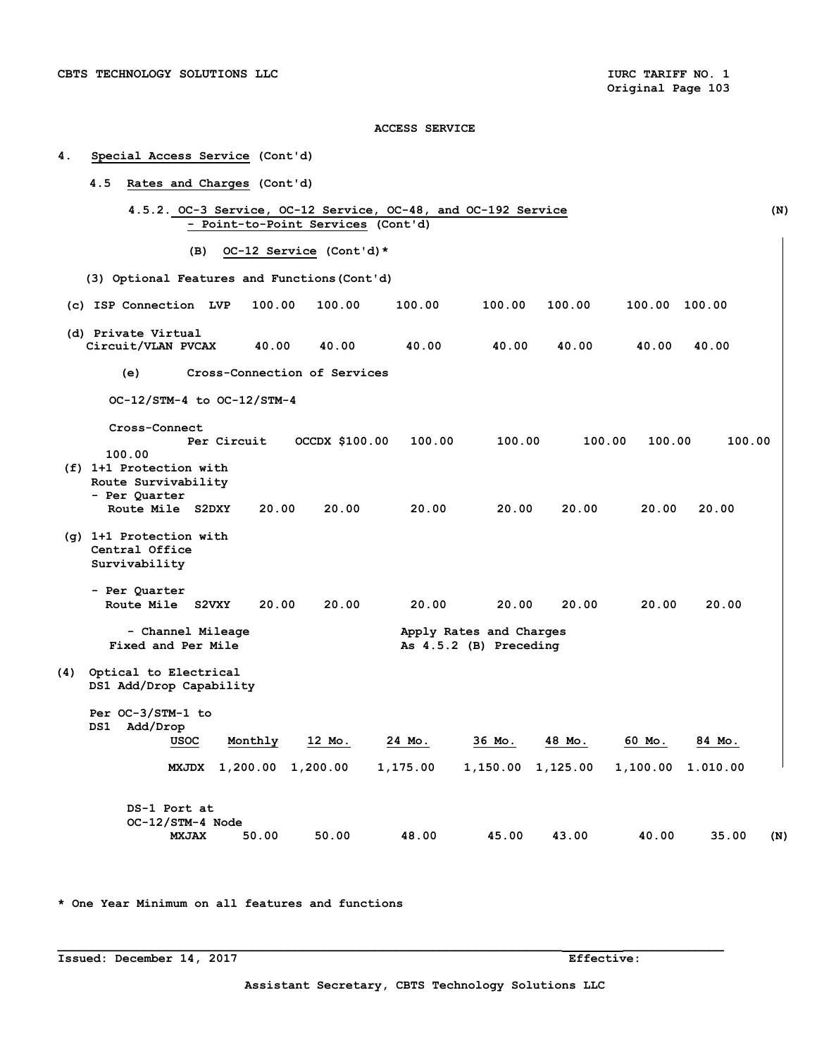ACCESS SERVICE

4. Special Access Service (Cont'd)

4.5 Rates and Charges (Cont'd)

4.5.2. OC-3 Service, OC-12 Service, OC-48, and OC-192 Service - Point-to-Point Services (Cont'd) (N)

(B) OC-12 Service (Cont'd)*

(3) Optional Features and Functions (Cont'd)

| | USOC | Monthly | 12 Mo. | 24 Mo. | 36 Mo. | 48 Mo. | 60 Mo. | 84 Mo. |
|---|---|---|---|---|---|---|---|---|
| (c) ISP Connection | LVP | 100.00 | 100.00 | 100.00 | 100.00 | 100.00 | 100.00 | 100.00 |
| (d) Private Virtual Circuit/VLAN | PVCAX | 40.00 | 40.00 | 40.00 | 40.00 | 40.00 | 40.00 | 40.00 |

(e) Cross-Connection of Services

OC-12/STM-4 to OC-12/STM-4

| | USOC | Monthly | 12 Mo. | 24 Mo. | 36 Mo. | 48 Mo. | 60 Mo. | 84 Mo. |
|---|---|---|---|---|---|---|---|---|
| Cross-Connect Per Circuit | OCCDX | $100.00 | 100.00 | 100.00 | 100.00 | 100.00 | 100.00 | 100.00 |
| (f) 1+1 Protection with Route Survivability - Per Quarter Route Mile | S2DXY | 20.00 | 20.00 | 20.00 | 20.00 | 20.00 | 20.00 | 20.00 |
| (g) 1+1 Protection with Central Office Survivability - Per Quarter Route Mile | S2VXY | 20.00 | 20.00 | 20.00 | 20.00 | 20.00 | 20.00 | 20.00 |

- Channel Mileage Fixed and Per Mile — Apply Rates and Charges As 4.5.2 (B) Preceding

(4) Optical to Electrical DS1 Add/Drop Capability

| | USOC | Monthly | 12 Mo. | 24 Mo. | 36 Mo. | 48 Mo. | 60 Mo. | 84 Mo. |
|---|---|---|---|---|---|---|---|---|
| Per OC-3/STM-1 to DS1 Add/Drop | MXJDX | 1,200.00 | 1,200.00 | 1,175.00 | 1,150.00 | 1,125.00 | 1,100.00 | 1.010.00 |
| DS-1 Port at OC-12/STM-4 Node | MXJAX | 50.00 | 50.00 | 48.00 | 45.00 | 43.00 | 40.00 | 35.00 (N) |

* One Year Minimum on all features and functions

Issued: December 14, 2017 Effective:

Assistant Secretary, CBTS Technology Solutions LLC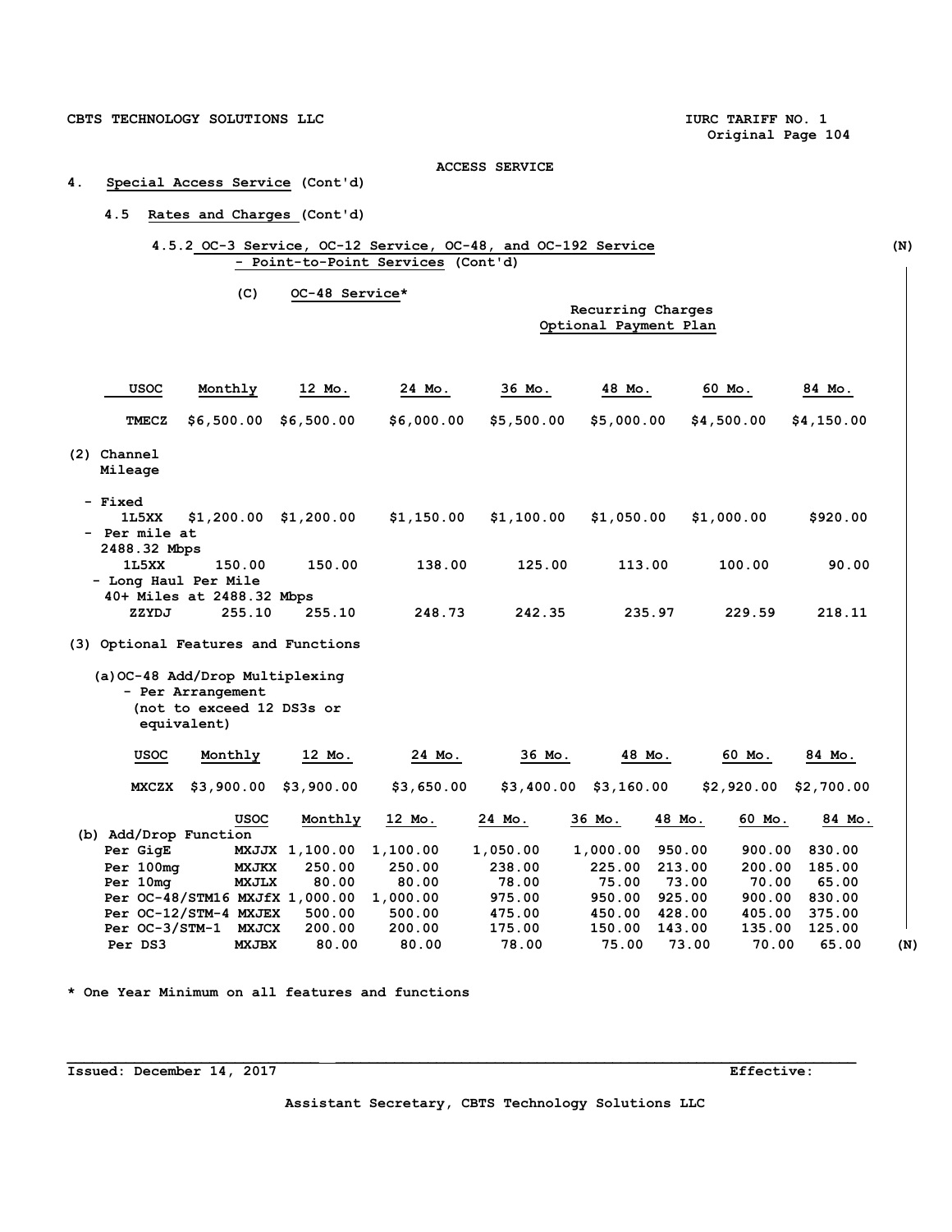CBTS TECHNOLOGY SOLUTIONS LLC — IURC TARIFF NO. 1 — Original Page 104

ACCESS SERVICE

## 4. Special Access Service (Cont'd)

### 4.5 Rates and Charges (Cont'd)

#### 4.5.2 OC-3 Service, OC-12 Service, OC-48, and OC-192 Service - Point-to-Point Services (Cont'd) (N)

(C) OC-48 Service*

Recurring Charges
Optional Payment Plan

| USOC | Monthly | 12 Mo. | 24 Mo. | 36 Mo. | 48 Mo. | 60 Mo. | 84 Mo. |
|---|---|---|---|---|---|---|---|
| TMECZ | $6,500.00 | $6,500.00 | $6,000.00 | $5,500.00 | $5,000.00 | $4,500.00 | $4,150.00 |

(2) Channel Mileage

| | USOC | Monthly | 12 Mo. | 24 Mo. | 36 Mo. | 48 Mo. | 60 Mo. | 84 Mo. |
|---|---|---|---|---|---|---|---|---|
| - Fixed | 1L5XX | $1,200.00 | $1,200.00 | $1,150.00 | $1,100.00 | $1,050.00 | $1,000.00 | $920.00 |
| - Per mile at 2488.32 Mbps | 1L5XX | 150.00 | 150.00 | 138.00 | 125.00 | 113.00 | 100.00 | 90.00 |
| - Long Haul Per Mile 40+ Miles at 2488.32 Mbps | ZZYDJ | 255.10 | 255.10 | 248.73 | 242.35 | 235.97 | 229.59 | 218.11 |

(3) Optional Features and Functions

(a) OC-48 Add/Drop Multiplexing
- Per Arrangement (not to exceed 12 DS3s or equivalent)

| USOC | Monthly | 12 Mo. | 24 Mo. | 36 Mo. | 48 Mo. | 60 Mo. | 84 Mo. |
|---|---|---|---|---|---|---|---|
| MXCZX | $3,900.00 | $3,900.00 | $3,650.00 | $3,400.00 | $3,160.00 | $2,920.00 | $2,700.00 |

(b) Add/Drop Function

| | USOC | Monthly | 12 Mo. | 24 Mo. | 36 Mo. | 48 Mo. | 60 Mo. | 84 Mo. |
|---|---|---|---|---|---|---|---|---|
| Per GigE | MXJJX | 1,100.00 | 1,100.00 | 1,050.00 | 1,000.00 | 950.00 | 900.00 | 830.00 |
| Per 100mg | MXJKX | 250.00 | 250.00 | 238.00 | 225.00 | 213.00 | 200.00 | 185.00 |
| Per 10mg | MXJLX | 80.00 | 80.00 | 78.00 | 75.00 | 73.00 | 70.00 | 65.00 |
| Per OC-48/STM16 | MXJfX | 1,000.00 | 1,000.00 | 975.00 | 950.00 | 925.00 | 900.00 | 830.00 |
| Per OC-12/STM-4 | MXJEX | 500.00 | 500.00 | 475.00 | 450.00 | 428.00 | 405.00 | 375.00 |
| Per OC-3/STM-1 | MXJCX | 200.00 | 200.00 | 175.00 | 150.00 | 143.00 | 135.00 | 125.00 |
| Per DS3 | MXJBX | 80.00 | 80.00 | 78.00 | 75.00 | 73.00 | 70.00 | 65.00 |

(N)

\* One Year Minimum on all features and functions

Issued: December 14, 2017 — Effective:

Assistant Secretary, CBTS Technology Solutions LLC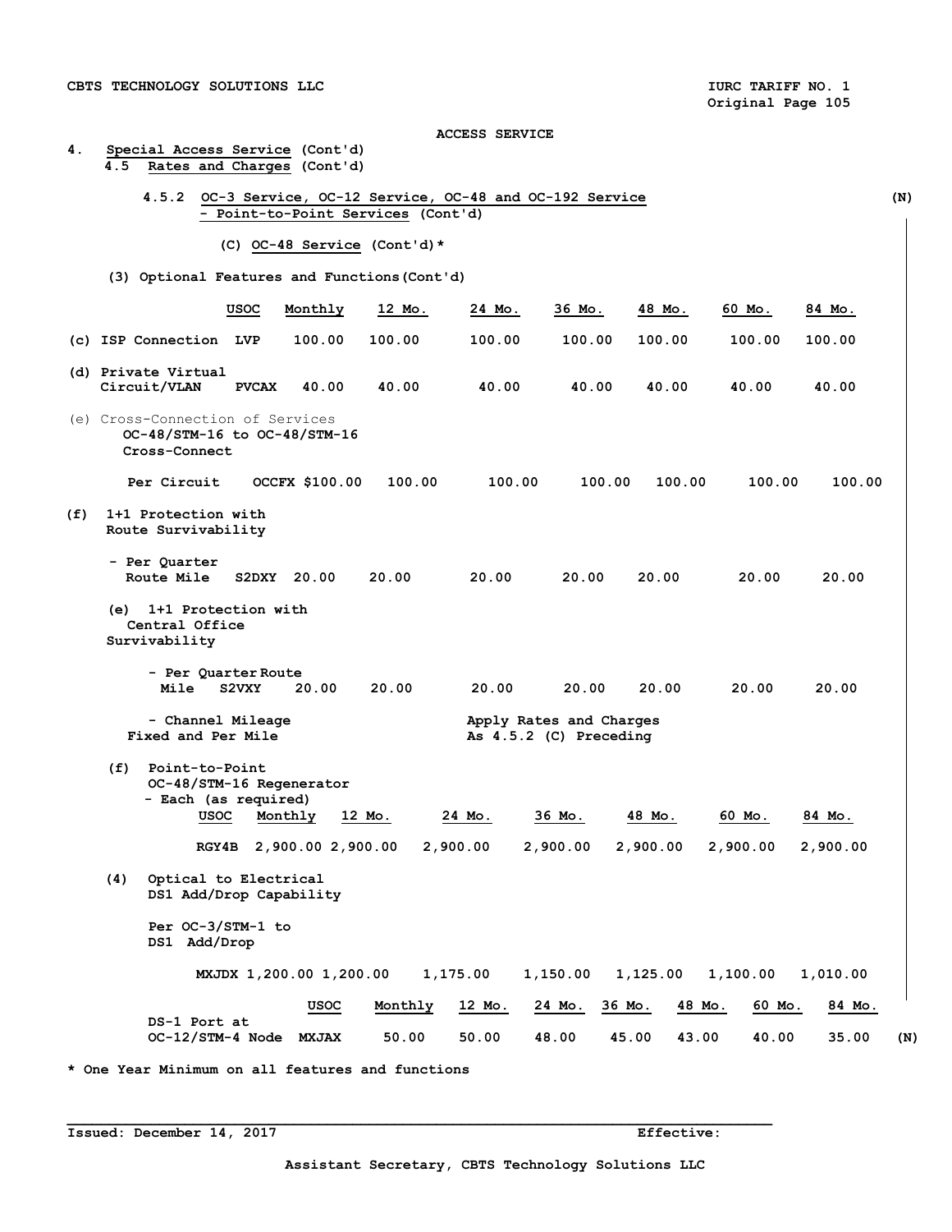ACCESS SERVICE

4. Special Access Service (Cont'd)

4.5 Rates and Charges (Cont'd)

4.5.2 OC-3 Service, OC-12 Service, OC-48 and OC-192 Service - Point-to-Point Services (Cont'd) (N)

(C) OC-48 Service (Cont'd)*

(3) Optional Features and Functions (Cont'd)

| | USOC | Monthly | 12 Mo. | 24 Mo. | 36 Mo. | 48 Mo. | 60 Mo. | 84 Mo. |
|---|---|---|---|---|---|---|---|---|
| (c) ISP Connection | LVP | 100.00 | 100.00 | 100.00 | 100.00 | 100.00 | 100.00 | 100.00 |
| (d) Private Virtual Circuit/VLAN | PVCAX | 40.00 | 40.00 | 40.00 | 40.00 | 40.00 | 40.00 | 40.00 |
| (e) Cross-Connection of Services OC-48/STM-16 to OC-48/STM-16 Cross-Connect | | | | | | | | |
| Per Circuit | OCCFX | $100.00 | 100.00 | 100.00 | 100.00 | 100.00 | 100.00 | 100.00 |
| (f) 1+1 Protection with Route Survivability | | | | | | | | |
| - Per Quarter Route Mile | S2DXY | 20.00 | 20.00 | 20.00 | 20.00 | 20.00 | 20.00 | 20.00 |
| (e) 1+1 Protection with Central Office Survivability | | | | | | | | |
| - Per Quarter Route Mile | S2VXY | 20.00 | 20.00 | 20.00 | 20.00 | 20.00 | 20.00 | 20.00 |
| - Channel Mileage Fixed and Per Mile | | Apply Rates and Charges As 4.5.2 (C) Preceding | | | | | | |

(f) Point-to-Point OC-48/STM-16 Regenerator - Each (as required)

| USOC | Monthly | 12 Mo. | 24 Mo. | 36 Mo. | 48 Mo. | 60 Mo. | 84 Mo. |
|---|---|---|---|---|---|---|---|
| RGY4B | 2,900.00 | 2,900.00 | 2,900.00 | 2,900.00 | 2,900.00 | 2,900.00 | 2,900.00 |

(4) Optical to Electrical DS1 Add/Drop Capability

| | USOC | Monthly | 12 Mo. | 24 Mo. | 36 Mo. | 48 Mo. | 60 Mo. | 84 Mo. |
|---|---|---|---|---|---|---|---|---|
| Per OC-3/STM-1 to DS1 Add/Drop | MXJDX | 1,200.00 | 1,200.00 | 1,175.00 | 1,150.00 | 1,125.00 | 1,100.00 | 1,010.00 |
| DS-1 Port at OC-12/STM-4 Node | MXJAX | 50.00 | 50.00 | 48.00 | 45.00 | 43.00 | 40.00 | 35.00 |

(N)

\* One Year Minimum on all features and functions

Issued: December 14, 2017 Effective:

Assistant Secretary, CBTS Technology Solutions LLC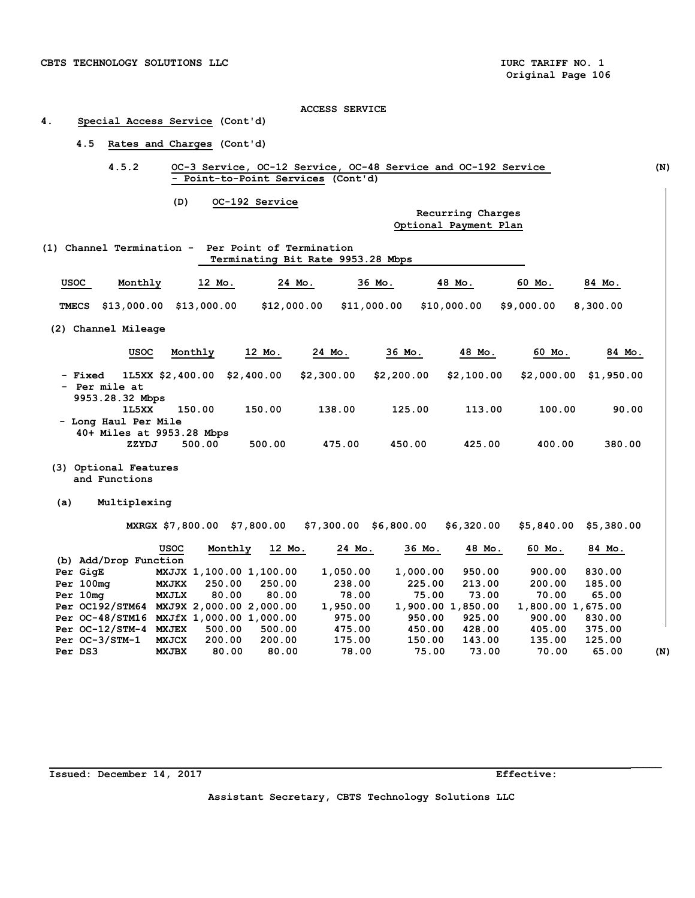ACCESS SERVICE

# 4. Special Access Service (Cont'd)

## 4.5 Rates and Charges (Cont'd)

### 4.5.2 OC-3 Service, OC-12 Service, OC-48 Service and OC-192 Service - Point-to-Point Services (Cont'd) (N)

#### (D) OC-192 Service

Recurring Charges
Optional Payment Plan

(1) Channel Termination - Per Point of Termination
Terminating Bit Rate 9953.28 Mbps

| USOC | Monthly | 12 Mo. | 24 Mo. | 36 Mo. | 48 Mo. | 60 Mo. | 84 Mo. |
|---|---|---|---|---|---|---|---|
| TMECS | $13,000.00 | $13,000.00 | $12,000.00 | $11,000.00 | $10,000.00 | $9,000.00 | 8,300.00 |

(2) Channel Mileage

| | USOC | Monthly | 12 Mo. | 24 Mo. | 36 Mo. | 48 Mo. | 60 Mo. | 84 Mo. |
|---|---|---|---|---|---|---|---|---|
| - Fixed | 1L5XX | $2,400.00 | $2,400.00 | $2,300.00 | $2,200.00 | $2,100.00 | $2,000.00 | $1,950.00 |
| - Per mile at 9953.28.32 Mbps | 1L5XX | 150.00 | 150.00 | 138.00 | 125.00 | 113.00 | 100.00 | 90.00 |
| - Long Haul Per Mile 40+ Miles at 9953.28 Mbps | ZZYDJ | 500.00 | 500.00 | 475.00 | 450.00 | 425.00 | 400.00 | 380.00 |

(3) Optional Features and Functions

(a) Multiplexing

| USOC | Monthly | 12 Mo. | 24 Mo. | 36 Mo. | 48 Mo. | 60 Mo. | 84 Mo. |
|---|---|---|---|---|---|---|---|
| MXRGX | $7,800.00 | $7,800.00 | $7,300.00 | $6,800.00 | $6,320.00 | $5,840.00 | $5,380.00 |

| (b) Add/Drop Function | USOC | Monthly | 12 Mo. | 24 Mo. | 36 Mo. | 48 Mo. | 60 Mo. | 84 Mo. |
|---|---|---|---|---|---|---|---|---|
| Per GigE | MXJJX | 1,100.00 | 1,100.00 | 1,050.00 | 1,000.00 | 950.00 | 900.00 | 830.00 |
| Per 100mg | MXJKX | 250.00 | 250.00 | 238.00 | 225.00 | 213.00 | 200.00 | 185.00 |
| Per 10mg | MXJLX | 80.00 | 80.00 | 78.00 | 75.00 | 73.00 | 70.00 | 65.00 |
| Per OC192/STM64 | MXJ9X | 2,000.00 | 2,000.00 | 1,950.00 | 1,900.00 | 1,850.00 | 1,800.00 | 1,675.00 |
| Per OC-48/STM16 | MXJfX | 1,000.00 | 1,000.00 | 975.00 | 950.00 | 925.00 | 900.00 | 830.00 |
| Per OC-12/STM-4 | MXJEX | 500.00 | 500.00 | 475.00 | 450.00 | 428.00 | 405.00 | 375.00 |
| Per OC-3/STM-1 | MXJCX | 200.00 | 200.00 | 175.00 | 150.00 | 143.00 | 135.00 | 125.00 |
| Per DS3 | MXJBX | 80.00 | 80.00 | 78.00 | 75.00 | 73.00 | 70.00 | 65.00 |

(N)

Issued: December 14, 2017 Effective:

Assistant Secretary, CBTS Technology Solutions LLC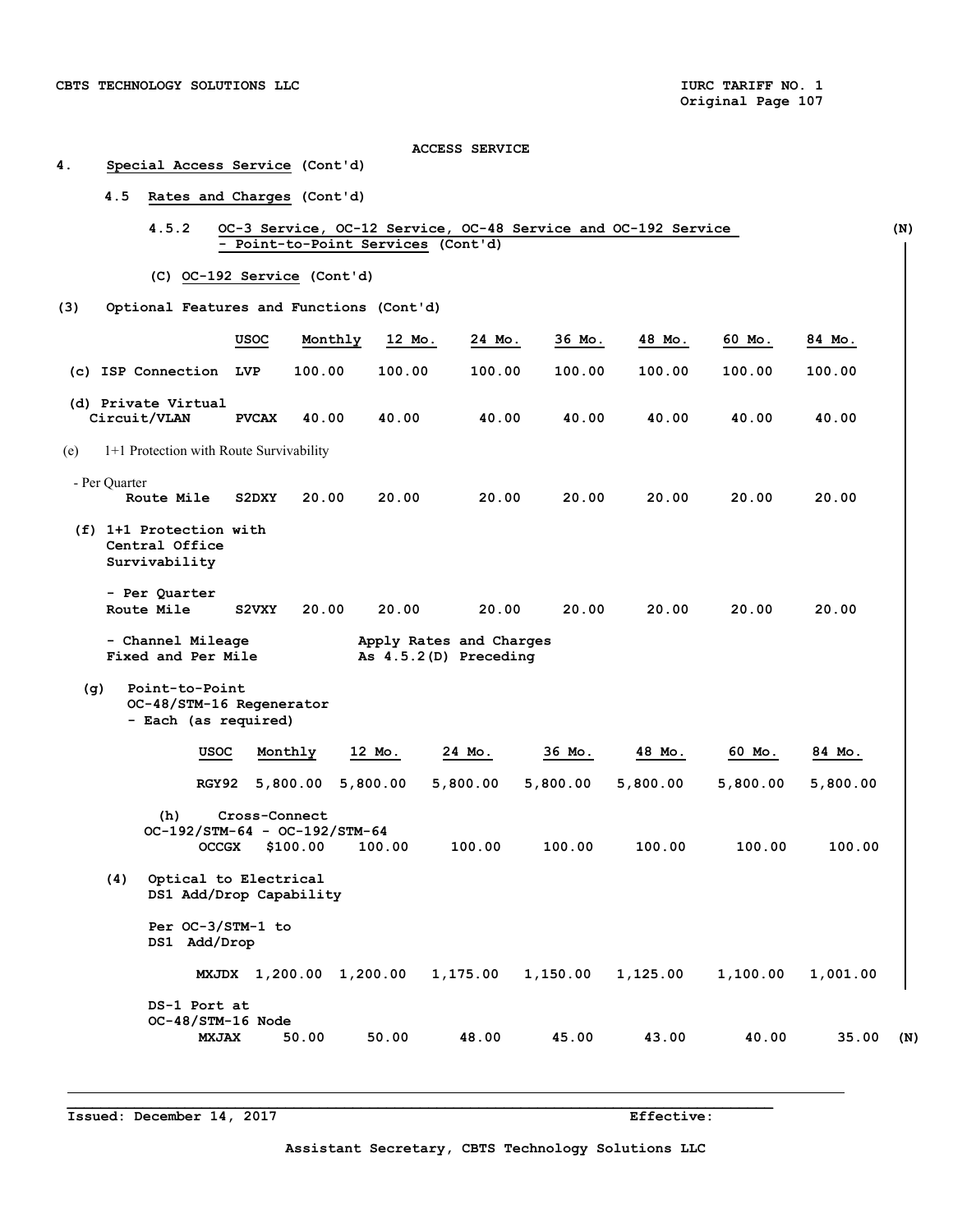ACCESS SERVICE

4. Special Access Service (Cont'd)

4.5 Rates and Charges (Cont'd)

4.5.2 OC-3 Service, OC-12 Service, OC-48 Service and OC-192 Service - Point-to-Point Services (Cont'd) (N)

(C) OC-192 Service (Cont'd)

(3) Optional Features and Functions (Cont'd)

| | USOC | Monthly | 12 Mo. | 24 Mo. | 36 Mo. | 48 Mo. | 60 Mo. | 84 Mo. |
|---|---|---|---|---|---|---|---|---|
| (c) ISP Connection | LVP | 100.00 | 100.00 | 100.00 | 100.00 | 100.00 | 100.00 | 100.00 |
| (d) Private Virtual Circuit/VLAN | PVCAX | 40.00 | 40.00 | 40.00 | 40.00 | 40.00 | 40.00 | 40.00 |
| (e) 1+1 Protection with Route Survivability | | | | | | | | |
| - Per Quarter Route Mile | S2DXY | 20.00 | 20.00 | 20.00 | 20.00 | 20.00 | 20.00 | 20.00 |
| (f) 1+1 Protection with Central Office Survivability | | | | | | | | |
| - Per Quarter Route Mile | S2VXY | 20.00 | 20.00 | 20.00 | 20.00 | 20.00 | 20.00 | 20.00 |

- Channel Mileage Fixed and Per Mile — Apply Rates and Charges As 4.5.2(D) Preceding

(g) Point-to-Point OC-48/STM-16 Regenerator - Each (as required)

| USOC | Monthly | 12 Mo. | 24 Mo. | 36 Mo. | 48 Mo. | 60 Mo. | 84 Mo. |
|---|---|---|---|---|---|---|---|
| RGY92 | 5,800.00 | 5,800.00 | 5,800.00 | 5,800.00 | 5,800.00 | 5,800.00 | 5,800.00 |

(h) Cross-Connect OC-192/STM-64 - OC-192/STM-64

| USOC | Monthly | 12 Mo. | 24 Mo. | 36 Mo. | 48 Mo. | 60 Mo. | 84 Mo. |
|---|---|---|---|---|---|---|---|
| OCCGX | $100.00 | 100.00 | 100.00 | 100.00 | 100.00 | 100.00 | 100.00 |

(4) Optical to Electrical DS1 Add/Drop Capability

| | USOC | Monthly | 12 Mo. | 24 Mo. | 36 Mo. | 48 Mo. | 60 Mo. | 84 Mo. |
|---|---|---|---|---|---|---|---|---|
| Per OC-3/STM-1 to DS1 Add/Drop | MXJDX | 1,200.00 | 1,200.00 | 1,175.00 | 1,150.00 | 1,125.00 | 1,100.00 | 1,001.00 |
| DS-1 Port at OC-48/STM-16 Node | MXJAX | 50.00 | 50.00 | 48.00 | 45.00 | 43.00 | 40.00 | 35.00 (N) |

Issued: December 14, 2017 Effective:

Assistant Secretary, CBTS Technology Solutions LLC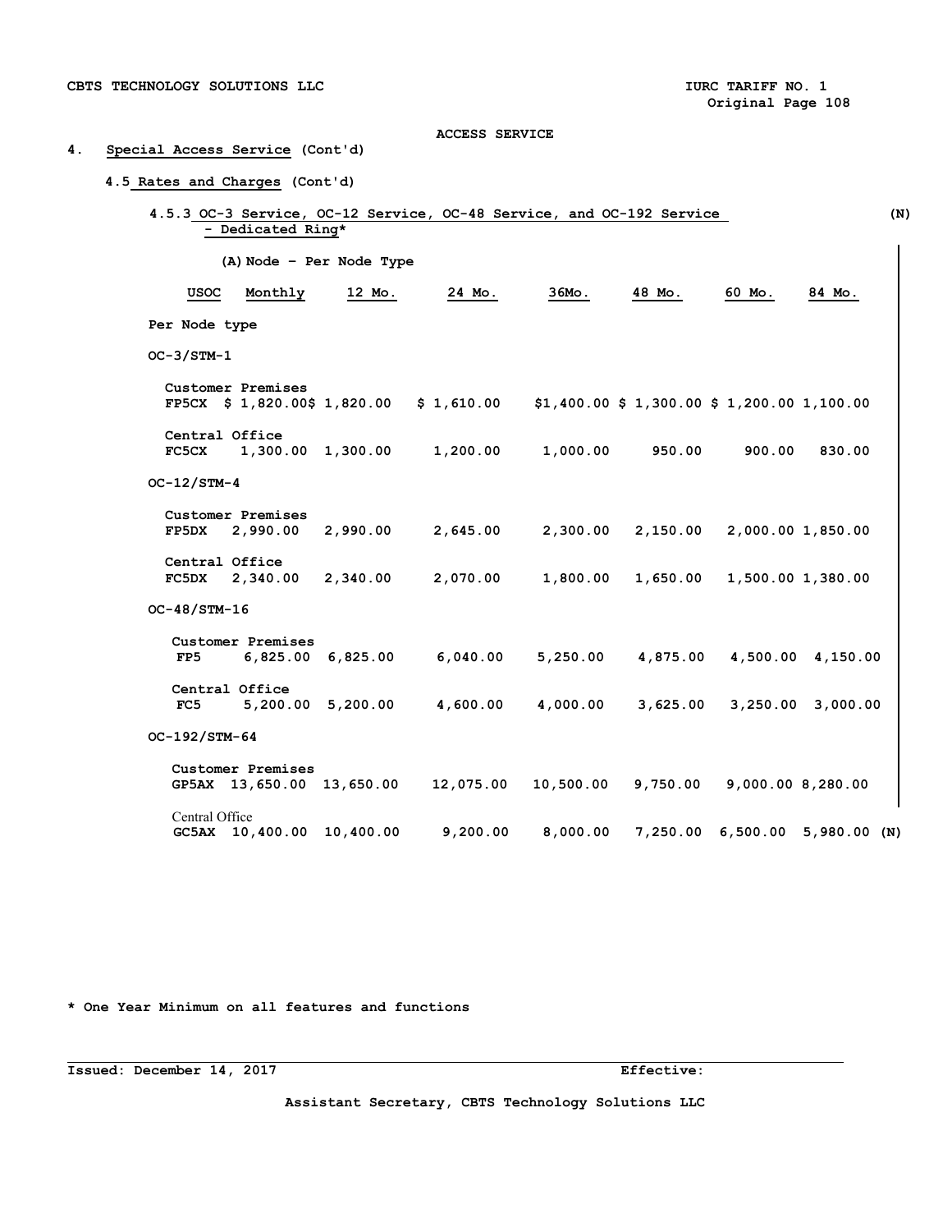ACCESS SERVICE

## 4. Special Access Service (Cont'd)

### 4.5 Rates and Charges (Cont'd)

#### 4.5.3 OC-3 Service, OC-12 Service, OC-48 Service, and OC-192 Service - Dedicated Ring* (N)

(A) Node – Per Node Type

| | USOC | Monthly | 12 Mo. | 24 Mo. | 36Mo. | 48 Mo. | 60 Mo. | 84 Mo. |
|---|---|---|---|---|---|---|---|---|
| **Per Node type** | | | | | | | | |
| **OC-3/STM-1** | | | | | | | | |
| Customer Premises | FP5CX | $ 1,820.00 | $ 1,820.00 | $ 1,610.00 | $1,400.00 | $ 1,300.00 | $ 1,200.00 | 1,100.00 |
| Central Office | FC5CX | 1,300.00 | 1,300.00 | 1,200.00 | 1,000.00 | 950.00 | 900.00 | 830.00 |
| **OC-12/STM-4** | | | | | | | | |
| Customer Premises | FP5DX | 2,990.00 | 2,990.00 | 2,645.00 | 2,300.00 | 2,150.00 | 2,000.00 | 1,850.00 |
| Central Office | FC5DX | 2,340.00 | 2,340.00 | 2,070.00 | 1,800.00 | 1,650.00 | 1,500.00 | 1,380.00 |
| **OC-48/STM-16** | | | | | | | | |
| Customer Premises | FP5 | 6,825.00 | 6,825.00 | 6,040.00 | 5,250.00 | 4,875.00 | 4,500.00 | 4,150.00 |
| Central Office | FC5 | 5,200.00 | 5,200.00 | 4,600.00 | 4,000.00 | 3,625.00 | 3,250.00 | 3,000.00 |
| **OC-192/STM-64** | | | | | | | | |
| Customer Premises | GP5AX | 13,650.00 | 13,650.00 | 12,075.00 | 10,500.00 | 9,750.00 | 9,000.00 | 8,280.00 |
| Central Office | GC5AX | 10,400.00 | 10,400.00 | 9,200.00 | 8,000.00 | 7,250.00 | 6,500.00 | 5,980.00 (N) |

\* One Year Minimum on all features and functions

Issued: December 14, 2017 Effective:

Assistant Secretary, CBTS Technology Solutions LLC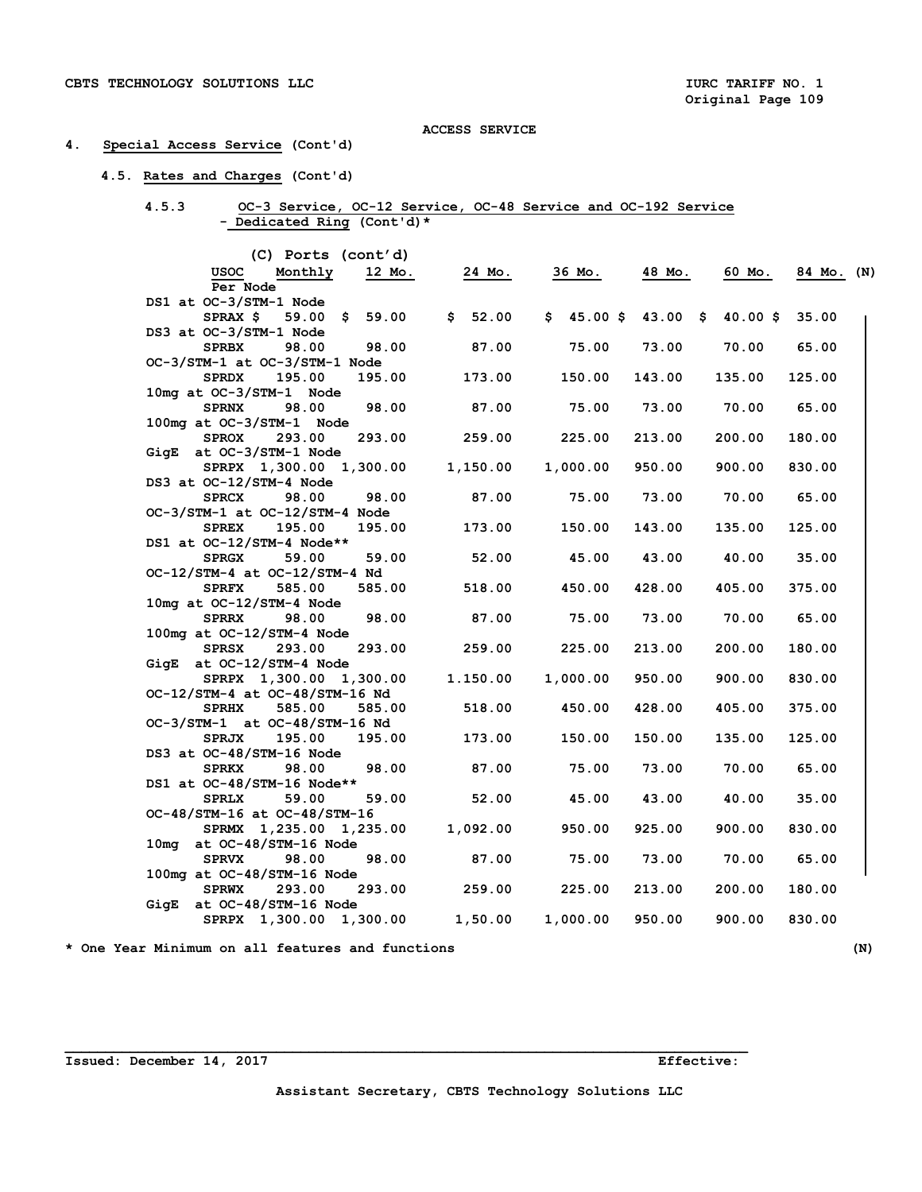CBTS TECHNOLOGY SOLUTIONS LLC

IURC TARIFF NO. 1
Original Page 109

ACCESS SERVICE

4. Special Access Service (Cont'd)

4.5. Rates and Charges (Cont'd)

4.5.3 OC-3 Service, OC-12 Service, OC-48 Service and OC-192 Service - Dedicated Ring (Cont'd)*

(C) Ports (cont'd)

| USOC | Monthly Per Node | 12 Mo. | 24 Mo. | 36 Mo. | 48 Mo. | 60 Mo. | 84 Mo. (N) |
|---|---|---|---|---|---|---|---|
| DS1 at OC-3/STM-1 Node | | | | | | | |
| SPRAX | $ 59.00 | $ 59.00 | $ 52.00 | $ 45.00 | $ 43.00 | $ 40.00 | $ 35.00 |
| DS3 at OC-3/STM-1 Node | | | | | | | |
| SPRBX | 98.00 | 98.00 | 87.00 | 75.00 | 73.00 | 70.00 | 65.00 |
| OC-3/STM-1 at OC-3/STM-1 Node | | | | | | | |
| SPRDX | 195.00 | 195.00 | 173.00 | 150.00 | 143.00 | 135.00 | 125.00 |
| 10mg at OC-3/STM-1 Node | | | | | | | |
| SPRNX | 98.00 | 98.00 | 87.00 | 75.00 | 73.00 | 70.00 | 65.00 |
| 100mg at OC-3/STM-1 Node | | | | | | | |
| SPROX | 293.00 | 293.00 | 259.00 | 225.00 | 213.00 | 200.00 | 180.00 |
| GigE at OC-3/STM-1 Node | | | | | | | |
| SPRPX | 1,300.00 | 1,300.00 | 1,150.00 | 1,000.00 | 950.00 | 900.00 | 830.00 |
| DS3 at OC-12/STM-4 Node | | | | | | | |
| SPRCX | 98.00 | 98.00 | 87.00 | 75.00 | 73.00 | 70.00 | 65.00 |
| OC-3/STM-1 at OC-12/STM-4 Node | | | | | | | |
| SPREX | 195.00 | 195.00 | 173.00 | 150.00 | 143.00 | 135.00 | 125.00 |
| DS1 at OC-12/STM-4 Node** | | | | | | | |
| SPRGX | 59.00 | 59.00 | 52.00 | 45.00 | 43.00 | 40.00 | 35.00 |
| OC-12/STM-4 at OC-12/STM-4 Nd | | | | | | | |
| SPRFX | 585.00 | 585.00 | 518.00 | 450.00 | 428.00 | 405.00 | 375.00 |
| 10mg at OC-12/STM-4 Node | | | | | | | |
| SPRRX | 98.00 | 98.00 | 87.00 | 75.00 | 73.00 | 70.00 | 65.00 |
| 100mg at OC-12/STM-4 Node | | | | | | | |
| SPRSX | 293.00 | 293.00 | 259.00 | 225.00 | 213.00 | 200.00 | 180.00 |
| GigE at OC-12/STM-4 Node | | | | | | | |
| SPRPX | 1,300.00 | 1,300.00 | 1.150.00 | 1,000.00 | 950.00 | 900.00 | 830.00 |
| OC-12/STM-4 at OC-48/STM-16 Nd | | | | | | | |
| SPRHX | 585.00 | 585.00 | 518.00 | 450.00 | 428.00 | 405.00 | 375.00 |
| OC-3/STM-1 at OC-48/STM-16 Nd | | | | | | | |
| SPRJX | 195.00 | 195.00 | 173.00 | 150.00 | 150.00 | 135.00 | 125.00 |
| DS3 at OC-48/STM-16 Node | | | | | | | |
| SPRKX | 98.00 | 98.00 | 87.00 | 75.00 | 73.00 | 70.00 | 65.00 |
| DS1 at OC-48/STM-16 Node** | | | | | | | |
| SPRLX | 59.00 | 59.00 | 52.00 | 45.00 | 43.00 | 40.00 | 35.00 |
| OC-48/STM-16 at OC-48/STM-16 | | | | | | | |
| SPRMX | 1,235.00 | 1,235.00 | 1,092.00 | 950.00 | 925.00 | 900.00 | 830.00 |
| 10mg at OC-48/STM-16 Node | | | | | | | |
| SPRVX | 98.00 | 98.00 | 87.00 | 75.00 | 73.00 | 70.00 | 65.00 |
| 100mg at OC-48/STM-16 Node | | | | | | | |
| SPRWX | 293.00 | 293.00 | 259.00 | 225.00 | 213.00 | 200.00 | 180.00 |
| GigE at OC-48/STM-16 Node | | | | | | | |
| SPRPX | 1,300.00 | 1,300.00 | 1,50.00 | 1,000.00 | 950.00 | 900.00 | 830.00 |

* One Year Minimum on all features and functions (N)

Issued: December 14, 2017 Effective:

Assistant Secretary, CBTS Technology Solutions LLC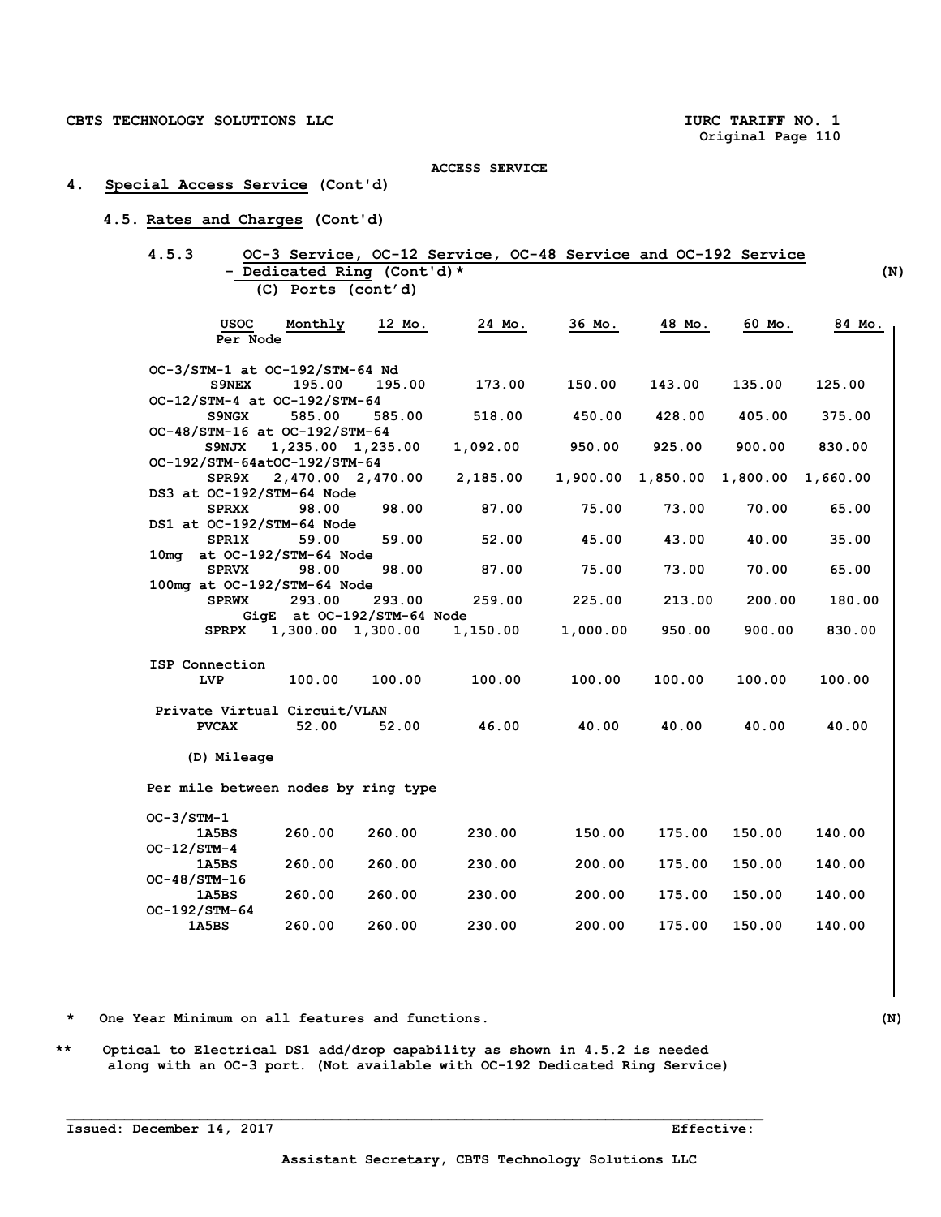ACCESS SERVICE

## 4. Special Access Service (Cont'd)

### 4.5. Rates and Charges (Cont'd)

#### 4.5.3 OC-3 Service, OC-12 Service, OC-48 Service and OC-192 Service - Dedicated Ring (Cont'd)* (N)

**(C) Ports (cont'd)**

| USOC | Monthly Per Node | 12 Mo. | 24 Mo. | 36 Mo. | 48 Mo. | 60 Mo. | 84 Mo. |
|---|---|---|---|---|---|---|---|
| OC-3/STM-1 at OC-192/STM-64 Nd | | | | | | | |
| S9NEX | 195.00 | 195.00 | 173.00 | 150.00 | 143.00 | 135.00 | 125.00 |
| OC-12/STM-4 at OC-192/STM-64 | | | | | | | |
| S9NGX | 585.00 | 585.00 | 518.00 | 450.00 | 428.00 | 405.00 | 375.00 |
| OC-48/STM-16 at OC-192/STM-64 | | | | | | | |
| S9NJX | 1,235.00 | 1,235.00 | 1,092.00 | 950.00 | 925.00 | 900.00 | 830.00 |
| OC-192/STM-64atOC-192/STM-64 | | | | | | | |
| SPR9X | 2,470.00 | 2,470.00 | 2,185.00 | 1,900.00 | 1,850.00 | 1,800.00 | 1,660.00 |
| DS3 at OC-192/STM-64 Node | | | | | | | |
| SPRXX | 98.00 | 98.00 | 87.00 | 75.00 | 73.00 | 70.00 | 65.00 |
| DS1 at OC-192/STM-64 Node | | | | | | | |
| SPR1X | 59.00 | 59.00 | 52.00 | 45.00 | 43.00 | 40.00 | 35.00 |
| 10mg at OC-192/STM-64 Node | | | | | | | |
| SPRVX | 98.00 | 98.00 | 87.00 | 75.00 | 73.00 | 70.00 | 65.00 |
| 100mg at OC-192/STM-64 Node | | | | | | | |
| SPRWX | 293.00 | 293.00 | 259.00 | 225.00 | 213.00 | 200.00 | 180.00 |
| GigE at OC-192/STM-64 Node | | | | | | | |
| SPRPX | 1,300.00 | 1,300.00 | 1,150.00 | 1,000.00 | 950.00 | 900.00 | 830.00 |
| ISP Connection | | | | | | | |
| LVP | 100.00 | 100.00 | 100.00 | 100.00 | 100.00 | 100.00 | 100.00 |
| Private Virtual Circuit/VLAN | | | | | | | |
| PVCAX | 52.00 | 52.00 | 46.00 | 40.00 | 40.00 | 40.00 | 40.00 |

**(D) Mileage**

Per mile between nodes by ring type

| USOC | Monthly | 12 Mo. | 24 Mo. | 36 Mo. | 48 Mo. | 60 Mo. | 84 Mo. |
|---|---|---|---|---|---|---|---|
| OC-3/STM-1 | | | | | | | |
| 1A5BS | 260.00 | 260.00 | 230.00 | 150.00 | 175.00 | 150.00 | 140.00 |
| OC-12/STM-4 | | | | | | | |
| 1A5BS | 260.00 | 260.00 | 230.00 | 200.00 | 175.00 | 150.00 | 140.00 |
| OC-48/STM-16 | | | | | | | |
| 1A5BS | 260.00 | 260.00 | 230.00 | 200.00 | 175.00 | 150.00 | 140.00 |
| OC-192/STM-64 | | | | | | | |
| 1A5BS | 260.00 | 260.00 | 230.00 | 200.00 | 175.00 | 150.00 | 140.00 |

\* One Year Minimum on all features and functions. (N)

\** Optical to Electrical DS1 add/drop capability as shown in 4.5.2 is needed along with an OC-3 port. (Not available with OC-192 Dedicated Ring Service)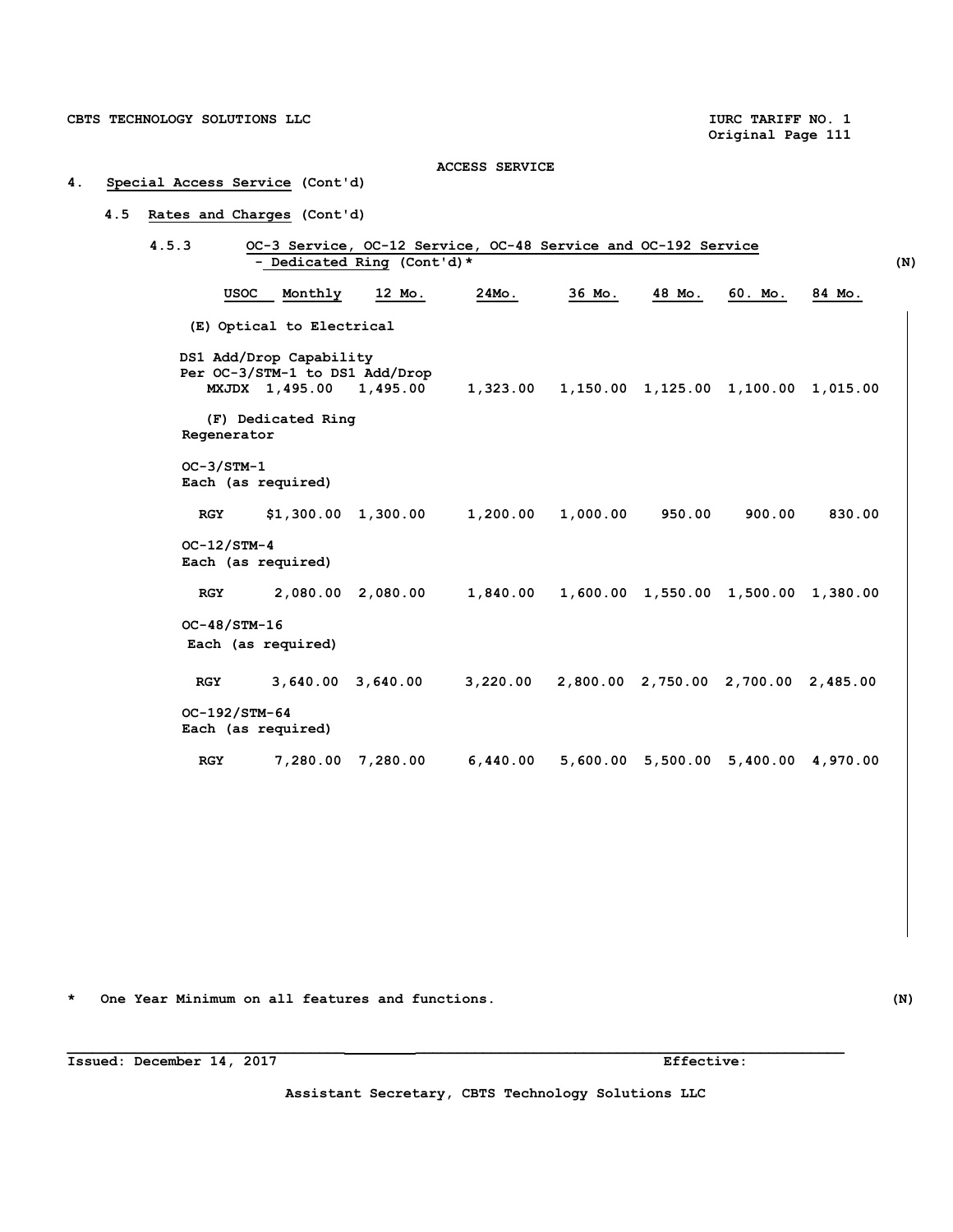ACCESS SERVICE

# 4. Special Access Service (Cont'd)

## 4.5 Rates and Charges (Cont'd)

### 4.5.3 OC-3 Service, OC-12 Service, OC-48 Service and OC-192 Service - Dedicated Ring (Cont'd)* (N)

| | USOC | Monthly | 12 Mo. | 24Mo. | 36 Mo. | 48 Mo. | 60. Mo. | 84 Mo. |
|---|---|---|---|---|---|---|---|---|
| **(E) Optical to Electrical** | | | | | | | | |
| DS1 Add/Drop Capability Per OC-3/STM-1 to DS1 Add/Drop | MXJDX | 1,495.00 | 1,495.00 | 1,323.00 | 1,150.00 | 1,125.00 | 1,100.00 | 1,015.00 |
| **(F) Dedicated Ring Regenerator** | | | | | | | | |
| OC-3/STM-1 Each (as required) | RGY | $1,300.00 | 1,300.00 | 1,200.00 | 1,000.00 | 950.00 | 900.00 | 830.00 |
| OC-12/STM-4 Each (as required) | RGY | 2,080.00 | 2,080.00 | 1,840.00 | 1,600.00 | 1,550.00 | 1,500.00 | 1,380.00 |
| OC-48/STM-16 Each (as required) | RGY | 3,640.00 | 3,640.00 | 3,220.00 | 2,800.00 | 2,750.00 | 2,700.00 | 2,485.00 |
| OC-192/STM-64 Each (as required) | RGY | 7,280.00 | 7,280.00 | 6,440.00 | 5,600.00 | 5,500.00 | 5,400.00 | 4,970.00 |

\* One Year Minimum on all features and functions. (N)

Issued: December 14, 2017 Effective:

Assistant Secretary, CBTS Technology Solutions LLC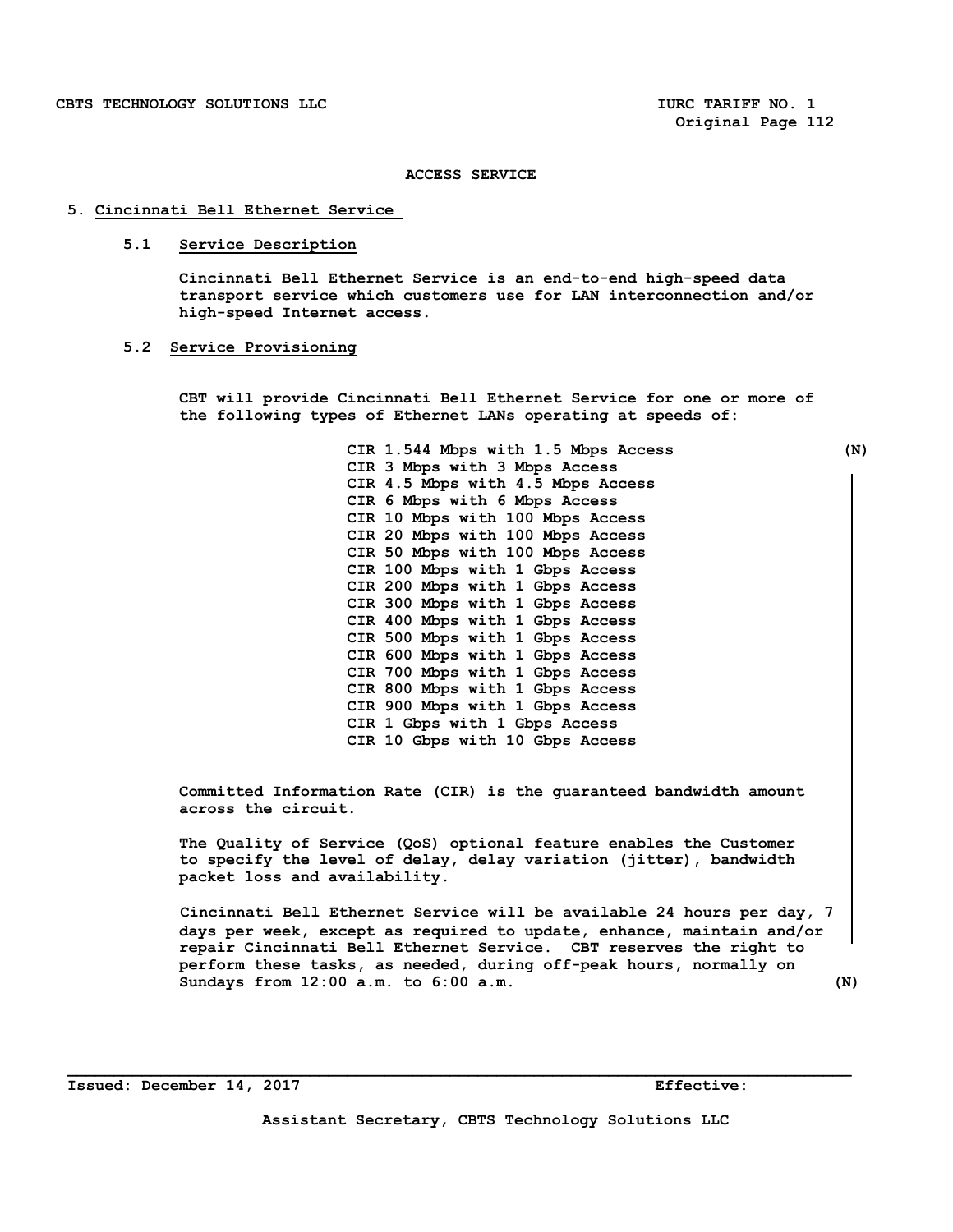# ACCESS SERVICE

## 5. Cincinnati Bell Ethernet Service

### 5.1 Service Description

Cincinnati Bell Ethernet Service is an end-to-end high-speed data transport service which customers use for LAN interconnection and/or high-speed Internet access.

### 5.2 Service Provisioning

CBT will provide Cincinnati Bell Ethernet Service for one or more of the following types of Ethernet LANs operating at speeds of: (N)

- CIR 1.544 Mbps with 1.5 Mbps Access
- CIR 3 Mbps with 3 Mbps Access
- CIR 4.5 Mbps with 4.5 Mbps Access
- CIR 6 Mbps with 6 Mbps Access
- CIR 10 Mbps with 100 Mbps Access
- CIR 20 Mbps with 100 Mbps Access
- CIR 50 Mbps with 100 Mbps Access
- CIR 100 Mbps with 1 Gbps Access
- CIR 200 Mbps with 1 Gbps Access
- CIR 300 Mbps with 1 Gbps Access
- CIR 400 Mbps with 1 Gbps Access
- CIR 500 Mbps with 1 Gbps Access
- CIR 600 Mbps with 1 Gbps Access
- CIR 700 Mbps with 1 Gbps Access
- CIR 800 Mbps with 1 Gbps Access
- CIR 900 Mbps with 1 Gbps Access
- CIR 1 Gbps with 1 Gbps Access
- CIR 10 Gbps with 10 Gbps Access

Committed Information Rate (CIR) is the guaranteed bandwidth amount across the circuit.

The Quality of Service (QoS) optional feature enables the Customer to specify the level of delay, delay variation (jitter), bandwidth packet loss and availability.

Cincinnati Bell Ethernet Service will be available 24 hours per day, 7 days per week, except as required to update, enhance, maintain and/or repair Cincinnati Bell Ethernet Service. CBT reserves the right to perform these tasks, as needed, during off-peak hours, normally on Sundays from 12:00 a.m. to 6:00 a.m. (N)

Issued: December 14, 2017 Effective:

Assistant Secretary, CBTS Technology Solutions LLC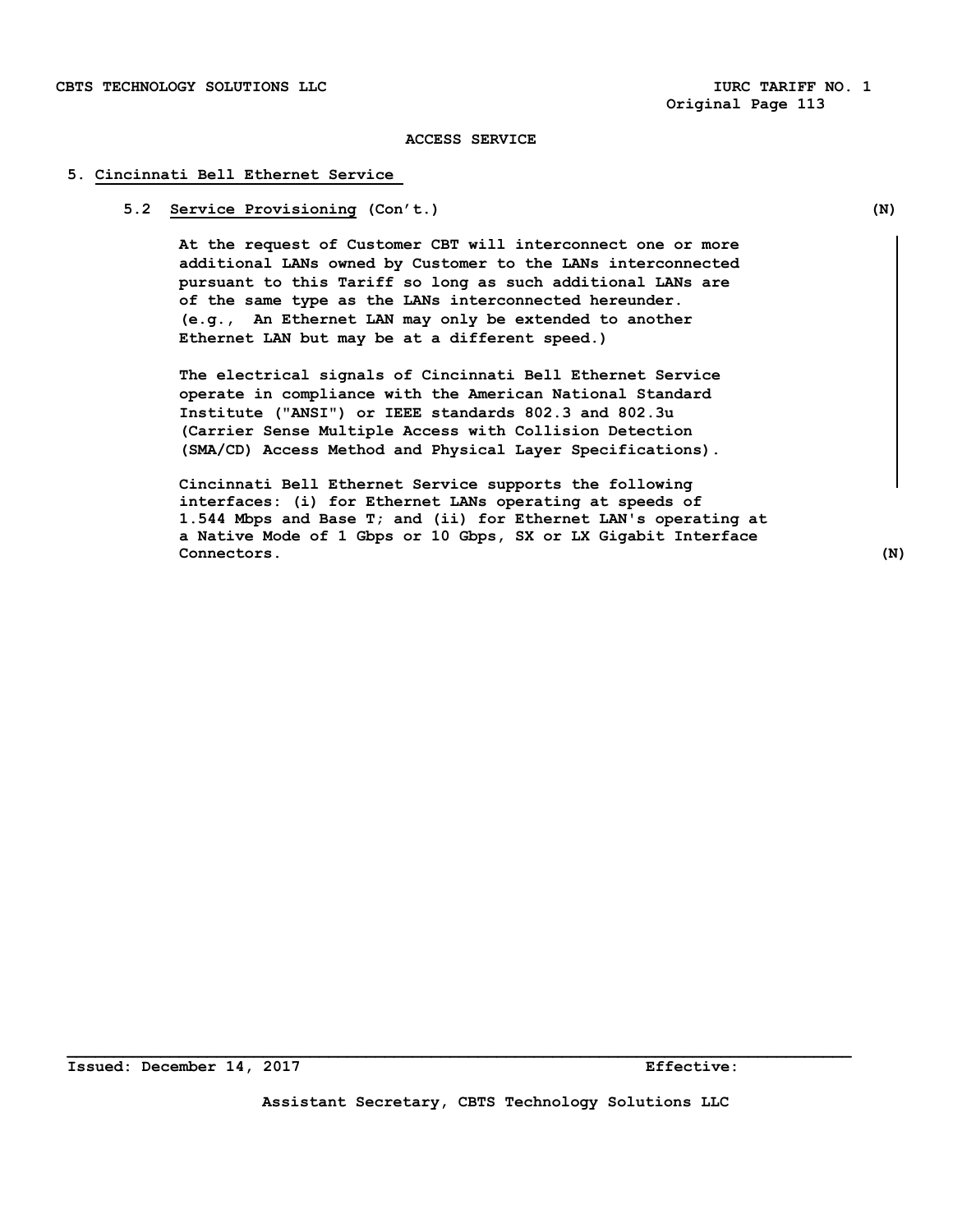ACCESS SERVICE

5. Cincinnati Bell Ethernet Service

5.2 Service Provisioning (Con't.) (N)

At the request of Customer CBT will interconnect one or more additional LANs owned by Customer to the LANs interconnected pursuant to this Tariff so long as such additional LANs are of the same type as the LANs interconnected hereunder. (e.g., An Ethernet LAN may only be extended to another Ethernet LAN but may be at a different speed.)

The electrical signals of Cincinnati Bell Ethernet Service operate in compliance with the American National Standard Institute ("ANSI") or IEEE standards 802.3 and 802.3u (Carrier Sense Multiple Access with Collision Detection (SMA/CD) Access Method and Physical Layer Specifications).

Cincinnati Bell Ethernet Service supports the following interfaces: (i) for Ethernet LANs operating at speeds of 1.544 Mbps and Base T; and (ii) for Ethernet LAN's operating at a Native Mode of 1 Gbps or 10 Gbps, SX or LX Gigabit Interface Connectors. (N)

Issued: December 14, 2017 Effective:

Assistant Secretary, CBTS Technology Solutions LLC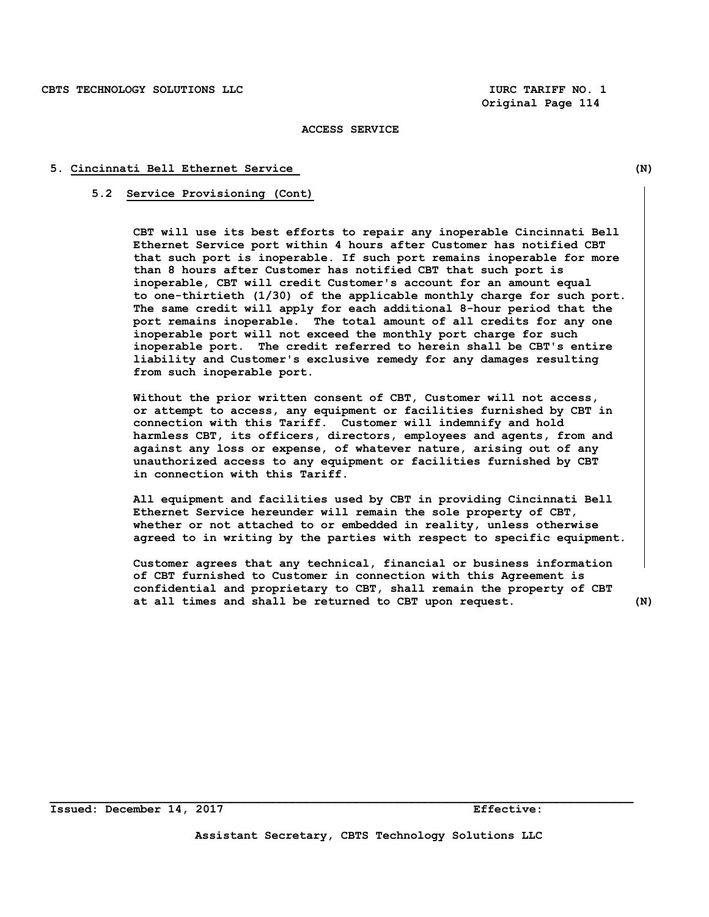ACCESS SERVICE

## 5. Cincinnati Bell Ethernet Service (N)

### 5.2 Service Provisioning (Cont)

CBT will use its best efforts to repair any inoperable Cincinnati Bell Ethernet Service port within 4 hours after Customer has notified CBT that such port is inoperable. If such port remains inoperable for more than 8 hours after Customer has notified CBT that such port is inoperable, CBT will credit Customer's account for an amount equal to one-thirtieth (1/30) of the applicable monthly charge for such port. The same credit will apply for each additional 8-hour period that the port remains inoperable. The total amount of all credits for any one inoperable port will not exceed the monthly port charge for such inoperable port. The credit referred to herein shall be CBT's entire liability and Customer's exclusive remedy for any damages resulting from such inoperable port.

Without the prior written consent of CBT, Customer will not access, or attempt to access, any equipment or facilities furnished by CBT in connection with this Tariff. Customer will indemnify and hold harmless CBT, its officers, directors, employees and agents, from and against any loss or expense, of whatever nature, arising out of any unauthorized access to any equipment or facilities furnished by CBT in connection with this Tariff.

All equipment and facilities used by CBT in providing Cincinnati Bell Ethernet Service hereunder will remain the sole property of CBT, whether or not attached to or embedded in reality, unless otherwise agreed to in writing by the parties with respect to specific equipment.

Customer agrees that any technical, financial or business information of CBT furnished to Customer in connection with this Agreement is confidential and proprietary to CBT, shall remain the property of CBT at all times and shall be returned to CBT upon request. (N)

Issued: December 14, 2017 Effective:

Assistant Secretary, CBTS Technology Solutions LLC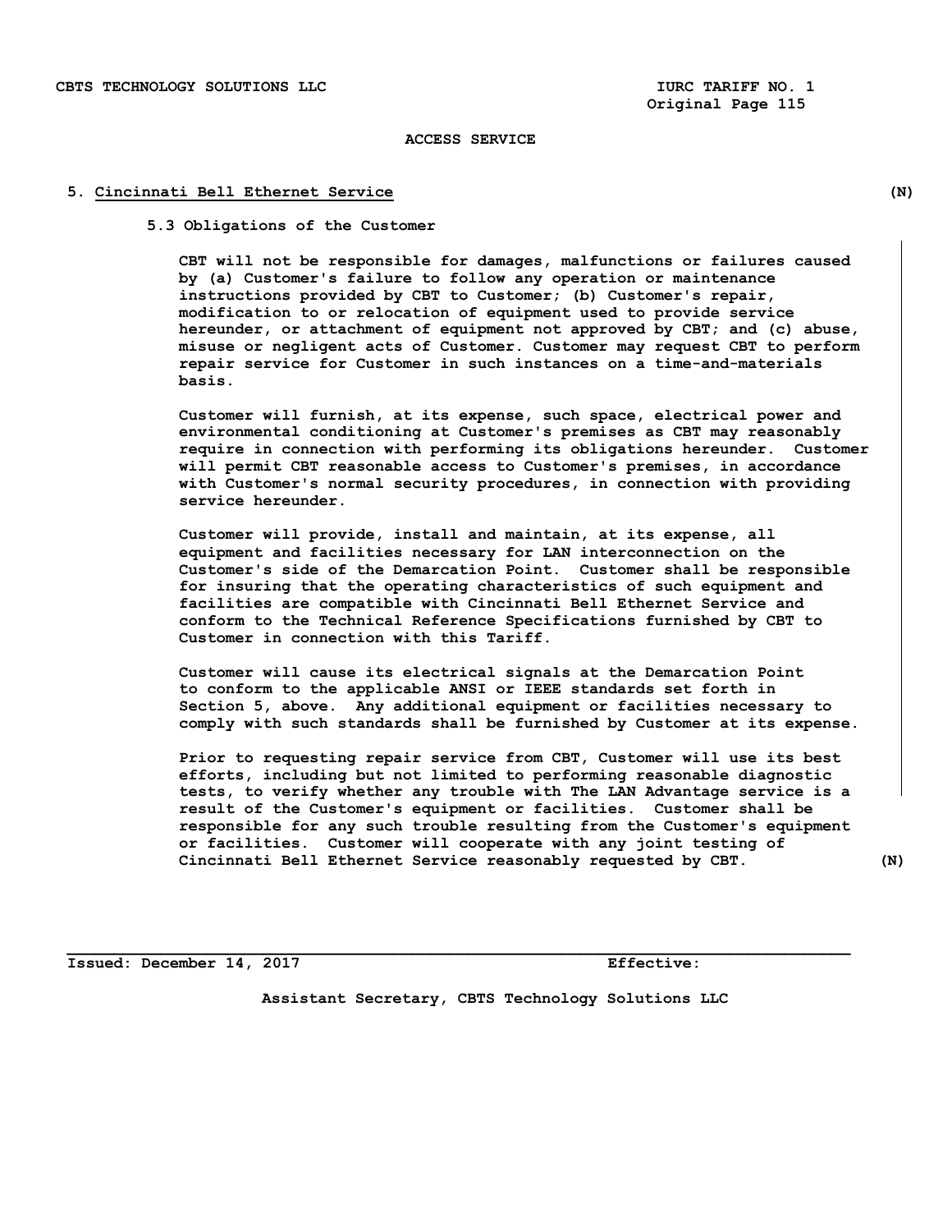ACCESS SERVICE

## 5. Cincinnati Bell Ethernet Service (N)

### 5.3 Obligations of the Customer

CBT will not be responsible for damages, malfunctions or failures caused by (a) Customer's failure to follow any operation or maintenance instructions provided by CBT to Customer; (b) Customer's repair, modification to or relocation of equipment used to provide service hereunder, or attachment of equipment not approved by CBT; and (c) abuse, misuse or negligent acts of Customer. Customer may request CBT to perform repair service for Customer in such instances on a time-and-materials basis.

Customer will furnish, at its expense, such space, electrical power and environmental conditioning at Customer's premises as CBT may reasonably require in connection with performing its obligations hereunder. Customer will permit CBT reasonable access to Customer's premises, in accordance with Customer's normal security procedures, in connection with providing service hereunder.

Customer will provide, install and maintain, at its expense, all equipment and facilities necessary for LAN interconnection on the Customer's side of the Demarcation Point. Customer shall be responsible for insuring that the operating characteristics of such equipment and facilities are compatible with Cincinnati Bell Ethernet Service and conform to the Technical Reference Specifications furnished by CBT to Customer in connection with this Tariff.

Customer will cause its electrical signals at the Demarcation Point to conform to the applicable ANSI or IEEE standards set forth in Section 5, above. Any additional equipment or facilities necessary to comply with such standards shall be furnished by Customer at its expense.

Prior to requesting repair service from CBT, Customer will use its best efforts, including but not limited to performing reasonable diagnostic tests, to verify whether any trouble with The LAN Advantage service is a result of the Customer's equipment or facilities. Customer shall be responsible for any such trouble resulting from the Customer's equipment or facilities. Customer will cooperate with any joint testing of Cincinnati Bell Ethernet Service reasonably requested by CBT. (N)

Issued: December 14, 2017 Effective:

Assistant Secretary, CBTS Technology Solutions LLC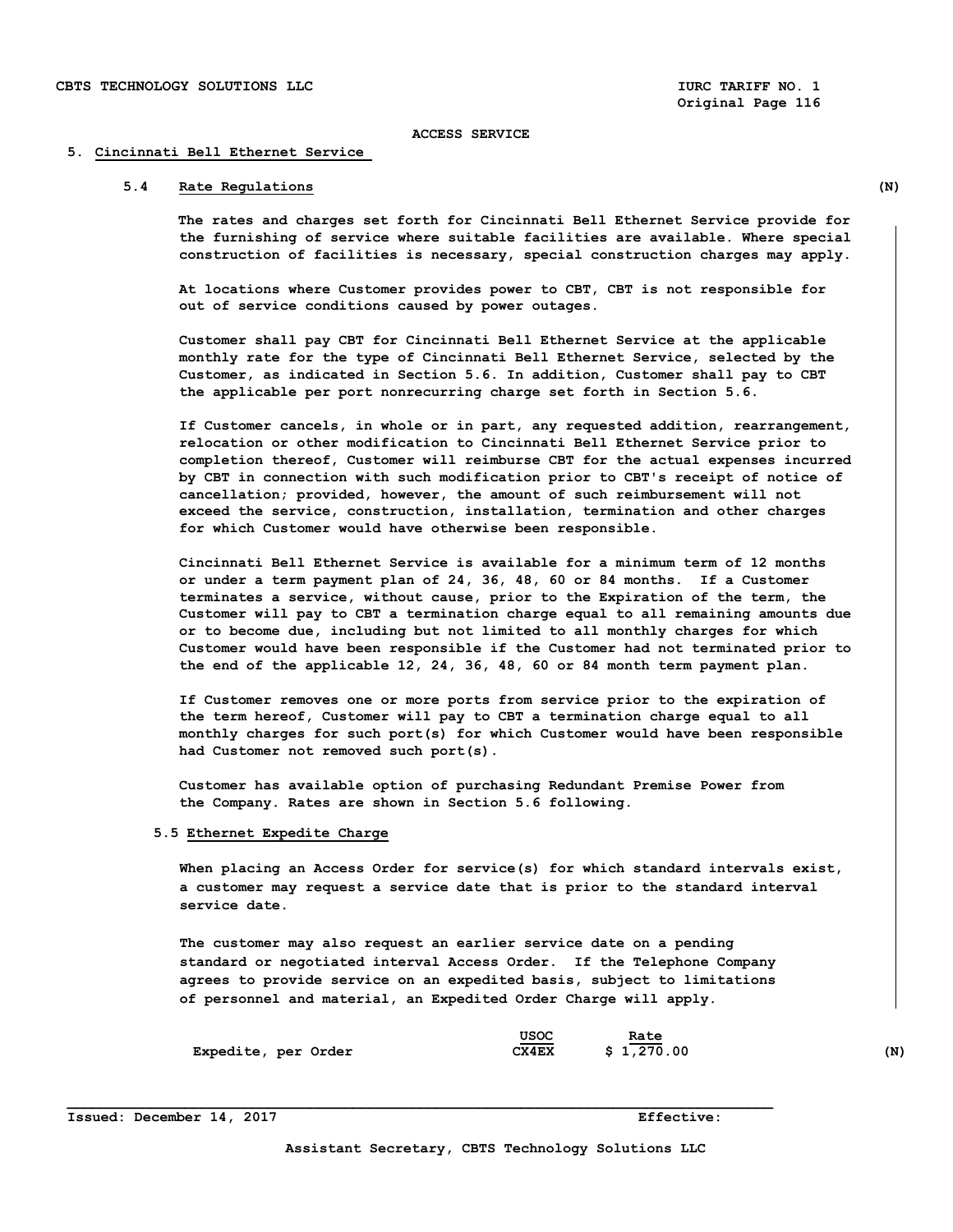**ACCESS SERVICE**

## 5. Cincinnati Bell Ethernet Service

### 5.4 Rate Regulations (N)

The rates and charges set forth for Cincinnati Bell Ethernet Service provide for the furnishing of service where suitable facilities are available. Where special construction of facilities is necessary, special construction charges may apply.

At locations where Customer provides power to CBT, CBT is not responsible for out of service conditions caused by power outages.

Customer shall pay CBT for Cincinnati Bell Ethernet Service at the applicable monthly rate for the type of Cincinnati Bell Ethernet Service, selected by the Customer, as indicated in Section 5.6. In addition, Customer shall pay to CBT the applicable per port nonrecurring charge set forth in Section 5.6.

If Customer cancels, in whole or in part, any requested addition, rearrangement, relocation or other modification to Cincinnati Bell Ethernet Service prior to completion thereof, Customer will reimburse CBT for the actual expenses incurred by CBT in connection with such modification prior to CBT's receipt of notice of cancellation; provided, however, the amount of such reimbursement will not exceed the service, construction, installation, termination and other charges for which Customer would have otherwise been responsible.

Cincinnati Bell Ethernet Service is available for a minimum term of 12 months or under a term payment plan of 24, 36, 48, 60 or 84 months. If a Customer terminates a service, without cause, prior to the Expiration of the term, the Customer will pay to CBT a termination charge equal to all remaining amounts due or to become due, including but not limited to all monthly charges for which Customer would have been responsible if the Customer had not terminated prior to the end of the applicable 12, 24, 36, 48, 60 or 84 month term payment plan.

If Customer removes one or more ports from service prior to the expiration of the term hereof, Customer will pay to CBT a termination charge equal to all monthly charges for such port(s) for which Customer would have been responsible had Customer not removed such port(s).

Customer has available option of purchasing Redundant Premise Power from the Company. Rates are shown in Section 5.6 following.

### 5.5 Ethernet Expedite Charge

When placing an Access Order for service(s) for which standard intervals exist, a customer may request a service date that is prior to the standard interval service date.

The customer may also request an earlier service date on a pending standard or negotiated interval Access Order. If the Telephone Company agrees to provide service on an expedited basis, subject to limitations of personnel and material, an Expedited Order Charge will apply.

| | USOC | Rate | |
|---|---|---|---|
| Expedite, per Order | CX4EX | $ 1,270.00 | (N) |

Issued: December 14, 2017 Effective:

Assistant Secretary, CBTS Technology Solutions LLC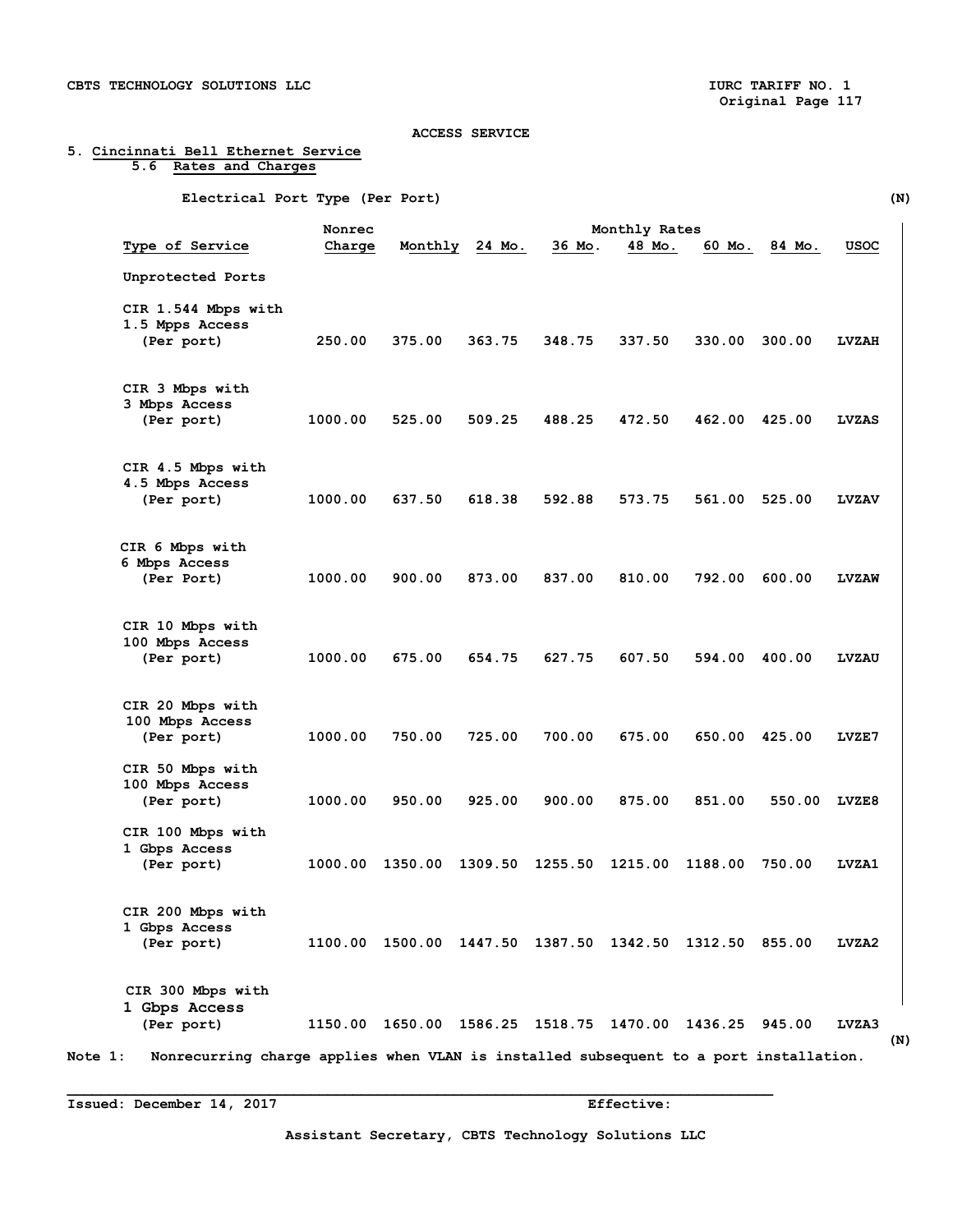CBTS TECHNOLOGY SOLUTIONS LLC

IURC TARIFF NO. 1
Original Page 117

ACCESS SERVICE

5. Cincinnati Bell Ethernet Service
   5.6 Rates and Charges

**Electrical Port Type (Per Port)** (N)

| Type of Service | Nonrec Charge | Monthly | 24 Mo. | 36 Mo. | 48 Mo. | 60 Mo. | 84 Mo. | USOC |
|---|---|---|---|---|---|---|---|---|
| | | Monthly Rates | | | | | | |
| Unprotected Ports | | | | | | | | |
| CIR 1.544 Mbps with 1.5 Mpps Access (Per port) | 250.00 | 375.00 | 363.75 | 348.75 | 337.50 | 330.00 | 300.00 | LVZAH |
| CIR 3 Mbps with 3 Mbps Access (Per port) | 1000.00 | 525.00 | 509.25 | 488.25 | 472.50 | 462.00 | 425.00 | LVZAS |
| CIR 4.5 Mbps with 4.5 Mbps Access (Per port) | 1000.00 | 637.50 | 618.38 | 592.88 | 573.75 | 561.00 | 525.00 | LVZAV |
| CIR 6 Mbps with 6 Mbps Access (Per Port) | 1000.00 | 900.00 | 873.00 | 837.00 | 810.00 | 792.00 | 600.00 | LVZAW |
| CIR 10 Mbps with 100 Mbps Access (Per port) | 1000.00 | 675.00 | 654.75 | 627.75 | 607.50 | 594.00 | 400.00 | LVZAU |
| CIR 20 Mbps with 100 Mbps Access (Per port) | 1000.00 | 750.00 | 725.00 | 700.00 | 675.00 | 650.00 | 425.00 | LVZE7 |
| CIR 50 Mbps with 100 Mbps Access (Per port) | 1000.00 | 950.00 | 925.00 | 900.00 | 875.00 | 851.00 | 550.00 | LVZE8 |
| CIR 100 Mbps with 1 Gbps Access (Per port) | 1000.00 | 1350.00 | 1309.50 | 1255.50 | 1215.00 | 1188.00 | 750.00 | LVZA1 |
| CIR 200 Mbps with 1 Gbps Access (Per port) | 1100.00 | 1500.00 | 1447.50 | 1387.50 | 1342.50 | 1312.50 | 855.00 | LVZA2 |
| CIR 300 Mbps with 1 Gbps Access (Per port) | 1150.00 | 1650.00 | 1586.25 | 1518.75 | 1470.00 | 1436.25 | 945.00 | LVZA3 |

(N)

Note 1: Nonrecurring charge applies when VLAN is installed subsequent to a port installation.

Issued: December 14, 2017 Effective:

Assistant Secretary, CBTS Technology Solutions LLC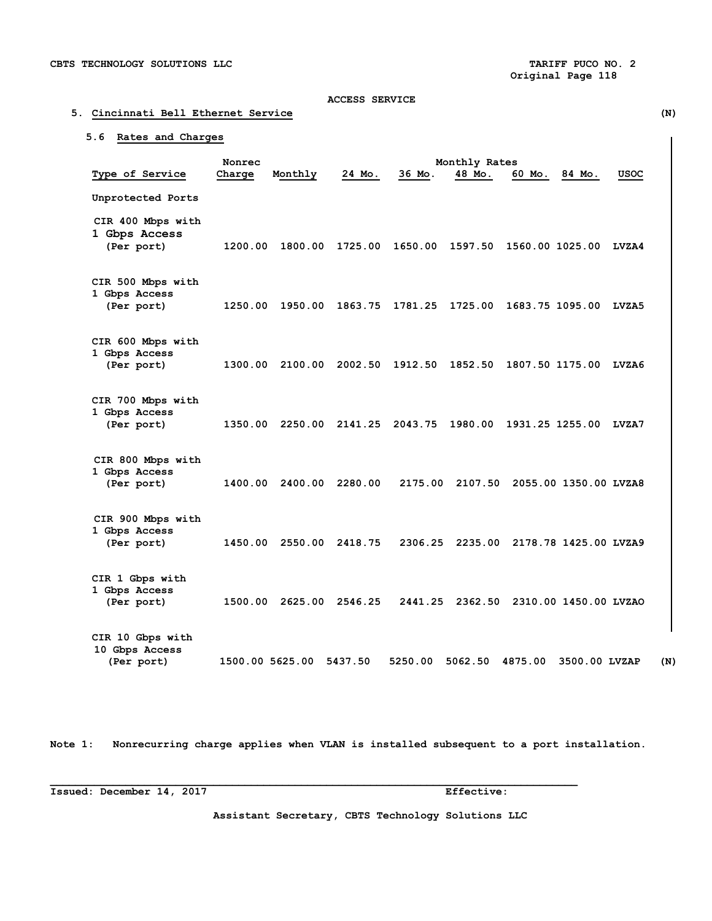ACCESS SERVICE

## 5. Cincinnati Bell Ethernet Service (N)

### 5.6 Rates and Charges

| Type of Service | Nonrec Charge | Monthly | 24 Mo. | 36 Mo. | 48 Mo. | 60 Mo. | 84 Mo. | USOC |
|---|---|---|---|---|---|---|---|---|
| | | | Monthly Rates | | | | | |
| Unprotected Ports | | | | | | | | |
| CIR 400 Mbps with 1 Gbps Access (Per port) | 1200.00 | 1800.00 | 1725.00 | 1650.00 | 1597.50 | 1560.00 | 1025.00 | LVZA4 |
| CIR 500 Mbps with 1 Gbps Access (Per port) | 1250.00 | 1950.00 | 1863.75 | 1781.25 | 1725.00 | 1683.75 | 1095.00 | LVZA5 |
| CIR 600 Mbps with 1 Gbps Access (Per port) | 1300.00 | 2100.00 | 2002.50 | 1912.50 | 1852.50 | 1807.50 | 1175.00 | LVZA6 |
| CIR 700 Mbps with 1 Gbps Access (Per port) | 1350.00 | 2250.00 | 2141.25 | 2043.75 | 1980.00 | 1931.25 | 1255.00 | LVZA7 |
| CIR 800 Mbps with 1 Gbps Access (Per port) | 1400.00 | 2400.00 | 2280.00 | 2175.00 | 2107.50 | 2055.00 | 1350.00 | LVZA8 |
| CIR 900 Mbps with 1 Gbps Access (Per port) | 1450.00 | 2550.00 | 2418.75 | 2306.25 | 2235.00 | 2178.78 | 1425.00 | LVZA9 |
| CIR 1 Gbps with 1 Gbps Access (Per port) | 1500.00 | 2625.00 | 2546.25 | 2441.25 | 2362.50 | 2310.00 | 1450.00 | LVZAO |
| CIR 10 Gbps with 10 Gbps Access (Per port) | 1500.00 | 5625.00 | 5437.50 | 5250.00 | 5062.50 | 4875.00 | 3500.00 | LVZAP |

(N)

Note 1: Nonrecurring charge applies when VLAN is installed subsequent to a port installation.

Issued: December 14, 2017 Effective:

Assistant Secretary, CBTS Technology Solutions LLC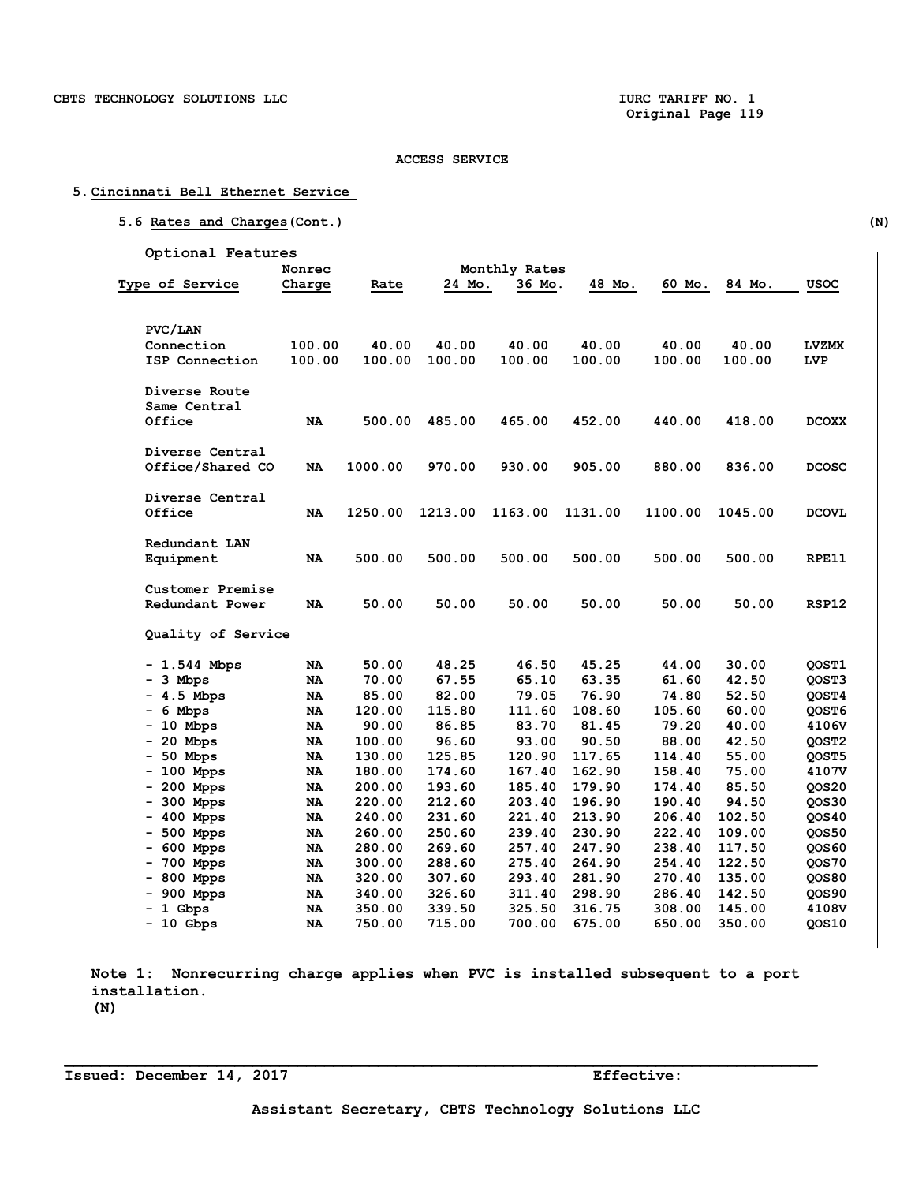ACCESS SERVICE

## 5. Cincinnati Bell Ethernet Service

### 5.6 Rates and Charges (Cont.) (N)

**Optional Features**

| Type of Service | Nonrec Charge | Rate | 24 Mo. | 36 Mo. | 48 Mo. | 60 Mo. | 84 Mo. | USOC |
|---|---|---|---|---|---|---|---|---|
| | | Monthly Rates | | | | | | |
| **PVC/LAN** | | | | | | | | |
| Connection | 100.00 | 40.00 | 40.00 | 40.00 | 40.00 | 40.00 | 40.00 | LVZMX |
| ISP Connection | 100.00 | 100.00 | 100.00 | 100.00 | 100.00 | 100.00 | 100.00 | LVP |
| Diverse Route Same Central Office | NA | 500.00 | 485.00 | 465.00 | 452.00 | 440.00 | 418.00 | DCOXX |
| Diverse Central Office/Shared CO | NA | 1000.00 | 970.00 | 930.00 | 905.00 | 880.00 | 836.00 | DCOSC |
| Diverse Central Office | NA | 1250.00 | 1213.00 | 1163.00 | 1131.00 | 1100.00 | 1045.00 | DCOVL |
| Redundant LAN Equipment | NA | 500.00 | 500.00 | 500.00 | 500.00 | 500.00 | 500.00 | RPE11 |
| Customer Premise Redundant Power | NA | 50.00 | 50.00 | 50.00 | 50.00 | 50.00 | 50.00 | RSP12 |
| Quality of Service | | | | | | | | |
| - 1.544 Mbps | NA | 50.00 | 48.25 | 46.50 | 45.25 | 44.00 | 30.00 | QOST1 |
| - 3 Mbps | NA | 70.00 | 67.55 | 65.10 | 63.35 | 61.60 | 42.50 | QOST3 |
| - 4.5 Mbps | NA | 85.00 | 82.00 | 79.05 | 76.90 | 74.80 | 52.50 | QOST4 |
| - 6 Mbps | NA | 120.00 | 115.80 | 111.60 | 108.60 | 105.60 | 60.00 | QOST6 |
| - 10 Mbps | NA | 90.00 | 86.85 | 83.70 | 81.45 | 79.20 | 40.00 | 4106V |
| - 20 Mbps | NA | 100.00 | 96.60 | 93.00 | 90.50 | 88.00 | 42.50 | QOST2 |
| - 50 Mbps | NA | 130.00 | 125.85 | 120.90 | 117.65 | 114.40 | 55.00 | QOST5 |
| - 100 Mpps | NA | 180.00 | 174.60 | 167.40 | 162.90 | 158.40 | 75.00 | 4107V |
| - 200 Mpps | NA | 200.00 | 193.60 | 185.40 | 179.90 | 174.40 | 85.50 | QOS20 |
| - 300 Mpps | NA | 220.00 | 212.60 | 203.40 | 196.90 | 190.40 | 94.50 | QOS30 |
| - 400 Mpps | NA | 240.00 | 231.60 | 221.40 | 213.90 | 206.40 | 102.50 | QOS40 |
| - 500 Mpps | NA | 260.00 | 250.60 | 239.40 | 230.90 | 222.40 | 109.00 | QOS50 |
| - 600 Mpps | NA | 280.00 | 269.60 | 257.40 | 247.90 | 238.40 | 117.50 | QOS60 |
| - 700 Mpps | NA | 300.00 | 288.60 | 275.40 | 264.90 | 254.40 | 122.50 | QOS70 |
| - 800 Mpps | NA | 320.00 | 307.60 | 293.40 | 281.90 | 270.40 | 135.00 | QOS80 |
| - 900 Mpps | NA | 340.00 | 326.60 | 311.40 | 298.90 | 286.40 | 142.50 | QOS90 |
| - 1 Gbps | NA | 350.00 | 339.50 | 325.50 | 316.75 | 308.00 | 145.00 | 4108V |
| - 10 Gbps | NA | 750.00 | 715.00 | 700.00 | 675.00 | 650.00 | 350.00 | QOS10 |

Note 1: Nonrecurring charge applies when PVC is installed subsequent to a port installation.
(N)

Issued: December 14, 2017 Effective:

Assistant Secretary, CBTS Technology Solutions LLC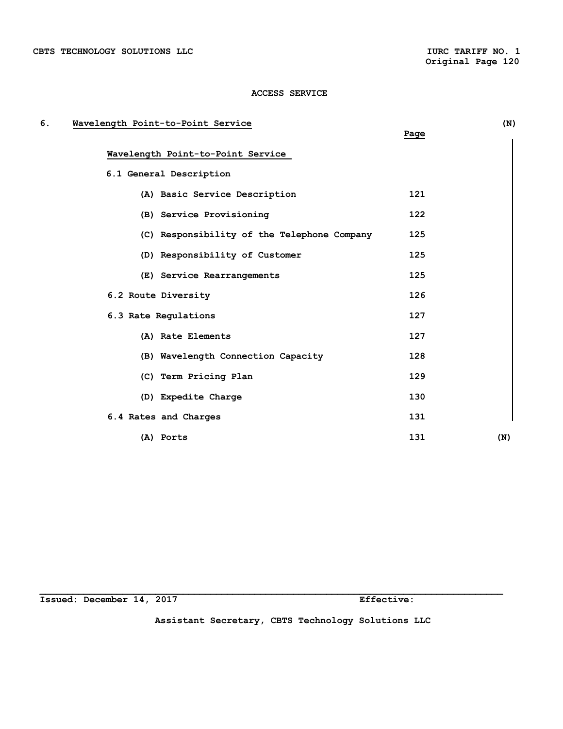ACCESS SERVICE

## 6. Wavelength Point-to-Point Service (N)

| | Page |
|---|---|
| **Wavelength Point-to-Point Service** | |
| 6.1 General Description | |
| (A) Basic Service Description | 121 |
| (B) Service Provisioning | 122 |
| (C) Responsibility of the Telephone Company | 125 |
| (D) Responsibility of Customer | 125 |
| (E) Service Rearrangements | 125 |
| 6.2 Route Diversity | 126 |
| 6.3 Rate Regulations | 127 |
| (A) Rate Elements | 127 |
| (B) Wavelength Connection Capacity | 128 |
| (C) Term Pricing Plan | 129 |
| (D) Expedite Charge | 130 |
| 6.4 Rates and Charges | 131 |
| (A) Ports | 131 |

(N)

Issued: December 14, 2017 Effective:

Assistant Secretary, CBTS Technology Solutions LLC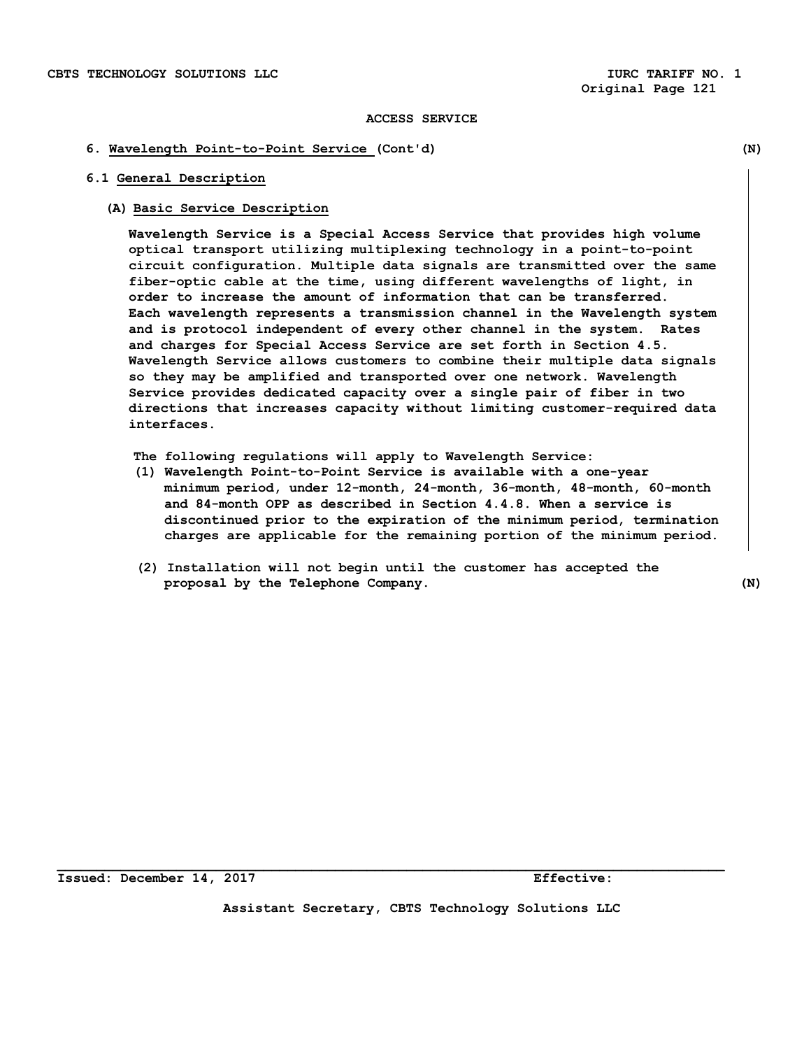ACCESS SERVICE

## 6. Wavelength Point-to-Point Service (Cont'd) (N)

### 6.1 General Description

#### (A) Basic Service Description

Wavelength Service is a Special Access Service that provides high volume optical transport utilizing multiplexing technology in a point-to-point circuit configuration. Multiple data signals are transmitted over the same fiber-optic cable at the time, using different wavelengths of light, in order to increase the amount of information that can be transferred. Each wavelength represents a transmission channel in the Wavelength system and is protocol independent of every other channel in the system. Rates and charges for Special Access Service are set forth in Section 4.5. Wavelength Service allows customers to combine their multiple data signals so they may be amplified and transported over one network. Wavelength Service provides dedicated capacity over a single pair of fiber in two directions that increases capacity without limiting customer-required data interfaces.

The following regulations will apply to Wavelength Service:

(1) Wavelength Point-to-Point Service is available with a one-year minimum period, under 12-month, 24-month, 36-month, 48-month, 60-month and 84-month OPP as described in Section 4.4.8. When a service is discontinued prior to the expiration of the minimum period, termination charges are applicable for the remaining portion of the minimum period.

(2) Installation will not begin until the customer has accepted the proposal by the Telephone Company. (N)

Issued: December 14, 2017 Effective:

Assistant Secretary, CBTS Technology Solutions LLC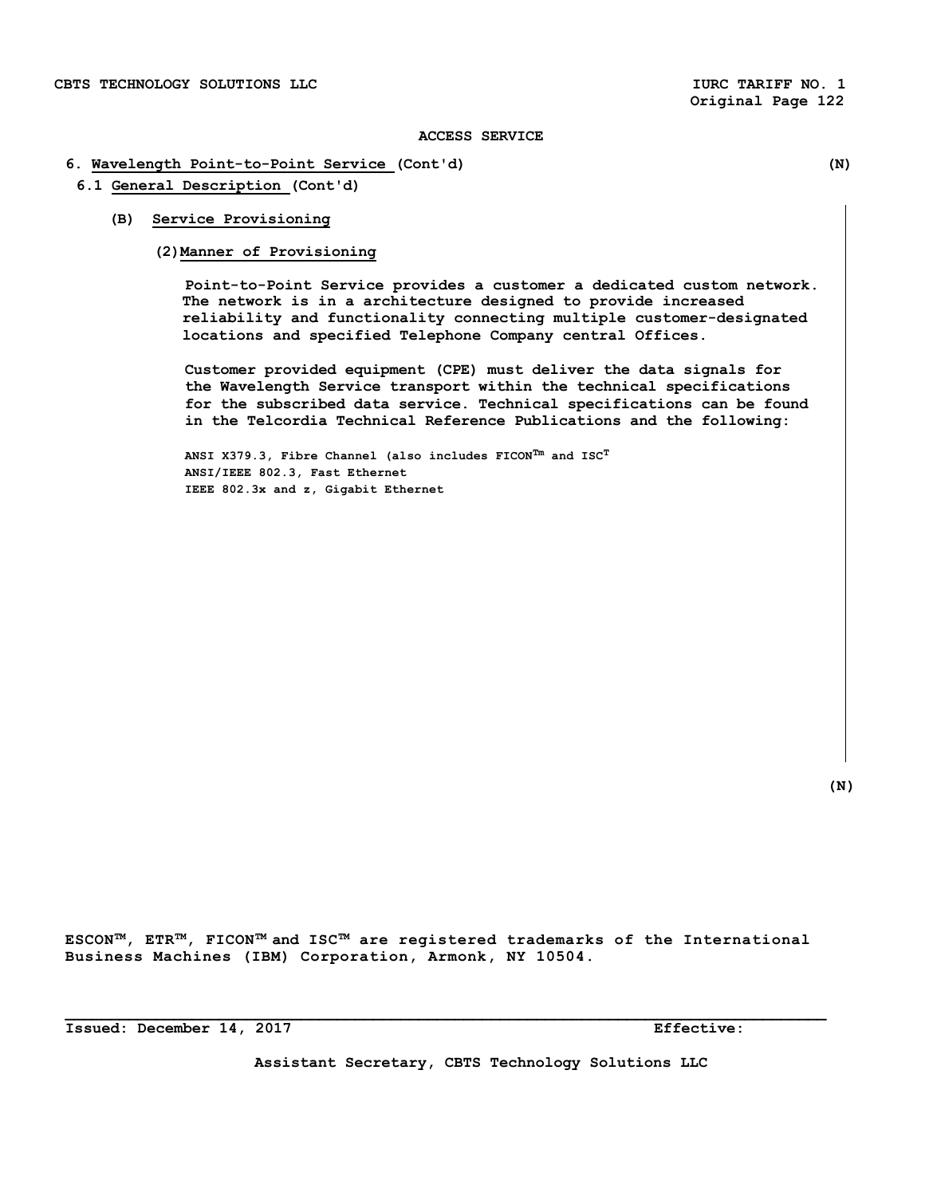ACCESS SERVICE

**6. Wavelength Point-to-Point Service (Cont'd)** (N)

**6.1 General Description (Cont'd)**

**(B) Service Provisioning**

**(2) Manner of Provisioning**

Point-to-Point Service provides a customer a dedicated custom network. The network is in a architecture designed to provide increased reliability and functionality connecting multiple customer-designated locations and specified Telephone Company central Offices.

Customer provided equipment (CPE) must deliver the data signals for the Wavelength Service transport within the technical specifications for the subscribed data service. Technical specifications can be found in the Telcordia Technical Reference Publications and the following:

ANSI X379.3, Fibre Channel (also includes FICON™ and ISC™
ANSI/IEEE 802.3, Fast Ethernet
IEEE 802.3x and z, Gigabit Ethernet

(N)

ESCON™, ETR™, FICON™ and ISC™ are registered trademarks of the International Business Machines (IBM) Corporation, Armonk, NY 10504.

Issued: December 14, 2017 Effective:

Assistant Secretary, CBTS Technology Solutions LLC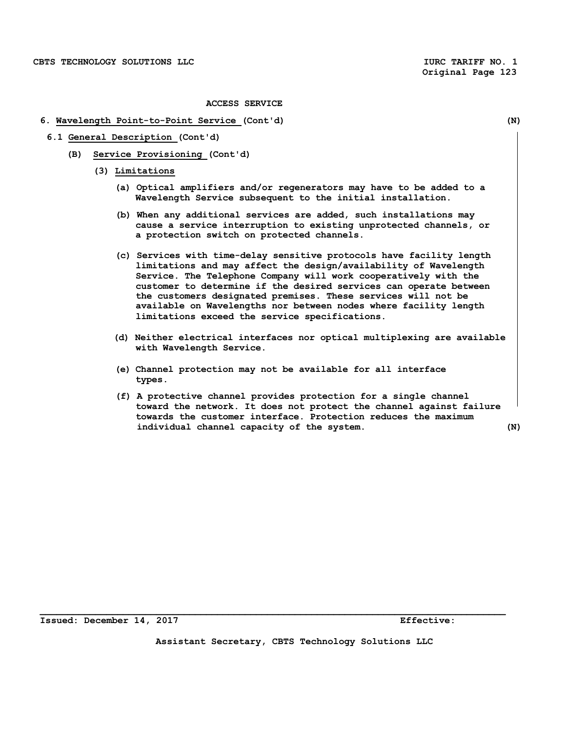**ACCESS SERVICE**

**6. Wavelength Point-to-Point Service (Cont'd)** **(N)**

**6.1 General Description (Cont'd)**

**(B) Service Provisioning (Cont'd)**

**(3) Limitations**

**(a)** Optical amplifiers and/or regenerators may have to be added to a Wavelength Service subsequent to the initial installation.

**(b)** When any additional services are added, such installations may cause a service interruption to existing unprotected channels, or a protection switch on protected channels.

**(c)** Services with time-delay sensitive protocols have facility length limitations and may affect the design/availability of Wavelength Service. The Telephone Company will work cooperatively with the customer to determine if the desired services can operate between the customers designated premises. These services will not be available on Wavelengths nor between nodes where facility length limitations exceed the service specifications.

**(d)** Neither electrical interfaces nor optical multiplexing are available with Wavelength Service.

**(e)** Channel protection may not be available for all interface types.

**(f)** A protective channel provides protection for a single channel toward the network. It does not protect the channel against failure towards the customer interface. Protection reduces the maximum individual channel capacity of the system. **(N)**

Issued: December 14, 2017 Effective:

Assistant Secretary, CBTS Technology Solutions LLC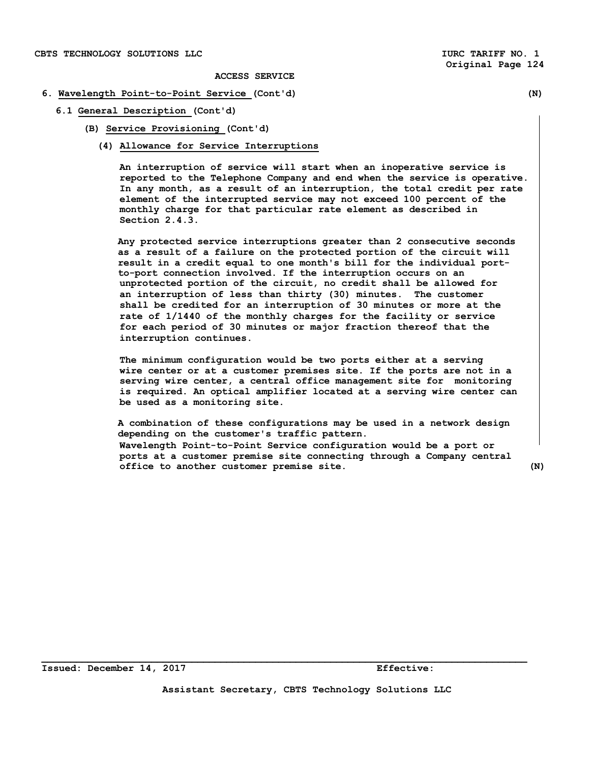ACCESS SERVICE

## 6. Wavelength Point-to-Point Service (Cont'd) (N)

### 6.1 General Description (Cont'd)

#### (B) Service Provisioning (Cont'd)

##### (4) Allowance for Service Interruptions

An interruption of service will start when an inoperative service is reported to the Telephone Company and end when the service is operative. In any month, as a result of an interruption, the total credit per rate element of the interrupted service may not exceed 100 percent of the monthly charge for that particular rate element as described in Section 2.4.3.

Any protected service interruptions greater than 2 consecutive seconds as a result of a failure on the protected portion of the circuit will result in a credit equal to one month's bill for the individual port-to-port connection involved. If the interruption occurs on an unprotected portion of the circuit, no credit shall be allowed for an interruption of less than thirty (30) minutes. The customer shall be credited for an interruption of 30 minutes or more at the rate of 1/1440 of the monthly charges for the facility or service for each period of 30 minutes or major fraction thereof that the interruption continues.

The minimum configuration would be two ports either at a serving wire center or at a customer premises site. If the ports are not in a serving wire center, a central office management site for monitoring is required. An optical amplifier located at a serving wire center can be used as a monitoring site.

A combination of these configurations may be used in a network design depending on the customer's traffic pattern.
Wavelength Point-to-Point Service configuration would be a port or ports at a customer premise site connecting through a Company central office to another customer premise site. (N)

Issued: December 14, 2017 Effective:

Assistant Secretary, CBTS Technology Solutions LLC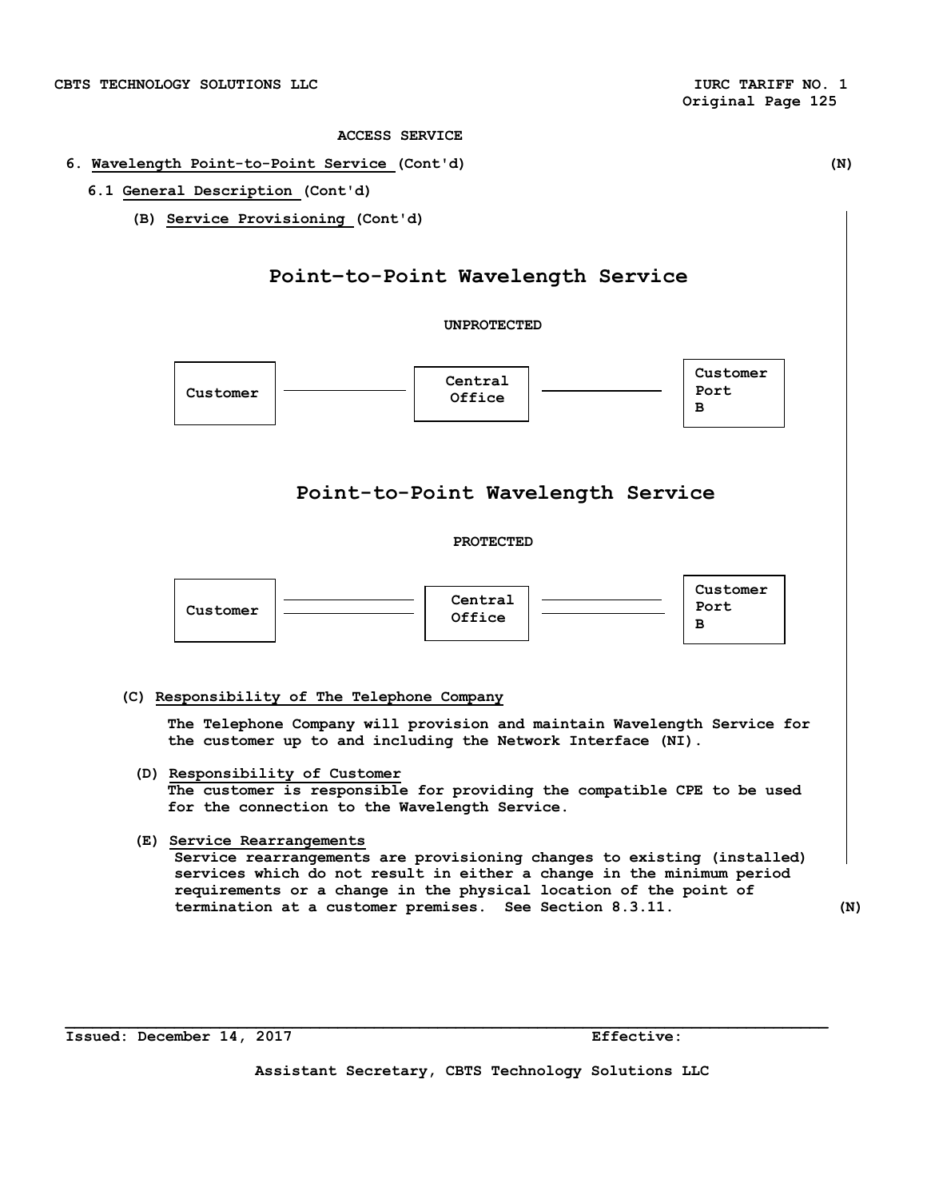ACCESS SERVICE

6. Wavelength Point-to-Point Service (Cont'd) (N)

6.1 General Description (Cont'd)

(B) Service Provisioning (Cont'd)

## Point-to-Point Wavelength Service

**UNPROTECTED**

Customer ——— Central Office ——— Customer Port B

## Point-to-Point Wavelength Service

**PROTECTED**

Customer ═══ Central Office ═══ Customer Port B

(C) Responsibility of The Telephone Company

The Telephone Company will provision and maintain Wavelength Service for the customer up to and including the Network Interface (NI).

(D) Responsibility of Customer

The customer is responsible for providing the compatible CPE to be used for the connection to the Wavelength Service.

(E) Service Rearrangements

Service rearrangements are provisioning changes to existing (installed) services which do not result in either a change in the minimum period requirements or a change in the physical location of the point of termination at a customer premises. See Section 8.3.11. (N)

Issued: December 14, 2017 Effective:

Assistant Secretary, CBTS Technology Solutions LLC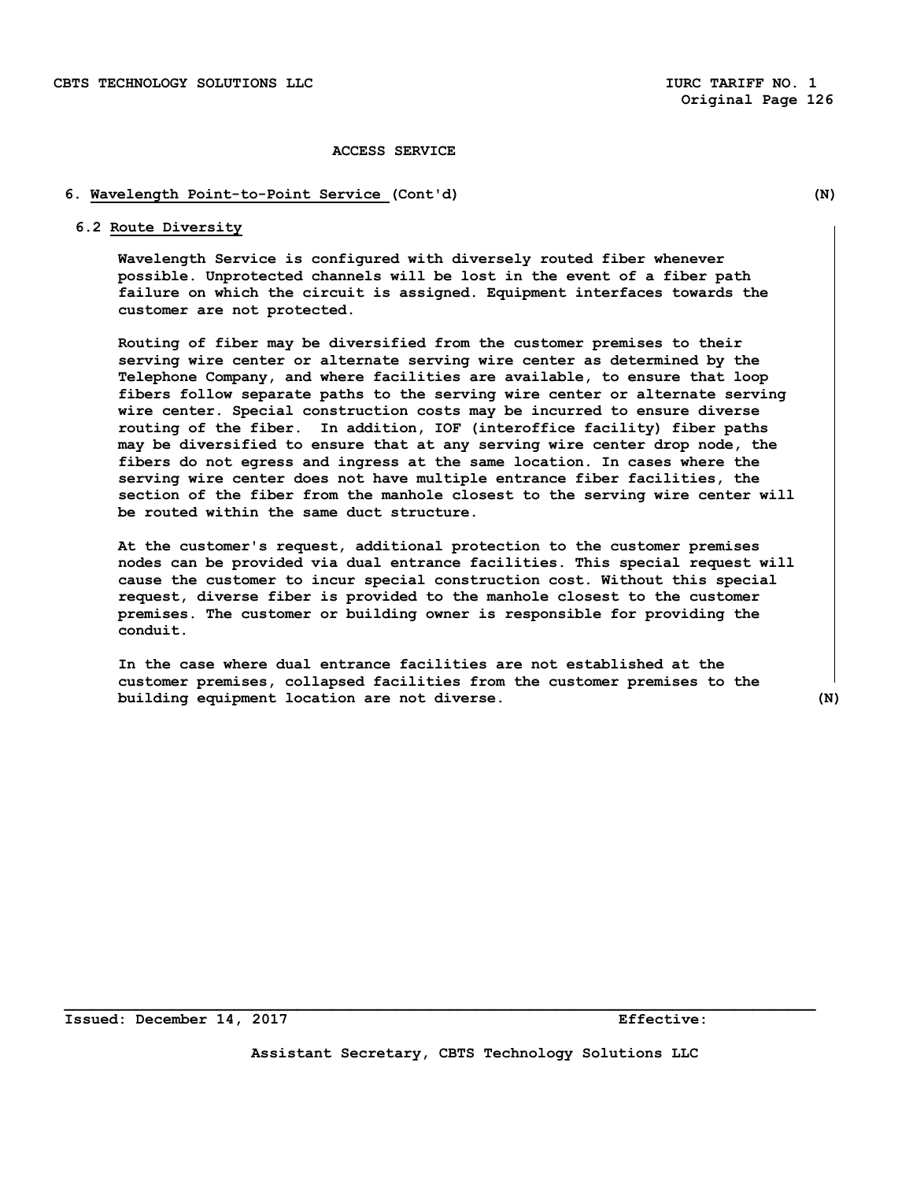ACCESS SERVICE

## 6. Wavelength Point-to-Point Service (Cont'd) (N)

### 6.2 Route Diversity

Wavelength Service is configured with diversely routed fiber whenever possible. Unprotected channels will be lost in the event of a fiber path failure on which the circuit is assigned. Equipment interfaces towards the customer are not protected.

Routing of fiber may be diversified from the customer premises to their serving wire center or alternate serving wire center as determined by the Telephone Company, and where facilities are available, to ensure that loop fibers follow separate paths to the serving wire center or alternate serving wire center. Special construction costs may be incurred to ensure diverse routing of the fiber. In addition, IOF (interoffice facility) fiber paths may be diversified to ensure that at any serving wire center drop node, the fibers do not egress and ingress at the same location. In cases where the serving wire center does not have multiple entrance fiber facilities, the section of the fiber from the manhole closest to the serving wire center will be routed within the same duct structure.

At the customer's request, additional protection to the customer premises nodes can be provided via dual entrance facilities. This special request will cause the customer to incur special construction cost. Without this special request, diverse fiber is provided to the manhole closest to the customer premises. The customer or building owner is responsible for providing the conduit.

In the case where dual entrance facilities are not established at the customer premises, collapsed facilities from the customer premises to the building equipment location are not diverse. (N)

Issued: December 14, 2017 Effective:

Assistant Secretary, CBTS Technology Solutions LLC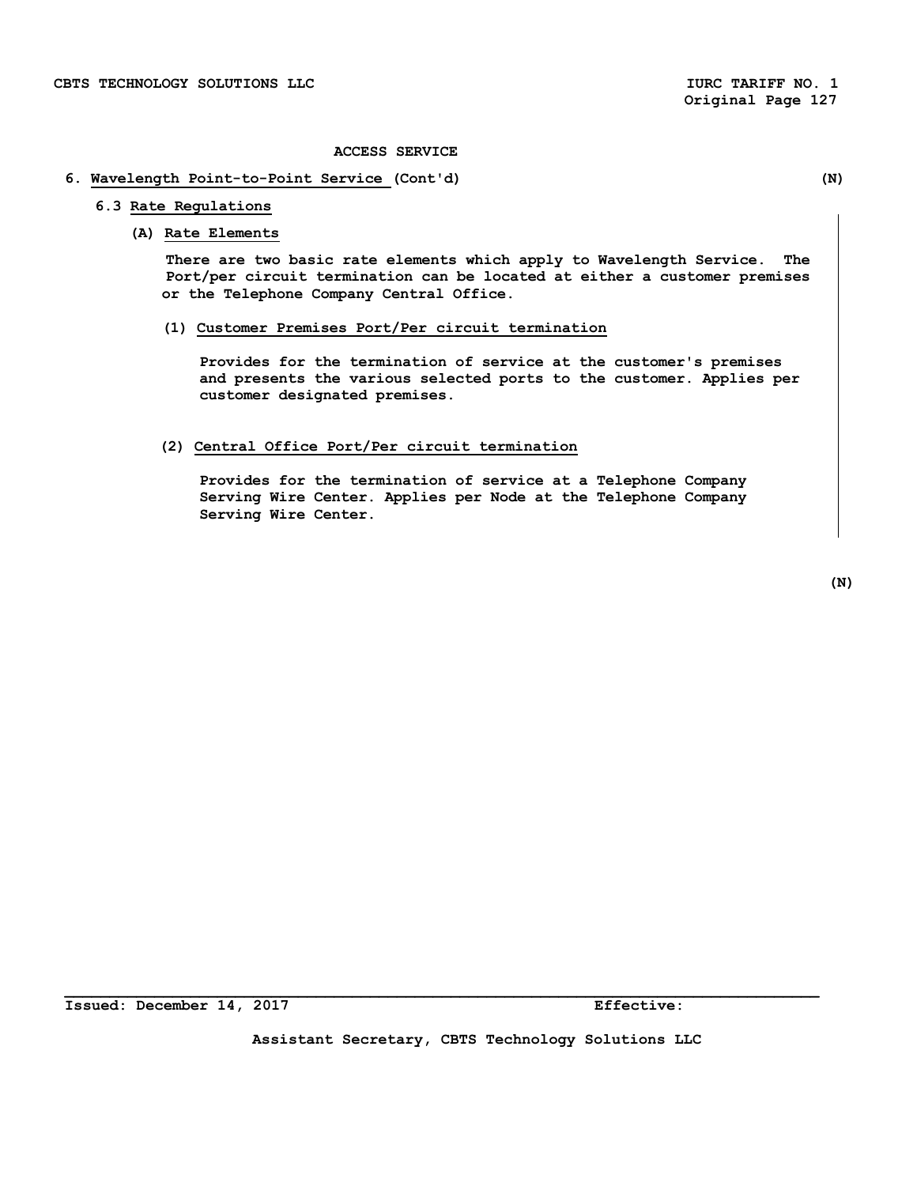ACCESS SERVICE

## 6. Wavelength Point-to-Point Service (Cont'd) (N)

### 6.3 Rate Regulations

#### (A) Rate Elements

There are two basic rate elements which apply to Wavelength Service. The Port/per circuit termination can be located at either a customer premises or the Telephone Company Central Office.

(1) Customer Premises Port/Per circuit termination

Provides for the termination of service at the customer's premises and presents the various selected ports to the customer. Applies per customer designated premises.

(2) Central Office Port/Per circuit termination

Provides for the termination of service at a Telephone Company Serving Wire Center. Applies per Node at the Telephone Company Serving Wire Center.

(N)

Issued: December 14, 2017 Effective:

Assistant Secretary, CBTS Technology Solutions LLC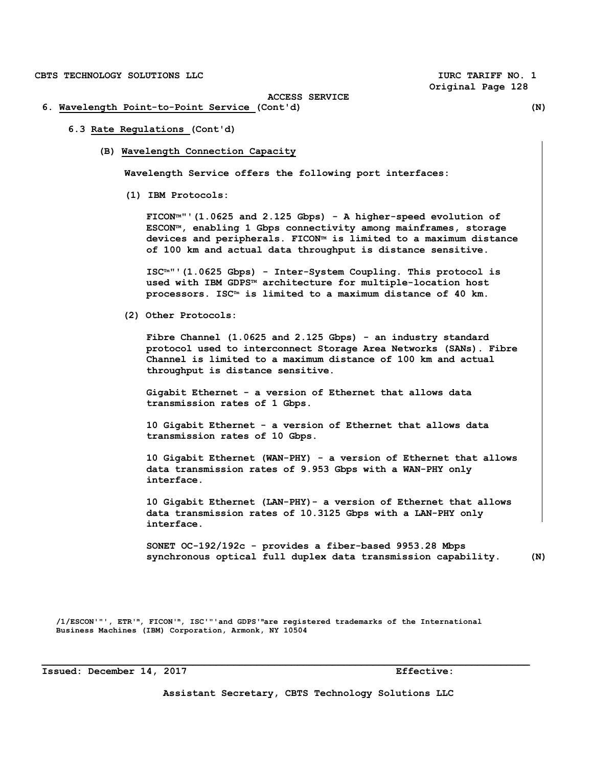ACCESS SERVICE

6. Wavelength Point-to-Point Service (Cont'd) (N)

6.3 Rate Regulations (Cont'd)

(B) Wavelength Connection Capacity

Wavelength Service offers the following port interfaces:

(1) IBM Protocols:

FICON™"'(1.0625 and 2.125 Gbps) - A higher-speed evolution of ESCON™, enabling 1 Gbps connectivity among mainframes, storage devices and peripherals. FICON™ is limited to a maximum distance of 100 km and actual data throughput is distance sensitive.

ISC™"'(1.0625 Gbps) - Inter-System Coupling. This protocol is used with IBM GDPS™ architecture for multiple-location host processors. ISC™ is limited to a maximum distance of 40 km.

(2) Other Protocols:

Fibre Channel (1.0625 and 2.125 Gbps) - an industry standard protocol used to interconnect Storage Area Networks (SANs). Fibre Channel is limited to a maximum distance of 100 km and actual throughput is distance sensitive.

Gigabit Ethernet - a version of Ethernet that allows data transmission rates of 1 Gbps.

10 Gigabit Ethernet - a version of Ethernet that allows data transmission rates of 10 Gbps.

10 Gigabit Ethernet (WAN-PHY) - a version of Ethernet that allows data transmission rates of 9.953 Gbps with a WAN-PHY only interface.

10 Gigabit Ethernet (LAN-PHY)- a version of Ethernet that allows data transmission rates of 10.3125 Gbps with a LAN-PHY only interface.

SONET OC-192/192c - provides a fiber-based 9953.28 Mbps synchronous optical full duplex data transmission capability. (N)

/1/ESCON'"', ETR'™, FICON'™, ISC'"'and GDPS'™are registered trademarks of the International Business Machines (IBM) Corporation, Armonk, NY 10504

Issued: December 14, 2017 Effective:

Assistant Secretary, CBTS Technology Solutions LLC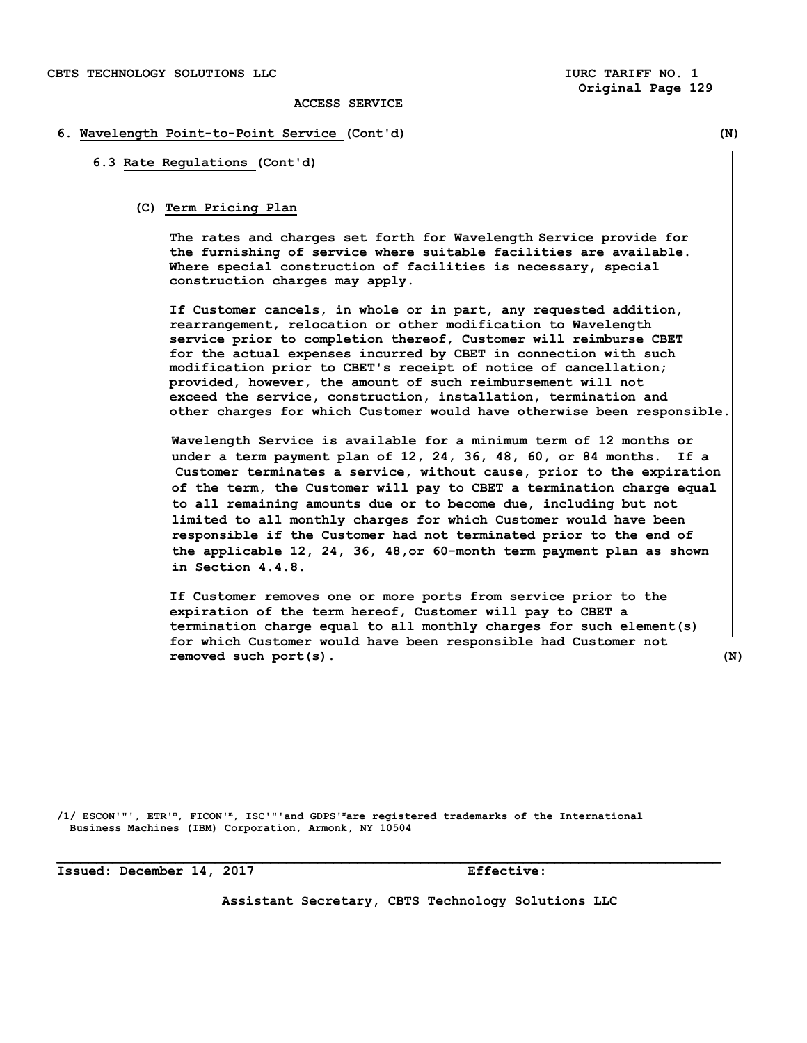ACCESS SERVICE

6. Wavelength Point-to-Point Service (Cont'd) (N)

6.3 Rate Regulations (Cont'd)

(C) Term Pricing Plan

The rates and charges set forth for Wavelength Service provide for the furnishing of service where suitable facilities are available. Where special construction of facilities is necessary, special construction charges may apply.

If Customer cancels, in whole or in part, any requested addition, rearrangement, relocation or other modification to Wavelength service prior to completion thereof, Customer will reimburse CBET for the actual expenses incurred by CBET in connection with such modification prior to CBET's receipt of notice of cancellation; provided, however, the amount of such reimbursement will not exceed the service, construction, installation, termination and other charges for which Customer would have otherwise been responsible.

Wavelength Service is available for a minimum term of 12 months or under a term payment plan of 12, 24, 36, 48, 60, or 84 months. If a Customer terminates a service, without cause, prior to the expiration of the term, the Customer will pay to CBET a termination charge equal to all remaining amounts due or to become due, including but not limited to all monthly charges for which Customer would have been responsible if the Customer had not terminated prior to the end of the applicable 12, 24, 36, 48,or 60-month term payment plan as shown in Section 4.4.8.

If Customer removes one or more ports from service prior to the expiration of the term hereof, Customer will pay to CBET a termination charge equal to all monthly charges for such element(s) for which Customer would have been responsible had Customer not removed such port(s). (N)

/1/ ESCON'"', ETR'", FICON'", ISC'"'and GDPS'"are registered trademarks of the International Business Machines (IBM) Corporation, Armonk, NY 10504

Issued: December 14, 2017 Effective:

Assistant Secretary, CBTS Technology Solutions LLC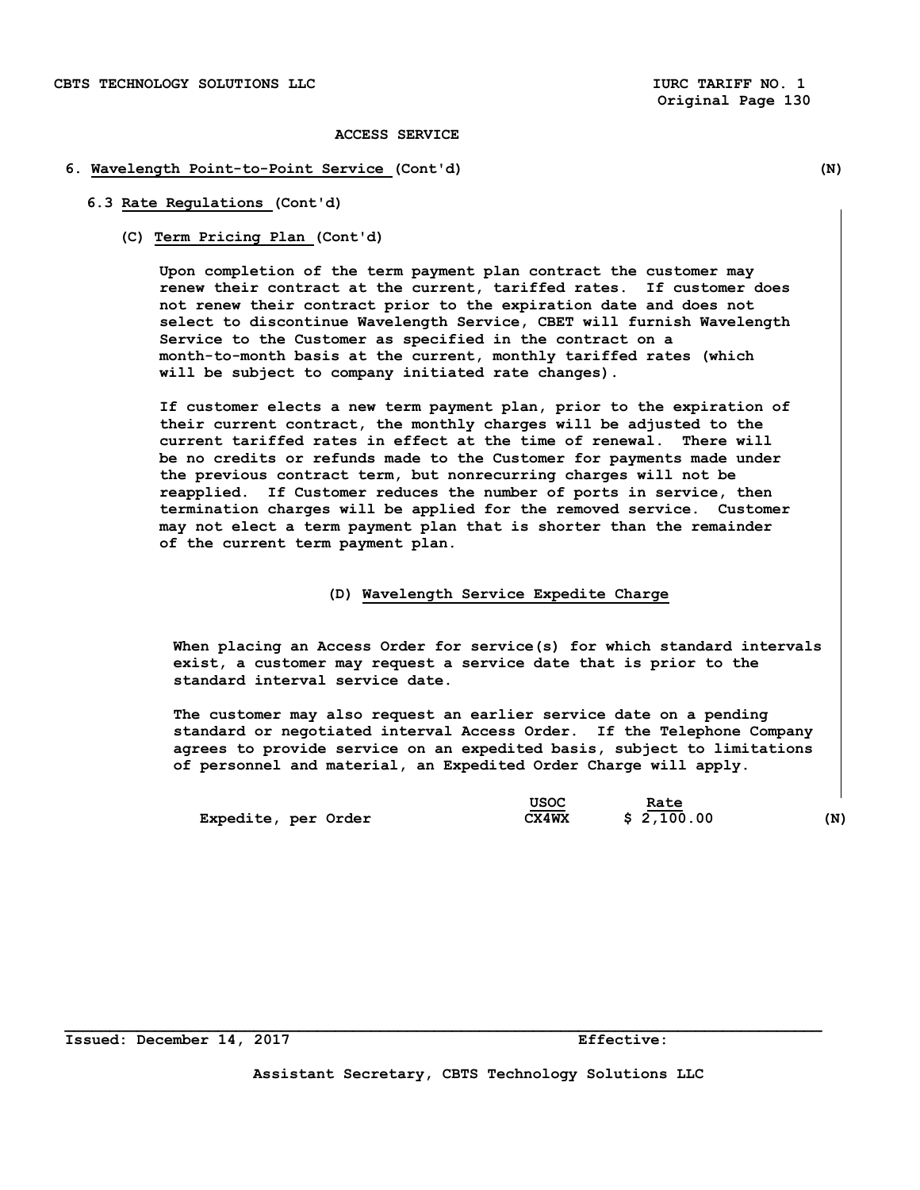## ACCESS SERVICE

### 6. Wavelength Point-to-Point Service (Cont'd) (N)

#### 6.3 Rate Regulations (Cont'd)

##### (C) Term Pricing Plan (Cont'd)

Upon completion of the term payment plan contract the customer may renew their contract at the current, tariffed rates. If customer does not renew their contract prior to the expiration date and does not select to discontinue Wavelength Service, CBET will furnish Wavelength Service to the Customer as specified in the contract on a month-to-month basis at the current, monthly tariffed rates (which will be subject to company initiated rate changes).

If customer elects a new term payment plan, prior to the expiration of their current contract, the monthly charges will be adjusted to the current tariffed rates in effect at the time of renewal. There will be no credits or refunds made to the Customer for payments made under the previous contract term, but nonrecurring charges will not be reapplied. If Customer reduces the number of ports in service, then termination charges will be applied for the removed service. Customer may not elect a term payment plan that is shorter than the remainder of the current term payment plan.

##### (D) Wavelength Service Expedite Charge

When placing an Access Order for service(s) for which standard intervals exist, a customer may request a service date that is prior to the standard interval service date.

The customer may also request an earlier service date on a pending standard or negotiated interval Access Order. If the Telephone Company agrees to provide service on an expedited basis, subject to limitations of personnel and material, an Expedited Order Charge will apply.

| | USOC | Rate | |
|---|---|---|---|
| Expedite, per Order | CX4WX | $ 2,100.00 | (N) |

Issued: December 14, 2017 Effective:

Assistant Secretary, CBTS Technology Solutions LLC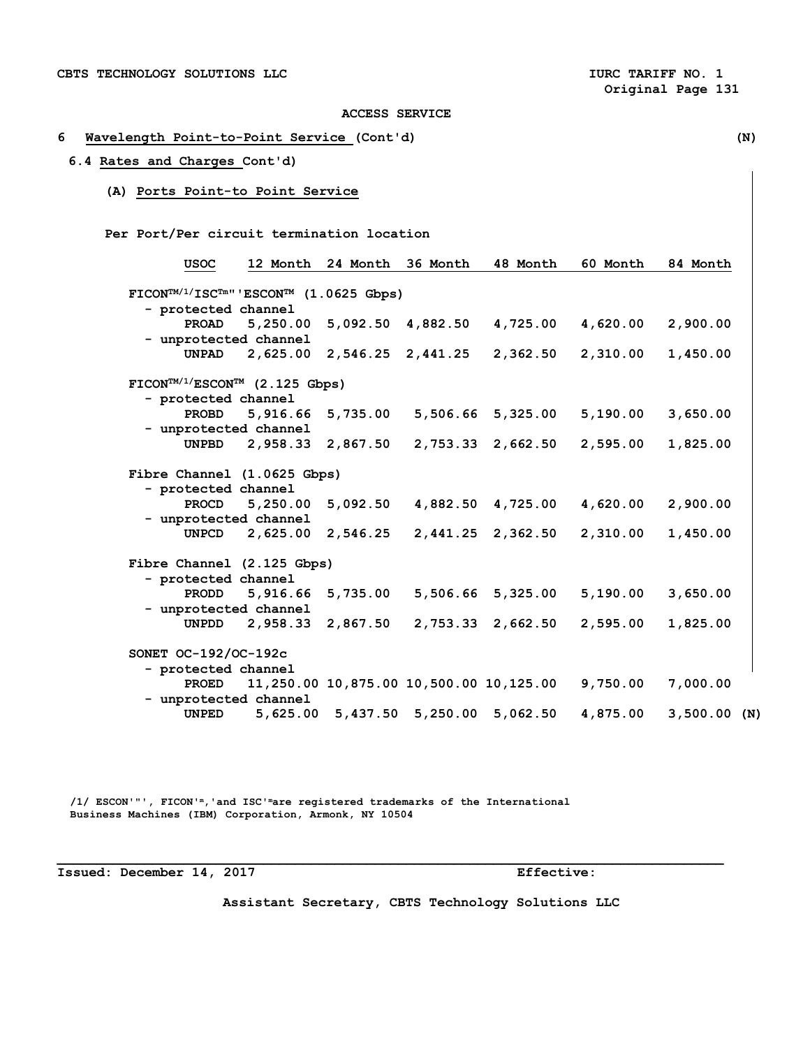CBTS TECHNOLOGY SOLUTIONS LLC IURC TARIFF NO. 1

Original Page 131

ACCESS SERVICE

## 6 Wavelength Point-to-Point Service (Cont'd) (N)

### 6.4 Rates and Charges Cont'd)

#### (A) Ports Point-to Point Service

Per Port/Per circuit termination location

| | USOC | 12 Month | 24 Month | 36 Month | 48 Month | 60 Month | 84 Month |
|---|---|---|---|---|---|---|---|
| FICON™/1/ISC™'ESCON™ (1.0625 Gbps) | | | | | | | |
| - protected channel | PROAD | 5,250.00 | 5,092.50 | 4,882.50 | 4,725.00 | 4,620.00 | 2,900.00 |
| - unprotected channel | UNPAD | 2,625.00 | 2,546.25 | 2,441.25 | 2,362.50 | 2,310.00 | 1,450.00 |
| FICON™/1/ESCON™ (2.125 Gbps) | | | | | | | |
| - protected channel | PROBD | 5,916.66 | 5,735.00 | 5,506.66 | 5,325.00 | 5,190.00 | 3,650.00 |
| - unprotected channel | UNPBD | 2,958.33 | 2,867.50 | 2,753.33 | 2,662.50 | 2,595.00 | 1,825.00 |
| Fibre Channel (1.0625 Gbps) | | | | | | | |
| - protected channel | PROCD | 5,250.00 | 5,092.50 | 4,882.50 | 4,725.00 | 4,620.00 | 2,900.00 |
| - unprotected channel | UNPCD | 2,625.00 | 2,546.25 | 2,441.25 | 2,362.50 | 2,310.00 | 1,450.00 |
| Fibre Channel (2.125 Gbps) | | | | | | | |
| - protected channel | PRODD | 5,916.66 | 5,735.00 | 5,506.66 | 5,325.00 | 5,190.00 | 3,650.00 |
| - unprotected channel | UNPDD | 2,958.33 | 2,867.50 | 2,753.33 | 2,662.50 | 2,595.00 | 1,825.00 |
| SONET OC-192/OC-192c | | | | | | | |
| - protected channel | PROED | 11,250.00 | 10,875.00 | 10,500.00 | 10,125.00 | 9,750.00 | 7,000.00 |
| - unprotected channel | UNPED | 5,625.00 | 5,437.50 | 5,250.00 | 5,062.50 | 4,875.00 | 3,500.00 (N) |

/1/ ESCON'"', FICON'ᵐ,'and ISC'ᵐare registered trademarks of the International Business Machines (IBM) Corporation, Armonk, NY 10504

Issued: December 14, 2017 Effective:

Assistant Secretary, CBTS Technology Solutions LLC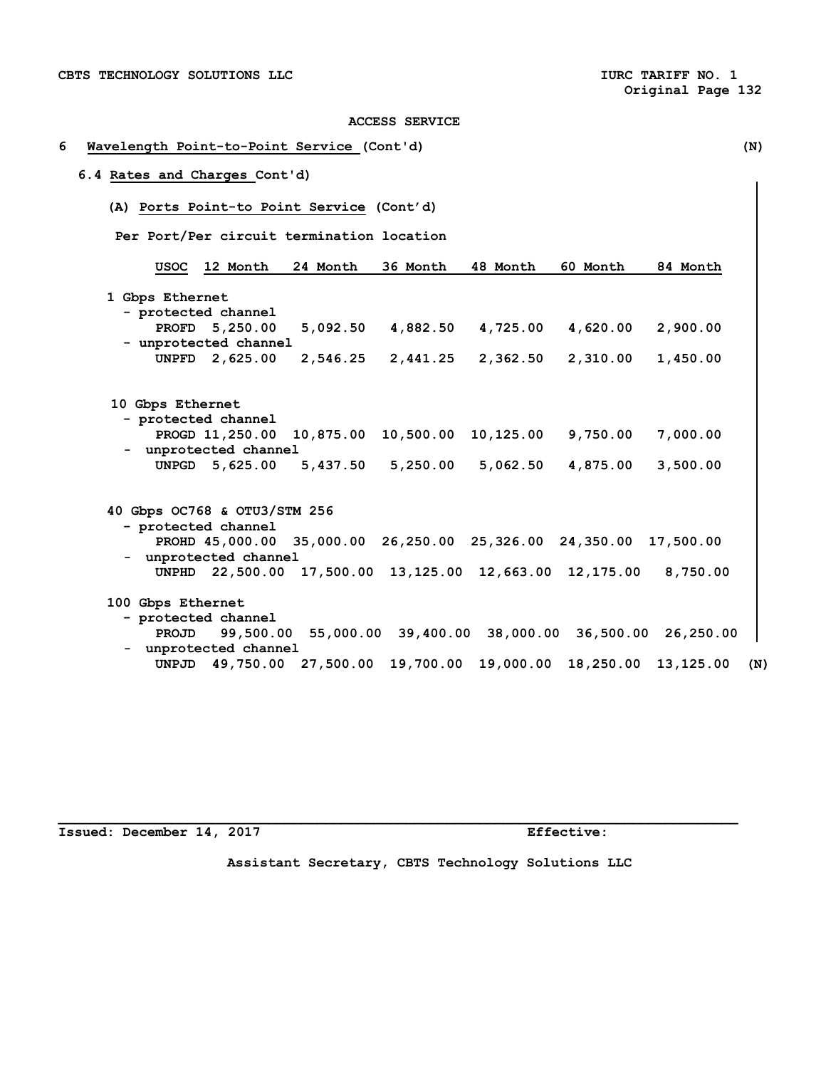CBTS TECHNOLOGY SOLUTIONS LLC  
IURC TARIFF NO. 1  
Original Page 132

ACCESS SERVICE

## 6 Wavelength Point-to-Point Service (Cont'd) (N)

### 6.4 Rates and Charges Cont'd)

#### (A) Ports Point-to Point Service (Cont'd)

Per Port/Per circuit termination location

| | USOC | 12 Month | 24 Month | 36 Month | 48 Month | 60 Month | 84 Month |
|---|---|---|---|---|---|---|---|
| **1 Gbps Ethernet** | | | | | | | |
| - protected channel | PROFD | 5,250.00 | 5,092.50 | 4,882.50 | 4,725.00 | 4,620.00 | 2,900.00 |
| - unprotected channel | UNPFD | 2,625.00 | 2,546.25 | 2,441.25 | 2,362.50 | 2,310.00 | 1,450.00 |
| **10 Gbps Ethernet** | | | | | | | |
| - protected channel | PROGD | 11,250.00 | 10,875.00 | 10,500.00 | 10,125.00 | 9,750.00 | 7,000.00 |
| - unprotected channel | UNPGD | 5,625.00 | 5,437.50 | 5,250.00 | 5,062.50 | 4,875.00 | 3,500.00 |
| **40 Gbps OC768 & OTU3/STM 256** | | | | | | | |
| - protected channel | PROHD | 45,000.00 | 35,000.00 | 26,250.00 | 25,326.00 | 24,350.00 | 17,500.00 |
| - unprotected channel | UNPHD | 22,500.00 | 17,500.00 | 13,125.00 | 12,663.00 | 12,175.00 | 8,750.00 |
| **100 Gbps Ethernet** | | | | | | | |
| - protected channel | PROJD | 99,500.00 | 55,000.00 | 39,400.00 | 38,000.00 | 36,500.00 | 26,250.00 |
| - unprotected channel | UNPJD | 49,750.00 | 27,500.00 | 19,700.00 | 19,000.00 | 18,250.00 | 13,125.00 (N) |

Issued: December 14, 2017  
Effective:

Assistant Secretary, CBTS Technology Solutions LLC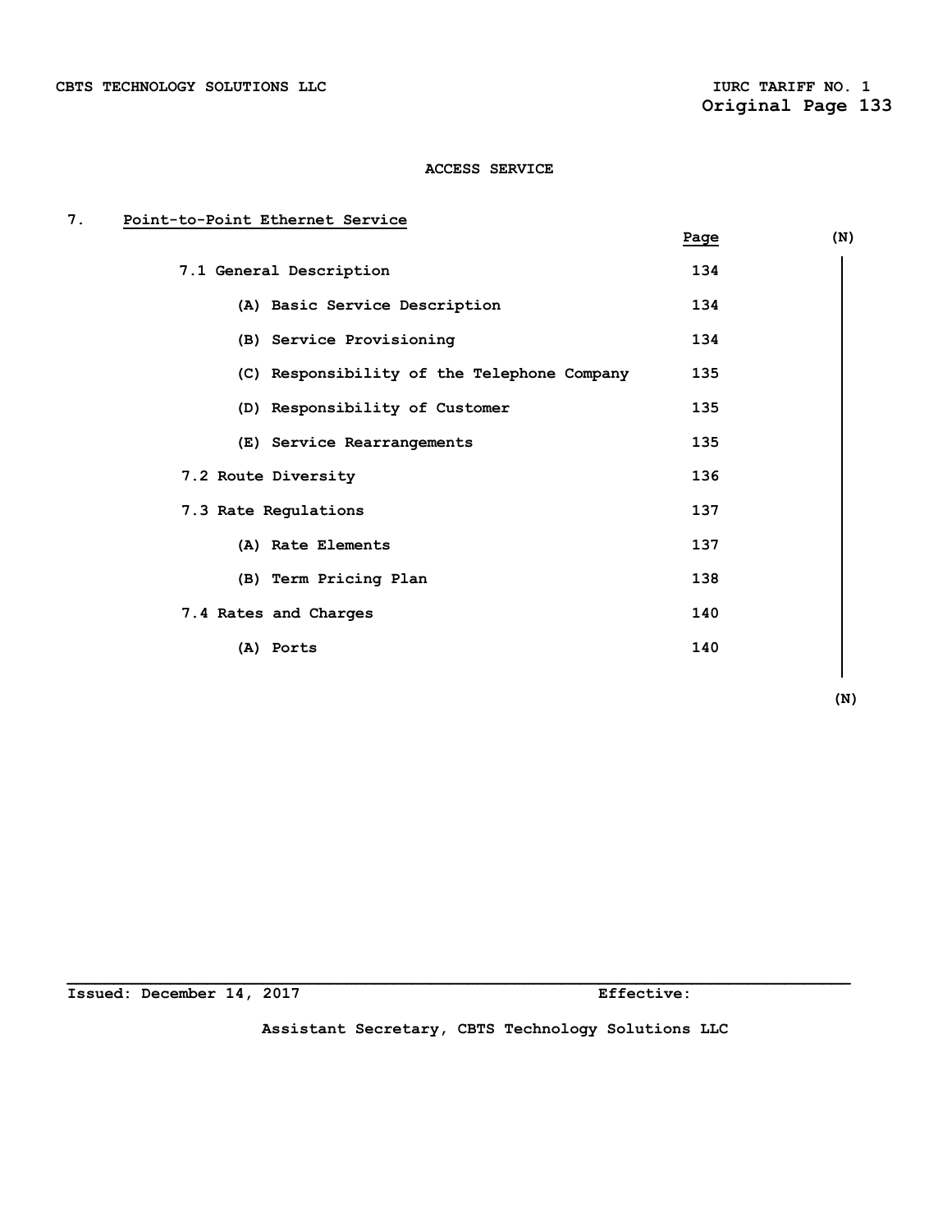ACCESS SERVICE

## 7. Point-to-Point Ethernet Service

| | Page | (N) |
|---|---|---|
| 7.1 General Description | 134 | |
| (A) Basic Service Description | 134 | |
| (B) Service Provisioning | 134 | |
| (C) Responsibility of the Telephone Company | 135 | |
| (D) Responsibility of Customer | 135 | |
| (E) Service Rearrangements | 135 | |
| 7.2 Route Diversity | 136 | |
| 7.3 Rate Regulations | 137 | |
| (A) Rate Elements | 137 | |
| (B) Term Pricing Plan | 138 | |
| 7.4 Rates and Charges | 140 | |
| (A) Ports | 140 | |
| | | (N) |

Issued: December 14, 2017 Effective:

Assistant Secretary, CBTS Technology Solutions LLC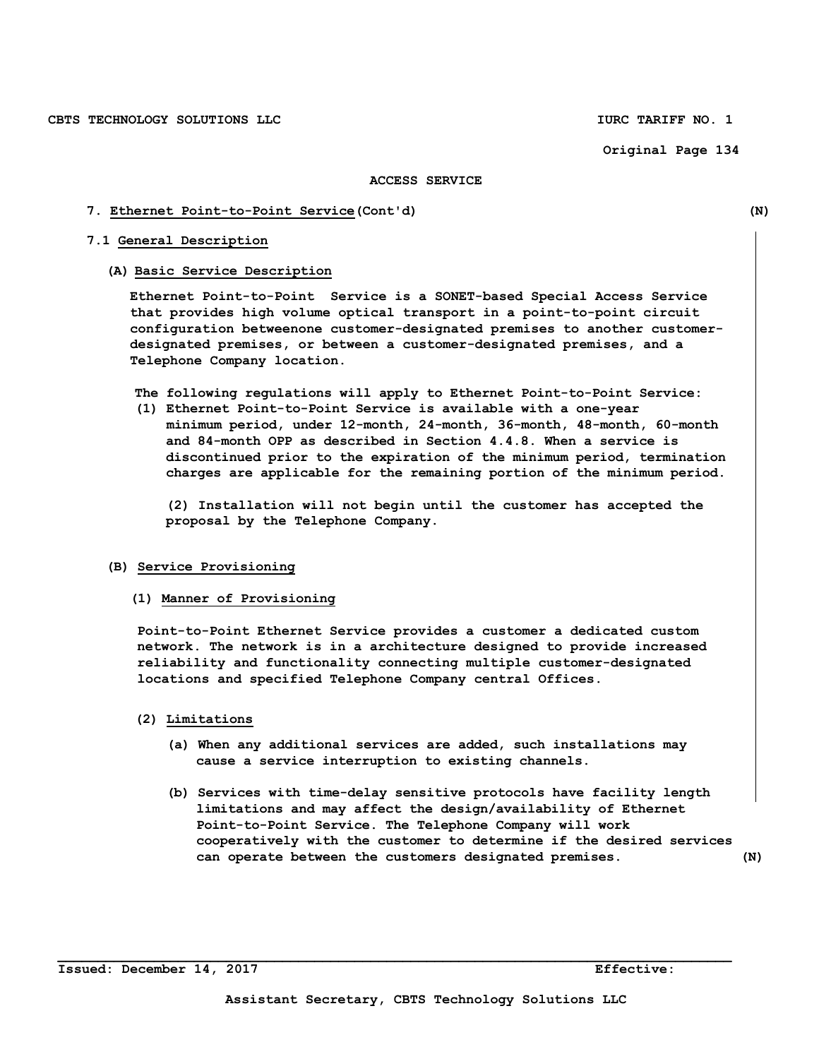ACCESS SERVICE

## 7. Ethernet Point-to-Point Service (Cont'd) (N)

### 7.1 General Description

#### (A) Basic Service Description

Ethernet Point-to-Point Service is a SONET-based Special Access Service that provides high volume optical transport in a point-to-point circuit configuration betweenone customer-designated premises to another customer-designated premises, or between a customer-designated premises, and a Telephone Company location.

The following regulations will apply to Ethernet Point-to-Point Service:

(1) Ethernet Point-to-Point Service is available with a one-year minimum period, under 12-month, 24-month, 36-month, 48-month, 60-month and 84-month OPP as described in Section 4.4.8. When a service is discontinued prior to the expiration of the minimum period, termination charges are applicable for the remaining portion of the minimum period.

(2) Installation will not begin until the customer has accepted the proposal by the Telephone Company.

#### (B) Service Provisioning

##### (1) Manner of Provisioning

Point-to-Point Ethernet Service provides a customer a dedicated custom network. The network is in a architecture designed to provide increased reliability and functionality connecting multiple customer-designated locations and specified Telephone Company central Offices.

##### (2) Limitations

(a) When any additional services are added, such installations may cause a service interruption to existing channels.

(b) Services with time-delay sensitive protocols have facility length limitations and may affect the design/availability of Ethernet Point-to-Point Service. The Telephone Company will work cooperatively with the customer to determine if the desired services can operate between the customers designated premises. (N)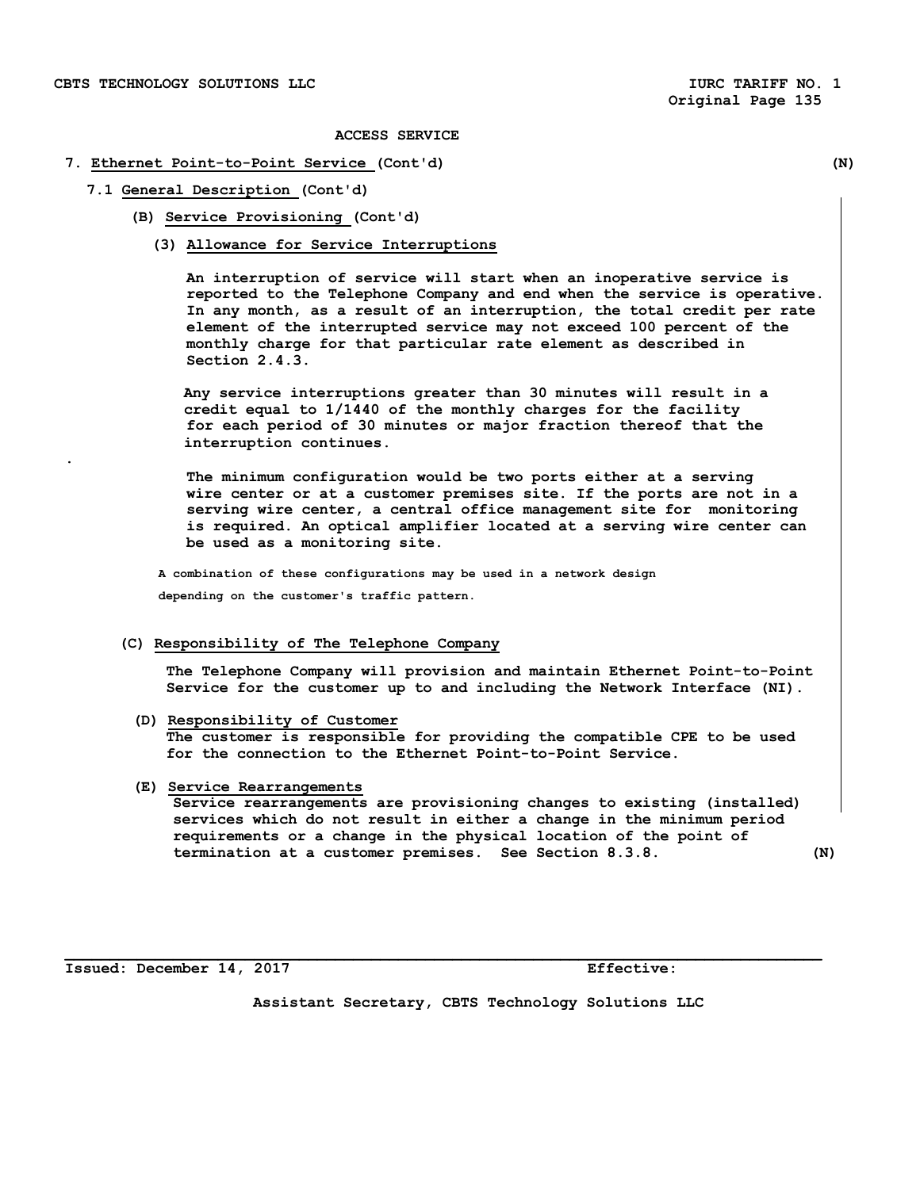ACCESS SERVICE

7. **Ethernet Point-to-Point Service** (Cont'd) (N)

7.1 **General Description** (Cont'd)

(B) **Service Provisioning** (Cont'd)

(3) **Allowance for Service Interruptions**

An interruption of service will start when an inoperative service is reported to the Telephone Company and end when the service is operative. In any month, as a result of an interruption, the total credit per rate element of the interrupted service may not exceed 100 percent of the monthly charge for that particular rate element as described in Section 2.4.3.

Any service interruptions greater than 30 minutes will result in a credit equal to 1/1440 of the monthly charges for the facility for each period of 30 minutes or major fraction thereof that the interruption continues.

The minimum configuration would be two ports either at a serving wire center or at a customer premises site. If the ports are not in a serving wire center, a central office management site for monitoring is required. An optical amplifier located at a serving wire center can be used as a monitoring site.

A combination of these configurations may be used in a network design depending on the customer's traffic pattern.

(C) **Responsibility of The Telephone Company**

The Telephone Company will provision and maintain Ethernet Point-to-Point Service for the customer up to and including the Network Interface (NI).

(D) **Responsibility of Customer**

The customer is responsible for providing the compatible CPE to be used for the connection to the Ethernet Point-to-Point Service.

(E) **Service Rearrangements**

Service rearrangements are provisioning changes to existing (installed) services which do not result in either a change in the minimum period requirements or a change in the physical location of the point of termination at a customer premises. See Section 8.3.8. (N)

Issued: December 14, 2017 Effective:

Assistant Secretary, CBTS Technology Solutions LLC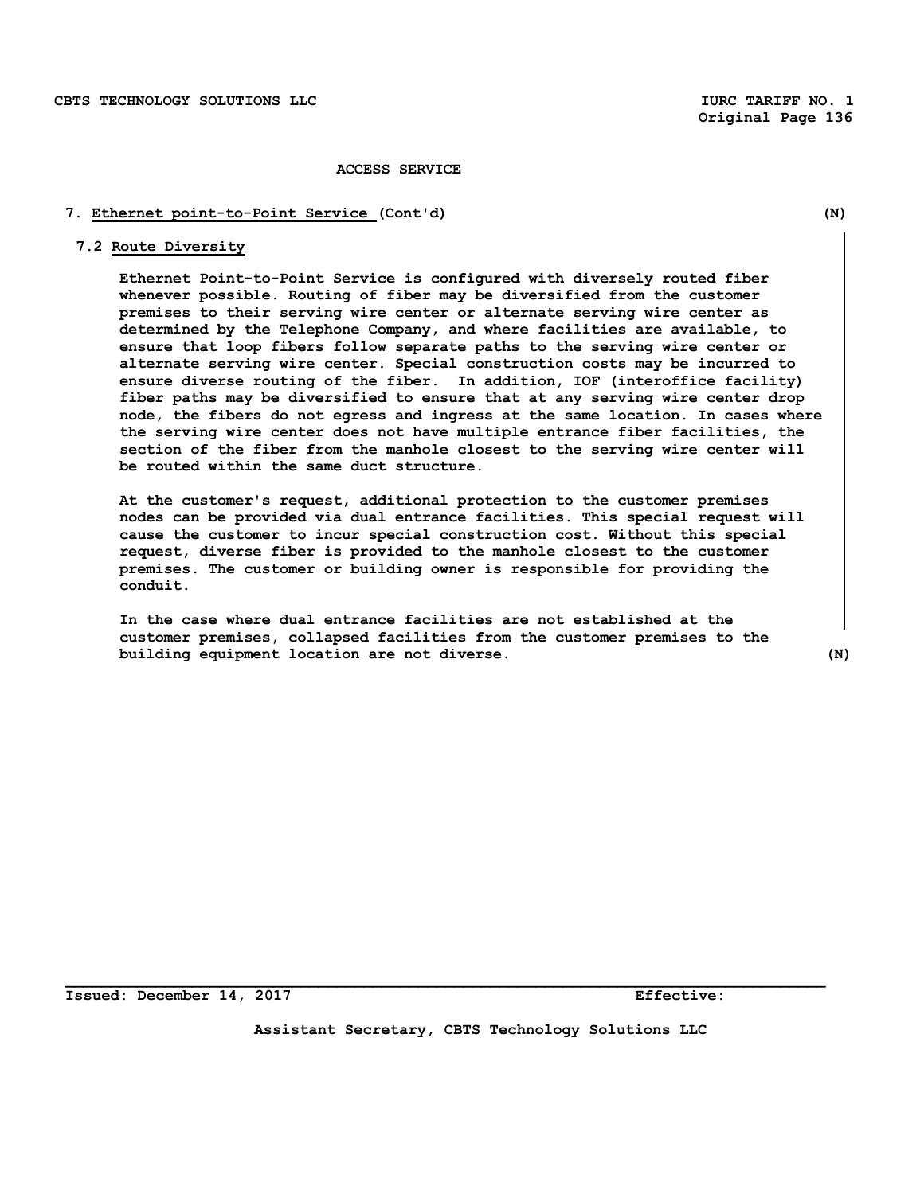## ACCESS SERVICE

### 7. Ethernet point-to-Point Service (Cont'd) (N)

#### 7.2 Route Diversity

Ethernet Point-to-Point Service is configured with diversely routed fiber whenever possible. Routing of fiber may be diversified from the customer premises to their serving wire center or alternate serving wire center as determined by the Telephone Company, and where facilities are available, to ensure that loop fibers follow separate paths to the serving wire center or alternate serving wire center. Special construction costs may be incurred to ensure diverse routing of the fiber. In addition, IOF (interoffice facility) fiber paths may be diversified to ensure that at any serving wire center drop node, the fibers do not egress and ingress at the same location. In cases where the serving wire center does not have multiple entrance fiber facilities, the section of the fiber from the manhole closest to the serving wire center will be routed within the same duct structure.

At the customer's request, additional protection to the customer premises nodes can be provided via dual entrance facilities. This special request will cause the customer to incur special construction cost. Without this special request, diverse fiber is provided to the manhole closest to the customer premises. The customer or building owner is responsible for providing the conduit.

In the case where dual entrance facilities are not established at the customer premises, collapsed facilities from the customer premises to the building equipment location are not diverse. (N)

Issued: December 14, 2017 Effective:

Assistant Secretary, CBTS Technology Solutions LLC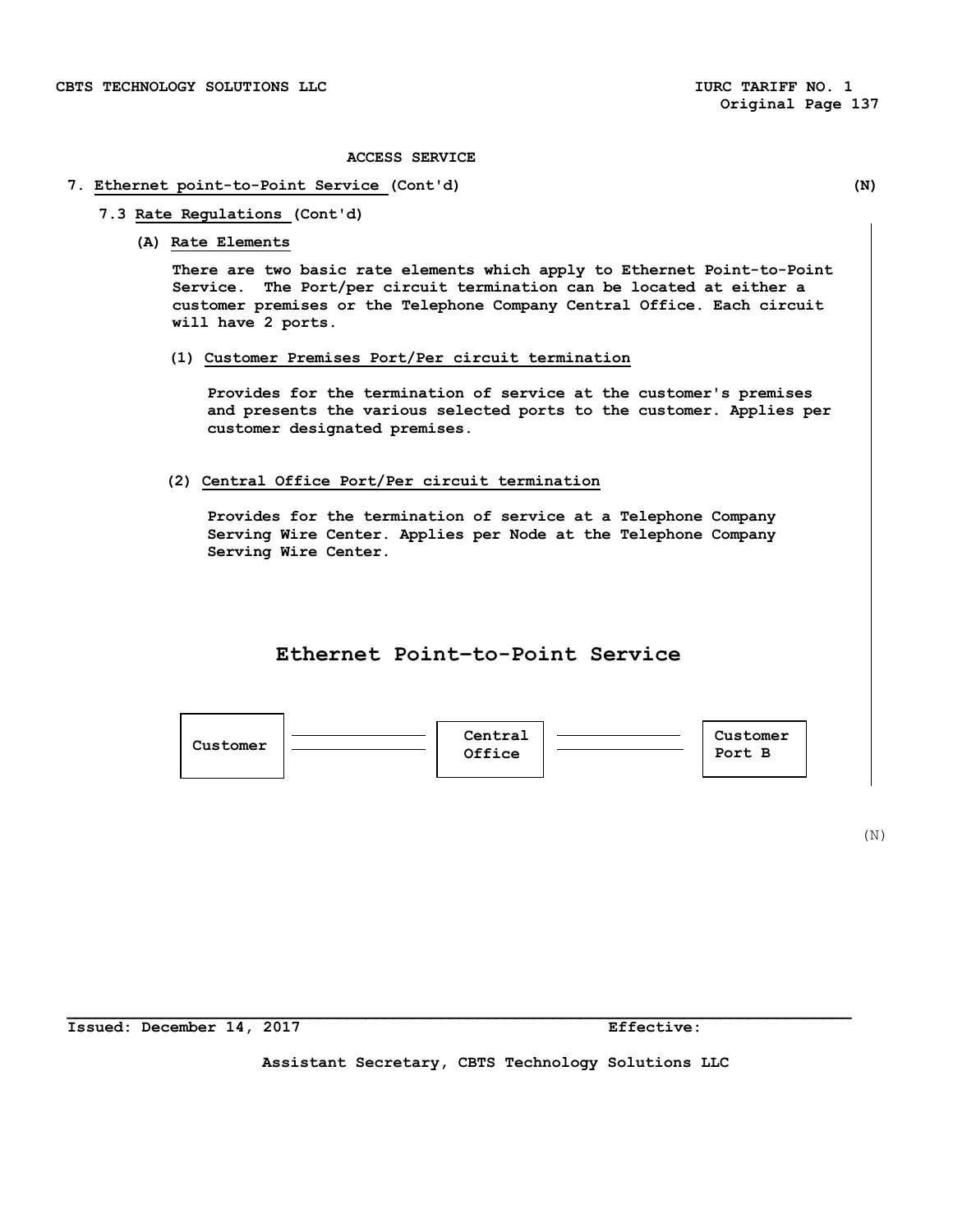ACCESS SERVICE

## 7. Ethernet point-to-Point Service (Cont'd) (N)

### 7.3 Rate Regulations (Cont'd)

#### (A) Rate Elements

There are two basic rate elements which apply to Ethernet Point-to-Point Service. The Port/per circuit termination can be located at either a customer premises or the Telephone Company Central Office. Each circuit will have 2 ports.

(1) Customer Premises Port/Per circuit termination

Provides for the termination of service at the customer's premises and presents the various selected ports to the customer. Applies per customer designated premises.

(2) Central Office Port/Per circuit termination

Provides for the termination of service at a Telephone Company Serving Wire Center. Applies per Node at the Telephone Company Serving Wire Center.

**Ethernet Point–to-Point Service**

Customer ═══ Central Office ═══ Customer Port B

(N)

Issued: December 14, 2017 Effective:

Assistant Secretary, CBTS Technology Solutions LLC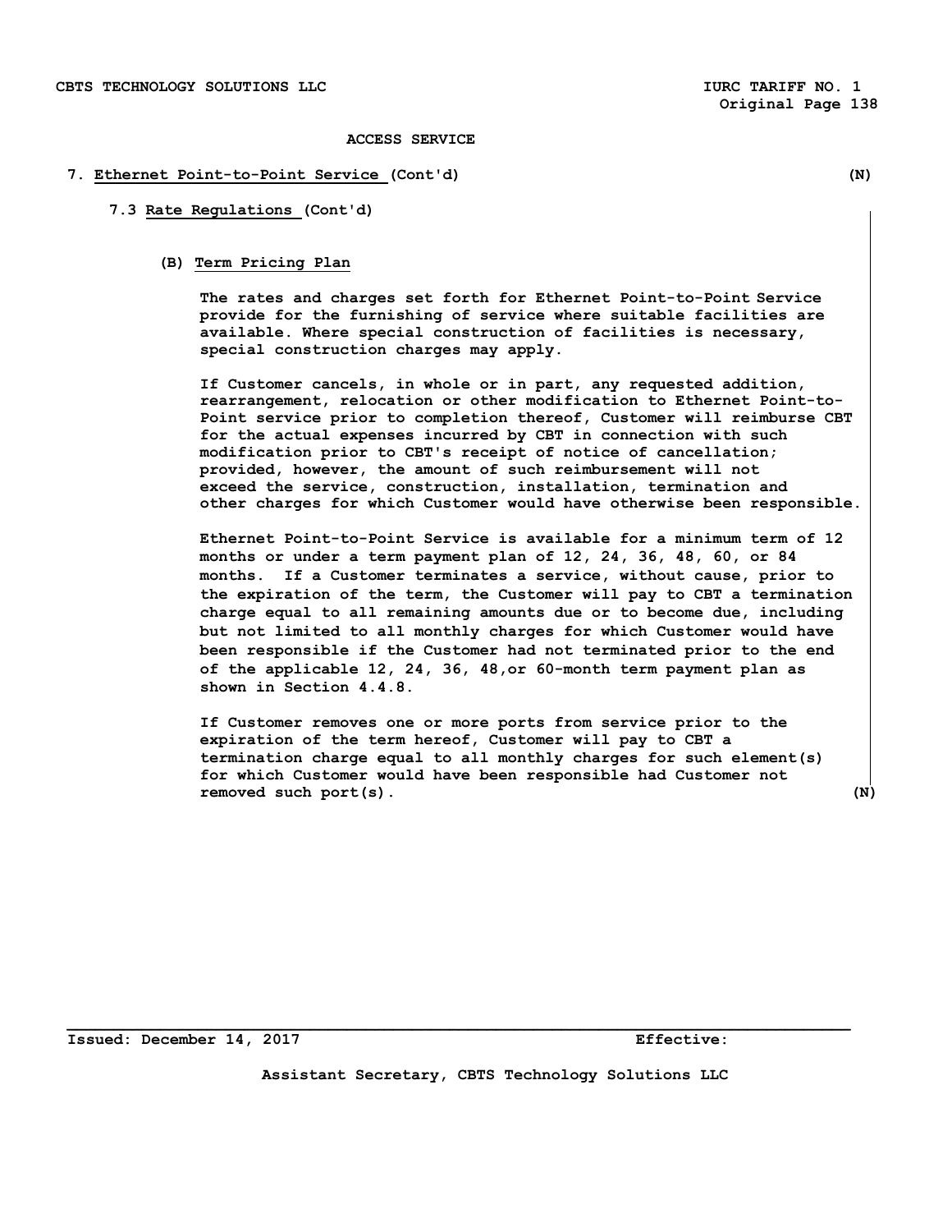**ACCESS SERVICE**

**7. Ethernet Point-to-Point Service (Cont'd)** **(N)**

**7.3 Rate Regulations (Cont'd)**

**(B) Term Pricing Plan**

The rates and charges set forth for Ethernet Point-to-Point Service provide for the furnishing of service where suitable facilities are available. Where special construction of facilities is necessary, special construction charges may apply.

If Customer cancels, in whole or in part, any requested addition, rearrangement, relocation or other modification to Ethernet Point-to-Point service prior to completion thereof, Customer will reimburse CBT for the actual expenses incurred by CBT in connection with such modification prior to CBT's receipt of notice of cancellation; provided, however, the amount of such reimbursement will not exceed the service, construction, installation, termination and other charges for which Customer would have otherwise been responsible.

Ethernet Point-to-Point Service is available for a minimum term of 12 months or under a term payment plan of 12, 24, 36, 48, 60, or 84 months. If a Customer terminates a service, without cause, prior to the expiration of the term, the Customer will pay to CBT a termination charge equal to all remaining amounts due or to become due, including but not limited to all monthly charges for which Customer would have been responsible if the Customer had not terminated prior to the end of the applicable 12, 24, 36, 48,or 60-month term payment plan as shown in Section 4.4.8.

If Customer removes one or more ports from service prior to the expiration of the term hereof, Customer will pay to CBT a termination charge equal to all monthly charges for such element(s) for which Customer would have been responsible had Customer not removed such port(s). **(N)**

Issued: December 14, 2017 Effective:

Assistant Secretary, CBTS Technology Solutions LLC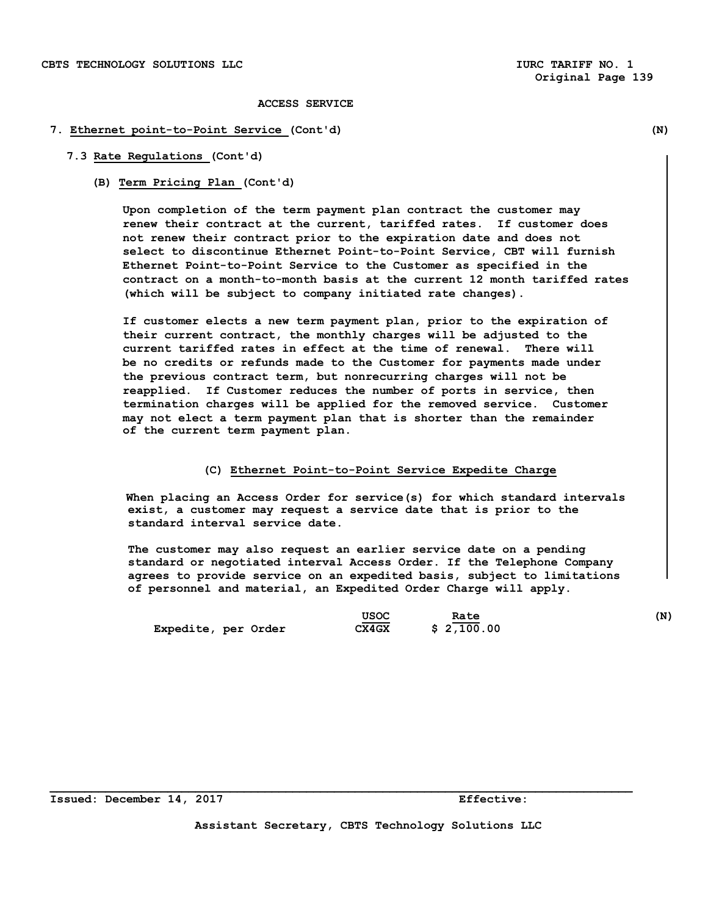ACCESS SERVICE

7. **Ethernet point-to-Point Service** (Cont'd) (N)

7.3 **Rate Regulations** (Cont'd)

(B) **Term Pricing Plan** (Cont'd)

Upon completion of the term payment plan contract the customer may renew their contract at the current, tariffed rates. If customer does not renew their contract prior to the expiration date and does not select to discontinue Ethernet Point-to-Point Service, CBT will furnish Ethernet Point-to-Point Service to the Customer as specified in the contract on a month-to-month basis at the current 12 month tariffed rates (which will be subject to company initiated rate changes).

If customer elects a new term payment plan, prior to the expiration of their current contract, the monthly charges will be adjusted to the current tariffed rates in effect at the time of renewal. There will be no credits or refunds made to the Customer for payments made under the previous contract term, but nonrecurring charges will not be reapplied. If Customer reduces the number of ports in service, then termination charges will be applied for the removed service. Customer may not elect a term payment plan that is shorter than the remainder of the current term payment plan.

(C) **Ethernet Point-to-Point Service Expedite Charge**

When placing an Access Order for service(s) for which standard intervals exist, a customer may request a service date that is prior to the standard interval service date.

The customer may also request an earlier service date on a pending standard or negotiated interval Access Order. If the Telephone Company agrees to provide service on an expedited basis, subject to limitations of personnel and material, an Expedited Order Charge will apply.

| | USOC | Rate |
|---|---|---|
| Expedite, per Order | CX4GX | $ 2,100.00 |

(N)

Issued: December 14, 2017 Effective:

Assistant Secretary, CBTS Technology Solutions LLC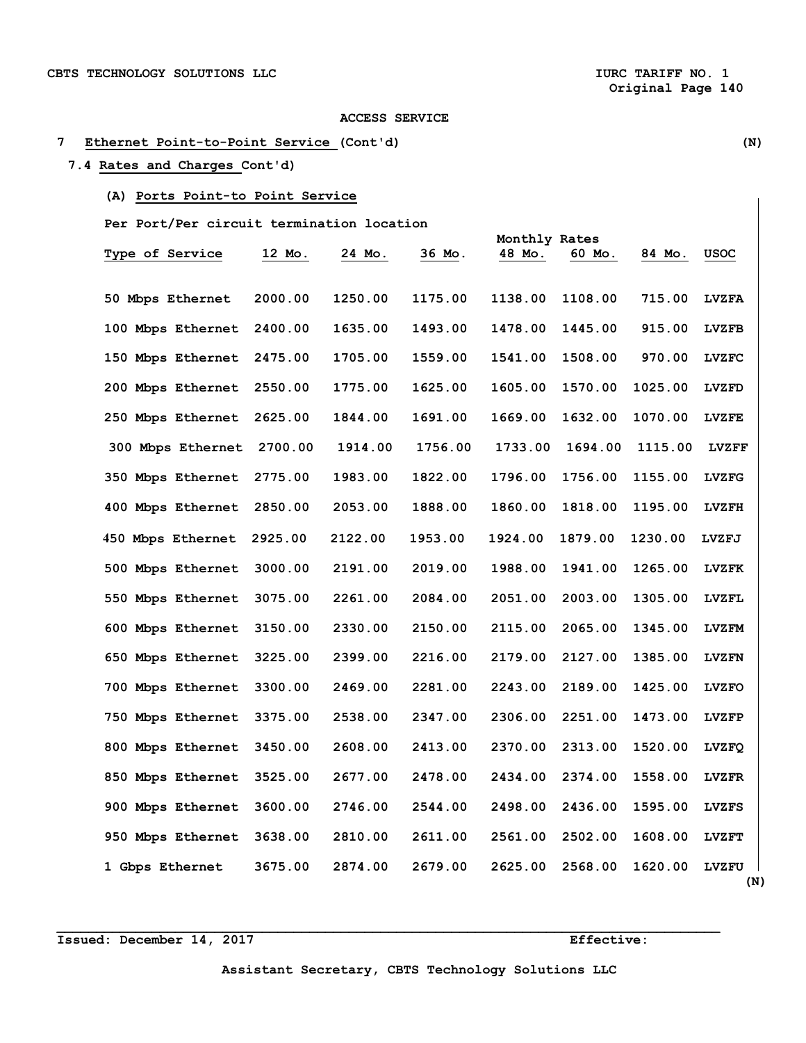ACCESS SERVICE

## 7 Ethernet Point-to-Point Service (Cont'd) (N)

### 7.4 Rates and Charges Cont'd)

#### (A) Ports Point-to Point Service

Per Port/Per circuit termination location

| Type of Service | 12 Mo. | 24 Mo. | 36 Mo. | Monthly Rates 48 Mo. | 60 Mo. | 84 Mo. | USOC |
|---|---|---|---|---|---|---|---|
| 50 Mbps Ethernet | 2000.00 | 1250.00 | 1175.00 | 1138.00 | 1108.00 | 715.00 | LVZFA |
| 100 Mbps Ethernet | 2400.00 | 1635.00 | 1493.00 | 1478.00 | 1445.00 | 915.00 | LVZFB |
| 150 Mbps Ethernet | 2475.00 | 1705.00 | 1559.00 | 1541.00 | 1508.00 | 970.00 | LVZFC |
| 200 Mbps Ethernet | 2550.00 | 1775.00 | 1625.00 | 1605.00 | 1570.00 | 1025.00 | LVZFD |
| 250 Mbps Ethernet | 2625.00 | 1844.00 | 1691.00 | 1669.00 | 1632.00 | 1070.00 | LVZFE |
| 300 Mbps Ethernet | 2700.00 | 1914.00 | 1756.00 | 1733.00 | 1694.00 | 1115.00 | LVZFF |
| 350 Mbps Ethernet | 2775.00 | 1983.00 | 1822.00 | 1796.00 | 1756.00 | 1155.00 | LVZFG |
| 400 Mbps Ethernet | 2850.00 | 2053.00 | 1888.00 | 1860.00 | 1818.00 | 1195.00 | LVZFH |
| 450 Mbps Ethernet | 2925.00 | 2122.00 | 1953.00 | 1924.00 | 1879.00 | 1230.00 | LVZFJ |
| 500 Mbps Ethernet | 3000.00 | 2191.00 | 2019.00 | 1988.00 | 1941.00 | 1265.00 | LVZFK |
| 550 Mbps Ethernet | 3075.00 | 2261.00 | 2084.00 | 2051.00 | 2003.00 | 1305.00 | LVZFL |
| 600 Mbps Ethernet | 3150.00 | 2330.00 | 2150.00 | 2115.00 | 2065.00 | 1345.00 | LVZFM |
| 650 Mbps Ethernet | 3225.00 | 2399.00 | 2216.00 | 2179.00 | 2127.00 | 1385.00 | LVZFN |
| 700 Mbps Ethernet | 3300.00 | 2469.00 | 2281.00 | 2243.00 | 2189.00 | 1425.00 | LVZFO |
| 750 Mbps Ethernet | 3375.00 | 2538.00 | 2347.00 | 2306.00 | 2251.00 | 1473.00 | LVZFP |
| 800 Mbps Ethernet | 3450.00 | 2608.00 | 2413.00 | 2370.00 | 2313.00 | 1520.00 | LVZFQ |
| 850 Mbps Ethernet | 3525.00 | 2677.00 | 2478.00 | 2434.00 | 2374.00 | 1558.00 | LVZFR |
| 900 Mbps Ethernet | 3600.00 | 2746.00 | 2544.00 | 2498.00 | 2436.00 | 1595.00 | LVZFS |
| 950 Mbps Ethernet | 3638.00 | 2810.00 | 2611.00 | 2561.00 | 2502.00 | 1608.00 | LVZFT |
| 1 Gbps Ethernet | 3675.00 | 2874.00 | 2679.00 | 2625.00 | 2568.00 | 1620.00 | LVZFU |

(N)

Issued: December 14, 2017 Effective:

Assistant Secretary, CBTS Technology Solutions LLC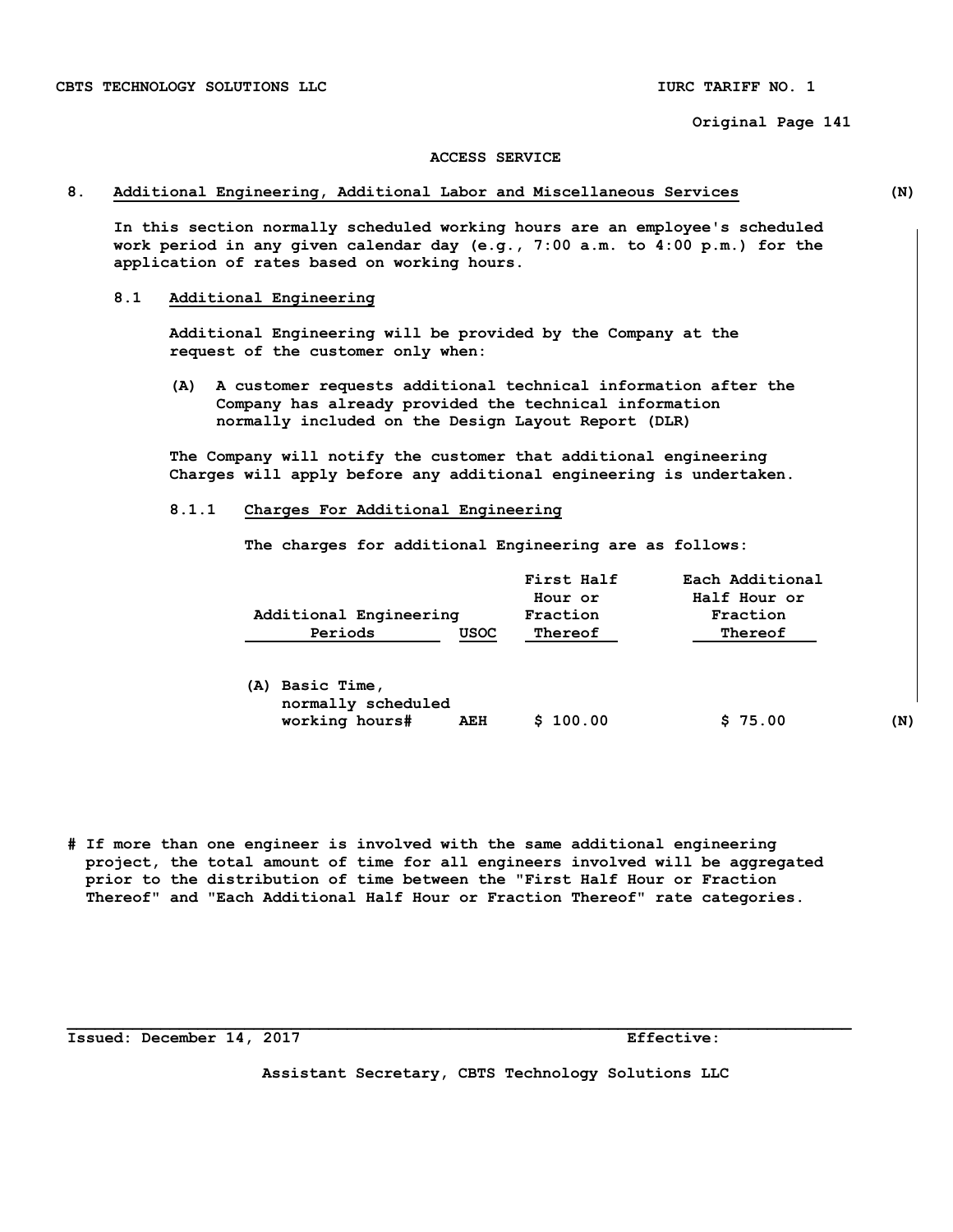ACCESS SERVICE

## 8. Additional Engineering, Additional Labor and Miscellaneous Services (N)

In this section normally scheduled working hours are an employee's scheduled work period in any given calendar day (e.g., 7:00 a.m. to 4:00 p.m.) for the application of rates based on working hours.

### 8.1 Additional Engineering

Additional Engineering will be provided by the Company at the request of the customer only when:

(A) A customer requests additional technical information after the Company has already provided the technical information normally included on the Design Layout Report (DLR)

The Company will notify the customer that additional engineering Charges will apply before any additional engineering is undertaken.

#### 8.1.1 Charges For Additional Engineering

The charges for additional Engineering are as follows:

| Additional Engineering Periods | USOC | First Half Hour or Fraction Thereof | Each Additional Half Hour or Fraction Thereof |
|---|---|---|---|
| (A) Basic Time, normally scheduled working hours# | AEH | $ 100.00 | $ 75.00 |

(N)

\# If more than one engineer is involved with the same additional engineering project, the total amount of time for all engineers involved will be aggregated prior to the distribution of time between the "First Half Hour or Fraction Thereof" and "Each Additional Half Hour or Fraction Thereof" rate categories.

Issued: December 14, 2017 Effective:

Assistant Secretary, CBTS Technology Solutions LLC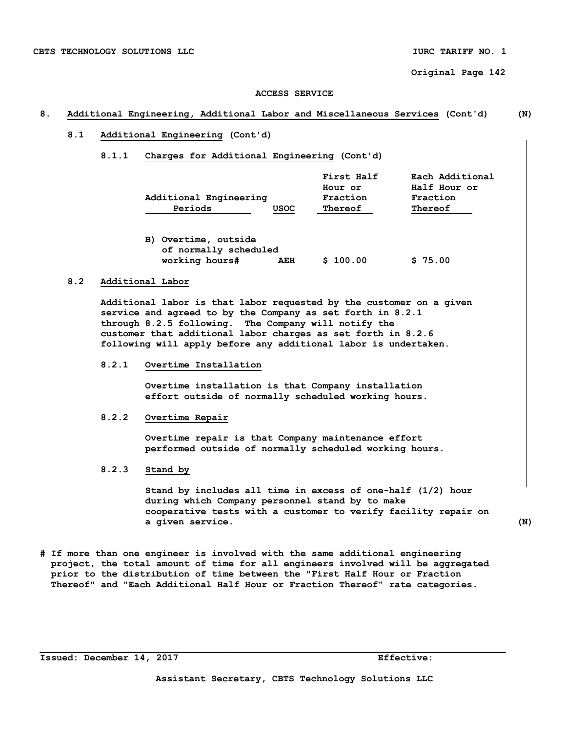ACCESS SERVICE

## 8. Additional Engineering, Additional Labor and Miscellaneous Services (Cont'd) (N)

### 8.1 Additional Engineering (Cont'd)

#### 8.1.1 Charges for Additional Engineering (Cont'd)

| Additional Engineering Periods | USOC | First Half Hour or Fraction Thereof | Each Additional Half Hour or Fraction Thereof |
|---|---|---|---|
| B) Overtime, outside of normally scheduled working hours# | AEH | $ 100.00 | $ 75.00 |

### 8.2 Additional Labor

Additional labor is that labor requested by the customer on a given service and agreed to by the Company as set forth in 8.2.1 through 8.2.5 following. The Company will notify the customer that additional labor charges as set forth in 8.2.6 following will apply before any additional labor is undertaken.

#### 8.2.1 Overtime Installation

Overtime installation is that Company installation effort outside of normally scheduled working hours.

#### 8.2.2 Overtime Repair

Overtime repair is that Company maintenance effort performed outside of normally scheduled working hours.

#### 8.2.3 Stand by

Stand by includes all time in excess of one-half (1/2) hour during which Company personnel stand by to make cooperative tests with a customer to verify facility repair on a given service. (N)

# If more than one engineer is involved with the same additional engineering project, the total amount of time for all engineers involved will be aggregated prior to the distribution of time between the "First Half Hour or Fraction Thereof" and "Each Additional Half Hour or Fraction Thereof" rate categories.

Issued: December 14, 2017 Effective:

Assistant Secretary, CBTS Technology Solutions LLC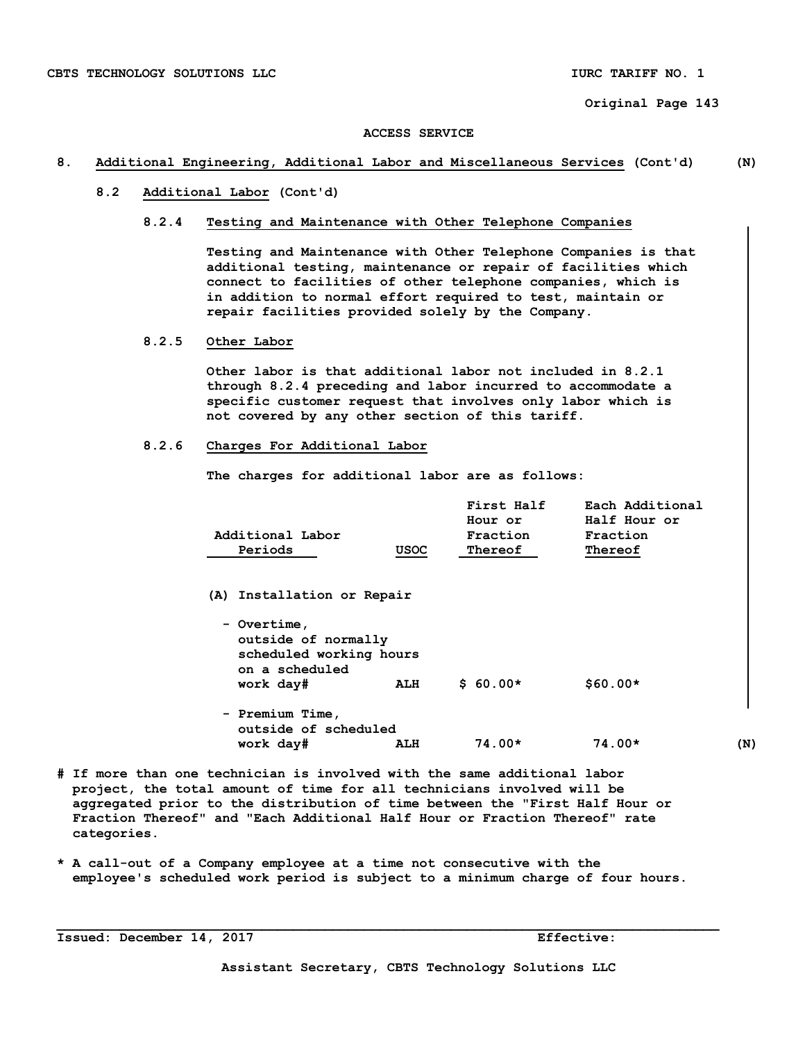ACCESS SERVICE

## 8. Additional Engineering, Additional Labor and Miscellaneous Services (Cont'd) (N)

### 8.2 Additional Labor (Cont'd)

#### 8.2.4 Testing and Maintenance with Other Telephone Companies

Testing and Maintenance with Other Telephone Companies is that additional testing, maintenance or repair of facilities which connect to facilities of other telephone companies, which is in addition to normal effort required to test, maintain or repair facilities provided solely by the Company.

#### 8.2.5 Other Labor

Other labor is that additional labor not included in 8.2.1 through 8.2.4 preceding and labor incurred to accommodate a specific customer request that involves only labor which is not covered by any other section of this tariff.

#### 8.2.6 Charges For Additional Labor

The charges for additional labor are as follows:

| Additional Labor Periods | USOC | First Half Hour or Fraction Thereof | Each Additional Half Hour or Fraction Thereof |
|---|---|---|---|
| (A) Installation or Repair | | | |
| - Overtime, outside of normally scheduled working hours on a scheduled work day# | ALH | $ 60.00* | $60.00* |
| - Premium Time, outside of scheduled work day# | ALH | 74.00* | 74.00* |

(N)

# If more than one technician is involved with the same additional labor project, the total amount of time for all technicians involved will be aggregated prior to the distribution of time between the "First Half Hour or Fraction Thereof" and "Each Additional Half Hour or Fraction Thereof" rate categories.

* A call-out of a Company employee at a time not consecutive with the employee's scheduled work period is subject to a minimum charge of four hours.

Issued: December 14, 2017 Effective:

Assistant Secretary, CBTS Technology Solutions LLC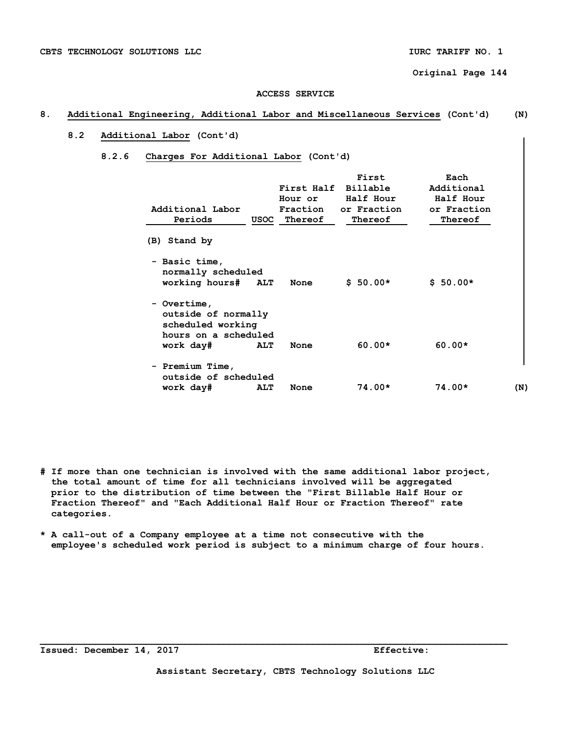ACCESS SERVICE

## 8. Additional Engineering, Additional Labor and Miscellaneous Services (Cont'd) (N)

### 8.2 Additional Labor (Cont'd)

#### 8.2.6 Charges For Additional Labor (Cont'd)

| Additional Labor Periods | USOC | First Half Hour or Fraction Thereof | First Billable Half Hour or Fraction Thereof | Each Additional Half Hour or Fraction Thereof |
|---|---|---|---|---|
| (B) Stand by | | | | |
| - Basic time, normally scheduled working hours# | ALT | None | $ 50.00* | $ 50.00* |
| - Overtime, outside of normally scheduled working hours on a scheduled work day# | ALT | None | 60.00* | 60.00* |
| - Premium Time, outside of scheduled work day# | ALT | None | 74.00* | 74.00* (N) |

# If more than one technician is involved with the same additional labor project, the total amount of time for all technicians involved will be aggregated prior to the distribution of time between the "First Billable Half Hour or Fraction Thereof" and "Each Additional Half Hour or Fraction Thereof" rate categories.

* A call-out of a Company employee at a time not consecutive with the employee's scheduled work period is subject to a minimum charge of four hours.

Issued: December 14, 2017 Effective:

Assistant Secretary, CBTS Technology Solutions LLC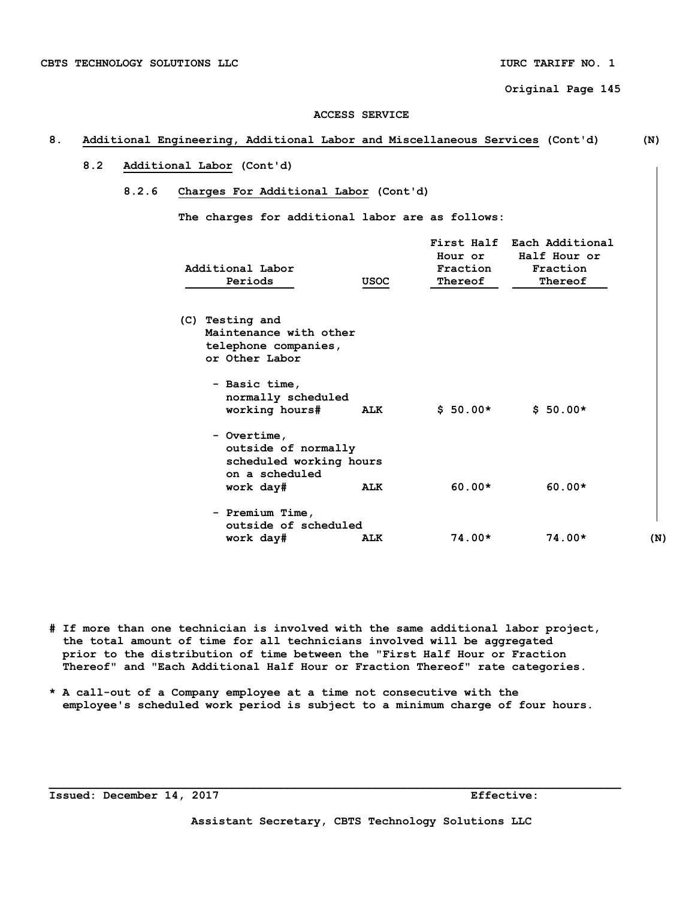ACCESS SERVICE

## 8. Additional Engineering, Additional Labor and Miscellaneous Services (Cont'd) (N)

### 8.2 Additional Labor (Cont'd)

#### 8.2.6 Charges For Additional Labor (Cont'd)

The charges for additional labor are as follows:

| Additional Labor Periods | USOC | First Half Hour or Fraction Thereof | Each Additional Half Hour or Fraction Thereof |
|---|---|---|---|
| (C) Testing and Maintenance with other telephone companies, or Other Labor | | | |
| - Basic time, normally scheduled working hours# | ALK | $ 50.00* | $ 50.00* |
| - Overtime, outside of normally scheduled working hours on a scheduled work day# | ALK | 60.00* | 60.00* |
| - Premium Time, outside of scheduled work day# | ALK | 74.00* | 74.00* |

(N)

# If more than one technician is involved with the same additional labor project, the total amount of time for all technicians involved will be aggregated prior to the distribution of time between the "First Half Hour or Fraction Thereof" and "Each Additional Half Hour or Fraction Thereof" rate categories.

* A call-out of a Company employee at a time not consecutive with the employee's scheduled work period is subject to a minimum charge of four hours.

Issued: December 14, 2017 Effective:

Assistant Secretary, CBTS Technology Solutions LLC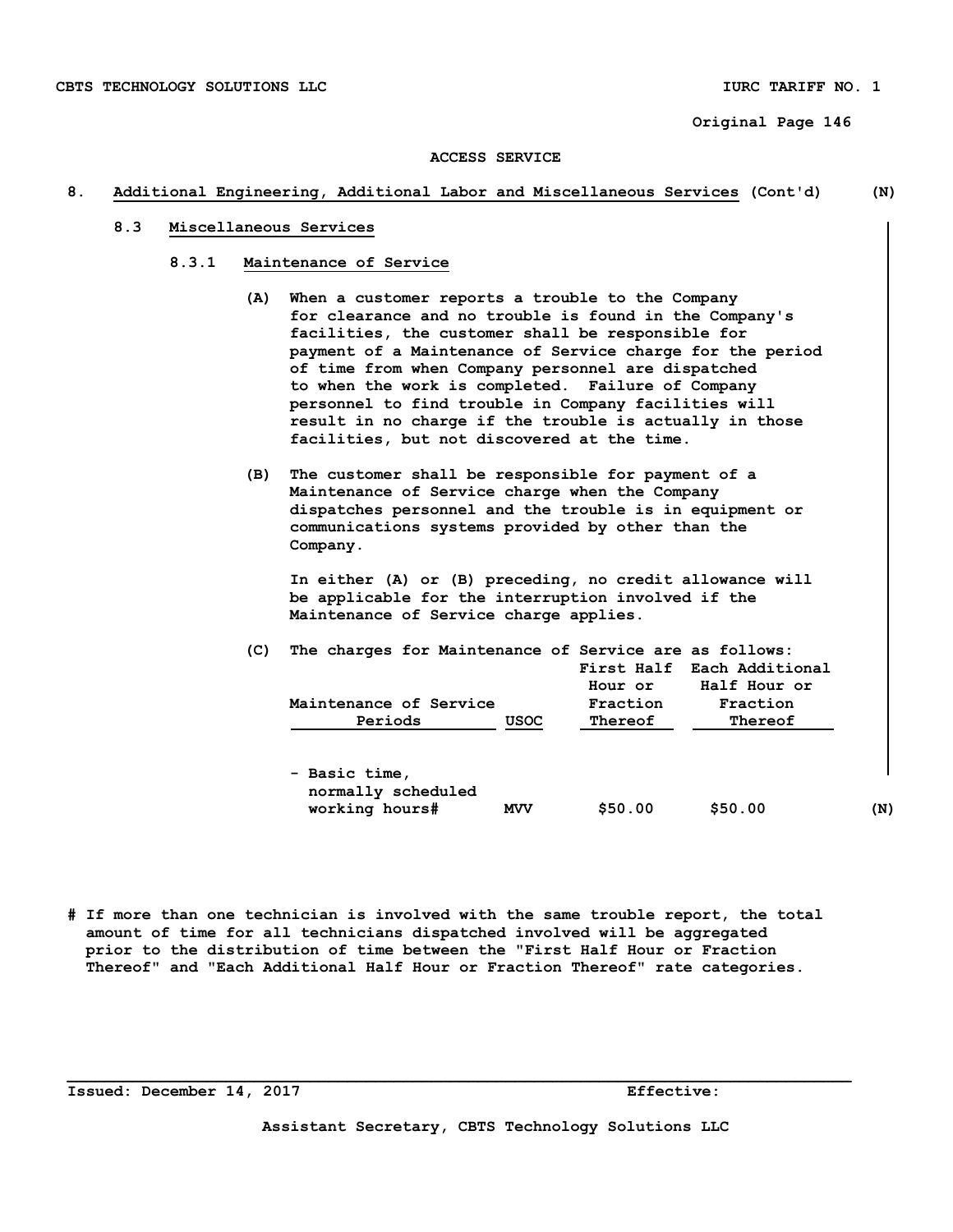ACCESS SERVICE

## 8. Additional Engineering, Additional Labor and Miscellaneous Services (Cont'd) (N)

### 8.3 Miscellaneous Services

#### 8.3.1 Maintenance of Service

(A) When a customer reports a trouble to the Company for clearance and no trouble is found in the Company's facilities, the customer shall be responsible for payment of a Maintenance of Service charge for the period of time from when Company personnel are dispatched to when the work is completed. Failure of Company personnel to find trouble in Company facilities will result in no charge if the trouble is actually in those facilities, but not discovered at the time.

(B) The customer shall be responsible for payment of a Maintenance of Service charge when the Company dispatches personnel and the trouble is in equipment or communications systems provided by other than the Company.

In either (A) or (B) preceding, no credit allowance will be applicable for the interruption involved if the Maintenance of Service charge applies.

(C) The charges for Maintenance of Service are as follows:

| Maintenance of Service Periods | USOC | First Half Hour or Fraction Thereof | Each Additional Half Hour or Fraction Thereof |
|---|---|---|---|
| - Basic time, normally scheduled working hours# | MVV | $50.00 | $50.00 |

(N)

# If more than one technician is involved with the same trouble report, the total amount of time for all technicians dispatched involved will be aggregated prior to the distribution of time between the "First Half Hour or Fraction Thereof" and "Each Additional Half Hour or Fraction Thereof" rate categories.

Issued: December 14, 2017 Effective:

Assistant Secretary, CBTS Technology Solutions LLC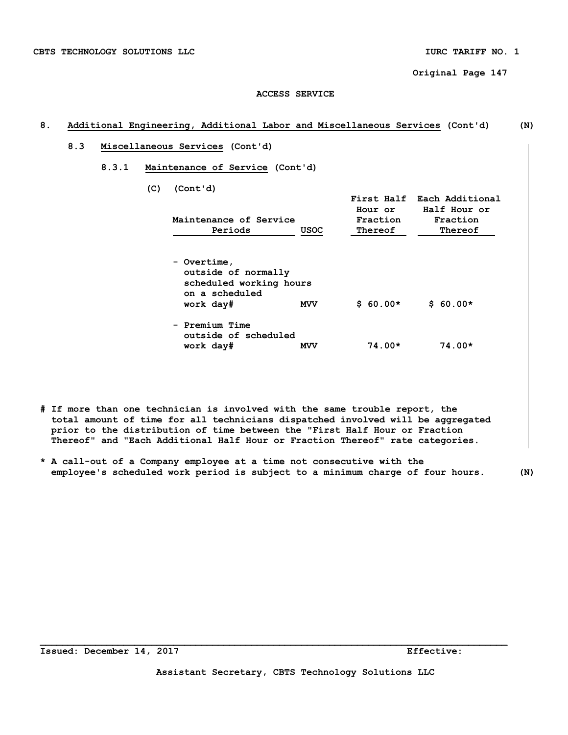ACCESS SERVICE

## 8. Additional Engineering, Additional Labor and Miscellaneous Services (Cont'd) (N)

### 8.3 Miscellaneous Services (Cont'd)

#### 8.3.1 Maintenance of Service (Cont'd)

(C) (Cont'd)

| Maintenance of Service Periods | USOC | First Half Hour or Fraction Thereof | Each Additional Half Hour or Fraction Thereof |
|---|---|---|---|
| - Overtime, outside of normally scheduled working hours on a scheduled work day# | MVV | $ 60.00* | $ 60.00* |
| - Premium Time outside of scheduled work day# | MVV | 74.00* | 74.00* |

# If more than one technician is involved with the same trouble report, the total amount of time for all technicians dispatched involved will be aggregated prior to the distribution of time between the "First Half Hour or Fraction Thereof" and "Each Additional Half Hour or Fraction Thereof" rate categories.

* A call-out of a Company employee at a time not consecutive with the employee's scheduled work period is subject to a minimum charge of four hours. (N)

Issued: December 14, 2017 Effective:

Assistant Secretary, CBTS Technology Solutions LLC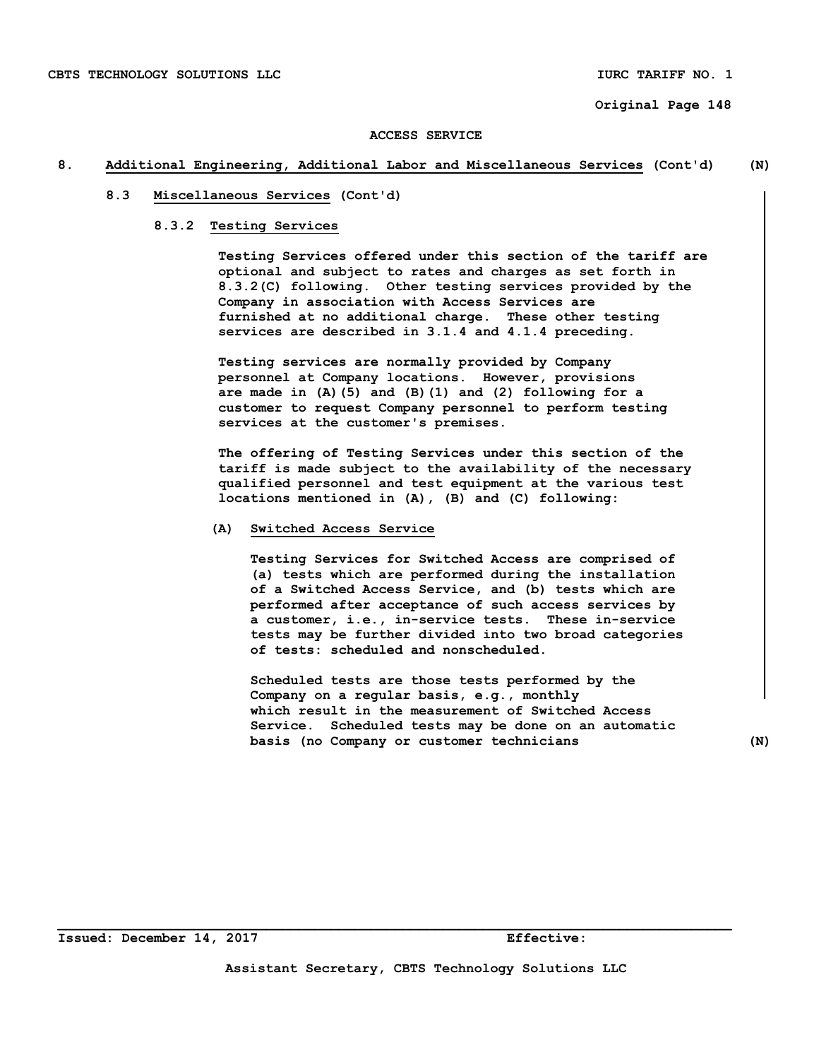ACCESS SERVICE

**8. Additional Engineering, Additional Labor and Miscellaneous Services** (Cont'd) (N)

**8.3 Miscellaneous Services** (Cont'd)

**8.3.2 Testing Services**

Testing Services offered under this section of the tariff are optional and subject to rates and charges as set forth in 8.3.2(C) following. Other testing services provided by the Company in association with Access Services are furnished at no additional charge. These other testing services are described in 3.1.4 and 4.1.4 preceding.

Testing services are normally provided by Company personnel at Company locations. However, provisions are made in (A)(5) and (B)(1) and (2) following for a customer to request Company personnel to perform testing services at the customer's premises.

The offering of Testing Services under this section of the tariff is made subject to the availability of the necessary qualified personnel and test equipment at the various test locations mentioned in (A), (B) and (C) following:

**(A) Switched Access Service**

Testing Services for Switched Access are comprised of (a) tests which are performed during the installation of a Switched Access Service, and (b) tests which are performed after acceptance of such access services by a customer, i.e., in-service tests. These in-service tests may be further divided into two broad categories of tests: scheduled and nonscheduled.

Scheduled tests are those tests performed by the Company on a regular basis, e.g., monthly which result in the measurement of Switched Access Service. Scheduled tests may be done on an automatic basis (no Company or customer technicians (N)

Issued: December 14, 2017 Effective:

Assistant Secretary, CBTS Technology Solutions LLC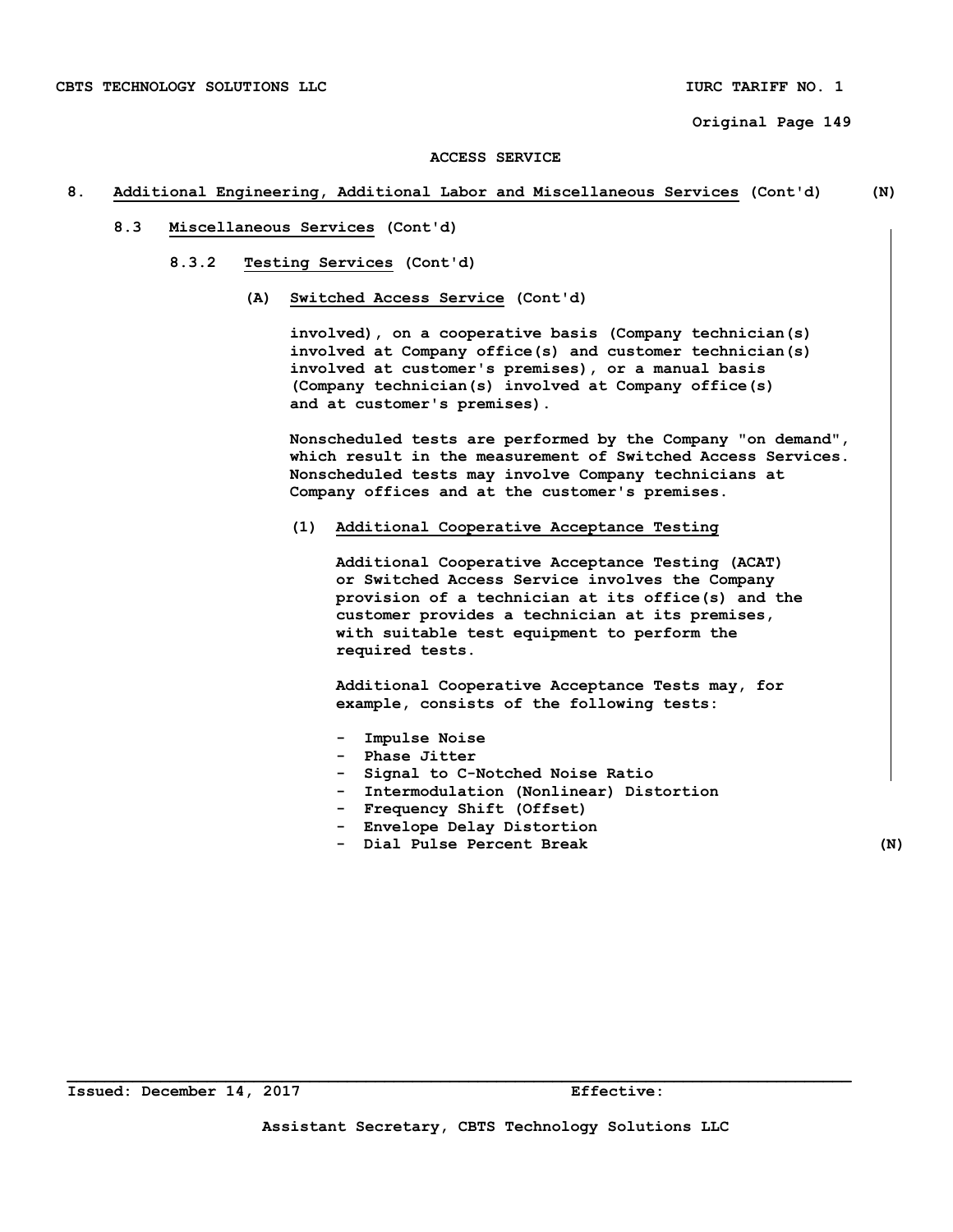## ACCESS SERVICE

**8. Additional Engineering, Additional Labor and Miscellaneous Services (Cont'd)** **(N)**

**8.3 Miscellaneous Services (Cont'd)**

**8.3.2 Testing Services (Cont'd)**

**(A) Switched Access Service (Cont'd)**

involved), on a cooperative basis (Company technician(s) involved at Company office(s) and customer technician(s) involved at customer's premises), or a manual basis (Company technician(s) involved at Company office(s) and at customer's premises).

Nonscheduled tests are performed by the Company "on demand", which result in the measurement of Switched Access Services. Nonscheduled tests may involve Company technicians at Company offices and at the customer's premises.

**(1) Additional Cooperative Acceptance Testing**

Additional Cooperative Acceptance Testing (ACAT) or Switched Access Service involves the Company provision of a technician at its office(s) and the customer provides a technician at its premises, with suitable test equipment to perform the required tests.

Additional Cooperative Acceptance Tests may, for example, consists of the following tests:

- Impulse Noise
- Phase Jitter
- Signal to C-Notched Noise Ratio
- Intermodulation (Nonlinear) Distortion
- Frequency Shift (Offset)
- Envelope Delay Distortion
- Dial Pulse Percent Break **(N)**

Issued: December 14, 2017 Effective:

Assistant Secretary, CBTS Technology Solutions LLC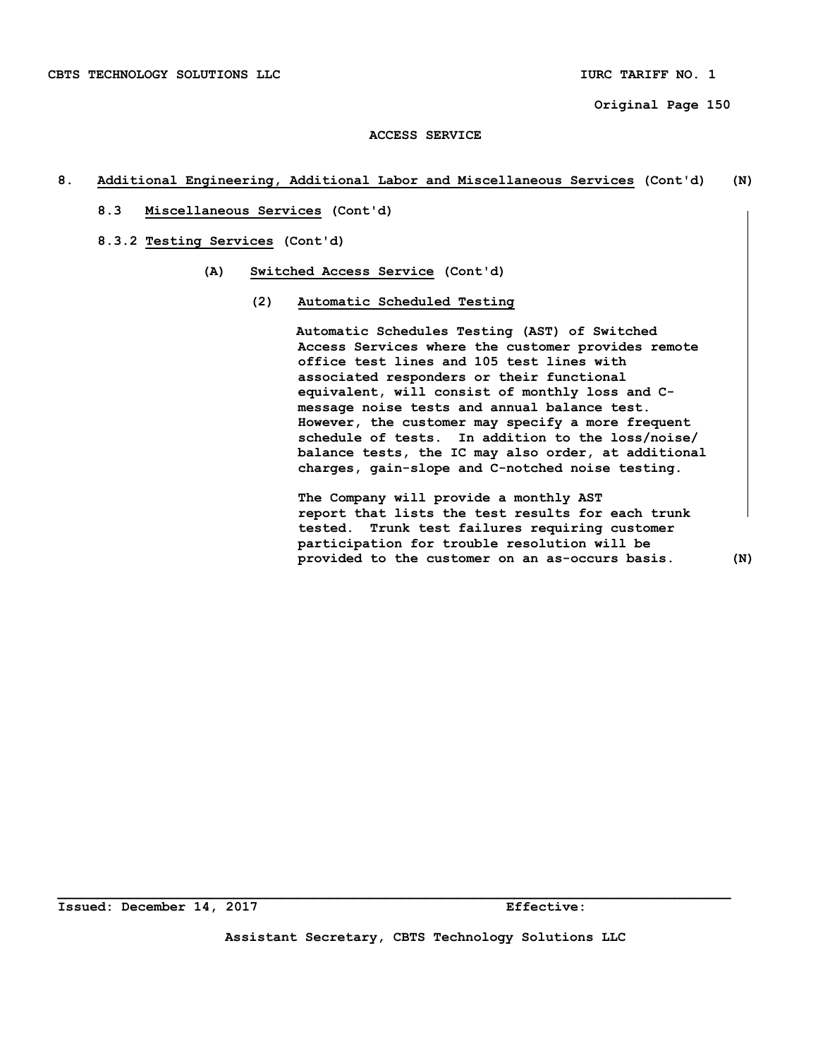ACCESS SERVICE

8. **Additional Engineering, Additional Labor and Miscellaneous Services** (Cont'd) (N)

8.3 **Miscellaneous Services** (Cont'd)

8.3.2 **Testing Services** (Cont'd)

(A) **Switched Access Service** (Cont'd)

(2) **Automatic Scheduled Testing**

Automatic Schedules Testing (AST) of Switched Access Services where the customer provides remote office test lines and 105 test lines with associated responders or their functional equivalent, will consist of monthly loss and C-message noise tests and annual balance test. However, the customer may specify a more frequent schedule of tests. In addition to the loss/noise/ balance tests, the IC may also order, at additional charges, gain-slope and C-notched noise testing.

The Company will provide a monthly AST report that lists the test results for each trunk tested. Trunk test failures requiring customer participation for trouble resolution will be provided to the customer on an as-occurs basis. (N)

Issued: December 14, 2017 Effective:

Assistant Secretary, CBTS Technology Solutions LLC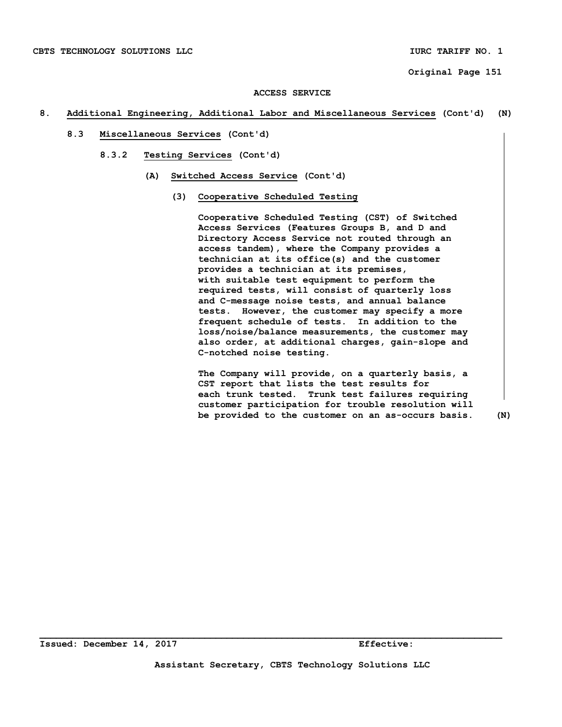ACCESS SERVICE

**8. Additional Engineering, Additional Labor and Miscellaneous Services (Cont'd) (N)**

**8.3 Miscellaneous Services (Cont'd)**

**8.3.2 Testing Services (Cont'd)**

**(A) Switched Access Service (Cont'd)**

**(3) Cooperative Scheduled Testing**

Cooperative Scheduled Testing (CST) of Switched Access Services (Features Groups B, and D and Directory Access Service not routed through an access tandem), where the Company provides a technician at its office(s) and the customer provides a technician at its premises, with suitable test equipment to perform the required tests, will consist of quarterly loss and C-message noise tests, and annual balance tests. However, the customer may specify a more frequent schedule of tests. In addition to the loss/noise/balance measurements, the customer may also order, at additional charges, gain-slope and C-notched noise testing.

The Company will provide, on a quarterly basis, a CST report that lists the test results for each trunk tested. Trunk test failures requiring customer participation for trouble resolution will be provided to the customer on an as-occurs basis. (N)

Issued: December 14, 2017 Effective:

Assistant Secretary, CBTS Technology Solutions LLC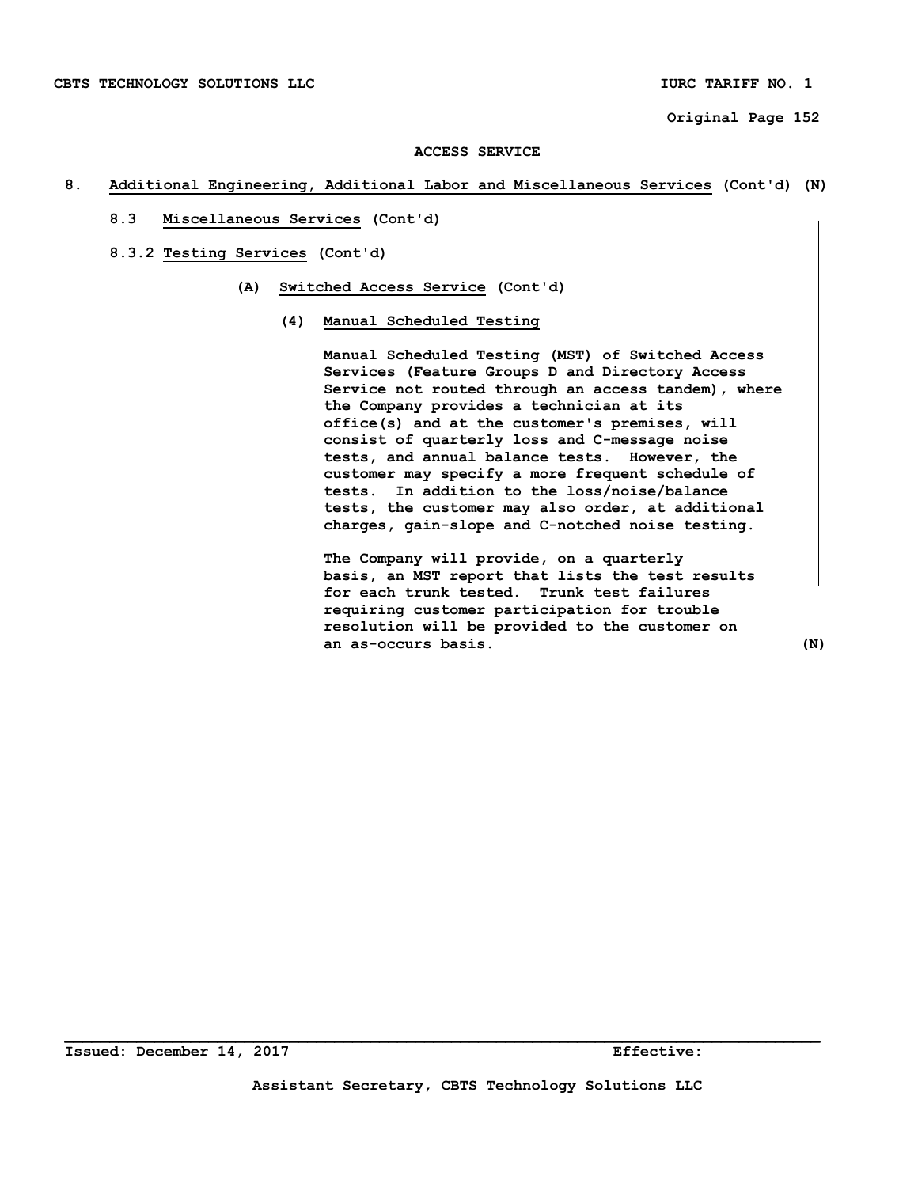ACCESS SERVICE

# 8. Additional Engineering, Additional Labor and Miscellaneous Services (Cont'd) (N)

## 8.3 Miscellaneous Services (Cont'd)

### 8.3.2 Testing Services (Cont'd)

#### (A) Switched Access Service (Cont'd)

##### (4) Manual Scheduled Testing

Manual Scheduled Testing (MST) of Switched Access Services (Feature Groups D and Directory Access Service not routed through an access tandem), where the Company provides a technician at its office(s) and at the customer's premises, will consist of quarterly loss and C-message noise tests, and annual balance tests. However, the customer may specify a more frequent schedule of tests. In addition to the loss/noise/balance tests, the customer may also order, at additional charges, gain-slope and C-notched noise testing.

The Company will provide, on a quarterly basis, an MST report that lists the test results for each trunk tested. Trunk test failures requiring customer participation for trouble resolution will be provided to the customer on an as-occurs basis. (N)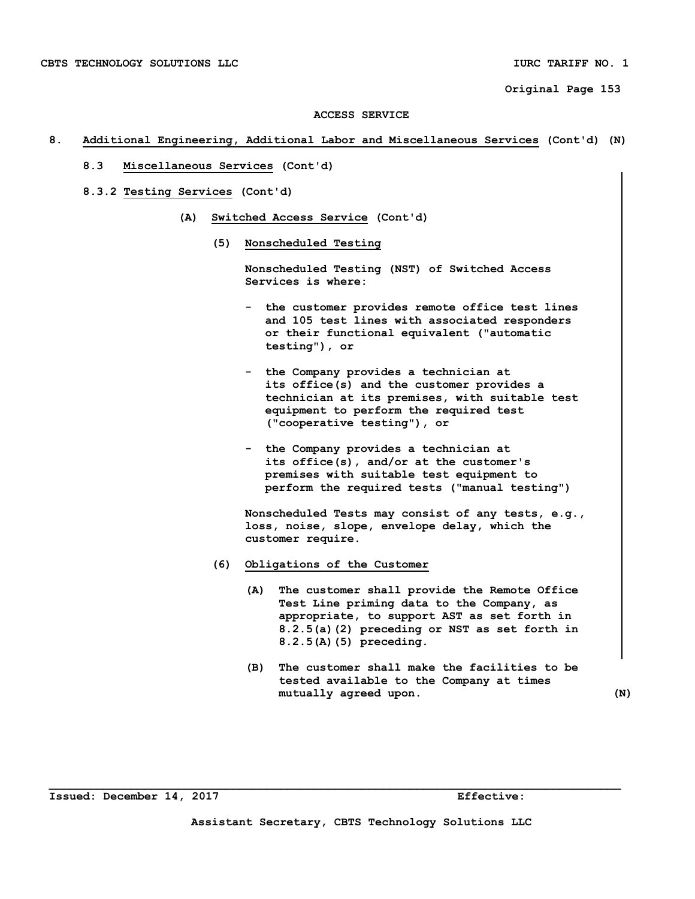ACCESS SERVICE

8. Additional Engineering, Additional Labor and Miscellaneous Services (Cont'd) (N)

8.3 Miscellaneous Services (Cont'd)

8.3.2 Testing Services (Cont'd)

(A) Switched Access Service (Cont'd)

(5) Nonscheduled Testing

Nonscheduled Testing (NST) of Switched Access Services is where:

- the customer provides remote office test lines and 105 test lines with associated responders or their functional equivalent ("automatic testing"), or
- the Company provides a technician at its office(s) and the customer provides a technician at its premises, with suitable test equipment to perform the required test ("cooperative testing"), or
- the Company provides a technician at its office(s), and/or at the customer's premises with suitable test equipment to perform the required tests ("manual testing")

Nonscheduled Tests may consist of any tests, e.g., loss, noise, slope, envelope delay, which the customer require.

(6) Obligations of the Customer

(A) The customer shall provide the Remote Office Test Line priming data to the Company, as appropriate, to support AST as set forth in 8.2.5(a)(2) preceding or NST as set forth in 8.2.5(A)(5) preceding.

(B) The customer shall make the facilities to be tested available to the Company at times mutually agreed upon. (N)

Issued: December 14, 2017 Effective:

Assistant Secretary, CBTS Technology Solutions LLC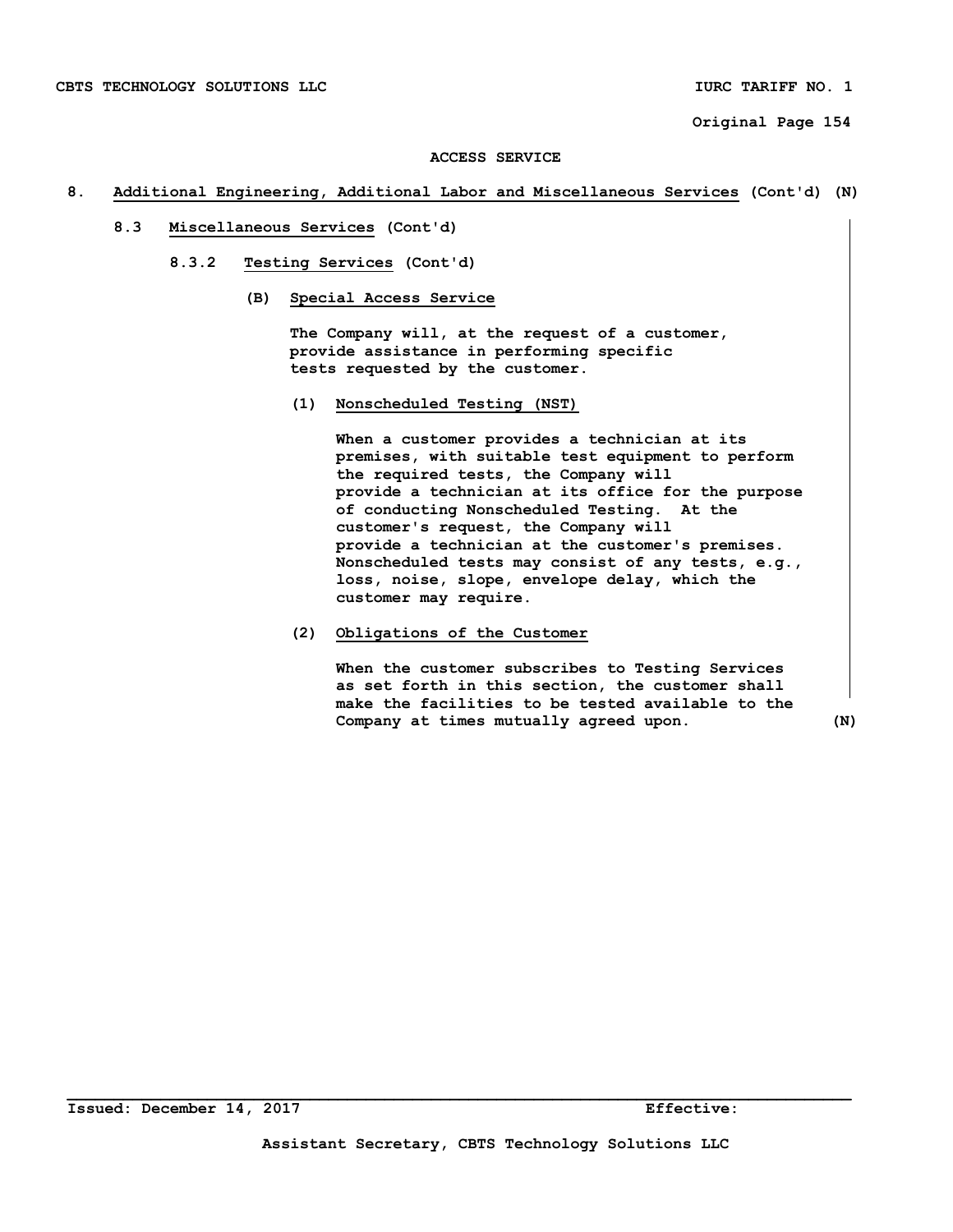ACCESS SERVICE

## 8. Additional Engineering, Additional Labor and Miscellaneous Services (Cont'd) (N)

### 8.3 Miscellaneous Services (Cont'd)

#### 8.3.2 Testing Services (Cont'd)

##### (B) Special Access Service

The Company will, at the request of a customer, provide assistance in performing specific tests requested by the customer.

**(1) Nonscheduled Testing (NST)**

When a customer provides a technician at its premises, with suitable test equipment to perform the required tests, the Company will provide a technician at its office for the purpose of conducting Nonscheduled Testing. At the customer's request, the Company will provide a technician at the customer's premises. Nonscheduled tests may consist of any tests, e.g., loss, noise, slope, envelope delay, which the customer may require.

**(2) Obligations of the Customer**

When the customer subscribes to Testing Services as set forth in this section, the customer shall make the facilities to be tested available to the Company at times mutually agreed upon. (N)

Issued: December 14, 2017 Effective:

Assistant Secretary, CBTS Technology Solutions LLC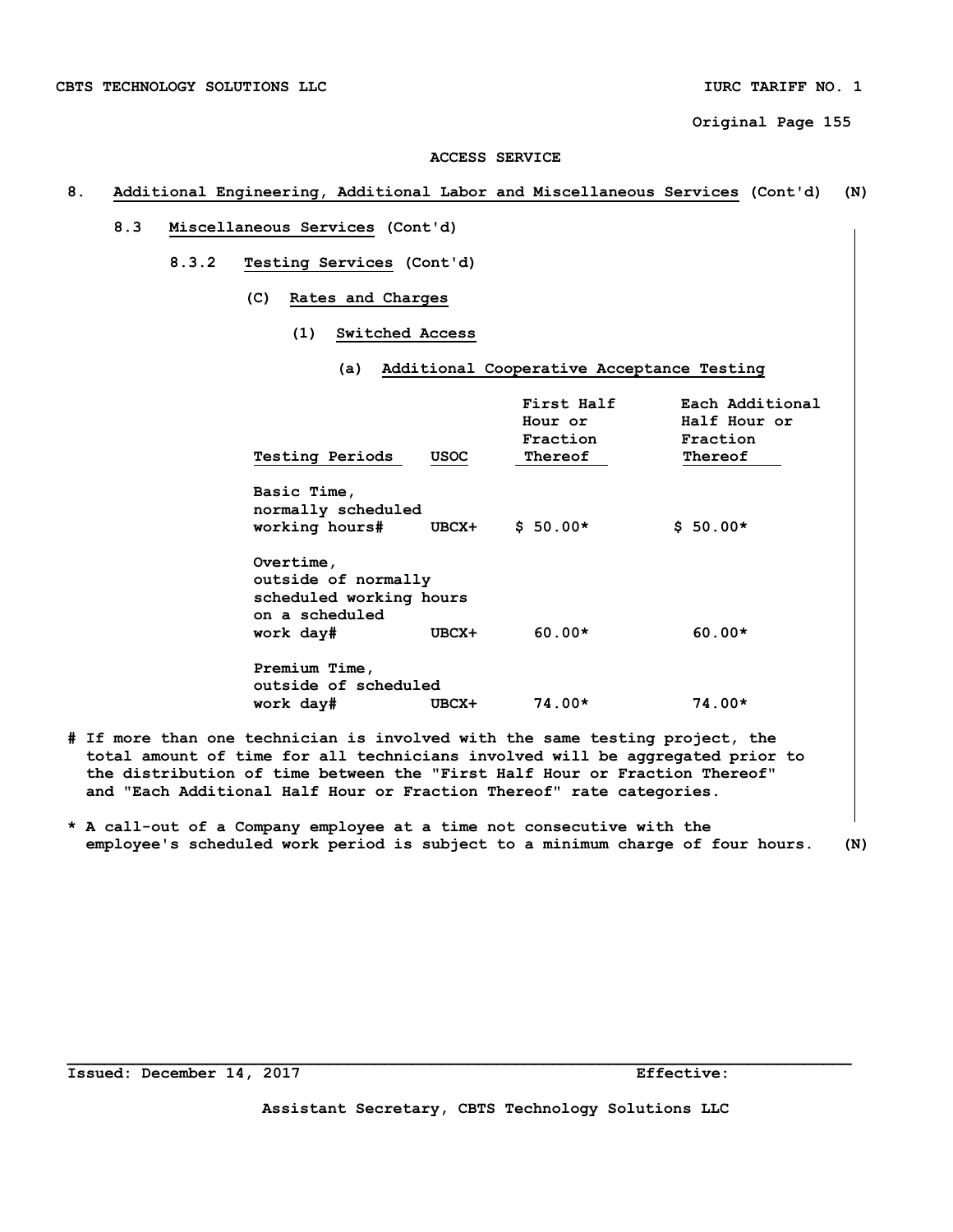ACCESS SERVICE

## 8. Additional Engineering, Additional Labor and Miscellaneous Services (Cont'd) (N)

### 8.3 Miscellaneous Services (Cont'd)

#### 8.3.2 Testing Services (Cont'd)

(C) **Rates and Charges**

(1) **Switched Access**

(a) **Additional Cooperative Acceptance Testing**

| Testing Periods | USOC | First Half Hour or Fraction Thereof | Each Additional Half Hour or Fraction Thereof |
|---|---|---|---|
| Basic Time, normally scheduled working hours# | UBCX+ | $ 50.00* | $ 50.00* |
| Overtime, outside of normally scheduled working hours on a scheduled work day# | UBCX+ | 60.00* | 60.00* |
| Premium Time, outside of scheduled work day# | UBCX+ | 74.00* | 74.00* |

# If more than one technician is involved with the same testing project, the total amount of time for all technicians involved will be aggregated prior to the distribution of time between the "First Half Hour or Fraction Thereof" and "Each Additional Half Hour or Fraction Thereof" rate categories.

* A call-out of a Company employee at a time not consecutive with the employee's scheduled work period is subject to a minimum charge of four hours. (N)

Issued: December 14, 2017 Effective:

Assistant Secretary, CBTS Technology Solutions LLC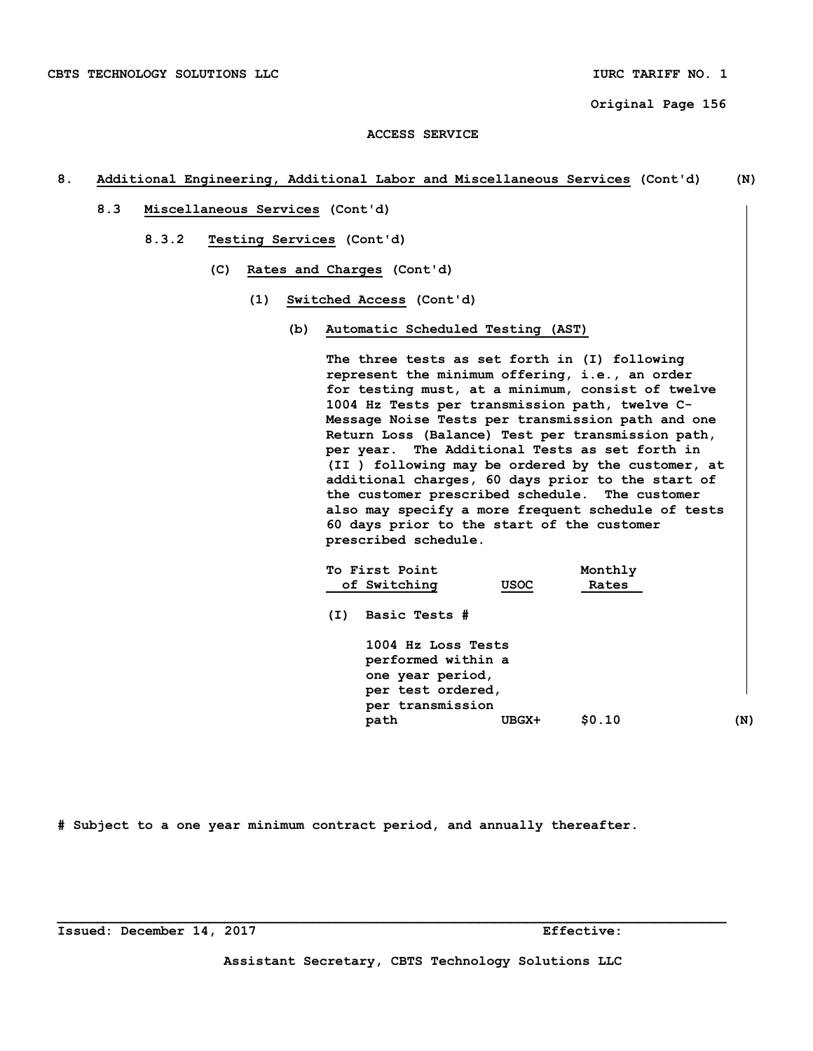ACCESS SERVICE

## 8. Additional Engineering, Additional Labor and Miscellaneous Services (Cont'd) (N)

### 8.3 Miscellaneous Services (Cont'd)

#### 8.3.2 Testing Services (Cont'd)

##### (C) Rates and Charges (Cont'd)

###### (1) Switched Access (Cont'd)

**(b) Automatic Scheduled Testing (AST)**

The three tests as set forth in (I) following represent the minimum offering, i.e., an order for testing must, at a minimum, consist of twelve 1004 Hz Tests per transmission path, twelve C-Message Noise Tests per transmission path and one Return Loss (Balance) Test per transmission path, per year. The Additional Tests as set forth in (II ) following may be ordered by the customer, at additional charges, 60 days prior to the start of the customer prescribed schedule. The customer also may specify a more frequent schedule of tests 60 days prior to the start of the customer prescribed schedule.

| To First Point of Switching | USOC | Monthly Rates |
|---|---|---|
| (I) Basic Tests # | | |
| 1004 Hz Loss Tests performed within a one year period, per test ordered, per transmission path | UBGX+ | $0.10 |

(N)

# Subject to a one year minimum contract period, and annually thereafter.

Issued: December 14, 2017 Effective:

Assistant Secretary, CBTS Technology Solutions LLC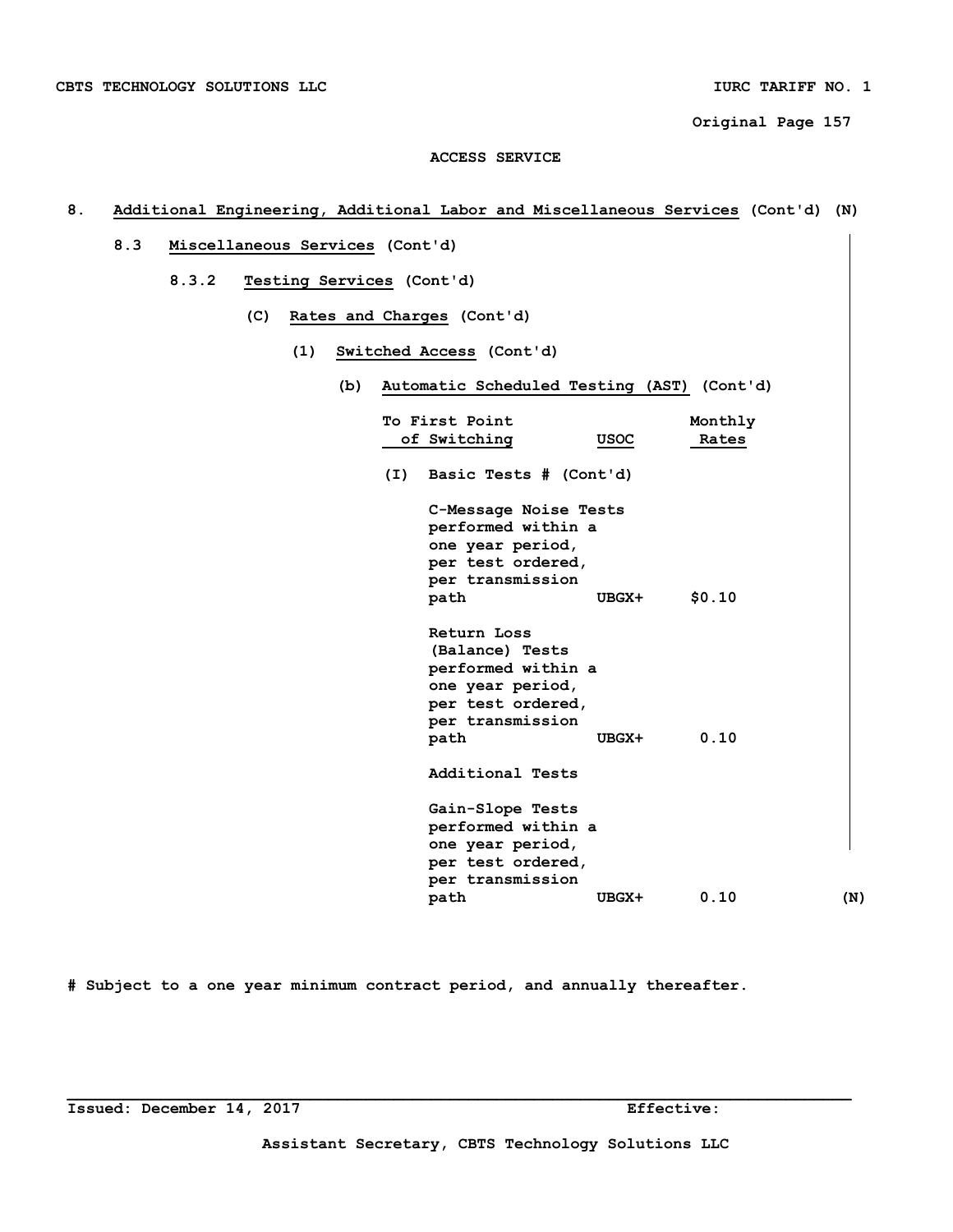ACCESS SERVICE

8. **Additional Engineering, Additional Labor and Miscellaneous Services** (Cont'd) (N)

8.3 **Miscellaneous Services** (Cont'd)

8.3.2 **Testing Services** (Cont'd)

(C) **Rates and Charges** (Cont'd)

(1) **Switched Access** (Cont'd)

(b) **Automatic Scheduled Testing (AST)** (Cont'd)

| To First Point of Switching | USOC | Monthly Rates |
|---|---|---|
| (I) Basic Tests # (Cont'd) | | |
| C-Message Noise Tests performed within a one year period, per test ordered, per transmission path | UBGX+ | $0.10 |
| Return Loss (Balance) Tests performed within a one year period, per test ordered, per transmission path | UBGX+ | 0.10 |
| Additional Tests | | |
| Gain-Slope Tests performed within a one year period, per test ordered, per transmission path | UBGX+ | 0.10 |

(N)

# Subject to a one year minimum contract period, and annually thereafter.

Issued: December 14, 2017 Effective:

Assistant Secretary, CBTS Technology Solutions LLC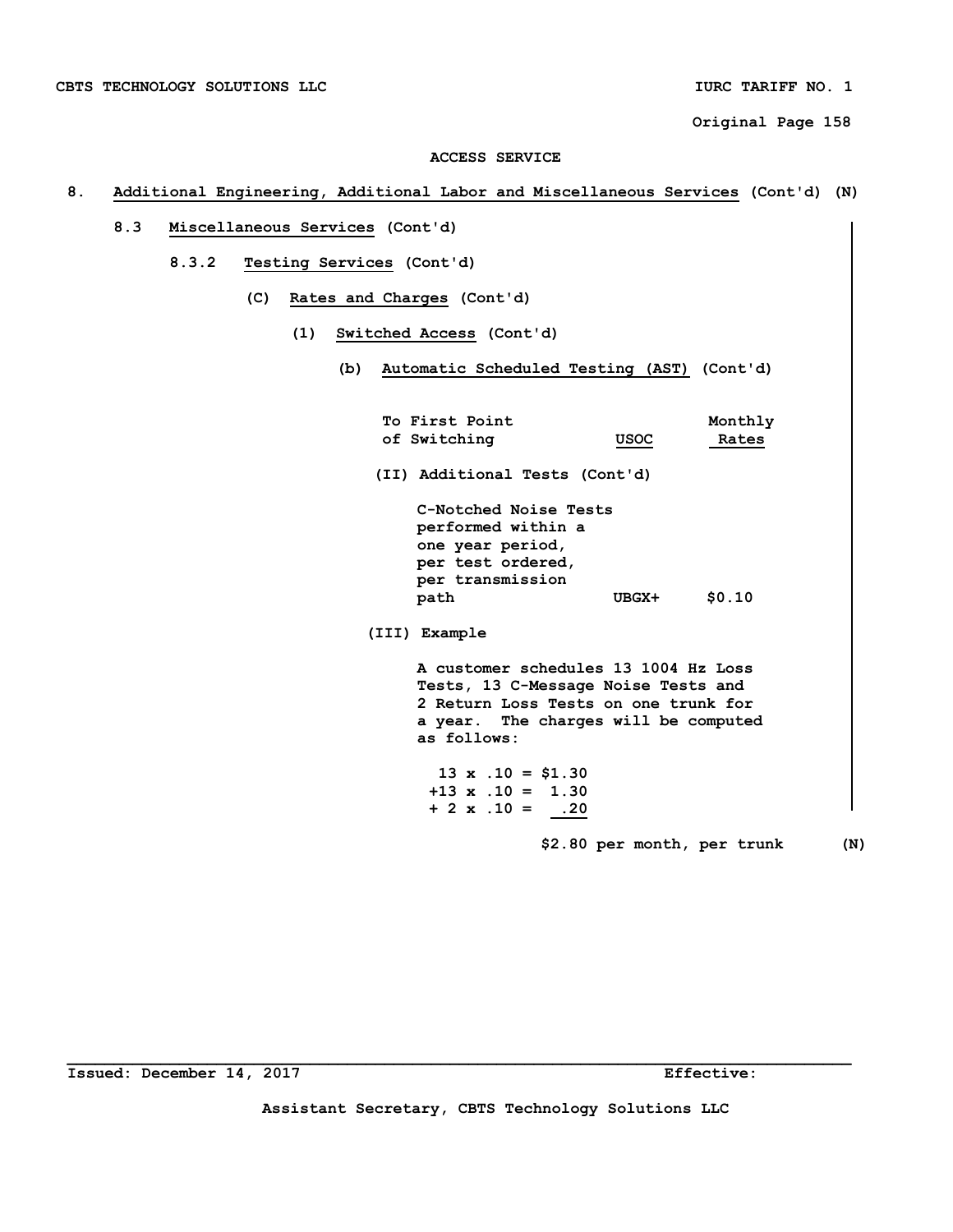ACCESS SERVICE

## 8. Additional Engineering, Additional Labor and Miscellaneous Services (Cont'd) (N)

### 8.3 Miscellaneous Services (Cont'd)

#### 8.3.2 Testing Services (Cont'd)

(C) Rates and Charges (Cont'd)

(1) Switched Access (Cont'd)

(b) Automatic Scheduled Testing (AST) (Cont'd)

| To First Point of Switching | USOC | Monthly Rates |
|---|---|---|
| (II) Additional Tests (Cont'd) | | |
| C-Notched Noise Tests performed within a one year period, per test ordered, per transmission path | UBGX+ | $0.10 |

(III) Example

A customer schedules 13 1004 Hz Loss Tests, 13 C-Message Noise Tests and 2 Return Loss Tests on one trunk for a year. The charges will be computed as follows:

```
  13 x .10 = $1.30
 +13 x .10 =  1.30
 + 2 x .10 =   .20
```

$2.80 per month, per trunk (N)

Issued: December 14, 2017 — Effective:

Assistant Secretary, CBTS Technology Solutions LLC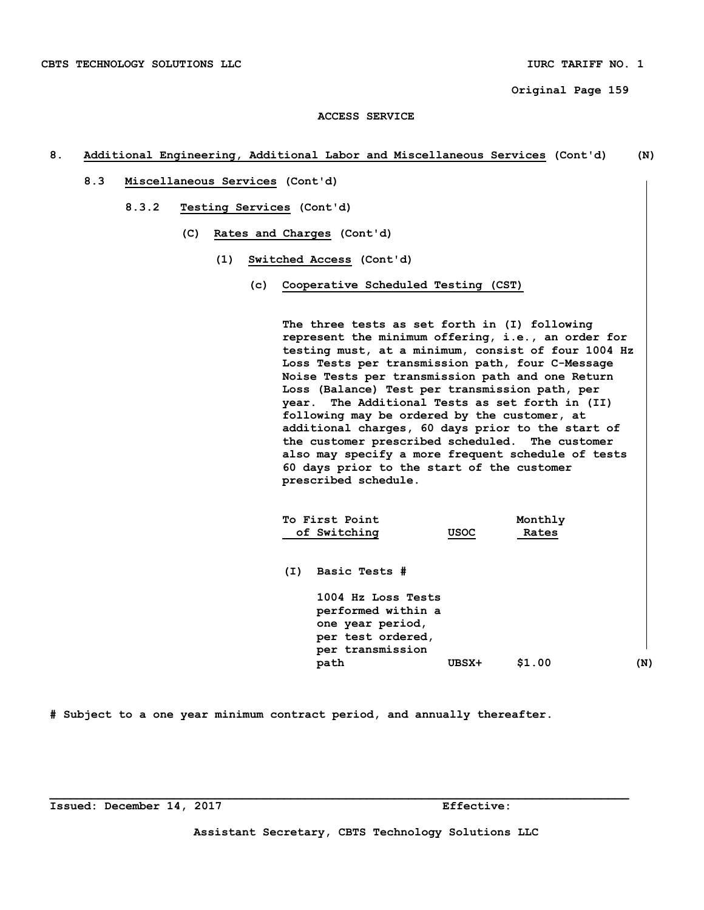ACCESS SERVICE

8. Additional Engineering, Additional Labor and Miscellaneous Services (Cont'd) (N)

8.3 Miscellaneous Services (Cont'd)

8.3.2 Testing Services (Cont'd)

(C) Rates and Charges (Cont'd)

(1) Switched Access (Cont'd)

(c) Cooperative Scheduled Testing (CST)

The three tests as set forth in (I) following represent the minimum offering, i.e., an order for testing must, at a minimum, consist of four 1004 Hz Loss Tests per transmission path, four C-Message Noise Tests per transmission path and one Return Loss (Balance) Test per transmission path, per year. The Additional Tests as set forth in (II) following may be ordered by the customer, at additional charges, 60 days prior to the start of the customer prescribed scheduled. The customer also may specify a more frequent schedule of tests 60 days prior to the start of the customer prescribed schedule.

| To First Point of Switching | USOC | Monthly Rates |
|---|---|---|
| (I) Basic Tests # | | |
| 1004 Hz Loss Tests performed within a one year period, per test ordered, per transmission path | UBSX+ | $1.00 |

(N)

# Subject to a one year minimum contract period, and annually thereafter.

Issued: December 14, 2017 Effective:

Assistant Secretary, CBTS Technology Solutions LLC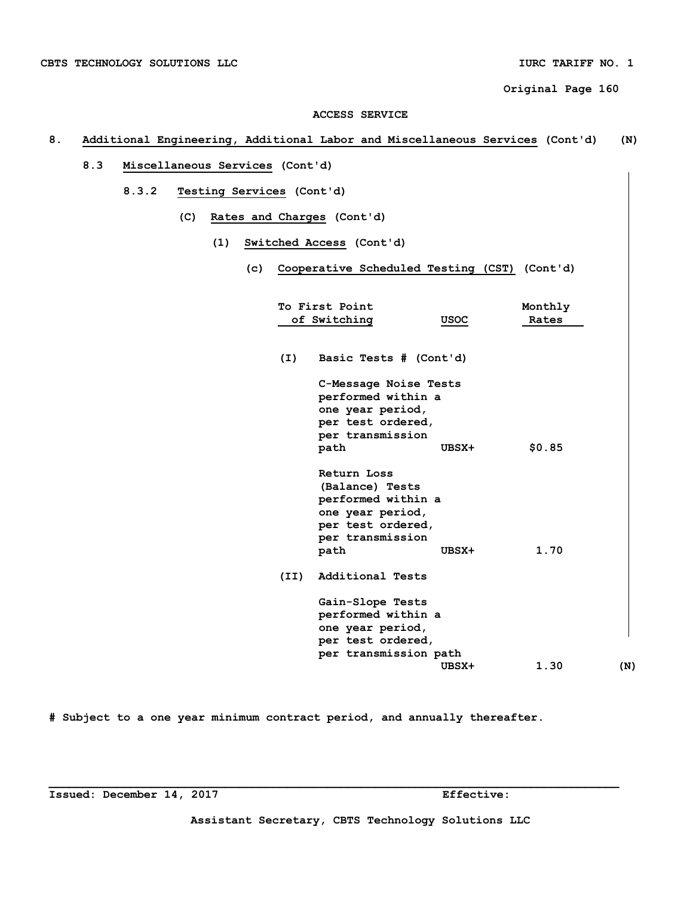ACCESS SERVICE

## 8. Additional Engineering, Additional Labor and Miscellaneous Services (Cont'd) (N)

### 8.3 Miscellaneous Services (Cont'd)

#### 8.3.2 Testing Services (Cont'd)

(C) Rates and Charges (Cont'd)

(1) Switched Access (Cont'd)

(c) Cooperative Scheduled Testing (CST) (Cont'd)

| To First Point of Switching | USOC | Monthly Rates |
|---|---|---|
| (I) Basic Tests # (Cont'd) | | |
| C-Message Noise Tests performed within a one year period, per test ordered, per transmission path | UBSX+ | $0.85 |
| Return Loss (Balance) Tests performed within a one year period, per test ordered, per transmission path | UBSX+ | 1.70 |
| (II) Additional Tests | | |
| Gain-Slope Tests performed within a one year period, per test ordered, per transmission path | UBSX+ | 1.30 (N) |

# Subject to a one year minimum contract period, and annually thereafter.

Issued: December 14, 2017 Effective:

Assistant Secretary, CBTS Technology Solutions LLC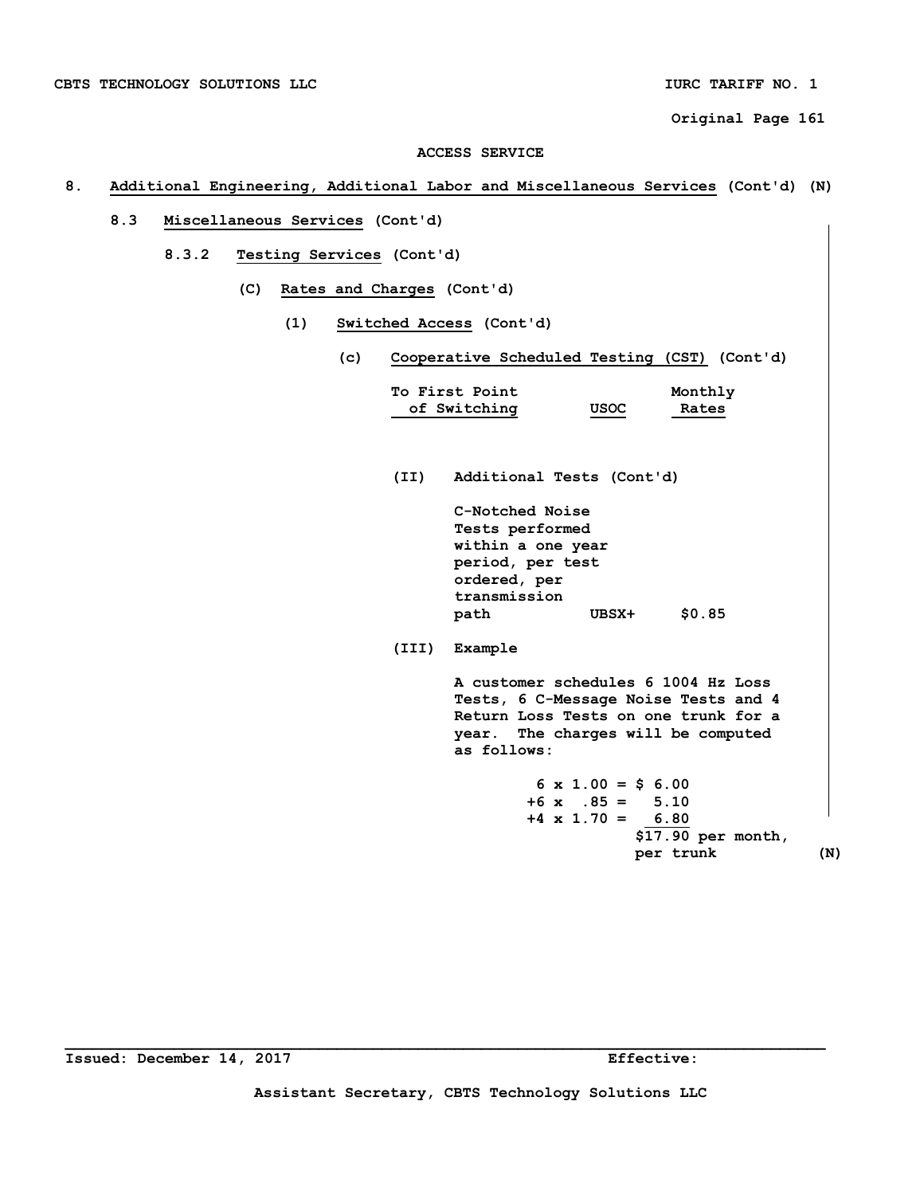ACCESS SERVICE

8. **Additional Engineering, Additional Labor and Miscellaneous Services** (Cont'd) (N)

8.3 **Miscellaneous Services** (Cont'd)

8.3.2 **Testing Services** (Cont'd)

(C) **Rates and Charges** (Cont'd)

(1) **Switched Access** (Cont'd)

(c) **Cooperative Scheduled Testing (CST)** (Cont'd)

| To First Point of Switching | USOC | Monthly Rates |
|---|---|---|
| (II) Additional Tests (Cont'd) | | |
| C-Notched Noise Tests performed within a one year period, per test ordered, per transmission path | UBSX+ | $0.85 |

(III) Example

A customer schedules 6 1004 Hz Loss Tests, 6 C-Message Noise Tests and 4 Return Loss Tests on one trunk for a year. The charges will be computed as follows:

```
 6 x 1.00 = $ 6.00
+6 x  .85 =   5.10
+4 x 1.70 =   6.80
            $17.90 per month,
            per trunk
```

(N)

Issued: December 14, 2017 Effective:

Assistant Secretary, CBTS Technology Solutions LLC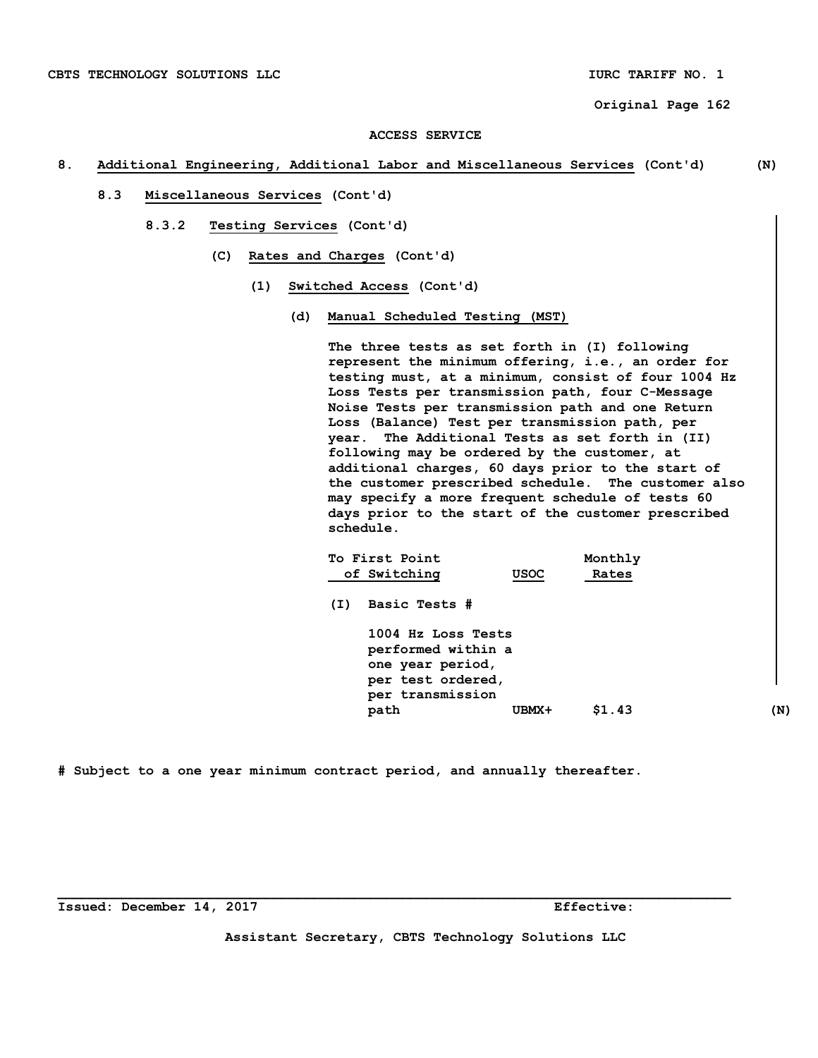ACCESS SERVICE

## 8. Additional Engineering, Additional Labor and Miscellaneous Services (Cont'd) (N)

### 8.3 Miscellaneous Services (Cont'd)

#### 8.3.2 Testing Services (Cont'd)

(C) Rates and Charges (Cont'd)

(1) Switched Access (Cont'd)

(d) Manual Scheduled Testing (MST)

The three tests as set forth in (I) following represent the minimum offering, i.e., an order for testing must, at a minimum, consist of four 1004 Hz Loss Tests per transmission path, four C-Message Noise Tests per transmission path and one Return Loss (Balance) Test per transmission path, per year. The Additional Tests as set forth in (II) following may be ordered by the customer, at additional charges, 60 days prior to the start of the customer prescribed schedule. The customer also may specify a more frequent schedule of tests 60 days prior to the start of the customer prescribed schedule.

| To First Point of Switching | USOC | Monthly Rates |
|---|---|---|
| (I) Basic Tests # | | |
| 1004 Hz Loss Tests performed within a one year period, per test ordered, per transmission path | UBMX+ | $1.43 |

(N)

\# Subject to a one year minimum contract period, and annually thereafter.

Issued: December 14, 2017 Effective:

Assistant Secretary, CBTS Technology Solutions LLC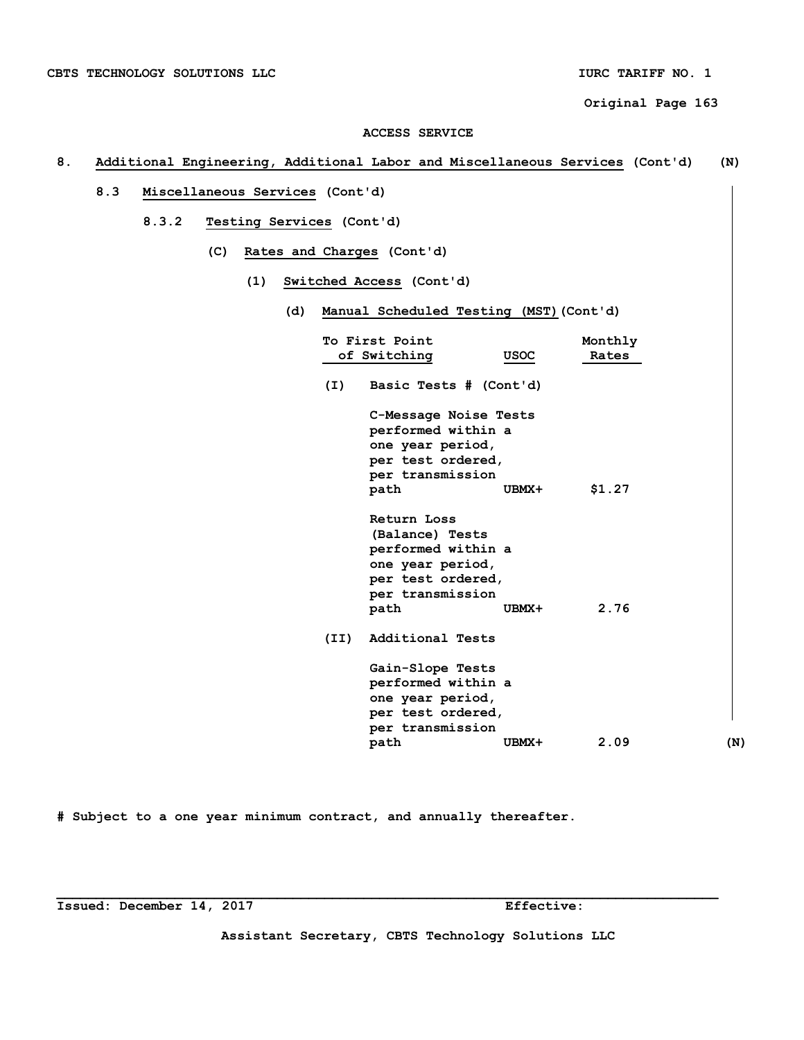ACCESS SERVICE

## 8. Additional Engineering, Additional Labor and Miscellaneous Services (Cont'd) (N)

### 8.3 Miscellaneous Services (Cont'd)

#### 8.3.2 Testing Services (Cont'd)

(C) Rates and Charges (Cont'd)

(1) Switched Access (Cont'd)

(d) Manual Scheduled Testing (MST) (Cont'd)

| To First Point of Switching | USOC | Monthly Rates |
|---|---|---|
| (I) Basic Tests # (Cont'd) | | |
| C-Message Noise Tests performed within a one year period, per test ordered, per transmission path | UBMX+ | $1.27 |
| Return Loss (Balance) Tests performed within a one year period, per test ordered, per transmission path | UBMX+ | 2.76 |
| (II) Additional Tests | | |
| Gain-Slope Tests performed within a one year period, per test ordered, per transmission path | UBMX+ | 2.09 (N) |

# Subject to a one year minimum contract, and annually thereafter.

Issued: December 14, 2017 Effective:

Assistant Secretary, CBTS Technology Solutions LLC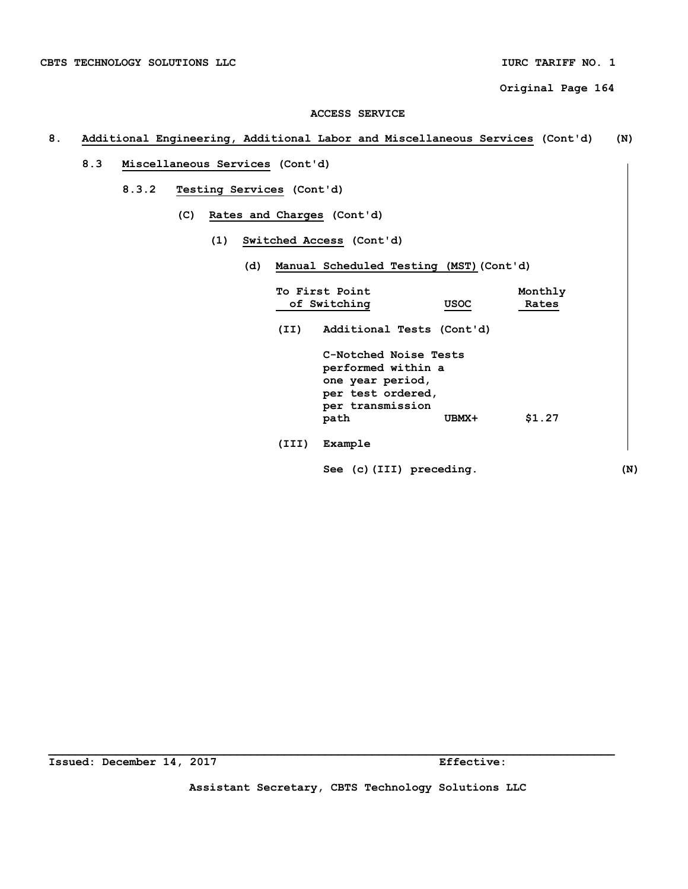ACCESS SERVICE

8. **Additional Engineering, Additional Labor and Miscellaneous Services** (Cont'd) (N)

8.3 **Miscellaneous Services** (Cont'd)

8.3.2 **Testing Services** (Cont'd)

(C) **Rates and Charges** (Cont'd)

(1) **Switched Access** (Cont'd)

(d) **Manual Scheduled Testing (MST)** (Cont'd)

| To First Point of Switching | USOC | Monthly Rates |
|---|---|---|
| (II) Additional Tests (Cont'd) | | |
| C-Notched Noise Tests performed within a one year period, per test ordered, per transmission path | UBMX+ | $1.27 |

(III) Example

See (c)(III) preceding. (N)

Issued: December 14, 2017 Effective:

Assistant Secretary, CBTS Technology Solutions LLC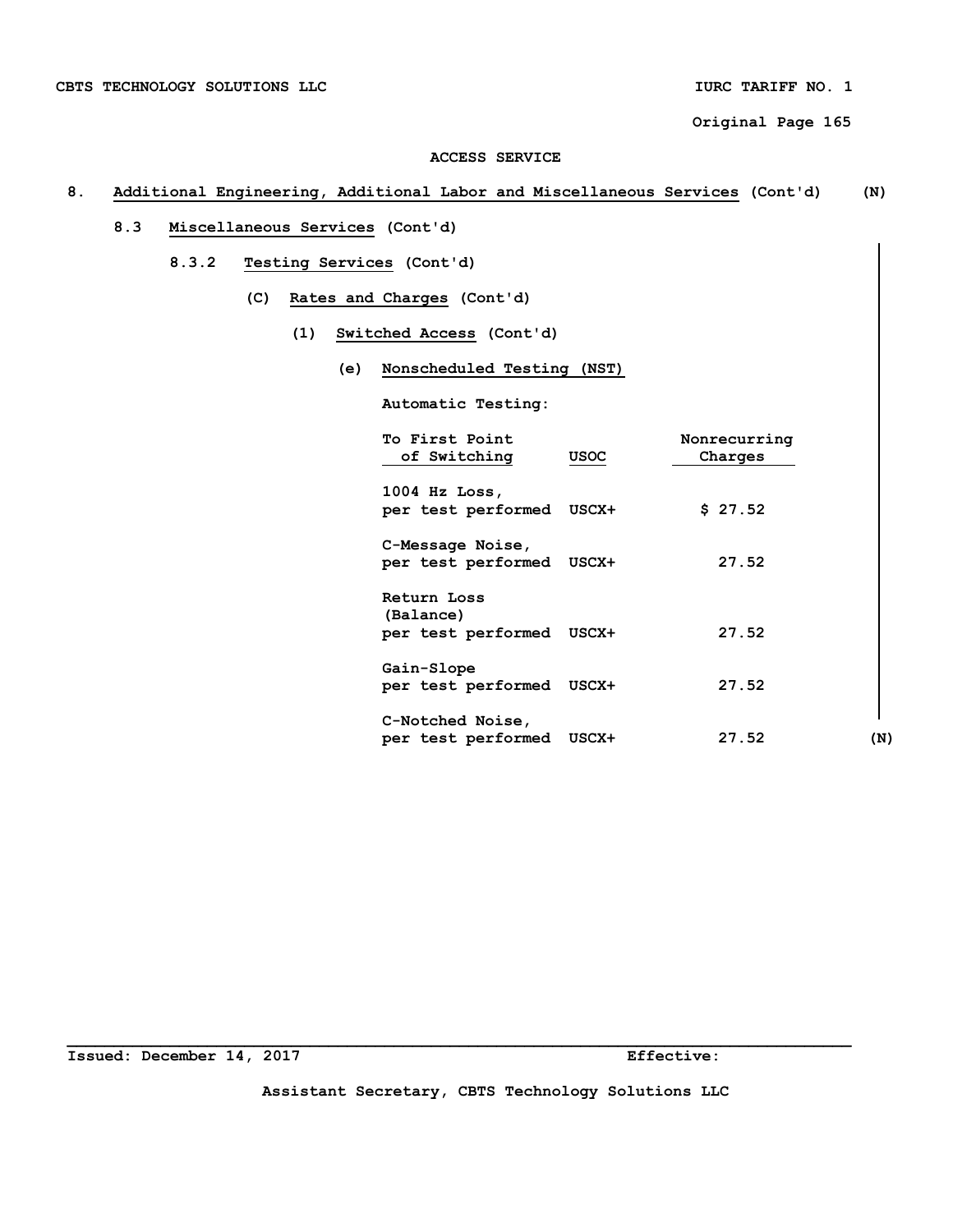ACCESS SERVICE

8. Additional Engineering, Additional Labor and Miscellaneous Services (Cont'd) (N)

8.3 Miscellaneous Services (Cont'd)

8.3.2 Testing Services (Cont'd)

(C) Rates and Charges (Cont'd)

(1) Switched Access (Cont'd)

(e) Nonscheduled Testing (NST)

Automatic Testing:

| To First Point of Switching | USOC | Nonrecurring Charges |
|---|---|---|
| 1004 Hz Loss, per test performed | USCX+ | $ 27.52 |
| C-Message Noise, per test performed | USCX+ | 27.52 |
| Return Loss (Balance) per test performed | USCX+ | 27.52 |
| Gain-Slope per test performed | USCX+ | 27.52 |
| C-Notched Noise, per test performed | USCX+ | 27.52 |

(N)

Issued: December 14, 2017 Effective:

Assistant Secretary, CBTS Technology Solutions LLC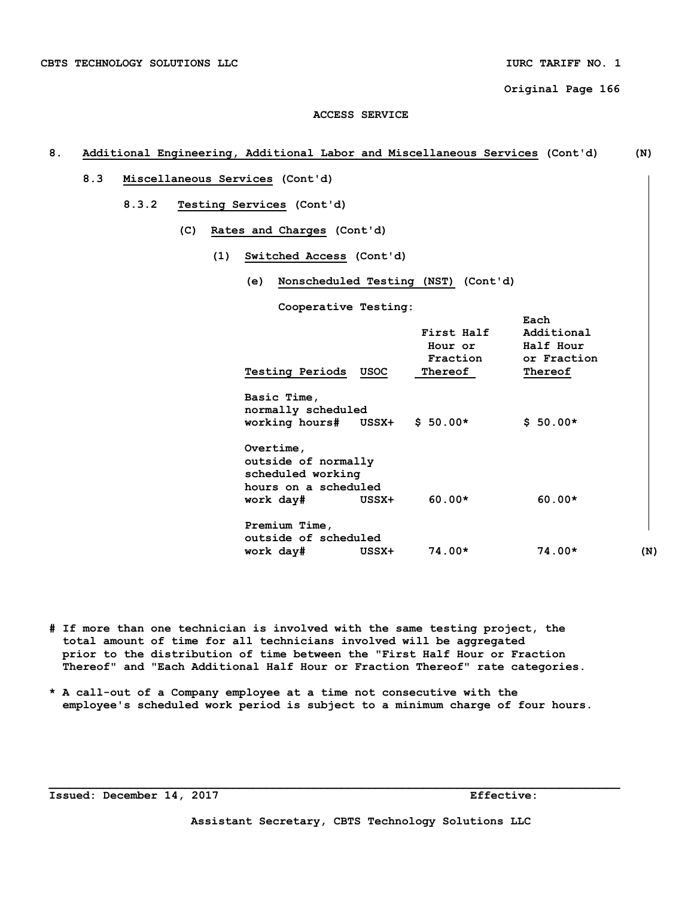ACCESS SERVICE

8. Additional Engineering, Additional Labor and Miscellaneous Services (Cont'd) (N)

8.3 Miscellaneous Services (Cont'd)

8.3.2 Testing Services (Cont'd)

(C) Rates and Charges (Cont'd)

(1) Switched Access (Cont'd)

(e) Nonscheduled Testing (NST) (Cont'd)

Cooperative Testing:

| Testing Periods | USOC | First Half Hour or Fraction Thereof | Each Additional Half Hour or Fraction Thereof |
|---|---|---|---|
| Basic Time, normally scheduled working hours# | USSX+ | $ 50.00* | $ 50.00* |
| Overtime, outside of normally scheduled working hours on a scheduled work day# | USSX+ | 60.00* | 60.00* |
| Premium Time, outside of scheduled work day# | USSX+ | 74.00* | 74.00* |

(N)

# If more than one technician is involved with the same testing project, the total amount of time for all technicians involved will be aggregated prior to the distribution of time between the "First Half Hour or Fraction Thereof" and "Each Additional Half Hour or Fraction Thereof" rate categories.

* A call-out of a Company employee at a time not consecutive with the employee's scheduled work period is subject to a minimum charge of four hours.

Issued: December 14, 2017 Effective:

Assistant Secretary, CBTS Technology Solutions LLC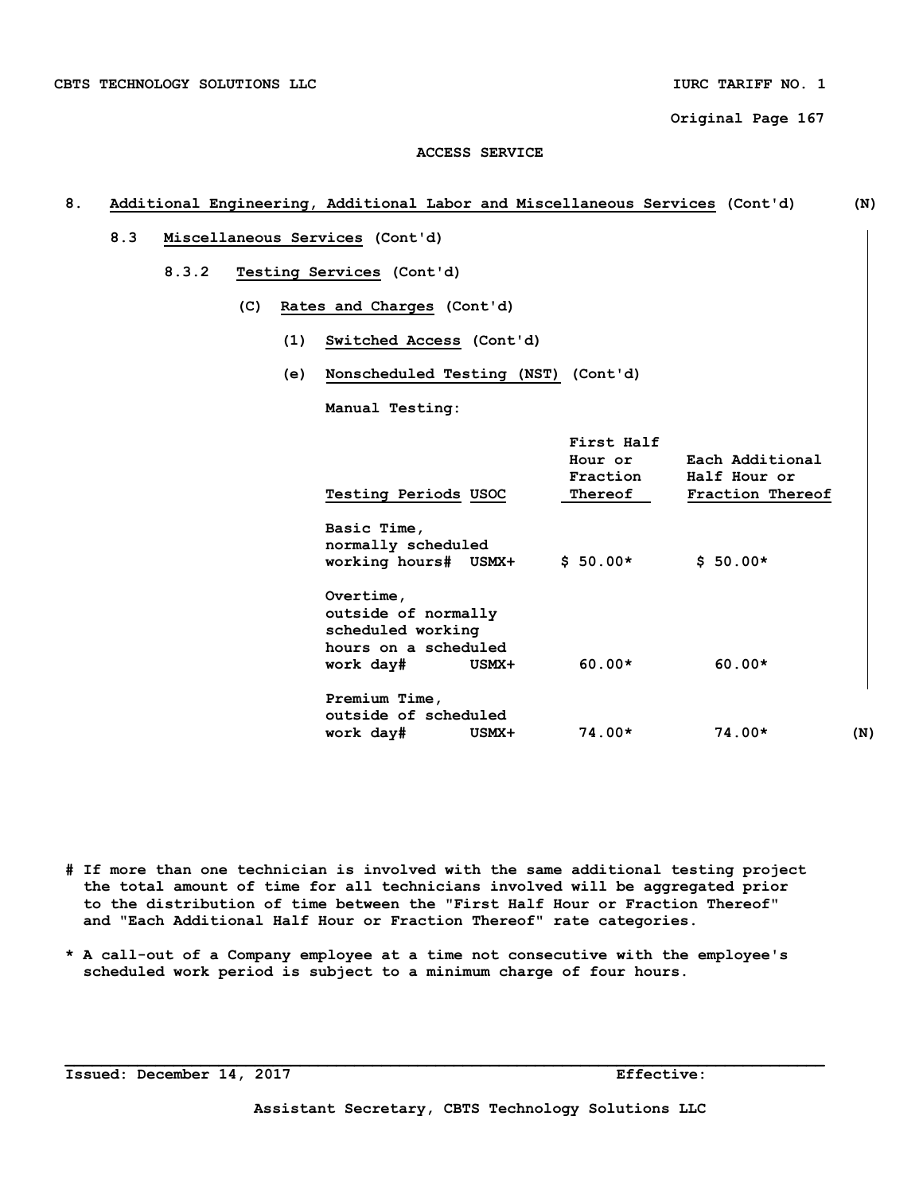ACCESS SERVICE

8. **Additional Engineering, Additional Labor and Miscellaneous Services** (Cont'd) (N)

8.3 **Miscellaneous Services** (Cont'd)

8.3.2 **Testing Services** (Cont'd)

(C) **Rates and Charges** (Cont'd)

(1) **Switched Access** (Cont'd)

(e) **Nonscheduled Testing (NST)** (Cont'd)

**Manual Testing:**

| Testing Periods | USOC | First Half Hour or Fraction Thereof | Each Additional Half Hour or Fraction Thereof |
|---|---|---|---|
| Basic Time, normally scheduled working hours# | USMX+ | $ 50.00* | $ 50.00* |
| Overtime, outside of normally scheduled working hours on a scheduled work day# | USMX+ | 60.00* | 60.00* |
| Premium Time, outside of scheduled work day# | USMX+ | 74.00* | 74.00* |

(N)

# If more than one technician is involved with the same additional testing project the total amount of time for all technicians involved will be aggregated prior to the distribution of time between the "First Half Hour or Fraction Thereof" and "Each Additional Half Hour or Fraction Thereof" rate categories.

* A call-out of a Company employee at a time not consecutive with the employee's scheduled work period is subject to a minimum charge of four hours.

Issued: December 14, 2017 Effective:

Assistant Secretary, CBTS Technology Solutions LLC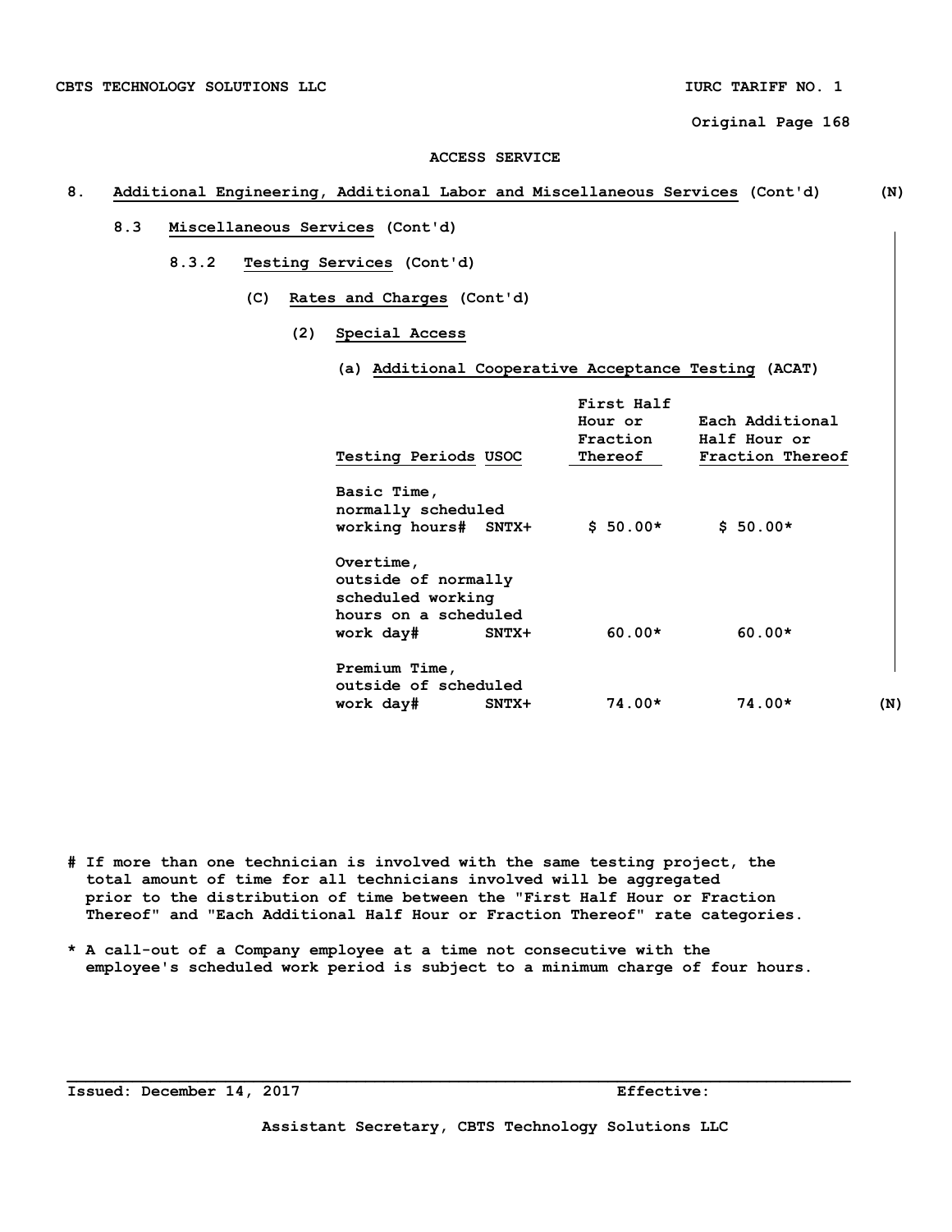ACCESS SERVICE

**8. Additional Engineering, Additional Labor and Miscellaneous Services (Cont'd)** (N)

**8.3 Miscellaneous Services (Cont'd)**

**8.3.2 Testing Services (Cont'd)**

**(C) Rates and Charges (Cont'd)**

**(2) Special Access**

**(a) Additional Cooperative Acceptance Testing (ACAT)**

| Testing Periods | USOC | First Half Hour or Fraction Thereof | Each Additional Half Hour or Fraction Thereof |
|---|---|---|---|
| Basic Time, normally scheduled working hours# | SNTX+ | $ 50.00* | $ 50.00* |
| Overtime, outside of normally scheduled working hours on a scheduled work day# | SNTX+ | 60.00* | 60.00* |
| Premium Time, outside of scheduled work day# | SNTX+ | 74.00* | 74.00* |

(N)

# If more than one technician is involved with the same testing project, the total amount of time for all technicians involved will be aggregated prior to the distribution of time between the "First Half Hour or Fraction Thereof" and "Each Additional Half Hour or Fraction Thereof" rate categories.

* A call-out of a Company employee at a time not consecutive with the employee's scheduled work period is subject to a minimum charge of four hours.

Issued: December 14, 2017 Effective:

Assistant Secretary, CBTS Technology Solutions LLC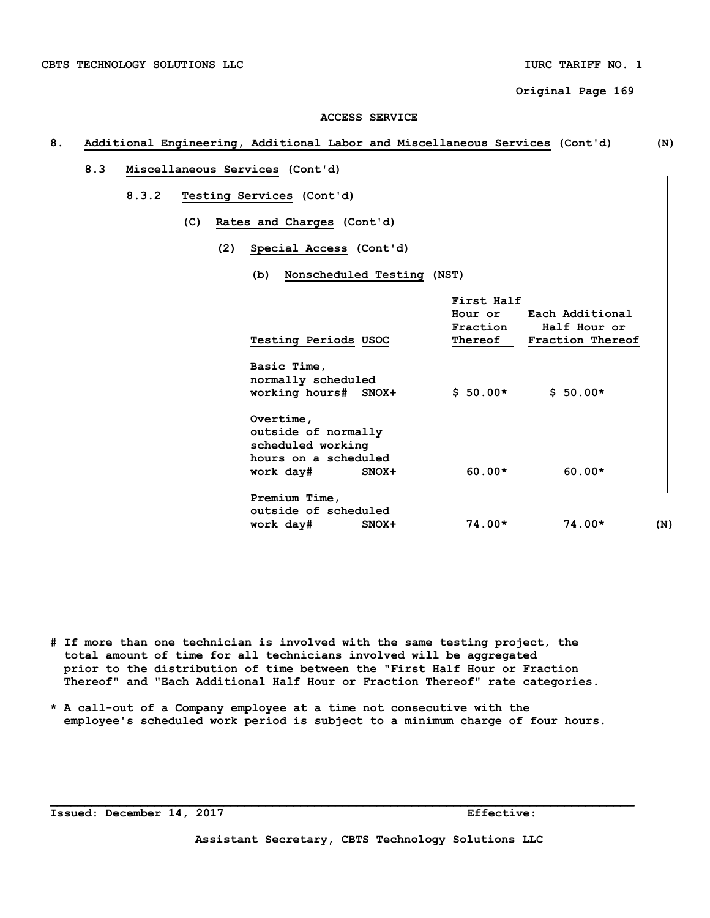# ACCESS SERVICE

## 8. Additional Engineering, Additional Labor and Miscellaneous Services (Cont'd) (N)

### 8.3 Miscellaneous Services (Cont'd)

#### 8.3.2 Testing Services (Cont'd)

(C) Rates and Charges (Cont'd)

(2) Special Access (Cont'd)

(b) Nonscheduled Testing (NST)

| Testing Periods | USOC | First Half Hour or Fraction Thereof | Each Additional Half Hour or Fraction Thereof |
|---|---|---|---|
| Basic Time, normally scheduled working hours# | SNOX+ | $ 50.00* | $ 50.00* |
| Overtime, outside of normally scheduled working hours on a scheduled work day# | SNOX+ | 60.00* | 60.00* |
| Premium Time, outside of scheduled work day# | SNOX+ | 74.00* | 74.00* |

(N)

# If more than one technician is involved with the same testing project, the total amount of time for all technicians involved will be aggregated prior to the distribution of time between the "First Half Hour or Fraction Thereof" and "Each Additional Half Hour or Fraction Thereof" rate categories.

* A call-out of a Company employee at a time not consecutive with the employee's scheduled work period is subject to a minimum charge of four hours.

Issued: December 14, 2017 Effective:

Assistant Secretary, CBTS Technology Solutions LLC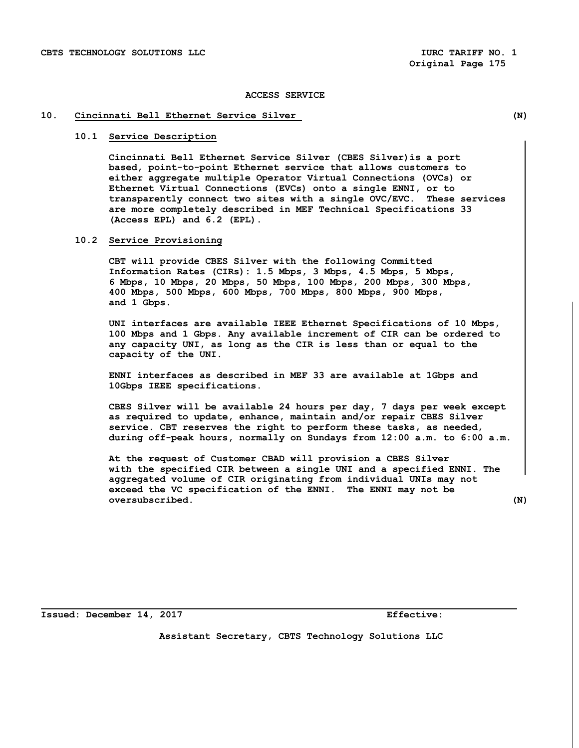ACCESS SERVICE

## 10. Cincinnati Bell Ethernet Service Silver (N)

### 10.1 Service Description

Cincinnati Bell Ethernet Service Silver (CBES Silver)is a port based, point-to-point Ethernet service that allows customers to either aggregate multiple Operator Virtual Connections (OVCs) or Ethernet Virtual Connections (EVCs) onto a single ENNI, or to transparently connect two sites with a single OVC/EVC. These services are more completely described in MEF Technical Specifications 33 (Access EPL) and 6.2 (EPL).

### 10.2 Service Provisioning

CBT will provide CBES Silver with the following Committed Information Rates (CIRs): 1.5 Mbps, 3 Mbps, 4.5 Mbps, 5 Mbps, 6 Mbps, 10 Mbps, 20 Mbps, 50 Mbps, 100 Mbps, 200 Mbps, 300 Mbps, 400 Mbps, 500 Mbps, 600 Mbps, 700 Mbps, 800 Mbps, 900 Mbps, and 1 Gbps.

UNI interfaces are available IEEE Ethernet Specifications of 10 Mbps, 100 Mbps and 1 Gbps. Any available increment of CIR can be ordered to any capacity UNI, as long as the CIR is less than or equal to the capacity of the UNI.

ENNI interfaces as described in MEF 33 are available at 1Gbps and 10Gbps IEEE specifications.

CBES Silver will be available 24 hours per day, 7 days per week except as required to update, enhance, maintain and/or repair CBES Silver service. CBT reserves the right to perform these tasks, as needed, during off-peak hours, normally on Sundays from 12:00 a.m. to 6:00 a.m.

At the request of Customer CBAD will provision a CBES Silver with the specified CIR between a single UNI and a specified ENNI. The aggregated volume of CIR originating from individual UNIs may not exceed the VC specification of the ENNI. The ENNI may not be oversubscribed. (N)

Issued: December 14, 2017 Effective:

Assistant Secretary, CBTS Technology Solutions LLC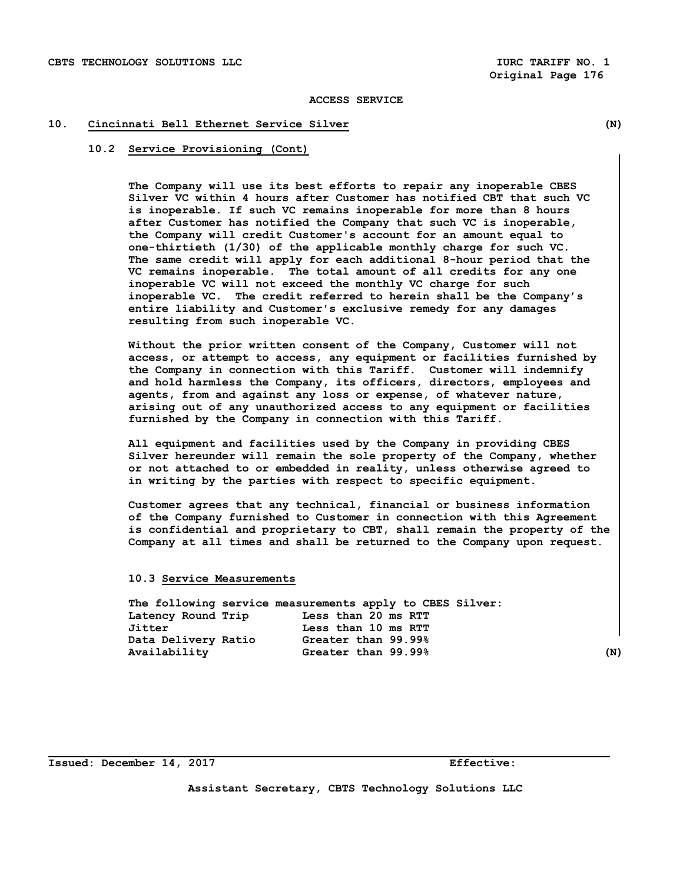ACCESS SERVICE

## 10. Cincinnati Bell Ethernet Service Silver (N)

### 10.2 Service Provisioning (Cont)

The Company will use its best efforts to repair any inoperable CBES Silver VC within 4 hours after Customer has notified CBT that such VC is inoperable. If such VC remains inoperable for more than 8 hours after Customer has notified the Company that such VC is inoperable, the Company will credit Customer's account for an amount equal to one-thirtieth (1/30) of the applicable monthly charge for such VC. The same credit will apply for each additional 8-hour period that the VC remains inoperable. The total amount of all credits for any one inoperable VC will not exceed the monthly VC charge for such inoperable VC. The credit referred to herein shall be the Company's entire liability and Customer's exclusive remedy for any damages resulting from such inoperable VC.

Without the prior written consent of the Company, Customer will not access, or attempt to access, any equipment or facilities furnished by the Company in connection with this Tariff. Customer will indemnify and hold harmless the Company, its officers, directors, employees and agents, from and against any loss or expense, of whatever nature, arising out of any unauthorized access to any equipment or facilities furnished by the Company in connection with this Tariff.

All equipment and facilities used by the Company in providing CBES Silver hereunder will remain the sole property of the Company, whether or not attached to or embedded in reality, unless otherwise agreed to in writing by the parties with respect to specific equipment.

Customer agrees that any technical, financial or business information of the Company furnished to Customer in connection with this Agreement is confidential and proprietary to CBT, shall remain the property of the Company at all times and shall be returned to the Company upon request.

### 10.3 Service Measurements

The following service measurements apply to CBES Silver:

| | |
|---|---|
| Latency Round Trip | Less than 20 ms RTT |
| Jitter | Less than 10 ms RTT |
| Data Delivery Ratio | Greater than 99.99% |
| Availability | Greater than 99.99% |

(N)

Issued: December 14, 2017 Effective:

Assistant Secretary, CBTS Technology Solutions LLC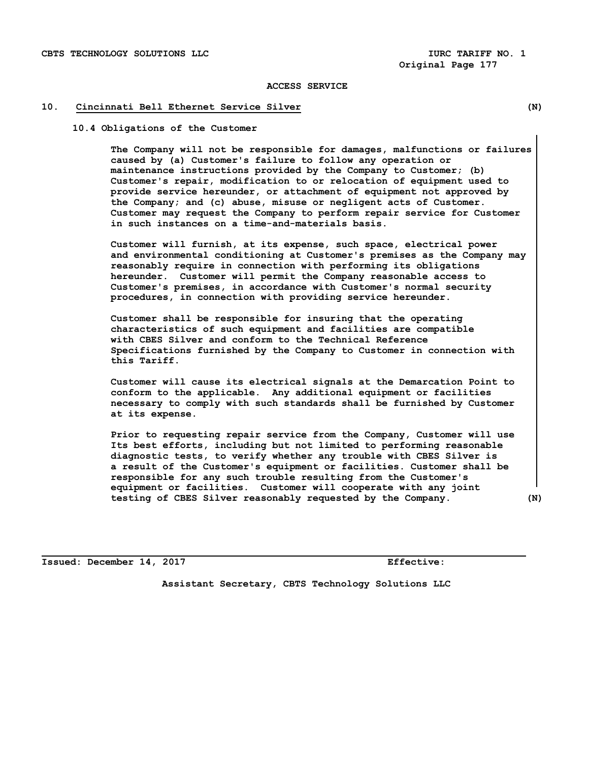ACCESS SERVICE

## 10. Cincinnati Bell Ethernet Service Silver (N)

### 10.4 Obligations of the Customer

The Company will not be responsible for damages, malfunctions or failures caused by (a) Customer's failure to follow any operation or maintenance instructions provided by the Company to Customer; (b) Customer's repair, modification to or relocation of equipment used to provide service hereunder, or attachment of equipment not approved by the Company; and (c) abuse, misuse or negligent acts of Customer. Customer may request the Company to perform repair service for Customer in such instances on a time-and-materials basis.

Customer will furnish, at its expense, such space, electrical power and environmental conditioning at Customer's premises as the Company may reasonably require in connection with performing its obligations hereunder. Customer will permit the Company reasonable access to Customer's premises, in accordance with Customer's normal security procedures, in connection with providing service hereunder.

Customer shall be responsible for insuring that the operating characteristics of such equipment and facilities are compatible with CBES Silver and conform to the Technical Reference Specifications furnished by the Company to Customer in connection with this Tariff.

Customer will cause its electrical signals at the Demarcation Point to conform to the applicable. Any additional equipment or facilities necessary to comply with such standards shall be furnished by Customer at its expense.

Prior to requesting repair service from the Company, Customer will use Its best efforts, including but not limited to performing reasonable diagnostic tests, to verify whether any trouble with CBES Silver is a result of the Customer's equipment or facilities. Customer shall be responsible for any such trouble resulting from the Customer's equipment or facilities. Customer will cooperate with any joint testing of CBES Silver reasonably requested by the Company. (N)

Issued: December 14, 2017 Effective:

Assistant Secretary, CBTS Technology Solutions LLC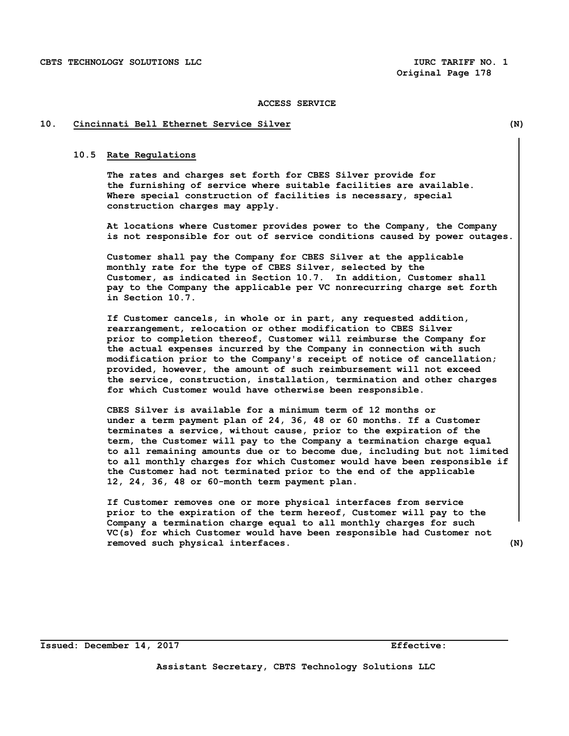## ACCESS SERVICE

## 10. Cincinnati Bell Ethernet Service Silver (N)

### 10.5 Rate Regulations

The rates and charges set forth for CBES Silver provide for the furnishing of service where suitable facilities are available. Where special construction of facilities is necessary, special construction charges may apply.

At locations where Customer provides power to the Company, the Company is not responsible for out of service conditions caused by power outages.

Customer shall pay the Company for CBES Silver at the applicable monthly rate for the type of CBES Silver, selected by the Customer, as indicated in Section 10.7. In addition, Customer shall pay to the Company the applicable per VC nonrecurring charge set forth in Section 10.7.

If Customer cancels, in whole or in part, any requested addition, rearrangement, relocation or other modification to CBES Silver prior to completion thereof, Customer will reimburse the Company for the actual expenses incurred by the Company in connection with such modification prior to the Company's receipt of notice of cancellation; provided, however, the amount of such reimbursement will not exceed the service, construction, installation, termination and other charges for which Customer would have otherwise been responsible.

CBES Silver is available for a minimum term of 12 months or under a term payment plan of 24, 36, 48 or 60 months. If a Customer terminates a service, without cause, prior to the expiration of the term, the Customer will pay to the Company a termination charge equal to all remaining amounts due or to become due, including but not limited to all monthly charges for which Customer would have been responsible if the Customer had not terminated prior to the end of the applicable 12, 24, 36, 48 or 60-month term payment plan.

If Customer removes one or more physical interfaces from service prior to the expiration of the term hereof, Customer will pay to the Company a termination charge equal to all monthly charges for such VC(s) for which Customer would have been responsible had Customer not removed such physical interfaces. (N)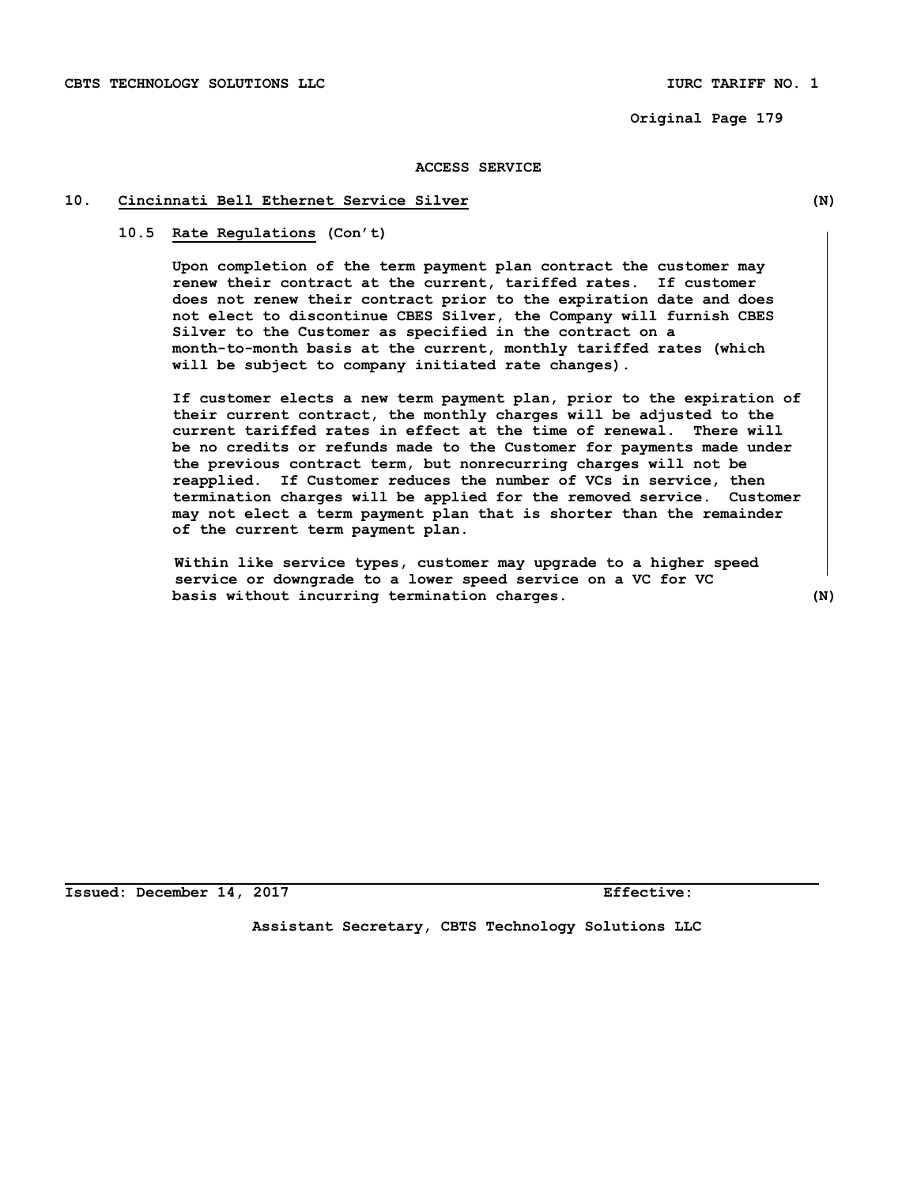ACCESS SERVICE

## 10. Cincinnati Bell Ethernet Service Silver (N)

### 10.5 Rate Regulations (Con't)

Upon completion of the term payment plan contract the customer may renew their contract at the current, tariffed rates. If customer does not renew their contract prior to the expiration date and does not elect to discontinue CBES Silver, the Company will furnish CBES Silver to the Customer as specified in the contract on a month-to-month basis at the current, monthly tariffed rates (which will be subject to company initiated rate changes).

If customer elects a new term payment plan, prior to the expiration of their current contract, the monthly charges will be adjusted to the current tariffed rates in effect at the time of renewal. There will be no credits or refunds made to the Customer for payments made under the previous contract term, but nonrecurring charges will not be reapplied. If Customer reduces the number of VCs in service, then termination charges will be applied for the removed service. Customer may not elect a term payment plan that is shorter than the remainder of the current term payment plan.

Within like service types, customer may upgrade to a higher speed service or downgrade to a lower speed service on a VC for VC basis without incurring termination charges. (N)

Issued: December 14, 2017 Effective:

Assistant Secretary, CBTS Technology Solutions LLC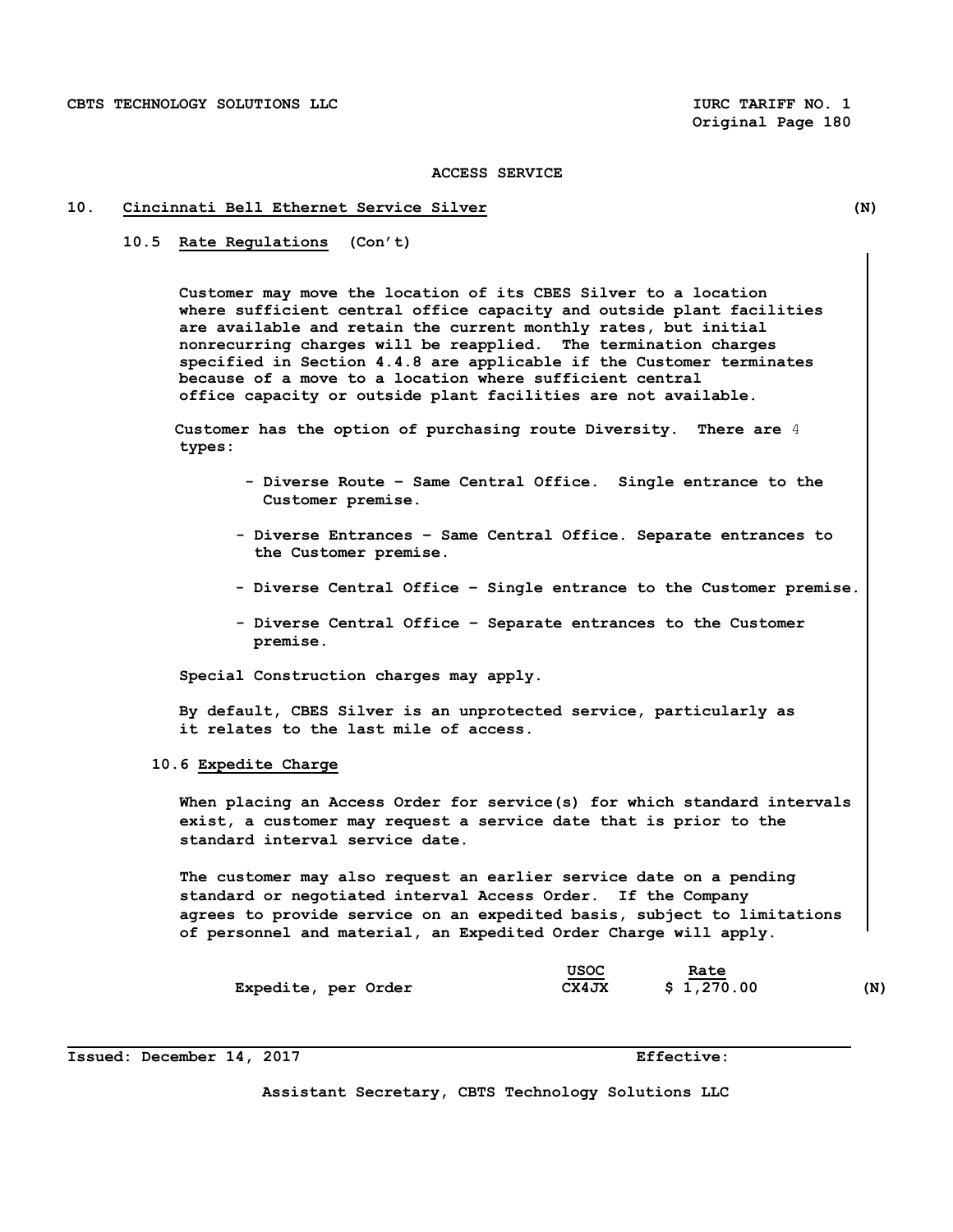ACCESS SERVICE

## 10. Cincinnati Bell Ethernet Service Silver (N)

### 10.5 Rate Regulations (Con't)

Customer may move the location of its CBES Silver to a location where sufficient central office capacity and outside plant facilities are available and retain the current monthly rates, but initial nonrecurring charges will be reapplied. The termination charges specified in Section 4.4.8 are applicable if the Customer terminates because of a move to a location where sufficient central office capacity or outside plant facilities are not available.

Customer has the option of purchasing route Diversity. There are 4 types:

- Diverse Route – Same Central Office. Single entrance to the Customer premise.
- Diverse Entrances – Same Central Office. Separate entrances to the Customer premise.
- Diverse Central Office – Single entrance to the Customer premise.
- Diverse Central Office – Separate entrances to the Customer premise.

Special Construction charges may apply.

By default, CBES Silver is an unprotected service, particularly as it relates to the last mile of access.

### 10.6 Expedite Charge

When placing an Access Order for service(s) for which standard intervals exist, a customer may request a service date that is prior to the standard interval service date.

The customer may also request an earlier service date on a pending standard or negotiated interval Access Order. If the Company agrees to provide service on an expedited basis, subject to limitations of personnel and material, an Expedited Order Charge will apply.

| | USOC | Rate | |
|---|---|---|---|
| Expedite, per Order | CX4JX | $ 1,270.00 | (N) |

Issued: December 14, 2017 Effective:

Assistant Secretary, CBTS Technology Solutions LLC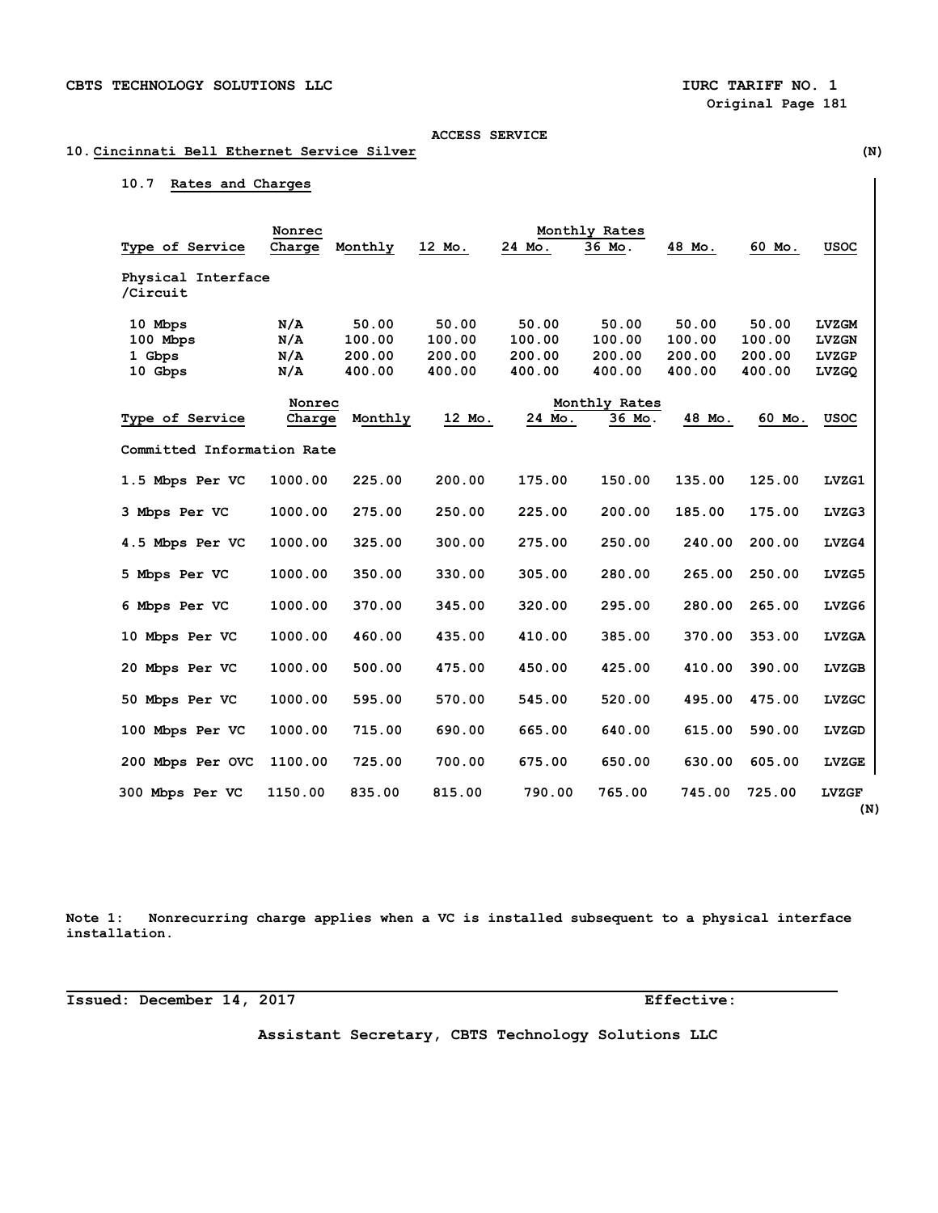ACCESS SERVICE

## 10. Cincinnati Bell Ethernet Service Silver (N)

### 10.7 Rates and Charges

| Type of Service | Nonrec Charge | Monthly | 12 Mo. | 24 Mo. | 36 Mo. | 48 Mo. | 60 Mo. | USOC |
|---|---|---|---|---|---|---|---|---|
| | | Monthly Rates | | | | | | |
| Physical Interface /Circuit | | | | | | | | |
| 10 Mbps | N/A | 50.00 | 50.00 | 50.00 | 50.00 | 50.00 | 50.00 | LVZGM |
| 100 Mbps | N/A | 100.00 | 100.00 | 100.00 | 100.00 | 100.00 | 100.00 | LVZGN |
| 1 Gbps | N/A | 200.00 | 200.00 | 200.00 | 200.00 | 200.00 | 200.00 | LVZGP |
| 10 Gbps | N/A | 400.00 | 400.00 | 400.00 | 400.00 | 400.00 | 400.00 | LVZGQ |

| Type of Service | Nonrec Charge | Monthly | 12 Mo. | 24 Mo. | 36 Mo. | 48 Mo. | 60 Mo. | USOC |
|---|---|---|---|---|---|---|---|---|
| | | Monthly Rates | | | | | | |
| Committed Information Rate | | | | | | | | |
| 1.5 Mbps Per VC | 1000.00 | 225.00 | 200.00 | 175.00 | 150.00 | 135.00 | 125.00 | LVZG1 |
| 3 Mbps Per VC | 1000.00 | 275.00 | 250.00 | 225.00 | 200.00 | 185.00 | 175.00 | LVZG3 |
| 4.5 Mbps Per VC | 1000.00 | 325.00 | 300.00 | 275.00 | 250.00 | 240.00 | 200.00 | LVZG4 |
| 5 Mbps Per VC | 1000.00 | 350.00 | 330.00 | 305.00 | 280.00 | 265.00 | 250.00 | LVZG5 |
| 6 Mbps Per VC | 1000.00 | 370.00 | 345.00 | 320.00 | 295.00 | 280.00 | 265.00 | LVZG6 |
| 10 Mbps Per VC | 1000.00 | 460.00 | 435.00 | 410.00 | 385.00 | 370.00 | 353.00 | LVZGA |
| 20 Mbps Per VC | 1000.00 | 500.00 | 475.00 | 450.00 | 425.00 | 410.00 | 390.00 | LVZGB |
| 50 Mbps Per VC | 1000.00 | 595.00 | 570.00 | 545.00 | 520.00 | 495.00 | 475.00 | LVZGC |
| 100 Mbps Per VC | 1000.00 | 715.00 | 690.00 | 665.00 | 640.00 | 615.00 | 590.00 | LVZGD |
| 200 Mbps Per OVC | 1100.00 | 725.00 | 700.00 | 675.00 | 650.00 | 630.00 | 605.00 | LVZGE |
| 300 Mbps Per VC | 1150.00 | 835.00 | 815.00 | 790.00 | 765.00 | 745.00 | 725.00 | LVZGF |

(N)

Note 1: Nonrecurring charge applies when a VC is installed subsequent to a physical interface installation.

Issued: December 14, 2017 Effective:

Assistant Secretary, CBTS Technology Solutions LLC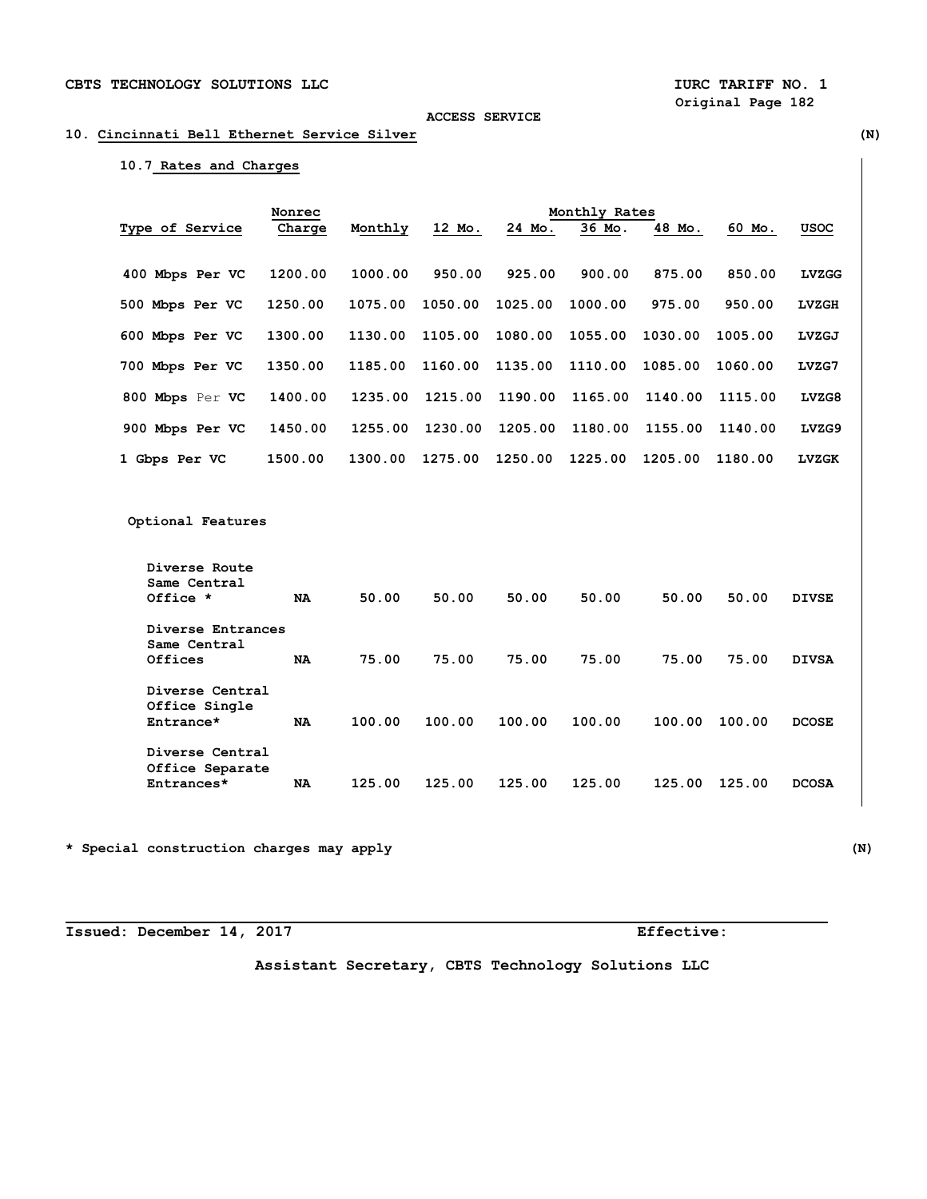ACCESS SERVICE

## 10. Cincinnati Bell Ethernet Service Silver (N)

### 10.7 Rates and Charges

| Type of Service | Nonrec Charge | Monthly | 12 Mo. | 24 Mo. | 36 Mo. | 48 Mo. | 60 Mo. | USOC |
|---|---|---|---|---|---|---|---|---|
| | | Monthly Rates | | | | | | |
| 400 Mbps Per VC | 1200.00 | 1000.00 | 950.00 | 925.00 | 900.00 | 875.00 | 850.00 | LVZGG |
| 500 Mbps Per VC | 1250.00 | 1075.00 | 1050.00 | 1025.00 | 1000.00 | 975.00 | 950.00 | LVZGH |
| 600 Mbps Per VC | 1300.00 | 1130.00 | 1105.00 | 1080.00 | 1055.00 | 1030.00 | 1005.00 | LVZGJ |
| 700 Mbps Per VC | 1350.00 | 1185.00 | 1160.00 | 1135.00 | 1110.00 | 1085.00 | 1060.00 | LVZG7 |
| 800 Mbps Per VC | 1400.00 | 1235.00 | 1215.00 | 1190.00 | 1165.00 | 1140.00 | 1115.00 | LVZG8 |
| 900 Mbps Per VC | 1450.00 | 1255.00 | 1230.00 | 1205.00 | 1180.00 | 1155.00 | 1140.00 | LVZG9 |
| 1 Gbps Per VC | 1500.00 | 1300.00 | 1275.00 | 1250.00 | 1225.00 | 1205.00 | 1180.00 | LVZGK |

**Optional Features**

| Type of Service | Nonrec Charge | Monthly | 12 Mo. | 24 Mo. | 36 Mo. | 48 Mo. | 60 Mo. | USOC |
|---|---|---|---|---|---|---|---|---|
| Diverse Route Same Central Office * | NA | 50.00 | 50.00 | 50.00 | 50.00 | 50.00 | 50.00 | DIVSE |
| Diverse Entrances Same Central Offices | NA | 75.00 | 75.00 | 75.00 | 75.00 | 75.00 | 75.00 | DIVSA |
| Diverse Central Office Single Entrance* | NA | 100.00 | 100.00 | 100.00 | 100.00 | 100.00 | 100.00 | DCOSE |
| Diverse Central Office Separate Entrances* | NA | 125.00 | 125.00 | 125.00 | 125.00 | 125.00 | 125.00 | DCOSA |

\* Special construction charges may apply (N)

Issued: December 14, 2017 Effective:

Assistant Secretary, CBTS Technology Solutions LLC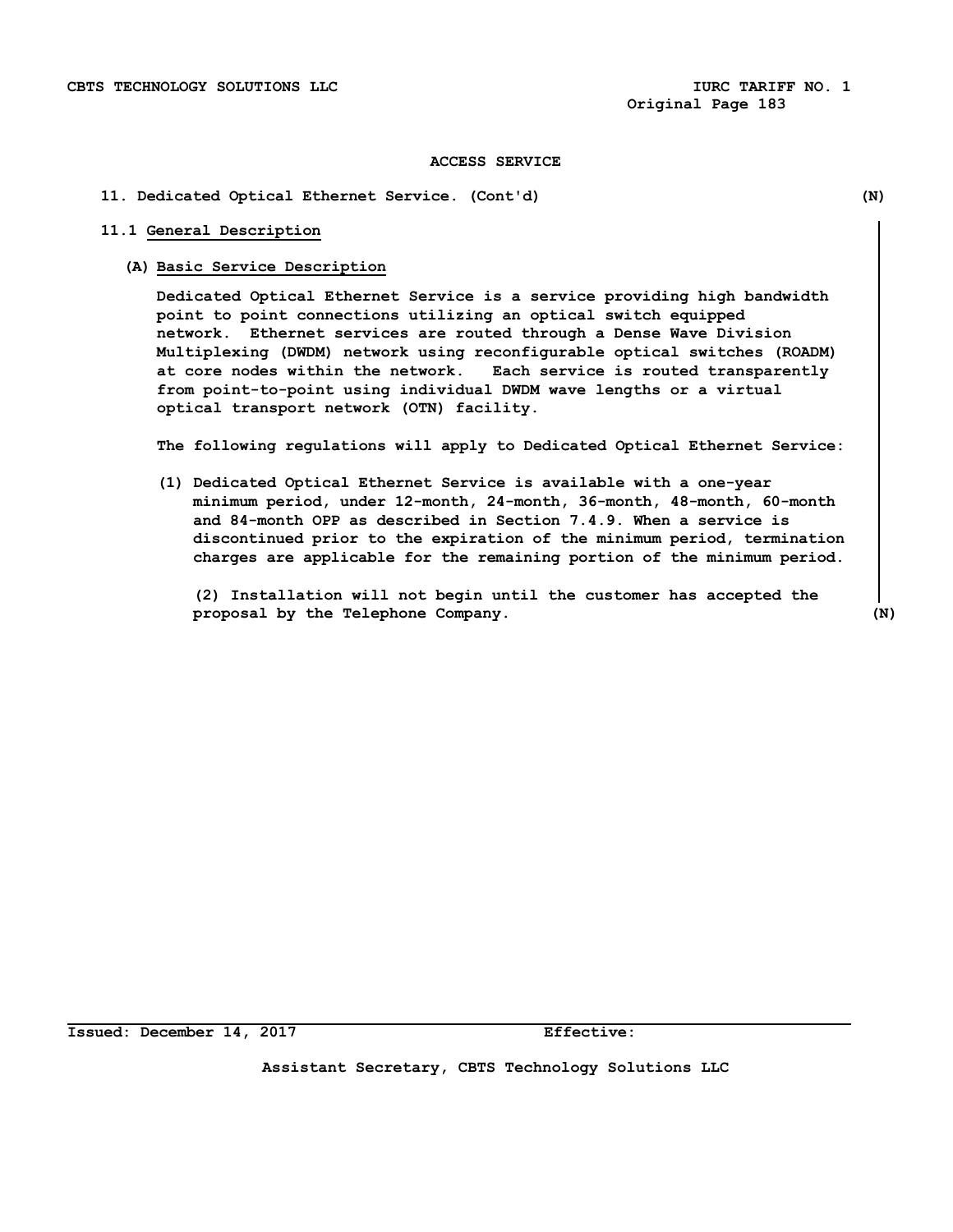ACCESS SERVICE

11. Dedicated Optical Ethernet Service. (Cont'd) (N)

## 11.1 General Description

### (A) Basic Service Description

Dedicated Optical Ethernet Service is a service providing high bandwidth point to point connections utilizing an optical switch equipped network. Ethernet services are routed through a Dense Wave Division Multiplexing (DWDM) network using reconfigurable optical switches (ROADM) at core nodes within the network. Each service is routed transparently from point-to-point using individual DWDM wave lengths or a virtual optical transport network (OTN) facility.

The following regulations will apply to Dedicated Optical Ethernet Service:

(1) Dedicated Optical Ethernet Service is available with a one-year minimum period, under 12-month, 24-month, 36-month, 48-month, 60-month and 84-month OPP as described in Section 7.4.9. When a service is discontinued prior to the expiration of the minimum period, termination charges are applicable for the remaining portion of the minimum period.

(2) Installation will not begin until the customer has accepted the proposal by the Telephone Company. (N)

Issued: December 14, 2017 Effective:

Assistant Secretary, CBTS Technology Solutions LLC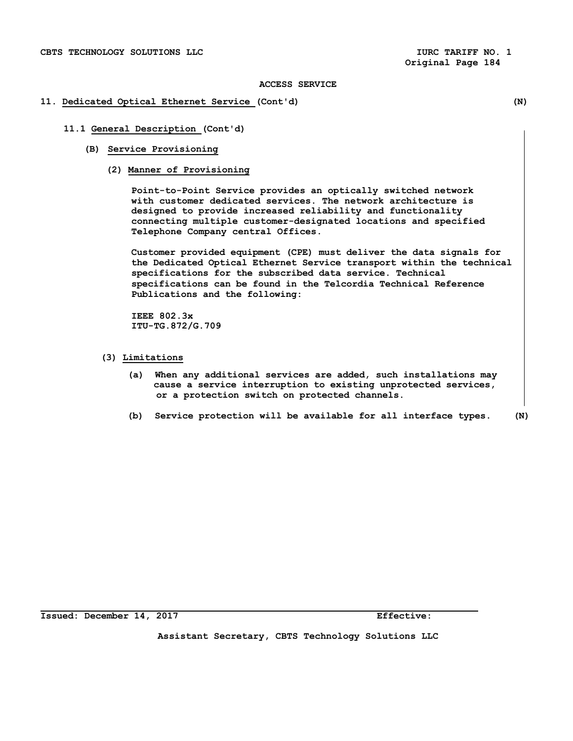ACCESS SERVICE

**11. Dedicated Optical Ethernet Service (Cont'd)** (N)

**11.1 General Description (Cont'd)**

**(B) Service Provisioning**

**(2) Manner of Provisioning**

Point-to-Point Service provides an optically switched network with customer dedicated services. The network architecture is designed to provide increased reliability and functionality connecting multiple customer-designated locations and specified Telephone Company central Offices.

Customer provided equipment (CPE) must deliver the data signals for the Dedicated Optical Ethernet Service transport within the technical specifications for the subscribed data service. Technical specifications can be found in the Telcordia Technical Reference Publications and the following:

IEEE 802.3x
ITU-TG.872/G.709

**(3) Limitations**

(a) When any additional services are added, such installations may cause a service interruption to existing unprotected services, or a protection switch on protected channels.

(b) Service protection will be available for all interface types. (N)

Issued: December 14, 2017 Effective:

Assistant Secretary, CBTS Technology Solutions LLC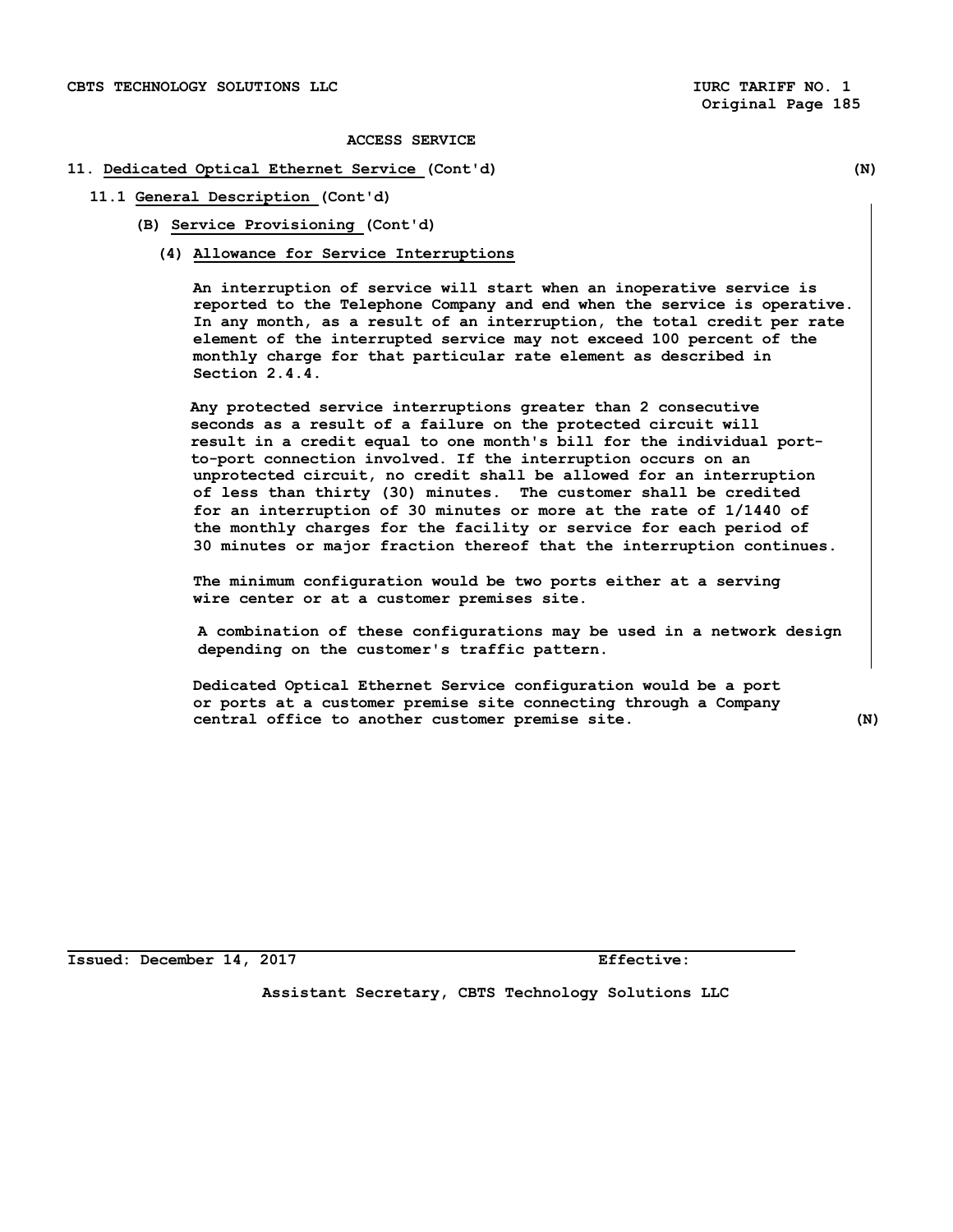## ACCESS SERVICE

### 11. Dedicated Optical Ethernet Service (Cont'd) (N)

#### 11.1 General Description (Cont'd)

##### (B) Service Provisioning (Cont'd)

**(4) Allowance for Service Interruptions**

An interruption of service will start when an inoperative service is reported to the Telephone Company and end when the service is operative. In any month, as a result of an interruption, the total credit per rate element of the interrupted service may not exceed 100 percent of the monthly charge for that particular rate element as described in Section 2.4.4.

Any protected service interruptions greater than 2 consecutive seconds as a result of a failure on the protected circuit will result in a credit equal to one month's bill for the individual port-to-port connection involved. If the interruption occurs on an unprotected circuit, no credit shall be allowed for an interruption of less than thirty (30) minutes. The customer shall be credited for an interruption of 30 minutes or more at the rate of 1/1440 of the monthly charges for the facility or service for each period of 30 minutes or major fraction thereof that the interruption continues.

The minimum configuration would be two ports either at a serving wire center or at a customer premises site.

A combination of these configurations may be used in a network design depending on the customer's traffic pattern.

Dedicated Optical Ethernet Service configuration would be a port or ports at a customer premise site connecting through a Company central office to another customer premise site. (N)

Issued: December 14, 2017 Effective:

Assistant Secretary, CBTS Technology Solutions LLC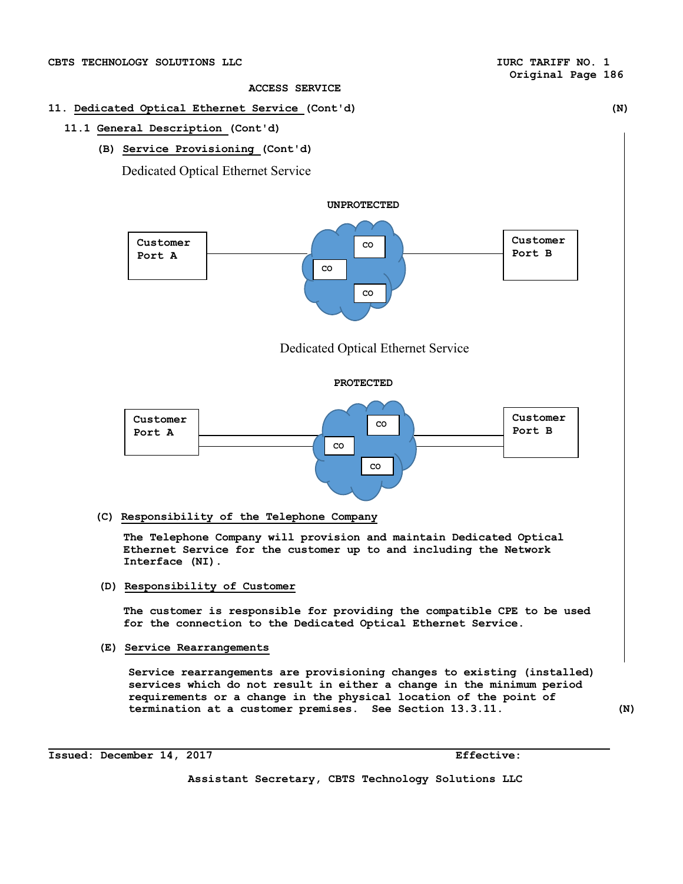ACCESS SERVICE

## 11. Dedicated Optical Ethernet Service (Cont'd) (N)

### 11.1 General Description (Cont'd)

#### (B) Service Provisioning (Cont'd)

Dedicated Optical Ethernet Service

UNPROTECTED

Customer Port A — CO CO CO — Customer Port B

Dedicated Optical Ethernet Service

PROTECTED

Customer Port A — CO CO CO — Customer Port B

#### (C) Responsibility of the Telephone Company

The Telephone Company will provision and maintain Dedicated Optical Ethernet Service for the customer up to and including the Network Interface (NI).

#### (D) Responsibility of Customer

The customer is responsible for providing the compatible CPE to be used for the connection to the Dedicated Optical Ethernet Service.

#### (E) Service Rearrangements

Service rearrangements are provisioning changes to existing (installed) services which do not result in either a change in the minimum period requirements or a change in the physical location of the point of termination at a customer premises. See Section 13.3.11. (N)

Issued: December 14, 2017 Effective:

Assistant Secretary, CBTS Technology Solutions LLC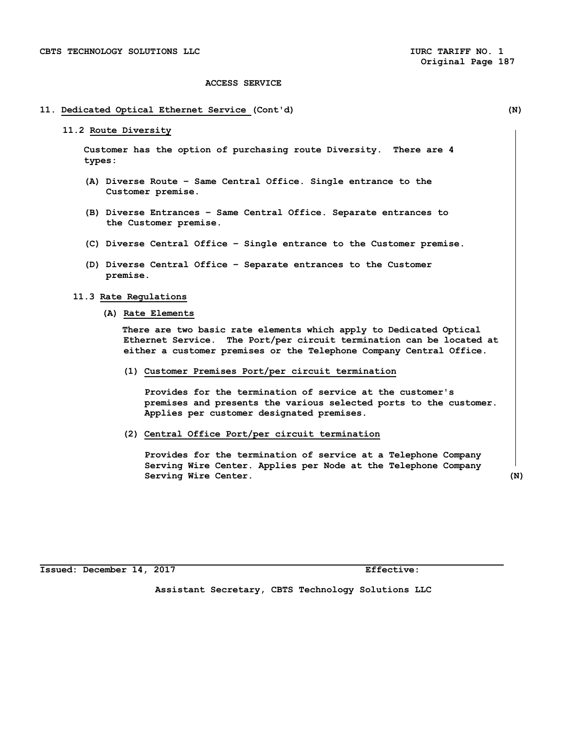ACCESS SERVICE

## 11. Dedicated Optical Ethernet Service (Cont'd) (N)

### 11.2 Route Diversity

Customer has the option of purchasing route Diversity. There are 4 types:

(A) Diverse Route – Same Central Office. Single entrance to the Customer premise.

(B) Diverse Entrances – Same Central Office. Separate entrances to the Customer premise.

(C) Diverse Central Office – Single entrance to the Customer premise.

(D) Diverse Central Office – Separate entrances to the Customer premise.

### 11.3 Rate Regulations

#### (A) Rate Elements

There are two basic rate elements which apply to Dedicated Optical Ethernet Service. The Port/per circuit termination can be located at either a customer premises or the Telephone Company Central Office.

(1) Customer Premises Port/per circuit termination

Provides for the termination of service at the customer's premises and presents the various selected ports to the customer. Applies per customer designated premises.

(2) Central Office Port/per circuit termination

Provides for the termination of service at a Telephone Company Serving Wire Center. Applies per Node at the Telephone Company Serving Wire Center. (N)

Issued: December 14, 2017 Effective:

Assistant Secretary, CBTS Technology Solutions LLC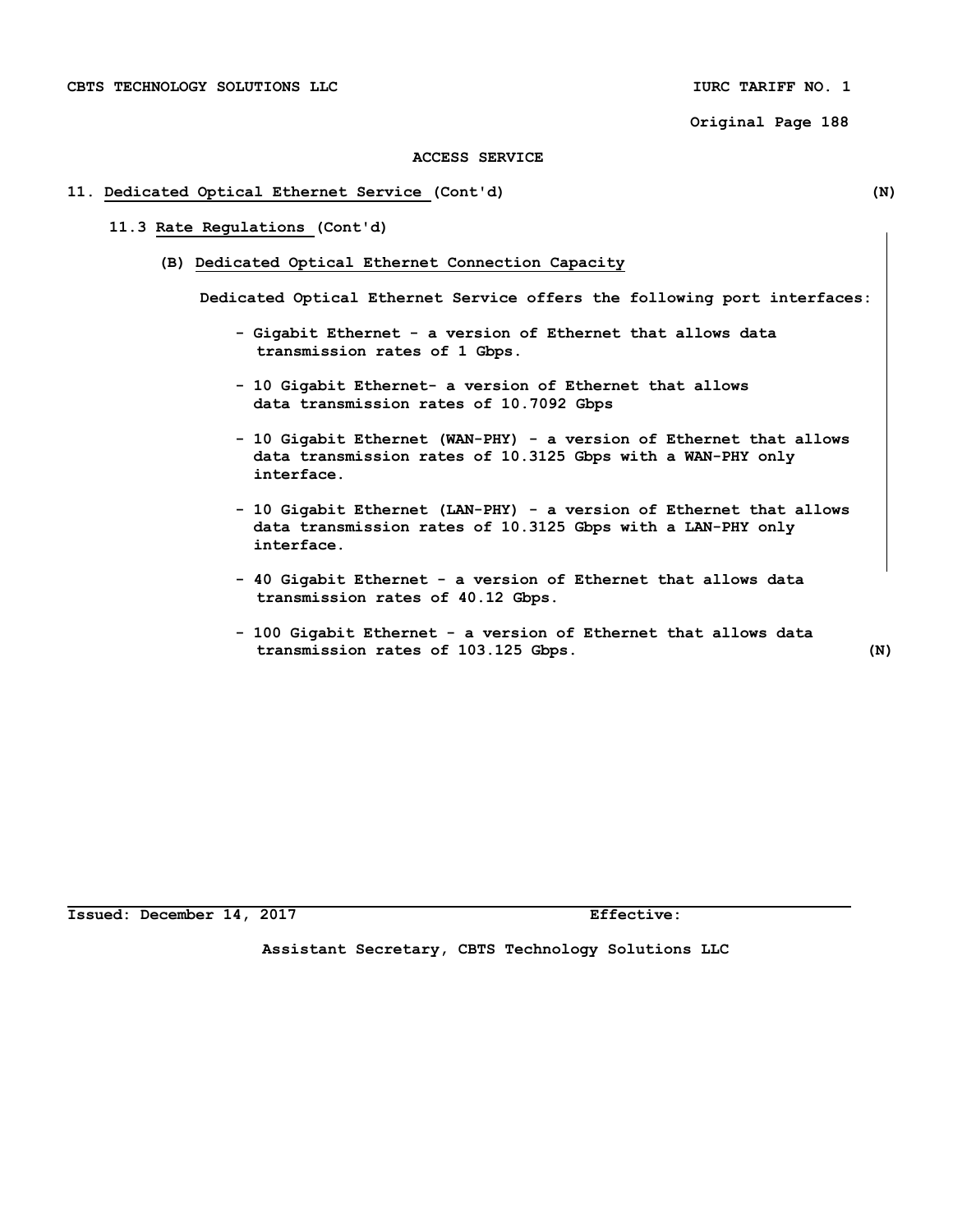ACCESS SERVICE

## 11. Dedicated Optical Ethernet Service (Cont'd) (N)

### 11.3 Rate Regulations (Cont'd)

#### (B) Dedicated Optical Ethernet Connection Capacity

Dedicated Optical Ethernet Service offers the following port interfaces:

- Gigabit Ethernet - a version of Ethernet that allows data transmission rates of 1 Gbps.
- 10 Gigabit Ethernet- a version of Ethernet that allows data transmission rates of 10.7092 Gbps
- 10 Gigabit Ethernet (WAN-PHY) - a version of Ethernet that allows data transmission rates of 10.3125 Gbps with a WAN-PHY only interface.
- 10 Gigabit Ethernet (LAN-PHY) - a version of Ethernet that allows data transmission rates of 10.3125 Gbps with a LAN-PHY only interface.
- 40 Gigabit Ethernet - a version of Ethernet that allows data transmission rates of 40.12 Gbps.
- 100 Gigabit Ethernet - a version of Ethernet that allows data transmission rates of 103.125 Gbps. (N)

Issued: December 14, 2017 Effective:

Assistant Secretary, CBTS Technology Solutions LLC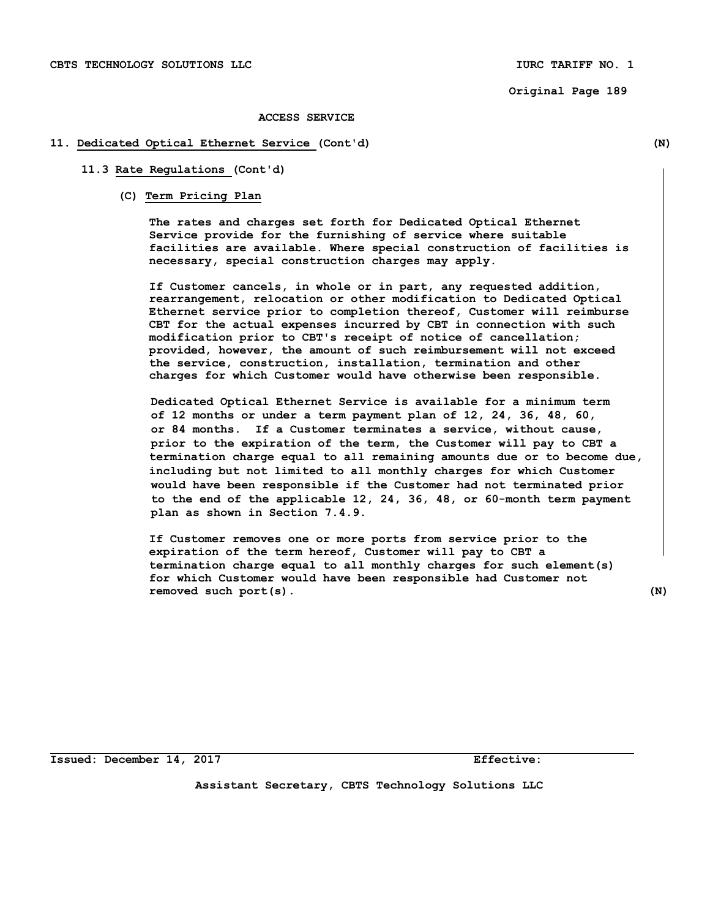ACCESS SERVICE

## 11. Dedicated Optical Ethernet Service (Cont'd) (N)

### 11.3 Rate Regulations (Cont'd)

#### (C) Term Pricing Plan

The rates and charges set forth for Dedicated Optical Ethernet Service provide for the furnishing of service where suitable facilities are available. Where special construction of facilities is necessary, special construction charges may apply.

If Customer cancels, in whole or in part, any requested addition, rearrangement, relocation or other modification to Dedicated Optical Ethernet service prior to completion thereof, Customer will reimburse CBT for the actual expenses incurred by CBT in connection with such modification prior to CBT's receipt of notice of cancellation; provided, however, the amount of such reimbursement will not exceed the service, construction, installation, termination and other charges for which Customer would have otherwise been responsible.

Dedicated Optical Ethernet Service is available for a minimum term of 12 months or under a term payment plan of 12, 24, 36, 48, 60, or 84 months. If a Customer terminates a service, without cause, prior to the expiration of the term, the Customer will pay to CBT a termination charge equal to all remaining amounts due or to become due, including but not limited to all monthly charges for which Customer would have been responsible if the Customer had not terminated prior to the end of the applicable 12, 24, 36, 48, or 60-month term payment plan as shown in Section 7.4.9.

If Customer removes one or more ports from service prior to the expiration of the term hereof, Customer will pay to CBT a termination charge equal to all monthly charges for such element(s) for which Customer would have been responsible had Customer not removed such port(s). (N)

Issued: December 14, 2017 Effective:

Assistant Secretary, CBTS Technology Solutions LLC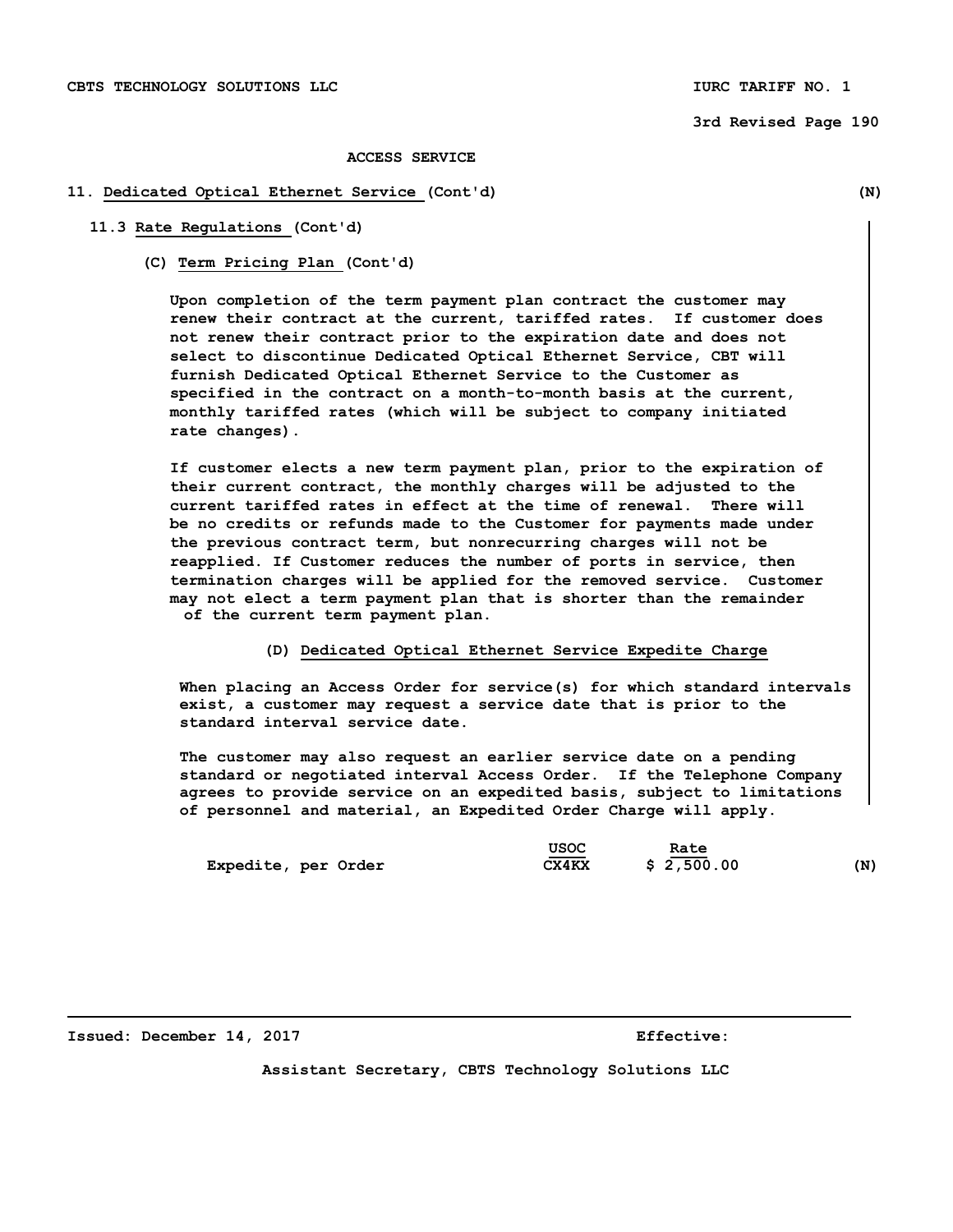ACCESS SERVICE

## 11. Dedicated Optical Ethernet Service (Cont'd) (N)

### 11.3 Rate Regulations (Cont'd)

#### (C) Term Pricing Plan (Cont'd)

Upon completion of the term payment plan contract the customer may renew their contract at the current, tariffed rates. If customer does not renew their contract prior to the expiration date and does not select to discontinue Dedicated Optical Ethernet Service, CBT will furnish Dedicated Optical Ethernet Service to the Customer as specified in the contract on a month-to-month basis at the current, monthly tariffed rates (which will be subject to company initiated rate changes).

If customer elects a new term payment plan, prior to the expiration of their current contract, the monthly charges will be adjusted to the current tariffed rates in effect at the time of renewal. There will be no credits or refunds made to the Customer for payments made under the previous contract term, but nonrecurring charges will not be reapplied. If Customer reduces the number of ports in service, then termination charges will be applied for the removed service. Customer may not elect a term payment plan that is shorter than the remainder of the current term payment plan.

#### (D) Dedicated Optical Ethernet Service Expedite Charge

When placing an Access Order for service(s) for which standard intervals exist, a customer may request a service date that is prior to the standard interval service date.

The customer may also request an earlier service date on a pending standard or negotiated interval Access Order. If the Telephone Company agrees to provide service on an expedited basis, subject to limitations of personnel and material, an Expedited Order Charge will apply.

| | USOC | Rate | |
|---|---|---|---|
| Expedite, per Order | CX4KX | $ 2,500.00 | (N) |

Issued: December 14, 2017 Effective:

Assistant Secretary, CBTS Technology Solutions LLC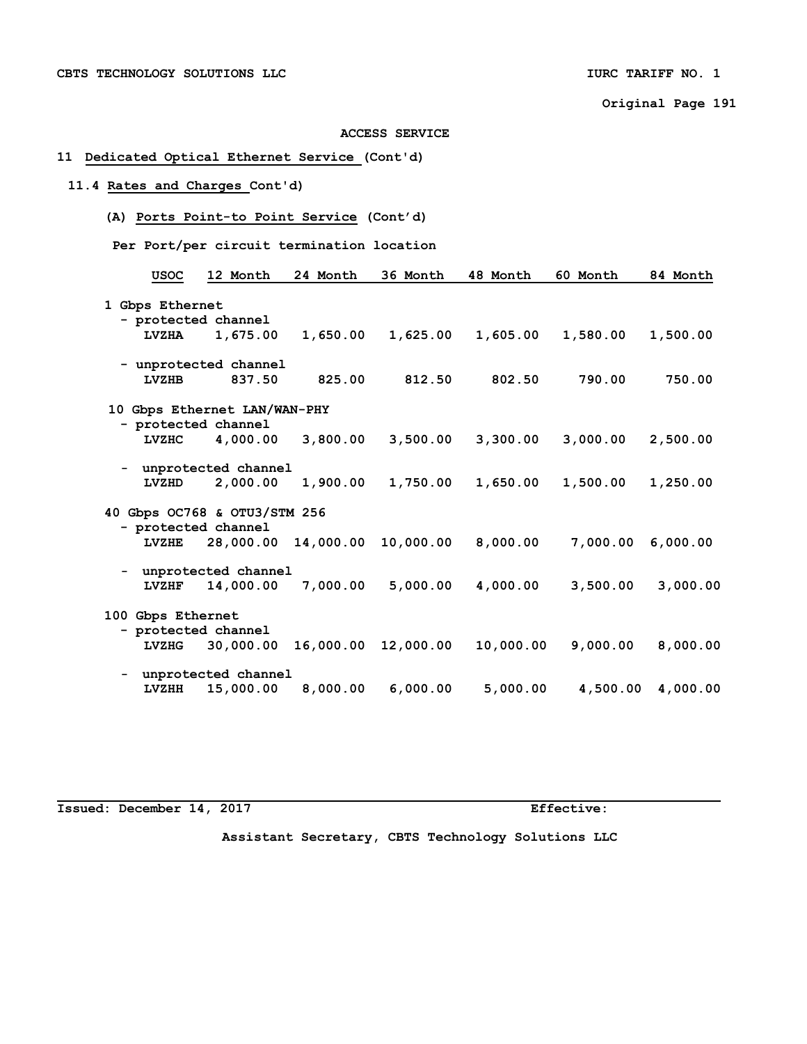## ACCESS SERVICE

## 11 Dedicated Optical Ethernet Service (Cont'd)

### 11.4 Rates and Charges Cont'd)

#### (A) Ports Point-to Point Service (Cont'd)

**Per Port/per circuit termination location**

| | USOC | 12 Month | 24 Month | 36 Month | 48 Month | 60 Month | 84 Month |
|---|---|---|---|---|---|---|---|
| **1 Gbps Ethernet** | | | | | | | |
| - protected channel | LVZHA | 1,675.00 | 1,650.00 | 1,625.00 | 1,605.00 | 1,580.00 | 1,500.00 |
| - unprotected channel | LVZHB | 837.50 | 825.00 | 812.50 | 802.50 | 790.00 | 750.00 |
| **10 Gbps Ethernet LAN/WAN-PHY** | | | | | | | |
| - protected channel | LVZHC | 4,000.00 | 3,800.00 | 3,500.00 | 3,300.00 | 3,000.00 | 2,500.00 |
| - unprotected channel | LVZHD | 2,000.00 | 1,900.00 | 1,750.00 | 1,650.00 | 1,500.00 | 1,250.00 |
| **40 Gbps OC768 & OTU3/STM 256** | | | | | | | |
| - protected channel | LVZHE | 28,000.00 | 14,000.00 | 10,000.00 | 8,000.00 | 7,000.00 | 6,000.00 |
| - unprotected channel | LVZHF | 14,000.00 | 7,000.00 | 5,000.00 | 4,000.00 | 3,500.00 | 3,000.00 |
| **100 Gbps Ethernet** | | | | | | | |
| - protected channel | LVZHG | 30,000.00 | 16,000.00 | 12,000.00 | 10,000.00 | 9,000.00 | 8,000.00 |
| - unprotected channel | LVZHH | 15,000.00 | 8,000.00 | 6,000.00 | 5,000.00 | 4,500.00 | 4,000.00 |

Issued: December 14, 2017 Effective:

Assistant Secretary, CBTS Technology Solutions LLC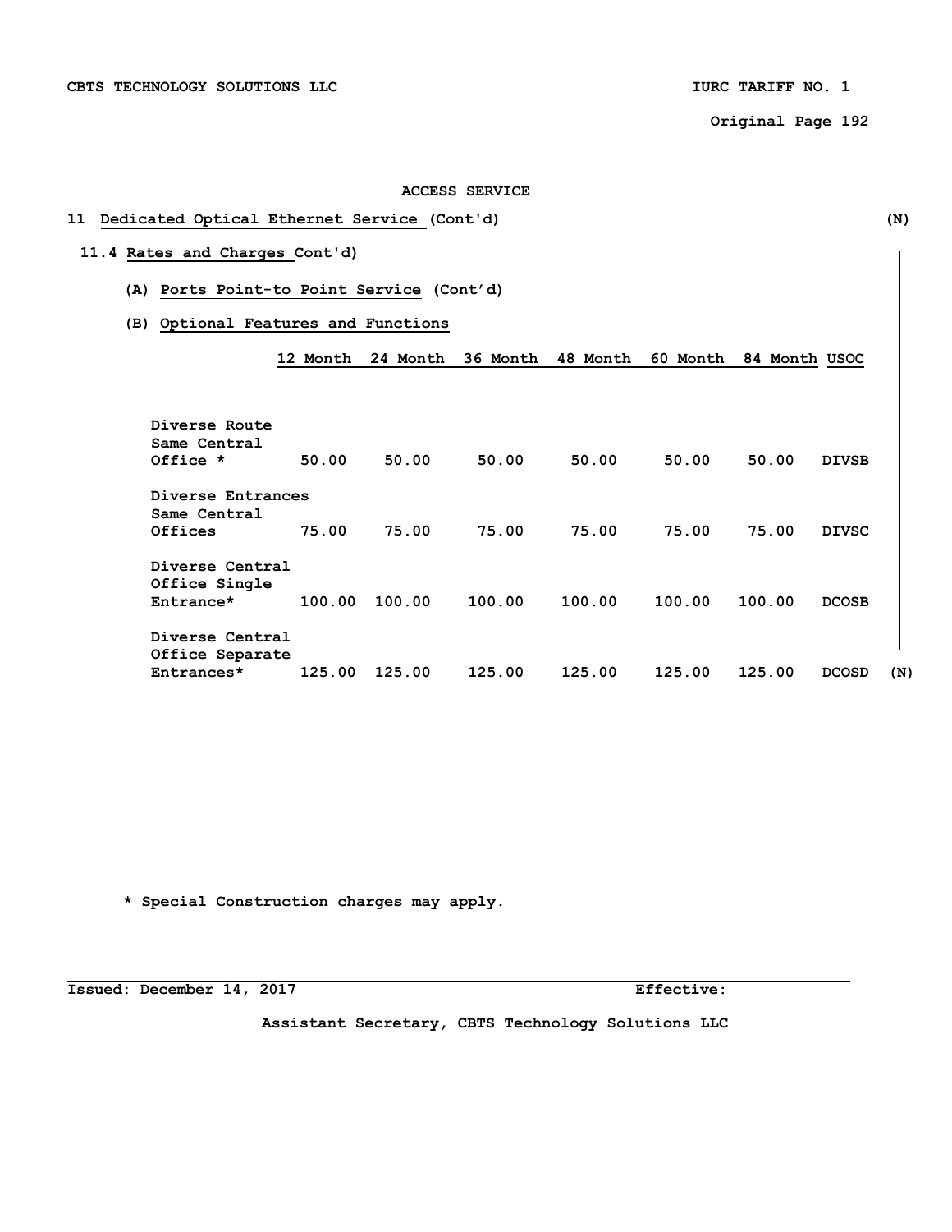ACCESS SERVICE

## 11 Dedicated Optical Ethernet Service (Cont'd) (N)

### 11.4 Rates and Charges Cont'd)

(A) Ports Point-to Point Service (Cont'd)

(B) Optional Features and Functions

| | 12 Month | 24 Month | 36 Month | 48 Month | 60 Month | 84 Month | USOC |
|---|---|---|---|---|---|---|---|
| Diverse Route Same Central Office * | 50.00 | 50.00 | 50.00 | 50.00 | 50.00 | 50.00 | DIVSB |
| Diverse Entrances Same Central Offices | 75.00 | 75.00 | 75.00 | 75.00 | 75.00 | 75.00 | DIVSC |
| Diverse Central Office Single Entrance* | 100.00 | 100.00 | 100.00 | 100.00 | 100.00 | 100.00 | DCOSB |
| Diverse Central Office Separate Entrances* | 125.00 | 125.00 | 125.00 | 125.00 | 125.00 | 125.00 | DCOSD (N) |

\* Special Construction charges may apply.

Issued: December 14, 2017 Effective:

Assistant Secretary, CBTS Technology Solutions LLC